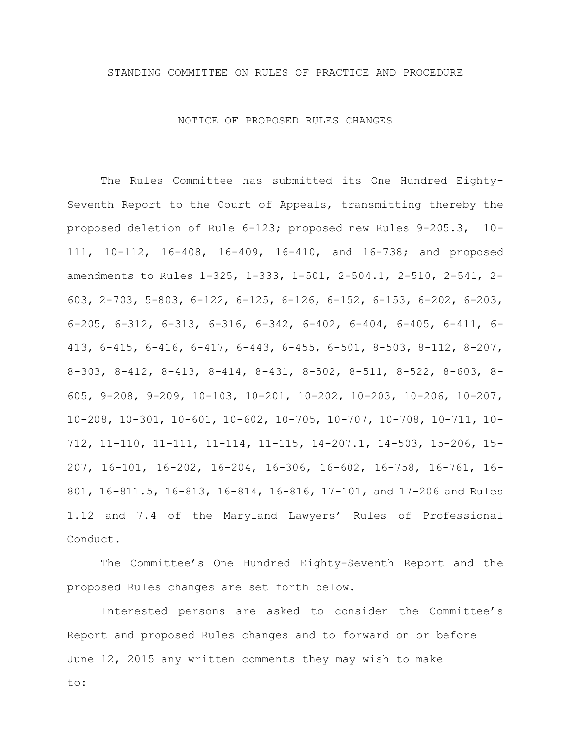# STANDING COMMITTEE ON RULES OF PRACTICE AND PROCEDURE

## NOTICE OF PROPOSED RULES CHANGES

The Rules Committee has submitted its One Hundred Eighty-Seventh Report to the Court of Appeals, transmitting thereby the proposed deletion of Rule 6-123; proposed new Rules 9-205.3, 10-111, 10-112, 16-408, 16-409, 16-410, and 16-738; and proposed amendments to Rules 1-325, 1-333, 1-501, 2-504.1, 2-510, 2-541, 2-603, 2-703, 5-803, 6-122, 6-125, 6-126, 6-152, 6-153, 6-202, 6-203, 6-205, 6-312, 6-313, 6-316, 6-342, 6-402, 6-404, 6-405, 6-411, 6-413, 6-415, 6-416, 6-417, 6-443, 6-455, 6-501, 8-503, 8-112, 8-207, 8-303, 8-412, 8-413, 8-414, 8-431, 8-502, 8-511, 8-522, 8-603, 8-605, 9-208, 9-209, 10-103, 10-201, 10-202, 10-203, 10-206, 10-207, 10-208, 10-301, 10-601, 10-602, 10-705, 10-707, 10-708, 10-711, 10-712, 11-110, 11-111, 11-114, 11-115, 14-207.1, 14-503, 15-206, 15-207, 16-101, 16-202, 16-204, 16-306, 16-602, 16-758, 16-761, 16-801, 16-811.5, 16-813, 16-814, 16-816, 17-101, and 17-206 and Rules 1.12 and 7.4 of the Maryland Lawyers' Rules of Professional Conduct.

The Committee's One Hundred Eighty-Seventh Report and the proposed Rules changes are set forth below.

Interested persons are asked to consider the Committee's Report and proposed Rules changes and to forward on or before June 12, 2015 any written comments they may wish to make to: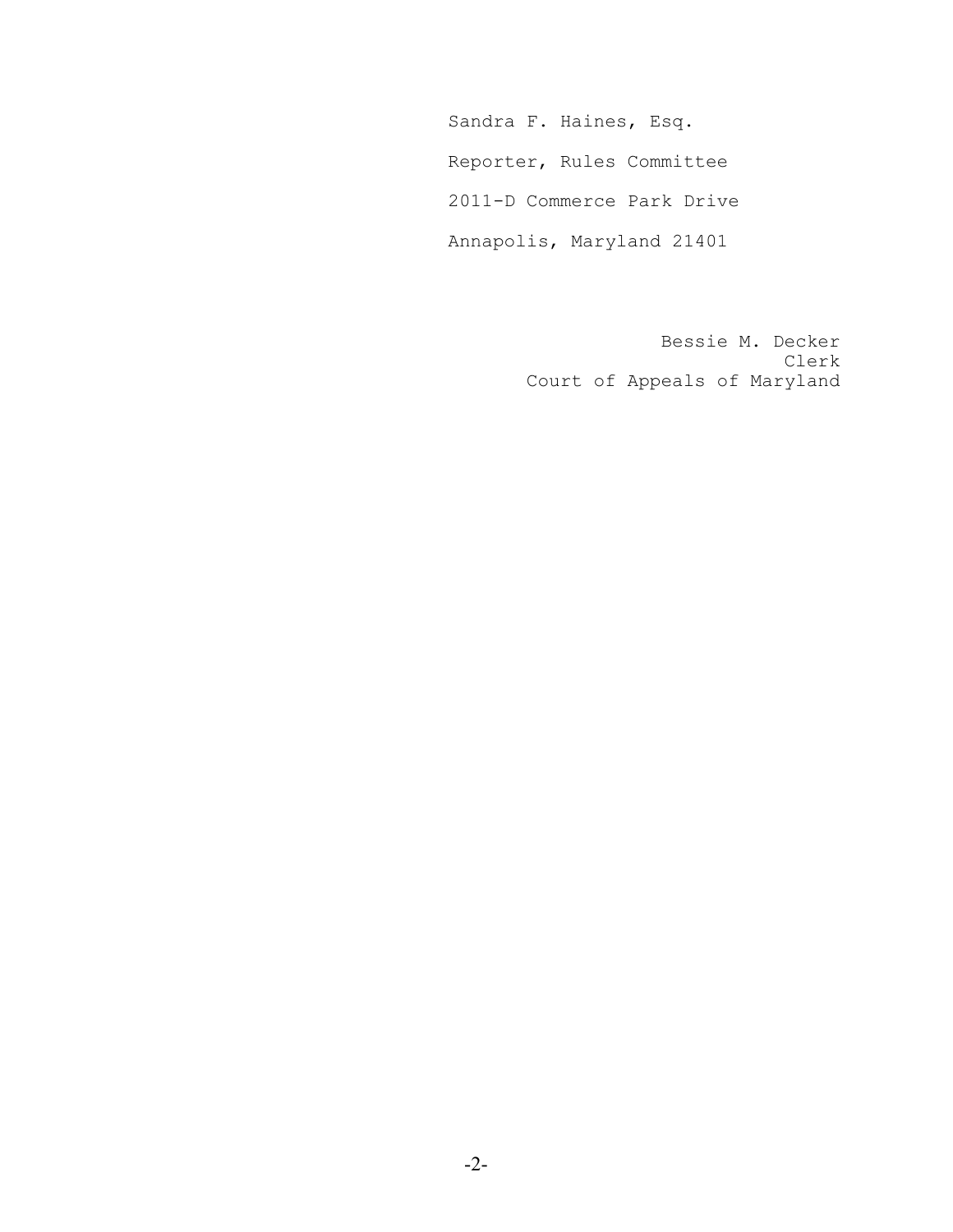Sandra F. Haines, Esq.

Reporter, Rules Committee

2011-D Commerce Park Drive

Annapolis, Maryland 21401

Bessie M. Decker
Clerk
Court of Appeals of Maryland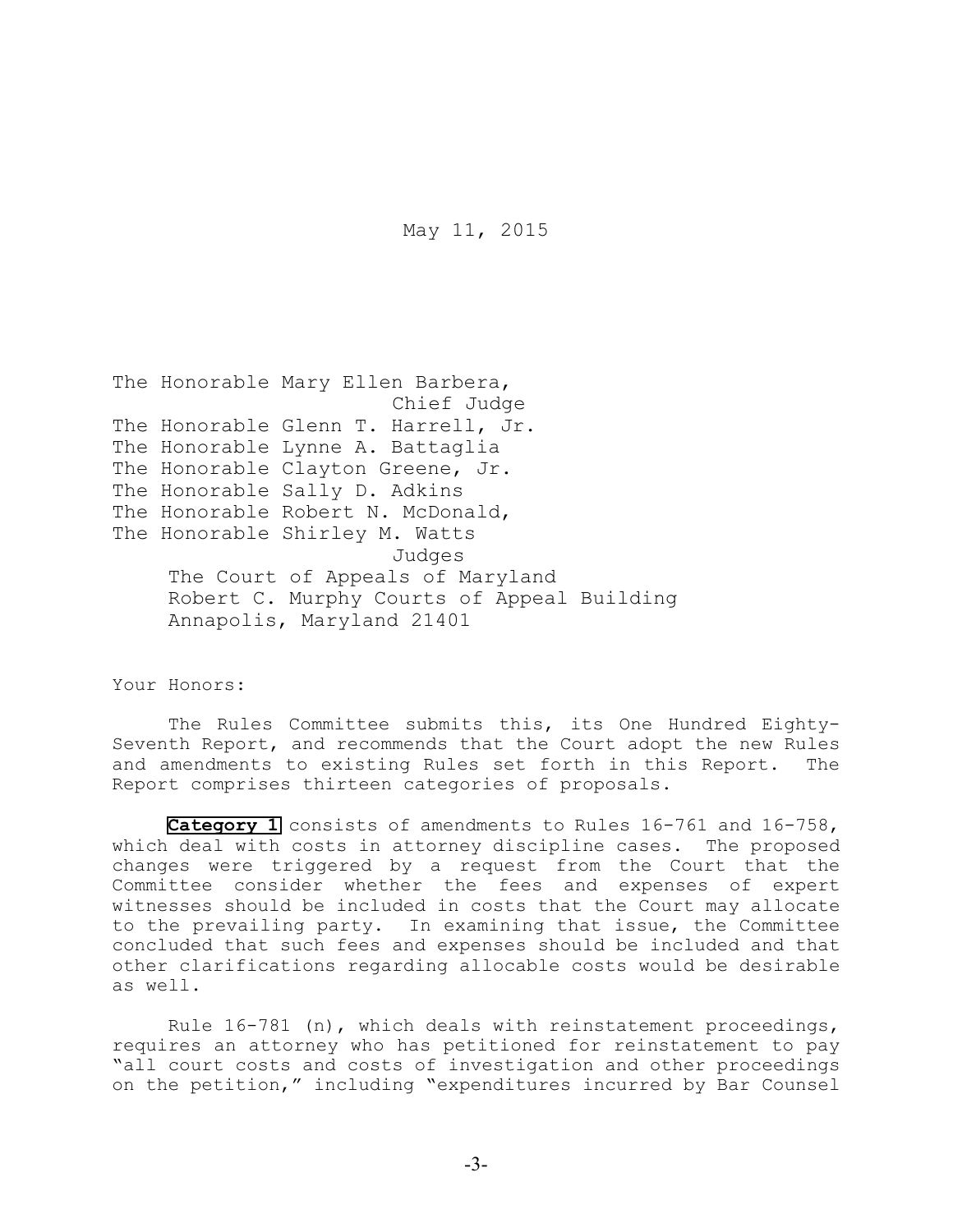May 11, 2015

The Honorable Mary Ellen Barbera,
Chief Judge
The Honorable Glenn T. Harrell, Jr.
The Honorable Lynne A. Battaglia
The Honorable Clayton Greene, Jr.
The Honorable Sally D. Adkins
The Honorable Robert N. McDonald,
The Honorable Shirley M. Watts
Judges
The Court of Appeals of Maryland
Robert C. Murphy Courts of Appeal Building
Annapolis, Maryland 21401

Your Honors:

The Rules Committee submits this, its One Hundred Eighty-Seventh Report, and recommends that the Court adopt the new Rules and amendments to existing Rules set forth in this Report. The Report comprises thirteen categories of proposals.

**Category 1** consists of amendments to Rules 16-761 and 16-758, which deal with costs in attorney discipline cases. The proposed changes were triggered by a request from the Court that the Committee consider whether the fees and expenses of expert witnesses should be included in costs that the Court may allocate to the prevailing party. In examining that issue, the Committee concluded that such fees and expenses should be included and that other clarifications regarding allocable costs would be desirable as well.

Rule 16-781 (n), which deals with reinstatement proceedings, requires an attorney who has petitioned for reinstatement to pay "all court costs and costs of investigation and other proceedings on the petition," including "expenditures incurred by Bar Counsel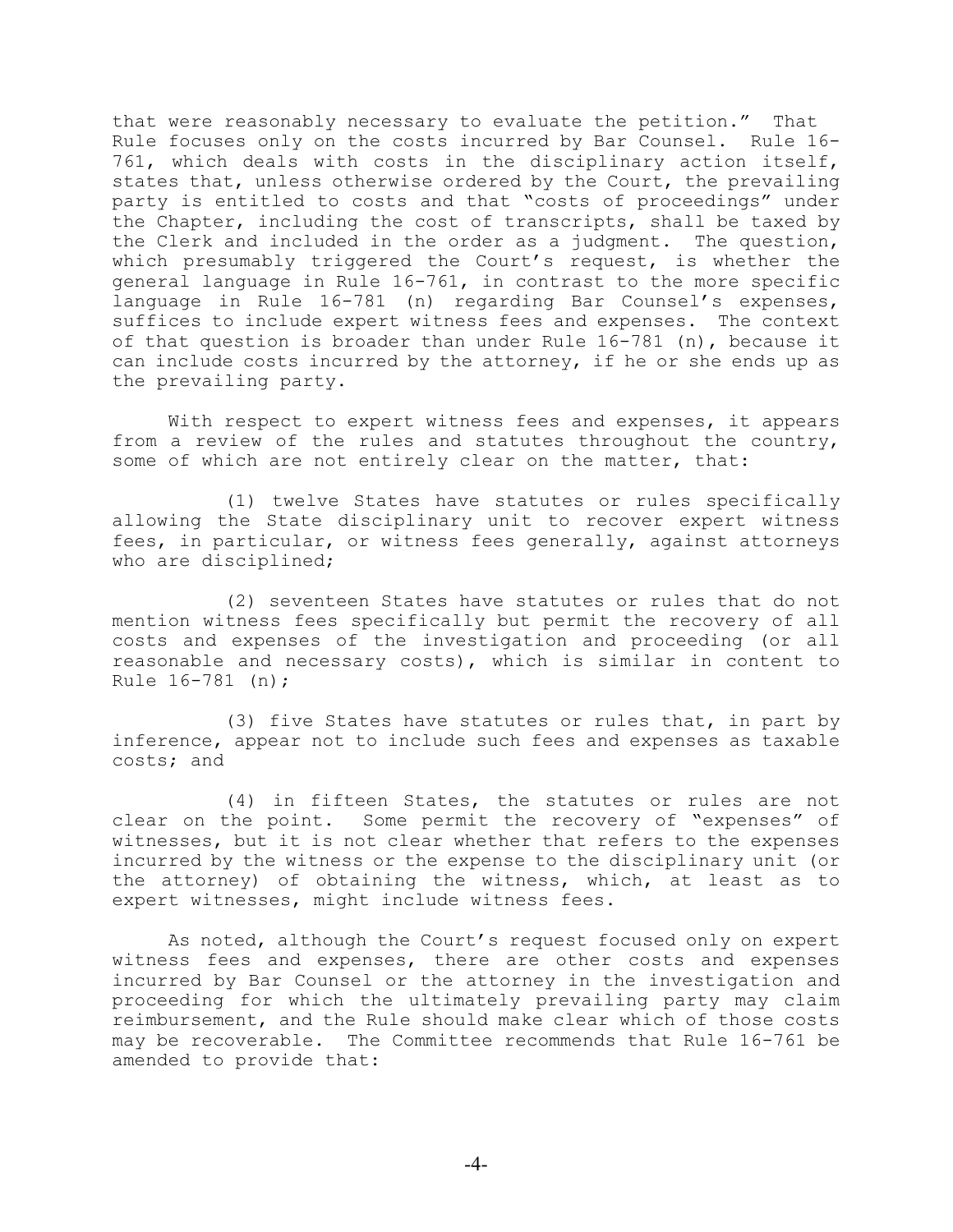that were reasonably necessary to evaluate the petition." That Rule focuses only on the costs incurred by Bar Counsel. Rule 16-761, which deals with costs in the disciplinary action itself, states that, unless otherwise ordered by the Court, the prevailing party is entitled to costs and that "costs of proceedings" under the Chapter, including the cost of transcripts, shall be taxed by the Clerk and included in the order as a judgment. The question, which presumably triggered the Court's request, is whether the general language in Rule 16-761, in contrast to the more specific language in Rule 16-781 (n) regarding Bar Counsel's expenses, suffices to include expert witness fees and expenses. The context of that question is broader than under Rule 16-781 (n), because it can include costs incurred by the attorney, if he or she ends up as the prevailing party.

With respect to expert witness fees and expenses, it appears from a review of the rules and statutes throughout the country, some of which are not entirely clear on the matter, that:

(1) twelve States have statutes or rules specifically allowing the State disciplinary unit to recover expert witness fees, in particular, or witness fees generally, against attorneys who are disciplined;

(2) seventeen States have statutes or rules that do not mention witness fees specifically but permit the recovery of all costs and expenses of the investigation and proceeding (or all reasonable and necessary costs), which is similar in content to Rule 16-781 (n);

(3) five States have statutes or rules that, in part by inference, appear not to include such fees and expenses as taxable costs; and

(4) in fifteen States, the statutes or rules are not clear on the point. Some permit the recovery of "expenses" of witnesses, but it is not clear whether that refers to the expenses incurred by the witness or the expense to the disciplinary unit (or the attorney) of obtaining the witness, which, at least as to expert witnesses, might include witness fees.

As noted, although the Court's request focused only on expert witness fees and expenses, there are other costs and expenses incurred by Bar Counsel or the attorney in the investigation and proceeding for which the ultimately prevailing party may claim reimbursement, and the Rule should make clear which of those costs may be recoverable. The Committee recommends that Rule 16-761 be amended to provide that: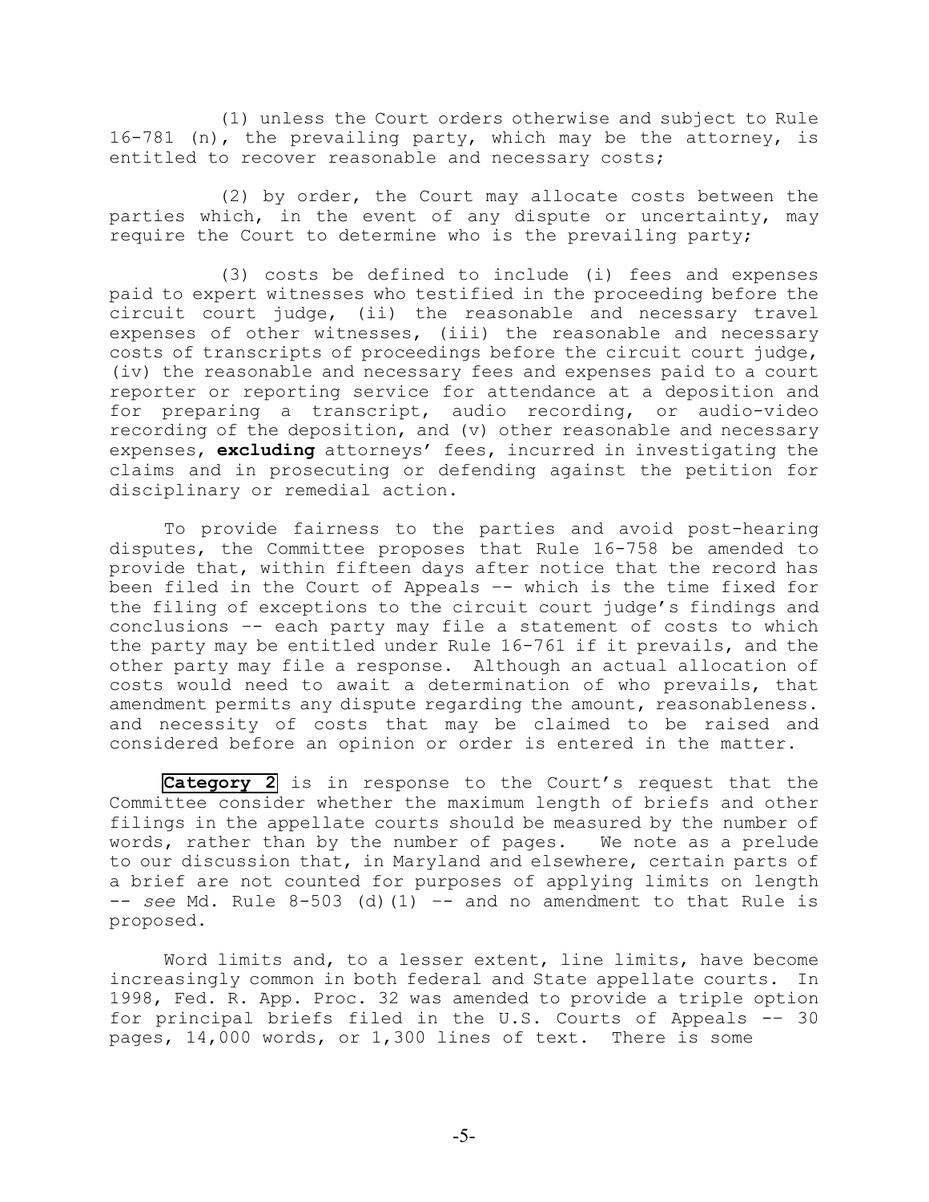(1) unless the Court orders otherwise and subject to Rule 16-781 (n), the prevailing party, which may be the attorney, is entitled to recover reasonable and necessary costs;

(2) by order, the Court may allocate costs between the parties which, in the event of any dispute or uncertainty, may require the Court to determine who is the prevailing party;

(3) costs be defined to include (i) fees and expenses paid to expert witnesses who testified in the proceeding before the circuit court judge, (ii) the reasonable and necessary travel expenses of other witnesses, (iii) the reasonable and necessary costs of transcripts of proceedings before the circuit court judge, (iv) the reasonable and necessary fees and expenses paid to a court reporter or reporting service for attendance at a deposition and for preparing a transcript, audio recording, or audio-video recording of the deposition, and (v) other reasonable and necessary expenses, **excluding** attorneys' fees, incurred in investigating the claims and in prosecuting or defending against the petition for disciplinary or remedial action.

To provide fairness to the parties and avoid post-hearing disputes, the Committee proposes that Rule 16-758 be amended to provide that, within fifteen days after notice that the record has been filed in the Court of Appeals –- which is the time fixed for the filing of exceptions to the circuit court judge's findings and conclusions –- each party may file a statement of costs to which the party may be entitled under Rule 16-761 if it prevails, and the other party may file a response. Although an actual allocation of costs would need to await a determination of who prevails, that amendment permits any dispute regarding the amount, reasonableness. and necessity of costs that may be claimed to be raised and considered before an opinion or order is entered in the matter.

**Category 2** is in response to the Court's request that the Committee consider whether the maximum length of briefs and other filings in the appellate courts should be measured by the number of words, rather than by the number of pages. We note as a prelude to our discussion that, in Maryland and elsewhere, certain parts of a brief are not counted for purposes of applying limits on length -- *see* Md. Rule 8-503 (d)(1) -- and no amendment to that Rule is proposed.

Word limits and, to a lesser extent, line limits, have become increasingly common in both federal and State appellate courts. In 1998, Fed. R. App. Proc. 32 was amended to provide a triple option for principal briefs filed in the U.S. Courts of Appeals -- 30 pages, 14,000 words, or 1,300 lines of text. There is some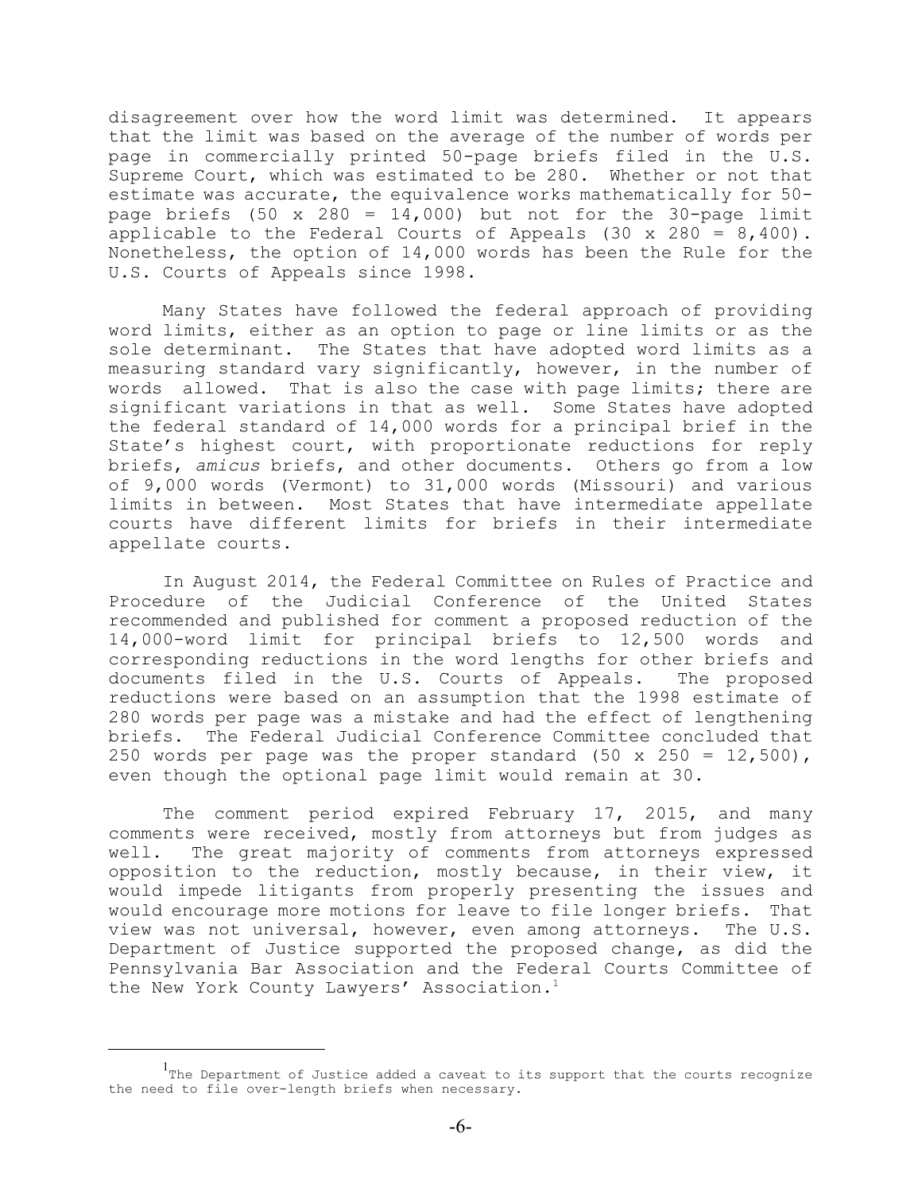disagreement over how the word limit was determined. It appears that the limit was based on the average of the number of words per page in commercially printed 50-page briefs filed in the U.S. Supreme Court, which was estimated to be 280. Whether or not that estimate was accurate, the equivalence works mathematically for 50-page briefs (50 x 280 = 14,000) but not for the 30-page limit applicable to the Federal Courts of Appeals (30 x 280 = 8,400). Nonetheless, the option of 14,000 words has been the Rule for the U.S. Courts of Appeals since 1998.

Many States have followed the federal approach of providing word limits, either as an option to page or line limits or as the sole determinant. The States that have adopted word limits as a measuring standard vary significantly, however, in the number of words allowed. That is also the case with page limits; there are significant variations in that as well. Some States have adopted the federal standard of 14,000 words for a principal brief in the State's highest court, with proportionate reductions for reply briefs, *amicus* briefs, and other documents. Others go from a low of 9,000 words (Vermont) to 31,000 words (Missouri) and various limits in between. Most States that have intermediate appellate courts have different limits for briefs in their intermediate appellate courts.

In August 2014, the Federal Committee on Rules of Practice and Procedure of the Judicial Conference of the United States recommended and published for comment a proposed reduction of the 14,000-word limit for principal briefs to 12,500 words and corresponding reductions in the word lengths for other briefs and documents filed in the U.S. Courts of Appeals. The proposed reductions were based on an assumption that the 1998 estimate of 280 words per page was a mistake and had the effect of lengthening briefs. The Federal Judicial Conference Committee concluded that 250 words per page was the proper standard (50 x 250 = 12,500), even though the optional page limit would remain at 30.

The comment period expired February 17, 2015, and many comments were received, mostly from attorneys but from judges as well. The great majority of comments from attorneys expressed opposition to the reduction, mostly because, in their view, it would impede litigants from properly presenting the issues and would encourage more motions for leave to file longer briefs. That view was not universal, however, even among attorneys. The U.S. Department of Justice supported the proposed change, as did the Pennsylvania Bar Association and the Federal Courts Committee of the New York County Lawyers' Association.[1]

[1] The Department of Justice added a caveat to its support that the courts recognize the need to file over-length briefs when necessary.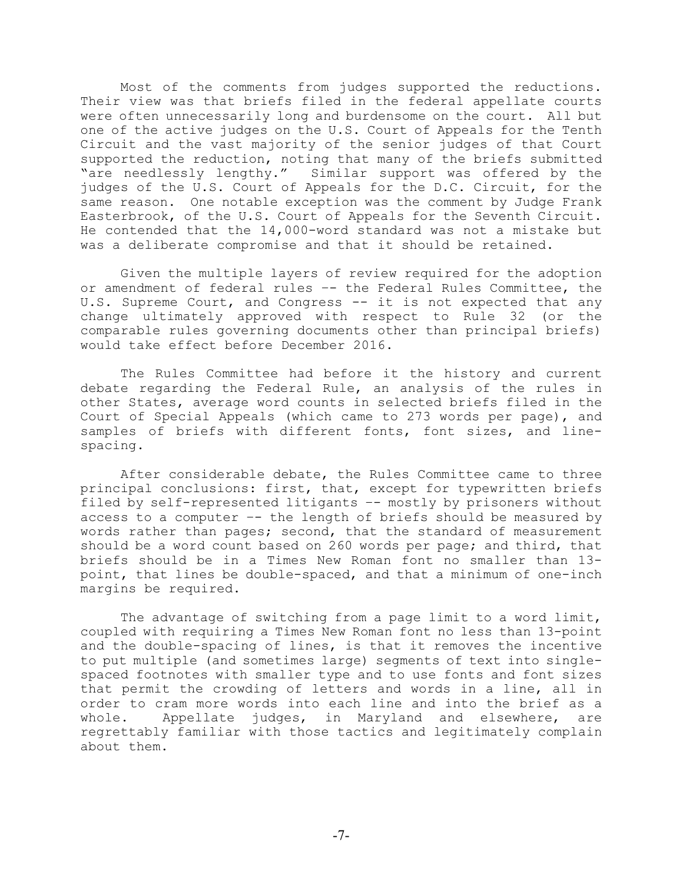Most of the comments from judges supported the reductions. Their view was that briefs filed in the federal appellate courts were often unnecessarily long and burdensome on the court. All but one of the active judges on the U.S. Court of Appeals for the Tenth Circuit and the vast majority of the senior judges of that Court supported the reduction, noting that many of the briefs submitted "are needlessly lengthy." Similar support was offered by the judges of the U.S. Court of Appeals for the D.C. Circuit, for the same reason. One notable exception was the comment by Judge Frank Easterbrook, of the U.S. Court of Appeals for the Seventh Circuit. He contended that the 14,000-word standard was not a mistake but was a deliberate compromise and that it should be retained.

Given the multiple layers of review required for the adoption or amendment of federal rules -- the Federal Rules Committee, the U.S. Supreme Court, and Congress -- it is not expected that any change ultimately approved with respect to Rule 32 (or the comparable rules governing documents other than principal briefs) would take effect before December 2016.

The Rules Committee had before it the history and current debate regarding the Federal Rule, an analysis of the rules in other States, average word counts in selected briefs filed in the Court of Special Appeals (which came to 273 words per page), and samples of briefs with different fonts, font sizes, and line-spacing.

After considerable debate, the Rules Committee came to three principal conclusions: first, that, except for typewritten briefs filed by self-represented litigants -- mostly by prisoners without access to a computer -- the length of briefs should be measured by words rather than pages; second, that the standard of measurement should be a word count based on 260 words per page; and third, that briefs should be in a Times New Roman font no smaller than 13-point, that lines be double-spaced, and that a minimum of one-inch margins be required.

The advantage of switching from a page limit to a word limit, coupled with requiring a Times New Roman font no less than 13-point and the double-spacing of lines, is that it removes the incentive to put multiple (and sometimes large) segments of text into single-spaced footnotes with smaller type and to use fonts and font sizes that permit the crowding of letters and words in a line, all in order to cram more words into each line and into the brief as a whole. Appellate judges, in Maryland and elsewhere, are regrettably familiar with those tactics and legitimately complain about them.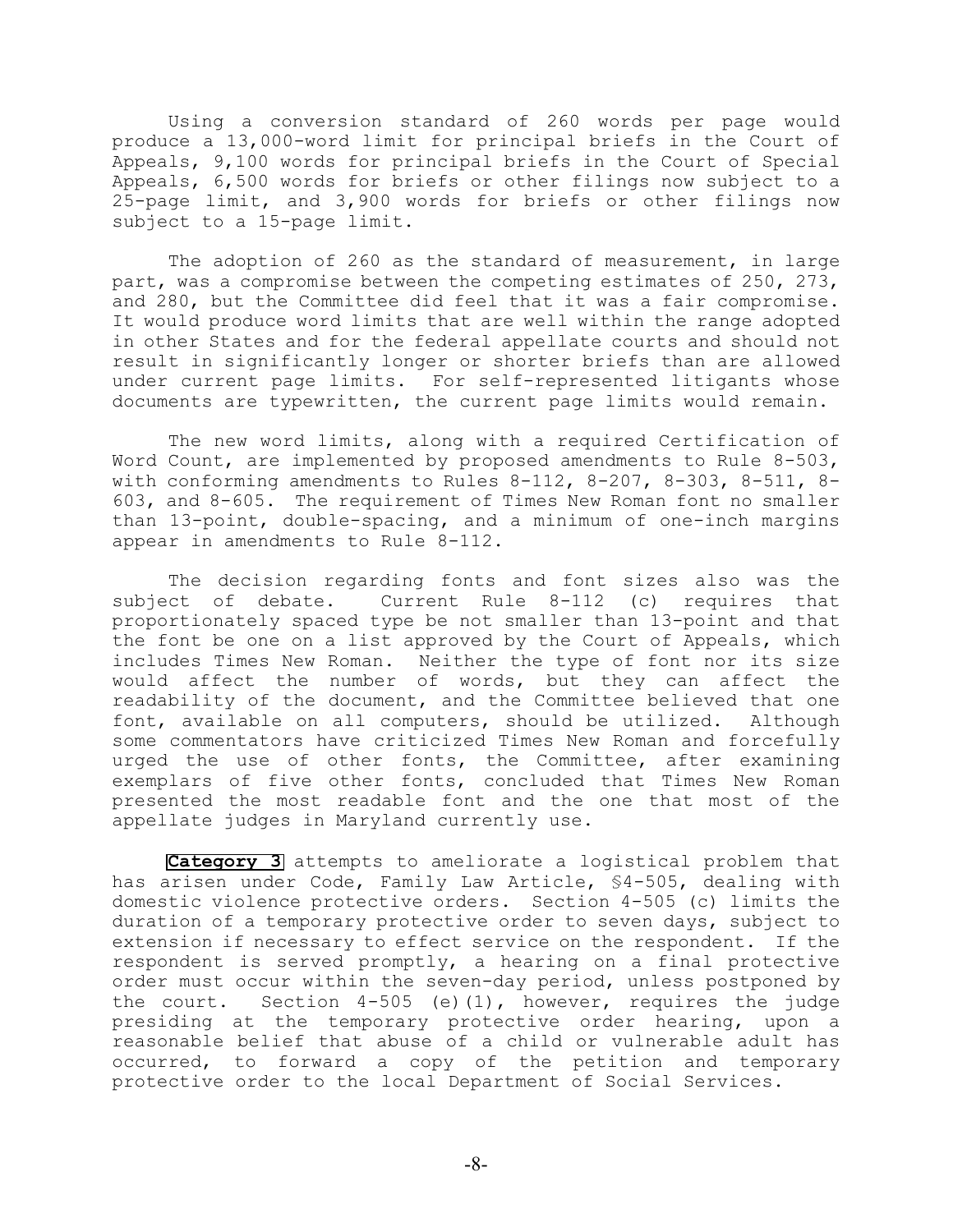Using a conversion standard of 260 words per page would produce a 13,000-word limit for principal briefs in the Court of Appeals, 9,100 words for principal briefs in the Court of Special Appeals, 6,500 words for briefs or other filings now subject to a 25-page limit, and 3,900 words for briefs or other filings now subject to a 15-page limit.

The adoption of 260 as the standard of measurement, in large part, was a compromise between the competing estimates of 250, 273, and 280, but the Committee did feel that it was a fair compromise. It would produce word limits that are well within the range adopted in other States and for the federal appellate courts and should not result in significantly longer or shorter briefs than are allowed under current page limits. For self-represented litigants whose documents are typewritten, the current page limits would remain.

The new word limits, along with a required Certification of Word Count, are implemented by proposed amendments to Rule 8-503, with conforming amendments to Rules 8-112, 8-207, 8-303, 8-511, 8-603, and 8-605. The requirement of Times New Roman font no smaller than 13-point, double-spacing, and a minimum of one-inch margins appear in amendments to Rule 8-112.

The decision regarding fonts and font sizes also was the subject of debate. Current Rule 8-112 (c) requires that proportionately spaced type be not smaller than 13-point and that the font be one on a list approved by the Court of Appeals, which includes Times New Roman. Neither the type of font nor its size would affect the number of words, but they can affect the readability of the document, and the Committee believed that one font, available on all computers, should be utilized. Although some commentators have criticized Times New Roman and forcefully urged the use of other fonts, the Committee, after examining exemplars of five other fonts, concluded that Times New Roman presented the most readable font and the one that most of the appellate judges in Maryland currently use.

**Category 3** attempts to ameliorate a logistical problem that has arisen under Code, Family Law Article, §4-505, dealing with domestic violence protective orders. Section 4-505 (c) limits the duration of a temporary protective order to seven days, subject to extension if necessary to effect service on the respondent. If the respondent is served promptly, a hearing on a final protective order must occur within the seven-day period, unless postponed by the court. Section 4-505 (e)(1), however, requires the judge presiding at the temporary protective order hearing, upon a reasonable belief that abuse of a child or vulnerable adult has occurred, to forward a copy of the petition and temporary protective order to the local Department of Social Services.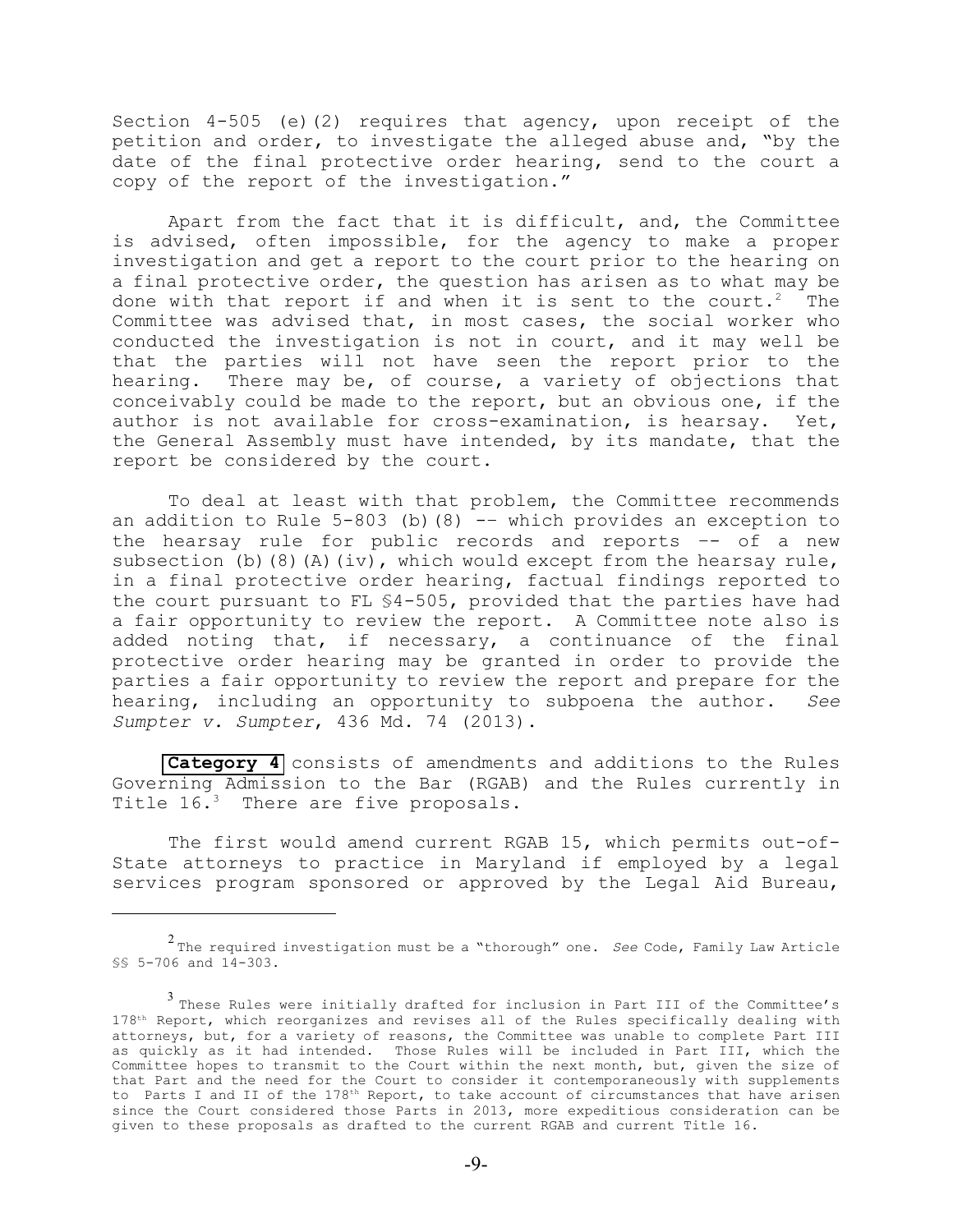Section 4-505 (e)(2) requires that agency, upon receipt of the petition and order, to investigate the alleged abuse and, "by the date of the final protective order hearing, send to the court a copy of the report of the investigation."

Apart from the fact that it is difficult, and, the Committee is advised, often impossible, for the agency to make a proper investigation and get a report to the court prior to the hearing on a final protective order, the question has arisen as to what may be done with that report if and when it is sent to the court.[2] The Committee was advised that, in most cases, the social worker who conducted the investigation is not in court, and it may well be that the parties will not have seen the report prior to the hearing. There may be, of course, a variety of objections that conceivably could be made to the report, but an obvious one, if the author is not available for cross-examination, is hearsay. Yet, the General Assembly must have intended, by its mandate, that the report be considered by the court.

To deal at least with that problem, the Committee recommends an addition to Rule 5-803 (b)(8) –- which provides an exception to the hearsay rule for public records and reports –- of a new subsection (b)(8)(A)(iv), which would except from the hearsay rule, in a final protective order hearing, factual findings reported to the court pursuant to FL §4-505, provided that the parties have had a fair opportunity to review the report. A Committee note also is added noting that, if necessary, a continuance of the final protective order hearing may be granted in order to provide the parties a fair opportunity to review the report and prepare for the hearing, including an opportunity to subpoena the author. *See Sumpter v. Sumpter*, 436 Md. 74 (2013).

**Category 4** consists of amendments and additions to the Rules Governing Admission to the Bar (RGAB) and the Rules currently in Title 16.[3] There are five proposals.

The first would amend current RGAB 15, which permits out-of-State attorneys to practice in Maryland if employed by a legal services program sponsored or approved by the Legal Aid Bureau,

---

[2] The required investigation must be a "thorough" one. *See* Code, Family Law Article §§ 5-706 and 14-303.

[3] These Rules were initially drafted for inclusion in Part III of the Committee's 178th Report, which reorganizes and revises all of the Rules specifically dealing with attorneys, but, for a variety of reasons, the Committee was unable to complete Part III as quickly as it had intended. Those Rules will be included in Part III, which the Committee hopes to transmit to the Court within the next month, but, given the size of that Part and the need for the Court to consider it contemporaneously with supplements to Parts I and II of the 178th Report, to take account of circumstances that have arisen since the Court considered those Parts in 2013, more expeditious consideration can be given to these proposals as drafted to the current RGAB and current Title 16.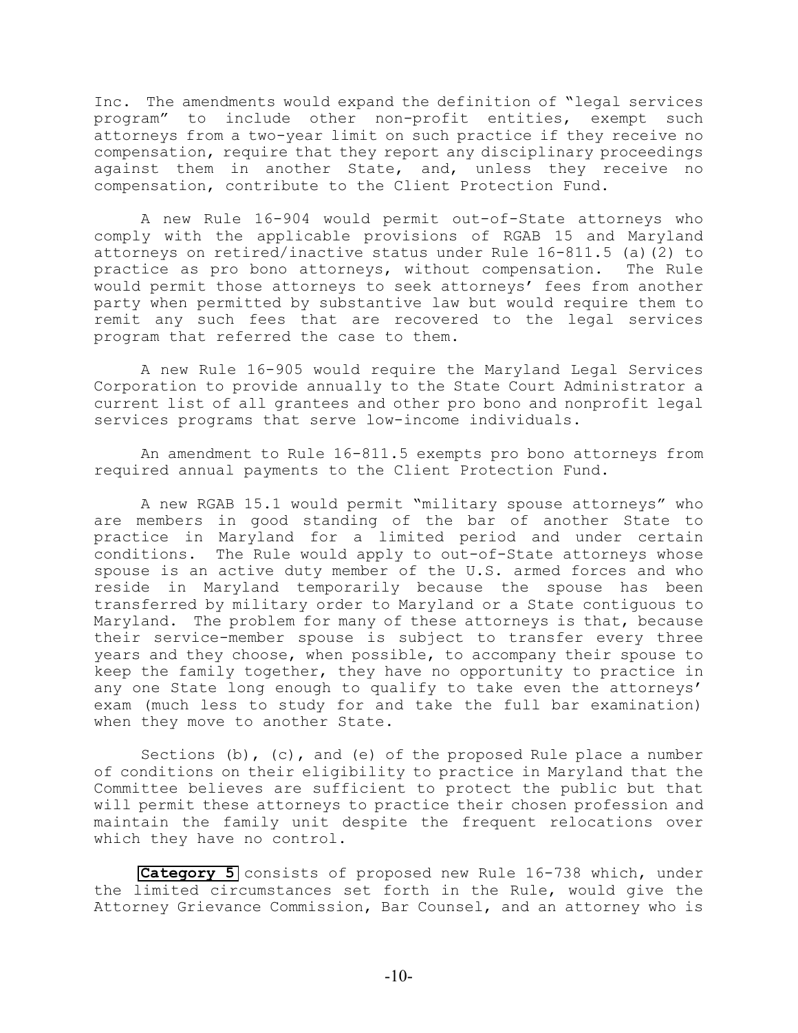Inc. The amendments would expand the definition of "legal services program" to include other non-profit entities, exempt such attorneys from a two-year limit on such practice if they receive no compensation, require that they report any disciplinary proceedings against them in another State, and, unless they receive no compensation, contribute to the Client Protection Fund.

A new Rule 16-904 would permit out-of-State attorneys who comply with the applicable provisions of RGAB 15 and Maryland attorneys on retired/inactive status under Rule 16-811.5 (a)(2) to practice as pro bono attorneys, without compensation. The Rule would permit those attorneys to seek attorneys' fees from another party when permitted by substantive law but would require them to remit any such fees that are recovered to the legal services program that referred the case to them.

A new Rule 16-905 would require the Maryland Legal Services Corporation to provide annually to the State Court Administrator a current list of all grantees and other pro bono and nonprofit legal services programs that serve low-income individuals.

An amendment to Rule 16-811.5 exempts pro bono attorneys from required annual payments to the Client Protection Fund.

A new RGAB 15.1 would permit "military spouse attorneys" who are members in good standing of the bar of another State to practice in Maryland for a limited period and under certain conditions. The Rule would apply to out-of-State attorneys whose spouse is an active duty member of the U.S. armed forces and who reside in Maryland temporarily because the spouse has been transferred by military order to Maryland or a State contiguous to Maryland. The problem for many of these attorneys is that, because their service-member spouse is subject to transfer every three years and they choose, when possible, to accompany their spouse to keep the family together, they have no opportunity to practice in any one State long enough to qualify to take even the attorneys' exam (much less to study for and take the full bar examination) when they move to another State.

Sections (b), (c), and (e) of the proposed Rule place a number of conditions on their eligibility to practice in Maryland that the Committee believes are sufficient to protect the public but that will permit these attorneys to practice their chosen profession and maintain the family unit despite the frequent relocations over which they have no control.

**Category 5** consists of proposed new Rule 16-738 which, under the limited circumstances set forth in the Rule, would give the Attorney Grievance Commission, Bar Counsel, and an attorney who is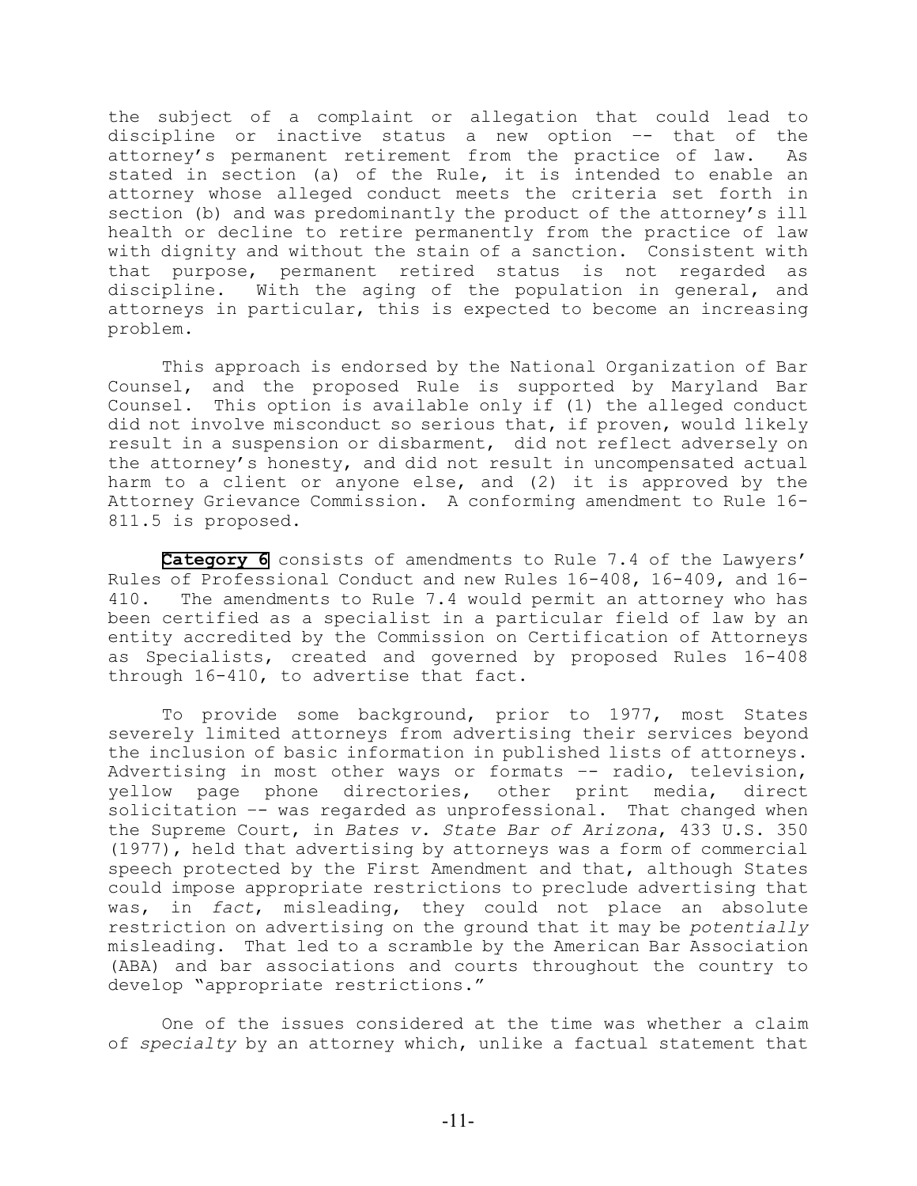the subject of a complaint or allegation that could lead to discipline or inactive status a new option –- that of the attorney's permanent retirement from the practice of law. As stated in section (a) of the Rule, it is intended to enable an attorney whose alleged conduct meets the criteria set forth in section (b) and was predominantly the product of the attorney's ill health or decline to retire permanently from the practice of law with dignity and without the stain of a sanction. Consistent with that purpose, permanent retired status is not regarded as discipline. With the aging of the population in general, and attorneys in particular, this is expected to become an increasing problem.

This approach is endorsed by the National Organization of Bar Counsel, and the proposed Rule is supported by Maryland Bar Counsel. This option is available only if (1) the alleged conduct did not involve misconduct so serious that, if proven, would likely result in a suspension or disbarment, did not reflect adversely on the attorney's honesty, and did not result in uncompensated actual harm to a client or anyone else, and (2) it is approved by the Attorney Grievance Commission. A conforming amendment to Rule 16-811.5 is proposed.

**Category 6** consists of amendments to Rule 7.4 of the Lawyers' Rules of Professional Conduct and new Rules 16-408, 16-409, and 16-410. The amendments to Rule 7.4 would permit an attorney who has been certified as a specialist in a particular field of law by an entity accredited by the Commission on Certification of Attorneys as Specialists, created and governed by proposed Rules 16-408 through 16-410, to advertise that fact.

To provide some background, prior to 1977, most States severely limited attorneys from advertising their services beyond the inclusion of basic information in published lists of attorneys. Advertising in most other ways or formats –- radio, television, yellow page phone directories, other print media, direct solicitation –- was regarded as unprofessional. That changed when the Supreme Court, in *Bates v. State Bar of Arizona*, 433 U.S. 350 (1977), held that advertising by attorneys was a form of commercial speech protected by the First Amendment and that, although States could impose appropriate restrictions to preclude advertising that was, in *fact*, misleading, they could not place an absolute restriction on advertising on the ground that it may be *potentially* misleading. That led to a scramble by the American Bar Association (ABA) and bar associations and courts throughout the country to develop "appropriate restrictions."

One of the issues considered at the time was whether a claim of *specialty* by an attorney which, unlike a factual statement that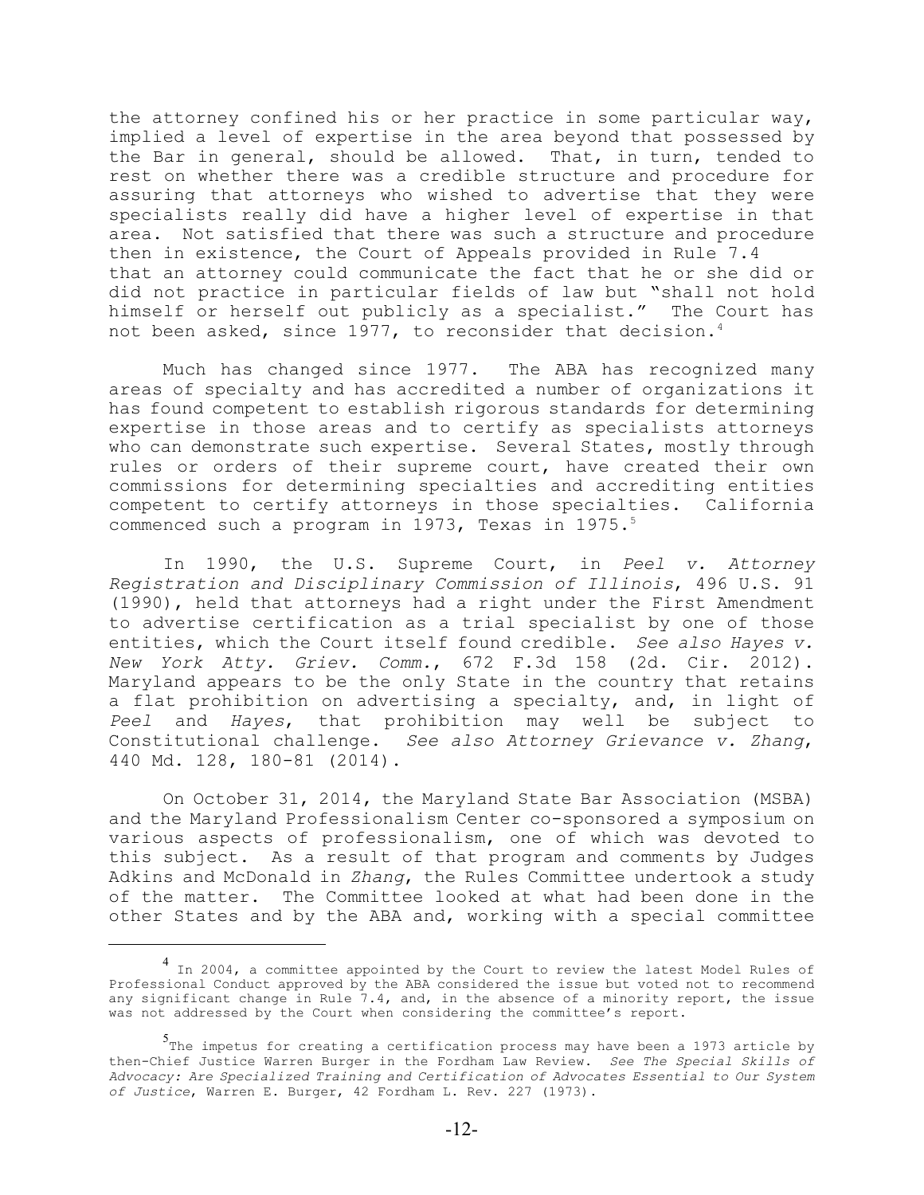the attorney confined his or her practice in some particular way, implied a level of expertise in the area beyond that possessed by the Bar in general, should be allowed. That, in turn, tended to rest on whether there was a credible structure and procedure for assuring that attorneys who wished to advertise that they were specialists really did have a higher level of expertise in that area. Not satisfied that there was such a structure and procedure then in existence, the Court of Appeals provided in Rule 7.4 that an attorney could communicate the fact that he or she did or did not practice in particular fields of law but "shall not hold himself or herself out publicly as a specialist." The Court has not been asked, since 1977, to reconsider that decision.[4]

Much has changed since 1977. The ABA has recognized many areas of specialty and has accredited a number of organizations it has found competent to establish rigorous standards for determining expertise in those areas and to certify as specialists attorneys who can demonstrate such expertise. Several States, mostly through rules or orders of their supreme court, have created their own commissions for determining specialties and accrediting entities competent to certify attorneys in those specialties. California commenced such a program in 1973, Texas in 1975.[5]

In 1990, the U.S. Supreme Court, in *Peel v. Attorney Registration and Disciplinary Commission of Illinois*, 496 U.S. 91 (1990), held that attorneys had a right under the First Amendment to advertise certification as a trial specialist by one of those entities, which the Court itself found credible. *See also Hayes v. New York Atty. Griev. Comm.*, 672 F.3d 158 (2d. Cir. 2012). Maryland appears to be the only State in the country that retains a flat prohibition on advertising a specialty, and, in light of *Peel* and *Hayes*, that prohibition may well be subject to Constitutional challenge. *See also Attorney Grievance v. Zhang*, 440 Md. 128, 180-81 (2014).

On October 31, 2014, the Maryland State Bar Association (MSBA) and the Maryland Professionalism Center co-sponsored a symposium on various aspects of professionalism, one of which was devoted to this subject. As a result of that program and comments by Judges Adkins and McDonald in *Zhang*, the Rules Committee undertook a study of the matter. The Committee looked at what had been done in the other States and by the ABA and, working with a special committee

---

[4] In 2004, a committee appointed by the Court to review the latest Model Rules of Professional Conduct approved by the ABA considered the issue but voted not to recommend any significant change in Rule 7.4, and, in the absence of a minority report, the issue was not addressed by the Court when considering the committee's report.

[5] The impetus for creating a certification process may have been a 1973 article by then-Chief Justice Warren Burger in the Fordham Law Review. *See The Special Skills of Advocacy: Are Specialized Training and Certification of Advocates Essential to Our System of Justice*, Warren E. Burger, 42 Fordham L. Rev. 227 (1973).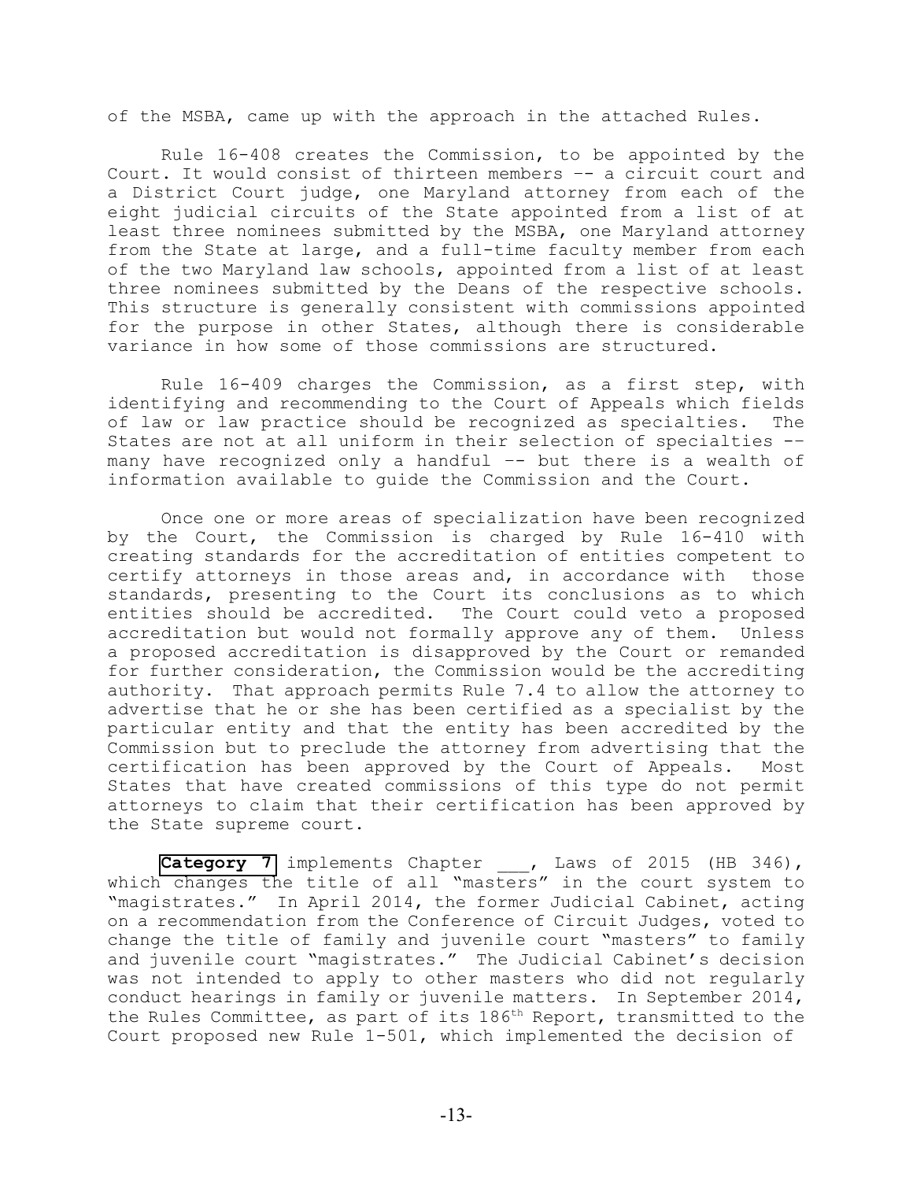of the MSBA, came up with the approach in the attached Rules.

Rule 16-408 creates the Commission, to be appointed by the Court. It would consist of thirteen members -- a circuit court and a District Court judge, one Maryland attorney from each of the eight judicial circuits of the State appointed from a list of at least three nominees submitted by the MSBA, one Maryland attorney from the State at large, and a full-time faculty member from each of the two Maryland law schools, appointed from a list of at least three nominees submitted by the Deans of the respective schools. This structure is generally consistent with commissions appointed for the purpose in other States, although there is considerable variance in how some of those commissions are structured.

Rule 16-409 charges the Commission, as a first step, with identifying and recommending to the Court of Appeals which fields of law or law practice should be recognized as specialties. The States are not at all uniform in their selection of specialties -- many have recognized only a handful -- but there is a wealth of information available to guide the Commission and the Court.

Once one or more areas of specialization have been recognized by the Court, the Commission is charged by Rule 16-410 with creating standards for the accreditation of entities competent to certify attorneys in those areas and, in accordance with those standards, presenting to the Court its conclusions as to which entities should be accredited. The Court could veto a proposed accreditation but would not formally approve any of them. Unless a proposed accreditation is disapproved by the Court or remanded for further consideration, the Commission would be the accrediting authority. That approach permits Rule 7.4 to allow the attorney to advertise that he or she has been certified as a specialist by the particular entity and that the entity has been accredited by the Commission but to preclude the attorney from advertising that the certification has been approved by the Court of Appeals. Most States that have created commissions of this type do not permit attorneys to claim that their certification has been approved by the State supreme court.

**Category 7** implements Chapter ___, Laws of 2015 (HB 346), which changes the title of all "masters" in the court system to "magistrates." In April 2014, the former Judicial Cabinet, acting on a recommendation from the Conference of Circuit Judges, voted to change the title of family and juvenile court "masters" to family and juvenile court "magistrates." The Judicial Cabinet's decision was not intended to apply to other masters who did not regularly conduct hearings in family or juvenile matters. In September 2014, the Rules Committee, as part of its 186th Report, transmitted to the Court proposed new Rule 1-501, which implemented the decision of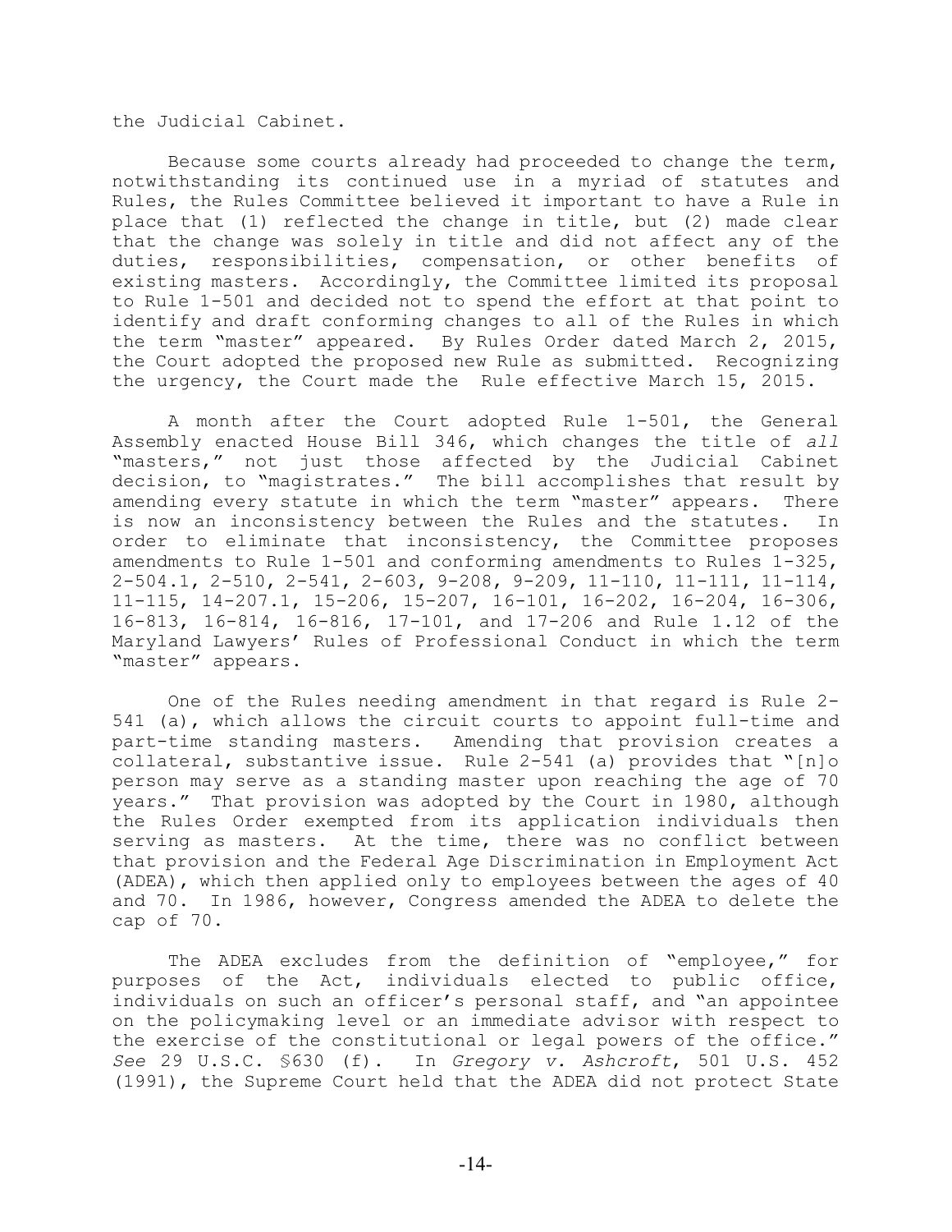the Judicial Cabinet.

Because some courts already had proceeded to change the term, notwithstanding its continued use in a myriad of statutes and Rules, the Rules Committee believed it important to have a Rule in place that (1) reflected the change in title, but (2) made clear that the change was solely in title and did not affect any of the duties, responsibilities, compensation, or other benefits of existing masters. Accordingly, the Committee limited its proposal to Rule 1-501 and decided not to spend the effort at that point to identify and draft conforming changes to all of the Rules in which the term "master" appeared. By Rules Order dated March 2, 2015, the Court adopted the proposed new Rule as submitted. Recognizing the urgency, the Court made the Rule effective March 15, 2015.

A month after the Court adopted Rule 1-501, the General Assembly enacted House Bill 346, which changes the title of *all* "masters," not just those affected by the Judicial Cabinet decision, to "magistrates." The bill accomplishes that result by amending every statute in which the term "master" appears. There is now an inconsistency between the Rules and the statutes. In order to eliminate that inconsistency, the Committee proposes amendments to Rule 1-501 and conforming amendments to Rules 1-325, 2-504.1, 2-510, 2-541, 2-603, 9-208, 9-209, 11-110, 11-111, 11-114, 11-115, 14-207.1, 15-206, 15-207, 16-101, 16-202, 16-204, 16-306, 16-813, 16-814, 16-816, 17-101, and 17-206 and Rule 1.12 of the Maryland Lawyers' Rules of Professional Conduct in which the term "master" appears.

One of the Rules needing amendment in that regard is Rule 2-541 (a), which allows the circuit courts to appoint full-time and part-time standing masters. Amending that provision creates a collateral, substantive issue. Rule 2-541 (a) provides that "[n]o person may serve as a standing master upon reaching the age of 70 years." That provision was adopted by the Court in 1980, although the Rules Order exempted from its application individuals then serving as masters. At the time, there was no conflict between that provision and the Federal Age Discrimination in Employment Act (ADEA), which then applied only to employees between the ages of 40 and 70. In 1986, however, Congress amended the ADEA to delete the cap of 70.

The ADEA excludes from the definition of "employee," for purposes of the Act, individuals elected to public office, individuals on such an officer's personal staff, and "an appointee on the policymaking level or an immediate advisor with respect to the exercise of the constitutional or legal powers of the office." *See* 29 U.S.C. §630 (f). In *Gregory v. Ashcroft*, 501 U.S. 452 (1991), the Supreme Court held that the ADEA did not protect State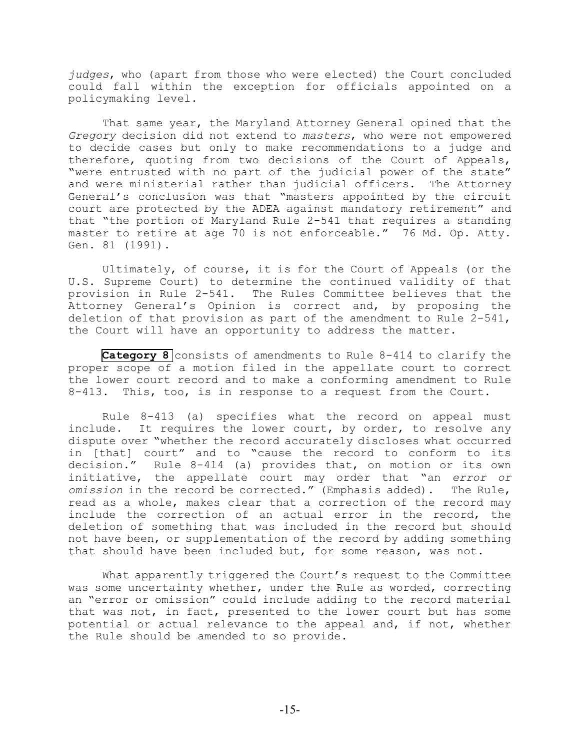*judges*, who (apart from those who were elected) the Court concluded could fall within the exception for officials appointed on a policymaking level.

That same year, the Maryland Attorney General opined that the *Gregory* decision did not extend to *masters*, who were not empowered to decide cases but only to make recommendations to a judge and therefore, quoting from two decisions of the Court of Appeals, "were entrusted with no part of the judicial power of the state" and were ministerial rather than judicial officers. The Attorney General's conclusion was that "masters appointed by the circuit court are protected by the ADEA against mandatory retirement" and that "the portion of Maryland Rule 2-541 that requires a standing master to retire at age 70 is not enforceable." 76 Md. Op. Atty. Gen. 81 (1991).

Ultimately, of course, it is for the Court of Appeals (or the U.S. Supreme Court) to determine the continued validity of that provision in Rule 2-541. The Rules Committee believes that the Attorney General's Opinion is correct and, by proposing the deletion of that provision as part of the amendment to Rule 2-541, the Court will have an opportunity to address the matter.

**Category 8** consists of amendments to Rule 8-414 to clarify the proper scope of a motion filed in the appellate court to correct the lower court record and to make a conforming amendment to Rule 8-413. This, too, is in response to a request from the Court.

Rule 8-413 (a) specifies what the record on appeal must include. It requires the lower court, by order, to resolve any dispute over "whether the record accurately discloses what occurred in [that] court" and to "cause the record to conform to its decision." Rule 8-414 (a) provides that, on motion or its own initiative, the appellate court may order that "an *error or omission* in the record be corrected." (Emphasis added). The Rule, read as a whole, makes clear that a correction of the record may include the correction of an actual error in the record, the deletion of something that was included in the record but should not have been, or supplementation of the record by adding something that should have been included but, for some reason, was not.

What apparently triggered the Court's request to the Committee was some uncertainty whether, under the Rule as worded, correcting an "error or omission" could include adding to the record material that was not, in fact, presented to the lower court but has some potential or actual relevance to the appeal and, if not, whether the Rule should be amended to so provide.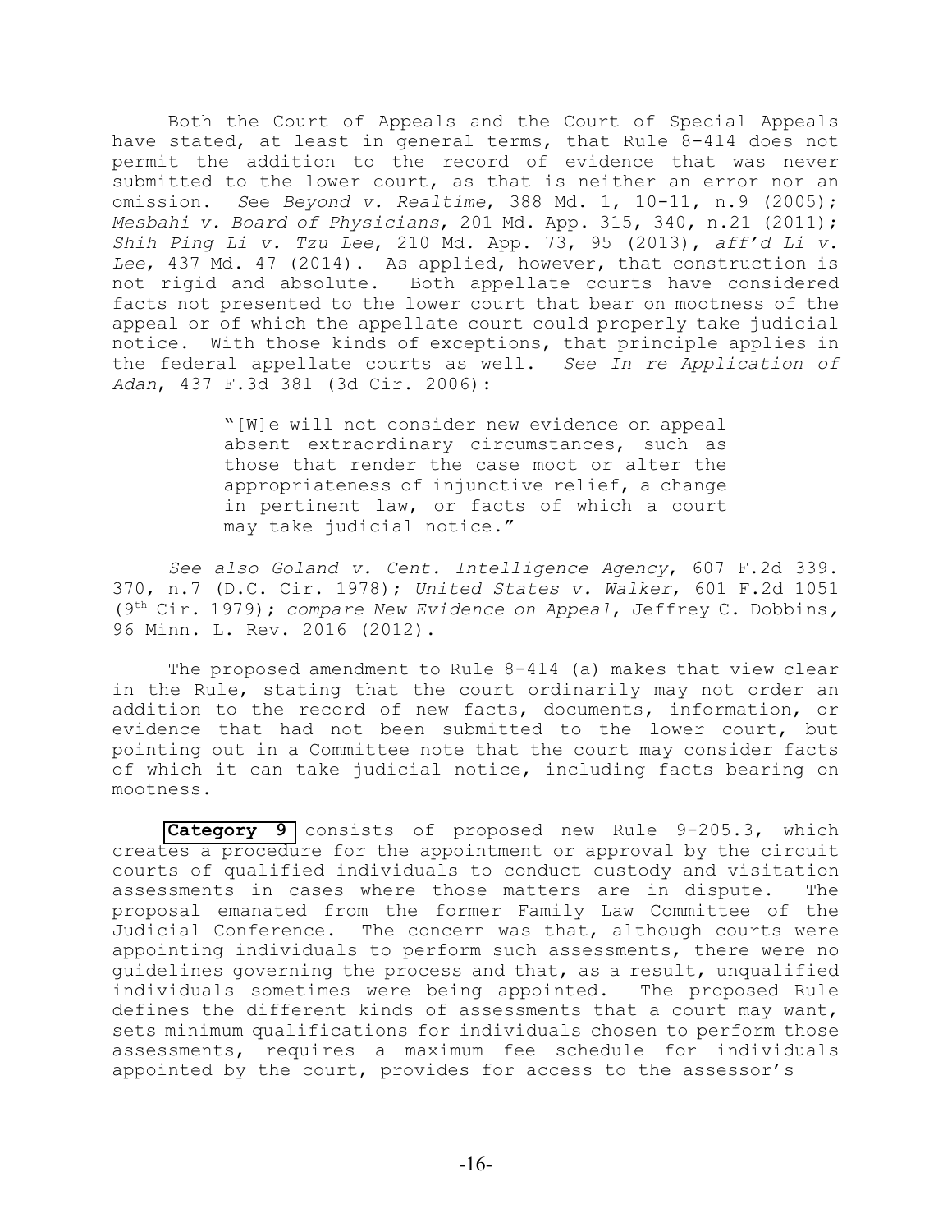Both the Court of Appeals and the Court of Special Appeals have stated, at least in general terms, that Rule 8-414 does not permit the addition to the record of evidence that was never submitted to the lower court, as that is neither an error nor an omission. *See Beyond v. Realtime*, 388 Md. 1, 10-11, n.9 (2005); *Mesbahi v. Board of Physicians*, 201 Md. App. 315, 340, n.21 (2011); *Shih Ping Li v. Tzu Lee*, 210 Md. App. 73, 95 (2013), *aff'd Li v. Lee*, 437 Md. 47 (2014). As applied, however, that construction is not rigid and absolute. Both appellate courts have considered facts not presented to the lower court that bear on mootness of the appeal or of which the appellate court could properly take judicial notice. With those kinds of exceptions, that principle applies in the federal appellate courts as well. *See In re Application of Adan*, 437 F.3d 381 (3d Cir. 2006):

> "[W]e will not consider new evidence on appeal absent extraordinary circumstances, such as those that render the case moot or alter the appropriateness of injunctive relief, a change in pertinent law, or facts of which a court may take judicial notice."

*See also Goland v. Cent. Intelligence Agency*, 607 F.2d 339. 370, n.7 (D.C. Cir. 1978); *United States v. Walker*, 601 F.2d 1051 (9th Cir. 1979); *compare New Evidence on Appeal*, Jeffrey C. Dobbins, 96 Minn. L. Rev. 2016 (2012).

The proposed amendment to Rule 8-414 (a) makes that view clear in the Rule, stating that the court ordinarily may not order an addition to the record of new facts, documents, information, or evidence that had not been submitted to the lower court, but pointing out in a Committee note that the court may consider facts of which it can take judicial notice, including facts bearing on mootness.

**Category 9** consists of proposed new Rule 9-205.3, which creates a procedure for the appointment or approval by the circuit courts of qualified individuals to conduct custody and visitation assessments in cases where those matters are in dispute. The proposal emanated from the former Family Law Committee of the Judicial Conference. The concern was that, although courts were appointing individuals to perform such assessments, there were no guidelines governing the process and that, as a result, unqualified individuals sometimes were being appointed. The proposed Rule defines the different kinds of assessments that a court may want, sets minimum qualifications for individuals chosen to perform those assessments, requires a maximum fee schedule for individuals appointed by the court, provides for access to the assessor's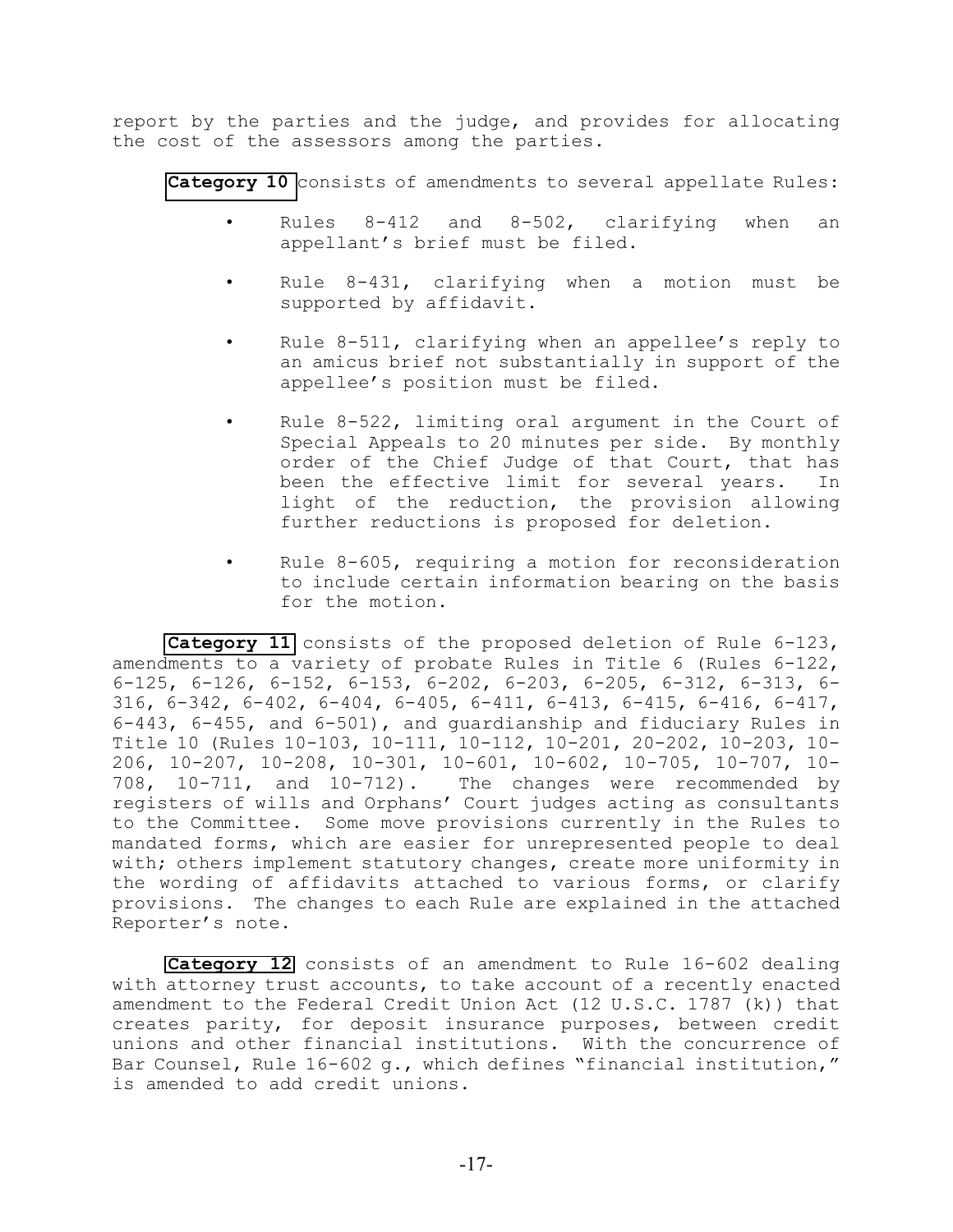report by the parties and the judge, and provides for allocating the cost of the assessors among the parties.

**Category 10** consists of amendments to several appellate Rules:

- Rules 8-412 and 8-502, clarifying when an appellant's brief must be filed.
- Rule 8-431, clarifying when a motion must be supported by affidavit.
- Rule 8-511, clarifying when an appellee's reply to an amicus brief not substantially in support of the appellee's position must be filed.
- Rule 8-522, limiting oral argument in the Court of Special Appeals to 20 minutes per side. By monthly order of the Chief Judge of that Court, that has been the effective limit for several years. In light of the reduction, the provision allowing further reductions is proposed for deletion.
- Rule 8-605, requiring a motion for reconsideration to include certain information bearing on the basis for the motion.

**Category 11** consists of the proposed deletion of Rule 6-123, amendments to a variety of probate Rules in Title 6 (Rules 6-122, 6-125, 6-126, 6-152, 6-153, 6-202, 6-203, 6-205, 6-312, 6-313, 6-316, 6-342, 6-402, 6-404, 6-405, 6-411, 6-413, 6-415, 6-416, 6-417, 6-443, 6-455, and 6-501), and guardianship and fiduciary Rules in Title 10 (Rules 10-103, 10-111, 10-112, 10-201, 20-202, 10-203, 10-206, 10-207, 10-208, 10-301, 10-601, 10-602, 10-705, 10-707, 10-708, 10-711, and 10-712). The changes were recommended by registers of wills and Orphans' Court judges acting as consultants to the Committee. Some move provisions currently in the Rules to mandated forms, which are easier for unrepresented people to deal with; others implement statutory changes, create more uniformity in the wording of affidavits attached to various forms, or clarify provisions. The changes to each Rule are explained in the attached Reporter's note.

**Category 12** consists of an amendment to Rule 16-602 dealing with attorney trust accounts, to take account of a recently enacted amendment to the Federal Credit Union Act (12 U.S.C. 1787 (k)) that creates parity, for deposit insurance purposes, between credit unions and other financial institutions. With the concurrence of Bar Counsel, Rule 16-602 g., which defines "financial institution," is amended to add credit unions.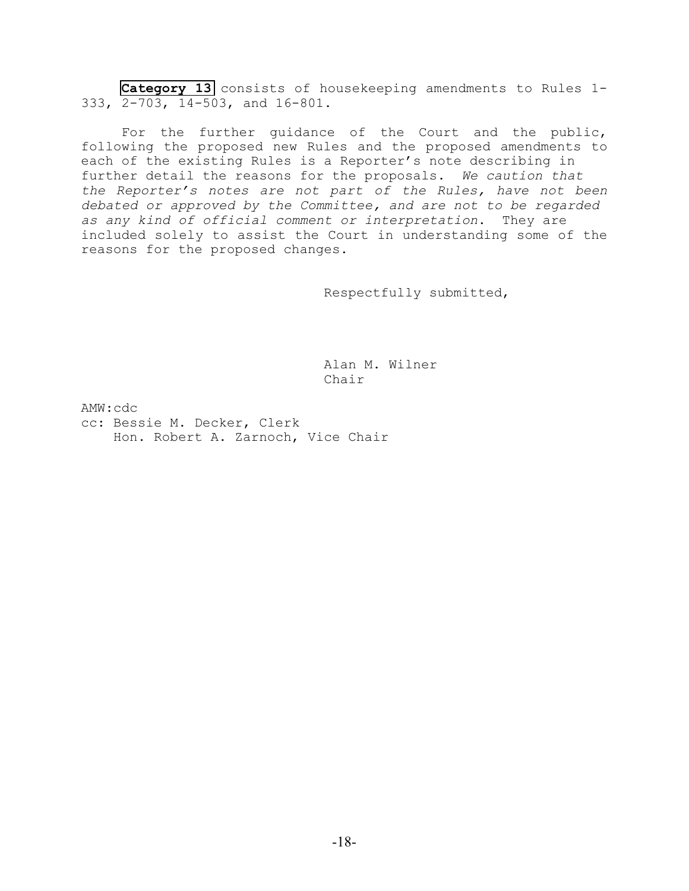**Category 13** consists of housekeeping amendments to Rules 1-333, 2-703, 14-503, and 16-801.

For the further guidance of the Court and the public, following the proposed new Rules and the proposed amendments to each of the existing Rules is a Reporter's note describing in further detail the reasons for the proposals. *We caution that the Reporter's notes are not part of the Rules, have not been debated or approved by the Committee, and are not to be regarded as any kind of official comment or interpretation*. They are included solely to assist the Court in understanding some of the reasons for the proposed changes.

Respectfully submitted,

Alan M. Wilner
Chair

AMW:cdc
cc: Bessie M. Decker, Clerk
Hon. Robert A. Zarnoch, Vice Chair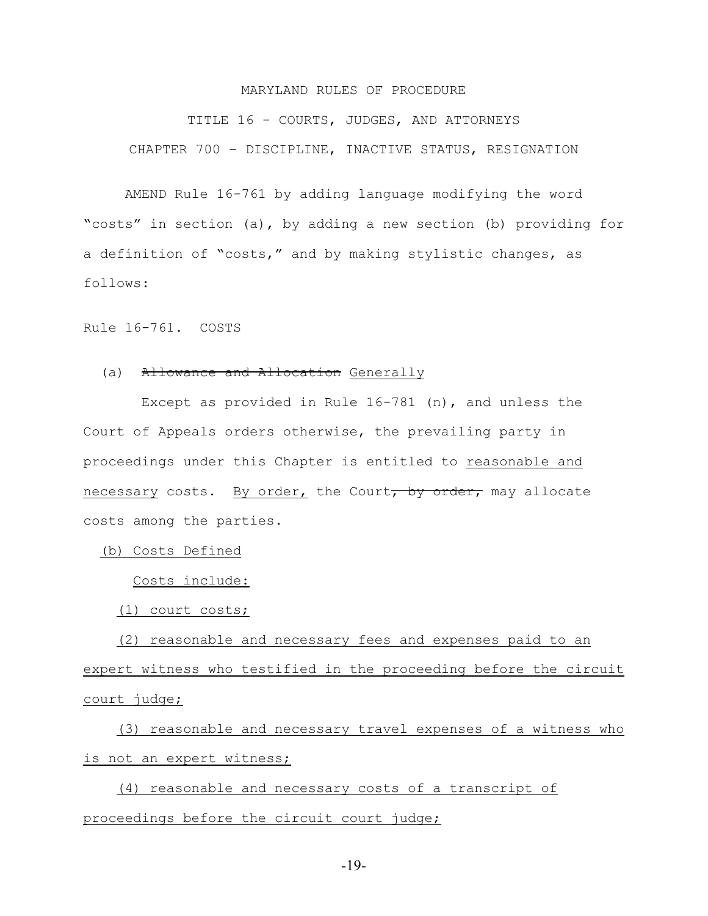MARYLAND RULES OF PROCEDURE

TITLE 16 - COURTS, JUDGES, AND ATTORNEYS

CHAPTER 700 – DISCIPLINE, INACTIVE STATUS, RESIGNATION

AMEND Rule 16-761 by adding language modifying the word "costs" in section (a), by adding a new section (b) providing for a definition of "costs," and by making stylistic changes, as follows:

Rule 16-761. COSTS

(a) ~~Allowance and Allocation~~ <u>Generally</u>

Except as provided in Rule 16-781 (n), and unless the Court of Appeals orders otherwise, the prevailing party in proceedings under this Chapter is entitled to <u>reasonable and necessary</u> costs. <u>By order,</u> the Court~~, by order,~~ may allocate costs among the parties.

<u>(b) Costs Defined</u>

<u>Costs include:</u>

<u>(1) court costs;</u>

<u>(2) reasonable and necessary fees and expenses paid to an expert witness who testified in the proceeding before the circuit court judge;</u>

<u>(3) reasonable and necessary travel expenses of a witness who is not an expert witness;</u>

<u>(4) reasonable and necessary costs of a transcript of proceedings before the circuit court judge;</u>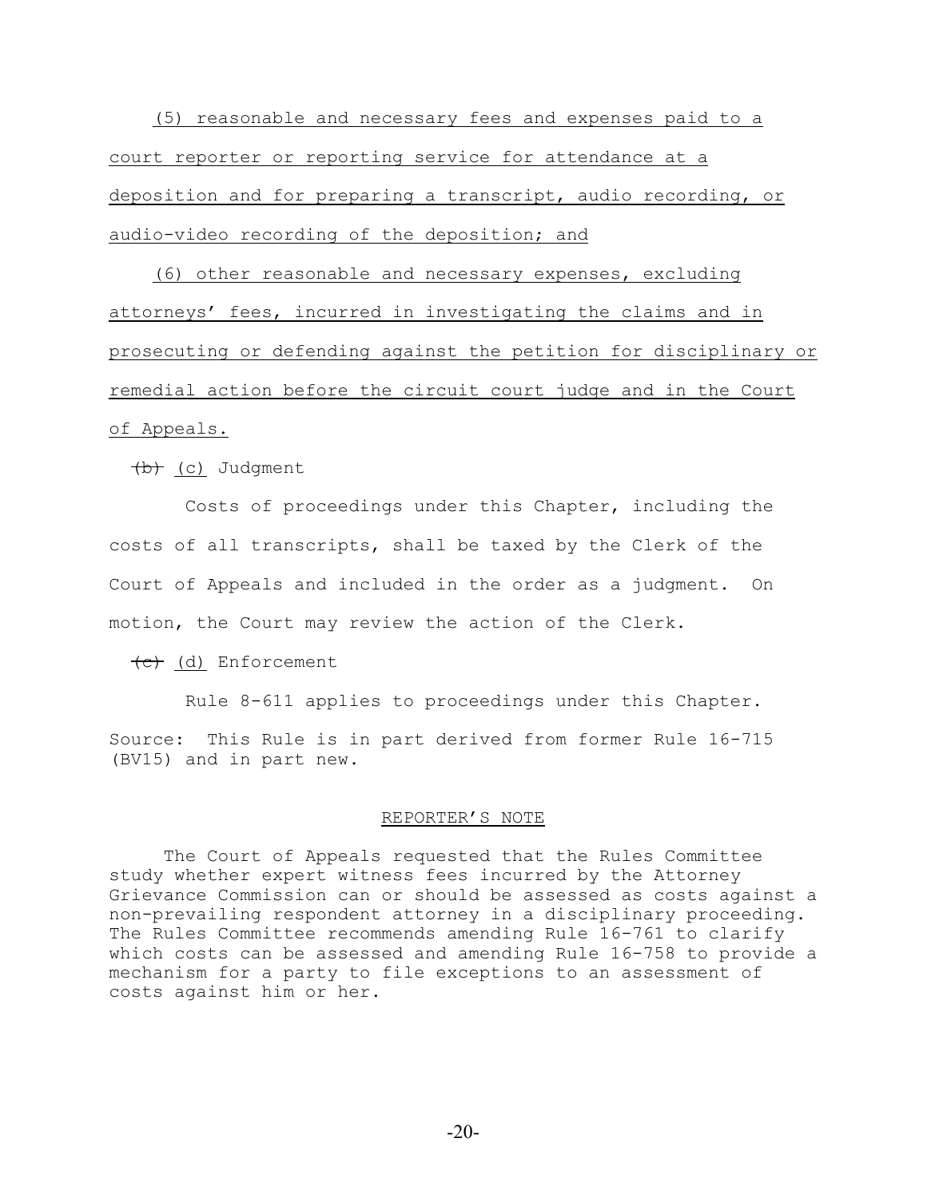(5) reasonable and necessary fees and expenses paid to a court reporter or reporting service for attendance at a deposition and for preparing a transcript, audio recording, or audio-video recording of the deposition; and

(6) other reasonable and necessary expenses, excluding attorneys' fees, incurred in investigating the claims and in prosecuting or defending against the petition for disciplinary or remedial action before the circuit court judge and in the Court of Appeals.

~~(b)~~ (c) Judgment

Costs of proceedings under this Chapter, including the costs of all transcripts, shall be taxed by the Clerk of the Court of Appeals and included in the order as a judgment. On motion, the Court may review the action of the Clerk.

~~(c)~~ (d) Enforcement

Rule 8-611 applies to proceedings under this Chapter.

Source: This Rule is in part derived from former Rule 16-715 (BV15) and in part new.

REPORTER'S NOTE

The Court of Appeals requested that the Rules Committee study whether expert witness fees incurred by the Attorney Grievance Commission can or should be assessed as costs against a non-prevailing respondent attorney in a disciplinary proceeding. The Rules Committee recommends amending Rule 16-761 to clarify which costs can be assessed and amending Rule 16-758 to provide a mechanism for a party to file exceptions to an assessment of costs against him or her.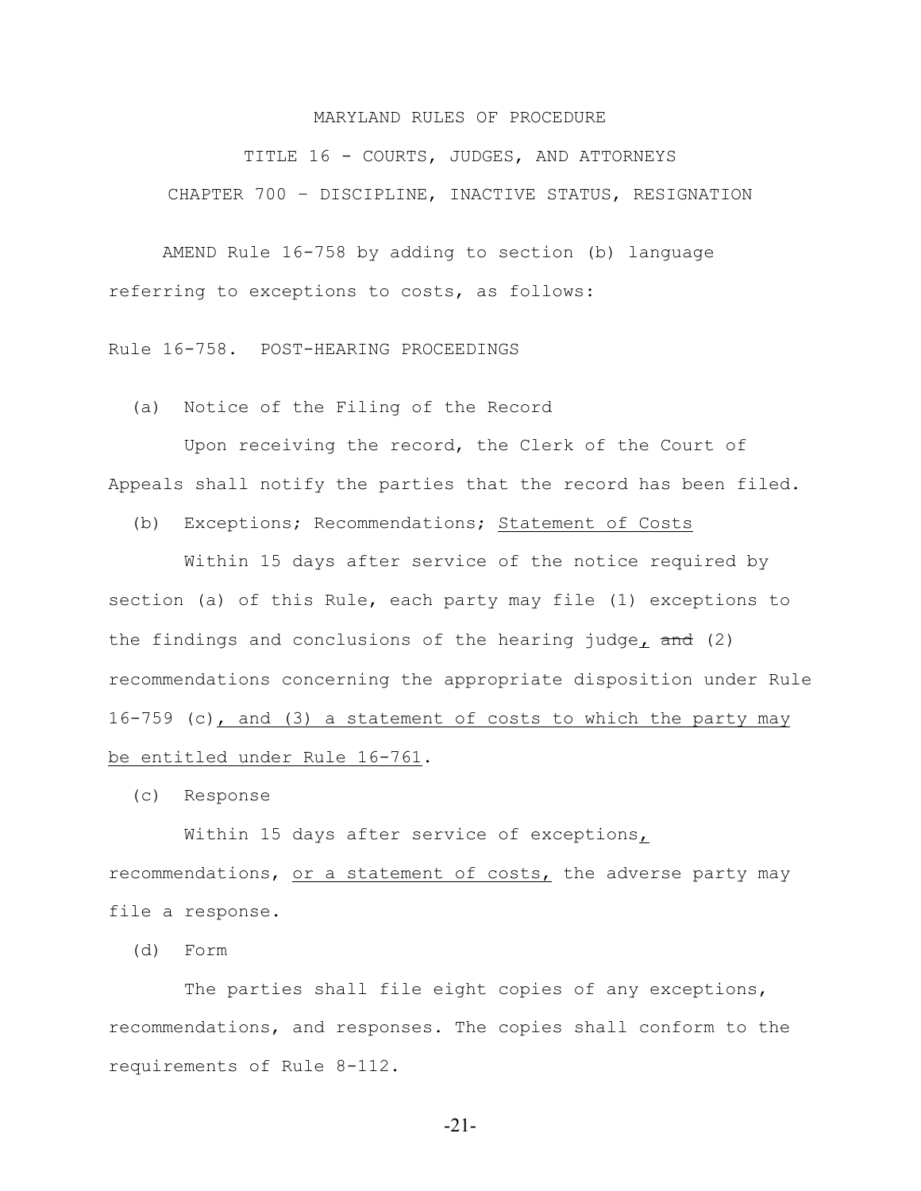MARYLAND RULES OF PROCEDURE

TITLE 16 - COURTS, JUDGES, AND ATTORNEYS

CHAPTER 700 – DISCIPLINE, INACTIVE STATUS, RESIGNATION

AMEND Rule 16-758 by adding to section (b) language referring to exceptions to costs, as follows:

Rule 16-758. POST-HEARING PROCEEDINGS

(a) Notice of the Filing of the Record

Upon receiving the record, the Clerk of the Court of Appeals shall notify the parties that the record has been filed.

(b) Exceptions; Recommendations; <u>Statement of Costs</u>

Within 15 days after service of the notice required by section (a) of this Rule, each party may file (1) exceptions to the findings and conclusions of the hearing judge<u>,</u> ~~and~~ (2) recommendations concerning the appropriate disposition under Rule 16-759 (c)<u>, and (3) a statement of costs to which the party may be entitled under Rule 16-761</u>.

(c) Response

Within 15 days after service of exceptions<u>,</u> recommendations, <u>or a statement of costs,</u> the adverse party may file a response.

(d) Form

The parties shall file eight copies of any exceptions, recommendations, and responses. The copies shall conform to the requirements of Rule 8-112.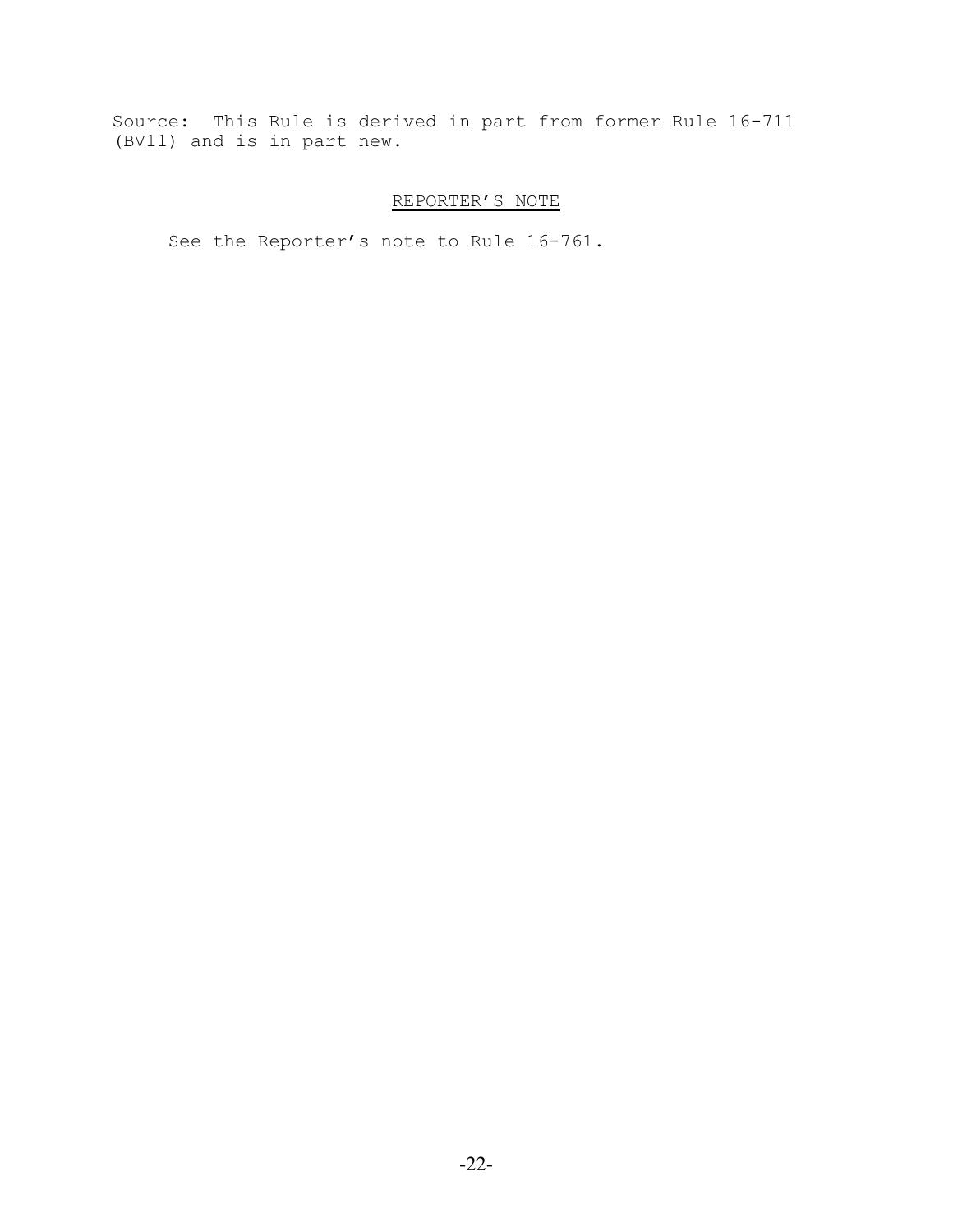Source: This Rule is derived in part from former Rule 16-711 (BV11) and is in part new.

REPORTER'S NOTE

See the Reporter's note to Rule 16-761.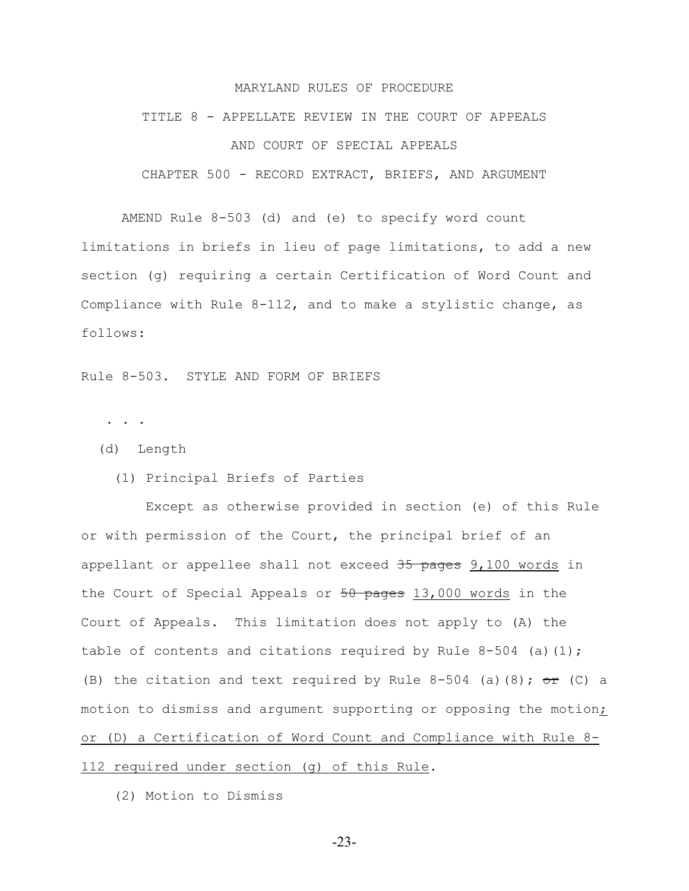MARYLAND RULES OF PROCEDURE

TITLE 8 - APPELLATE REVIEW IN THE COURT OF APPEALS

AND COURT OF SPECIAL APPEALS

CHAPTER 500 - RECORD EXTRACT, BRIEFS, AND ARGUMENT

AMEND Rule 8-503 (d) and (e) to specify word count limitations in briefs in lieu of page limitations, to add a new section (g) requiring a certain Certification of Word Count and Compliance with Rule 8-112, and to make a stylistic change, as follows:

Rule 8-503. STYLE AND FORM OF BRIEFS

. . .

(d) Length

(1) Principal Briefs of Parties

Except as otherwise provided in section (e) of this Rule or with permission of the Court, the principal brief of an appellant or appellee shall not exceed ~~35 pages~~ <u>9,100 words</u> in the Court of Special Appeals or ~~50 pages~~ <u>13,000 words</u> in the Court of Appeals. This limitation does not apply to (A) the table of contents and citations required by Rule 8-504 (a)(1); (B) the citation and text required by Rule 8-504 (a)(8); ~~or~~ (C) a motion to dismiss and argument supporting or opposing the motion<u>; or (D) a Certification of Word Count and Compliance with Rule 8-112 required under section (g) of this Rule</u>.

(2) Motion to Dismiss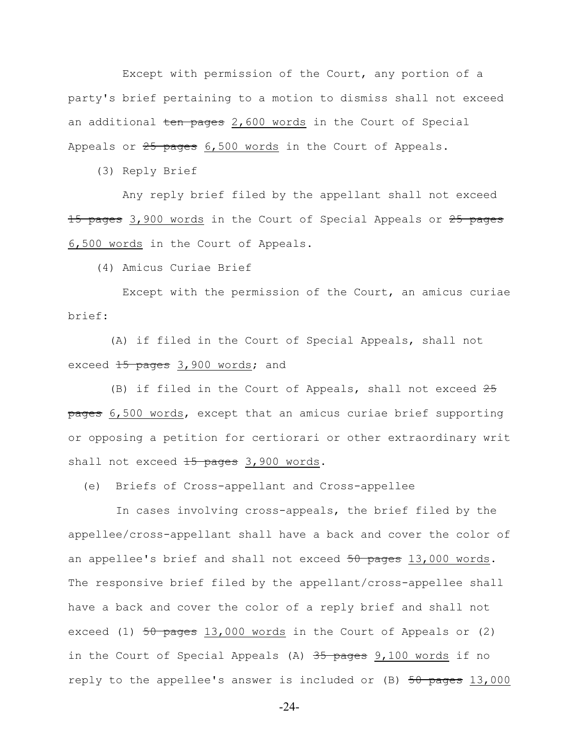Except with permission of the Court, any portion of a party's brief pertaining to a motion to dismiss shall not exceed an additional ~~ten pages~~ <u>2,600 words</u> in the Court of Special Appeals or ~~25 pages~~ <u>6,500 words</u> in the Court of Appeals.

(3) Reply Brief

Any reply brief filed by the appellant shall not exceed ~~15 pages~~ <u>3,900 words</u> in the Court of Special Appeals or ~~25 pages~~ <u>6,500 words</u> in the Court of Appeals.

(4) Amicus Curiae Brief

Except with the permission of the Court, an amicus curiae brief:

(A) if filed in the Court of Special Appeals, shall not exceed ~~15 pages~~ <u>3,900 words</u>; and

(B) if filed in the Court of Appeals, shall not exceed ~~25 pages~~ <u>6,500 words</u>, except that an amicus curiae brief supporting or opposing a petition for certiorari or other extraordinary writ shall not exceed ~~15 pages~~ <u>3,900 words</u>.

(e) Briefs of Cross-appellant and Cross-appellee

In cases involving cross-appeals, the brief filed by the appellee/cross-appellant shall have a back and cover the color of an appellee's brief and shall not exceed ~~50 pages~~ <u>13,000 words</u>. The responsive brief filed by the appellant/cross-appellee shall have a back and cover the color of a reply brief and shall not exceed (1) ~~50 pages~~ <u>13,000 words</u> in the Court of Appeals or (2) in the Court of Special Appeals (A) ~~35 pages~~ <u>9,100 words</u> if no reply to the appellee's answer is included or (B) ~~50 pages~~ <u>13,000</u>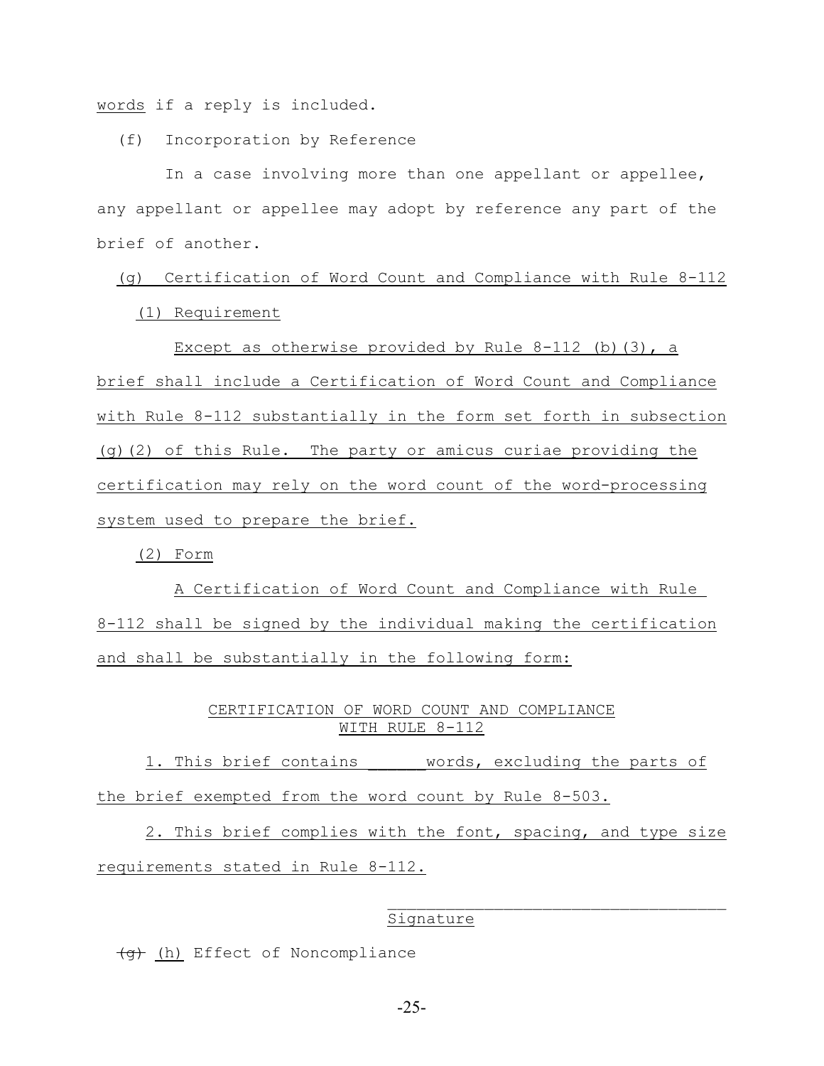words if a reply is included.

(f) Incorporation by Reference

In a case involving more than one appellant or appellee, any appellant or appellee may adopt by reference any part of the brief of another.

(g) Certification of Word Count and Compliance with Rule 8-112

(1) Requirement

Except as otherwise provided by Rule 8-112 (b)(3), a brief shall include a Certification of Word Count and Compliance with Rule 8-112 substantially in the form set forth in subsection (g)(2) of this Rule. The party or amicus curiae providing the certification may rely on the word count of the word-processing system used to prepare the brief.

(2) Form

A Certification of Word Count and Compliance with Rule 8-112 shall be signed by the individual making the certification and shall be substantially in the following form:

CERTIFICATION OF WORD COUNT AND COMPLIANCE WITH RULE 8-112

1. This brief contains ______words, excluding the parts of the brief exempted from the word count by Rule 8-503.

2. This brief complies with the font, spacing, and type size requirements stated in Rule 8-112.

____________________________________
Signature

~~(g)~~ (h) Effect of Noncompliance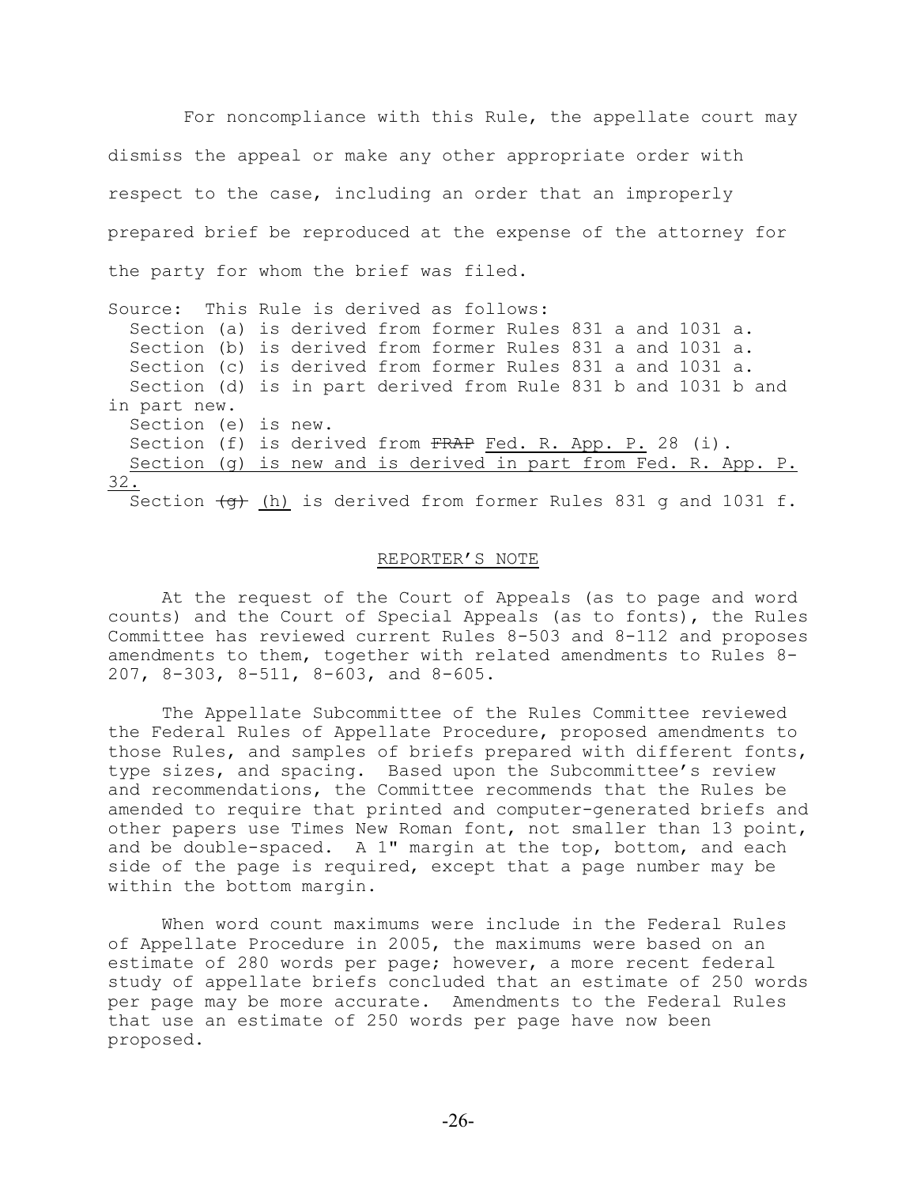For noncompliance with this Rule, the appellate court may dismiss the appeal or make any other appropriate order with respect to the case, including an order that an improperly prepared brief be reproduced at the expense of the attorney for the party for whom the brief was filed.

Source: This Rule is derived as follows:
Section (a) is derived from former Rules 831 a and 1031 a.
Section (b) is derived from former Rules 831 a and 1031 a.
Section (c) is derived from former Rules 831 a and 1031 a.
Section (d) is in part derived from Rule 831 b and 1031 b and in part new.
Section (e) is new.
Section (f) is derived from ~~FRAP~~ <u>Fed. R. App. P.</u> 28 (i).
<u>Section (g) is new and is derived in part from Fed. R. App. P. 32.</u>
Section ~~(g)~~ <u>(h)</u> is derived from former Rules 831 g and 1031 f.

<u>REPORTER'S NOTE</u>

At the request of the Court of Appeals (as to page and word counts) and the Court of Special Appeals (as to fonts), the Rules Committee has reviewed current Rules 8-503 and 8-112 and proposes amendments to them, together with related amendments to Rules 8-207, 8-303, 8-511, 8-603, and 8-605.

The Appellate Subcommittee of the Rules Committee reviewed the Federal Rules of Appellate Procedure, proposed amendments to those Rules, and samples of briefs prepared with different fonts, type sizes, and spacing. Based upon the Subcommittee's review and recommendations, the Committee recommends that the Rules be amended to require that printed and computer-generated briefs and other papers use Times New Roman font, not smaller than 13 point, and be double-spaced. A 1" margin at the top, bottom, and each side of the page is required, except that a page number may be within the bottom margin.

When word count maximums were include in the Federal Rules of Appellate Procedure in 2005, the maximums were based on an estimate of 280 words per page; however, a more recent federal study of appellate briefs concluded that an estimate of 250 words per page may be more accurate. Amendments to the Federal Rules that use an estimate of 250 words per page have now been proposed.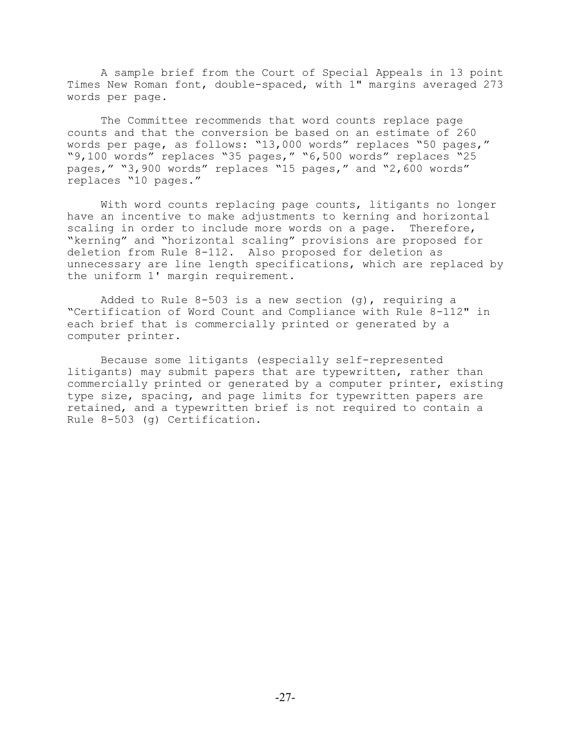A sample brief from the Court of Special Appeals in 13 point Times New Roman font, double-spaced, with 1" margins averaged 273 words per page.

The Committee recommends that word counts replace page counts and that the conversion be based on an estimate of 260 words per page, as follows: "13,000 words" replaces "50 pages," "9,100 words" replaces "35 pages," "6,500 words" replaces "25 pages," "3,900 words" replaces "15 pages," and "2,600 words" replaces "10 pages."

With word counts replacing page counts, litigants no longer have an incentive to make adjustments to kerning and horizontal scaling in order to include more words on a page. Therefore, "kerning" and "horizontal scaling" provisions are proposed for deletion from Rule 8-112. Also proposed for deletion as unnecessary are line length specifications, which are replaced by the uniform 1' margin requirement.

Added to Rule 8-503 is a new section (g), requiring a "Certification of Word Count and Compliance with Rule 8-112" in each brief that is commercially printed or generated by a computer printer.

Because some litigants (especially self-represented litigants) may submit papers that are typewritten, rather than commercially printed or generated by a computer printer, existing type size, spacing, and page limits for typewritten papers are retained, and a typewritten brief is not required to contain a Rule 8-503 (g) Certification.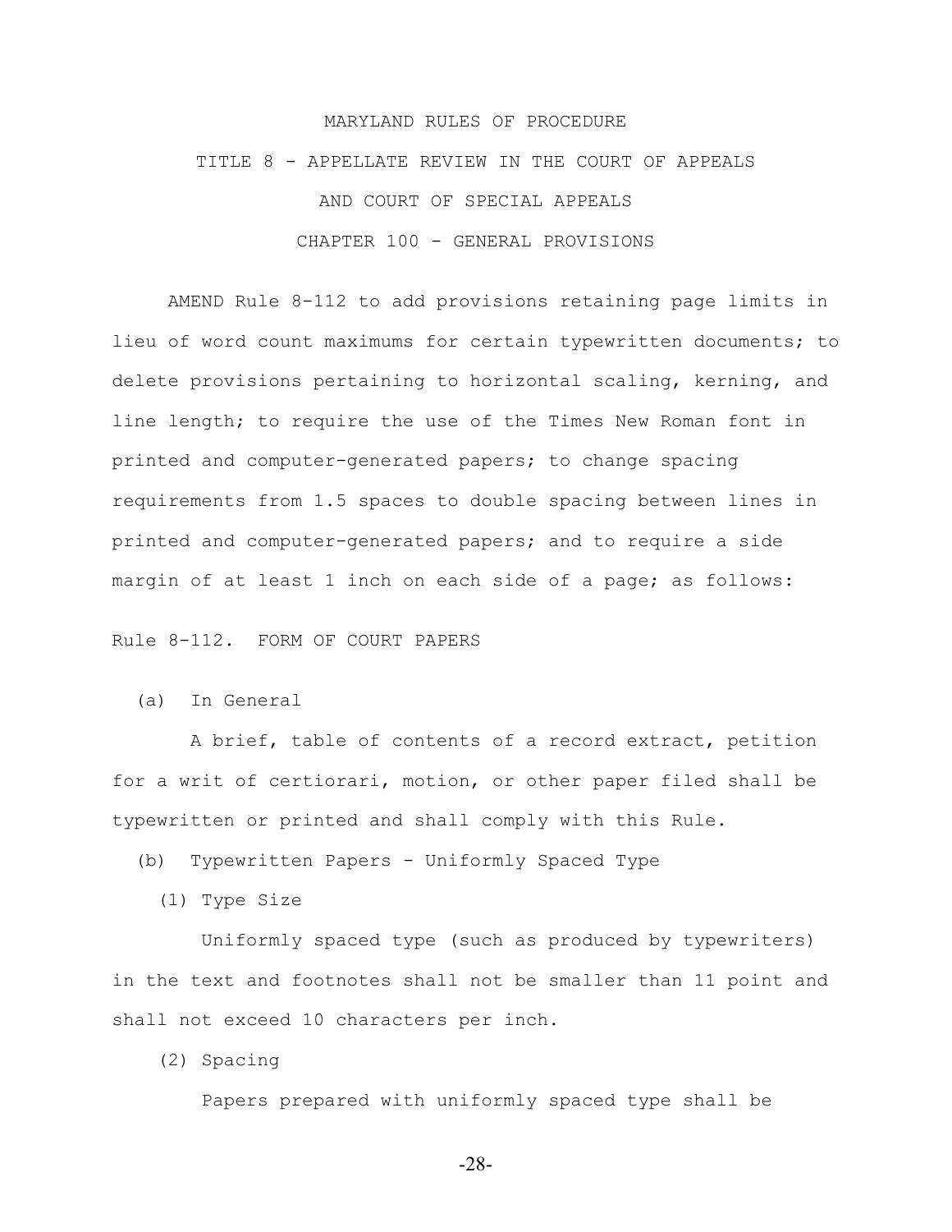MARYLAND RULES OF PROCEDURE

TITLE 8 - APPELLATE REVIEW IN THE COURT OF APPEALS

AND COURT OF SPECIAL APPEALS

CHAPTER 100 - GENERAL PROVISIONS

AMEND Rule 8-112 to add provisions retaining page limits in lieu of word count maximums for certain typewritten documents; to delete provisions pertaining to horizontal scaling, kerning, and line length; to require the use of the Times New Roman font in printed and computer-generated papers; to change spacing requirements from 1.5 spaces to double spacing between lines in printed and computer-generated papers; and to require a side margin of at least 1 inch on each side of a page; as follows:

Rule 8-112. FORM OF COURT PAPERS

(a) In General

A brief, table of contents of a record extract, petition for a writ of certiorari, motion, or other paper filed shall be typewritten or printed and shall comply with this Rule.

(b) Typewritten Papers - Uniformly Spaced Type

(1) Type Size

Uniformly spaced type (such as produced by typewriters) in the text and footnotes shall not be smaller than 11 point and shall not exceed 10 characters per inch.

(2) Spacing

Papers prepared with uniformly spaced type shall be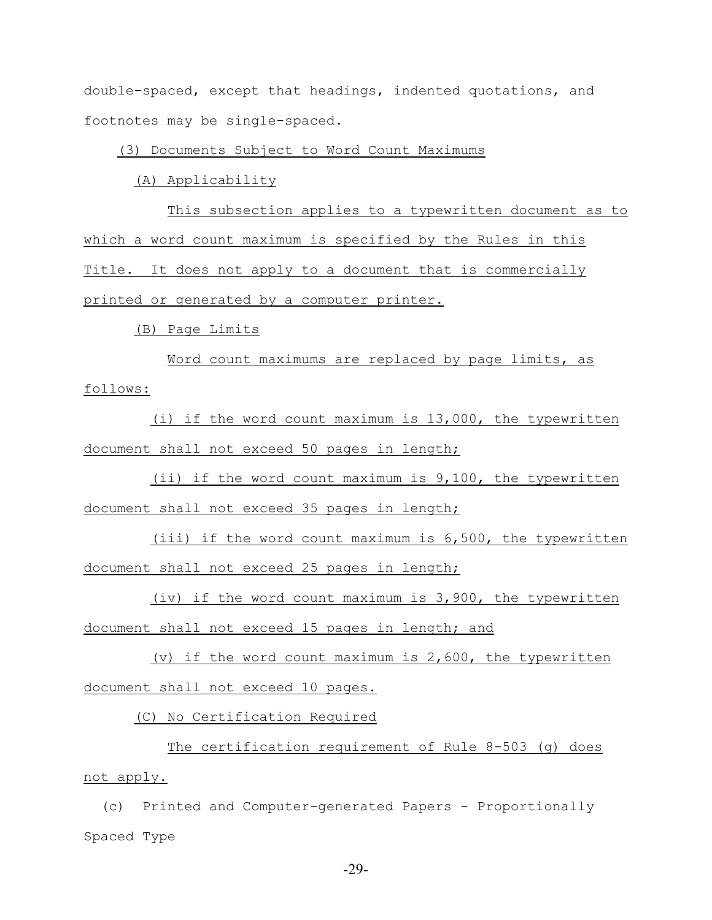double-spaced, except that headings, indented quotations, and footnotes may be single-spaced.

(3) Documents Subject to Word Count Maximums

(A) Applicability

This subsection applies to a typewritten document as to which a word count maximum is specified by the Rules in this Title. It does not apply to a document that is commercially printed or generated by a computer printer.

(B) Page Limits

Word count maximums are replaced by page limits, as follows:

(i) if the word count maximum is 13,000, the typewritten document shall not exceed 50 pages in length;

(ii) if the word count maximum is 9,100, the typewritten document shall not exceed 35 pages in length;

(iii) if the word count maximum is 6,500, the typewritten document shall not exceed 25 pages in length;

(iv) if the word count maximum is 3,900, the typewritten document shall not exceed 15 pages in length; and

(v) if the word count maximum is 2,600, the typewritten document shall not exceed 10 pages.

(C) No Certification Required

The certification requirement of Rule 8-503 (g) does not apply.

(c) Printed and Computer-generated Papers - Proportionally Spaced Type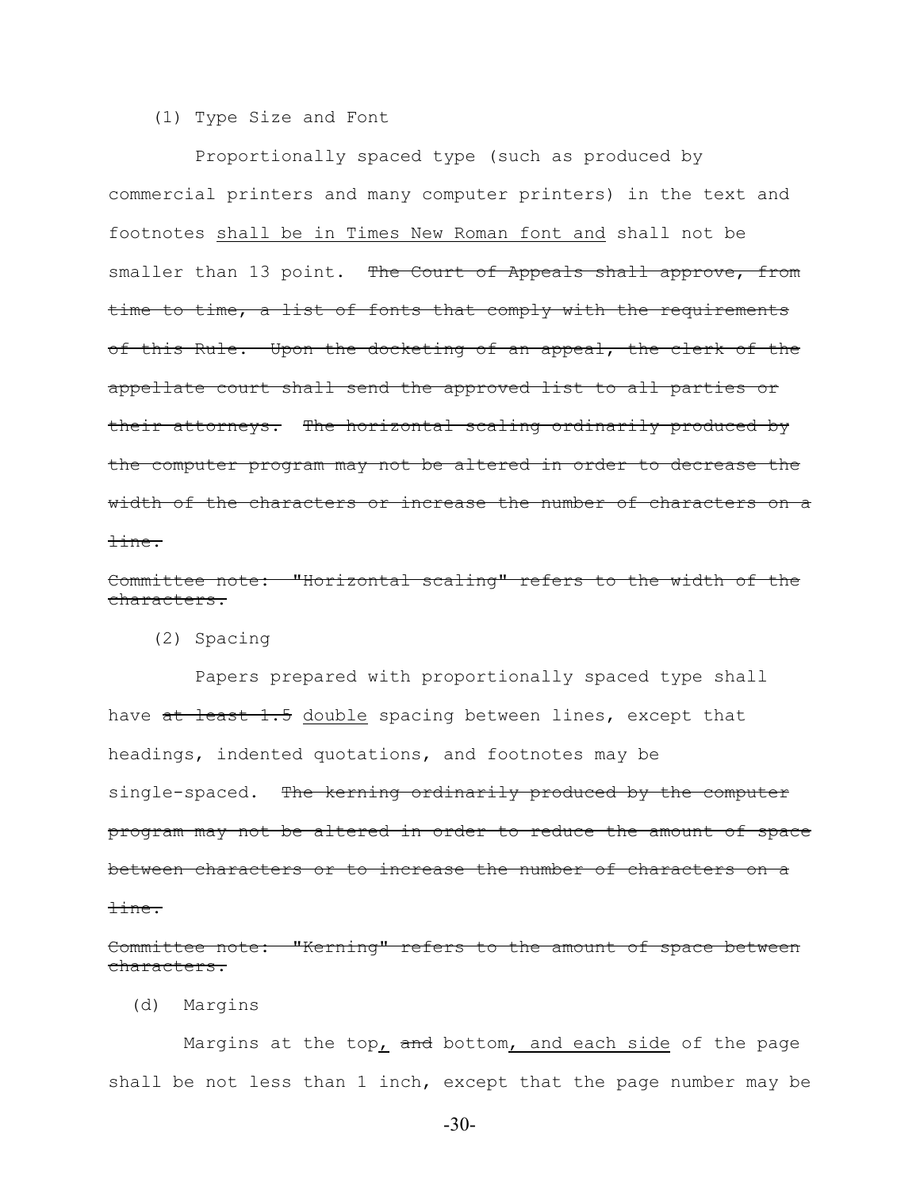(1) Type Size and Font

Proportionally spaced type (such as produced by commercial printers and many computer printers) in the text and footnotes <u>shall be in Times New Roman font and</u> shall not be smaller than 13 point. ~~The Court of Appeals shall approve, from time to time, a list of fonts that comply with the requirements of this Rule. Upon the docketing of an appeal, the clerk of the appellate court shall send the approved list to all parties or their attorneys. The horizontal scaling ordinarily produced by the computer program may not be altered in order to decrease the width of the characters or increase the number of characters on a line.~~

~~Committee note: "Horizontal scaling" refers to the width of the characters.~~

(2) Spacing

Papers prepared with proportionally spaced type shall have ~~at least 1.5~~ <u>double</u> spacing between lines, except that headings, indented quotations, and footnotes may be single-spaced. ~~The kerning ordinarily produced by the computer program may not be altered in order to reduce the amount of space between characters or to increase the number of characters on a line.~~

~~Committee note: "Kerning" refers to the amount of space between characters.~~

(d) Margins

Margins at the top<u>,</u> ~~and~~ bottom<u>, and each side</u> of the page shall be not less than 1 inch, except that the page number may be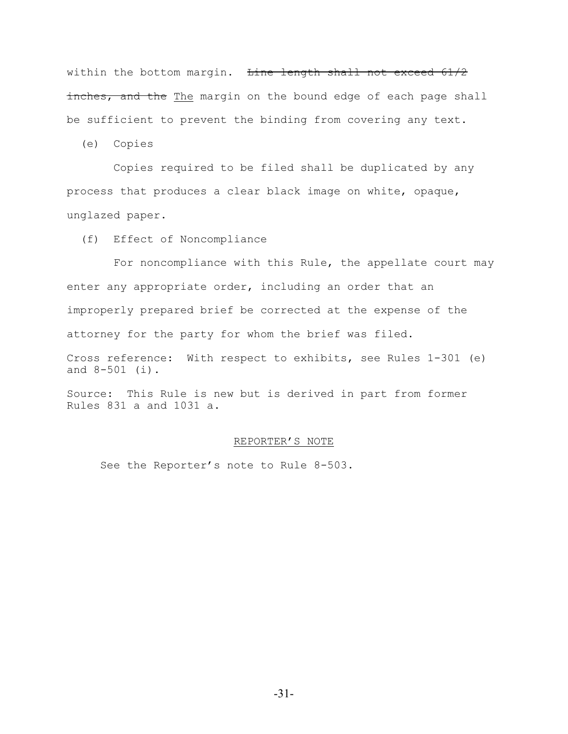within the bottom margin. ~~Line length shall not exceed 61/2 inches, and the~~ <u>The</u> margin on the bound edge of each page shall be sufficient to prevent the binding from covering any text.

(e) Copies

Copies required to be filed shall be duplicated by any process that produces a clear black image on white, opaque, unglazed paper.

(f) Effect of Noncompliance

For noncompliance with this Rule, the appellate court may enter any appropriate order, including an order that an improperly prepared brief be corrected at the expense of the attorney for the party for whom the brief was filed.

Cross reference: With respect to exhibits, see Rules 1-301 (e) and 8-501 (i).

Source: This Rule is new but is derived in part from former Rules 831 a and 1031 a.

<u>REPORTER'S NOTE</u>

See the Reporter's note to Rule 8-503.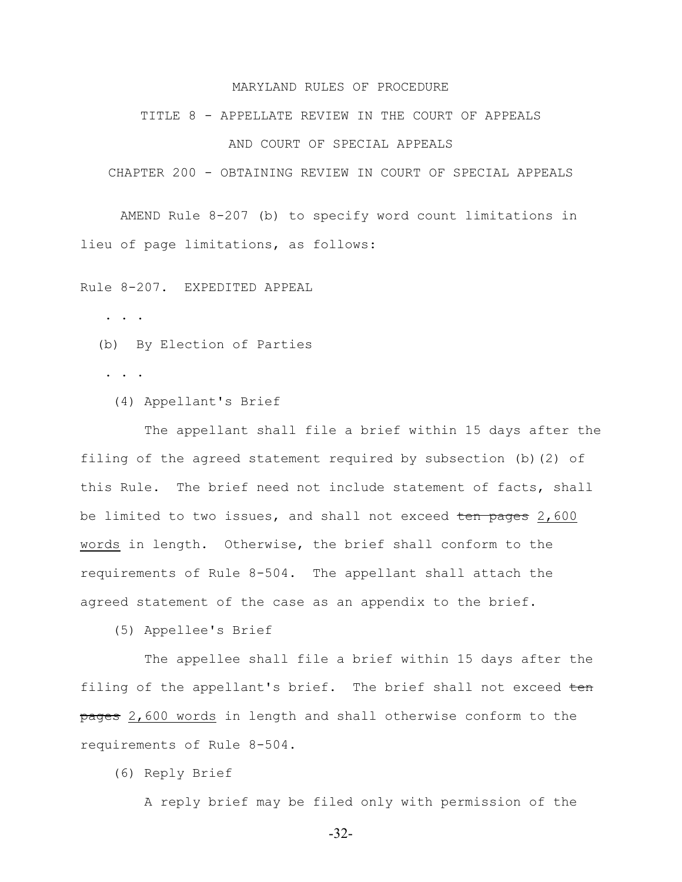MARYLAND RULES OF PROCEDURE

TITLE 8 - APPELLATE REVIEW IN THE COURT OF APPEALS

AND COURT OF SPECIAL APPEALS

CHAPTER 200 - OBTAINING REVIEW IN COURT OF SPECIAL APPEALS

AMEND Rule 8-207 (b) to specify word count limitations in lieu of page limitations, as follows:

Rule 8-207. EXPEDITED APPEAL

. . .

(b) By Election of Parties

. . .

(4) Appellant's Brief

The appellant shall file a brief within 15 days after the filing of the agreed statement required by subsection (b)(2) of this Rule. The brief need not include statement of facts, shall be limited to two issues, and shall not exceed ~~ten pages~~ <u>2,600 words</u> in length. Otherwise, the brief shall conform to the requirements of Rule 8-504. The appellant shall attach the agreed statement of the case as an appendix to the brief.

(5) Appellee's Brief

The appellee shall file a brief within 15 days after the filing of the appellant's brief. The brief shall not exceed ~~ten pages~~ <u>2,600 words</u> in length and shall otherwise conform to the requirements of Rule 8-504.

(6) Reply Brief

A reply brief may be filed only with permission of the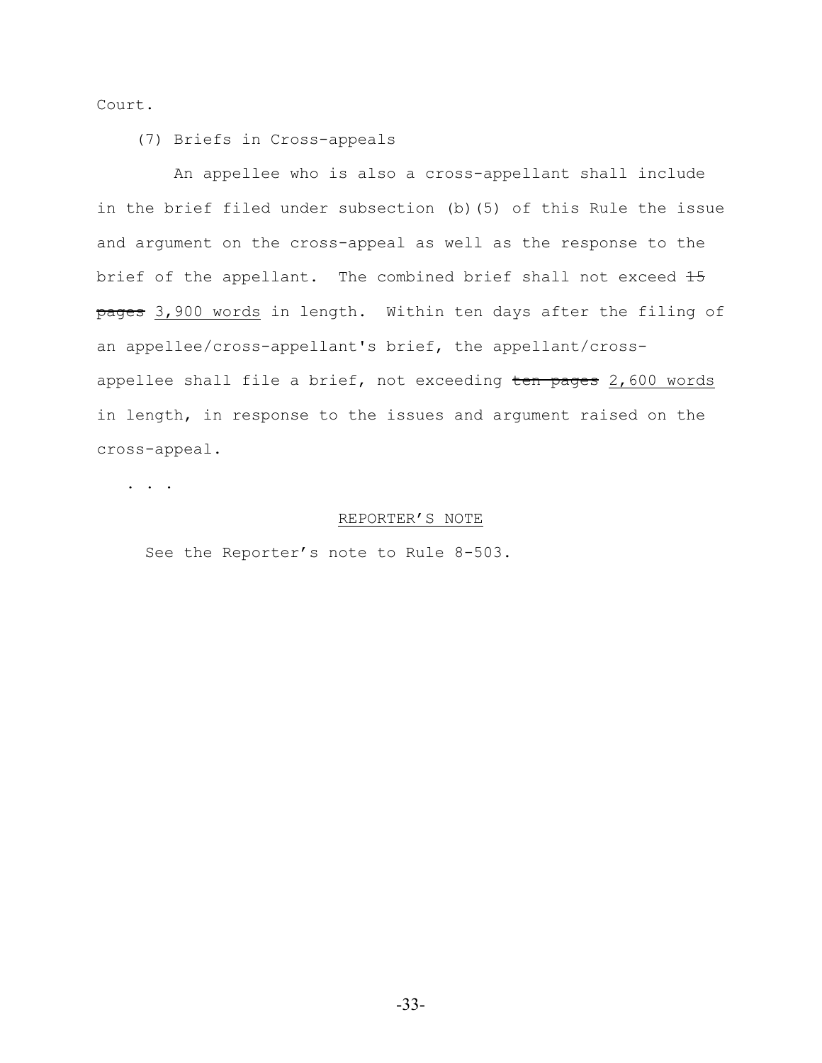Court.

(7) Briefs in Cross-appeals

An appellee who is also a cross-appellant shall include in the brief filed under subsection (b)(5) of this Rule the issue and argument on the cross-appeal as well as the response to the brief of the appellant. The combined brief shall not exceed ~~15 pages~~ <u>3,900 words</u> in length. Within ten days after the filing of an appellee/cross-appellant's brief, the appellant/cross-appellee shall file a brief, not exceeding ~~ten pages~~ <u>2,600 words</u> in length, in response to the issues and argument raised on the cross-appeal.

. . .

<u>REPORTER'S NOTE</u>

See the Reporter's note to Rule 8-503.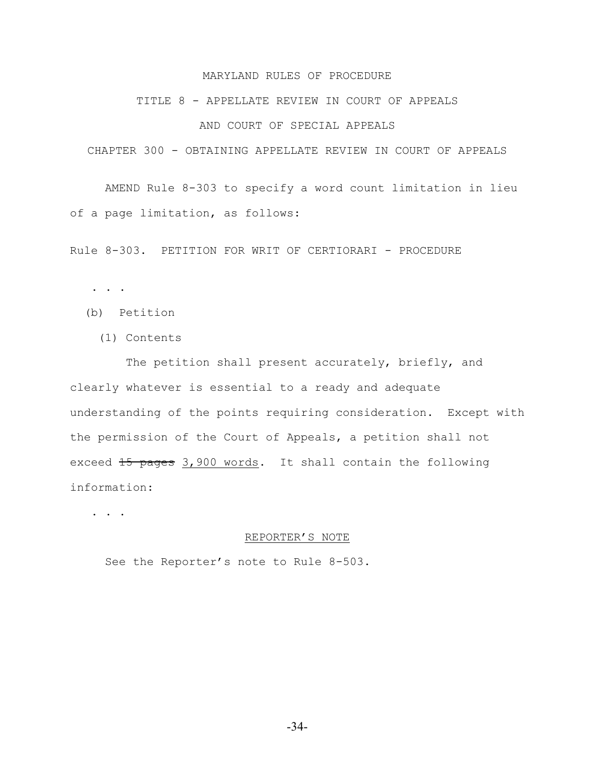MARYLAND RULES OF PROCEDURE

TITLE 8 - APPELLATE REVIEW IN COURT OF APPEALS

AND COURT OF SPECIAL APPEALS

CHAPTER 300 - OBTAINING APPELLATE REVIEW IN COURT OF APPEALS

AMEND Rule 8-303 to specify a word count limitation in lieu of a page limitation, as follows:

Rule 8-303. PETITION FOR WRIT OF CERTIORARI - PROCEDURE

. . .

(b) Petition

(1) Contents

The petition shall present accurately, briefly, and clearly whatever is essential to a ready and adequate understanding of the points requiring consideration. Except with the permission of the Court of Appeals, a petition shall not exceed ~~15 pages~~ <u>3,900 words</u>. It shall contain the following information:

. . .

<u>REPORTER'S NOTE</u>

See the Reporter's note to Rule 8-503.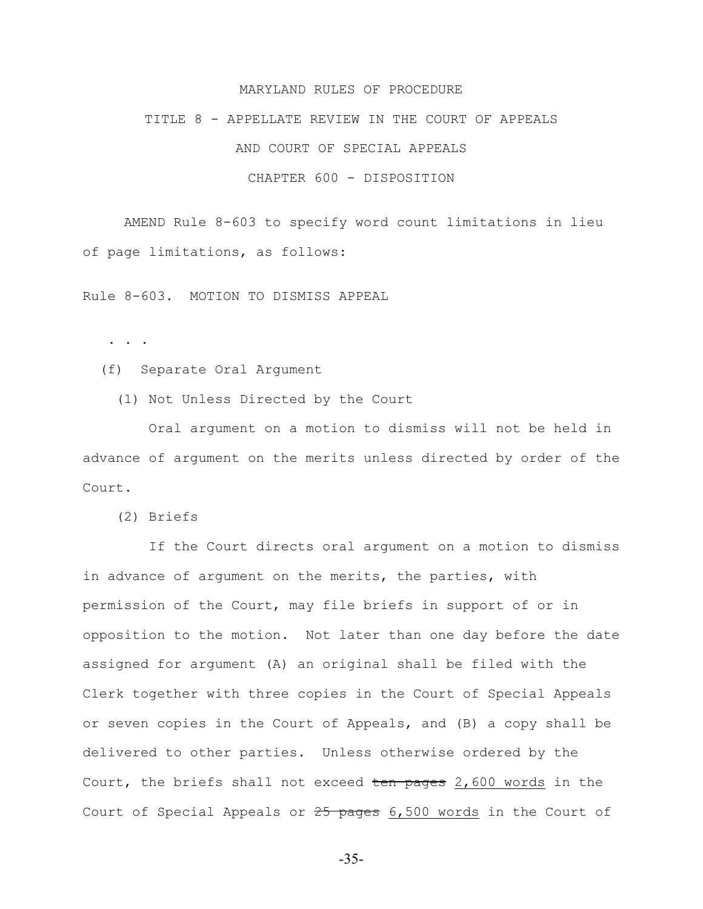MARYLAND RULES OF PROCEDURE

TITLE 8 - APPELLATE REVIEW IN THE COURT OF APPEALS

AND COURT OF SPECIAL APPEALS

CHAPTER 600 - DISPOSITION

AMEND Rule 8-603 to specify word count limitations in lieu of page limitations, as follows:

Rule 8-603. MOTION TO DISMISS APPEAL

. . .

(f) Separate Oral Argument

(1) Not Unless Directed by the Court

Oral argument on a motion to dismiss will not be held in advance of argument on the merits unless directed by order of the Court.

(2) Briefs

If the Court directs oral argument on a motion to dismiss in advance of argument on the merits, the parties, with permission of the Court, may file briefs in support of or in opposition to the motion. Not later than one day before the date assigned for argument (A) an original shall be filed with the Clerk together with three copies in the Court of Special Appeals or seven copies in the Court of Appeals, and (B) a copy shall be delivered to other parties. Unless otherwise ordered by the Court, the briefs shall not exceed ~~ten pages~~ <u>2,600 words</u> in the Court of Special Appeals or ~~25 pages~~ <u>6,500 words</u> in the Court of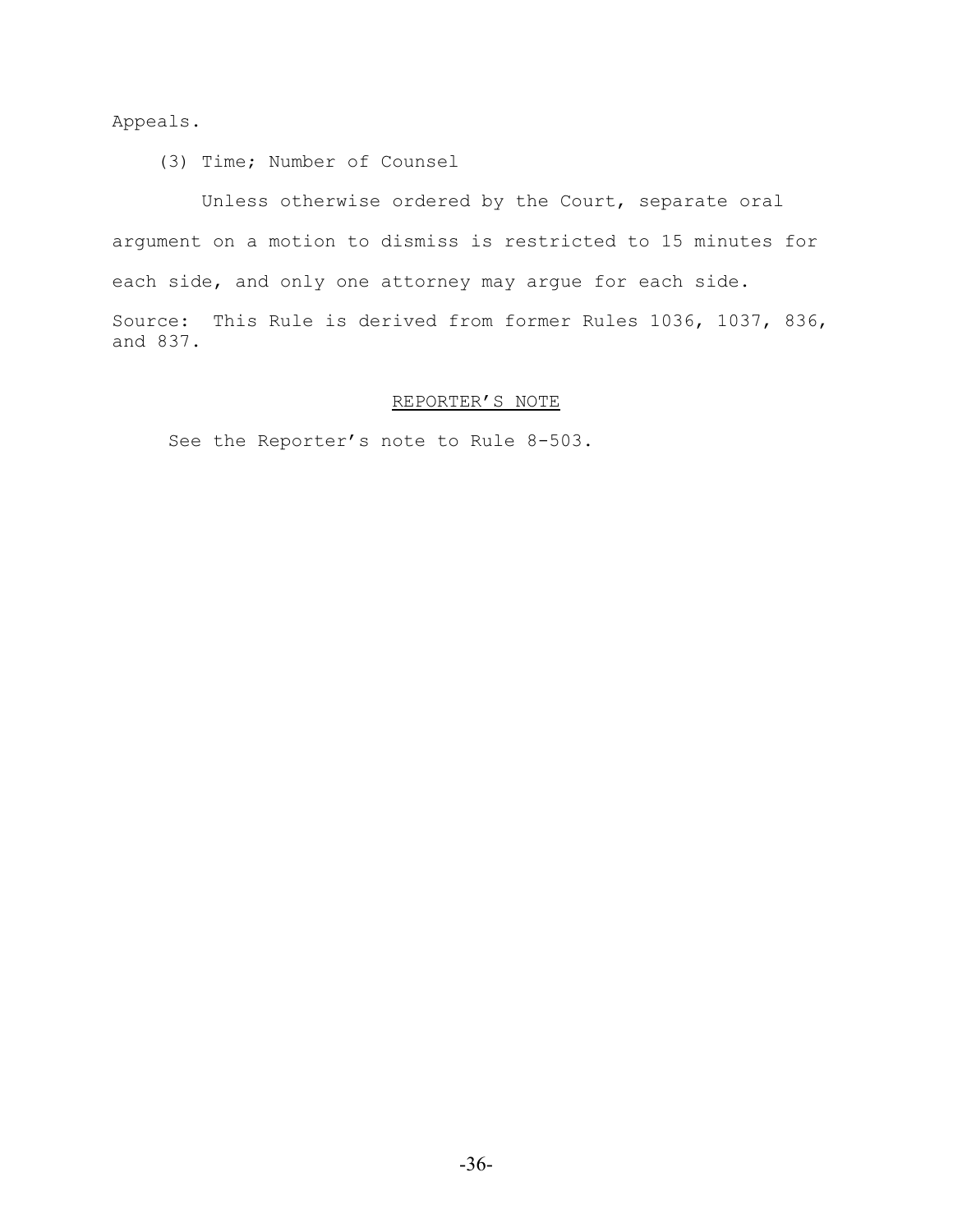Appeals.

(3) Time; Number of Counsel

Unless otherwise ordered by the Court, separate oral argument on a motion to dismiss is restricted to 15 minutes for each side, and only one attorney may argue for each side.

Source: This Rule is derived from former Rules 1036, 1037, 836, and 837.

REPORTER'S NOTE

See the Reporter's note to Rule 8-503.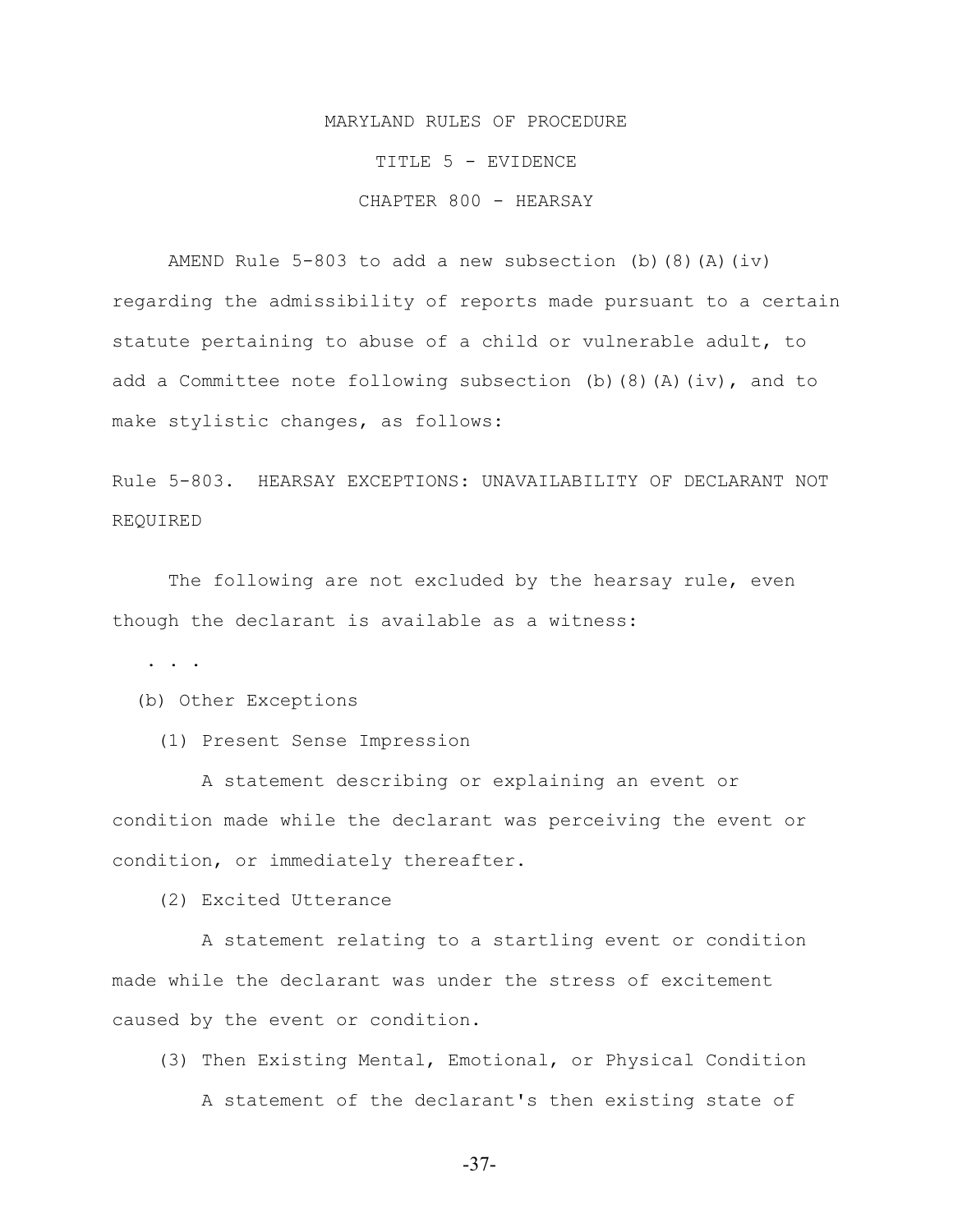MARYLAND RULES OF PROCEDURE

TITLE 5 - EVIDENCE

CHAPTER 800 - HEARSAY

AMEND Rule 5-803 to add a new subsection (b)(8)(A)(iv) regarding the admissibility of reports made pursuant to a certain statute pertaining to abuse of a child or vulnerable adult, to add a Committee note following subsection (b)(8)(A)(iv), and to make stylistic changes, as follows:

Rule 5-803. HEARSAY EXCEPTIONS: UNAVAILABILITY OF DECLARANT NOT REQUIRED

The following are not excluded by the hearsay rule, even though the declarant is available as a witness:

. . .

(b) Other Exceptions

(1) Present Sense Impression

A statement describing or explaining an event or condition made while the declarant was perceiving the event or condition, or immediately thereafter.

(2) Excited Utterance

A statement relating to a startling event or condition made while the declarant was under the stress of excitement caused by the event or condition.

(3) Then Existing Mental, Emotional, or Physical Condition

A statement of the declarant's then existing state of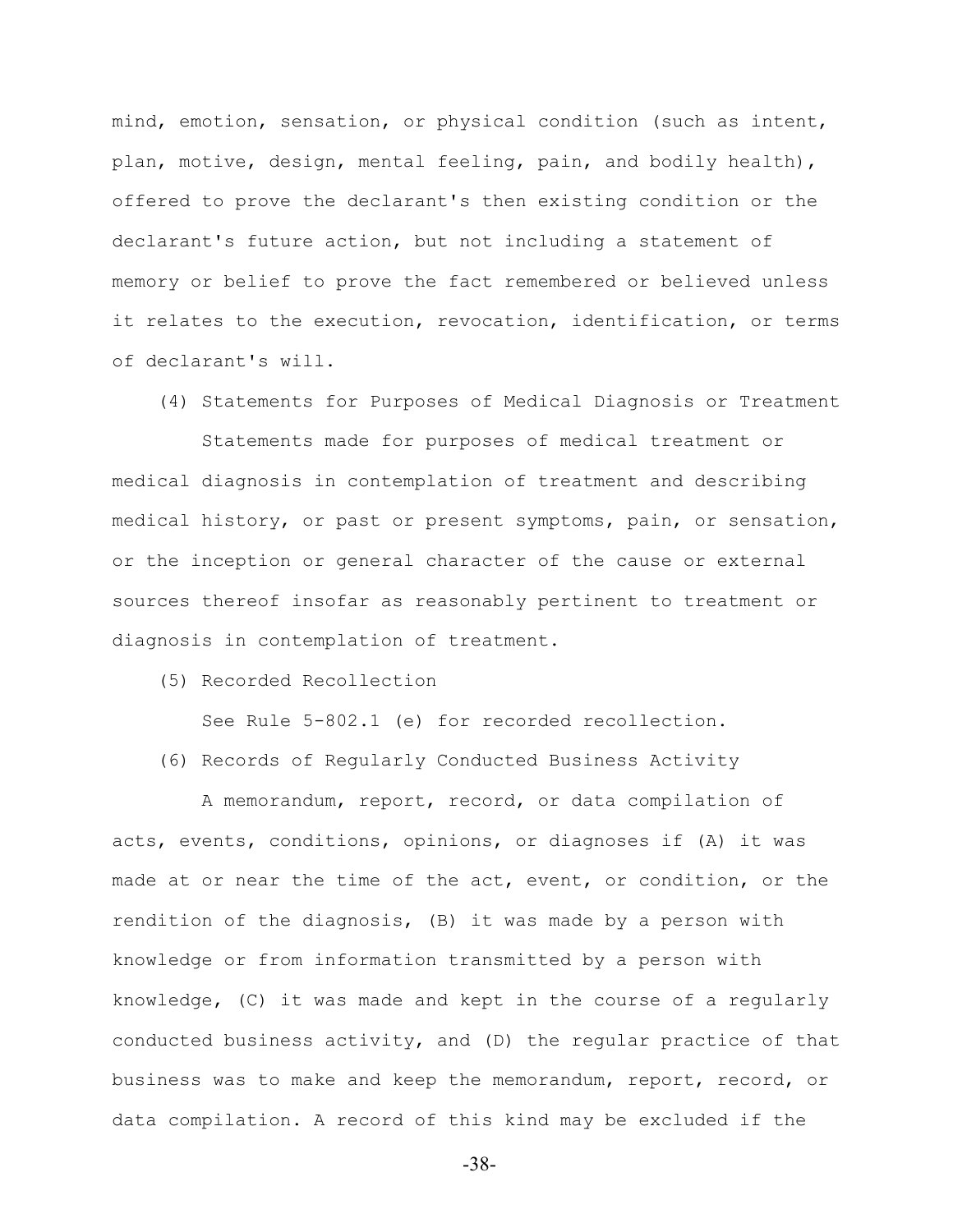mind, emotion, sensation, or physical condition (such as intent, plan, motive, design, mental feeling, pain, and bodily health), offered to prove the declarant's then existing condition or the declarant's future action, but not including a statement of memory or belief to prove the fact remembered or believed unless it relates to the execution, revocation, identification, or terms of declarant's will.

(4) Statements for Purposes of Medical Diagnosis or Treatment

Statements made for purposes of medical treatment or medical diagnosis in contemplation of treatment and describing medical history, or past or present symptoms, pain, or sensation, or the inception or general character of the cause or external sources thereof insofar as reasonably pertinent to treatment or diagnosis in contemplation of treatment.

(5) Recorded Recollection

See Rule 5-802.1 (e) for recorded recollection.

(6) Records of Regularly Conducted Business Activity

A memorandum, report, record, or data compilation of acts, events, conditions, opinions, or diagnoses if (A) it was made at or near the time of the act, event, or condition, or the rendition of the diagnosis, (B) it was made by a person with knowledge or from information transmitted by a person with knowledge, (C) it was made and kept in the course of a regularly conducted business activity, and (D) the regular practice of that business was to make and keep the memorandum, report, record, or data compilation. A record of this kind may be excluded if the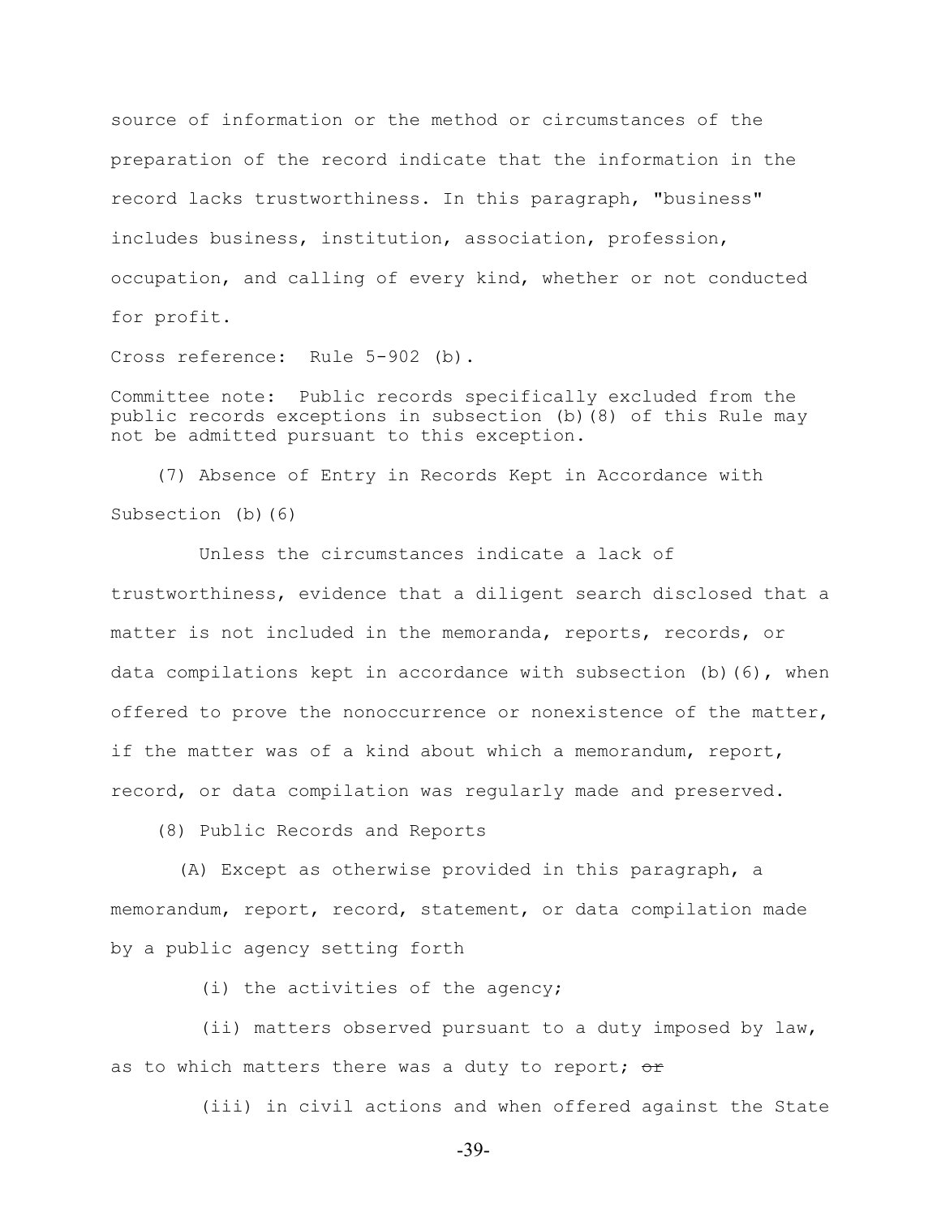source of information or the method or circumstances of the preparation of the record indicate that the information in the record lacks trustworthiness. In this paragraph, "business" includes business, institution, association, profession, occupation, and calling of every kind, whether or not conducted for profit.

Cross reference: Rule 5-902 (b).

Committee note: Public records specifically excluded from the public records exceptions in subsection (b)(8) of this Rule may not be admitted pursuant to this exception.

(7) Absence of Entry in Records Kept in Accordance with Subsection (b)(6)

Unless the circumstances indicate a lack of trustworthiness, evidence that a diligent search disclosed that a matter is not included in the memoranda, reports, records, or data compilations kept in accordance with subsection (b)(6), when offered to prove the nonoccurrence or nonexistence of the matter, if the matter was of a kind about which a memorandum, report, record, or data compilation was regularly made and preserved.

(8) Public Records and Reports

(A) Except as otherwise provided in this paragraph, a memorandum, report, record, statement, or data compilation made by a public agency setting forth

(i) the activities of the agency;

(ii) matters observed pursuant to a duty imposed by law, as to which matters there was a duty to report; ~~or~~

(iii) in civil actions and when offered against the State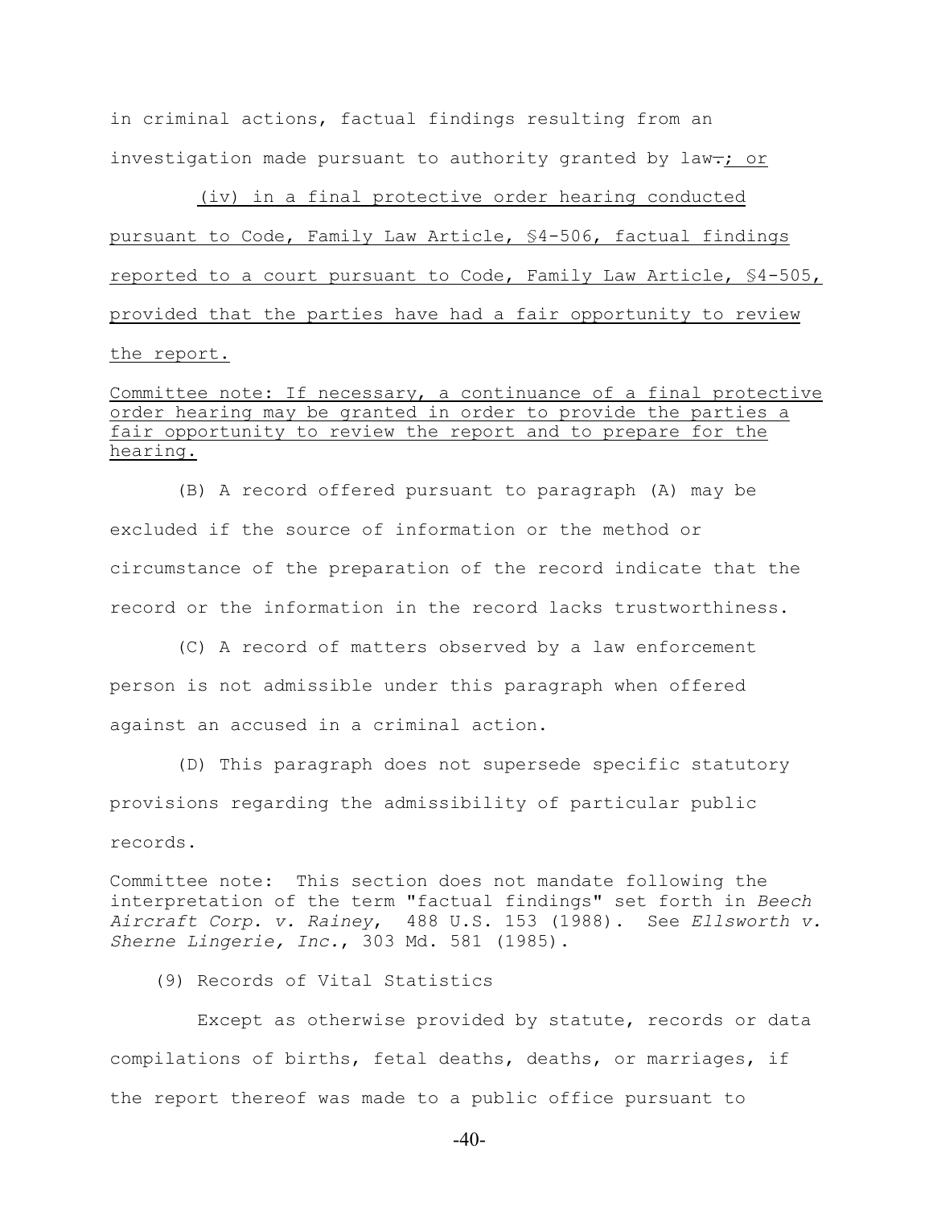in criminal actions, factual findings resulting from an investigation made pursuant to authority granted by law~~.~~<u>; or</u>

<u>(iv) in a final protective order hearing conducted pursuant to Code, Family Law Article, §4-506, factual findings reported to a court pursuant to Code, Family Law Article, §4-505, provided that the parties have had a fair opportunity to review the report.</u>

<u>Committee note: If necessary, a continuance of a final protective order hearing may be granted in order to provide the parties a fair opportunity to review the report and to prepare for the hearing.</u>

(B) A record offered pursuant to paragraph (A) may be excluded if the source of information or the method or circumstance of the preparation of the record indicate that the record or the information in the record lacks trustworthiness.

(C) A record of matters observed by a law enforcement person is not admissible under this paragraph when offered against an accused in a criminal action.

(D) This paragraph does not supersede specific statutory provisions regarding the admissibility of particular public records.

Committee note: This section does not mandate following the interpretation of the term "factual findings" set forth in *Beech Aircraft Corp. v. Rainey*, 488 U.S. 153 (1988). See *Ellsworth v. Sherne Lingerie, Inc.*, 303 Md. 581 (1985).

(9) Records of Vital Statistics

Except as otherwise provided by statute, records or data compilations of births, fetal deaths, deaths, or marriages, if the report thereof was made to a public office pursuant to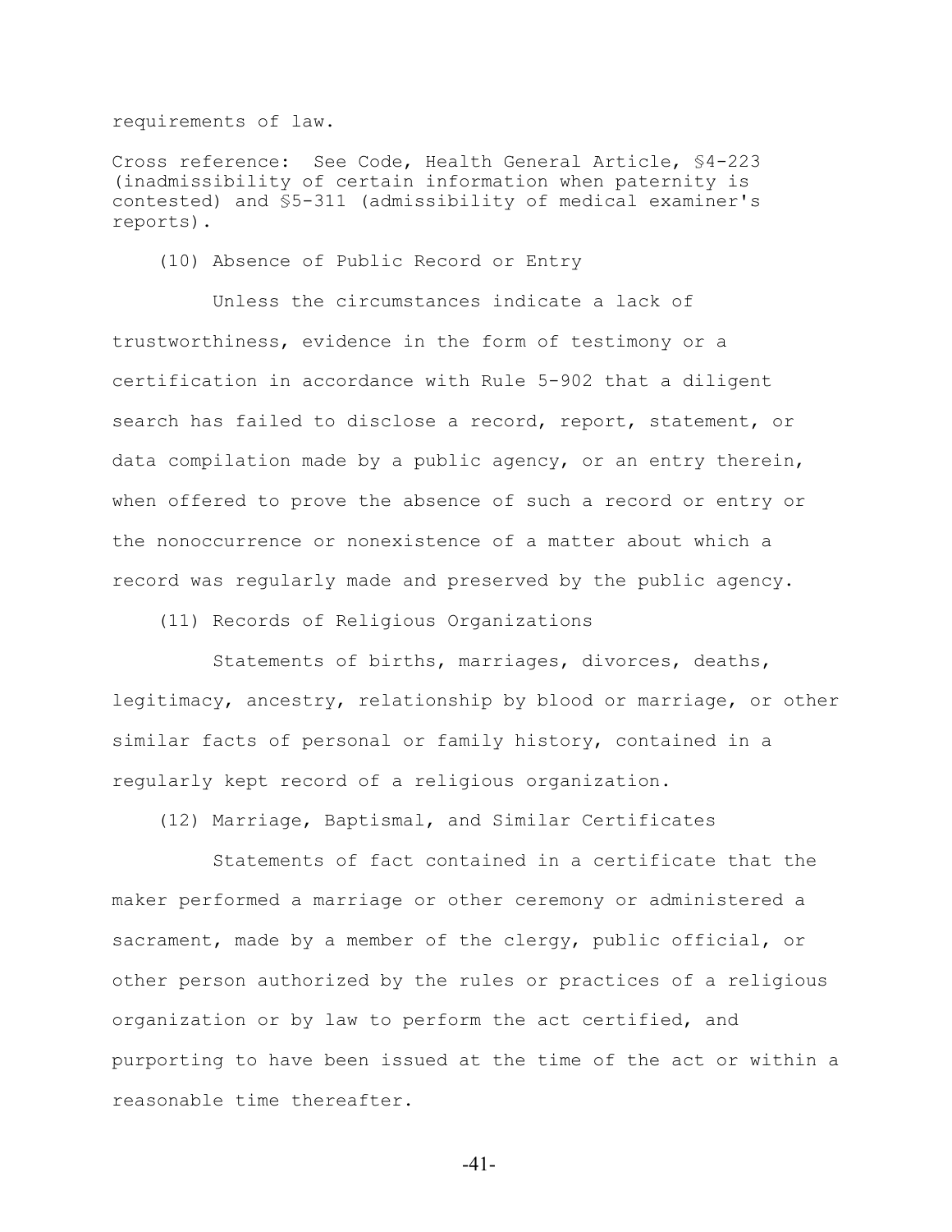requirements of law.

Cross reference: See Code, Health General Article, §4-223 (inadmissibility of certain information when paternity is contested) and §5-311 (admissibility of medical examiner's reports).

(10) Absence of Public Record or Entry

Unless the circumstances indicate a lack of trustworthiness, evidence in the form of testimony or a certification in accordance with Rule 5-902 that a diligent search has failed to disclose a record, report, statement, or data compilation made by a public agency, or an entry therein, when offered to prove the absence of such a record or entry or the nonoccurrence or nonexistence of a matter about which a record was regularly made and preserved by the public agency.

(11) Records of Religious Organizations

Statements of births, marriages, divorces, deaths, legitimacy, ancestry, relationship by blood or marriage, or other similar facts of personal or family history, contained in a regularly kept record of a religious organization.

(12) Marriage, Baptismal, and Similar Certificates

Statements of fact contained in a certificate that the maker performed a marriage or other ceremony or administered a sacrament, made by a member of the clergy, public official, or other person authorized by the rules or practices of a religious organization or by law to perform the act certified, and purporting to have been issued at the time of the act or within a reasonable time thereafter.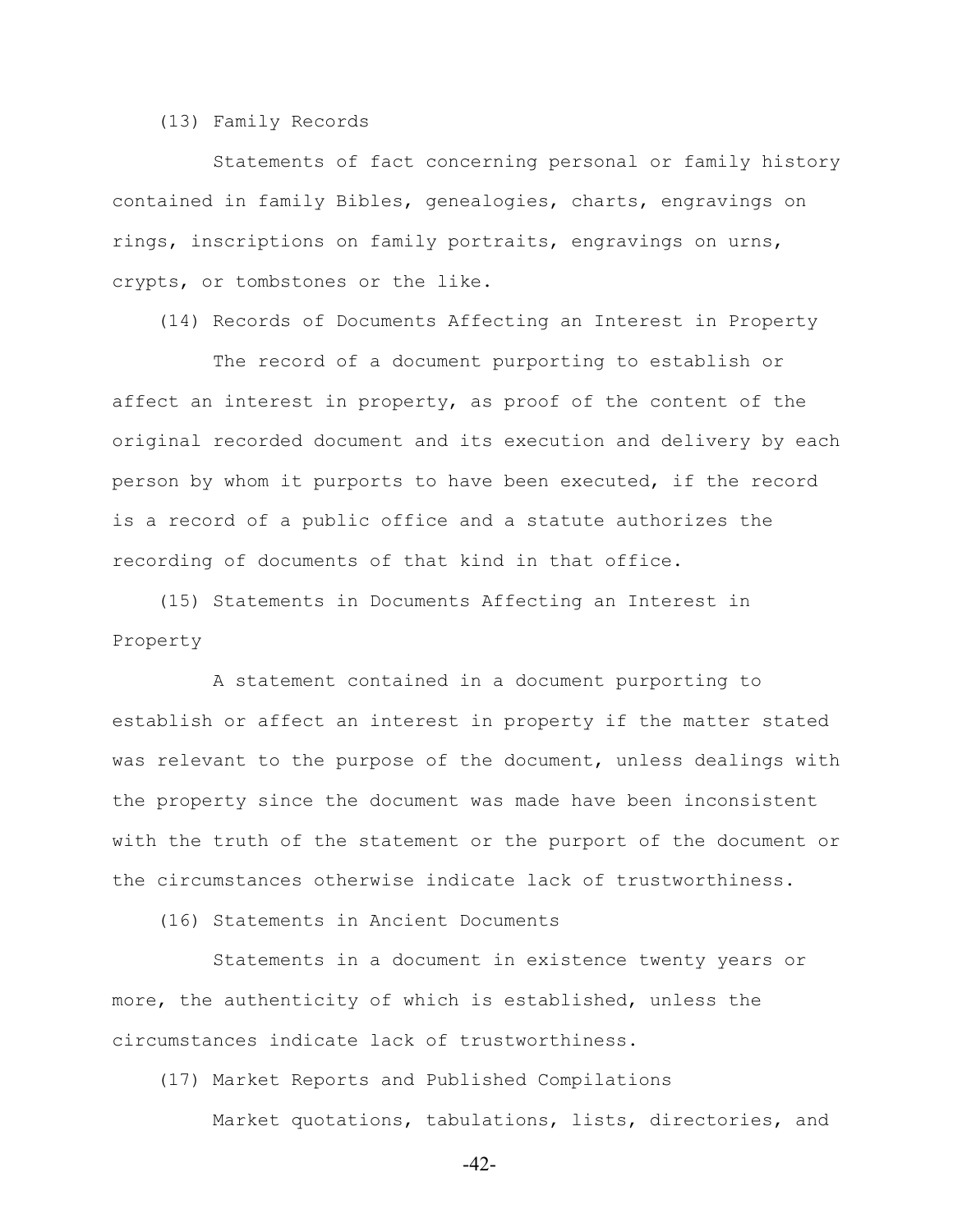(13) Family Records

Statements of fact concerning personal or family history contained in family Bibles, genealogies, charts, engravings on rings, inscriptions on family portraits, engravings on urns, crypts, or tombstones or the like.

(14) Records of Documents Affecting an Interest in Property

The record of a document purporting to establish or affect an interest in property, as proof of the content of the original recorded document and its execution and delivery by each person by whom it purports to have been executed, if the record is a record of a public office and a statute authorizes the recording of documents of that kind in that office.

(15) Statements in Documents Affecting an Interest in Property

A statement contained in a document purporting to establish or affect an interest in property if the matter stated was relevant to the purpose of the document, unless dealings with the property since the document was made have been inconsistent with the truth of the statement or the purport of the document or the circumstances otherwise indicate lack of trustworthiness.

(16) Statements in Ancient Documents

Statements in a document in existence twenty years or more, the authenticity of which is established, unless the circumstances indicate lack of trustworthiness.

(17) Market Reports and Published Compilations

Market quotations, tabulations, lists, directories, and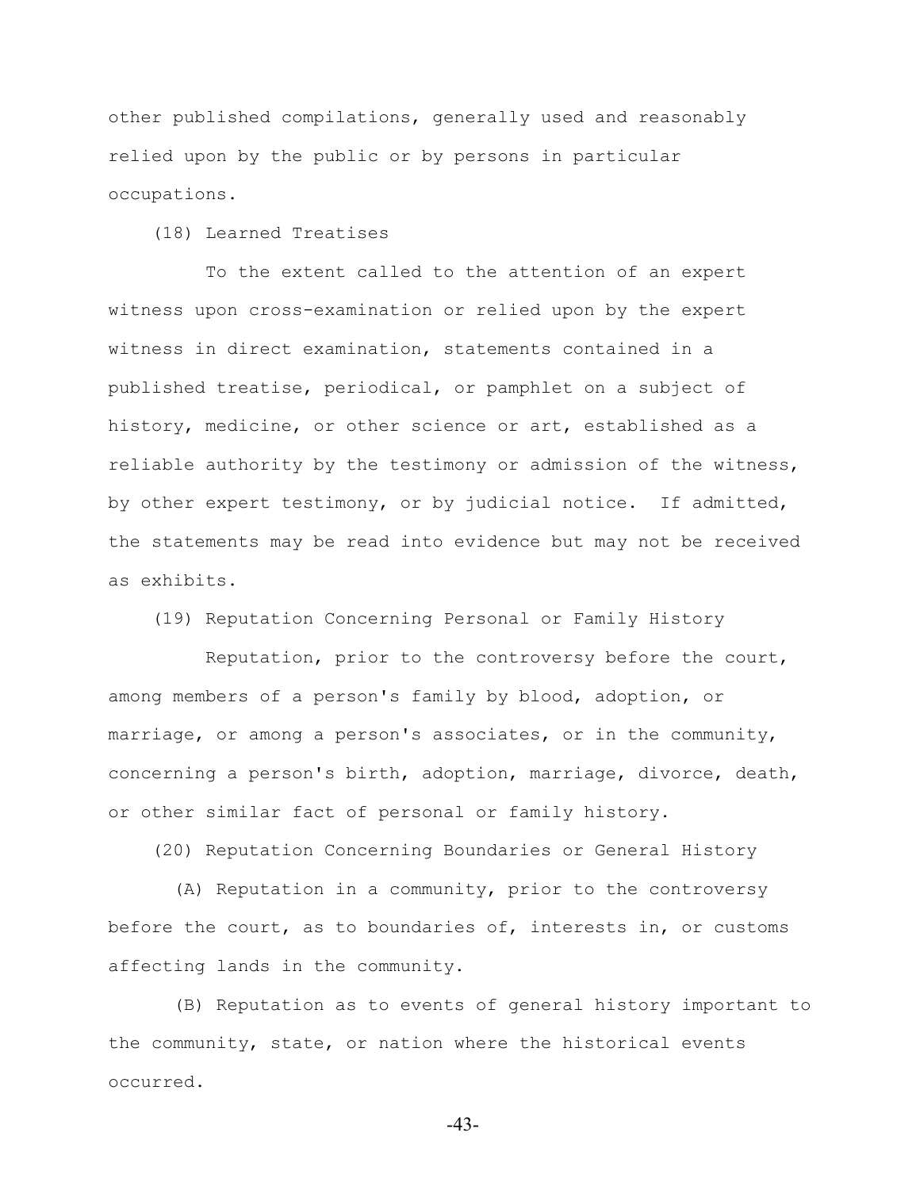other published compilations, generally used and reasonably relied upon by the public or by persons in particular occupations.

(18) Learned Treatises

To the extent called to the attention of an expert witness upon cross-examination or relied upon by the expert witness in direct examination, statements contained in a published treatise, periodical, or pamphlet on a subject of history, medicine, or other science or art, established as a reliable authority by the testimony or admission of the witness, by other expert testimony, or by judicial notice. If admitted, the statements may be read into evidence but may not be received as exhibits.

(19) Reputation Concerning Personal or Family History

Reputation, prior to the controversy before the court, among members of a person's family by blood, adoption, or marriage, or among a person's associates, or in the community, concerning a person's birth, adoption, marriage, divorce, death, or other similar fact of personal or family history.

(20) Reputation Concerning Boundaries or General History

(A) Reputation in a community, prior to the controversy before the court, as to boundaries of, interests in, or customs affecting lands in the community.

(B) Reputation as to events of general history important to the community, state, or nation where the historical events occurred.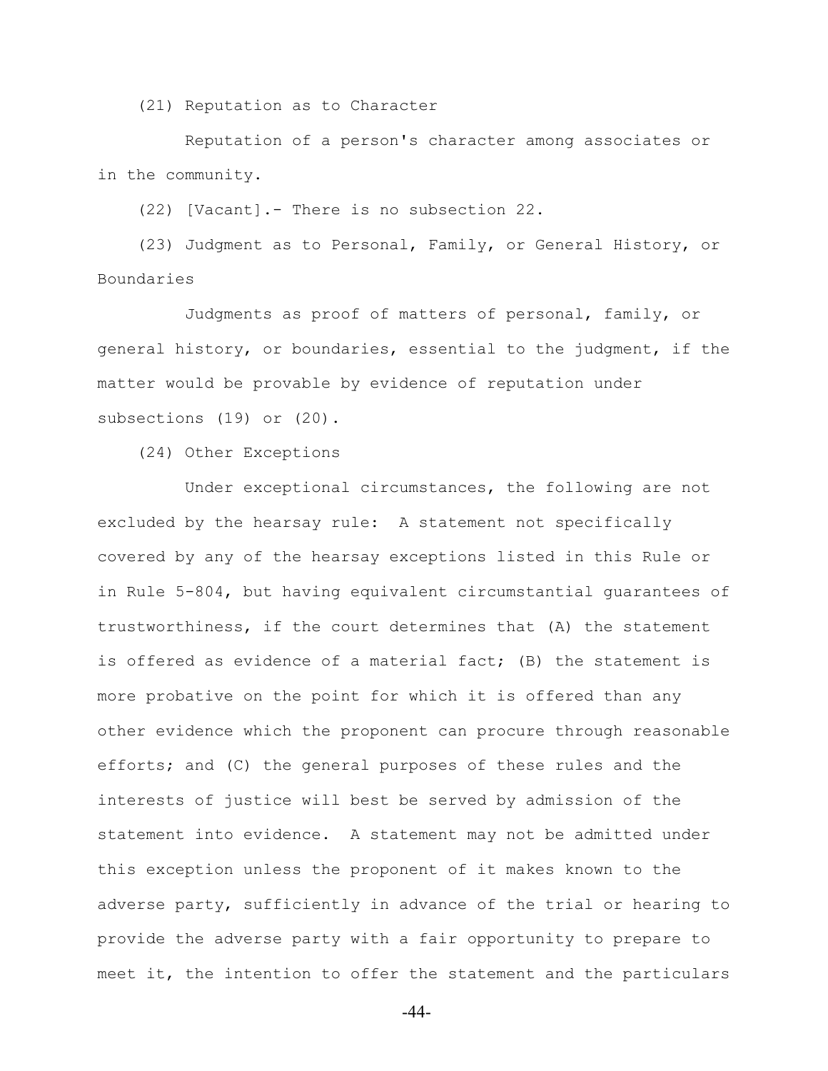(21) Reputation as to Character

Reputation of a person's character among associates or in the community.

(22) [Vacant].- There is no subsection 22.

(23) Judgment as to Personal, Family, or General History, or Boundaries

Judgments as proof of matters of personal, family, or general history, or boundaries, essential to the judgment, if the matter would be provable by evidence of reputation under subsections (19) or (20).

(24) Other Exceptions

Under exceptional circumstances, the following are not excluded by the hearsay rule: A statement not specifically covered by any of the hearsay exceptions listed in this Rule or in Rule 5-804, but having equivalent circumstantial guarantees of trustworthiness, if the court determines that (A) the statement is offered as evidence of a material fact; (B) the statement is more probative on the point for which it is offered than any other evidence which the proponent can procure through reasonable efforts; and (C) the general purposes of these rules and the interests of justice will best be served by admission of the statement into evidence. A statement may not be admitted under this exception unless the proponent of it makes known to the adverse party, sufficiently in advance of the trial or hearing to provide the adverse party with a fair opportunity to prepare to meet it, the intention to offer the statement and the particulars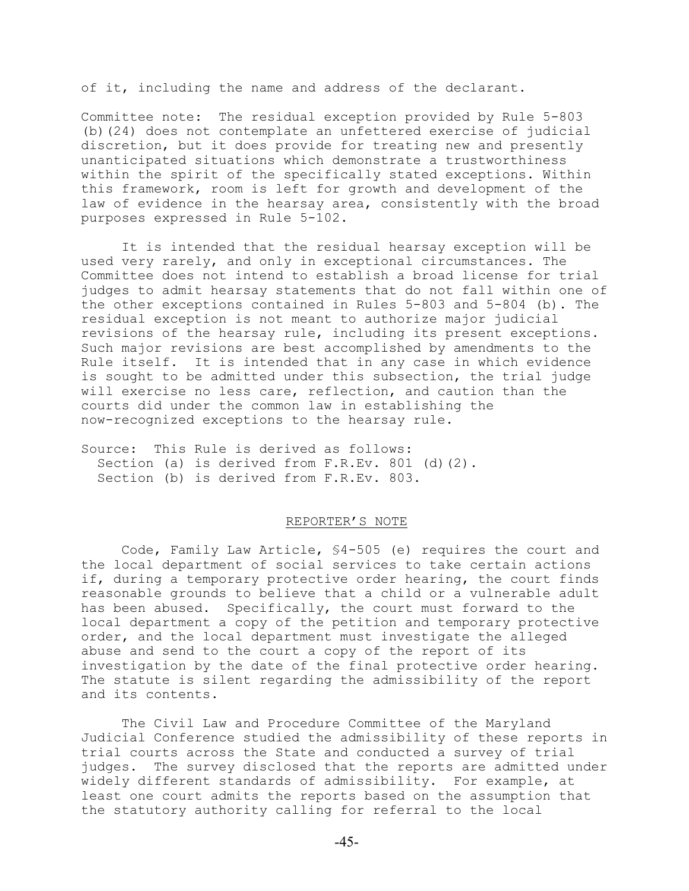of it, including the name and address of the declarant.

Committee note: The residual exception provided by Rule 5-803 (b)(24) does not contemplate an unfettered exercise of judicial discretion, but it does provide for treating new and presently unanticipated situations which demonstrate a trustworthiness within the spirit of the specifically stated exceptions. Within this framework, room is left for growth and development of the law of evidence in the hearsay area, consistently with the broad purposes expressed in Rule 5-102.

It is intended that the residual hearsay exception will be used very rarely, and only in exceptional circumstances. The Committee does not intend to establish a broad license for trial judges to admit hearsay statements that do not fall within one of the other exceptions contained in Rules 5-803 and 5-804 (b). The residual exception is not meant to authorize major judicial revisions of the hearsay rule, including its present exceptions. Such major revisions are best accomplished by amendments to the Rule itself. It is intended that in any case in which evidence is sought to be admitted under this subsection, the trial judge will exercise no less care, reflection, and caution than the courts did under the common law in establishing the now-recognized exceptions to the hearsay rule.

Source: This Rule is derived as follows:
  Section (a) is derived from F.R.Ev. 801 (d)(2).
  Section (b) is derived from F.R.Ev. 803.

## REPORTER'S NOTE

Code, Family Law Article, §4-505 (e) requires the court and the local department of social services to take certain actions if, during a temporary protective order hearing, the court finds reasonable grounds to believe that a child or a vulnerable adult has been abused. Specifically, the court must forward to the local department a copy of the petition and temporary protective order, and the local department must investigate the alleged abuse and send to the court a copy of the report of its investigation by the date of the final protective order hearing. The statute is silent regarding the admissibility of the report and its contents.

The Civil Law and Procedure Committee of the Maryland Judicial Conference studied the admissibility of these reports in trial courts across the State and conducted a survey of trial judges. The survey disclosed that the reports are admitted under widely different standards of admissibility. For example, at least one court admits the reports based on the assumption that the statutory authority calling for referral to the local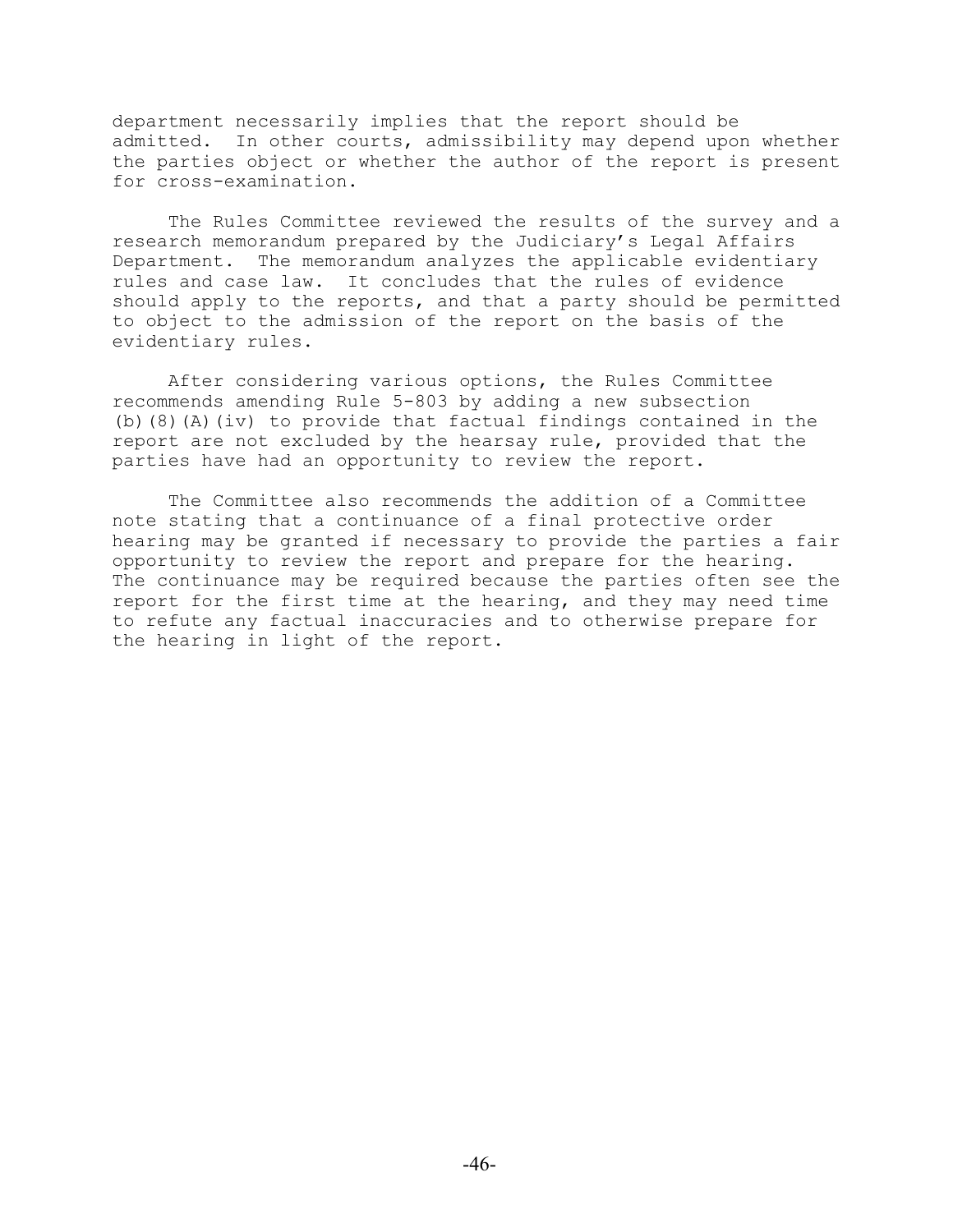department necessarily implies that the report should be admitted. In other courts, admissibility may depend upon whether the parties object or whether the author of the report is present for cross-examination.

The Rules Committee reviewed the results of the survey and a research memorandum prepared by the Judiciary's Legal Affairs Department. The memorandum analyzes the applicable evidentiary rules and case law. It concludes that the rules of evidence should apply to the reports, and that a party should be permitted to object to the admission of the report on the basis of the evidentiary rules.

After considering various options, the Rules Committee recommends amending Rule 5-803 by adding a new subsection (b)(8)(A)(iv) to provide that factual findings contained in the report are not excluded by the hearsay rule, provided that the parties have had an opportunity to review the report.

The Committee also recommends the addition of a Committee note stating that a continuance of a final protective order hearing may be granted if necessary to provide the parties a fair opportunity to review the report and prepare for the hearing. The continuance may be required because the parties often see the report for the first time at the hearing, and they may need time to refute any factual inaccuracies and to otherwise prepare for the hearing in light of the report.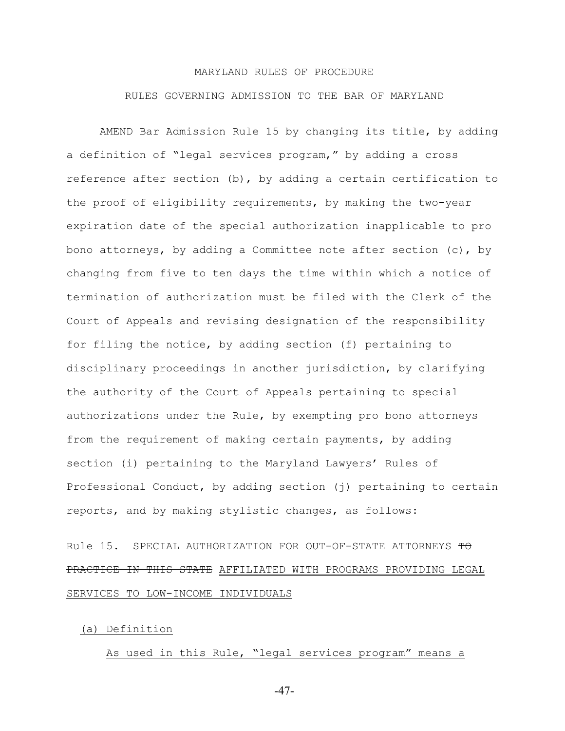MARYLAND RULES OF PROCEDURE

RULES GOVERNING ADMISSION TO THE BAR OF MARYLAND

AMEND Bar Admission Rule 15 by changing its title, by adding a definition of "legal services program," by adding a cross reference after section (b), by adding a certain certification to the proof of eligibility requirements, by making the two-year expiration date of the special authorization inapplicable to pro bono attorneys, by adding a Committee note after section (c), by changing from five to ten days the time within which a notice of termination of authorization must be filed with the Clerk of the Court of Appeals and revising designation of the responsibility for filing the notice, by adding section (f) pertaining to disciplinary proceedings in another jurisdiction, by clarifying the authority of the Court of Appeals pertaining to special authorizations under the Rule, by exempting pro bono attorneys from the requirement of making certain payments, by adding section (i) pertaining to the Maryland Lawyers' Rules of Professional Conduct, by adding section (j) pertaining to certain reports, and by making stylistic changes, as follows:

Rule 15. SPECIAL AUTHORIZATION FOR OUT-OF-STATE ATTORNEYS ~~TO PRACTICE IN THIS STATE~~ <u>AFFILIATED WITH PROGRAMS PROVIDING LEGAL SERVICES TO LOW-INCOME INDIVIDUALS</u>

<u>(a) Definition</u>

<u>As used in this Rule, "legal services program" means a</u>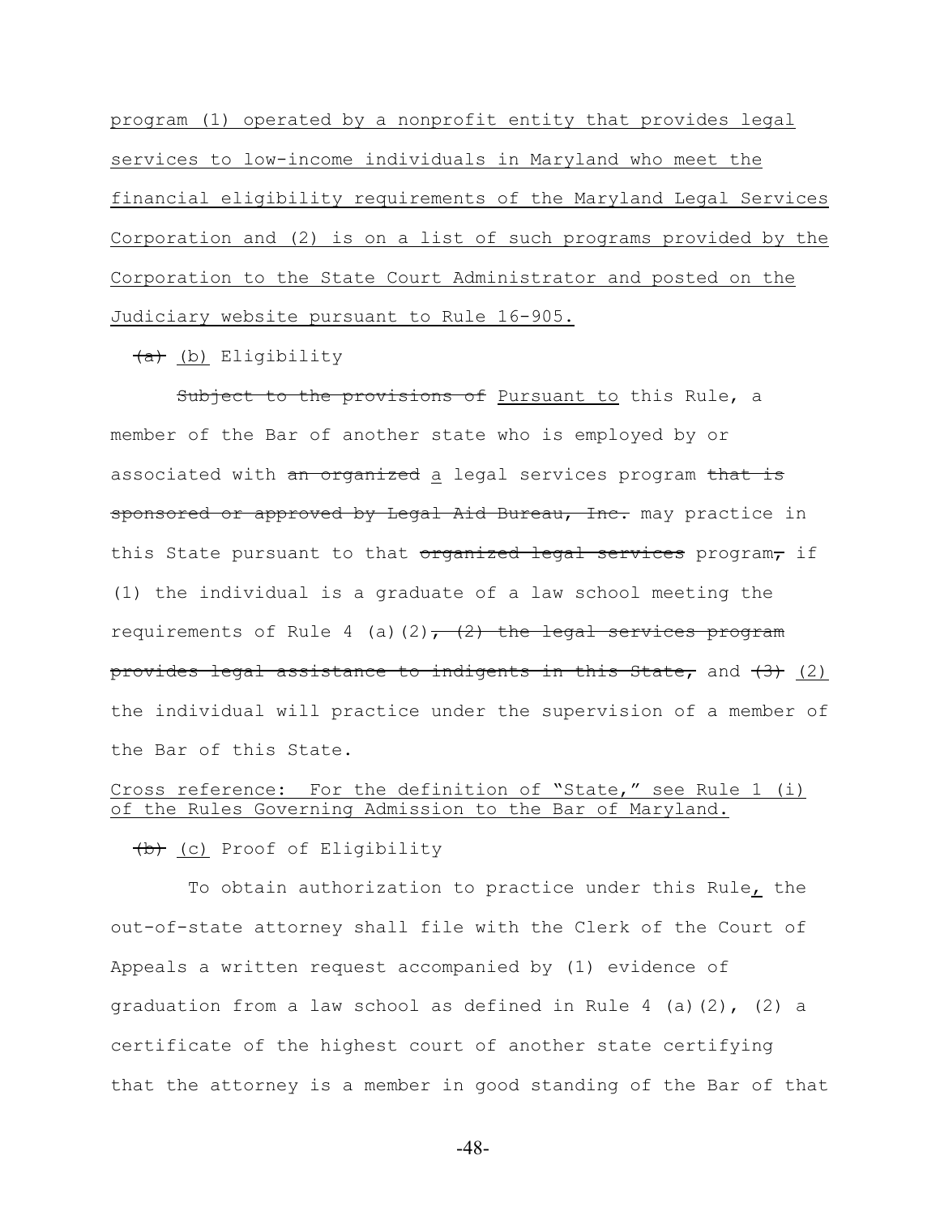<u>program (1) operated by a nonprofit entity that provides legal services to low-income individuals in Maryland who meet the financial eligibility requirements of the Maryland Legal Services Corporation and (2) is on a list of such programs provided by the Corporation to the State Court Administrator and posted on the Judiciary website pursuant to Rule 16-905.</u>

~~(a)~~ <u>(b)</u> Eligibility

~~Subject to the provisions of~~ <u>Pursuant to</u> this Rule, a member of the Bar of another state who is employed by or associated with ~~an organized~~ <u>a</u> legal services program ~~that is sponsored or approved by Legal Aid Bureau, Inc.~~ may practice in this State pursuant to that ~~organized legal services~~ program~~,~~ if (1) the individual is a graduate of a law school meeting the requirements of Rule 4 (a)(2)~~, (2) the legal services program provides legal assistance to indigents in this State,~~ and ~~(3)~~ <u>(2)</u> the individual will practice under the supervision of a member of the Bar of this State.

<u>Cross reference: For the definition of "State," see Rule 1 (i) of the Rules Governing Admission to the Bar of Maryland.</u>

~~(b)~~ <u>(c)</u> Proof of Eligibility

To obtain authorization to practice under this Rule<u>,</u> the out-of-state attorney shall file with the Clerk of the Court of Appeals a written request accompanied by (1) evidence of graduation from a law school as defined in Rule 4 (a)(2), (2) a certificate of the highest court of another state certifying that the attorney is a member in good standing of the Bar of that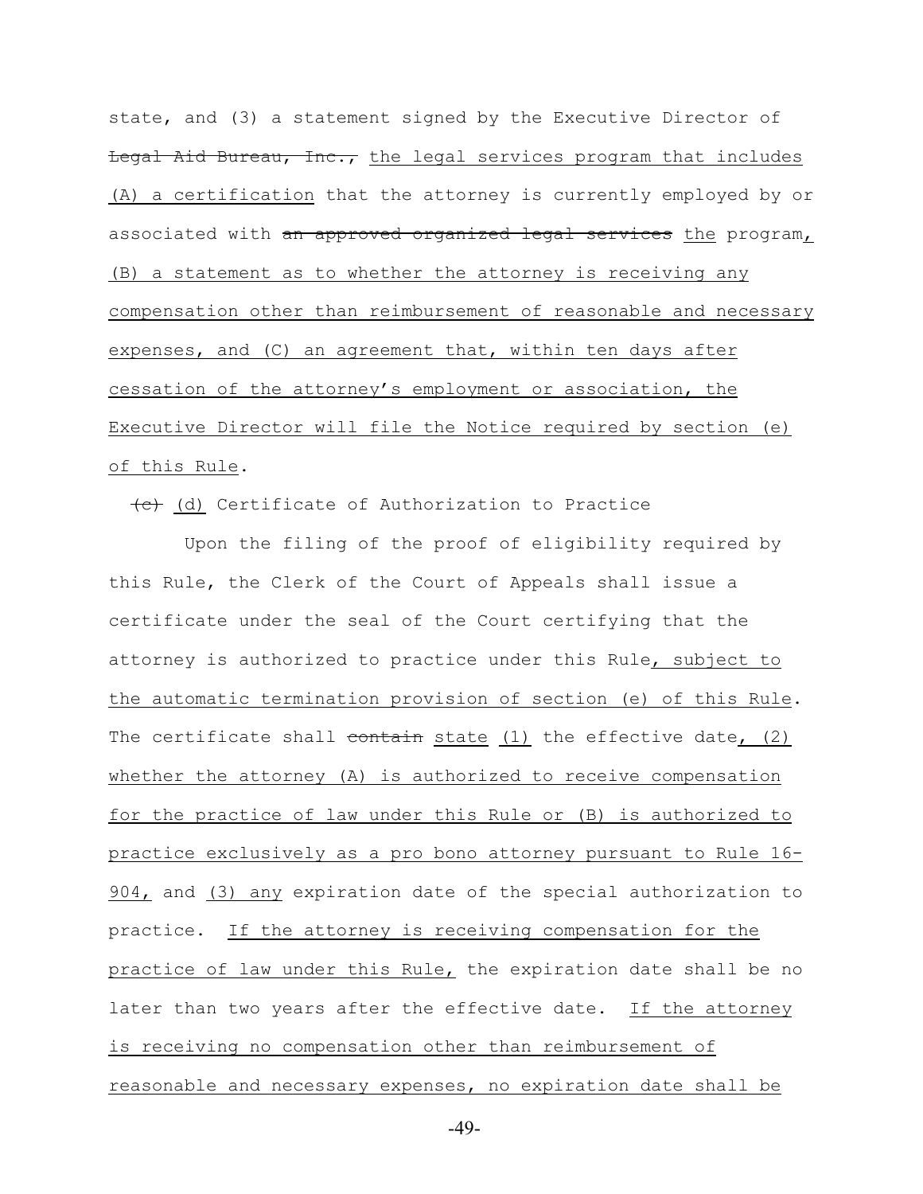state, and (3) a statement signed by the Executive Director of ~~Legal Aid Bureau, Inc.,~~ <u>the legal services program that includes (A) a certification</u> that the attorney is currently employed by or associated with ~~an approved organized legal services~~ <u>the</u> program<u>, (B) a statement as to whether the attorney is receiving any compensation other than reimbursement of reasonable and necessary expenses, and (C) an agreement that, within ten days after cessation of the attorney's employment or association, the Executive Director will file the Notice required by section (e) of this Rule</u>.

~~(c)~~ <u>(d)</u> Certificate of Authorization to Practice

Upon the filing of the proof of eligibility required by this Rule, the Clerk of the Court of Appeals shall issue a certificate under the seal of the Court certifying that the attorney is authorized to practice under this Rule<u>, subject to the automatic termination provision of section (e) of this Rule</u>. The certificate shall ~~contain~~ <u>state (1)</u> the effective date<u>, (2) whether the attorney (A) is authorized to receive compensation for the practice of law under this Rule or (B) is authorized to practice exclusively as a pro bono attorney pursuant to Rule 16-904,</u> and <u>(3) any</u> expiration date of the special authorization to practice. <u>If the attorney is receiving compensation for the practice of law under this Rule,</u> the expiration date shall be no later than two years after the effective date. <u>If the attorney is receiving no compensation other than reimbursement of reasonable and necessary expenses, no expiration date shall be</u>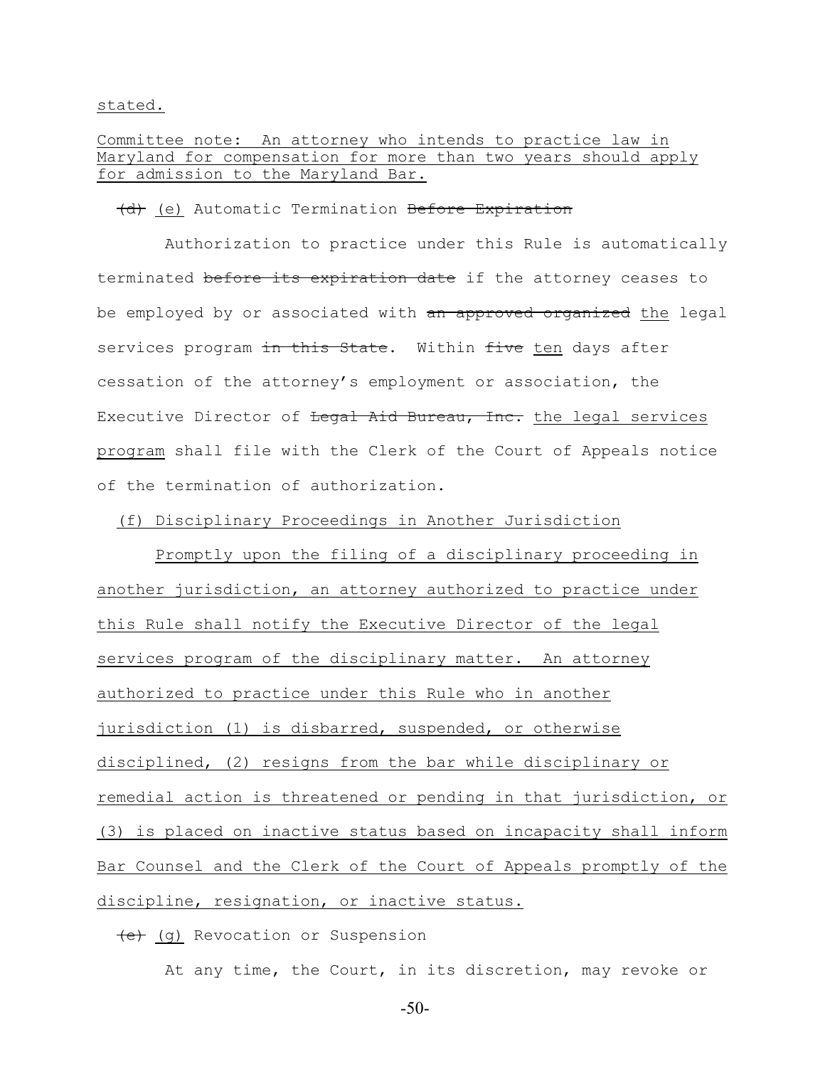stated.

Committee note: An attorney who intends to practice law in Maryland for compensation for more than two years should apply for admission to the Maryland Bar.

~~(d)~~ (e) Automatic Termination ~~Before Expiration~~

Authorization to practice under this Rule is automatically terminated ~~before its expiration date~~ if the attorney ceases to be employed by or associated with ~~an approved organized~~ the legal services program ~~in this State~~. Within ~~five~~ ten days after cessation of the attorney's employment or association, the Executive Director of ~~Legal Aid Bureau, Inc.~~ the legal services program shall file with the Clerk of the Court of Appeals notice of the termination of authorization.

(f) Disciplinary Proceedings in Another Jurisdiction

Promptly upon the filing of a disciplinary proceeding in another jurisdiction, an attorney authorized to practice under this Rule shall notify the Executive Director of the legal services program of the disciplinary matter. An attorney authorized to practice under this Rule who in another jurisdiction (1) is disbarred, suspended, or otherwise disciplined, (2) resigns from the bar while disciplinary or remedial action is threatened or pending in that jurisdiction, or (3) is placed on inactive status based on incapacity shall inform Bar Counsel and the Clerk of the Court of Appeals promptly of the discipline, resignation, or inactive status.

~~(e)~~ (g) Revocation or Suspension

At any time, the Court, in its discretion, may revoke or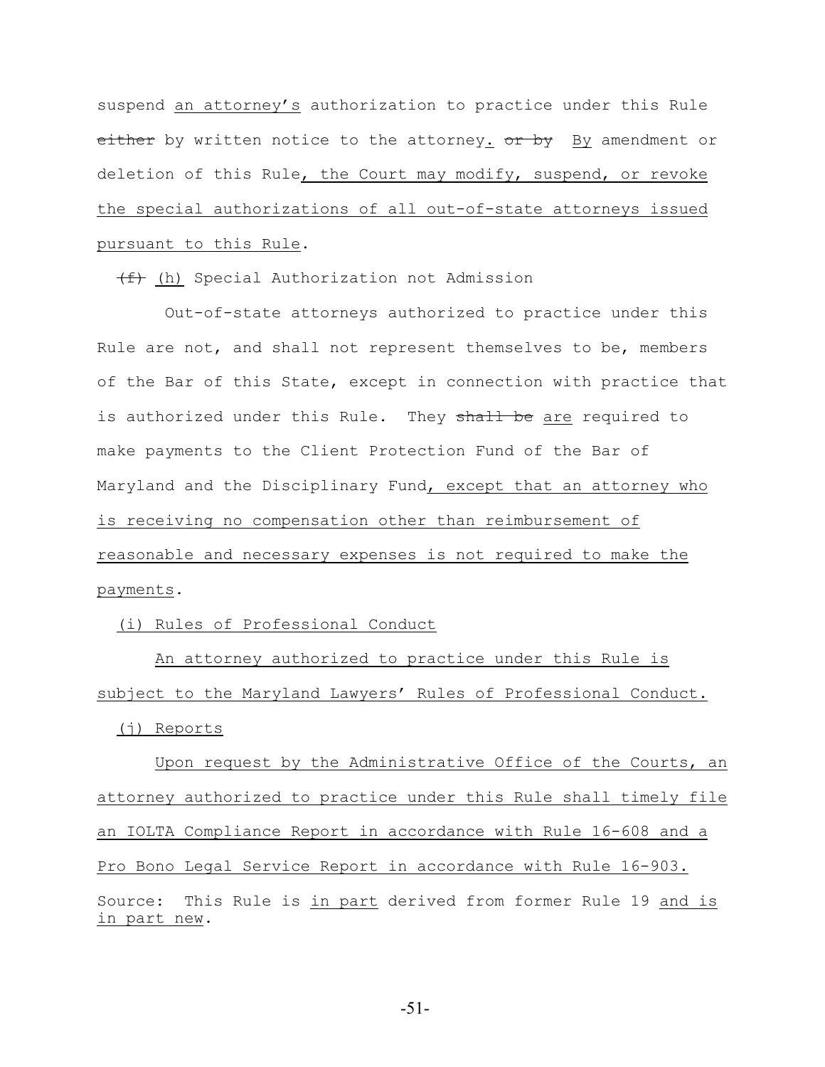suspend <u>an attorney's</u> authorization to practice under this Rule ~~either~~ by written notice to the attorney<u>.</u> ~~or by~~ <u>By</u> amendment or deletion of this Rule<u>, the Court may modify, suspend, or revoke the special authorizations of all out-of-state attorneys issued pursuant to this Rule</u>.

~~(f)~~ <u>(h)</u> Special Authorization not Admission

Out-of-state attorneys authorized to practice under this Rule are not, and shall not represent themselves to be, members of the Bar of this State, except in connection with practice that is authorized under this Rule. They ~~shall be~~ <u>are</u> required to make payments to the Client Protection Fund of the Bar of Maryland and the Disciplinary Fund<u>, except that an attorney who is receiving no compensation other than reimbursement of reasonable and necessary expenses is not required to make the payments</u>.

<u>(i) Rules of Professional Conduct</u>

<u>An attorney authorized to practice under this Rule is subject to the Maryland Lawyers' Rules of Professional Conduct.</u>

<u>(j) Reports</u>

<u>Upon request by the Administrative Office of the Courts, an attorney authorized to practice under this Rule shall timely file an IOLTA Compliance Report in accordance with Rule 16-608 and a Pro Bono Legal Service Report in accordance with Rule 16-903.</u>

Source: This Rule is <u>in part</u> derived from former Rule 19 <u>and is in part new</u>.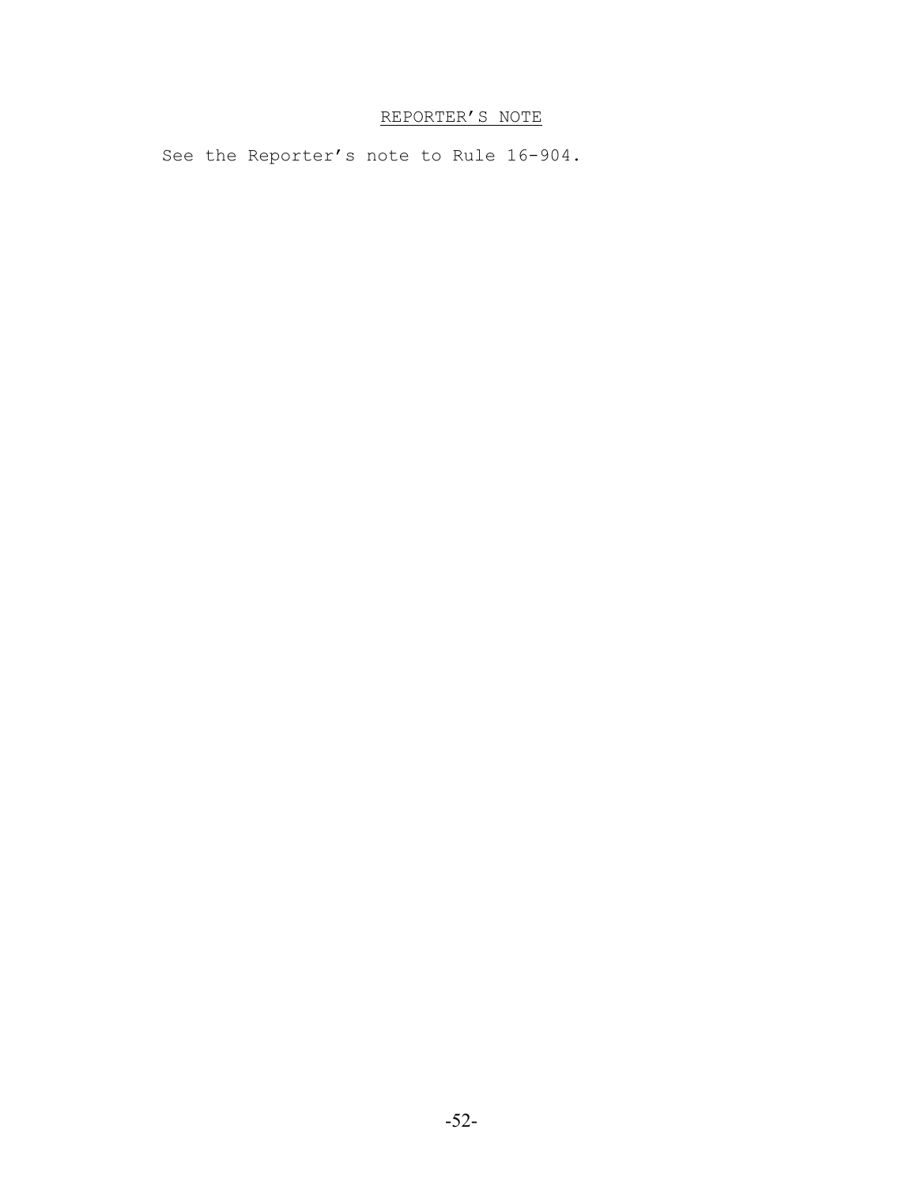REPORTER'S NOTE

See the Reporter's note to Rule 16-904.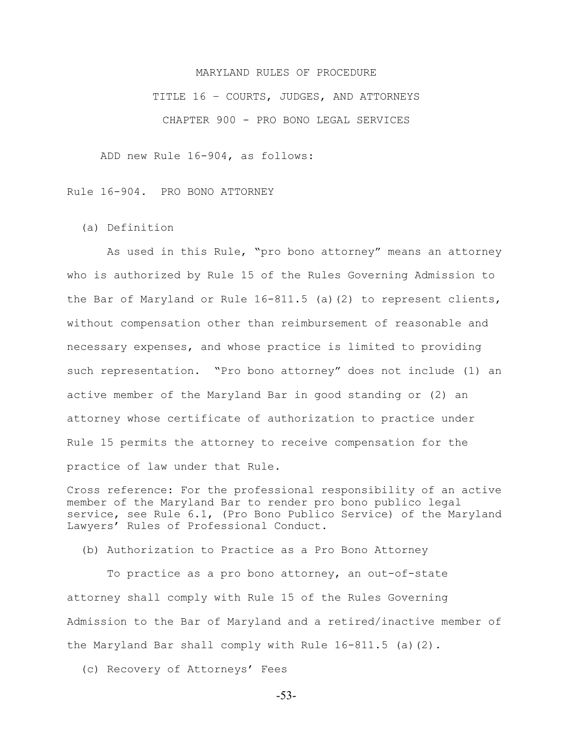MARYLAND RULES OF PROCEDURE

TITLE 16 – COURTS, JUDGES, AND ATTORNEYS

CHAPTER 900 - PRO BONO LEGAL SERVICES

ADD new Rule 16-904, as follows:

Rule 16-904. PRO BONO ATTORNEY

(a) Definition

As used in this Rule, "pro bono attorney" means an attorney who is authorized by Rule 15 of the Rules Governing Admission to the Bar of Maryland or Rule 16-811.5 (a)(2) to represent clients, without compensation other than reimbursement of reasonable and necessary expenses, and whose practice is limited to providing such representation. "Pro bono attorney" does not include (1) an active member of the Maryland Bar in good standing or (2) an attorney whose certificate of authorization to practice under Rule 15 permits the attorney to receive compensation for the practice of law under that Rule.

Cross reference: For the professional responsibility of an active member of the Maryland Bar to render pro bono publico legal service, see Rule 6.1, (Pro Bono Publico Service) of the Maryland Lawyers' Rules of Professional Conduct.

(b) Authorization to Practice as a Pro Bono Attorney

To practice as a pro bono attorney, an out-of-state attorney shall comply with Rule 15 of the Rules Governing Admission to the Bar of Maryland and a retired/inactive member of the Maryland Bar shall comply with Rule 16-811.5 (a)(2).

(c) Recovery of Attorneys' Fees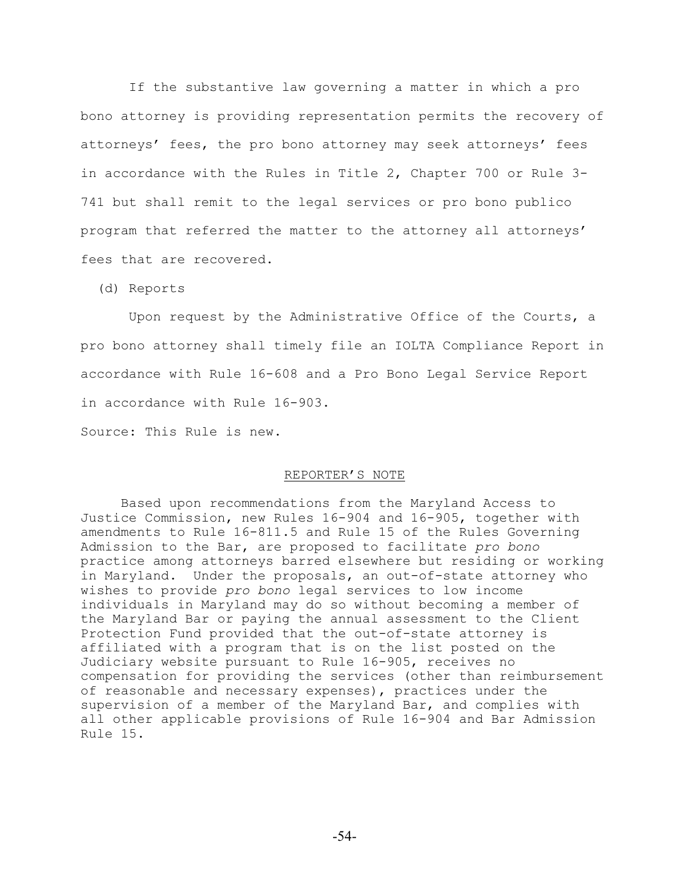If the substantive law governing a matter in which a pro bono attorney is providing representation permits the recovery of attorneys' fees, the pro bono attorney may seek attorneys' fees in accordance with the Rules in Title 2, Chapter 700 or Rule 3-741 but shall remit to the legal services or pro bono publico program that referred the matter to the attorney all attorneys' fees that are recovered.

(d) Reports

Upon request by the Administrative Office of the Courts, a pro bono attorney shall timely file an IOLTA Compliance Report in accordance with Rule 16-608 and a Pro Bono Legal Service Report in accordance with Rule 16-903.

Source: This Rule is new.

REPORTER'S NOTE

Based upon recommendations from the Maryland Access to Justice Commission, new Rules 16-904 and 16-905, together with amendments to Rule 16-811.5 and Rule 15 of the Rules Governing Admission to the Bar, are proposed to facilitate *pro bono* practice among attorneys barred elsewhere but residing or working in Maryland. Under the proposals, an out-of-state attorney who wishes to provide *pro bono* legal services to low income individuals in Maryland may do so without becoming a member of the Maryland Bar or paying the annual assessment to the Client Protection Fund provided that the out-of-state attorney is affiliated with a program that is on the list posted on the Judiciary website pursuant to Rule 16-905, receives no compensation for providing the services (other than reimbursement of reasonable and necessary expenses), practices under the supervision of a member of the Maryland Bar, and complies with all other applicable provisions of Rule 16-904 and Bar Admission Rule 15.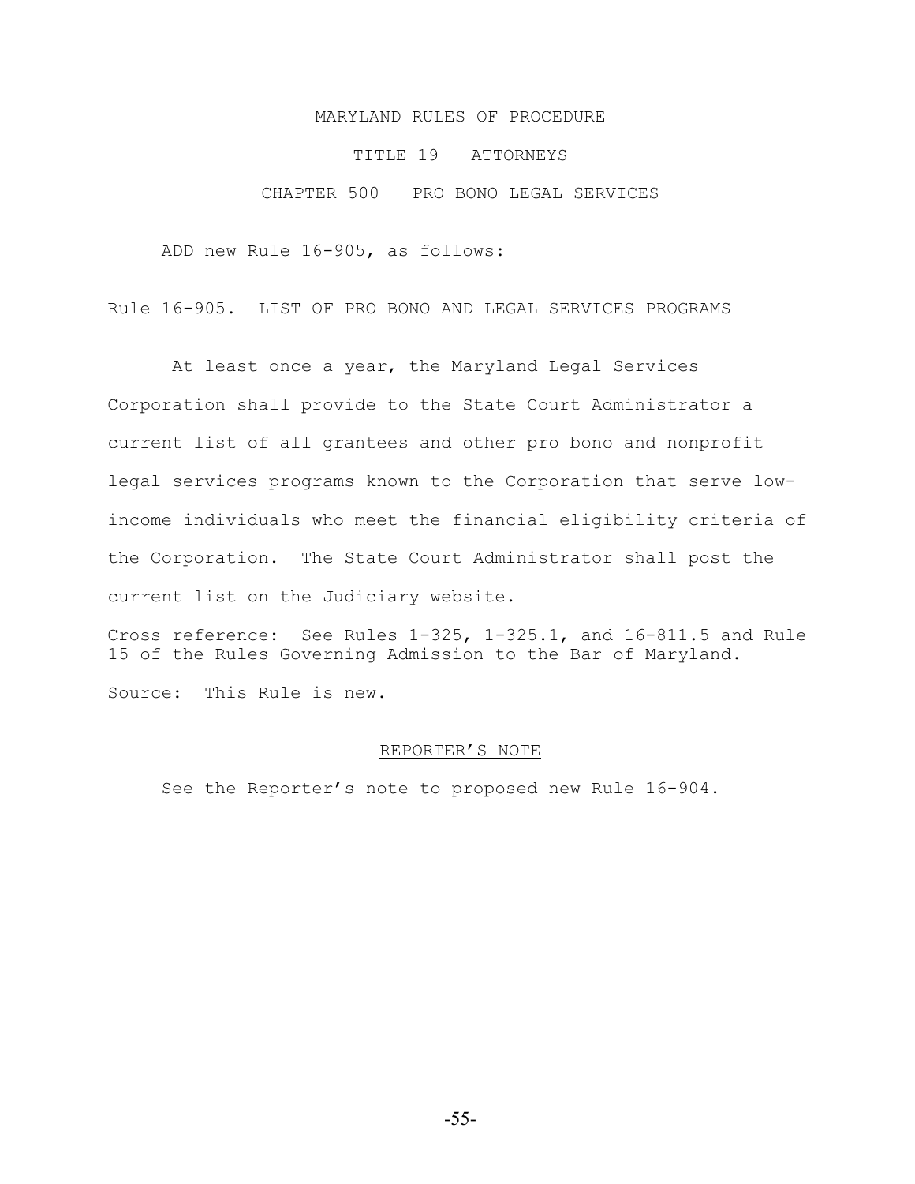MARYLAND RULES OF PROCEDURE

TITLE 19 – ATTORNEYS

CHAPTER 500 – PRO BONO LEGAL SERVICES

ADD new Rule 16-905, as follows:

Rule 16-905. LIST OF PRO BONO AND LEGAL SERVICES PROGRAMS

At least once a year, the Maryland Legal Services Corporation shall provide to the State Court Administrator a current list of all grantees and other pro bono and nonprofit legal services programs known to the Corporation that serve low-income individuals who meet the financial eligibility criteria of the Corporation. The State Court Administrator shall post the current list on the Judiciary website.

Cross reference: See Rules 1-325, 1-325.1, and 16-811.5 and Rule 15 of the Rules Governing Admission to the Bar of Maryland.

Source: This Rule is new.

REPORTER'S NOTE

See the Reporter's note to proposed new Rule 16-904.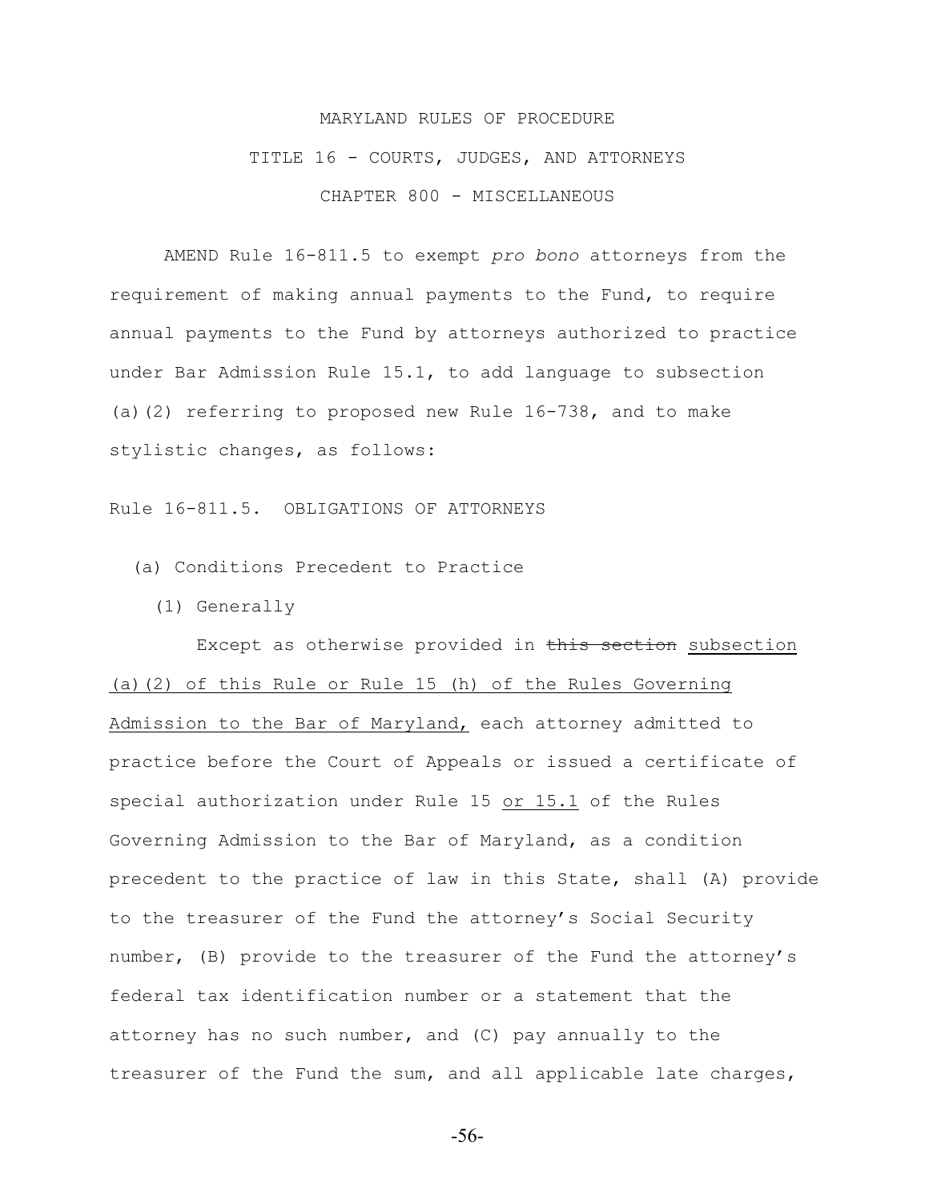MARYLAND RULES OF PROCEDURE

TITLE 16 - COURTS, JUDGES, AND ATTORNEYS

CHAPTER 800 - MISCELLANEOUS

AMEND Rule 16-811.5 to exempt *pro bono* attorneys from the requirement of making annual payments to the Fund, to require annual payments to the Fund by attorneys authorized to practice under Bar Admission Rule 15.1, to add language to subsection (a)(2) referring to proposed new Rule 16-738, and to make stylistic changes, as follows:

Rule 16-811.5. OBLIGATIONS OF ATTORNEYS

(a) Conditions Precedent to Practice

(1) Generally

Except as otherwise provided in ~~this section~~ <u>subsection (a)(2) of this Rule or Rule 15 (h) of the Rules Governing Admission to the Bar of Maryland,</u> each attorney admitted to practice before the Court of Appeals or issued a certificate of special authorization under Rule 15 <u>or 15.1</u> of the Rules Governing Admission to the Bar of Maryland, as a condition precedent to the practice of law in this State, shall (A) provide to the treasurer of the Fund the attorney's Social Security number, (B) provide to the treasurer of the Fund the attorney's federal tax identification number or a statement that the attorney has no such number, and (C) pay annually to the treasurer of the Fund the sum, and all applicable late charges,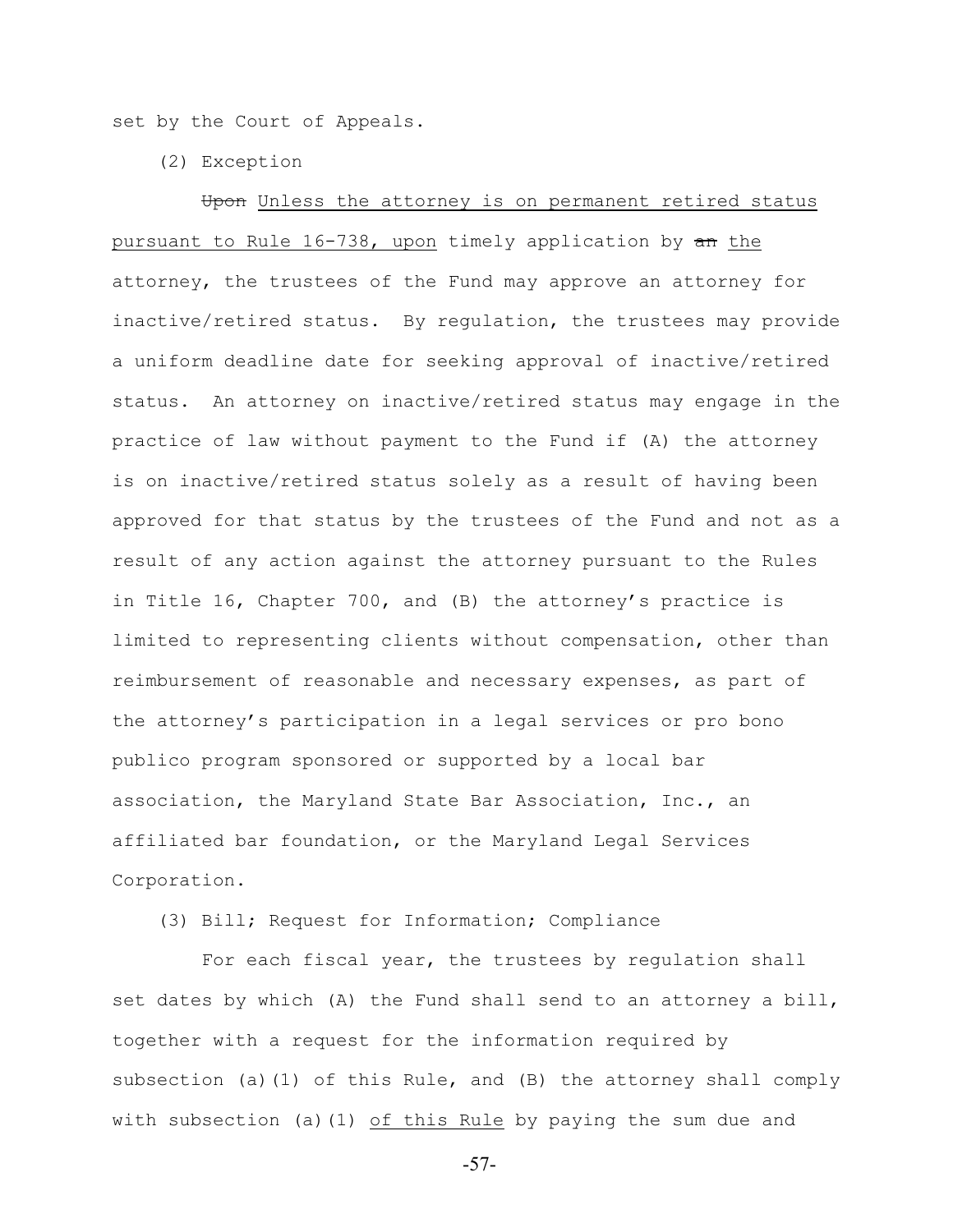set by the Court of Appeals.

(2) Exception

~~Upon~~ <u>Unless the attorney is on permanent retired status pursuant to Rule 16-738, upon</u> timely application by ~~an~~ <u>the</u> attorney, the trustees of the Fund may approve an attorney for inactive/retired status. By regulation, the trustees may provide a uniform deadline date for seeking approval of inactive/retired status. An attorney on inactive/retired status may engage in the practice of law without payment to the Fund if (A) the attorney is on inactive/retired status solely as a result of having been approved for that status by the trustees of the Fund and not as a result of any action against the attorney pursuant to the Rules in Title 16, Chapter 700, and (B) the attorney's practice is limited to representing clients without compensation, other than reimbursement of reasonable and necessary expenses, as part of the attorney's participation in a legal services or pro bono publico program sponsored or supported by a local bar association, the Maryland State Bar Association, Inc., an affiliated bar foundation, or the Maryland Legal Services Corporation.

(3) Bill; Request for Information; Compliance

For each fiscal year, the trustees by regulation shall set dates by which (A) the Fund shall send to an attorney a bill, together with a request for the information required by subsection (a)(1) of this Rule, and (B) the attorney shall comply with subsection (a)(1) <u>of this Rule</u> by paying the sum due and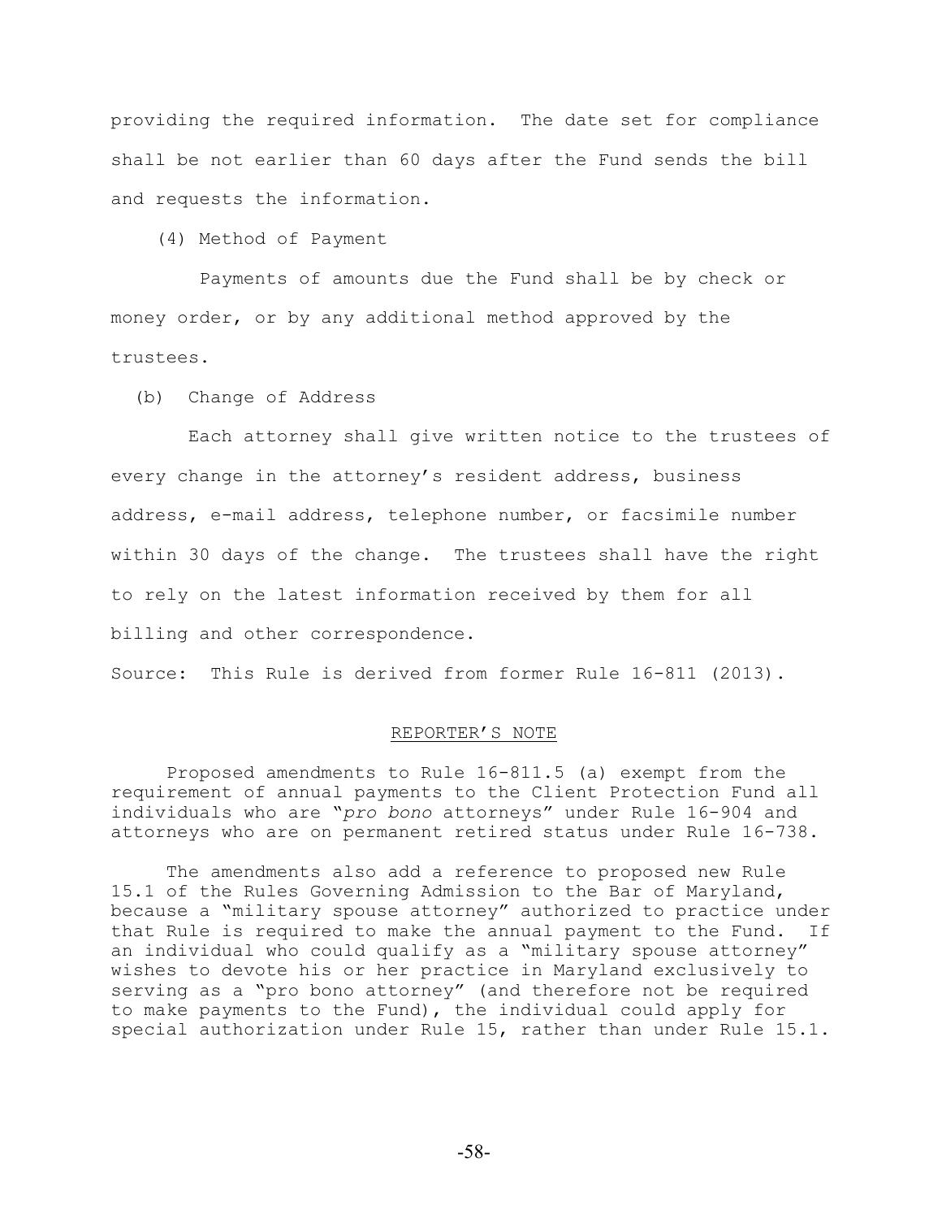providing the required information. The date set for compliance shall be not earlier than 60 days after the Fund sends the bill and requests the information.

(4) Method of Payment

Payments of amounts due the Fund shall be by check or money order, or by any additional method approved by the trustees.

(b) Change of Address

Each attorney shall give written notice to the trustees of every change in the attorney's resident address, business address, e-mail address, telephone number, or facsimile number within 30 days of the change. The trustees shall have the right to rely on the latest information received by them for all billing and other correspondence.

Source: This Rule is derived from former Rule 16-811 (2013).

REPORTER'S NOTE

Proposed amendments to Rule 16-811.5 (a) exempt from the requirement of annual payments to the Client Protection Fund all individuals who are "*pro bono* attorneys" under Rule 16-904 and attorneys who are on permanent retired status under Rule 16-738.

The amendments also add a reference to proposed new Rule 15.1 of the Rules Governing Admission to the Bar of Maryland, because a "military spouse attorney" authorized to practice under that Rule is required to make the annual payment to the Fund. If an individual who could qualify as a "military spouse attorney" wishes to devote his or her practice in Maryland exclusively to serving as a "pro bono attorney" (and therefore not be required to make payments to the Fund), the individual could apply for special authorization under Rule 15, rather than under Rule 15.1.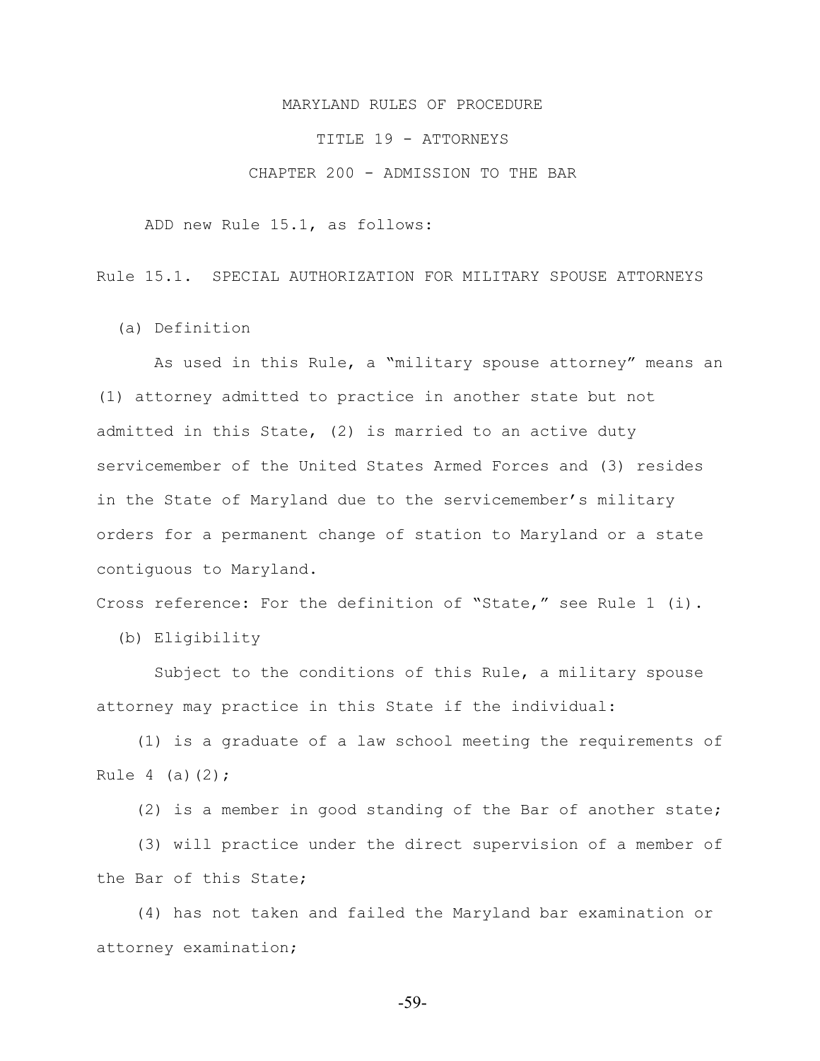MARYLAND RULES OF PROCEDURE

TITLE 19 - ATTORNEYS

CHAPTER 200 - ADMISSION TO THE BAR

ADD new Rule 15.1, as follows:

Rule 15.1. SPECIAL AUTHORIZATION FOR MILITARY SPOUSE ATTORNEYS

(a) Definition

As used in this Rule, a "military spouse attorney" means an (1) attorney admitted to practice in another state but not admitted in this State, (2) is married to an active duty servicemember of the United States Armed Forces and (3) resides in the State of Maryland due to the servicemember's military orders for a permanent change of station to Maryland or a state contiguous to Maryland.

Cross reference: For the definition of "State," see Rule 1 (i).

(b) Eligibility

Subject to the conditions of this Rule, a military spouse attorney may practice in this State if the individual:

(1) is a graduate of a law school meeting the requirements of Rule 4 (a)(2);

(2) is a member in good standing of the Bar of another state;

(3) will practice under the direct supervision of a member of the Bar of this State;

(4) has not taken and failed the Maryland bar examination or attorney examination;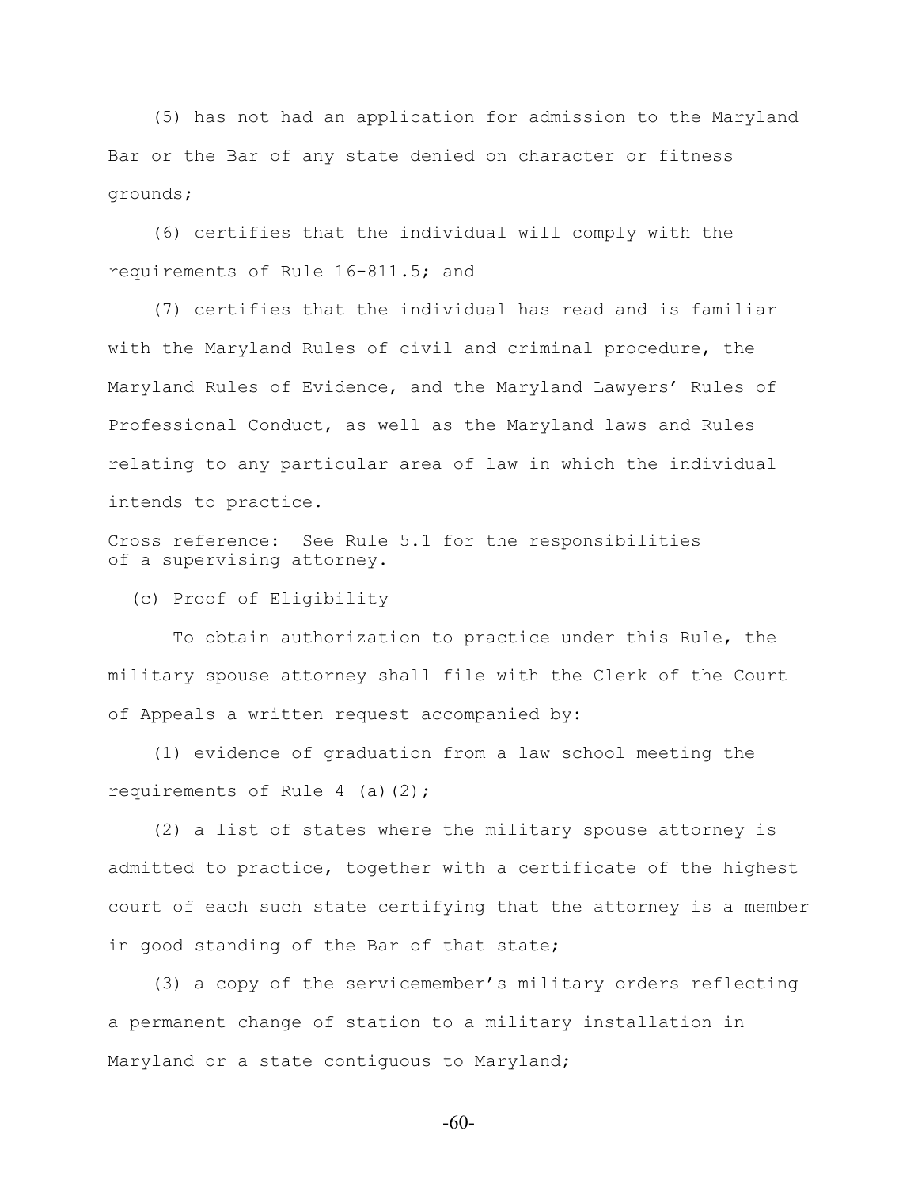(5) has not had an application for admission to the Maryland Bar or the Bar of any state denied on character or fitness grounds;

(6) certifies that the individual will comply with the requirements of Rule 16-811.5; and

(7) certifies that the individual has read and is familiar with the Maryland Rules of civil and criminal procedure, the Maryland Rules of Evidence, and the Maryland Lawyers' Rules of Professional Conduct, as well as the Maryland laws and Rules relating to any particular area of law in which the individual intends to practice.

Cross reference: See Rule 5.1 for the responsibilities of a supervising attorney.

(c) Proof of Eligibility

To obtain authorization to practice under this Rule, the military spouse attorney shall file with the Clerk of the Court of Appeals a written request accompanied by:

(1) evidence of graduation from a law school meeting the requirements of Rule 4 (a)(2);

(2) a list of states where the military spouse attorney is admitted to practice, together with a certificate of the highest court of each such state certifying that the attorney is a member in good standing of the Bar of that state;

(3) a copy of the servicemember's military orders reflecting a permanent change of station to a military installation in Maryland or a state contiguous to Maryland;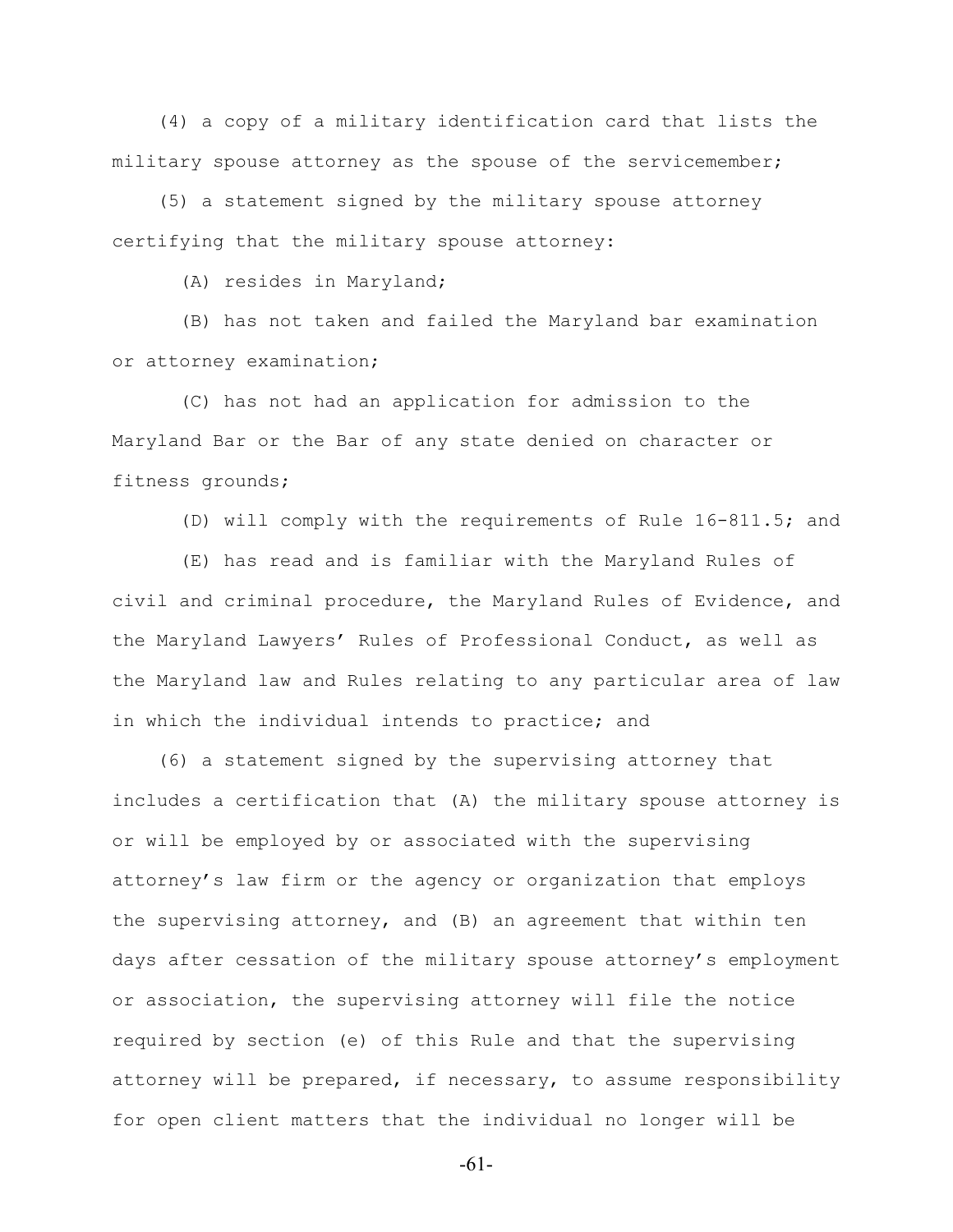(4) a copy of a military identification card that lists the military spouse attorney as the spouse of the servicemember;

(5) a statement signed by the military spouse attorney certifying that the military spouse attorney:

(A) resides in Maryland;

(B) has not taken and failed the Maryland bar examination or attorney examination;

(C) has not had an application for admission to the Maryland Bar or the Bar of any state denied on character or fitness grounds;

(D) will comply with the requirements of Rule 16-811.5; and

(E) has read and is familiar with the Maryland Rules of civil and criminal procedure, the Maryland Rules of Evidence, and the Maryland Lawyers' Rules of Professional Conduct, as well as the Maryland law and Rules relating to any particular area of law in which the individual intends to practice; and

(6) a statement signed by the supervising attorney that includes a certification that (A) the military spouse attorney is or will be employed by or associated with the supervising attorney's law firm or the agency or organization that employs the supervising attorney, and (B) an agreement that within ten days after cessation of the military spouse attorney's employment or association, the supervising attorney will file the notice required by section (e) of this Rule and that the supervising attorney will be prepared, if necessary, to assume responsibility for open client matters that the individual no longer will be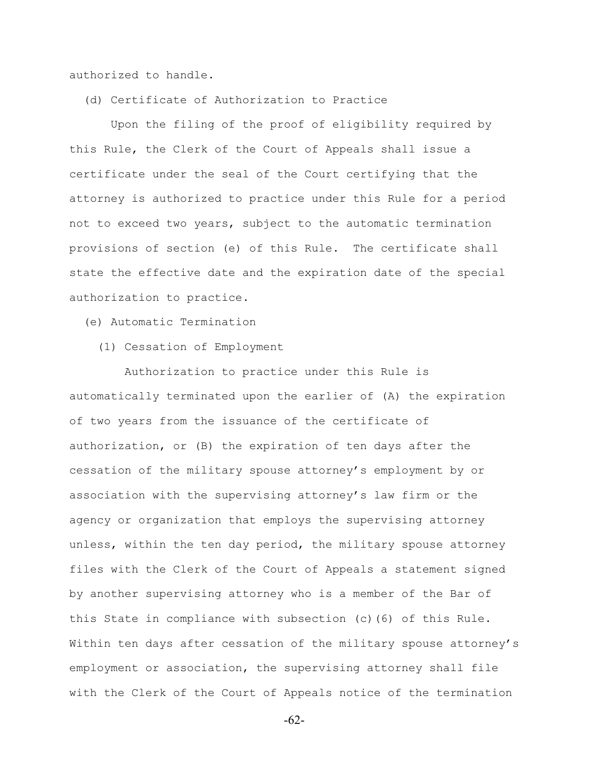authorized to handle.

(d) Certificate of Authorization to Practice

Upon the filing of the proof of eligibility required by this Rule, the Clerk of the Court of Appeals shall issue a certificate under the seal of the Court certifying that the attorney is authorized to practice under this Rule for a period not to exceed two years, subject to the automatic termination provisions of section (e) of this Rule. The certificate shall state the effective date and the expiration date of the special authorization to practice.

(e) Automatic Termination

(1) Cessation of Employment

Authorization to practice under this Rule is automatically terminated upon the earlier of (A) the expiration of two years from the issuance of the certificate of authorization, or (B) the expiration of ten days after the cessation of the military spouse attorney's employment by or association with the supervising attorney's law firm or the agency or organization that employs the supervising attorney unless, within the ten day period, the military spouse attorney files with the Clerk of the Court of Appeals a statement signed by another supervising attorney who is a member of the Bar of this State in compliance with subsection (c)(6) of this Rule. Within ten days after cessation of the military spouse attorney's employment or association, the supervising attorney shall file with the Clerk of the Court of Appeals notice of the termination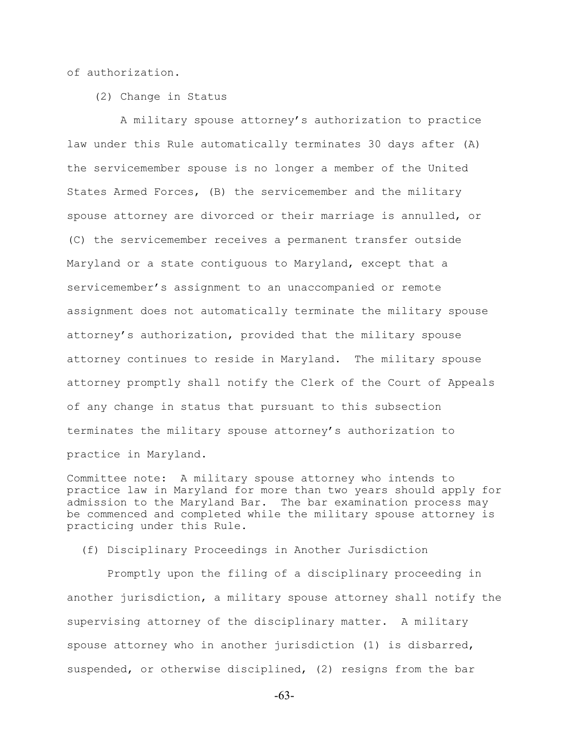of authorization.

(2) Change in Status

A military spouse attorney's authorization to practice law under this Rule automatically terminates 30 days after (A) the servicemember spouse is no longer a member of the United States Armed Forces, (B) the servicemember and the military spouse attorney are divorced or their marriage is annulled, or (C) the servicemember receives a permanent transfer outside Maryland or a state contiguous to Maryland, except that a servicemember's assignment to an unaccompanied or remote assignment does not automatically terminate the military spouse attorney's authorization, provided that the military spouse attorney continues to reside in Maryland. The military spouse attorney promptly shall notify the Clerk of the Court of Appeals of any change in status that pursuant to this subsection terminates the military spouse attorney's authorization to practice in Maryland.

Committee note: A military spouse attorney who intends to practice law in Maryland for more than two years should apply for admission to the Maryland Bar. The bar examination process may be commenced and completed while the military spouse attorney is practicing under this Rule.

(f) Disciplinary Proceedings in Another Jurisdiction

Promptly upon the filing of a disciplinary proceeding in another jurisdiction, a military spouse attorney shall notify the supervising attorney of the disciplinary matter. A military spouse attorney who in another jurisdiction (1) is disbarred, suspended, or otherwise disciplined, (2) resigns from the bar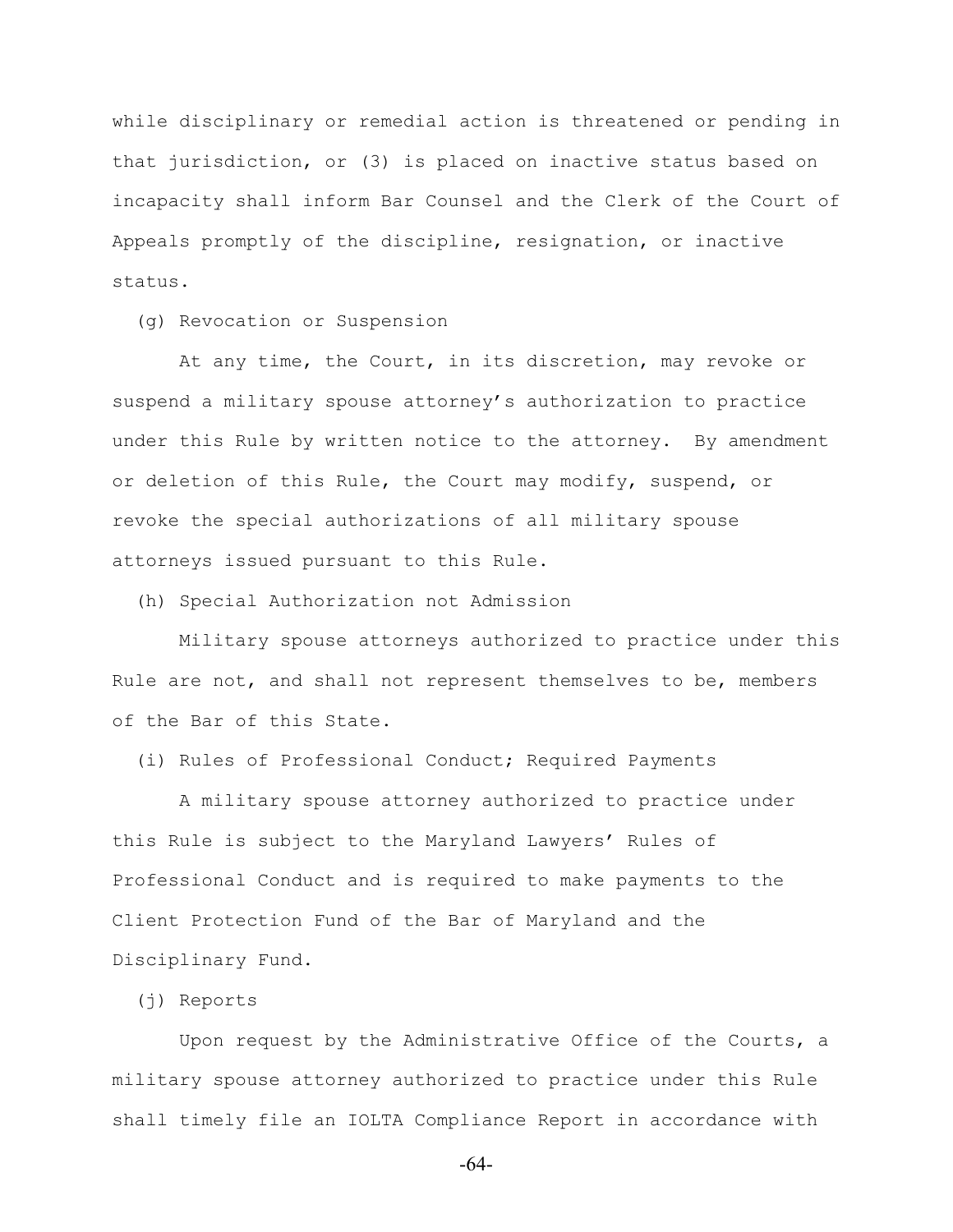while disciplinary or remedial action is threatened or pending in that jurisdiction, or (3) is placed on inactive status based on incapacity shall inform Bar Counsel and the Clerk of the Court of Appeals promptly of the discipline, resignation, or inactive status.

(g) Revocation or Suspension

At any time, the Court, in its discretion, may revoke or suspend a military spouse attorney's authorization to practice under this Rule by written notice to the attorney. By amendment or deletion of this Rule, the Court may modify, suspend, or revoke the special authorizations of all military spouse attorneys issued pursuant to this Rule.

(h) Special Authorization not Admission

Military spouse attorneys authorized to practice under this Rule are not, and shall not represent themselves to be, members of the Bar of this State.

(i) Rules of Professional Conduct; Required Payments

A military spouse attorney authorized to practice under this Rule is subject to the Maryland Lawyers' Rules of Professional Conduct and is required to make payments to the Client Protection Fund of the Bar of Maryland and the Disciplinary Fund.

(j) Reports

Upon request by the Administrative Office of the Courts, a military spouse attorney authorized to practice under this Rule shall timely file an IOLTA Compliance Report in accordance with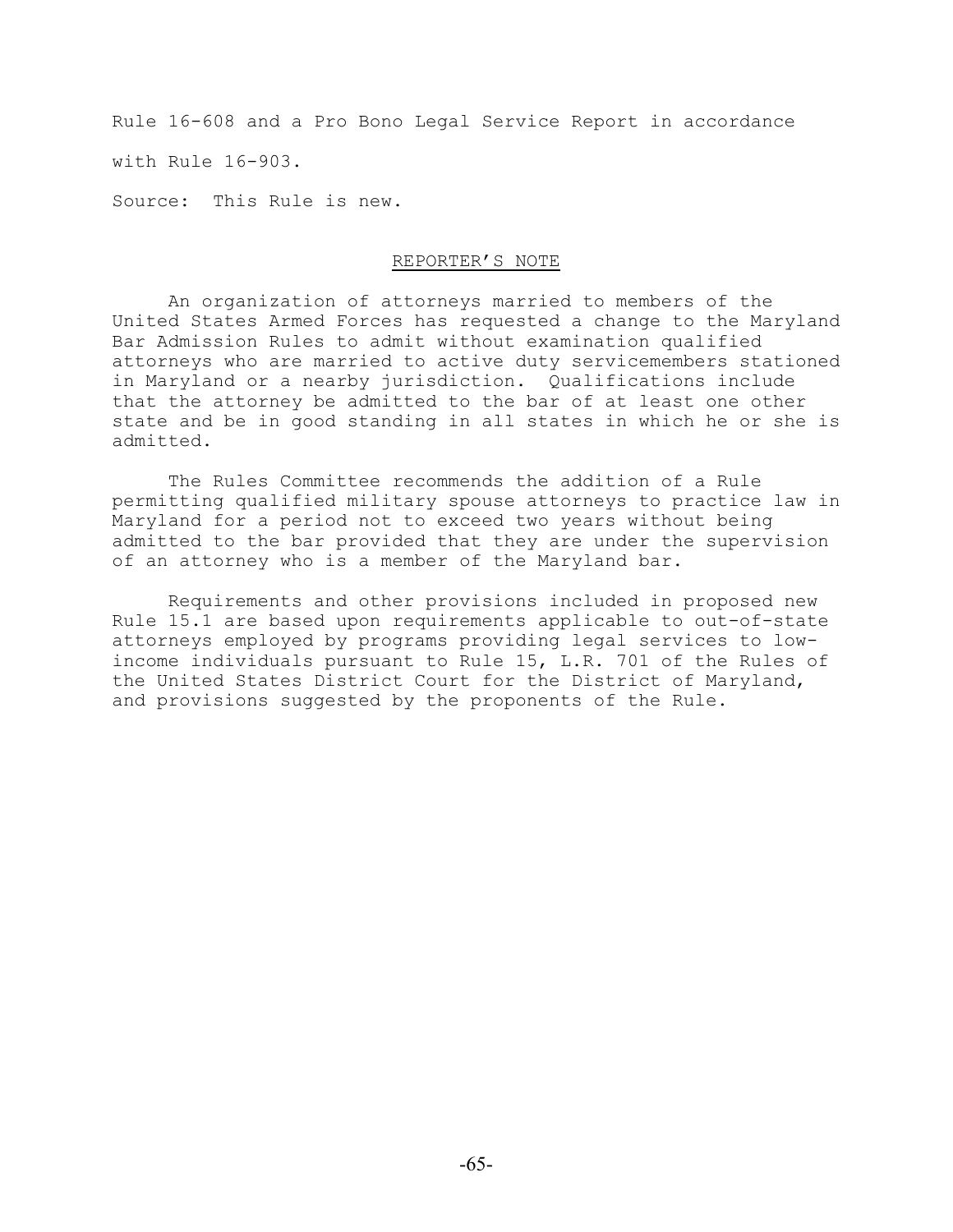Rule 16-608 and a Pro Bono Legal Service Report in accordance with Rule 16-903.

Source: This Rule is new.

REPORTER'S NOTE

An organization of attorneys married to members of the United States Armed Forces has requested a change to the Maryland Bar Admission Rules to admit without examination qualified attorneys who are married to active duty servicemembers stationed in Maryland or a nearby jurisdiction. Qualifications include that the attorney be admitted to the bar of at least one other state and be in good standing in all states in which he or she is admitted.

The Rules Committee recommends the addition of a Rule permitting qualified military spouse attorneys to practice law in Maryland for a period not to exceed two years without being admitted to the bar provided that they are under the supervision of an attorney who is a member of the Maryland bar.

Requirements and other provisions included in proposed new Rule 15.1 are based upon requirements applicable to out-of-state attorneys employed by programs providing legal services to low-income individuals pursuant to Rule 15, L.R. 701 of the Rules of the United States District Court for the District of Maryland, and provisions suggested by the proponents of the Rule.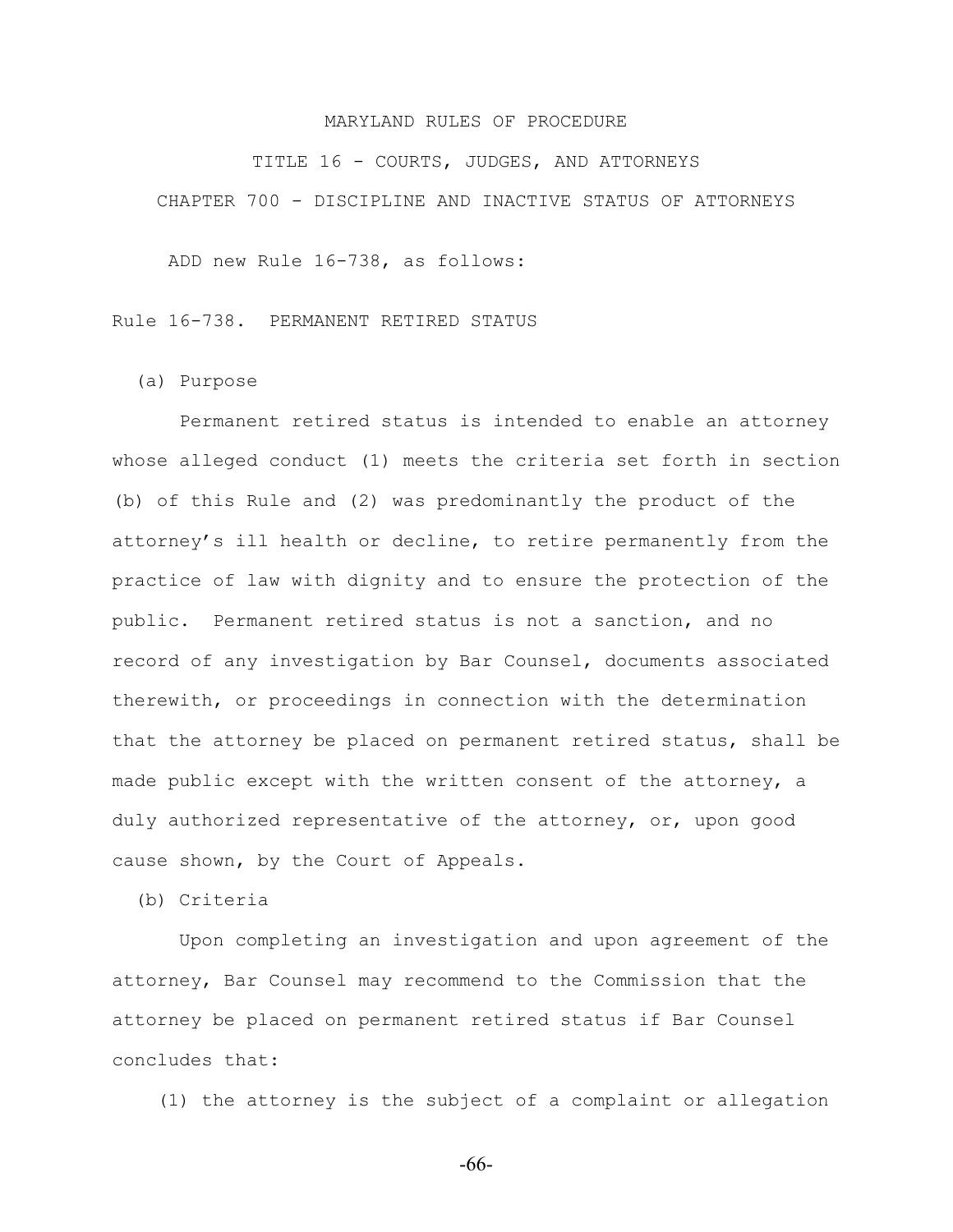MARYLAND RULES OF PROCEDURE

TITLE 16 - COURTS, JUDGES, AND ATTORNEYS

CHAPTER 700 - DISCIPLINE AND INACTIVE STATUS OF ATTORNEYS

ADD new Rule 16-738, as follows:

Rule 16-738. PERMANENT RETIRED STATUS

(a) Purpose

Permanent retired status is intended to enable an attorney whose alleged conduct (1) meets the criteria set forth in section (b) of this Rule and (2) was predominantly the product of the attorney's ill health or decline, to retire permanently from the practice of law with dignity and to ensure the protection of the public. Permanent retired status is not a sanction, and no record of any investigation by Bar Counsel, documents associated therewith, or proceedings in connection with the determination that the attorney be placed on permanent retired status, shall be made public except with the written consent of the attorney, a duly authorized representative of the attorney, or, upon good cause shown, by the Court of Appeals.

(b) Criteria

Upon completing an investigation and upon agreement of the attorney, Bar Counsel may recommend to the Commission that the attorney be placed on permanent retired status if Bar Counsel concludes that:

(1) the attorney is the subject of a complaint or allegation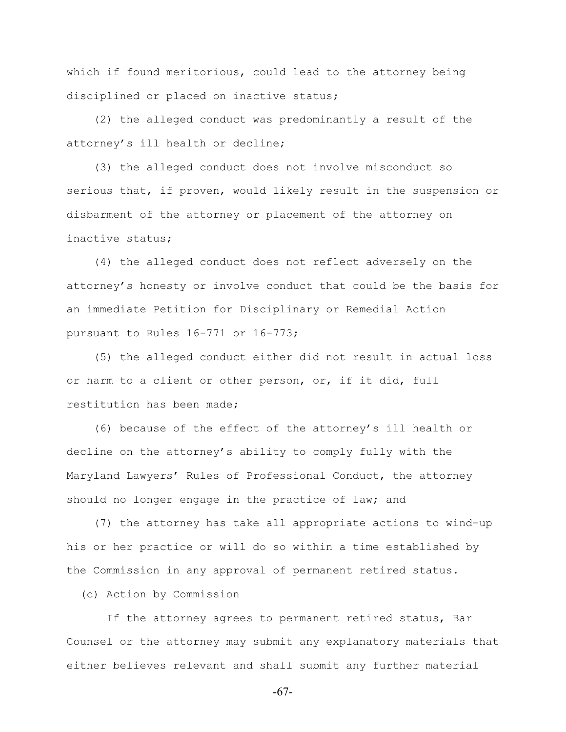which if found meritorious, could lead to the attorney being disciplined or placed on inactive status;

(2) the alleged conduct was predominantly a result of the attorney's ill health or decline;

(3) the alleged conduct does not involve misconduct so serious that, if proven, would likely result in the suspension or disbarment of the attorney or placement of the attorney on inactive status;

(4) the alleged conduct does not reflect adversely on the attorney's honesty or involve conduct that could be the basis for an immediate Petition for Disciplinary or Remedial Action pursuant to Rules 16-771 or 16-773;

(5) the alleged conduct either did not result in actual loss or harm to a client or other person, or, if it did, full restitution has been made;

(6) because of the effect of the attorney's ill health or decline on the attorney's ability to comply fully with the Maryland Lawyers' Rules of Professional Conduct, the attorney should no longer engage in the practice of law; and

(7) the attorney has take all appropriate actions to wind-up his or her practice or will do so within a time established by the Commission in any approval of permanent retired status.

(c) Action by Commission

If the attorney agrees to permanent retired status, Bar Counsel or the attorney may submit any explanatory materials that either believes relevant and shall submit any further material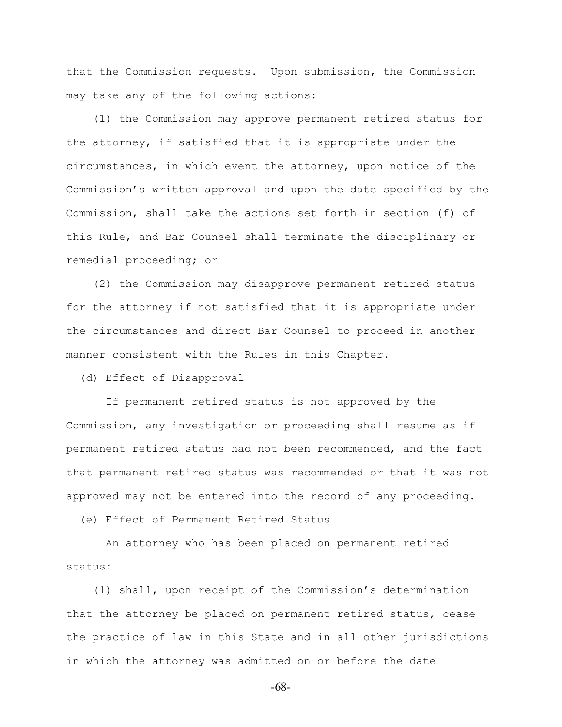that the Commission requests. Upon submission, the Commission may take any of the following actions:

(1) the Commission may approve permanent retired status for the attorney, if satisfied that it is appropriate under the circumstances, in which event the attorney, upon notice of the Commission's written approval and upon the date specified by the Commission, shall take the actions set forth in section (f) of this Rule, and Bar Counsel shall terminate the disciplinary or remedial proceeding; or

(2) the Commission may disapprove permanent retired status for the attorney if not satisfied that it is appropriate under the circumstances and direct Bar Counsel to proceed in another manner consistent with the Rules in this Chapter.

(d) Effect of Disapproval

If permanent retired status is not approved by the Commission, any investigation or proceeding shall resume as if permanent retired status had not been recommended, and the fact that permanent retired status was recommended or that it was not approved may not be entered into the record of any proceeding.

(e) Effect of Permanent Retired Status

An attorney who has been placed on permanent retired status:

(1) shall, upon receipt of the Commission's determination that the attorney be placed on permanent retired status, cease the practice of law in this State and in all other jurisdictions in which the attorney was admitted on or before the date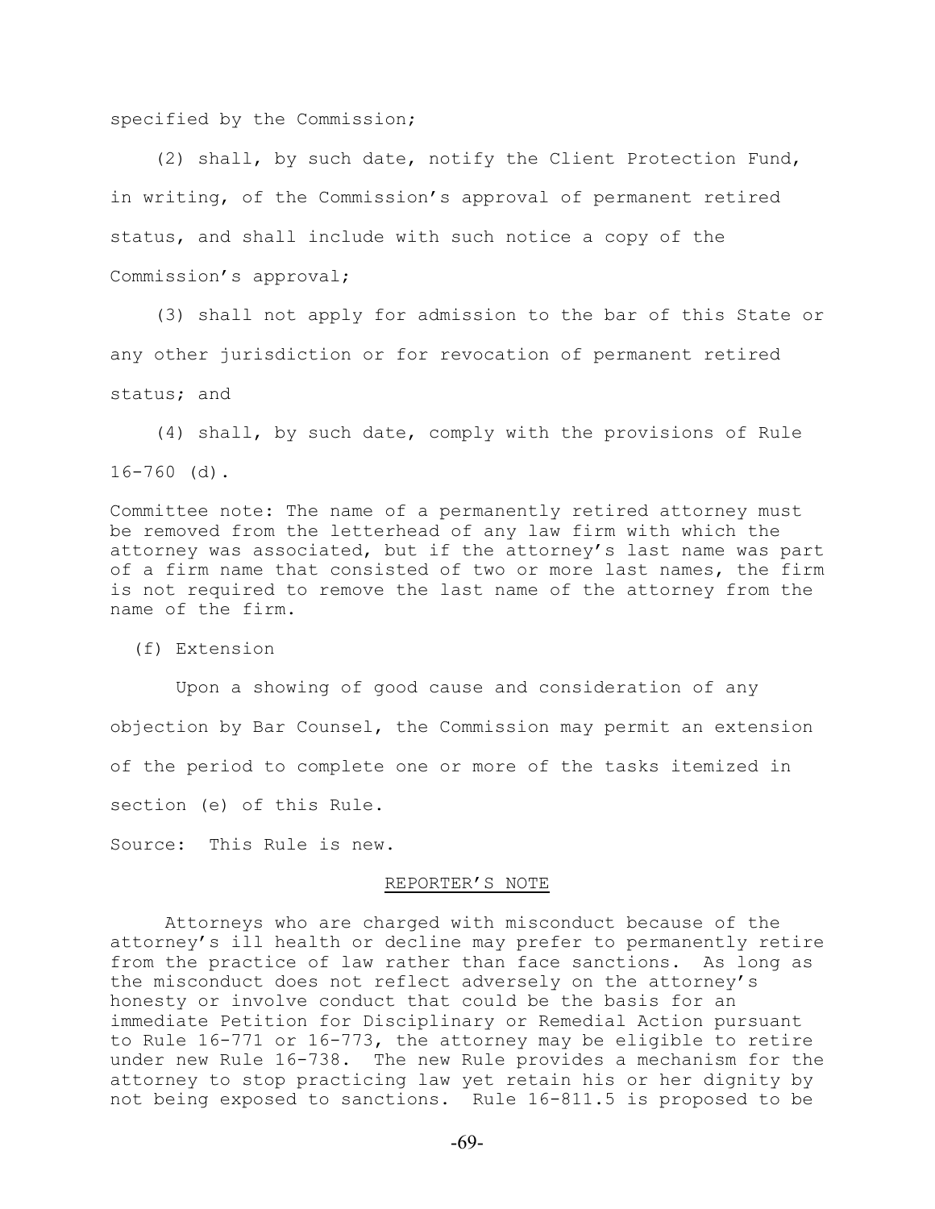specified by the Commission;

(2) shall, by such date, notify the Client Protection Fund, in writing, of the Commission's approval of permanent retired status, and shall include with such notice a copy of the Commission's approval;

(3) shall not apply for admission to the bar of this State or any other jurisdiction or for revocation of permanent retired status; and

(4) shall, by such date, comply with the provisions of Rule 16-760 (d).

Committee note: The name of a permanently retired attorney must be removed from the letterhead of any law firm with which the attorney was associated, but if the attorney's last name was part of a firm name that consisted of two or more last names, the firm is not required to remove the last name of the attorney from the name of the firm.

(f) Extension

Upon a showing of good cause and consideration of any objection by Bar Counsel, the Commission may permit an extension of the period to complete one or more of the tasks itemized in section (e) of this Rule.

Source: This Rule is new.

REPORTER'S NOTE

Attorneys who are charged with misconduct because of the attorney's ill health or decline may prefer to permanently retire from the practice of law rather than face sanctions. As long as the misconduct does not reflect adversely on the attorney's honesty or involve conduct that could be the basis for an immediate Petition for Disciplinary or Remedial Action pursuant to Rule 16-771 or 16-773, the attorney may be eligible to retire under new Rule 16-738. The new Rule provides a mechanism for the attorney to stop practicing law yet retain his or her dignity by not being exposed to sanctions. Rule 16-811.5 is proposed to be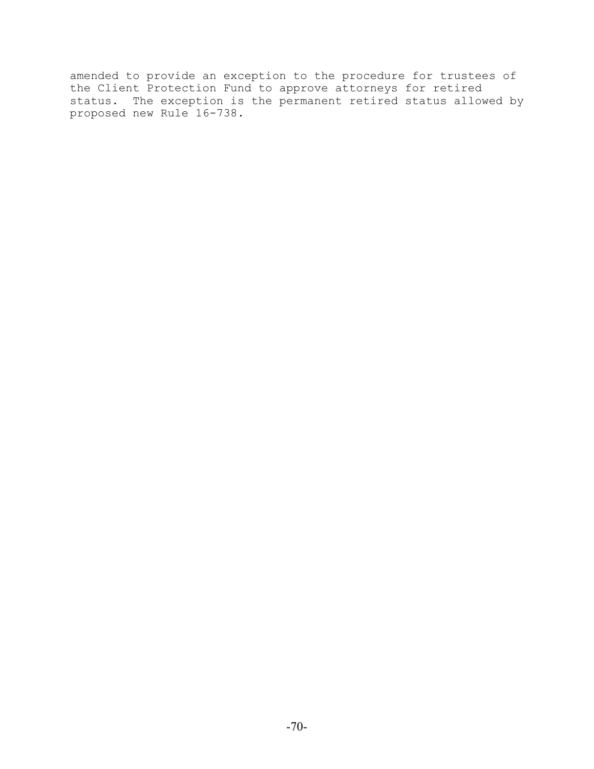amended to provide an exception to the procedure for trustees of the Client Protection Fund to approve attorneys for retired status. The exception is the permanent retired status allowed by proposed new Rule 16-738.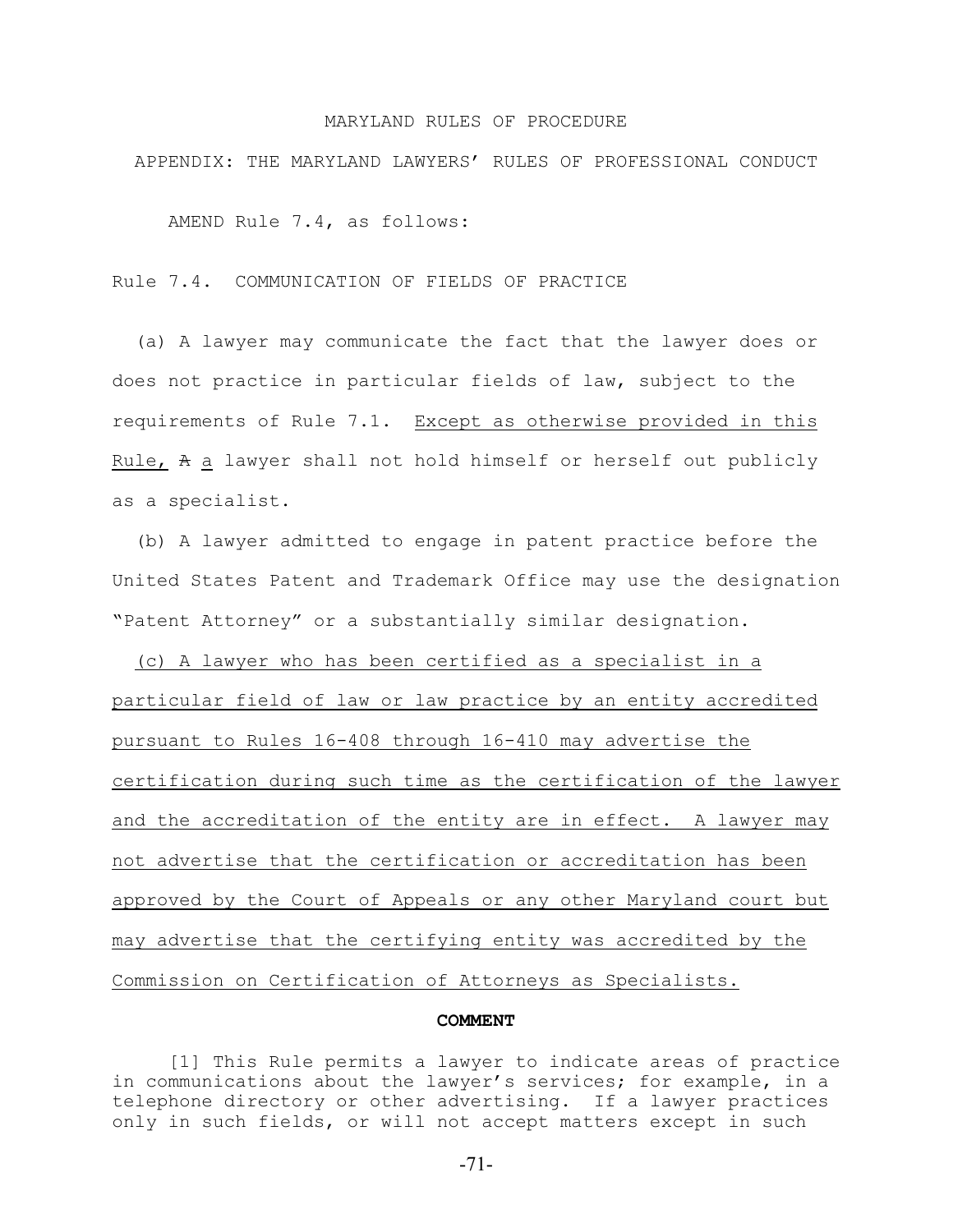MARYLAND RULES OF PROCEDURE

APPENDIX: THE MARYLAND LAWYERS' RULES OF PROFESSIONAL CONDUCT

AMEND Rule 7.4, as follows:

Rule 7.4. COMMUNICATION OF FIELDS OF PRACTICE

(a) A lawyer may communicate the fact that the lawyer does or does not practice in particular fields of law, subject to the requirements of Rule 7.1. <u>Except as otherwise provided in this Rule,</u> ~~A~~ <u>a</u> lawyer shall not hold himself or herself out publicly as a specialist.

(b) A lawyer admitted to engage in patent practice before the United States Patent and Trademark Office may use the designation "Patent Attorney" or a substantially similar designation.

<u>(c) A lawyer who has been certified as a specialist in a particular field of law or law practice by an entity accredited pursuant to Rules 16-408 through 16-410 may advertise the certification during such time as the certification of the lawyer and the accreditation of the entity are in effect. A lawyer may not advertise that the certification or accreditation has been approved by the Court of Appeals or any other Maryland court but may advertise that the certifying entity was accredited by the Commission on Certification of Attorneys as Specialists.</u>

**COMMENT**

[1] This Rule permits a lawyer to indicate areas of practice in communications about the lawyer's services; for example, in a telephone directory or other advertising. If a lawyer practices only in such fields, or will not accept matters except in such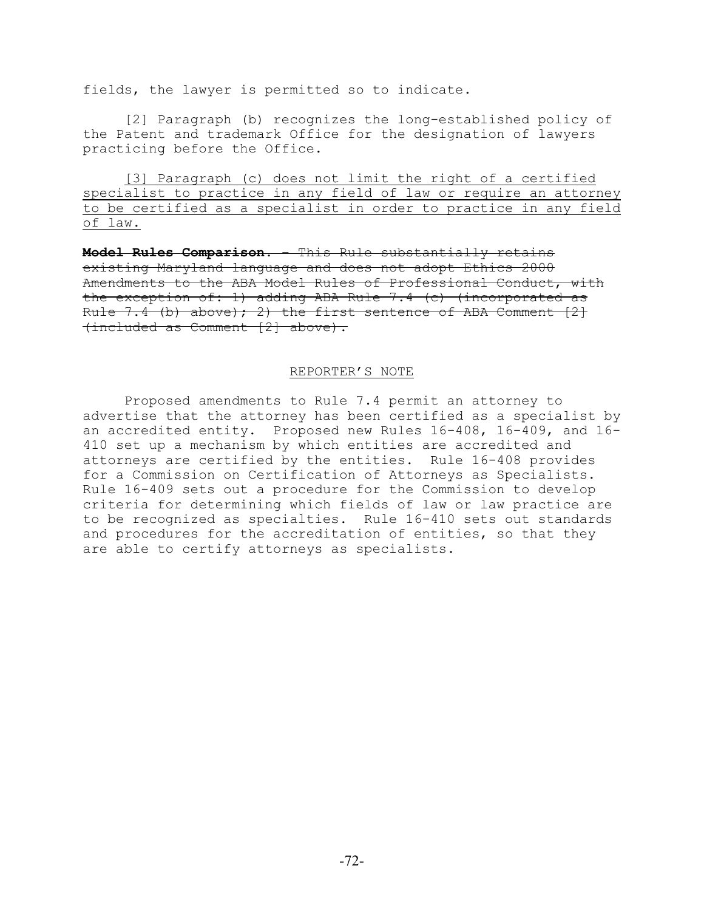fields, the lawyer is permitted so to indicate.

[2] Paragraph (b) recognizes the long-established policy of the Patent and trademark Office for the designation of lawyers practicing before the Office.

<u>[3] Paragraph (c) does not limit the right of a certified specialist to practice in any field of law or require an attorney to be certified as a specialist in order to practice in any field of law.</u>

~~**Model Rules Comparison**. – This Rule substantially retains existing Maryland language and does not adopt Ethics 2000 Amendments to the ABA Model Rules of Professional Conduct, with the exception of: 1) adding ABA Rule 7.4 (c) (incorporated as Rule 7.4 (b) above); 2) the first sentence of ABA Comment [2] (included as Comment [2] above).~~

REPORTER'S NOTE

Proposed amendments to Rule 7.4 permit an attorney to advertise that the attorney has been certified as a specialist by an accredited entity. Proposed new Rules 16-408, 16-409, and 16-410 set up a mechanism by which entities are accredited and attorneys are certified by the entities. Rule 16-408 provides for a Commission on Certification of Attorneys as Specialists. Rule 16-409 sets out a procedure for the Commission to develop criteria for determining which fields of law or law practice are to be recognized as specialties. Rule 16-410 sets out standards and procedures for the accreditation of entities, so that they are able to certify attorneys as specialists.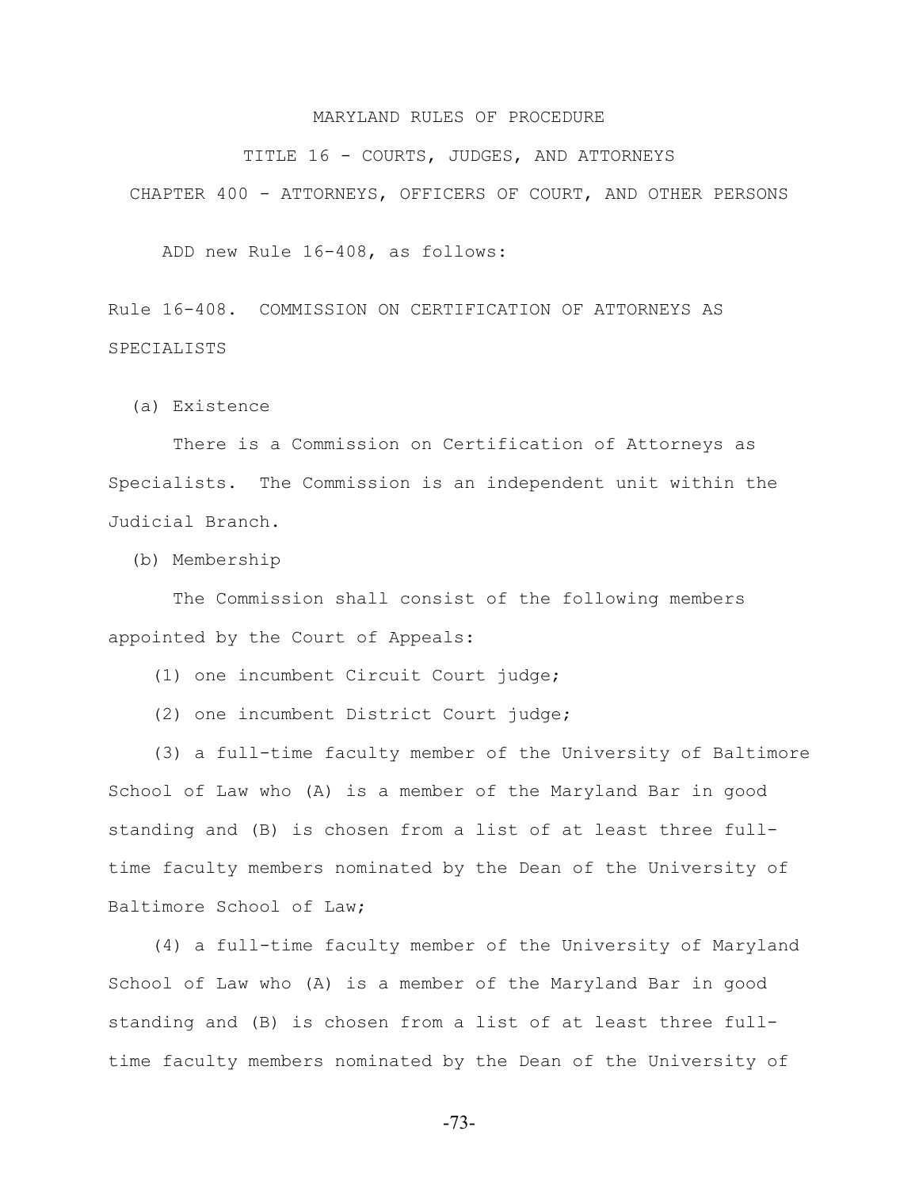MARYLAND RULES OF PROCEDURE

TITLE 16 - COURTS, JUDGES, AND ATTORNEYS

CHAPTER 400 - ATTORNEYS, OFFICERS OF COURT, AND OTHER PERSONS

ADD new Rule 16-408, as follows:

Rule 16-408. COMMISSION ON CERTIFICATION OF ATTORNEYS AS SPECIALISTS

(a) Existence

There is a Commission on Certification of Attorneys as Specialists. The Commission is an independent unit within the Judicial Branch.

(b) Membership

The Commission shall consist of the following members appointed by the Court of Appeals:

(1) one incumbent Circuit Court judge;

(2) one incumbent District Court judge;

(3) a full-time faculty member of the University of Baltimore School of Law who (A) is a member of the Maryland Bar in good standing and (B) is chosen from a list of at least three full-time faculty members nominated by the Dean of the University of Baltimore School of Law;

(4) a full-time faculty member of the University of Maryland School of Law who (A) is a member of the Maryland Bar in good standing and (B) is chosen from a list of at least three full-time faculty members nominated by the Dean of the University of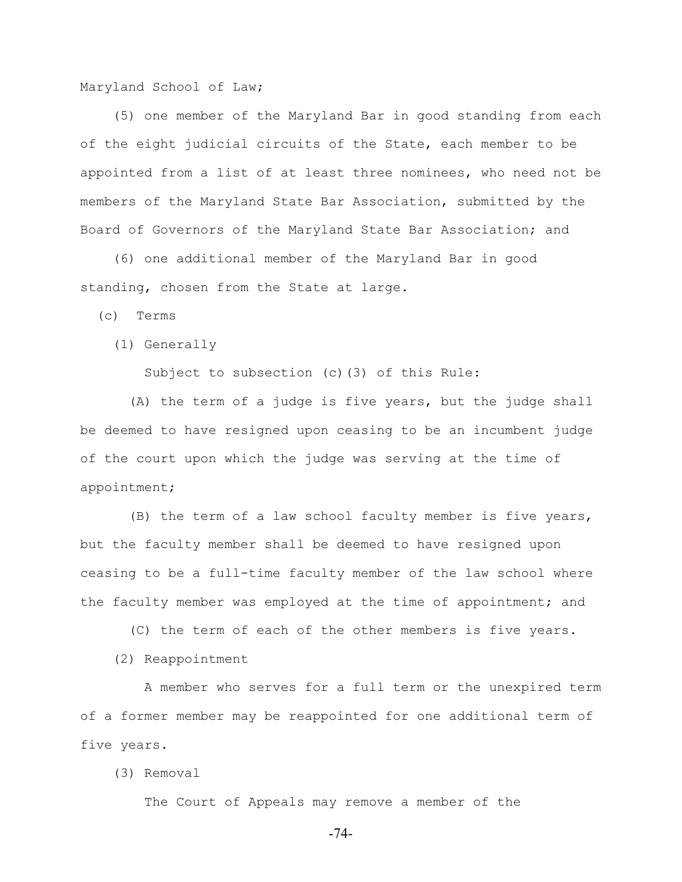Maryland School of Law;

(5) one member of the Maryland Bar in good standing from each of the eight judicial circuits of the State, each member to be appointed from a list of at least three nominees, who need not be members of the Maryland State Bar Association, submitted by the Board of Governors of the Maryland State Bar Association; and

(6) one additional member of the Maryland Bar in good standing, chosen from the State at large.

(c) Terms

(1) Generally

Subject to subsection (c)(3) of this Rule:

(A) the term of a judge is five years, but the judge shall be deemed to have resigned upon ceasing to be an incumbent judge of the court upon which the judge was serving at the time of appointment;

(B) the term of a law school faculty member is five years, but the faculty member shall be deemed to have resigned upon ceasing to be a full-time faculty member of the law school where the faculty member was employed at the time of appointment; and

(C) the term of each of the other members is five years.

(2) Reappointment

A member who serves for a full term or the unexpired term of a former member may be reappointed for one additional term of five years.

(3) Removal

The Court of Appeals may remove a member of the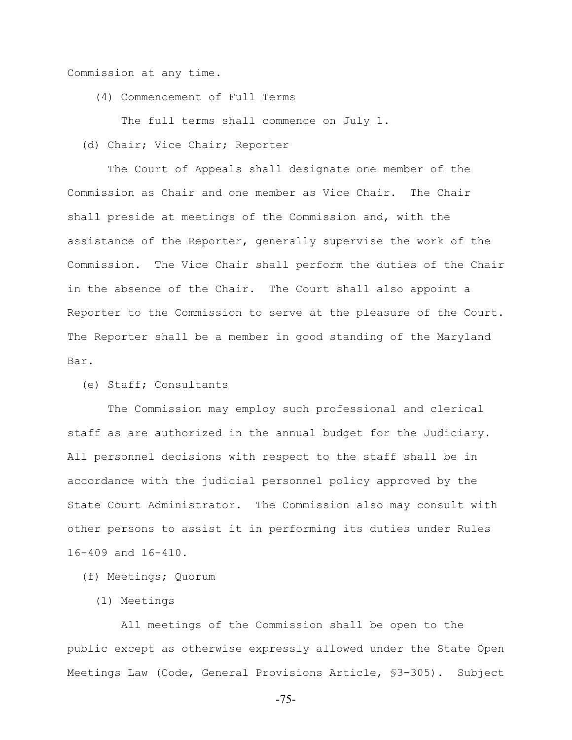Commission at any time.

(4) Commencement of Full Terms

The full terms shall commence on July 1.

(d) Chair; Vice Chair; Reporter

The Court of Appeals shall designate one member of the Commission as Chair and one member as Vice Chair. The Chair shall preside at meetings of the Commission and, with the assistance of the Reporter, generally supervise the work of the Commission. The Vice Chair shall perform the duties of the Chair in the absence of the Chair. The Court shall also appoint a Reporter to the Commission to serve at the pleasure of the Court. The Reporter shall be a member in good standing of the Maryland Bar.

(e) Staff; Consultants

The Commission may employ such professional and clerical staff as are authorized in the annual budget for the Judiciary. All personnel decisions with respect to the staff shall be in accordance with the judicial personnel policy approved by the State Court Administrator. The Commission also may consult with other persons to assist it in performing its duties under Rules 16-409 and 16-410.

(f) Meetings; Quorum

(1) Meetings

All meetings of the Commission shall be open to the public except as otherwise expressly allowed under the State Open Meetings Law (Code, General Provisions Article, §3-305). Subject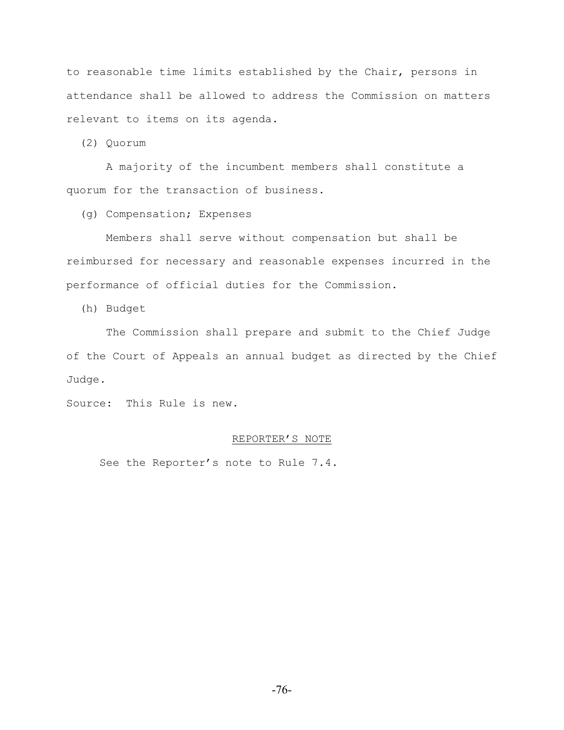to reasonable time limits established by the Chair, persons in attendance shall be allowed to address the Commission on matters relevant to items on its agenda.

(2) Quorum

A majority of the incumbent members shall constitute a quorum for the transaction of business.

(g) Compensation; Expenses

Members shall serve without compensation but shall be reimbursed for necessary and reasonable expenses incurred in the performance of official duties for the Commission.

(h) Budget

The Commission shall prepare and submit to the Chief Judge of the Court of Appeals an annual budget as directed by the Chief Judge.

Source: This Rule is new.

REPORTER'S NOTE

See the Reporter's note to Rule 7.4.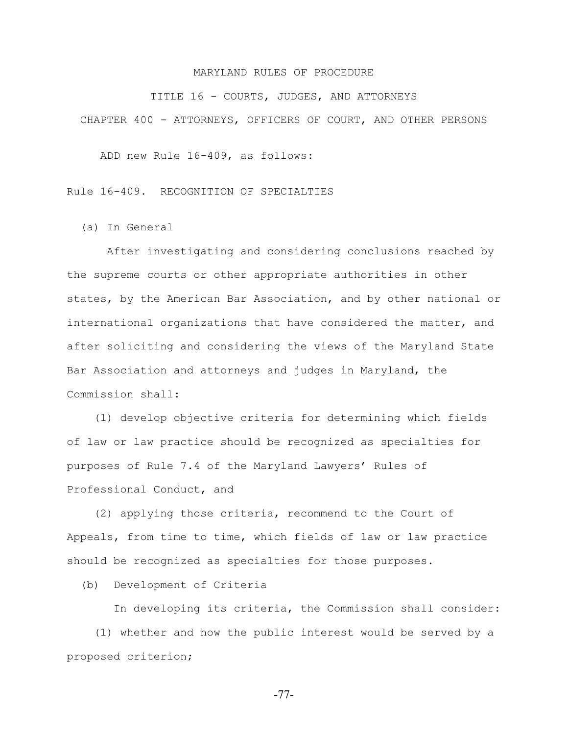MARYLAND RULES OF PROCEDURE

TITLE 16 - COURTS, JUDGES, AND ATTORNEYS

CHAPTER 400 - ATTORNEYS, OFFICERS OF COURT, AND OTHER PERSONS

ADD new Rule 16-409, as follows:

Rule 16-409. RECOGNITION OF SPECIALTIES

(a) In General

After investigating and considering conclusions reached by the supreme courts or other appropriate authorities in other states, by the American Bar Association, and by other national or international organizations that have considered the matter, and after soliciting and considering the views of the Maryland State Bar Association and attorneys and judges in Maryland, the Commission shall:

(1) develop objective criteria for determining which fields of law or law practice should be recognized as specialties for purposes of Rule 7.4 of the Maryland Lawyers' Rules of Professional Conduct, and

(2) applying those criteria, recommend to the Court of Appeals, from time to time, which fields of law or law practice should be recognized as specialties for those purposes.

(b) Development of Criteria

In developing its criteria, the Commission shall consider:

(1) whether and how the public interest would be served by a proposed criterion;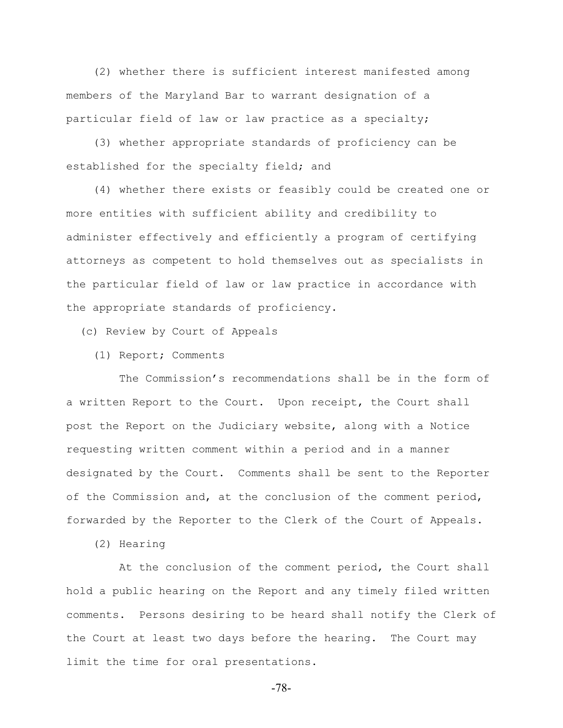(2) whether there is sufficient interest manifested among members of the Maryland Bar to warrant designation of a particular field of law or law practice as a specialty;

(3) whether appropriate standards of proficiency can be established for the specialty field; and

(4) whether there exists or feasibly could be created one or more entities with sufficient ability and credibility to administer effectively and efficiently a program of certifying attorneys as competent to hold themselves out as specialists in the particular field of law or law practice in accordance with the appropriate standards of proficiency.

(c) Review by Court of Appeals

(1) Report; Comments

The Commission's recommendations shall be in the form of a written Report to the Court. Upon receipt, the Court shall post the Report on the Judiciary website, along with a Notice requesting written comment within a period and in a manner designated by the Court. Comments shall be sent to the Reporter of the Commission and, at the conclusion of the comment period, forwarded by the Reporter to the Clerk of the Court of Appeals.

(2) Hearing

At the conclusion of the comment period, the Court shall hold a public hearing on the Report and any timely filed written comments. Persons desiring to be heard shall notify the Clerk of the Court at least two days before the hearing. The Court may limit the time for oral presentations.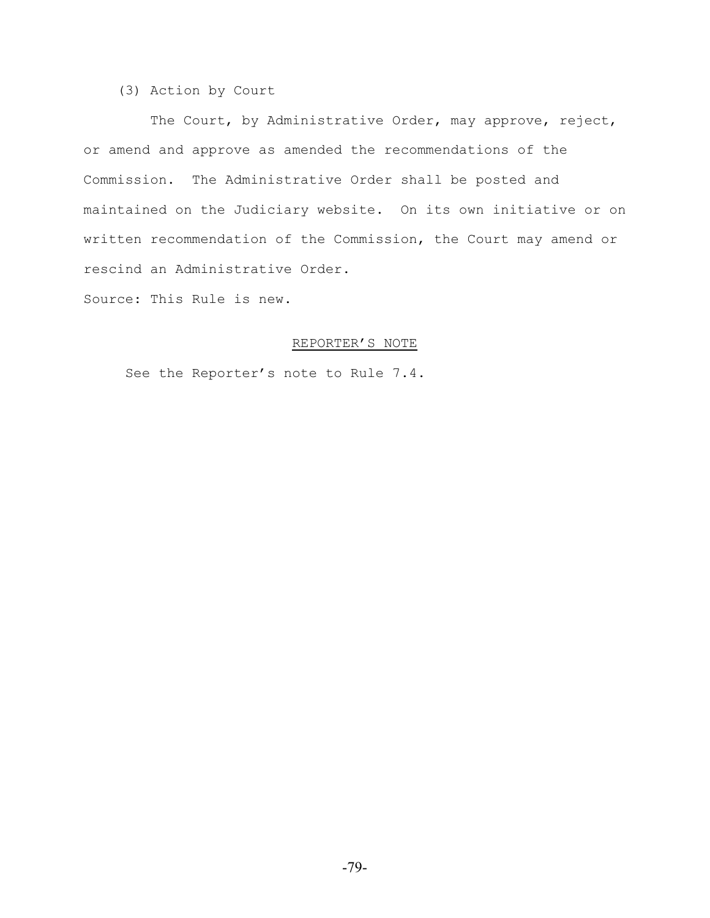(3) Action by Court

The Court, by Administrative Order, may approve, reject, or amend and approve as amended the recommendations of the Commission. The Administrative Order shall be posted and maintained on the Judiciary website. On its own initiative or on written recommendation of the Commission, the Court may amend or rescind an Administrative Order.

Source: This Rule is new.

REPORTER'S NOTE

See the Reporter's note to Rule 7.4.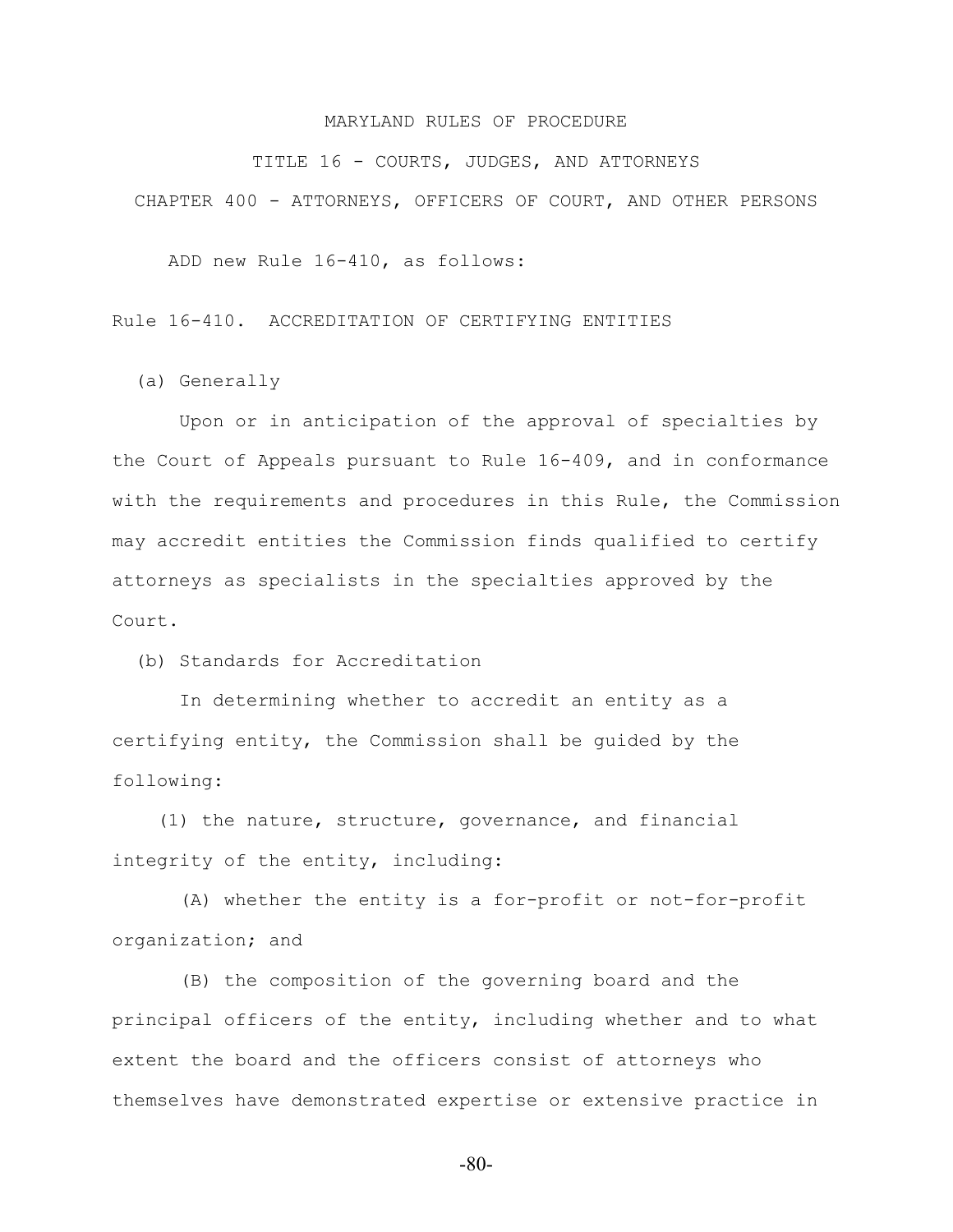MARYLAND RULES OF PROCEDURE

TITLE 16 - COURTS, JUDGES, AND ATTORNEYS

CHAPTER 400 - ATTORNEYS, OFFICERS OF COURT, AND OTHER PERSONS

ADD new Rule 16-410, as follows:

Rule 16-410. ACCREDITATION OF CERTIFYING ENTITIES

(a) Generally

Upon or in anticipation of the approval of specialties by the Court of Appeals pursuant to Rule 16-409, and in conformance with the requirements and procedures in this Rule, the Commission may accredit entities the Commission finds qualified to certify attorneys as specialists in the specialties approved by the Court.

(b) Standards for Accreditation

In determining whether to accredit an entity as a certifying entity, the Commission shall be guided by the following:

(1) the nature, structure, governance, and financial integrity of the entity, including:

(A) whether the entity is a for-profit or not-for-profit organization; and

(B) the composition of the governing board and the principal officers of the entity, including whether and to what extent the board and the officers consist of attorneys who themselves have demonstrated expertise or extensive practice in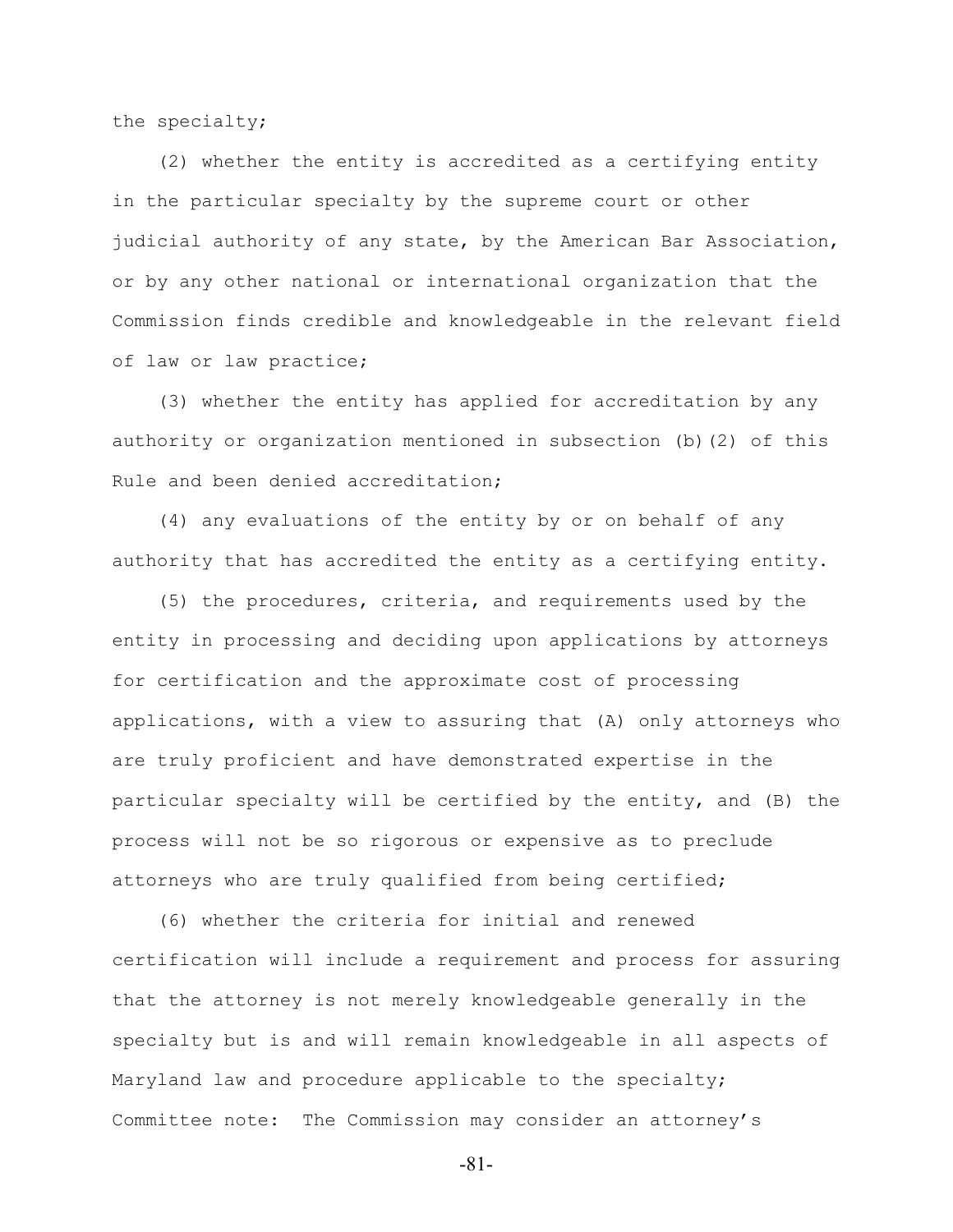the specialty;

(2) whether the entity is accredited as a certifying entity in the particular specialty by the supreme court or other judicial authority of any state, by the American Bar Association, or by any other national or international organization that the Commission finds credible and knowledgeable in the relevant field of law or law practice;

(3) whether the entity has applied for accreditation by any authority or organization mentioned in subsection (b)(2) of this Rule and been denied accreditation;

(4) any evaluations of the entity by or on behalf of any authority that has accredited the entity as a certifying entity.

(5) the procedures, criteria, and requirements used by the entity in processing and deciding upon applications by attorneys for certification and the approximate cost of processing applications, with a view to assuring that (A) only attorneys who are truly proficient and have demonstrated expertise in the particular specialty will be certified by the entity, and (B) the process will not be so rigorous or expensive as to preclude attorneys who are truly qualified from being certified;

(6) whether the criteria for initial and renewed certification will include a requirement and process for assuring that the attorney is not merely knowledgeable generally in the specialty but is and will remain knowledgeable in all aspects of Maryland law and procedure applicable to the specialty;

Committee note: The Commission may consider an attorney's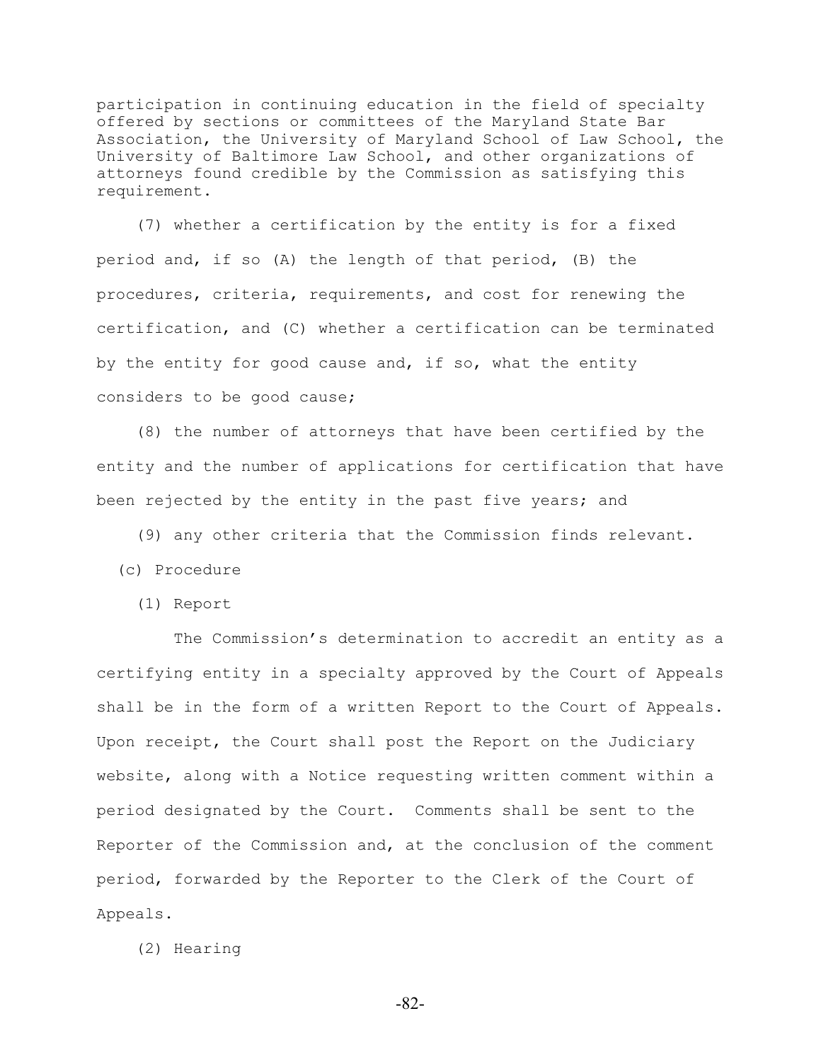participation in continuing education in the field of specialty offered by sections or committees of the Maryland State Bar Association, the University of Maryland School of Law School, the University of Baltimore Law School, and other organizations of attorneys found credible by the Commission as satisfying this requirement.

(7) whether a certification by the entity is for a fixed period and, if so (A) the length of that period, (B) the procedures, criteria, requirements, and cost for renewing the certification, and (C) whether a certification can be terminated by the entity for good cause and, if so, what the entity considers to be good cause;

(8) the number of attorneys that have been certified by the entity and the number of applications for certification that have been rejected by the entity in the past five years; and

(9) any other criteria that the Commission finds relevant.

(c) Procedure

(1) Report

The Commission's determination to accredit an entity as a certifying entity in a specialty approved by the Court of Appeals shall be in the form of a written Report to the Court of Appeals. Upon receipt, the Court shall post the Report on the Judiciary website, along with a Notice requesting written comment within a period designated by the Court. Comments shall be sent to the Reporter of the Commission and, at the conclusion of the comment period, forwarded by the Reporter to the Clerk of the Court of Appeals.

(2) Hearing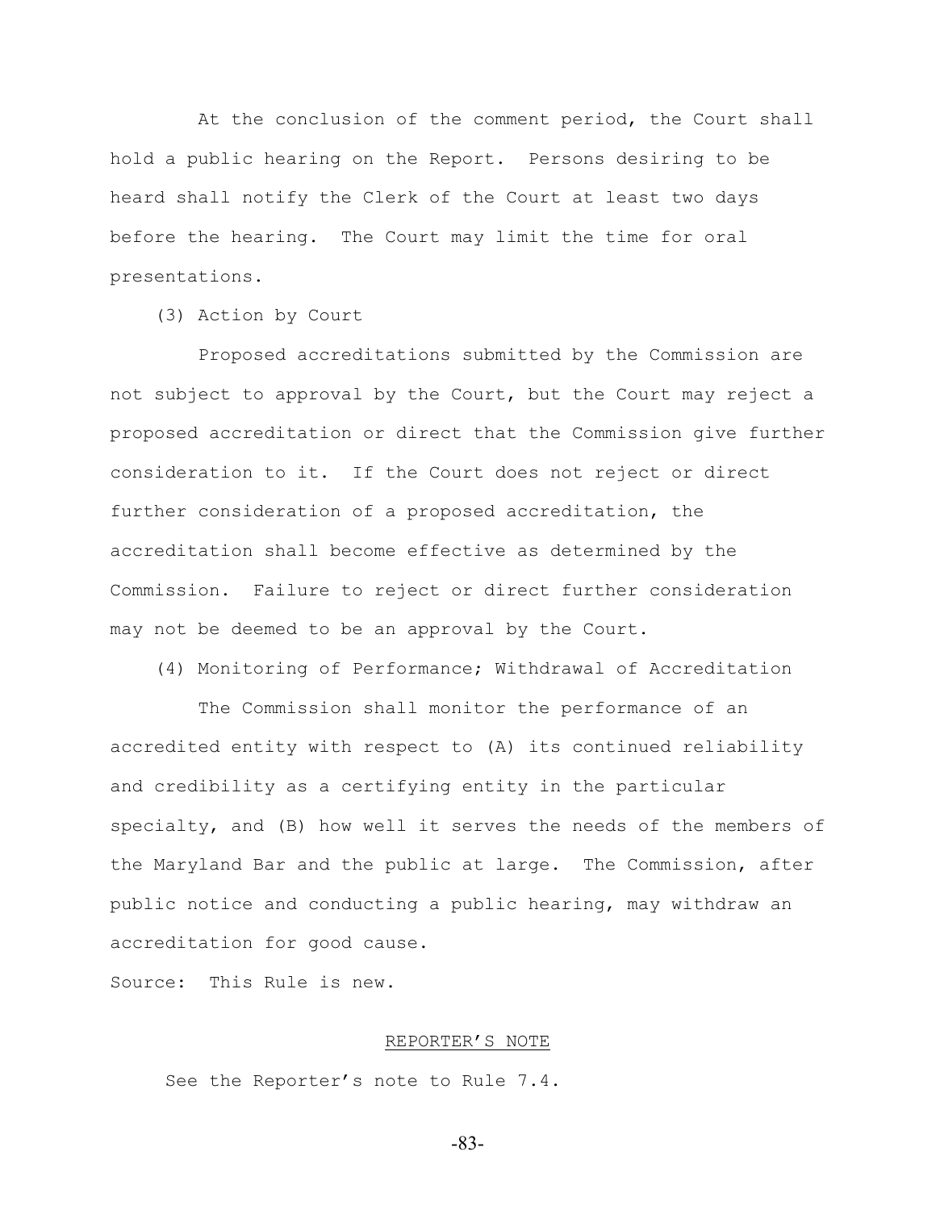At the conclusion of the comment period, the Court shall hold a public hearing on the Report. Persons desiring to be heard shall notify the Clerk of the Court at least two days before the hearing. The Court may limit the time for oral presentations.

(3) Action by Court

Proposed accreditations submitted by the Commission are not subject to approval by the Court, but the Court may reject a proposed accreditation or direct that the Commission give further consideration to it. If the Court does not reject or direct further consideration of a proposed accreditation, the accreditation shall become effective as determined by the Commission. Failure to reject or direct further consideration may not be deemed to be an approval by the Court.

(4) Monitoring of Performance; Withdrawal of Accreditation

The Commission shall monitor the performance of an accredited entity with respect to (A) its continued reliability and credibility as a certifying entity in the particular specialty, and (B) how well it serves the needs of the members of the Maryland Bar and the public at large. The Commission, after public notice and conducting a public hearing, may withdraw an accreditation for good cause.

Source: This Rule is new.

REPORTER'S NOTE

See the Reporter's note to Rule 7.4.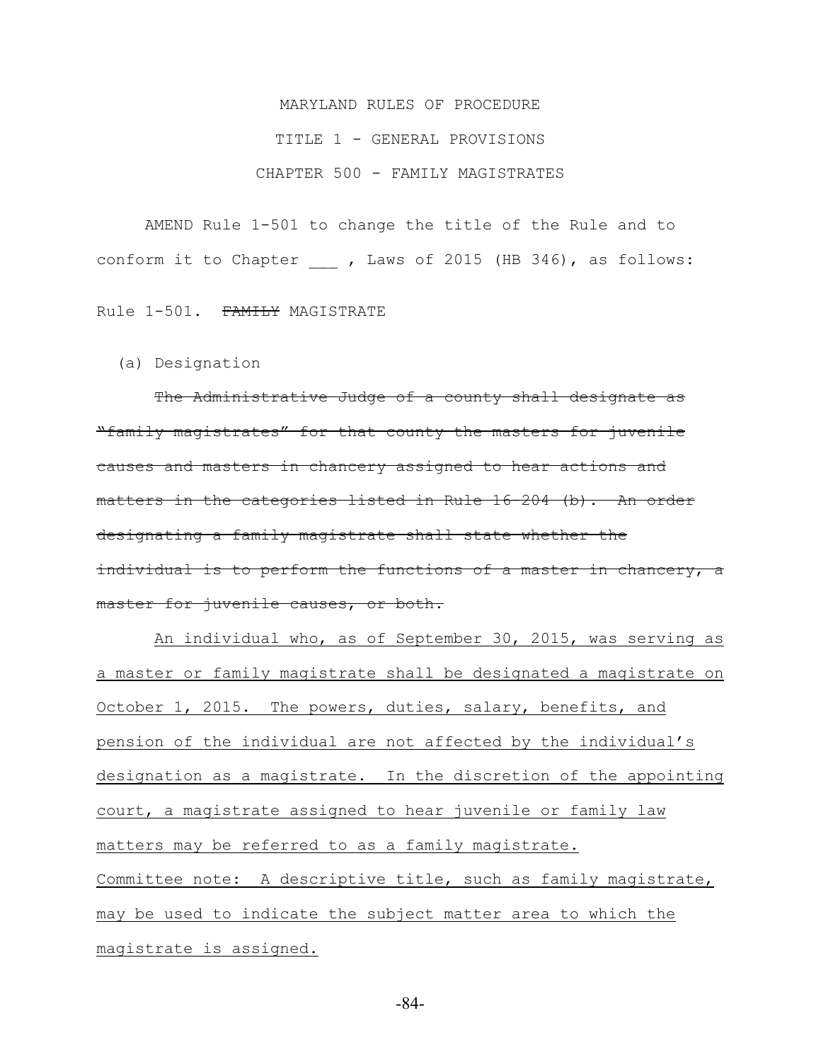MARYLAND RULES OF PROCEDURE

TITLE 1 - GENERAL PROVISIONS

CHAPTER 500 - FAMILY MAGISTRATES

AMEND Rule 1-501 to change the title of the Rule and to conform it to Chapter ___ , Laws of 2015 (HB 346), as follows:

Rule 1-501. ~~FAMILY~~ MAGISTRATE

(a) Designation

~~The Administrative Judge of a county shall designate as "family magistrates" for that county the masters for juvenile causes and masters in chancery assigned to hear actions and matters in the categories listed in Rule 16-204 (b). An order designating a family magistrate shall state whether the individual is to perform the functions of a master in chancery, a master for juvenile causes, or both.~~

<u>An individual who, as of September 30, 2015, was serving as a master or family magistrate shall be designated a magistrate on October 1, 2015. The powers, duties, salary, benefits, and pension of the individual are not affected by the individual's designation as a magistrate. In the discretion of the appointing court, a magistrate assigned to hear juvenile or family law matters may be referred to as a family magistrate.</u>

<u>Committee note: A descriptive title, such as family magistrate, may be used to indicate the subject matter area to which the magistrate is assigned.</u>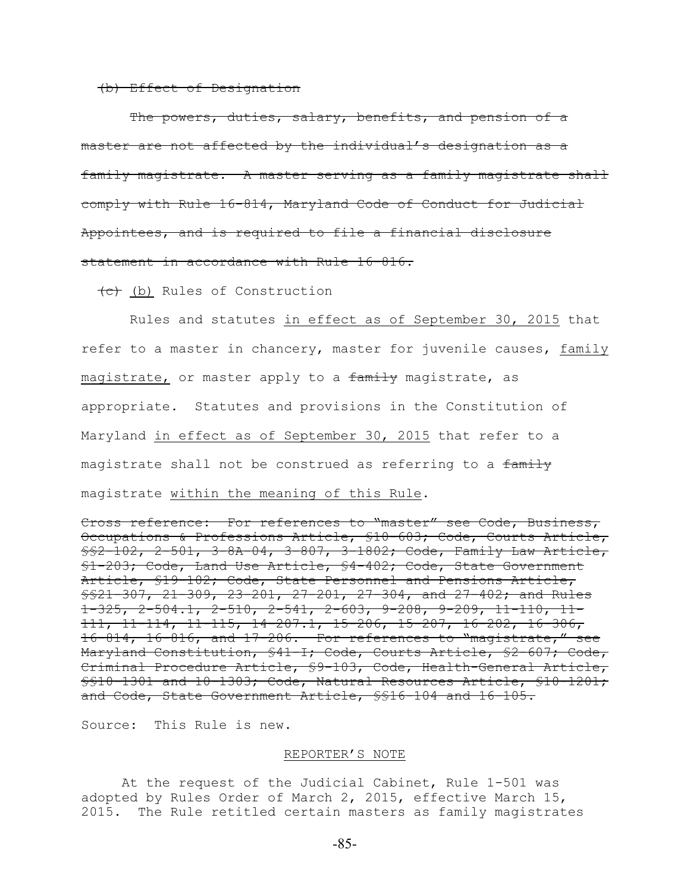~~(b) Effect of Designation~~

~~The powers, duties, salary, benefits, and pension of a master are not affected by the individual's designation as a family magistrate. A master serving as a family magistrate shall comply with Rule 16-814, Maryland Code of Conduct for Judicial Appointees, and is required to file a financial disclosure statement in accordance with Rule 16-816.~~

~~(c)~~ <u>(b)</u> Rules of Construction

Rules and statutes <u>in effect as of September 30, 2015</u> that refer to a master in chancery, master for juvenile causes, <u>family magistrate,</u> or master apply to a ~~family~~ magistrate, as appropriate. Statutes and provisions in the Constitution of Maryland <u>in effect as of September 30, 2015</u> that refer to a magistrate shall not be construed as referring to a ~~family~~ magistrate <u>within the meaning of this Rule</u>.

~~Cross reference: For references to "master" see Code, Business, Occupations & Professions Article, §10-603; Code, Courts Article, §§2-102, 2-501, 3-8A-04, 3-807, 3-1802; Code, Family Law Article, §1-203; Code, Land Use Article, §4-402; Code, State Government Article, §19-102; Code, State Personnel and Pensions Article, §§21-307, 21-309, 23-201, 27-201, 27-304, and 27-402; and Rules 1-325, 2-504.1, 2-510, 2-541, 2-603, 9-208, 9-209, 11-110, 11-111, 11-114, 11-115, 14-207.1, 15-206, 15-207, 16-202, 16-306, 16-814, 16-816, and 17-206. For references to "magistrate," see Maryland Constitution, §41-I; Code, Courts Article, §2-607; Code, Criminal Procedure Article, §9-103, Code, Health-General Article, §§10-1301 and 10-1303; Code, Natural Resources Article, §10-1201; and Code, State Government Article, §§16-104 and 16-105.~~

Source: This Rule is new.

<u>REPORTER'S NOTE</u>

At the request of the Judicial Cabinet, Rule 1-501 was adopted by Rules Order of March 2, 2015, effective March 15, 2015. The Rule retitled certain masters as family magistrates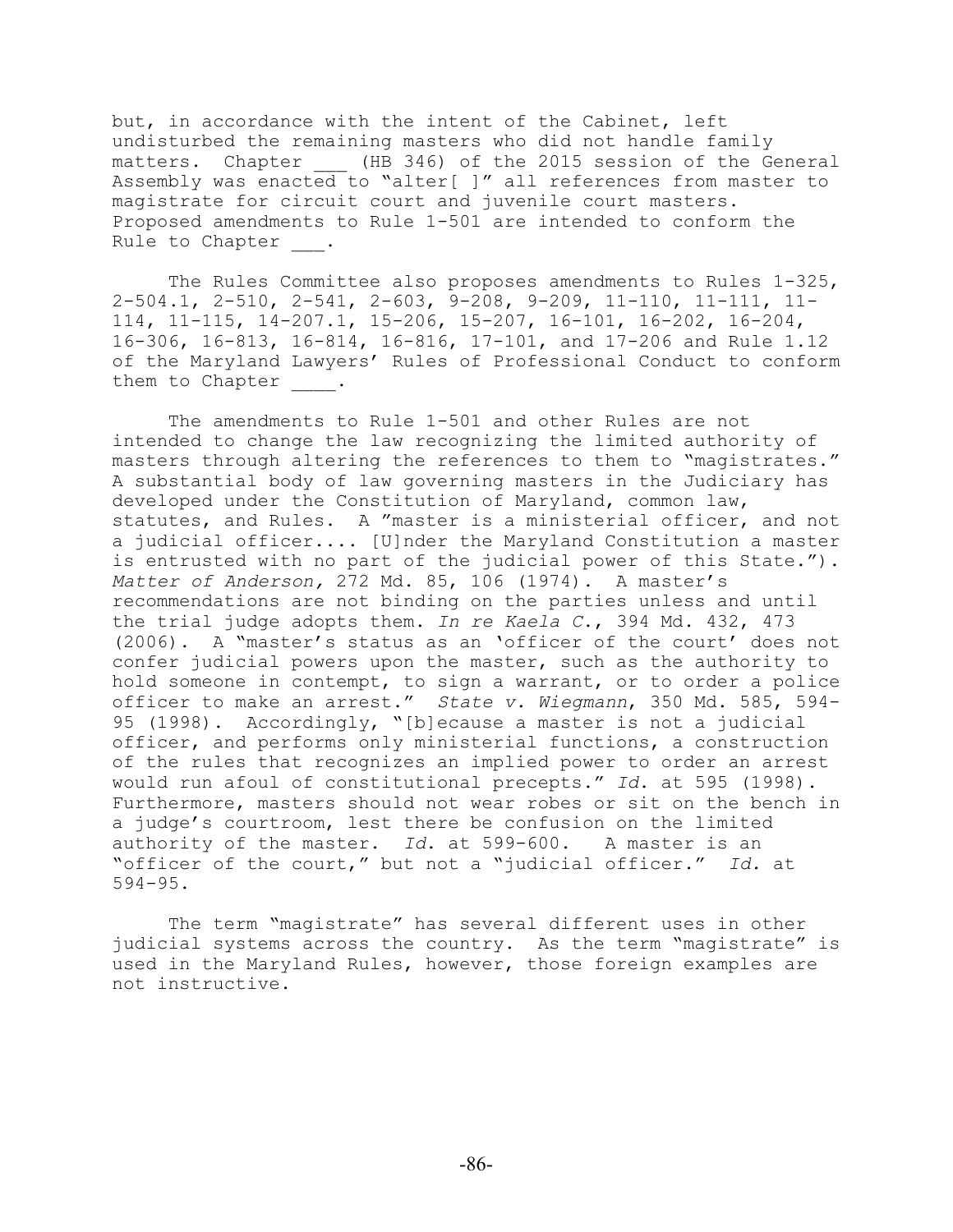but, in accordance with the intent of the Cabinet, left undisturbed the remaining masters who did not handle family matters. Chapter ___ (HB 346) of the 2015 session of the General Assembly was enacted to "alter[ ]" all references from master to magistrate for circuit court and juvenile court masters. Proposed amendments to Rule 1-501 are intended to conform the Rule to Chapter ___.

The Rules Committee also proposes amendments to Rules 1-325, 2-504.1, 2-510, 2-541, 2-603, 9-208, 9-209, 11-110, 11-111, 11-114, 11-115, 14-207.1, 15-206, 15-207, 16-101, 16-202, 16-204, 16-306, 16-813, 16-814, 16-816, 17-101, and 17-206 and Rule 1.12 of the Maryland Lawyers' Rules of Professional Conduct to conform them to Chapter ____.

The amendments to Rule 1-501 and other Rules are not intended to change the law recognizing the limited authority of masters through altering the references to them to "magistrates." A substantial body of law governing masters in the Judiciary has developed under the Constitution of Maryland, common law, statutes, and Rules. A "master is a ministerial officer, and not a judicial officer.... [U]nder the Maryland Constitution a master is entrusted with no part of the judicial power of this State."). *Matter of Anderson,* 272 Md. 85, 106 (1974). A master's recommendations are not binding on the parties unless and until the trial judge adopts them. *In re Kaela C.*, 394 Md. 432, 473 (2006). A "master's status as an 'officer of the court' does not confer judicial powers upon the master, such as the authority to hold someone in contempt, to sign a warrant, or to order a police officer to make an arrest." *State v. Wiegmann*, 350 Md. 585, 594-95 (1998). Accordingly, "[b]ecause a master is not a judicial officer, and performs only ministerial functions, a construction of the rules that recognizes an implied power to order an arrest would run afoul of constitutional precepts." *Id.* at 595 (1998). Furthermore, masters should not wear robes or sit on the bench in a judge's courtroom, lest there be confusion on the limited authority of the master. *Id.* at 599-600. A master is an "officer of the court," but not a "judicial officer." *Id.* at 594-95.

The term "magistrate" has several different uses in other judicial systems across the country. As the term "magistrate" is used in the Maryland Rules, however, those foreign examples are not instructive.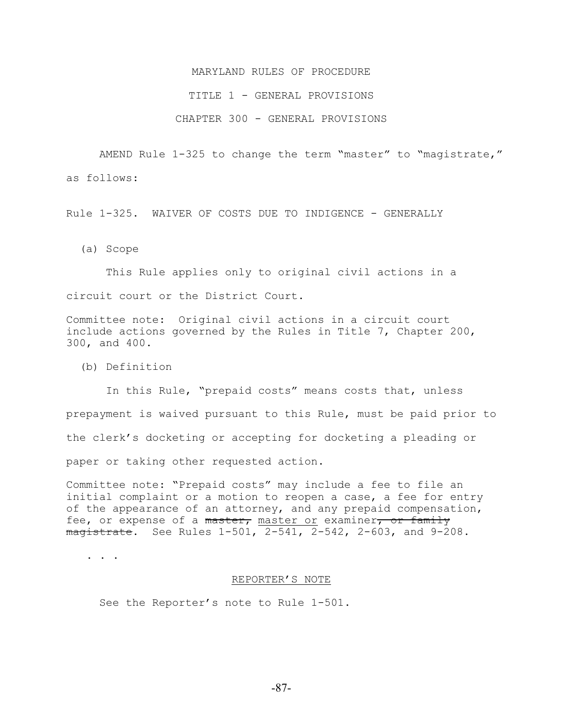MARYLAND RULES OF PROCEDURE

TITLE 1 - GENERAL PROVISIONS

CHAPTER 300 - GENERAL PROVISIONS

AMEND Rule 1-325 to change the term "master" to "magistrate," as follows:

Rule 1-325. WAIVER OF COSTS DUE TO INDIGENCE - GENERALLY

(a) Scope

This Rule applies only to original civil actions in a circuit court or the District Court.

Committee note: Original civil actions in a circuit court include actions governed by the Rules in Title 7, Chapter 200, 300, and 400.

(b) Definition

In this Rule, "prepaid costs" means costs that, unless prepayment is waived pursuant to this Rule, must be paid prior to the clerk's docketing or accepting for docketing a pleading or paper or taking other requested action.

Committee note: "Prepaid costs" may include a fee to file an initial complaint or a motion to reopen a case, a fee for entry of the appearance of an attorney, and any prepaid compensation, fee, or expense of a ~~master,~~ <u>master or</u> examiner~~, or family magistrate~~. See Rules 1-501, 2-541, 2-542, 2-603, and 9-208.

. . .

<u>REPORTER'S NOTE</u>

See the Reporter's note to Rule 1-501.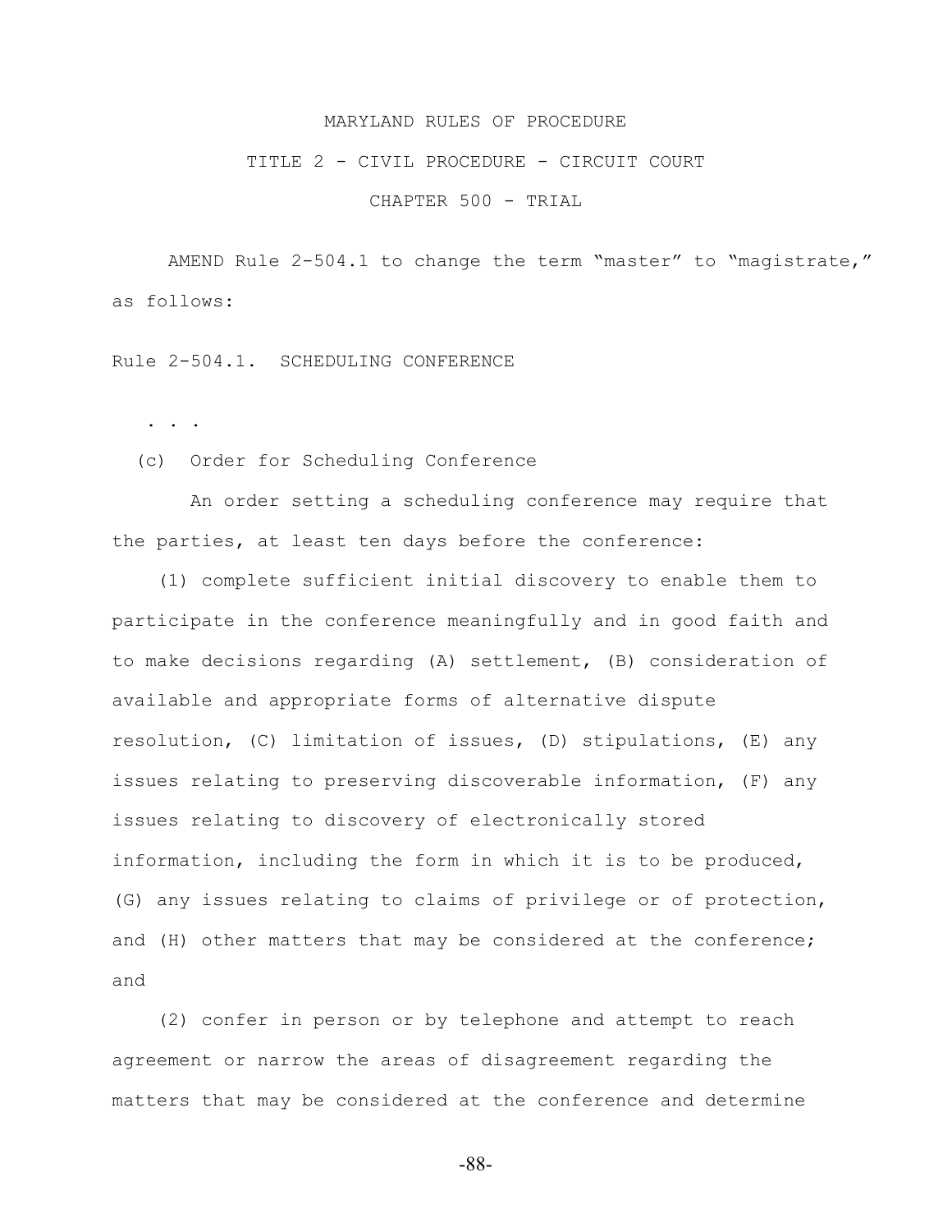MARYLAND RULES OF PROCEDURE

TITLE 2 - CIVIL PROCEDURE - CIRCUIT COURT

CHAPTER 500 - TRIAL

AMEND Rule 2-504.1 to change the term "master" to "magistrate," as follows:

Rule 2-504.1. SCHEDULING CONFERENCE

. . .

(c) Order for Scheduling Conference

An order setting a scheduling conference may require that the parties, at least ten days before the conference:

(1) complete sufficient initial discovery to enable them to participate in the conference meaningfully and in good faith and to make decisions regarding (A) settlement, (B) consideration of available and appropriate forms of alternative dispute resolution, (C) limitation of issues, (D) stipulations, (E) any issues relating to preserving discoverable information, (F) any issues relating to discovery of electronically stored information, including the form in which it is to be produced, (G) any issues relating to claims of privilege or of protection, and (H) other matters that may be considered at the conference; and

(2) confer in person or by telephone and attempt to reach agreement or narrow the areas of disagreement regarding the matters that may be considered at the conference and determine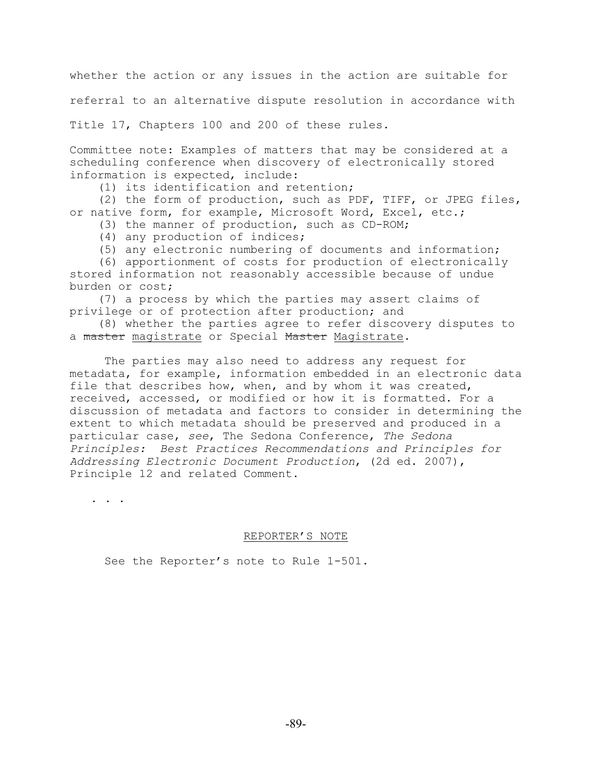whether the action or any issues in the action are suitable for referral to an alternative dispute resolution in accordance with Title 17, Chapters 100 and 200 of these rules.

Committee note: Examples of matters that may be considered at a scheduling conference when discovery of electronically stored information is expected, include:

(1) its identification and retention;

(2) the form of production, such as PDF, TIFF, or JPEG files, or native form, for example, Microsoft Word, Excel, etc.;

(3) the manner of production, such as CD-ROM;

(4) any production of indices;

(5) any electronic numbering of documents and information;

(6) apportionment of costs for production of electronically stored information not reasonably accessible because of undue burden or cost;

(7) a process by which the parties may assert claims of privilege or of protection after production; and

(8) whether the parties agree to refer discovery disputes to a ~~master~~ <u>magistrate</u> or Special ~~Master~~ <u>Magistrate</u>.

The parties may also need to address any request for metadata, for example, information embedded in an electronic data file that describes how, when, and by whom it was created, received, accessed, or modified or how it is formatted. For a discussion of metadata and factors to consider in determining the extent to which metadata should be preserved and produced in a particular case, *see*, The Sedona Conference, *The Sedona Principles: Best Practices Recommendations and Principles for Addressing Electronic Document Production*, (2d ed. 2007), Principle 12 and related Comment.

. . .

<u>REPORTER'S NOTE</u>

See the Reporter's note to Rule 1-501.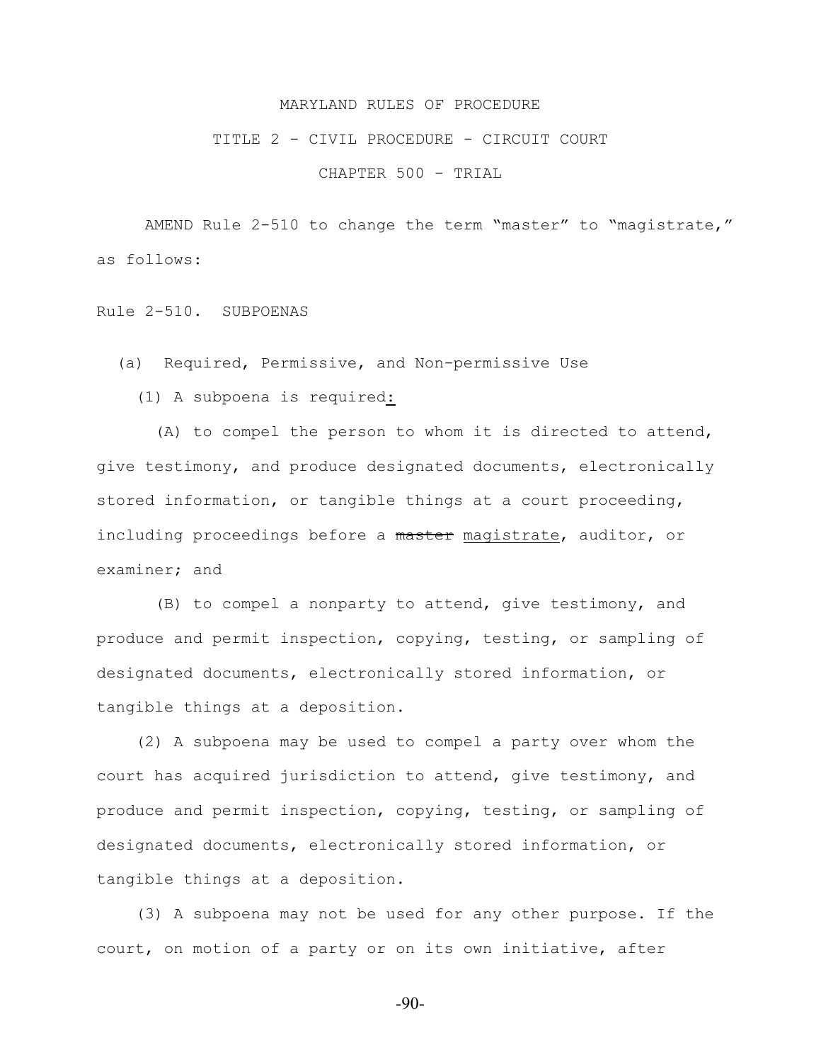MARYLAND RULES OF PROCEDURE

TITLE 2 - CIVIL PROCEDURE - CIRCUIT COURT

CHAPTER 500 - TRIAL

AMEND Rule 2-510 to change the term "master" to "magistrate," as follows:

Rule 2-510. SUBPOENAS

(a) Required, Permissive, and Non-permissive Use

(1) A subpoena is required:

(A) to compel the person to whom it is directed to attend, give testimony, and produce designated documents, electronically stored information, or tangible things at a court proceeding, including proceedings before a ~~master~~ magistrate, auditor, or examiner; and

(B) to compel a nonparty to attend, give testimony, and produce and permit inspection, copying, testing, or sampling of designated documents, electronically stored information, or tangible things at a deposition.

(2) A subpoena may be used to compel a party over whom the court has acquired jurisdiction to attend, give testimony, and produce and permit inspection, copying, testing, or sampling of designated documents, electronically stored information, or tangible things at a deposition.

(3) A subpoena may not be used for any other purpose. If the court, on motion of a party or on its own initiative, after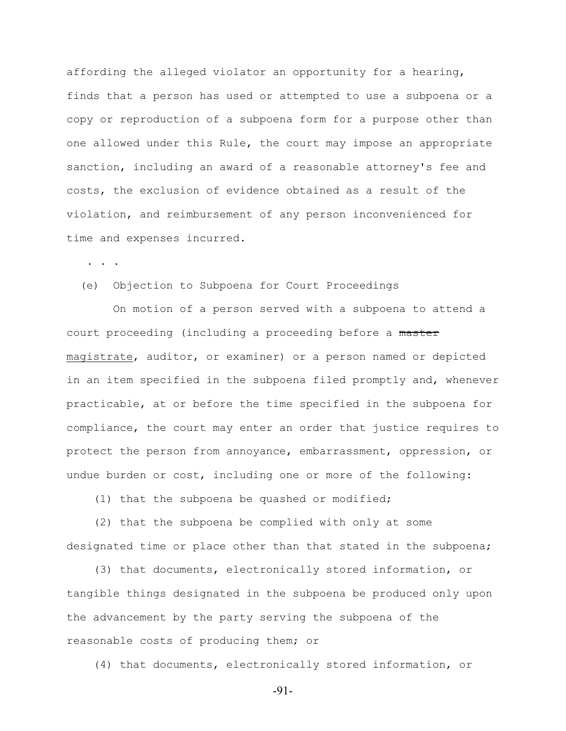affording the alleged violator an opportunity for a hearing, finds that a person has used or attempted to use a subpoena or a copy or reproduction of a subpoena form for a purpose other than one allowed under this Rule, the court may impose an appropriate sanction, including an award of a reasonable attorney's fee and costs, the exclusion of evidence obtained as a result of the violation, and reimbursement of any person inconvenienced for time and expenses incurred.

. . .

(e) Objection to Subpoena for Court Proceedings

On motion of a person served with a subpoena to attend a court proceeding (including a proceeding before a ~~master~~ <u>magistrate</u>, auditor, or examiner) or a person named or depicted in an item specified in the subpoena filed promptly and, whenever practicable, at or before the time specified in the subpoena for compliance, the court may enter an order that justice requires to protect the person from annoyance, embarrassment, oppression, or undue burden or cost, including one or more of the following:

(1) that the subpoena be quashed or modified;

(2) that the subpoena be complied with only at some designated time or place other than that stated in the subpoena;

(3) that documents, electronically stored information, or tangible things designated in the subpoena be produced only upon the advancement by the party serving the subpoena of the reasonable costs of producing them; or

(4) that documents, electronically stored information, or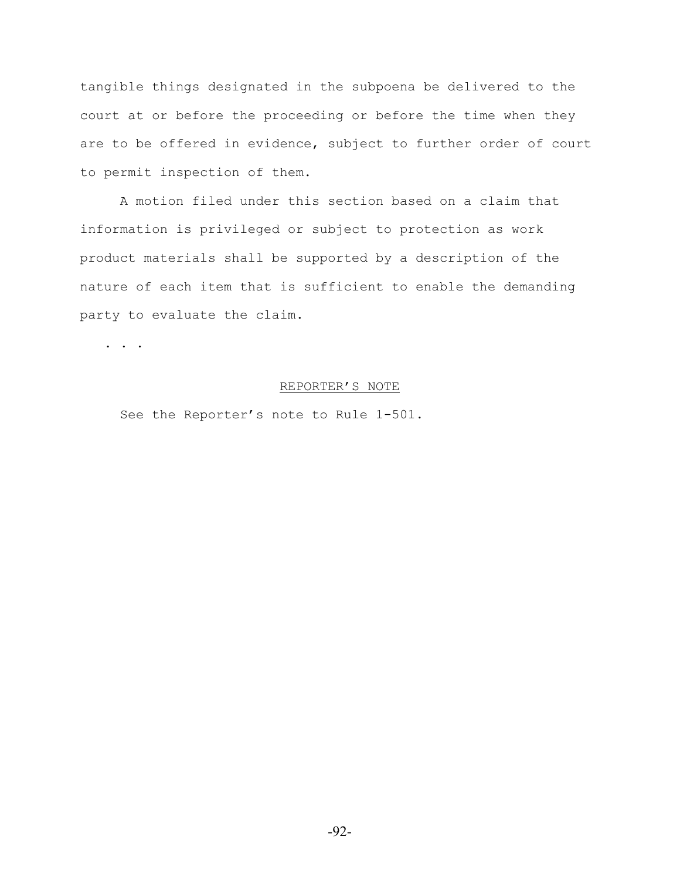tangible things designated in the subpoena be delivered to the court at or before the proceeding or before the time when they are to be offered in evidence, subject to further order of court to permit inspection of them.

A motion filed under this section based on a claim that information is privileged or subject to protection as work product materials shall be supported by a description of the nature of each item that is sufficient to enable the demanding party to evaluate the claim.

. . .

REPORTER'S NOTE

See the Reporter's note to Rule 1-501.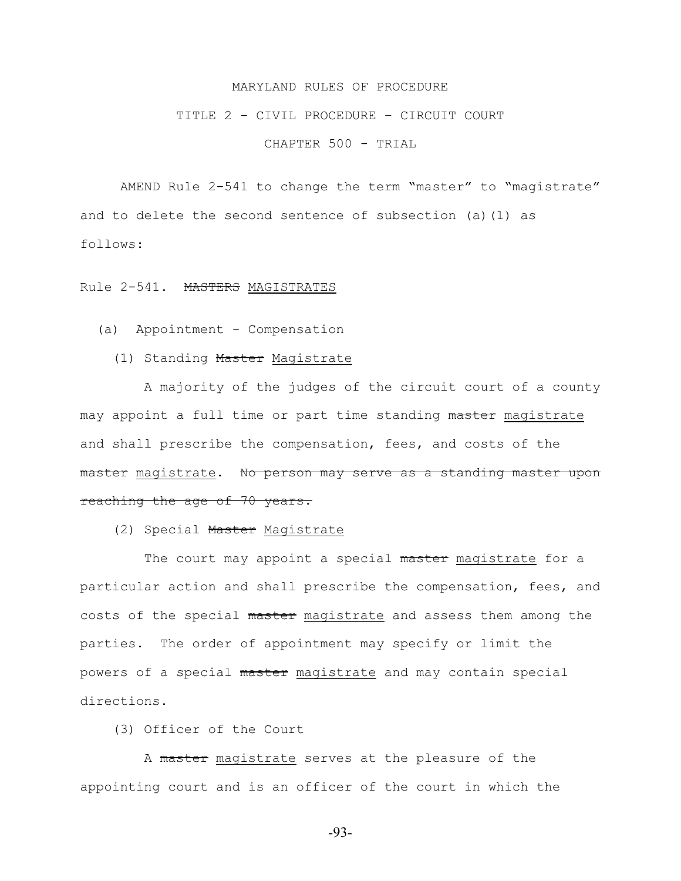MARYLAND RULES OF PROCEDURE

TITLE 2 - CIVIL PROCEDURE – CIRCUIT COURT

CHAPTER 500 - TRIAL

AMEND Rule 2-541 to change the term "master" to "magistrate" and to delete the second sentence of subsection (a)(1) as follows:

Rule 2-541. ~~MASTERS~~ <u>MAGISTRATES</u>

(a) Appointment - Compensation

(1) Standing ~~Master~~ <u>Magistrate</u>

A majority of the judges of the circuit court of a county may appoint a full time or part time standing ~~master~~ <u>magistrate</u> and shall prescribe the compensation, fees, and costs of the ~~master~~ <u>magistrate</u>. ~~No person may serve as a standing master upon reaching the age of 70 years.~~

(2) Special ~~Master~~ <u>Magistrate</u>

The court may appoint a special ~~master~~ <u>magistrate</u> for a particular action and shall prescribe the compensation, fees, and costs of the special ~~master~~ <u>magistrate</u> and assess them among the parties. The order of appointment may specify or limit the powers of a special ~~master~~ <u>magistrate</u> and may contain special directions.

(3) Officer of the Court

A ~~master~~ <u>magistrate</u> serves at the pleasure of the appointing court and is an officer of the court in which the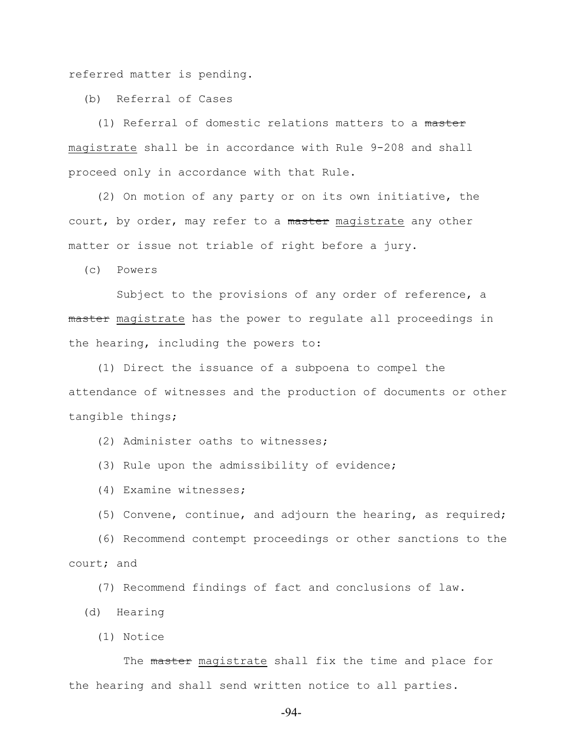referred matter is pending.

(b) Referral of Cases

(1) Referral of domestic relations matters to a ~~master~~ <u>magistrate</u> shall be in accordance with Rule 9-208 and shall proceed only in accordance with that Rule.

(2) On motion of any party or on its own initiative, the court, by order, may refer to a ~~master~~ <u>magistrate</u> any other matter or issue not triable of right before a jury.

(c) Powers

Subject to the provisions of any order of reference, a ~~master~~ <u>magistrate</u> has the power to regulate all proceedings in the hearing, including the powers to:

(1) Direct the issuance of a subpoena to compel the attendance of witnesses and the production of documents or other tangible things;

(2) Administer oaths to witnesses;

(3) Rule upon the admissibility of evidence;

(4) Examine witnesses;

(5) Convene, continue, and adjourn the hearing, as required;

(6) Recommend contempt proceedings or other sanctions to the court; and

(7) Recommend findings of fact and conclusions of law.

(d) Hearing

(1) Notice

The ~~master~~ <u>magistrate</u> shall fix the time and place for the hearing and shall send written notice to all parties.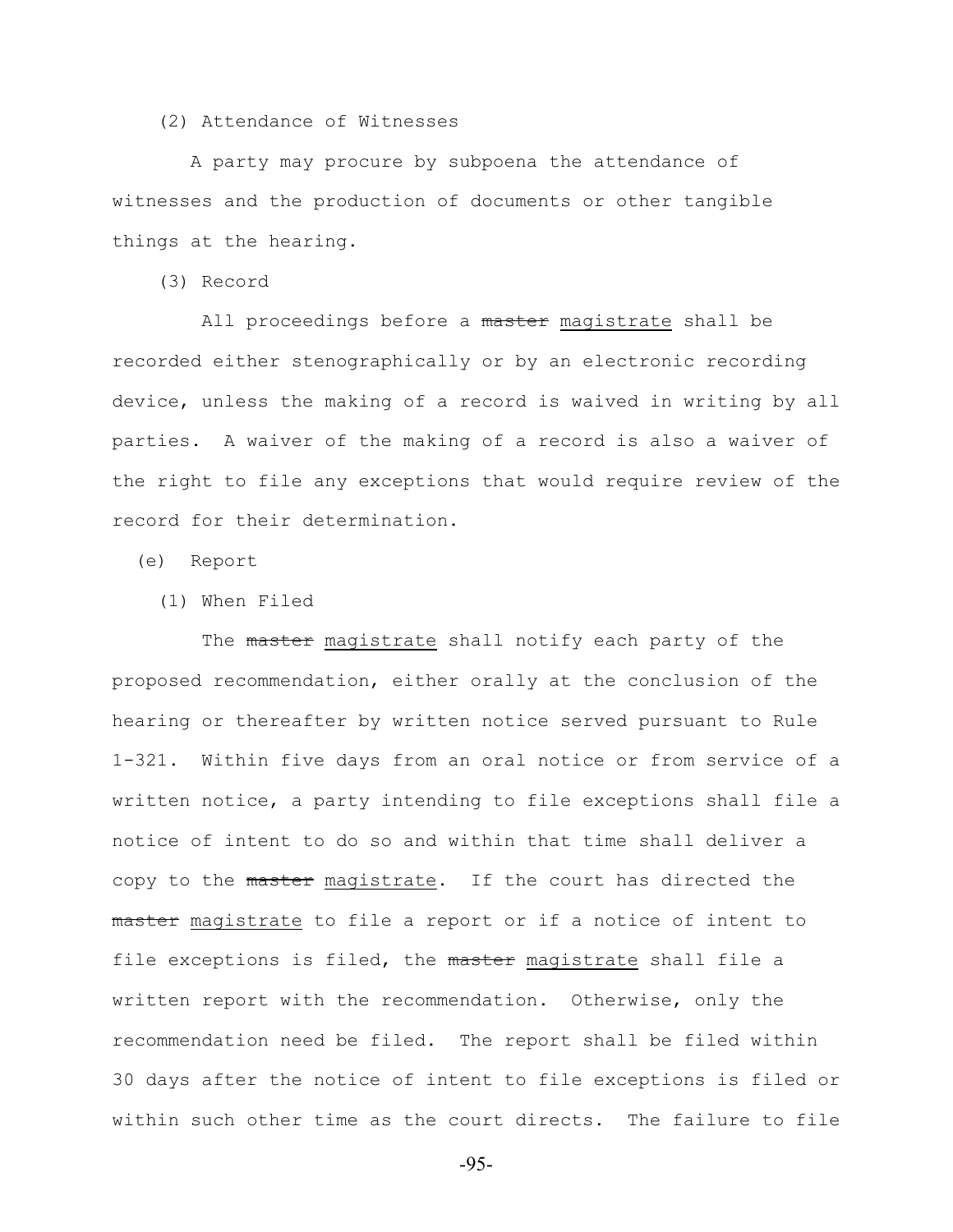(2) Attendance of Witnesses

A party may procure by subpoena the attendance of witnesses and the production of documents or other tangible things at the hearing.

(3) Record

All proceedings before a ~~master~~ <u>magistrate</u> shall be recorded either stenographically or by an electronic recording device, unless the making of a record is waived in writing by all parties. A waiver of the making of a record is also a waiver of the right to file any exceptions that would require review of the record for their determination.

(e) Report

(1) When Filed

The ~~master~~ <u>magistrate</u> shall notify each party of the proposed recommendation, either orally at the conclusion of the hearing or thereafter by written notice served pursuant to Rule 1-321. Within five days from an oral notice or from service of a written notice, a party intending to file exceptions shall file a notice of intent to do so and within that time shall deliver a copy to the ~~master~~ <u>magistrate</u>. If the court has directed the ~~master~~ <u>magistrate</u> to file a report or if a notice of intent to file exceptions is filed, the ~~master~~ <u>magistrate</u> shall file a written report with the recommendation. Otherwise, only the recommendation need be filed. The report shall be filed within 30 days after the notice of intent to file exceptions is filed or within such other time as the court directs. The failure to file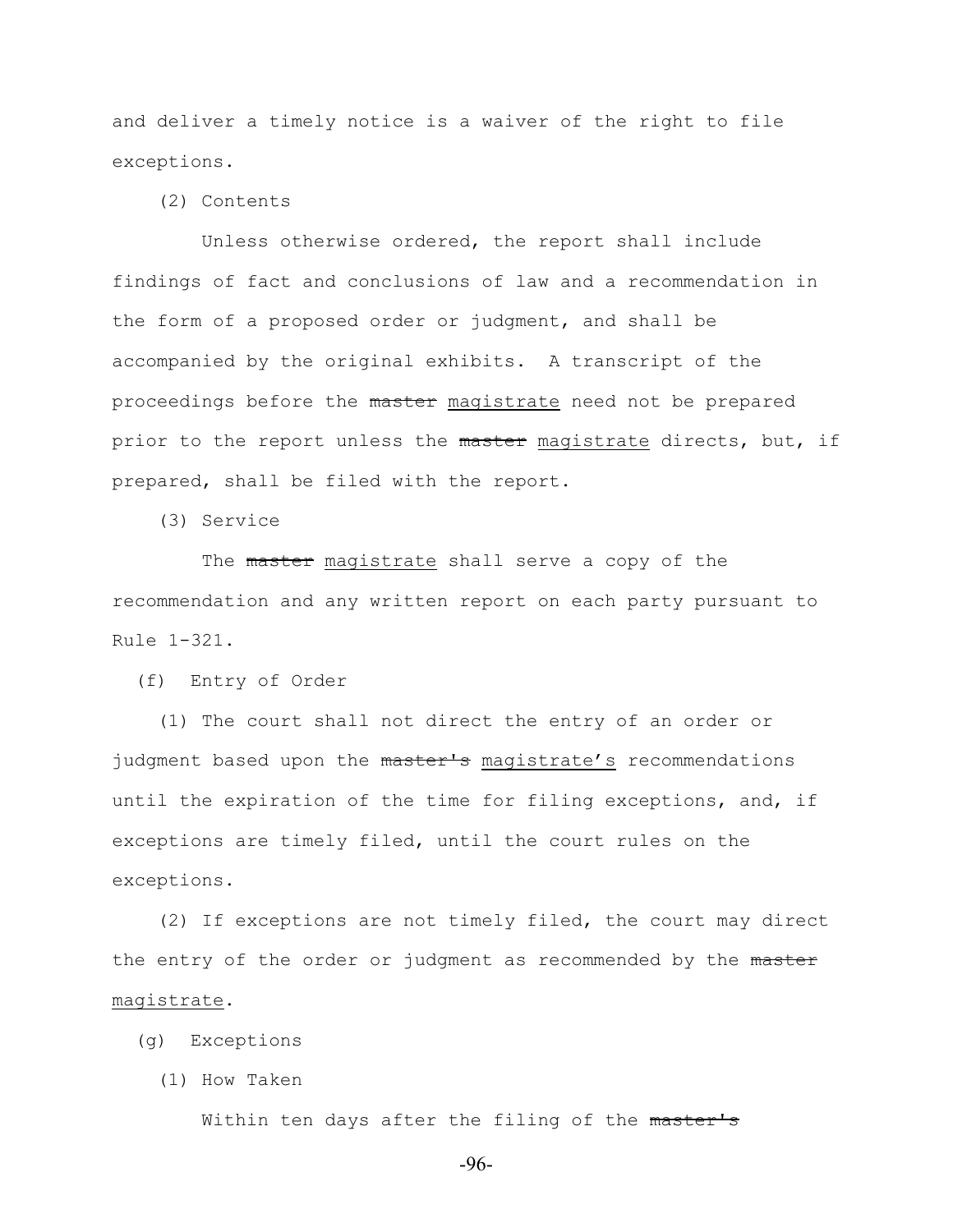and deliver a timely notice is a waiver of the right to file exceptions.

(2) Contents

Unless otherwise ordered, the report shall include findings of fact and conclusions of law and a recommendation in the form of a proposed order or judgment, and shall be accompanied by the original exhibits. A transcript of the proceedings before the ~~master~~ magistrate need not be prepared prior to the report unless the ~~master~~ magistrate directs, but, if prepared, shall be filed with the report.

(3) Service

The ~~master~~ magistrate shall serve a copy of the recommendation and any written report on each party pursuant to Rule 1-321.

(f) Entry of Order

(1) The court shall not direct the entry of an order or judgment based upon the ~~master's~~ magistrate's recommendations until the expiration of the time for filing exceptions, and, if exceptions are timely filed, until the court rules on the exceptions.

(2) If exceptions are not timely filed, the court may direct the entry of the order or judgment as recommended by the ~~master~~ magistrate.

(g) Exceptions

(1) How Taken

Within ten days after the filing of the ~~master's~~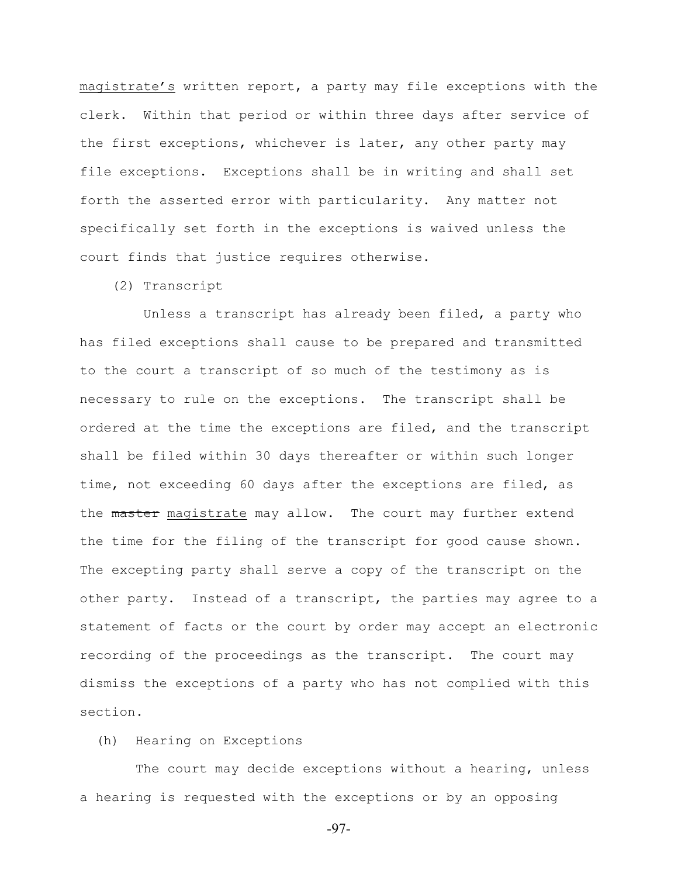magistrate's written report, a party may file exceptions with the clerk. Within that period or within three days after service of the first exceptions, whichever is later, any other party may file exceptions. Exceptions shall be in writing and shall set forth the asserted error with particularity. Any matter not specifically set forth in the exceptions is waived unless the court finds that justice requires otherwise.

(2) Transcript

Unless a transcript has already been filed, a party who has filed exceptions shall cause to be prepared and transmitted to the court a transcript of so much of the testimony as is necessary to rule on the exceptions. The transcript shall be ordered at the time the exceptions are filed, and the transcript shall be filed within 30 days thereafter or within such longer time, not exceeding 60 days after the exceptions are filed, as the ~~master~~ magistrate may allow. The court may further extend the time for the filing of the transcript for good cause shown. The excepting party shall serve a copy of the transcript on the other party. Instead of a transcript, the parties may agree to a statement of facts or the court by order may accept an electronic recording of the proceedings as the transcript. The court may dismiss the exceptions of a party who has not complied with this section.

(h) Hearing on Exceptions

The court may decide exceptions without a hearing, unless a hearing is requested with the exceptions or by an opposing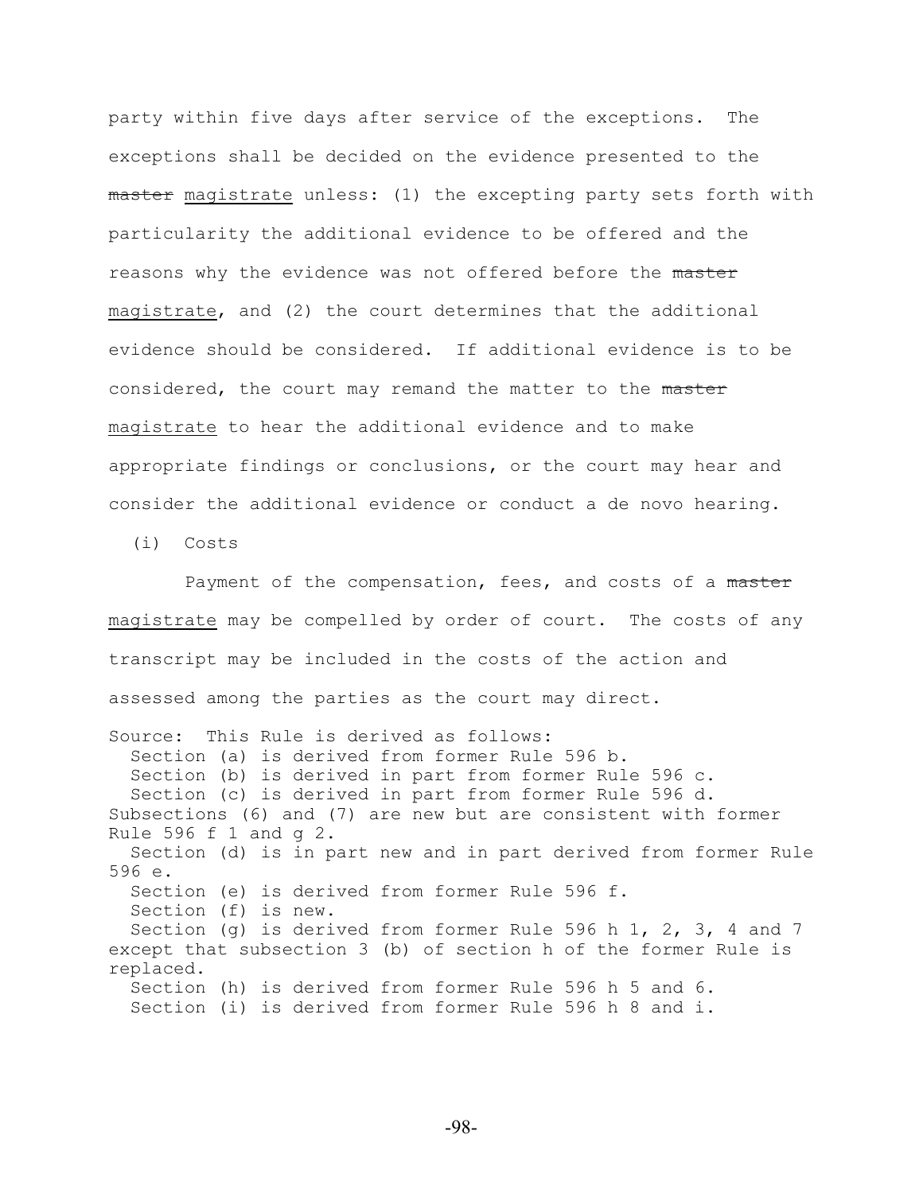party within five days after service of the exceptions. The exceptions shall be decided on the evidence presented to the ~~master~~ <u>magistrate</u> unless: (1) the excepting party sets forth with particularity the additional evidence to be offered and the reasons why the evidence was not offered before the ~~master~~ <u>magistrate</u>, and (2) the court determines that the additional evidence should be considered. If additional evidence is to be considered, the court may remand the matter to the ~~master~~ <u>magistrate</u> to hear the additional evidence and to make appropriate findings or conclusions, or the court may hear and consider the additional evidence or conduct a de novo hearing.

(i) Costs

Payment of the compensation, fees, and costs of a ~~master~~ <u>magistrate</u> may be compelled by order of court. The costs of any transcript may be included in the costs of the action and assessed among the parties as the court may direct.

Source: This Rule is derived as follows:
Section (a) is derived from former Rule 596 b.
Section (b) is derived in part from former Rule 596 c.
Section (c) is derived in part from former Rule 596 d.
Subsections (6) and (7) are new but are consistent with former Rule 596 f 1 and g 2.
Section (d) is in part new and in part derived from former Rule 596 e.
Section (e) is derived from former Rule 596 f.
Section (f) is new.
Section (g) is derived from former Rule 596 h 1, 2, 3, 4 and 7 except that subsection 3 (b) of section h of the former Rule is replaced.
Section (h) is derived from former Rule 596 h 5 and 6.
Section (i) is derived from former Rule 596 h 8 and i.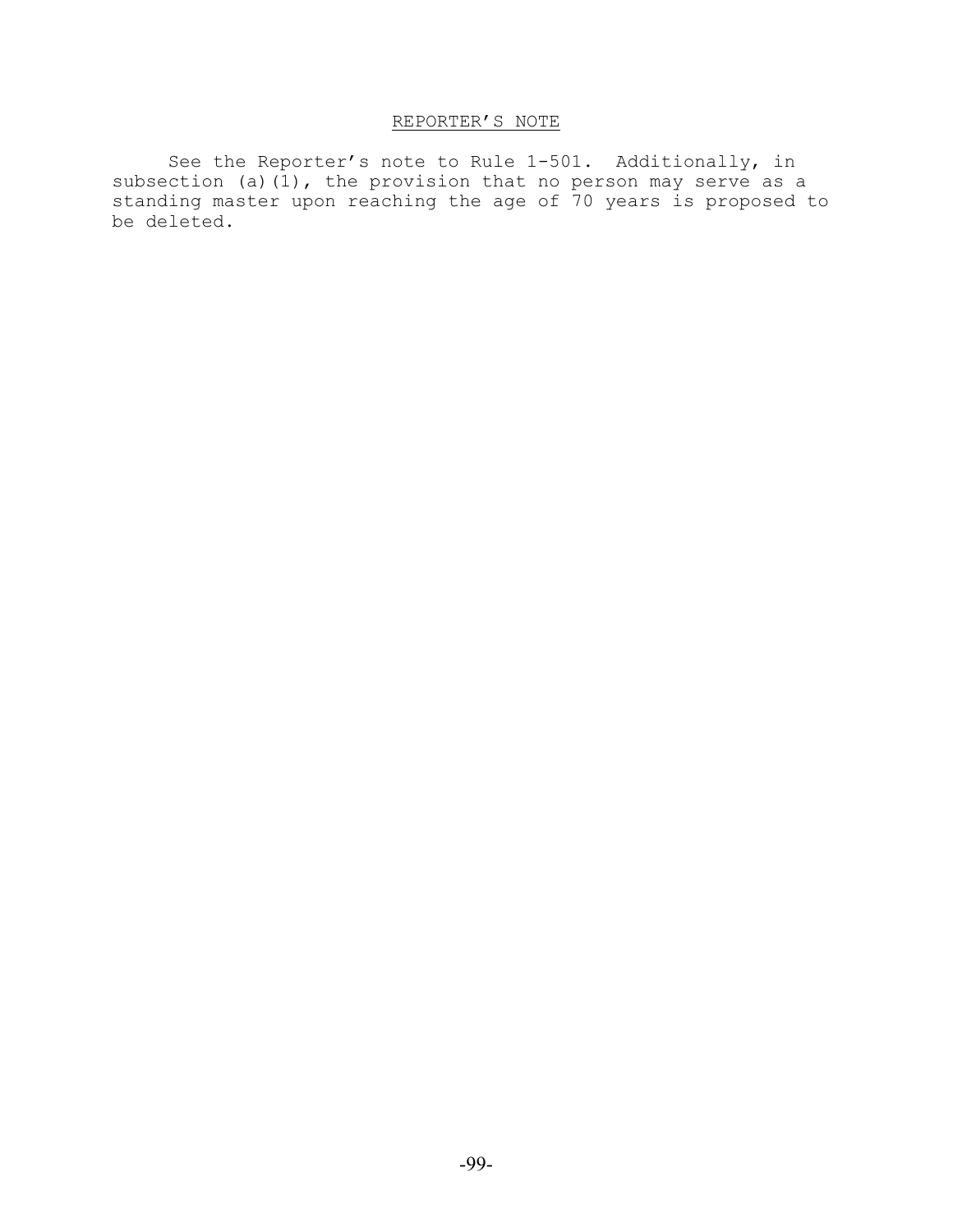## REPORTER'S NOTE

See the Reporter's note to Rule 1-501. Additionally, in subsection (a)(1), the provision that no person may serve as a standing master upon reaching the age of 70 years is proposed to be deleted.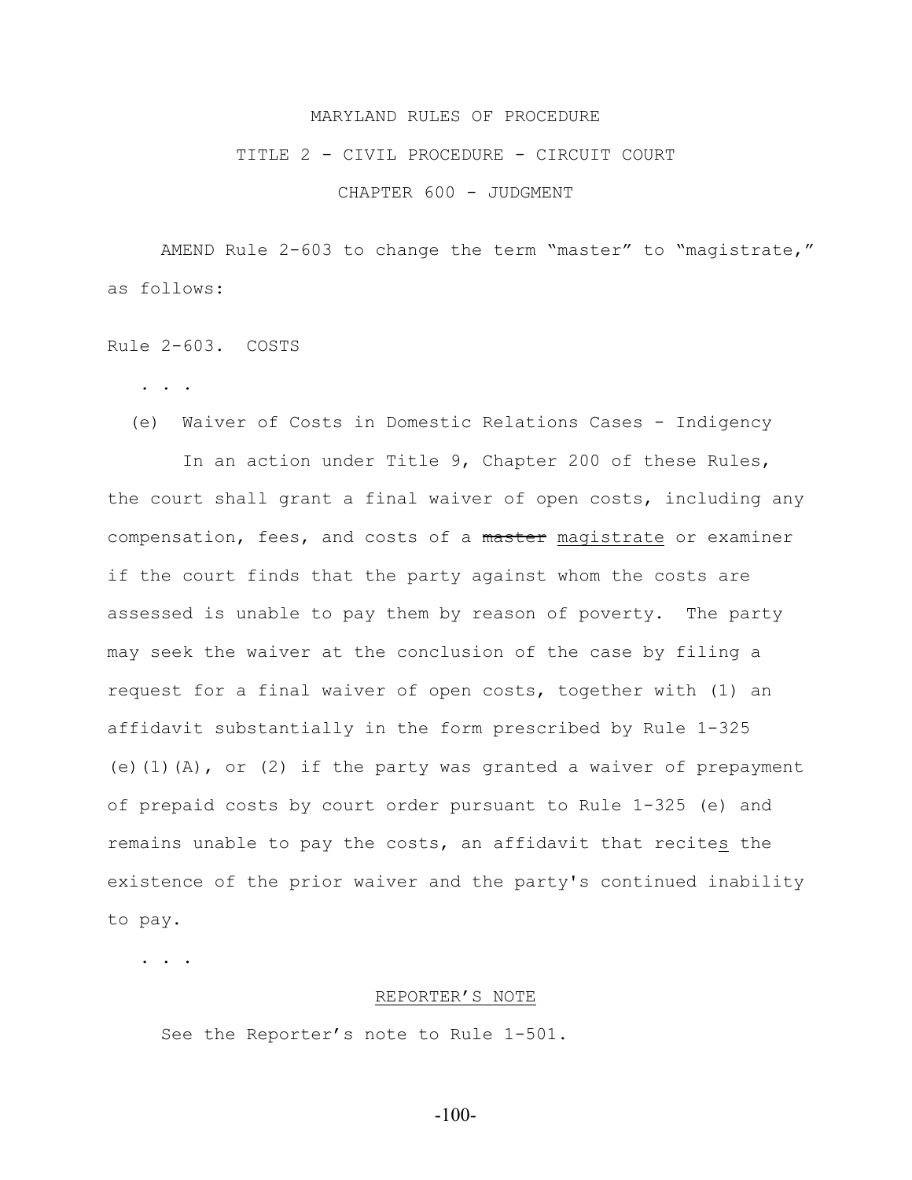MARYLAND RULES OF PROCEDURE

TITLE 2 - CIVIL PROCEDURE - CIRCUIT COURT

CHAPTER 600 - JUDGMENT

AMEND Rule 2-603 to change the term "master" to "magistrate," as follows:

Rule 2-603. COSTS

. . .

(e) Waiver of Costs in Domestic Relations Cases - Indigency

In an action under Title 9, Chapter 200 of these Rules, the court shall grant a final waiver of open costs, including any compensation, fees, and costs of a ~~master~~ <u>magistrate</u> or examiner if the court finds that the party against whom the costs are assessed is unable to pay them by reason of poverty. The party may seek the waiver at the conclusion of the case by filing a request for a final waiver of open costs, together with (1) an affidavit substantially in the form prescribed by Rule 1-325 (e)(1)(A), or (2) if the party was granted a waiver of prepayment of prepaid costs by court order pursuant to Rule 1-325 (e) and remains unable to pay the costs, an affidavit that recite<u>s</u> the existence of the prior waiver and the party's continued inability to pay.

. . .

REPORTER'S NOTE

See the Reporter's note to Rule 1-501.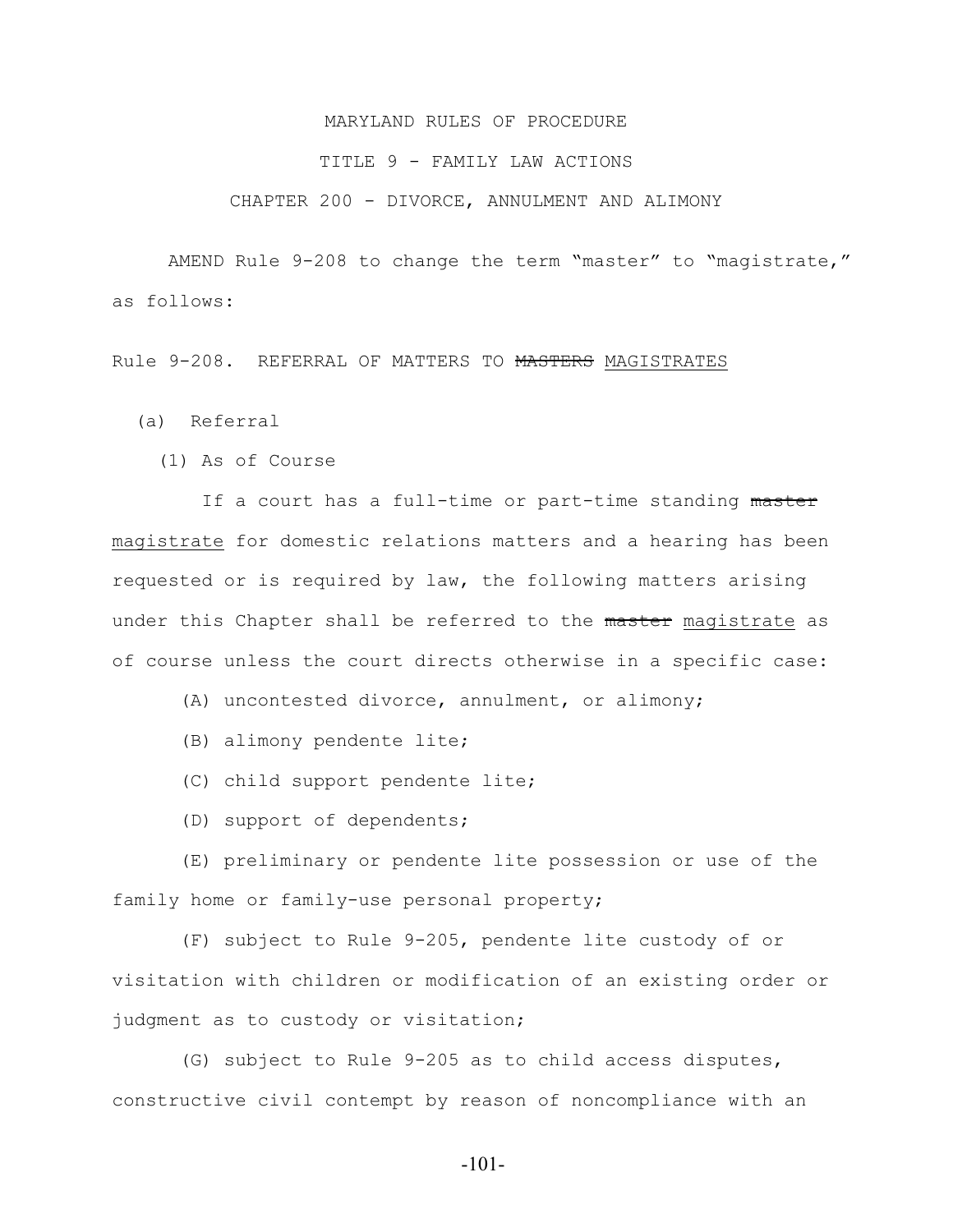MARYLAND RULES OF PROCEDURE

TITLE 9 - FAMILY LAW ACTIONS

CHAPTER 200 - DIVORCE, ANNULMENT AND ALIMONY

AMEND Rule 9-208 to change the term "master" to "magistrate," as follows:

Rule 9-208. REFERRAL OF MATTERS TO ~~MASTERS~~ MAGISTRATES

(a) Referral

(1) As of Course

If a court has a full-time or part-time standing ~~master~~ magistrate for domestic relations matters and a hearing has been requested or is required by law, the following matters arising under this Chapter shall be referred to the ~~master~~ magistrate as of course unless the court directs otherwise in a specific case:

(A) uncontested divorce, annulment, or alimony;

(B) alimony pendente lite;

(C) child support pendente lite;

(D) support of dependents;

(E) preliminary or pendente lite possession or use of the family home or family-use personal property;

(F) subject to Rule 9-205, pendente lite custody of or visitation with children or modification of an existing order or judgment as to custody or visitation;

(G) subject to Rule 9-205 as to child access disputes, constructive civil contempt by reason of noncompliance with an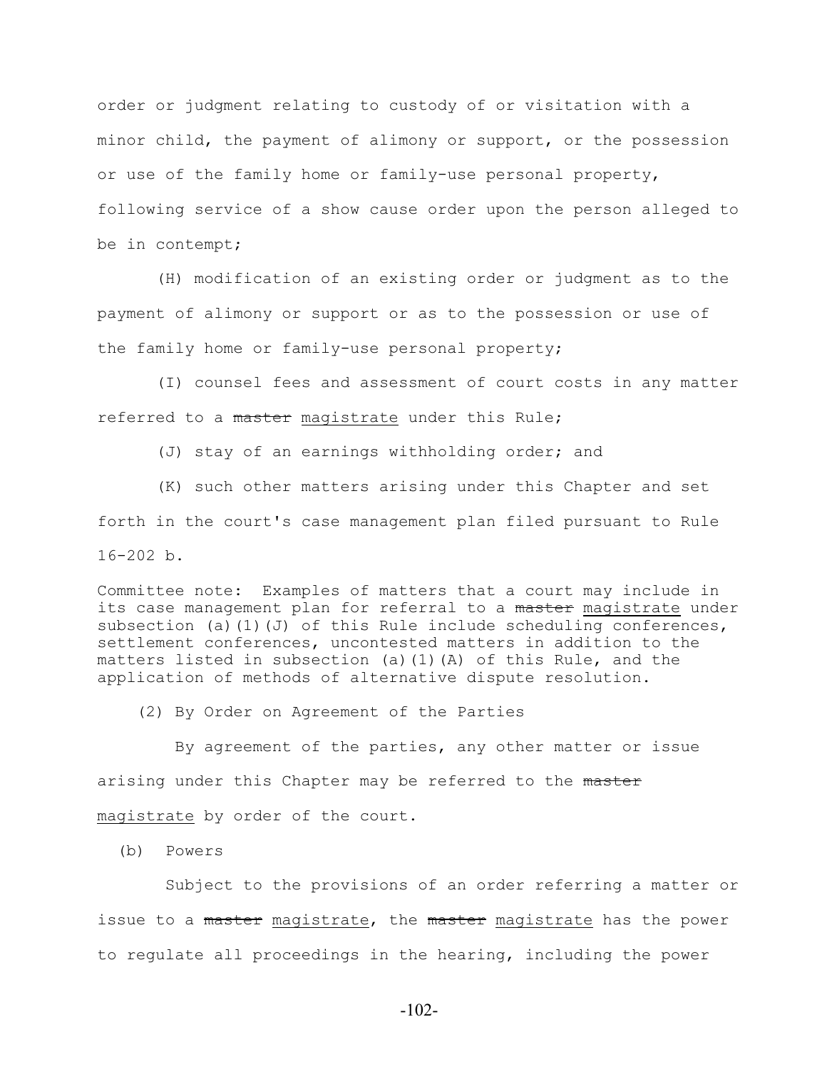order or judgment relating to custody of or visitation with a minor child, the payment of alimony or support, or the possession or use of the family home or family-use personal property, following service of a show cause order upon the person alleged to be in contempt;

(H) modification of an existing order or judgment as to the payment of alimony or support or as to the possession or use of the family home or family-use personal property;

(I) counsel fees and assessment of court costs in any matter referred to a ~~master~~ <u>magistrate</u> under this Rule;

(J) stay of an earnings withholding order; and

(K) such other matters arising under this Chapter and set forth in the court's case management plan filed pursuant to Rule 16-202 b.

Committee note: Examples of matters that a court may include in its case management plan for referral to a ~~master~~ <u>magistrate</u> under subsection (a)(1)(J) of this Rule include scheduling conferences, settlement conferences, uncontested matters in addition to the matters listed in subsection (a)(1)(A) of this Rule, and the application of methods of alternative dispute resolution.

(2) By Order on Agreement of the Parties

By agreement of the parties, any other matter or issue arising under this Chapter may be referred to the ~~master~~ <u>magistrate</u> by order of the court.

(b) Powers

Subject to the provisions of an order referring a matter or issue to a ~~master~~ <u>magistrate</u>, the ~~master~~ <u>magistrate</u> has the power to regulate all proceedings in the hearing, including the power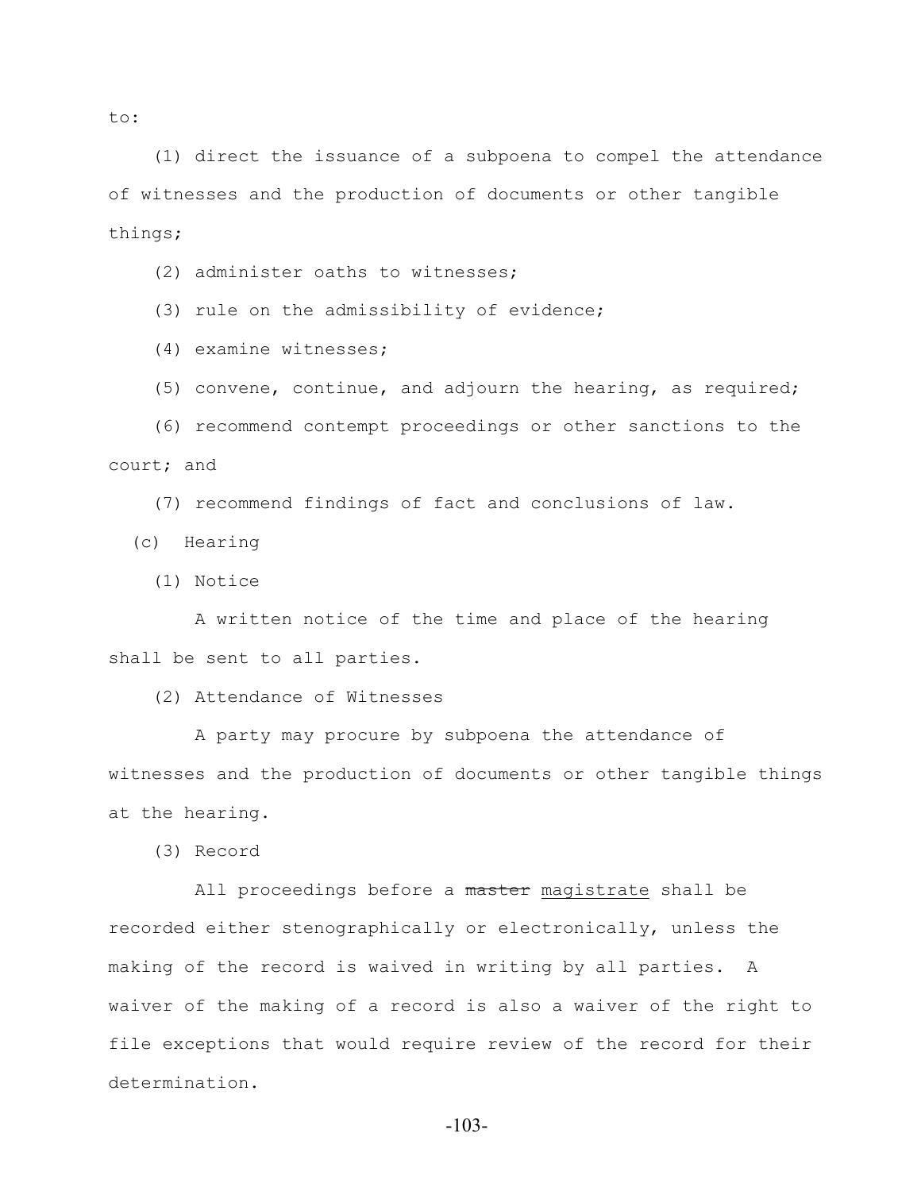to:

(1) direct the issuance of a subpoena to compel the attendance of witnesses and the production of documents or other tangible things;

(2) administer oaths to witnesses;

(3) rule on the admissibility of evidence;

(4) examine witnesses;

(5) convene, continue, and adjourn the hearing, as required;

(6) recommend contempt proceedings or other sanctions to the court; and

(7) recommend findings of fact and conclusions of law.

(c) Hearing

(1) Notice

A written notice of the time and place of the hearing shall be sent to all parties.

(2) Attendance of Witnesses

A party may procure by subpoena the attendance of witnesses and the production of documents or other tangible things at the hearing.

(3) Record

All proceedings before a ~~master~~ <u>magistrate</u> shall be recorded either stenographically or electronically, unless the making of the record is waived in writing by all parties. A waiver of the making of a record is also a waiver of the right to file exceptions that would require review of the record for their determination.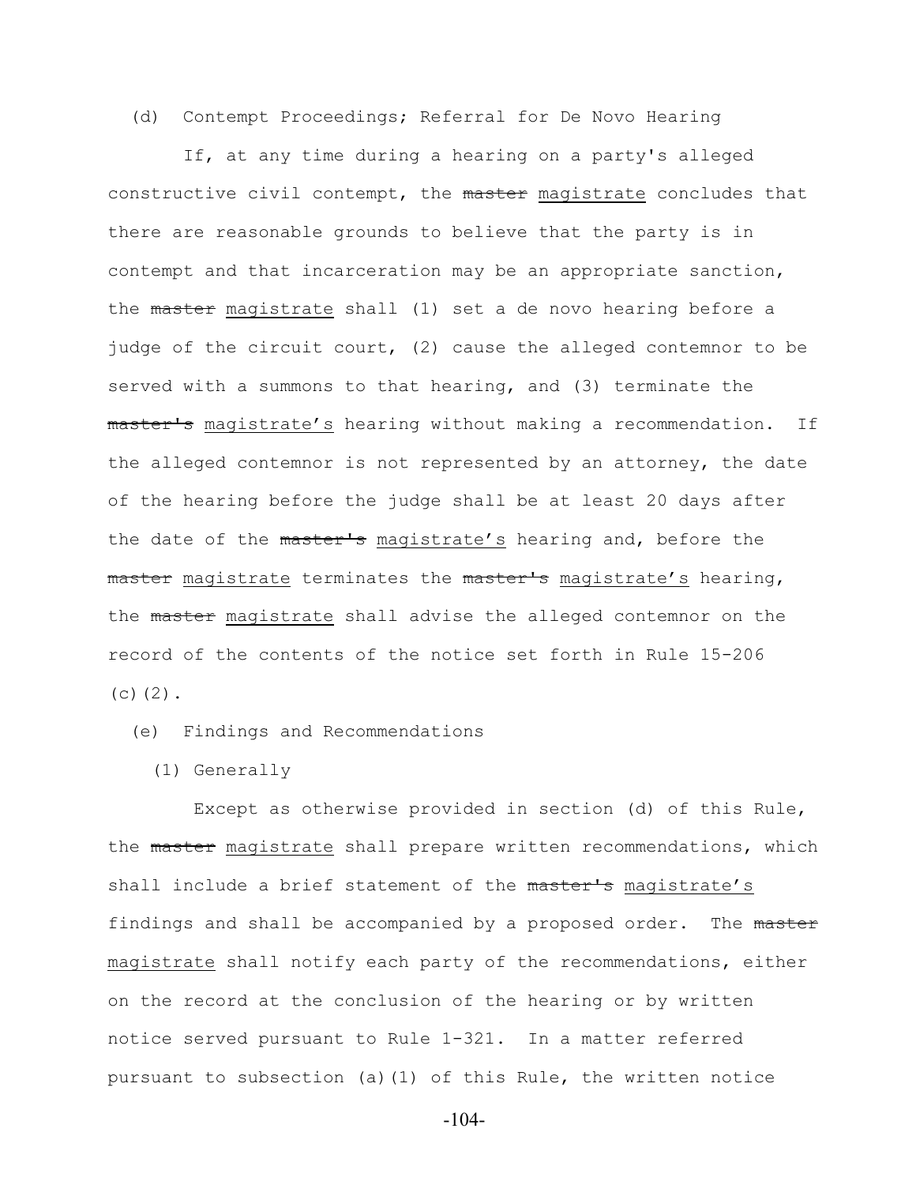(d) Contempt Proceedings; Referral for De Novo Hearing

If, at any time during a hearing on a party's alleged constructive civil contempt, the ~~master~~ <u>magistrate</u> concludes that there are reasonable grounds to believe that the party is in contempt and that incarceration may be an appropriate sanction, the ~~master~~ <u>magistrate</u> shall (1) set a de novo hearing before a judge of the circuit court, (2) cause the alleged contemnor to be served with a summons to that hearing, and (3) terminate the ~~master's~~ <u>magistrate's</u> hearing without making a recommendation. If the alleged contemnor is not represented by an attorney, the date of the hearing before the judge shall be at least 20 days after the date of the ~~master's~~ <u>magistrate's</u> hearing and, before the ~~master~~ <u>magistrate</u> terminates the ~~master's~~ <u>magistrate's</u> hearing, the ~~master~~ <u>magistrate</u> shall advise the alleged contemnor on the record of the contents of the notice set forth in Rule 15-206 (c)(2).

(e) Findings and Recommendations

(1) Generally

Except as otherwise provided in section (d) of this Rule, the ~~master~~ <u>magistrate</u> shall prepare written recommendations, which shall include a brief statement of the ~~master's~~ <u>magistrate's</u> findings and shall be accompanied by a proposed order. The ~~master~~ <u>magistrate</u> shall notify each party of the recommendations, either on the record at the conclusion of the hearing or by written notice served pursuant to Rule 1-321. In a matter referred pursuant to subsection (a)(1) of this Rule, the written notice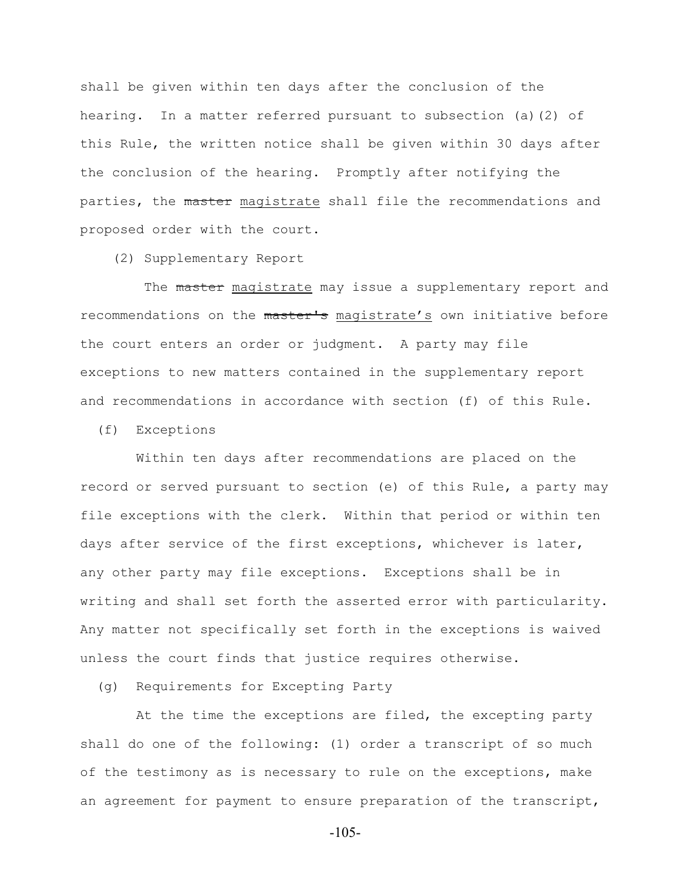shall be given within ten days after the conclusion of the hearing. In a matter referred pursuant to subsection (a)(2) of this Rule, the written notice shall be given within 30 days after the conclusion of the hearing. Promptly after notifying the parties, the ~~master~~ <u>magistrate</u> shall file the recommendations and proposed order with the court.

(2) Supplementary Report

The ~~master~~ <u>magistrate</u> may issue a supplementary report and recommendations on the ~~master's~~ <u>magistrate's</u> own initiative before the court enters an order or judgment. A party may file exceptions to new matters contained in the supplementary report and recommendations in accordance with section (f) of this Rule.

(f) Exceptions

Within ten days after recommendations are placed on the record or served pursuant to section (e) of this Rule, a party may file exceptions with the clerk. Within that period or within ten days after service of the first exceptions, whichever is later, any other party may file exceptions. Exceptions shall be in writing and shall set forth the asserted error with particularity. Any matter not specifically set forth in the exceptions is waived unless the court finds that justice requires otherwise.

(g) Requirements for Excepting Party

At the time the exceptions are filed, the excepting party shall do one of the following: (1) order a transcript of so much of the testimony as is necessary to rule on the exceptions, make an agreement for payment to ensure preparation of the transcript,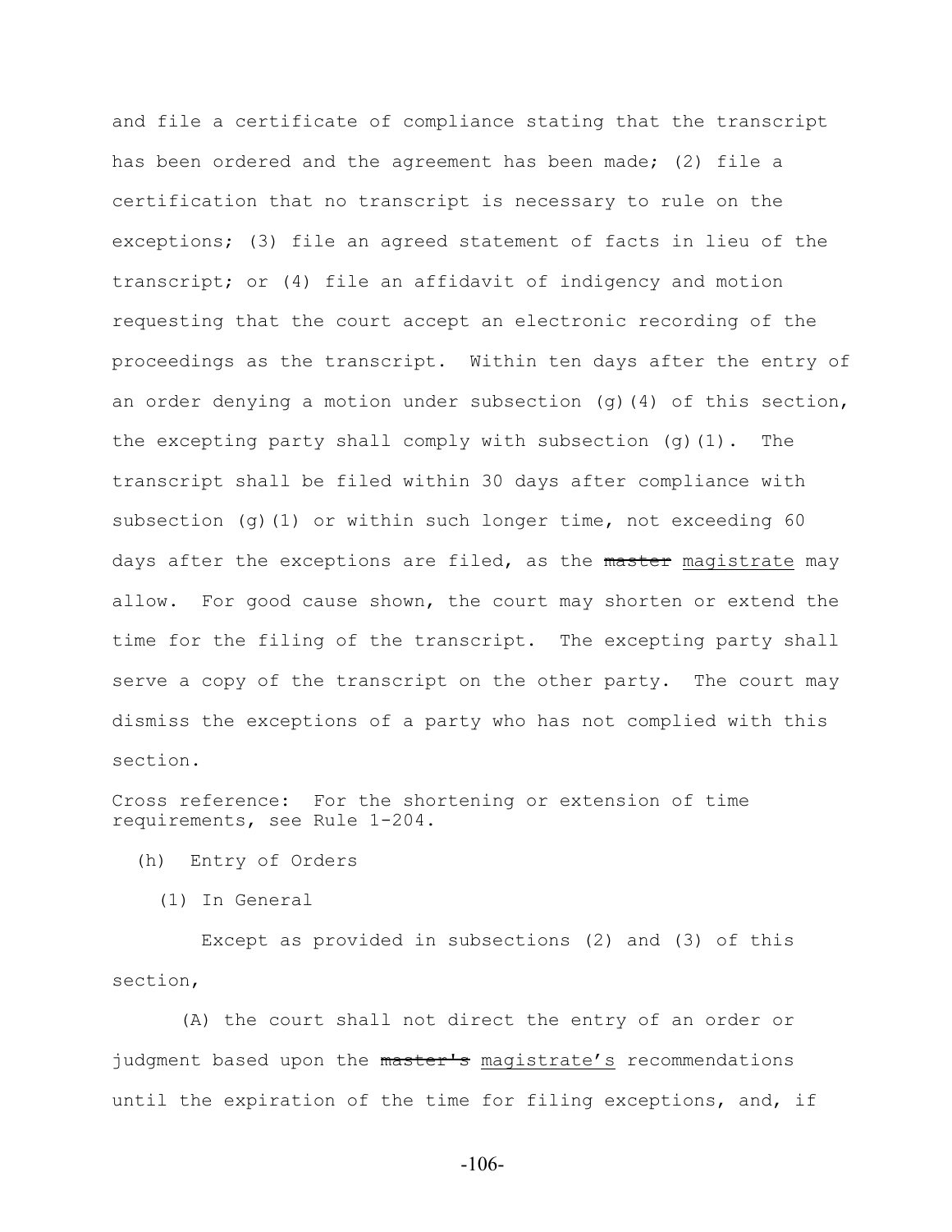and file a certificate of compliance stating that the transcript has been ordered and the agreement has been made; (2) file a certification that no transcript is necessary to rule on the exceptions; (3) file an agreed statement of facts in lieu of the transcript; or (4) file an affidavit of indigency and motion requesting that the court accept an electronic recording of the proceedings as the transcript. Within ten days after the entry of an order denying a motion under subsection (g)(4) of this section, the excepting party shall comply with subsection (g)(1). The transcript shall be filed within 30 days after compliance with subsection (g)(1) or within such longer time, not exceeding 60 days after the exceptions are filed, as the ~~master~~ <u>magistrate</u> may allow. For good cause shown, the court may shorten or extend the time for the filing of the transcript. The excepting party shall serve a copy of the transcript on the other party. The court may dismiss the exceptions of a party who has not complied with this section.

Cross reference: For the shortening or extension of time requirements, see Rule 1-204.

(h) Entry of Orders

(1) In General

Except as provided in subsections (2) and (3) of this section,

(A) the court shall not direct the entry of an order or judgment based upon the ~~master's~~ <u>magistrate's</u> recommendations until the expiration of the time for filing exceptions, and, if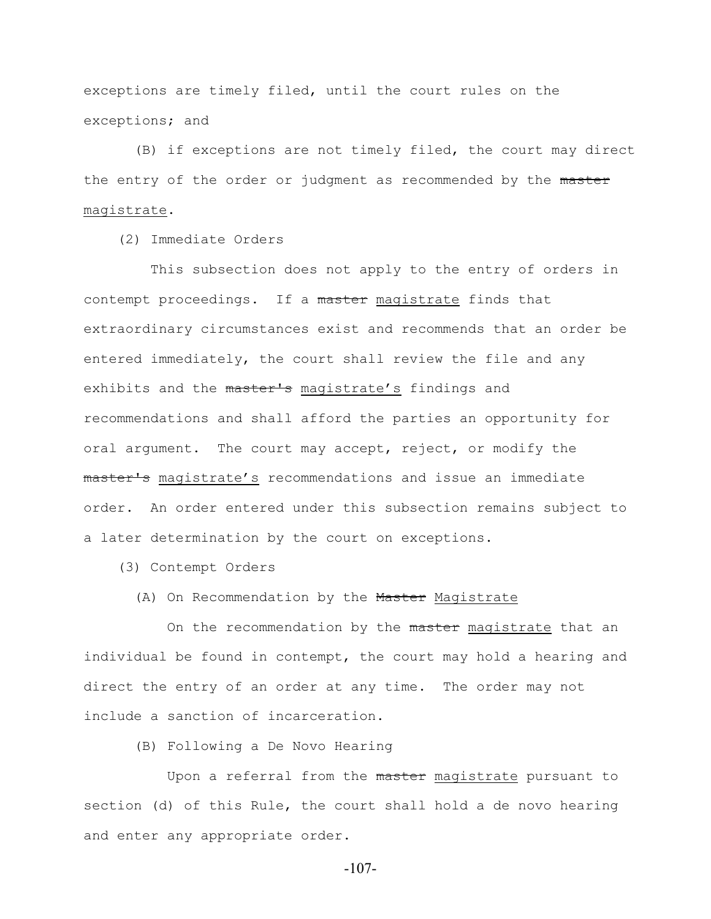exceptions are timely filed, until the court rules on the exceptions; and

(B) if exceptions are not timely filed, the court may direct the entry of the order or judgment as recommended by the ~~master~~ <u>magistrate</u>.

(2) Immediate Orders

This subsection does not apply to the entry of orders in contempt proceedings. If a ~~master~~ <u>magistrate</u> finds that extraordinary circumstances exist and recommends that an order be entered immediately, the court shall review the file and any exhibits and the ~~master's~~ <u>magistrate's</u> findings and recommendations and shall afford the parties an opportunity for oral argument. The court may accept, reject, or modify the ~~master's~~ <u>magistrate's</u> recommendations and issue an immediate order. An order entered under this subsection remains subject to a later determination by the court on exceptions.

(3) Contempt Orders

(A) On Recommendation by the ~~Master~~ <u>Magistrate</u>

On the recommendation by the ~~master~~ <u>magistrate</u> that an individual be found in contempt, the court may hold a hearing and direct the entry of an order at any time. The order may not include a sanction of incarceration.

(B) Following a De Novo Hearing

Upon a referral from the ~~master~~ <u>magistrate</u> pursuant to section (d) of this Rule, the court shall hold a de novo hearing and enter any appropriate order.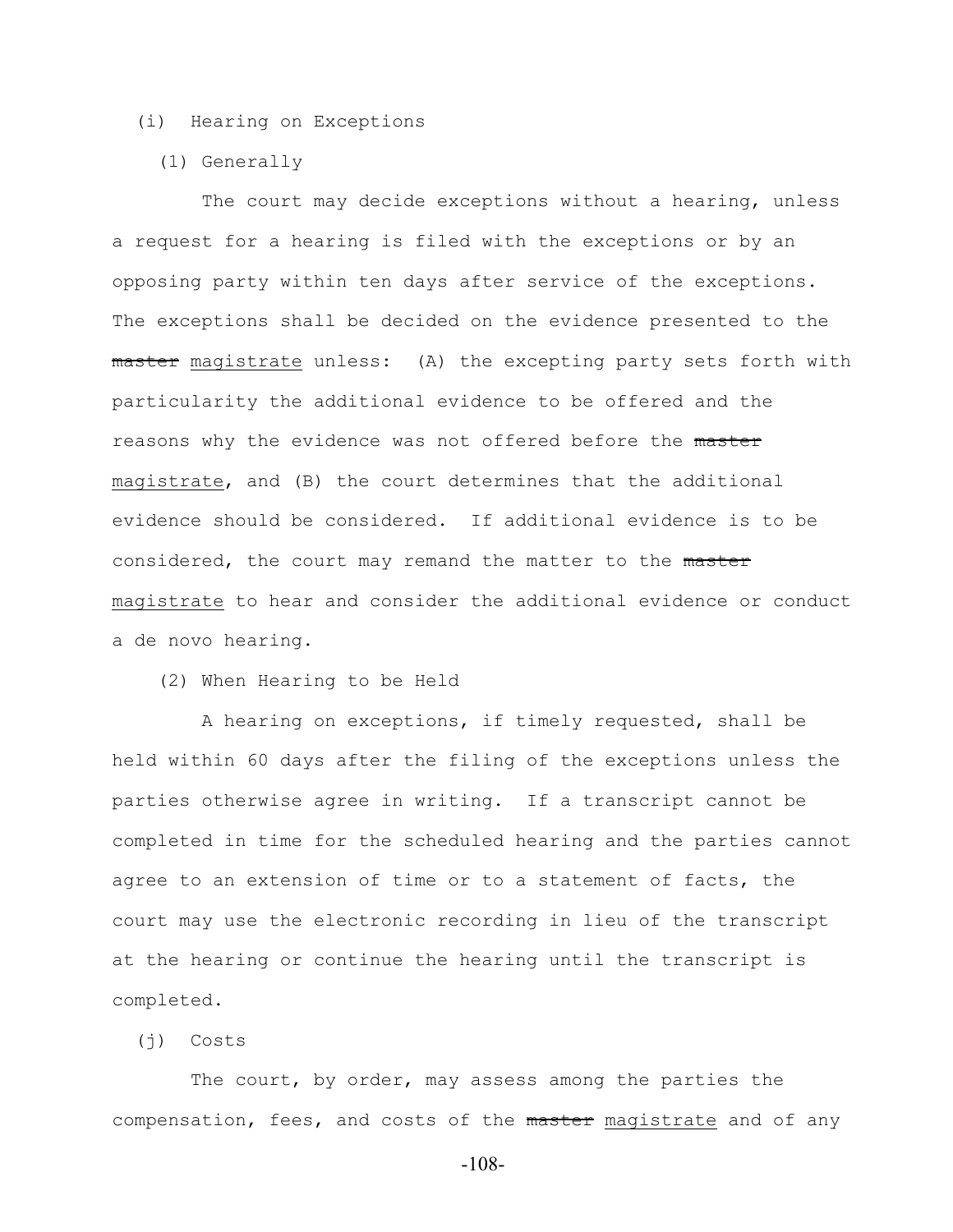(i) Hearing on Exceptions

(1) Generally

The court may decide exceptions without a hearing, unless a request for a hearing is filed with the exceptions or by an opposing party within ten days after service of the exceptions. The exceptions shall be decided on the evidence presented to the ~~master~~ <u>magistrate</u> unless: (A) the excepting party sets forth with particularity the additional evidence to be offered and the reasons why the evidence was not offered before the ~~master~~ <u>magistrate</u>, and (B) the court determines that the additional evidence should be considered. If additional evidence is to be considered, the court may remand the matter to the ~~master~~ <u>magistrate</u> to hear and consider the additional evidence or conduct a de novo hearing.

(2) When Hearing to be Held

A hearing on exceptions, if timely requested, shall be held within 60 days after the filing of the exceptions unless the parties otherwise agree in writing. If a transcript cannot be completed in time for the scheduled hearing and the parties cannot agree to an extension of time or to a statement of facts, the court may use the electronic recording in lieu of the transcript at the hearing or continue the hearing until the transcript is completed.

(j) Costs

The court, by order, may assess among the parties the compensation, fees, and costs of the ~~master~~ <u>magistrate</u> and of any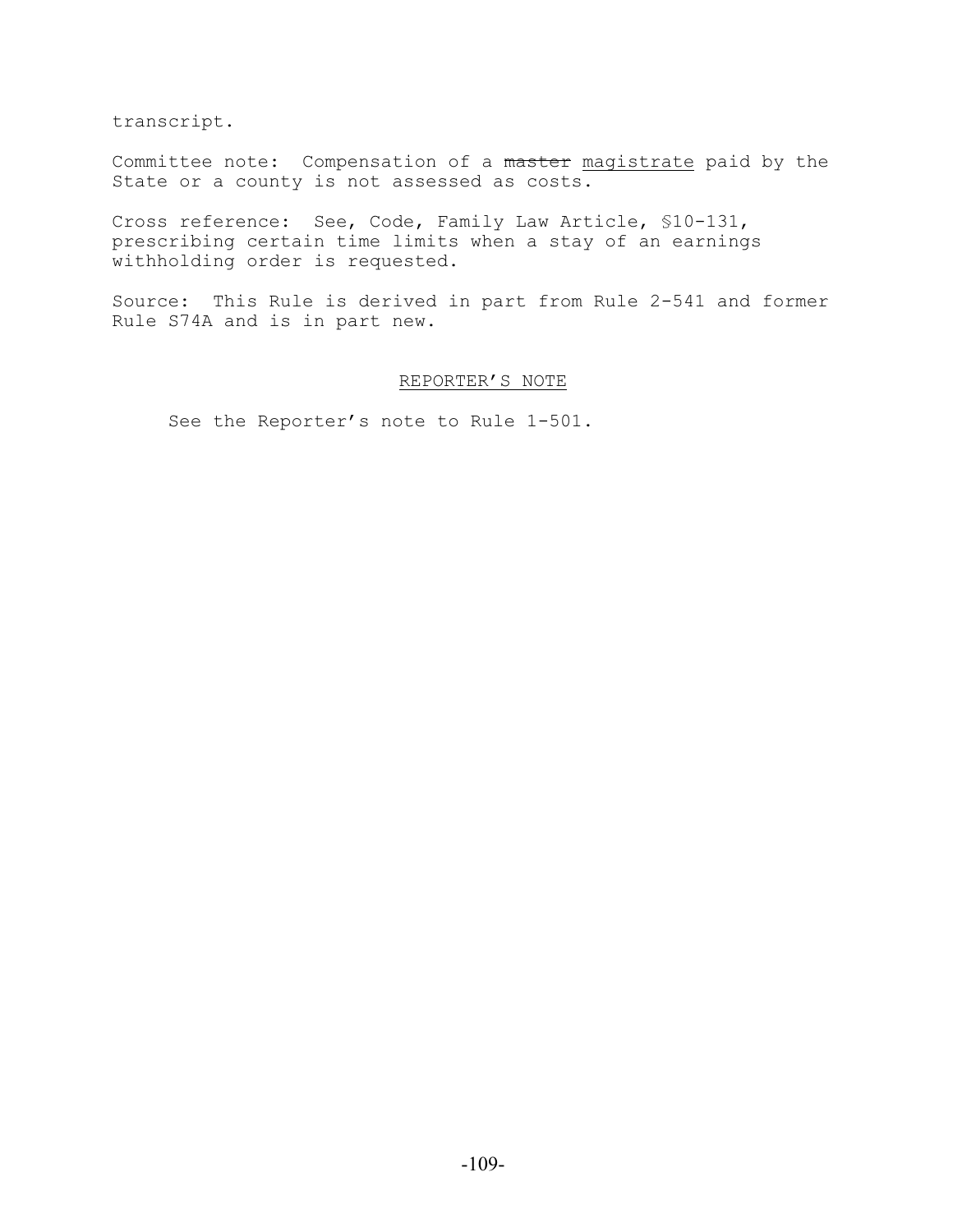transcript.

Committee note: Compensation of a ~~master~~ <u>magistrate</u> paid by the State or a county is not assessed as costs.

Cross reference: See, Code, Family Law Article, §10-131, prescribing certain time limits when a stay of an earnings withholding order is requested.

Source: This Rule is derived in part from Rule 2-541 and former Rule S74A and is in part new.

<u>REPORTER'S NOTE</u>

See the Reporter's note to Rule 1-501.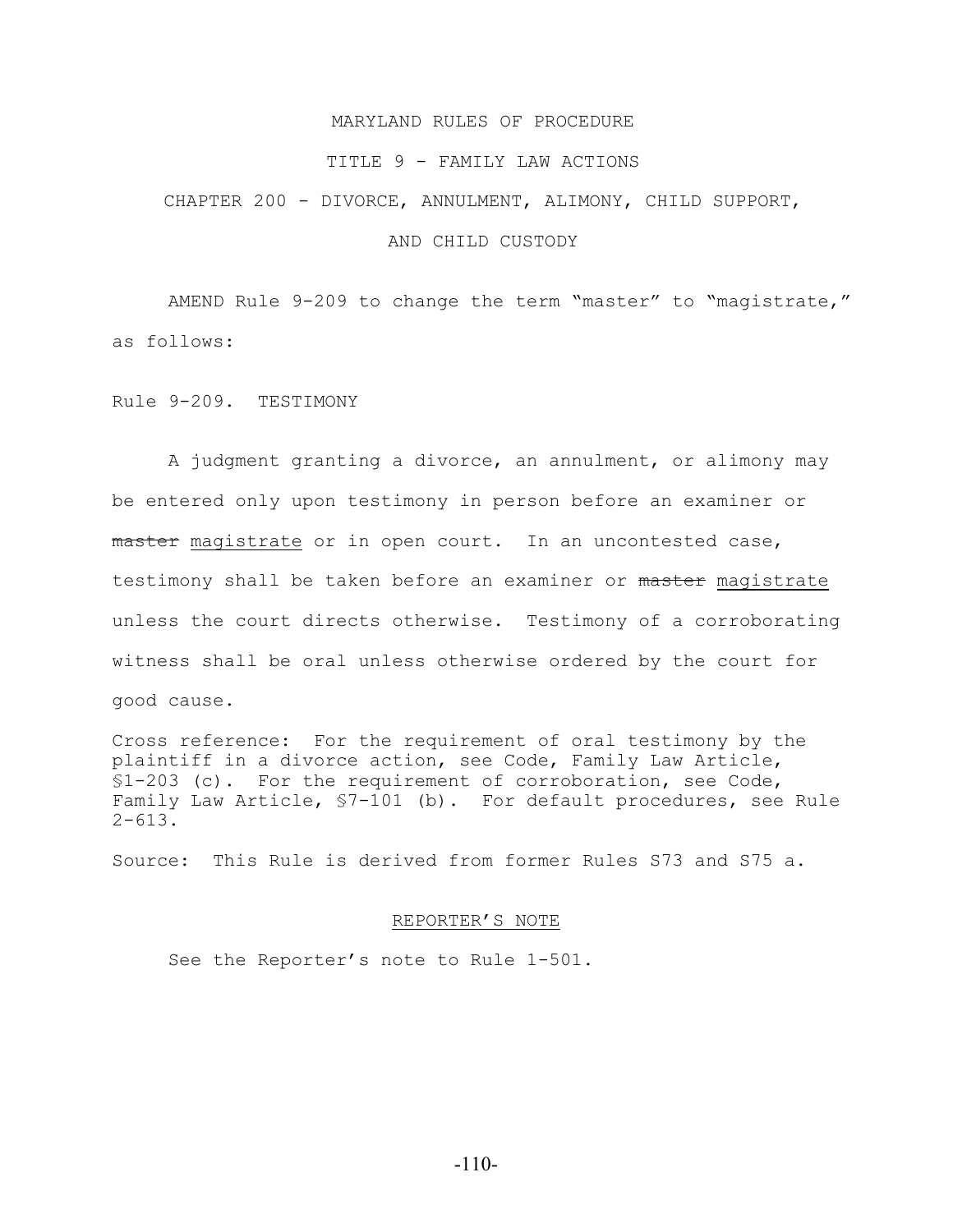MARYLAND RULES OF PROCEDURE

TITLE 9 - FAMILY LAW ACTIONS

CHAPTER 200 - DIVORCE, ANNULMENT, ALIMONY, CHILD SUPPORT, AND CHILD CUSTODY

AMEND Rule 9-209 to change the term "master" to "magistrate," as follows:

Rule 9-209. TESTIMONY

A judgment granting a divorce, an annulment, or alimony may be entered only upon testimony in person before an examiner or ~~master~~ <u>magistrate</u> or in open court. In an uncontested case, testimony shall be taken before an examiner or ~~master~~ <u>magistrate</u> unless the court directs otherwise. Testimony of a corroborating witness shall be oral unless otherwise ordered by the court for good cause.

Cross reference: For the requirement of oral testimony by the plaintiff in a divorce action, see Code, Family Law Article, §1-203 (c). For the requirement of corroboration, see Code, Family Law Article, §7-101 (b). For default procedures, see Rule 2-613.

Source: This Rule is derived from former Rules S73 and S75 a.

<u>REPORTER'S NOTE</u>

See the Reporter's note to Rule 1-501.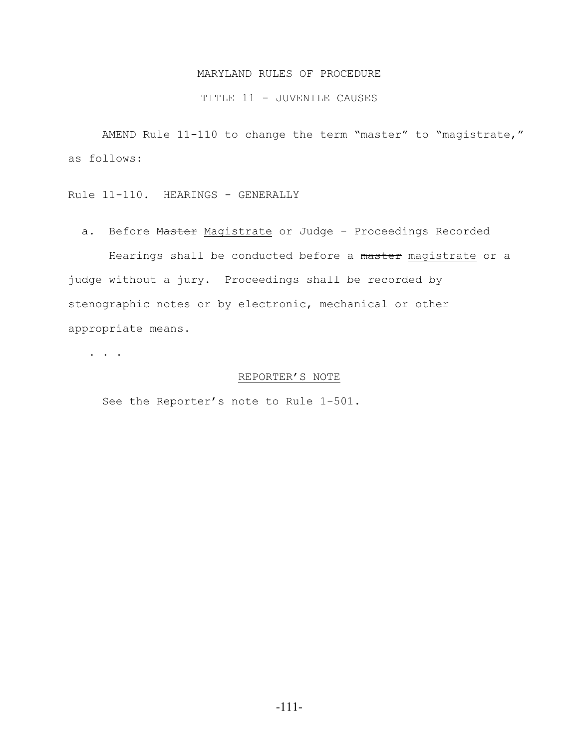MARYLAND RULES OF PROCEDURE

TITLE 11 - JUVENILE CAUSES

AMEND Rule 11-110 to change the term "master" to "magistrate," as follows:

Rule 11-110. HEARINGS - GENERALLY

a. Before ~~Master~~ <u>Magistrate</u> or Judge - Proceedings Recorded

Hearings shall be conducted before a ~~master~~ <u>magistrate</u> or a judge without a jury. Proceedings shall be recorded by stenographic notes or by electronic, mechanical or other appropriate means.

. . .

<u>REPORTER'S NOTE</u>

See the Reporter's note to Rule 1-501.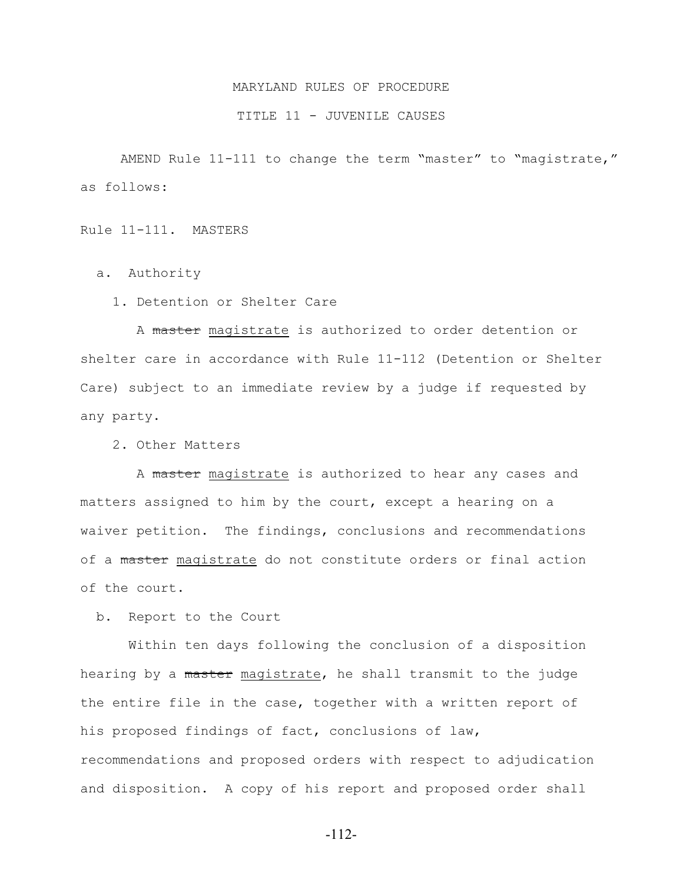MARYLAND RULES OF PROCEDURE

TITLE 11 - JUVENILE CAUSES

AMEND Rule 11-111 to change the term "master" to "magistrate," as follows:

Rule 11-111. MASTERS

a. Authority

1. Detention or Shelter Care

A ~~master~~ <u>magistrate</u> is authorized to order detention or shelter care in accordance with Rule 11-112 (Detention or Shelter Care) subject to an immediate review by a judge if requested by any party.

2. Other Matters

A ~~master~~ <u>magistrate</u> is authorized to hear any cases and matters assigned to him by the court, except a hearing on a waiver petition. The findings, conclusions and recommendations of a ~~master~~ <u>magistrate</u> do not constitute orders or final action of the court.

b. Report to the Court

Within ten days following the conclusion of a disposition hearing by a ~~master~~ <u>magistrate</u>, he shall transmit to the judge the entire file in the case, together with a written report of his proposed findings of fact, conclusions of law, recommendations and proposed orders with respect to adjudication and disposition. A copy of his report and proposed order shall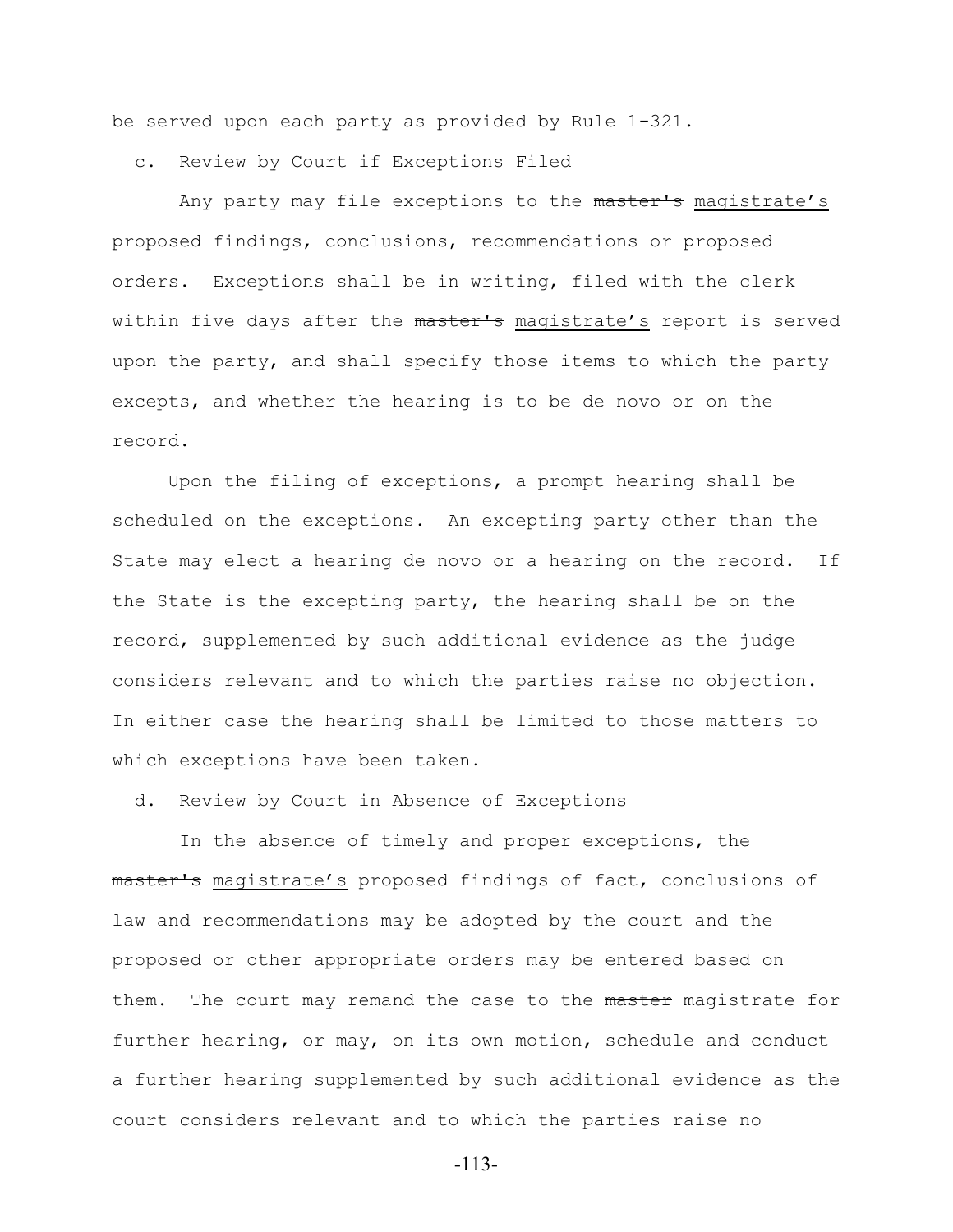be served upon each party as provided by Rule 1-321.

c. Review by Court if Exceptions Filed

Any party may file exceptions to the ~~master's~~ <u>magistrate's</u> proposed findings, conclusions, recommendations or proposed orders. Exceptions shall be in writing, filed with the clerk within five days after the ~~master's~~ <u>magistrate's</u> report is served upon the party, and shall specify those items to which the party excepts, and whether the hearing is to be de novo or on the record.

Upon the filing of exceptions, a prompt hearing shall be scheduled on the exceptions. An excepting party other than the State may elect a hearing de novo or a hearing on the record. If the State is the excepting party, the hearing shall be on the record, supplemented by such additional evidence as the judge considers relevant and to which the parties raise no objection. In either case the hearing shall be limited to those matters to which exceptions have been taken.

d. Review by Court in Absence of Exceptions

In the absence of timely and proper exceptions, the ~~master's~~ <u>magistrate's</u> proposed findings of fact, conclusions of law and recommendations may be adopted by the court and the proposed or other appropriate orders may be entered based on them. The court may remand the case to the ~~master~~ <u>magistrate</u> for further hearing, or may, on its own motion, schedule and conduct a further hearing supplemented by such additional evidence as the court considers relevant and to which the parties raise no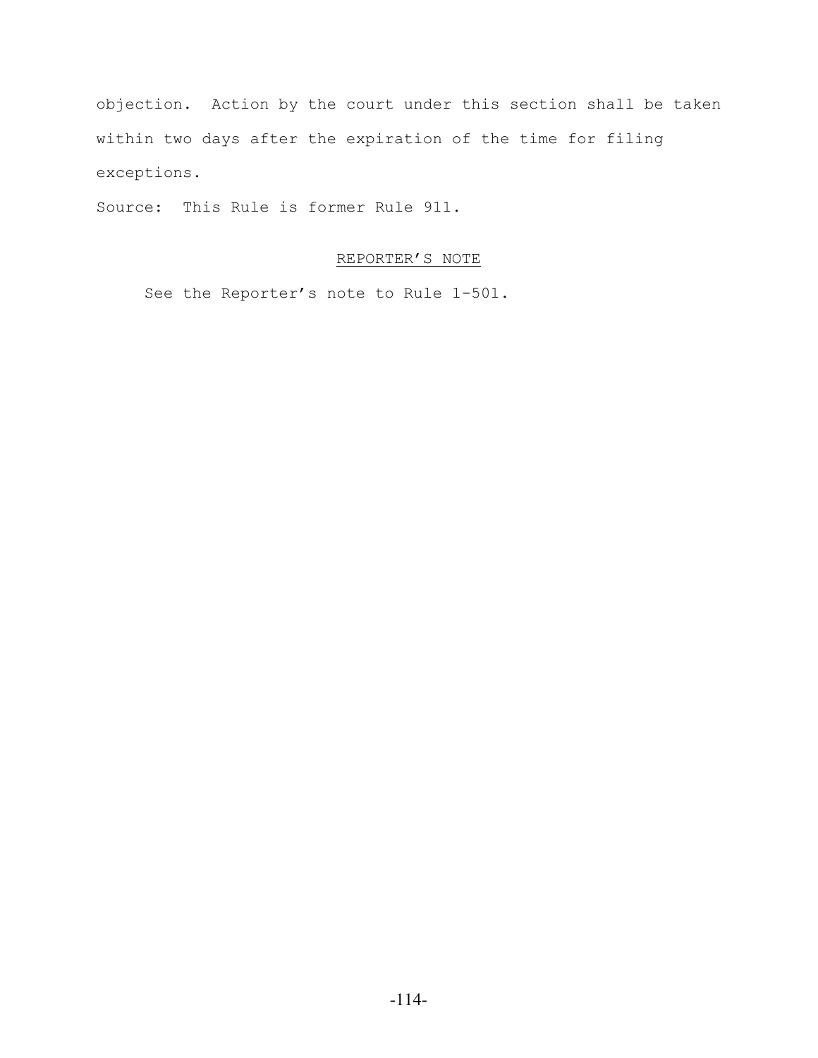objection. Action by the court under this section shall be taken within two days after the expiration of the time for filing exceptions.

Source: This Rule is former Rule 911.

REPORTER'S NOTE

See the Reporter's note to Rule 1-501.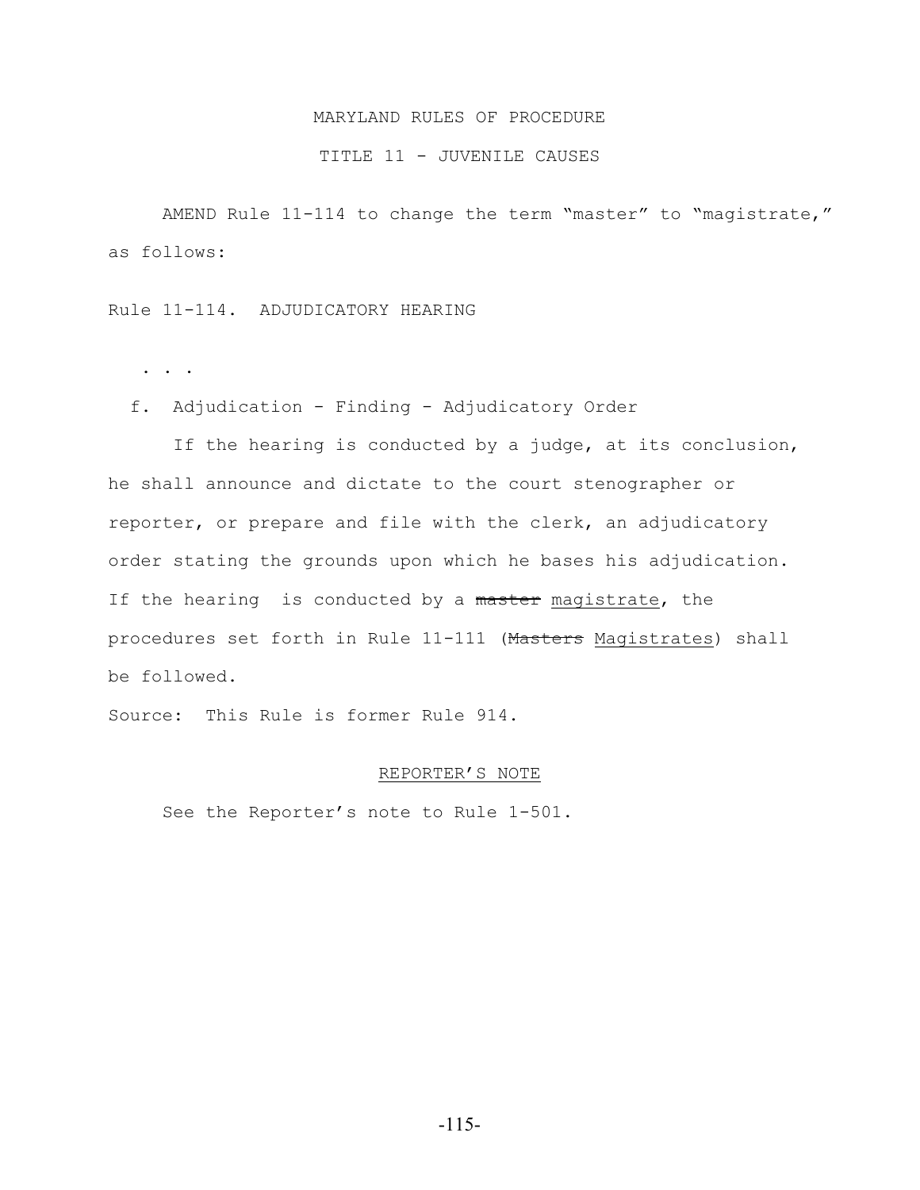MARYLAND RULES OF PROCEDURE

TITLE 11 - JUVENILE CAUSES

AMEND Rule 11-114 to change the term "master" to "magistrate," as follows:

Rule 11-114. ADJUDICATORY HEARING

. . .

f. Adjudication - Finding - Adjudicatory Order

If the hearing is conducted by a judge, at its conclusion, he shall announce and dictate to the court stenographer or reporter, or prepare and file with the clerk, an adjudicatory order stating the grounds upon which he bases his adjudication. If the hearing is conducted by a ~~master~~ <u>magistrate</u>, the procedures set forth in Rule 11-111 (~~Masters~~ <u>Magistrates</u>) shall be followed.

Source: This Rule is former Rule 914.

<u>REPORTER'S NOTE</u>

See the Reporter's note to Rule 1-501.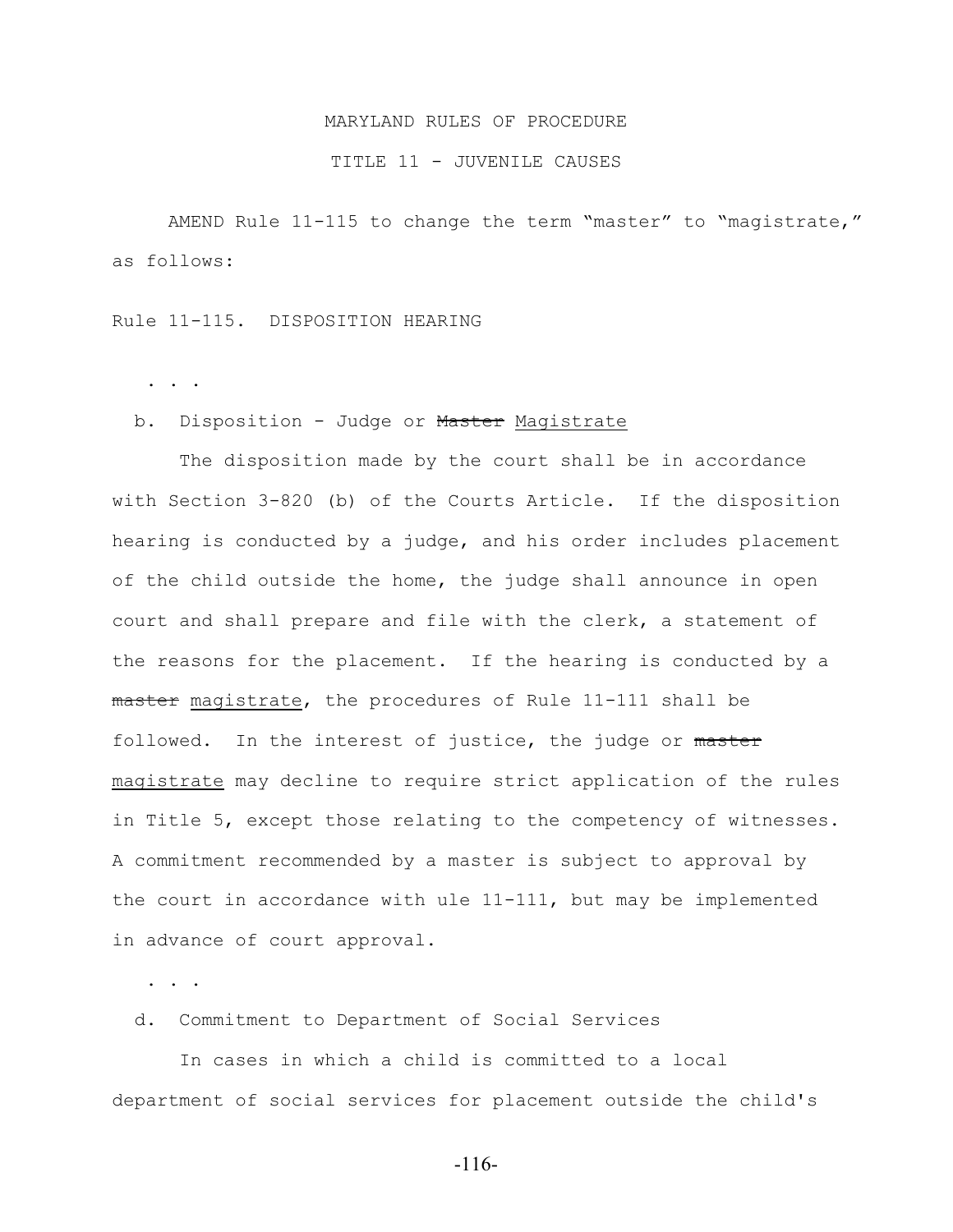MARYLAND RULES OF PROCEDURE

TITLE 11 - JUVENILE CAUSES

AMEND Rule 11-115 to change the term "master" to "magistrate," as follows:

Rule 11-115. DISPOSITION HEARING

. . .

b. Disposition - Judge or ~~Master~~ <u>Magistrate</u>

The disposition made by the court shall be in accordance with Section 3-820 (b) of the Courts Article. If the disposition hearing is conducted by a judge, and his order includes placement of the child outside the home, the judge shall announce in open court and shall prepare and file with the clerk, a statement of the reasons for the placement. If the hearing is conducted by a ~~master~~ <u>magistrate</u>, the procedures of Rule 11-111 shall be followed. In the interest of justice, the judge or ~~master~~ <u>magistrate</u> may decline to require strict application of the rules in Title 5, except those relating to the competency of witnesses. A commitment recommended by a master is subject to approval by the court in accordance with ule 11-111, but may be implemented in advance of court approval.

. . .

d. Commitment to Department of Social Services

In cases in which a child is committed to a local department of social services for placement outside the child's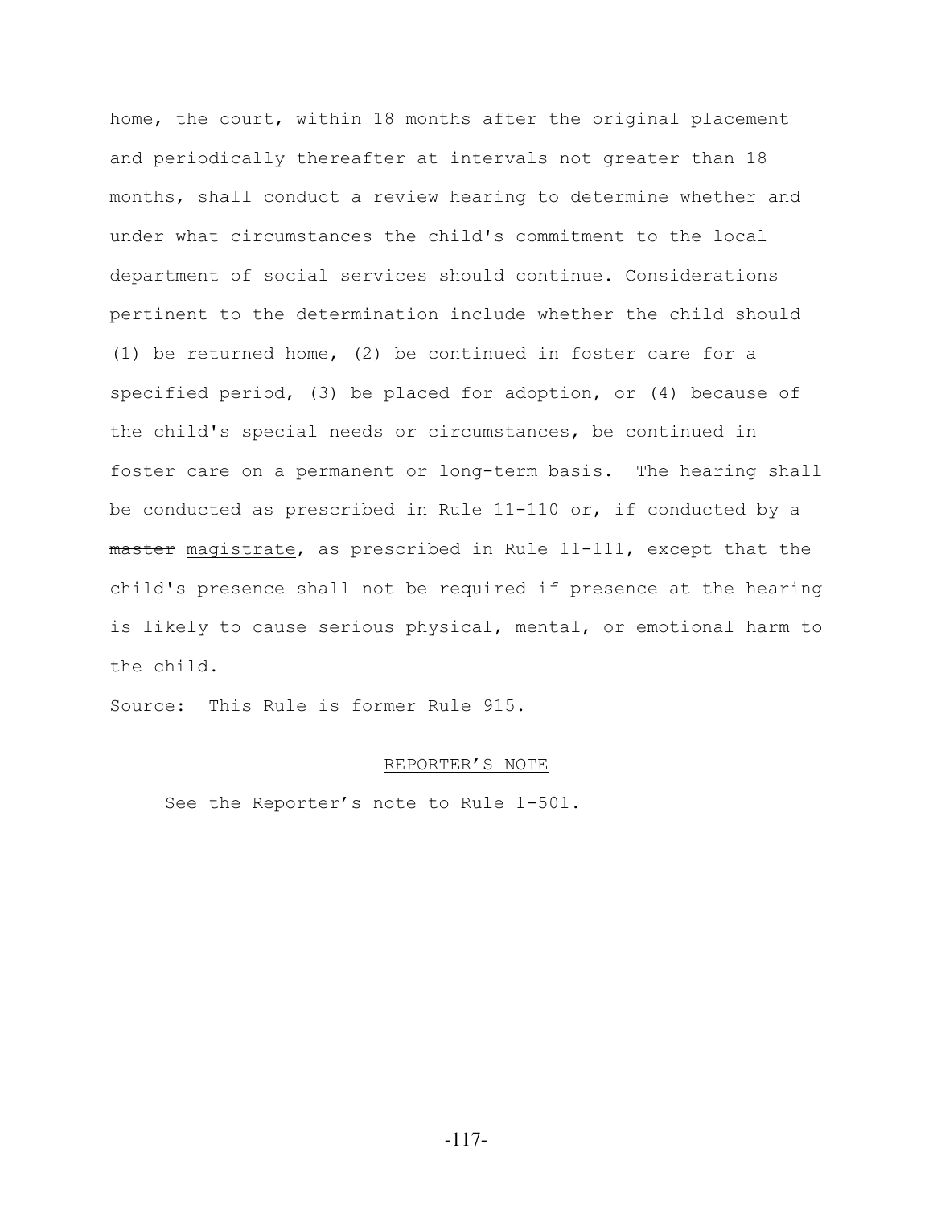home, the court, within 18 months after the original placement and periodically thereafter at intervals not greater than 18 months, shall conduct a review hearing to determine whether and under what circumstances the child's commitment to the local department of social services should continue. Considerations pertinent to the determination include whether the child should (1) be returned home, (2) be continued in foster care for a specified period, (3) be placed for adoption, or (4) because of the child's special needs or circumstances, be continued in foster care on a permanent or long-term basis. The hearing shall be conducted as prescribed in Rule 11-110 or, if conducted by a ~~master~~ <u>magistrate</u>, as prescribed in Rule 11-111, except that the child's presence shall not be required if presence at the hearing is likely to cause serious physical, mental, or emotional harm to the child.

Source: This Rule is former Rule 915.

<u>REPORTER'S NOTE</u>

See the Reporter's note to Rule 1-501.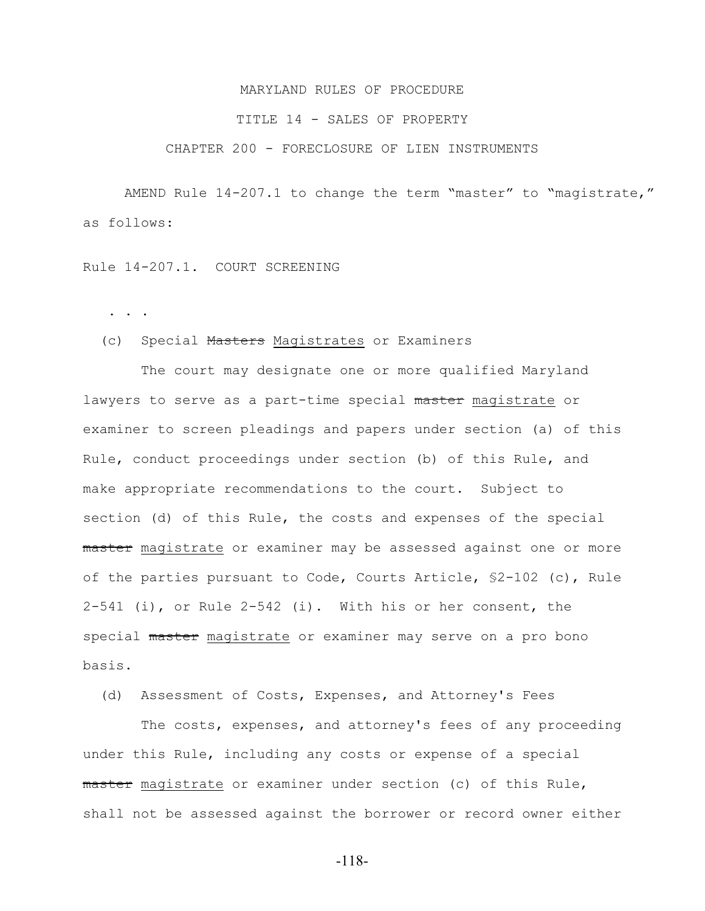MARYLAND RULES OF PROCEDURE

TITLE 14 - SALES OF PROPERTY

CHAPTER 200 - FORECLOSURE OF LIEN INSTRUMENTS

AMEND Rule 14-207.1 to change the term "master" to "magistrate," as follows:

Rule 14-207.1. COURT SCREENING

. . .

(c) Special ~~Masters~~ Magistrates or Examiners

The court may designate one or more qualified Maryland lawyers to serve as a part-time special ~~master~~ magistrate or examiner to screen pleadings and papers under section (a) of this Rule, conduct proceedings under section (b) of this Rule, and make appropriate recommendations to the court. Subject to section (d) of this Rule, the costs and expenses of the special ~~master~~ magistrate or examiner may be assessed against one or more of the parties pursuant to Code, Courts Article, §2-102 (c), Rule 2-541 (i), or Rule 2-542 (i). With his or her consent, the special ~~master~~ magistrate or examiner may serve on a pro bono basis.

(d) Assessment of Costs, Expenses, and Attorney's Fees

The costs, expenses, and attorney's fees of any proceeding under this Rule, including any costs or expense of a special ~~master~~ magistrate or examiner under section (c) of this Rule, shall not be assessed against the borrower or record owner either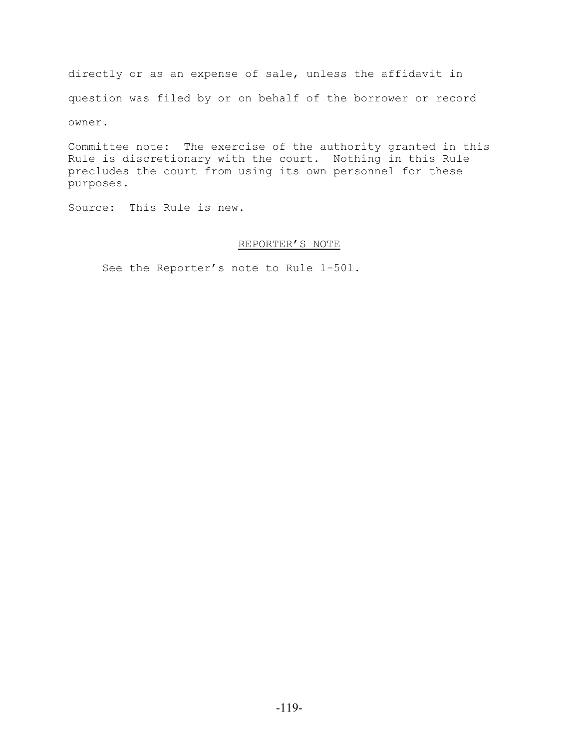directly or as an expense of sale, unless the affidavit in question was filed by or on behalf of the borrower or record owner.

Committee note: The exercise of the authority granted in this Rule is discretionary with the court. Nothing in this Rule precludes the court from using its own personnel for these purposes.

Source: This Rule is new.

REPORTER'S NOTE

See the Reporter's note to Rule 1-501.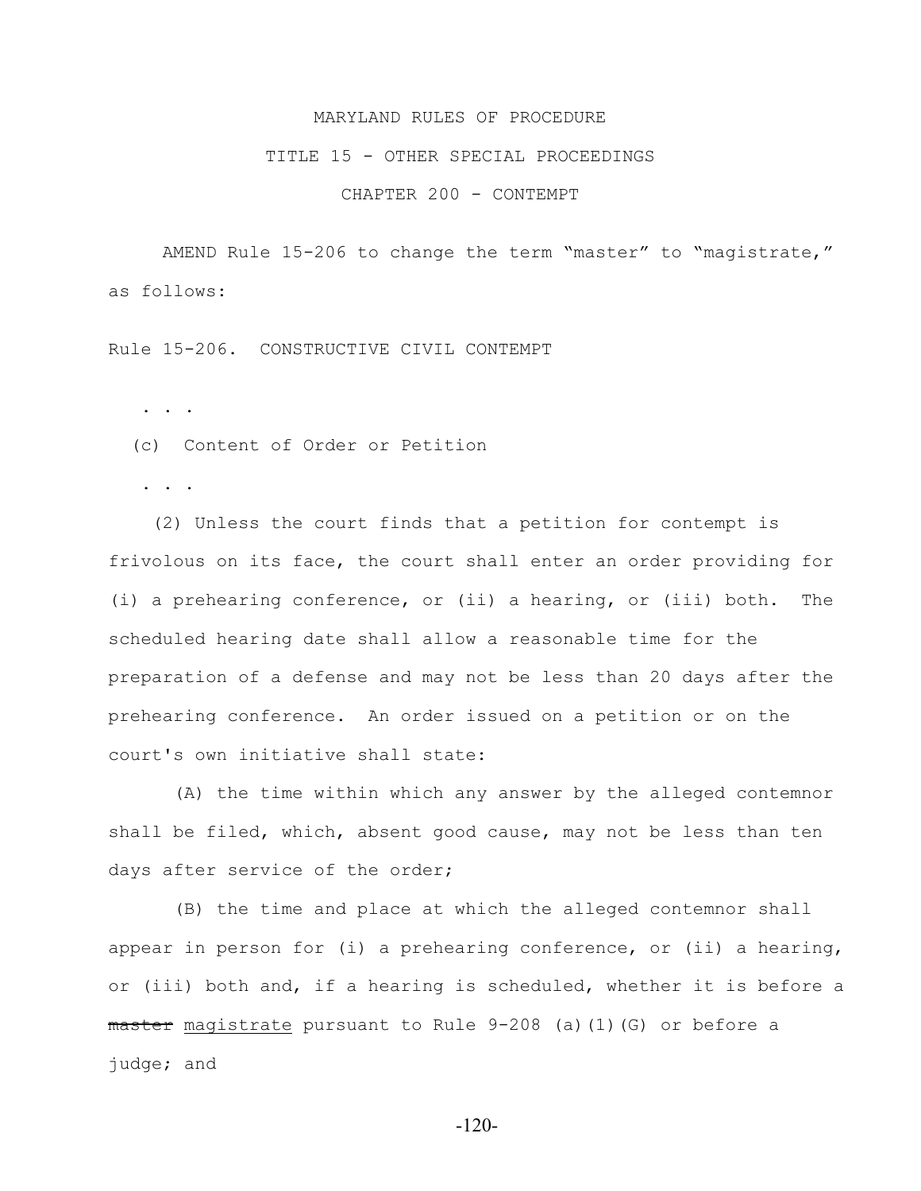MARYLAND RULES OF PROCEDURE

TITLE 15 - OTHER SPECIAL PROCEEDINGS

CHAPTER 200 - CONTEMPT

AMEND Rule 15-206 to change the term "master" to "magistrate," as follows:

Rule 15-206. CONSTRUCTIVE CIVIL CONTEMPT

. . .

(c) Content of Order or Petition

. . .

(2) Unless the court finds that a petition for contempt is frivolous on its face, the court shall enter an order providing for (i) a prehearing conference, or (ii) a hearing, or (iii) both. The scheduled hearing date shall allow a reasonable time for the preparation of a defense and may not be less than 20 days after the prehearing conference. An order issued on a petition or on the court's own initiative shall state:

(A) the time within which any answer by the alleged contemnor shall be filed, which, absent good cause, may not be less than ten days after service of the order;

(B) the time and place at which the alleged contemnor shall appear in person for (i) a prehearing conference, or (ii) a hearing, or (iii) both and, if a hearing is scheduled, whether it is before a ~~master~~ magistrate pursuant to Rule 9-208 (a)(1)(G) or before a judge; and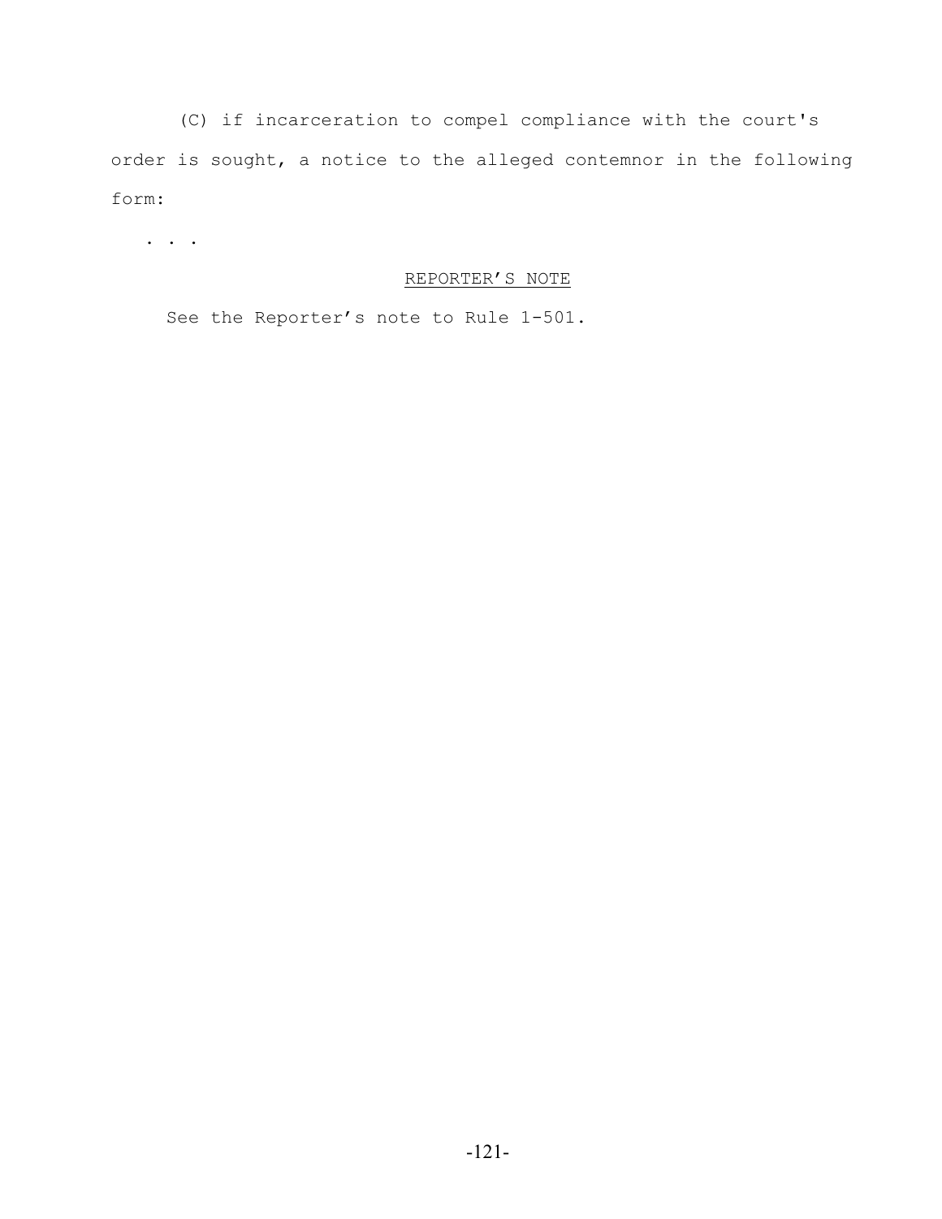(C) if incarceration to compel compliance with the court's order is sought, a notice to the alleged contemnor in the following form:

. . .

REPORTER'S NOTE

See the Reporter's note to Rule 1-501.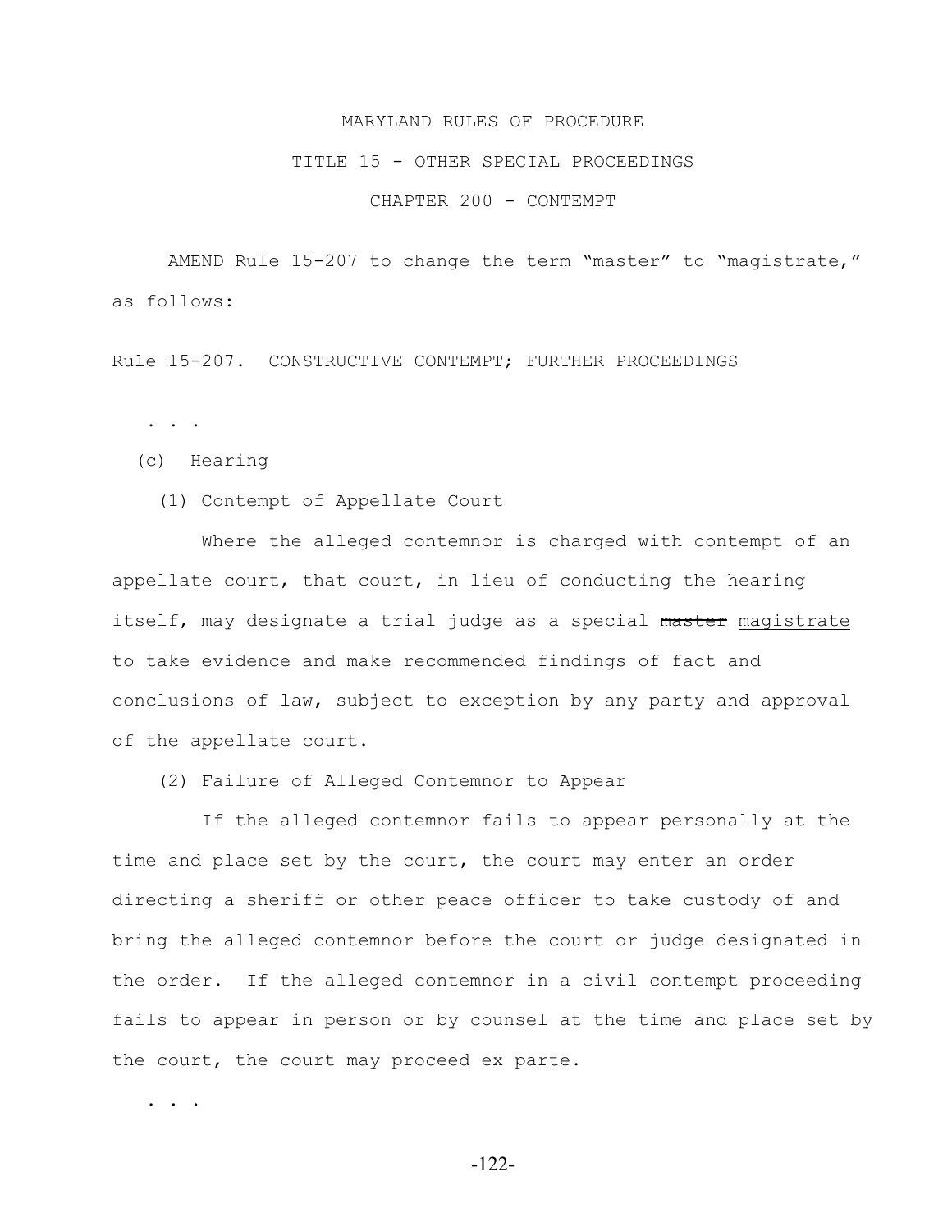MARYLAND RULES OF PROCEDURE

TITLE 15 - OTHER SPECIAL PROCEEDINGS

CHAPTER 200 - CONTEMPT

AMEND Rule 15-207 to change the term "master" to "magistrate," as follows:

Rule 15-207. CONSTRUCTIVE CONTEMPT; FURTHER PROCEEDINGS

. . .

(c) Hearing

(1) Contempt of Appellate Court

Where the alleged contemnor is charged with contempt of an appellate court, that court, in lieu of conducting the hearing itself, may designate a trial judge as a special ~~master~~ magistrate to take evidence and make recommended findings of fact and conclusions of law, subject to exception by any party and approval of the appellate court.

(2) Failure of Alleged Contemnor to Appear

If the alleged contemnor fails to appear personally at the time and place set by the court, the court may enter an order directing a sheriff or other peace officer to take custody of and bring the alleged contemnor before the court or judge designated in the order. If the alleged contemnor in a civil contempt proceeding fails to appear in person or by counsel at the time and place set by the court, the court may proceed ex parte.

. . .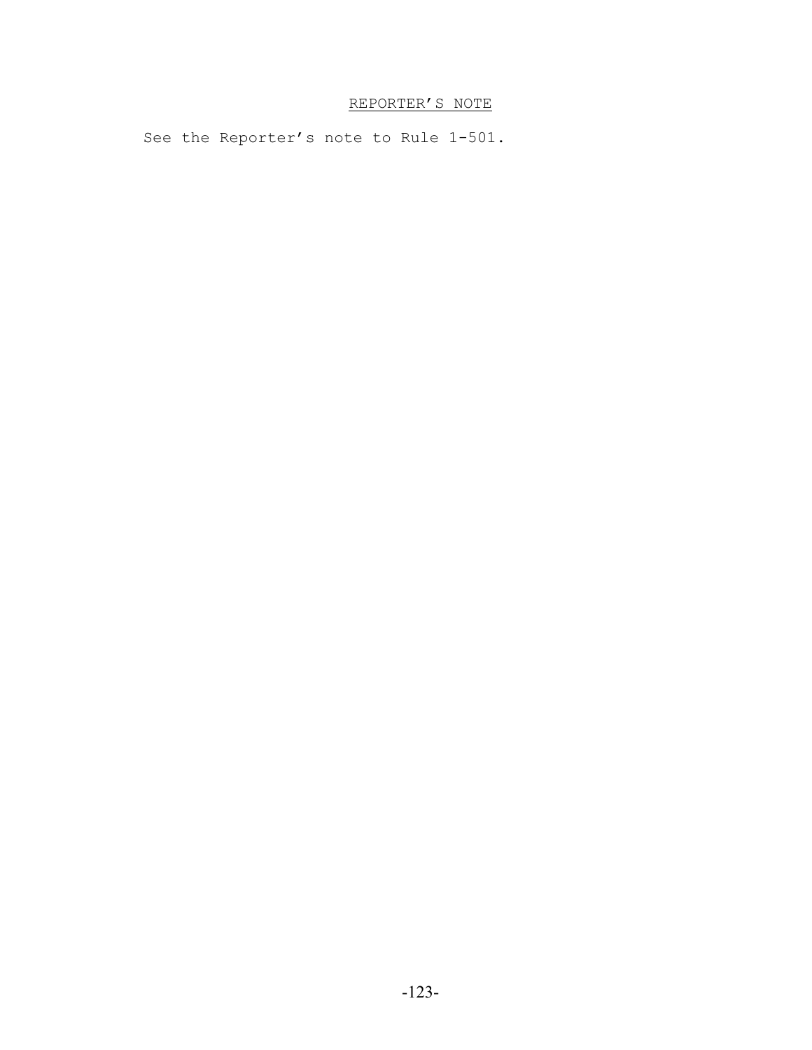<u>REPORTER'S NOTE</u>

See the Reporter's note to Rule 1-501.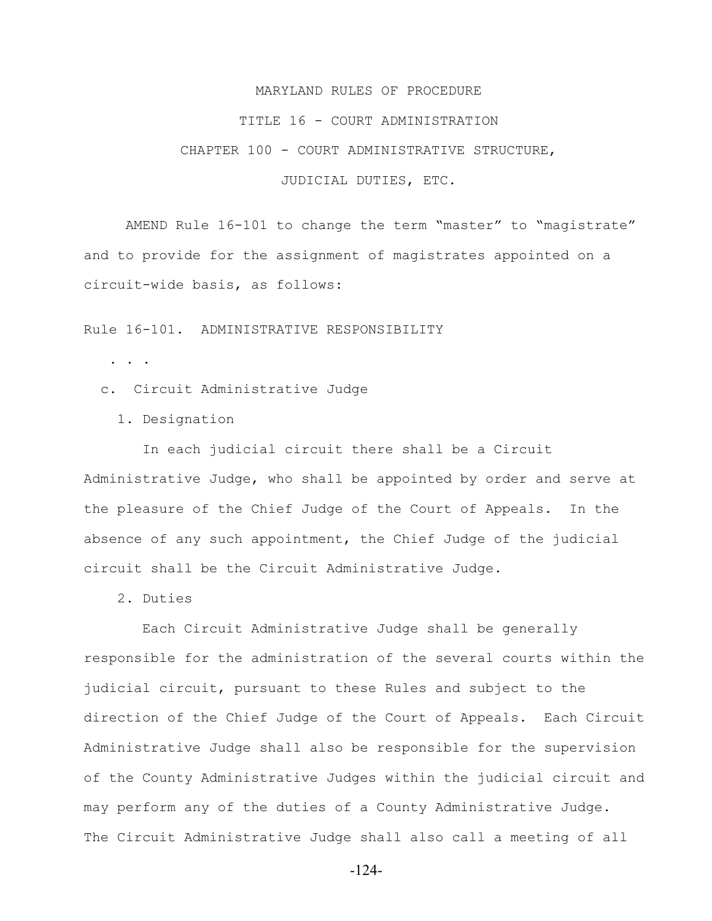MARYLAND RULES OF PROCEDURE

TITLE 16 - COURT ADMINISTRATION

CHAPTER 100 - COURT ADMINISTRATIVE STRUCTURE,

JUDICIAL DUTIES, ETC.

AMEND Rule 16-101 to change the term "master" to "magistrate" and to provide for the assignment of magistrates appointed on a circuit-wide basis, as follows:

Rule 16-101. ADMINISTRATIVE RESPONSIBILITY

. . .

c. Circuit Administrative Judge

1. Designation

In each judicial circuit there shall be a Circuit Administrative Judge, who shall be appointed by order and serve at the pleasure of the Chief Judge of the Court of Appeals. In the absence of any such appointment, the Chief Judge of the judicial circuit shall be the Circuit Administrative Judge.

2. Duties

Each Circuit Administrative Judge shall be generally responsible for the administration of the several courts within the judicial circuit, pursuant to these Rules and subject to the direction of the Chief Judge of the Court of Appeals. Each Circuit Administrative Judge shall also be responsible for the supervision of the County Administrative Judges within the judicial circuit and may perform any of the duties of a County Administrative Judge. The Circuit Administrative Judge shall also call a meeting of all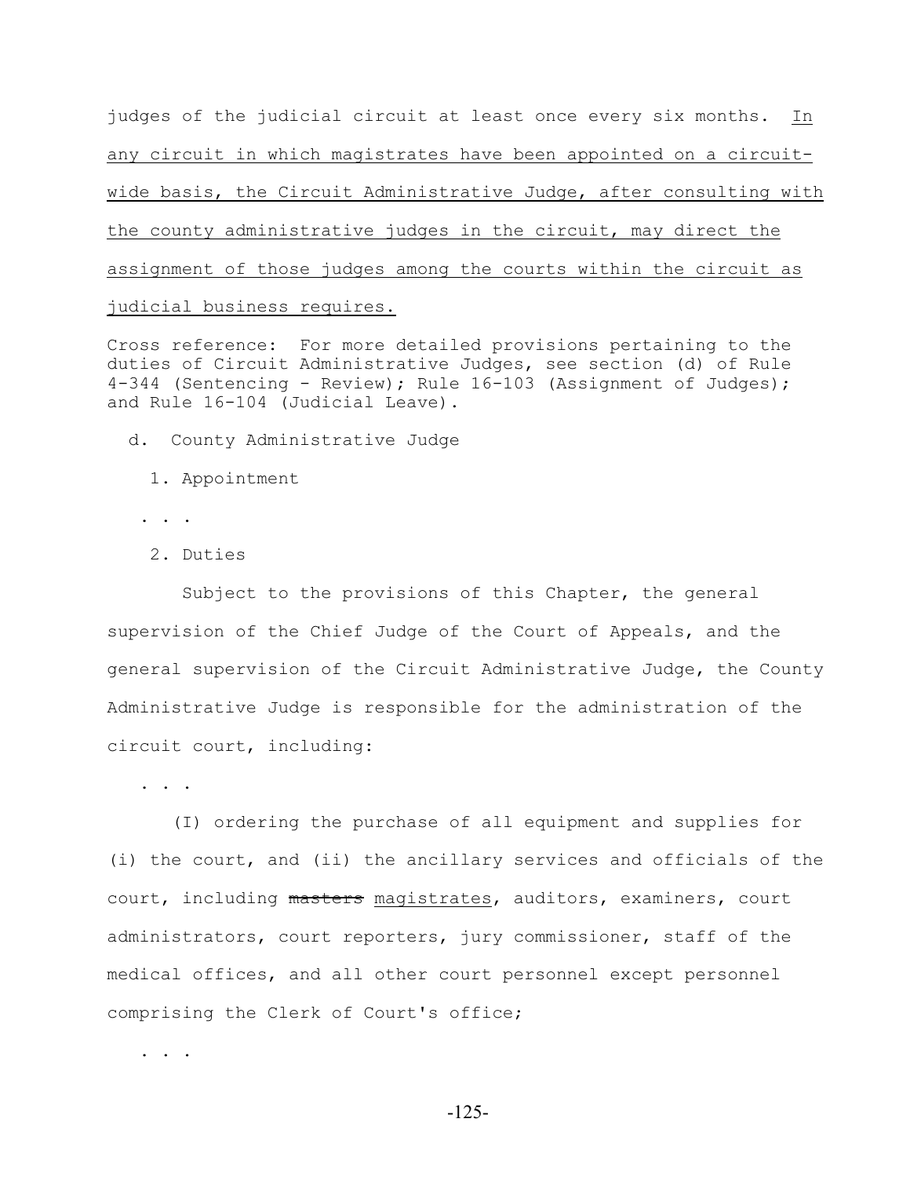judges of the judicial circuit at least once every six months. <u>In any circuit in which magistrates have been appointed on a circuit-wide basis, the Circuit Administrative Judge, after consulting with the county administrative judges in the circuit, may direct the assignment of those judges among the courts within the circuit as judicial business requires.</u>

Cross reference: For more detailed provisions pertaining to the duties of Circuit Administrative Judges, see section (d) of Rule 4-344 (Sentencing - Review); Rule 16-103 (Assignment of Judges); and Rule 16-104 (Judicial Leave).

d. County Administrative Judge

1. Appointment

. . .

2. Duties

Subject to the provisions of this Chapter, the general supervision of the Chief Judge of the Court of Appeals, and the general supervision of the Circuit Administrative Judge, the County Administrative Judge is responsible for the administration of the circuit court, including:

. . .

(I) ordering the purchase of all equipment and supplies for (i) the court, and (ii) the ancillary services and officials of the court, including ~~masters~~ <u>magistrates</u>, auditors, examiners, court administrators, court reporters, jury commissioner, staff of the medical offices, and all other court personnel except personnel comprising the Clerk of Court's office;

. . .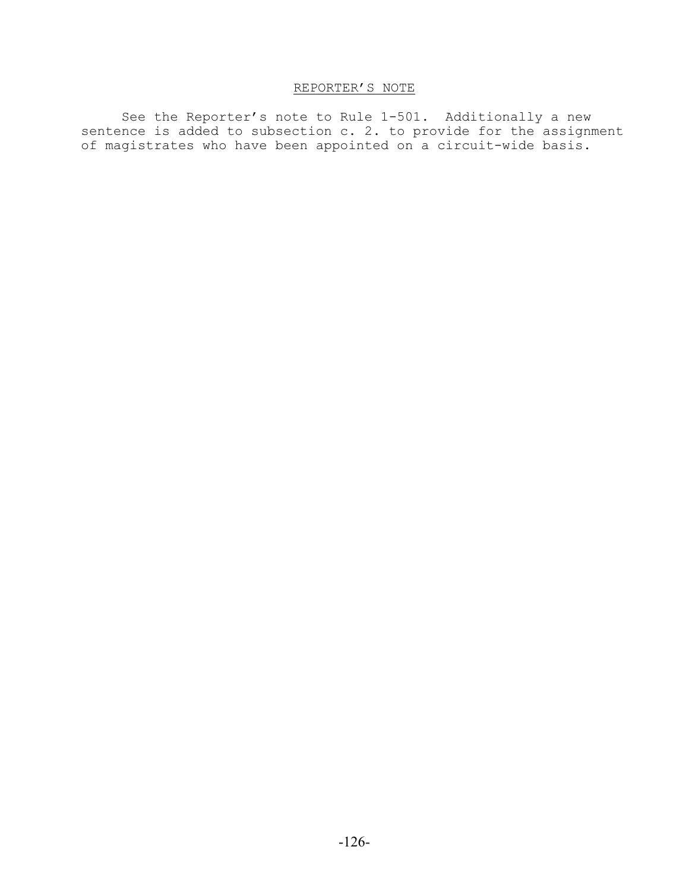## REPORTER'S NOTE

See the Reporter's note to Rule 1-501. Additionally a new sentence is added to subsection c. 2. to provide for the assignment of magistrates who have been appointed on a circuit-wide basis.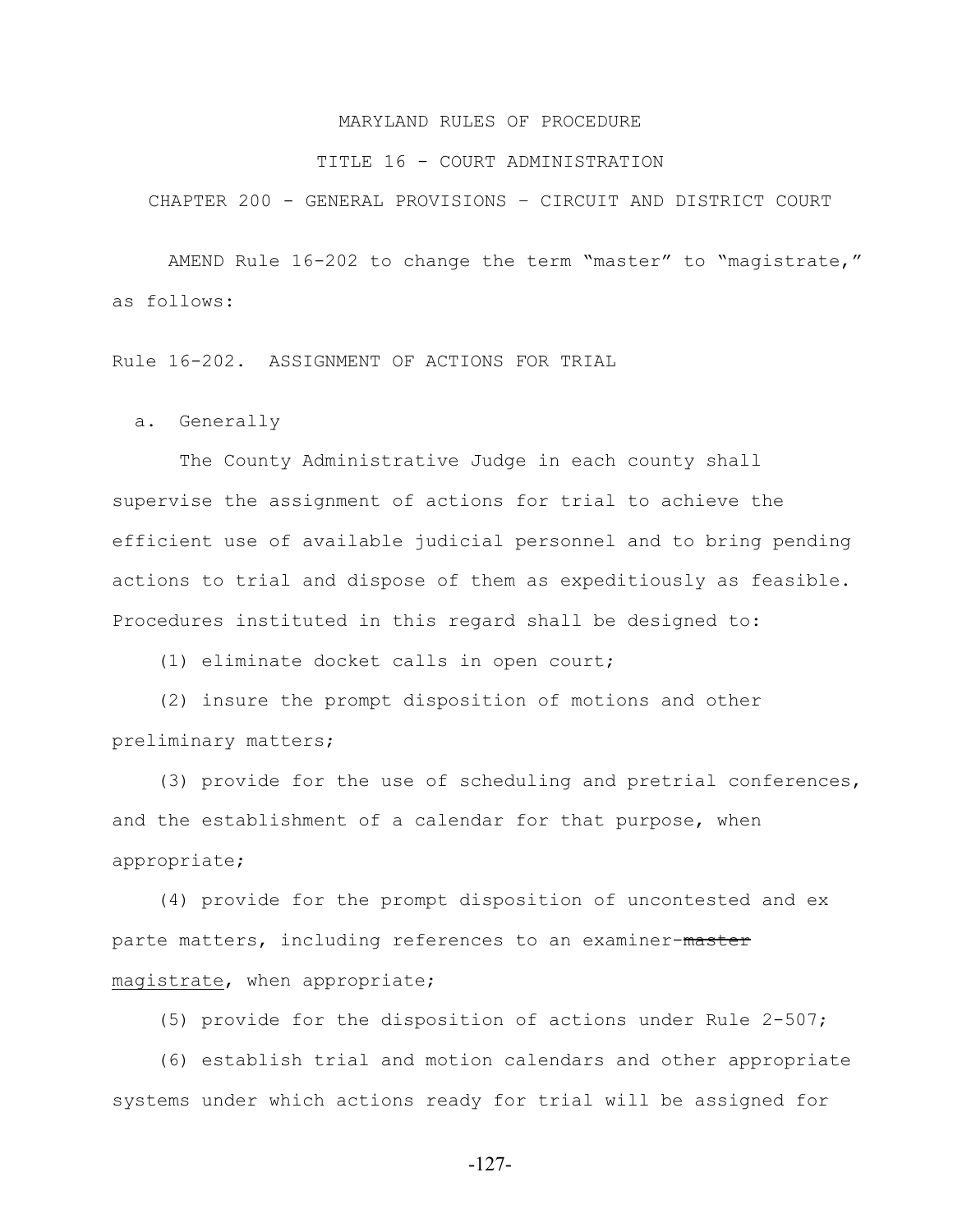MARYLAND RULES OF PROCEDURE

TITLE 16 - COURT ADMINISTRATION

CHAPTER 200 - GENERAL PROVISIONS – CIRCUIT AND DISTRICT COURT

AMEND Rule 16-202 to change the term "master" to "magistrate," as follows:

Rule 16-202. ASSIGNMENT OF ACTIONS FOR TRIAL

a. Generally

The County Administrative Judge in each county shall supervise the assignment of actions for trial to achieve the efficient use of available judicial personnel and to bring pending actions to trial and dispose of them as expeditiously as feasible. Procedures instituted in this regard shall be designed to:

(1) eliminate docket calls in open court;

(2) insure the prompt disposition of motions and other preliminary matters;

(3) provide for the use of scheduling and pretrial conferences, and the establishment of a calendar for that purpose, when appropriate;

(4) provide for the prompt disposition of uncontested and ex parte matters, including references to an examiner-~~master~~ <u>magistrate</u>, when appropriate;

(5) provide for the disposition of actions under Rule 2-507;

(6) establish trial and motion calendars and other appropriate systems under which actions ready for trial will be assigned for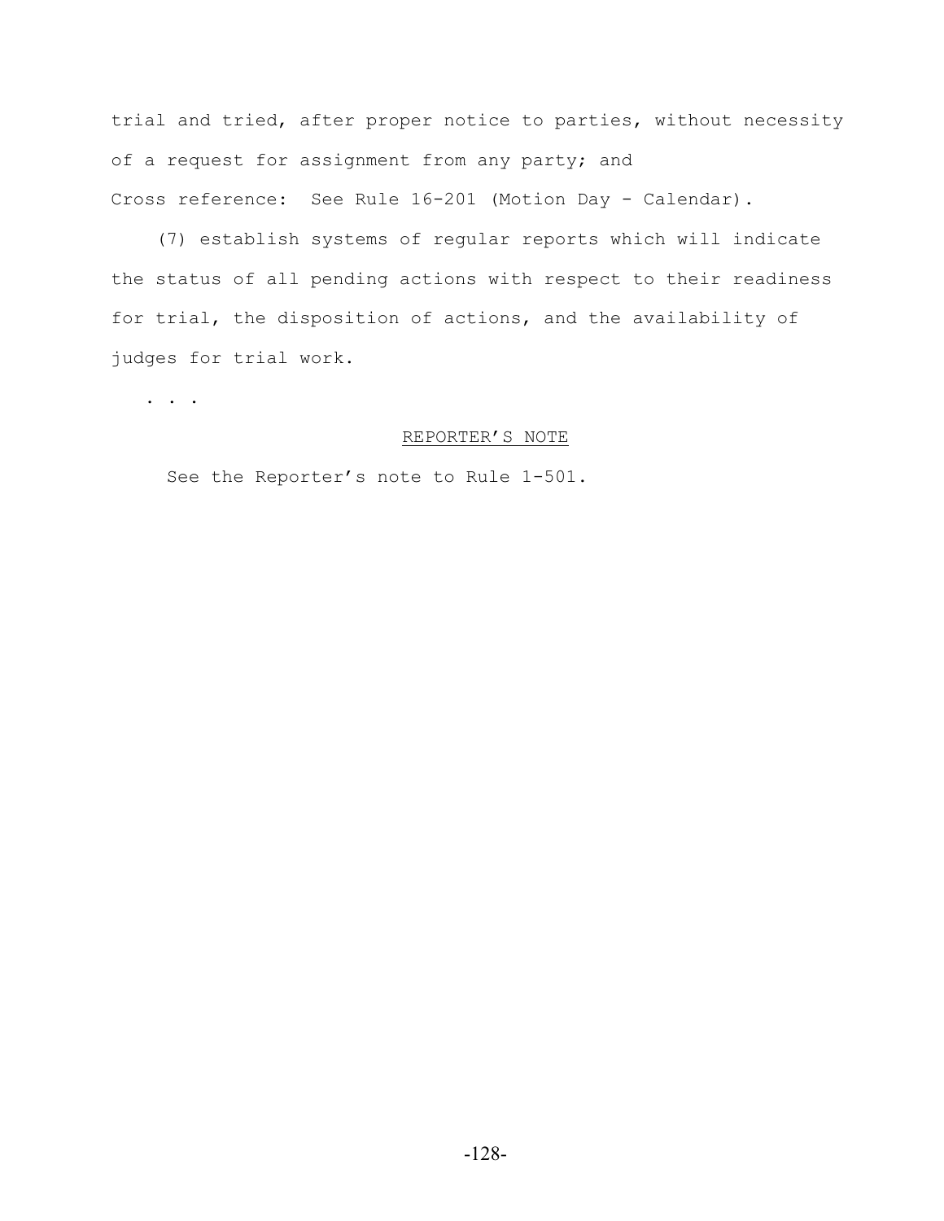trial and tried, after proper notice to parties, without necessity of a request for assignment from any party; and

Cross reference: See Rule 16-201 (Motion Day - Calendar).

(7) establish systems of regular reports which will indicate the status of all pending actions with respect to their readiness for trial, the disposition of actions, and the availability of judges for trial work.

. . .

REPORTER'S NOTE

See the Reporter's note to Rule 1-501.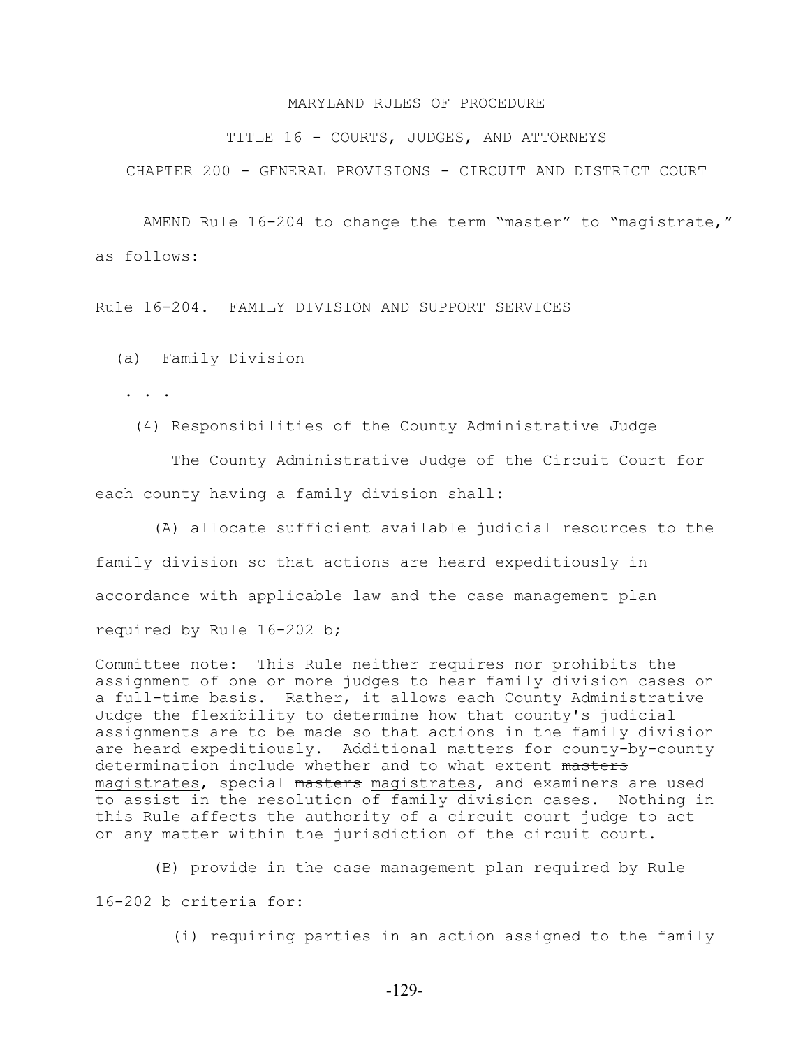MARYLAND RULES OF PROCEDURE

TITLE 16 - COURTS, JUDGES, AND ATTORNEYS

CHAPTER 200 - GENERAL PROVISIONS - CIRCUIT AND DISTRICT COURT

AMEND Rule 16-204 to change the term "master" to "magistrate," as follows:

Rule 16-204. FAMILY DIVISION AND SUPPORT SERVICES

(a) Family Division

. . .

(4) Responsibilities of the County Administrative Judge

The County Administrative Judge of the Circuit Court for each county having a family division shall:

(A) allocate sufficient available judicial resources to the family division so that actions are heard expeditiously in accordance with applicable law and the case management plan required by Rule 16-202 b;

Committee note: This Rule neither requires nor prohibits the assignment of one or more judges to hear family division cases on a full-time basis. Rather, it allows each County Administrative Judge the flexibility to determine how that county's judicial assignments are to be made so that actions in the family division are heard expeditiously. Additional matters for county-by-county determination include whether and to what extent ~~masters~~ <u>magistrates</u>, special ~~masters~~ <u>magistrates</u>, and examiners are used to assist in the resolution of family division cases. Nothing in this Rule affects the authority of a circuit court judge to act on any matter within the jurisdiction of the circuit court.

(B) provide in the case management plan required by Rule 16-202 b criteria for:

(i) requiring parties in an action assigned to the family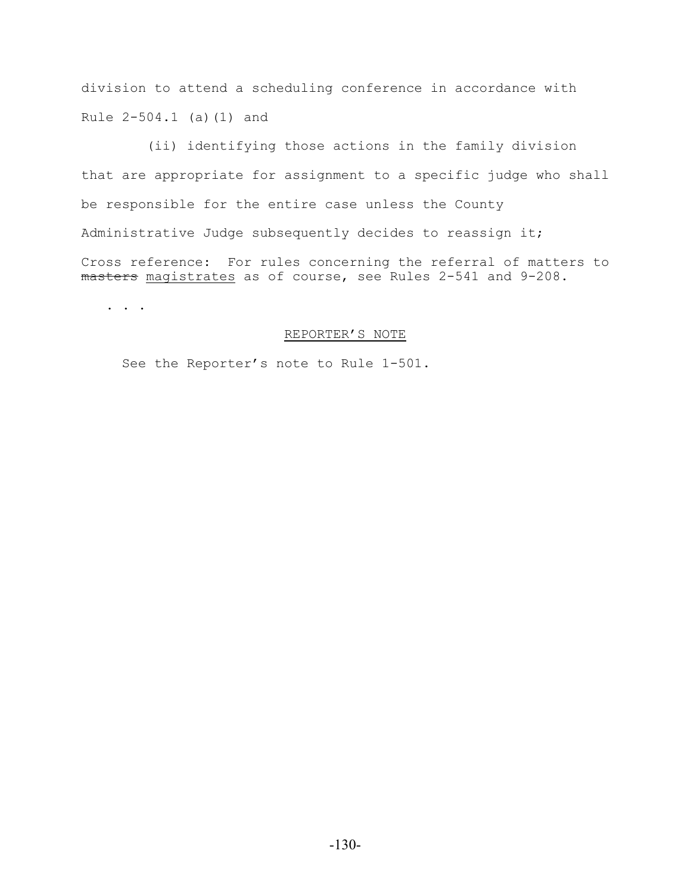division to attend a scheduling conference in accordance with Rule 2-504.1 (a)(1) and

(ii) identifying those actions in the family division that are appropriate for assignment to a specific judge who shall be responsible for the entire case unless the County Administrative Judge subsequently decides to reassign it;

Cross reference: For rules concerning the referral of matters to ~~masters~~ <u>magistrates</u> as of course, see Rules 2-541 and 9-208.

. . .

<u>REPORTER'S NOTE</u>

See the Reporter's note to Rule 1-501.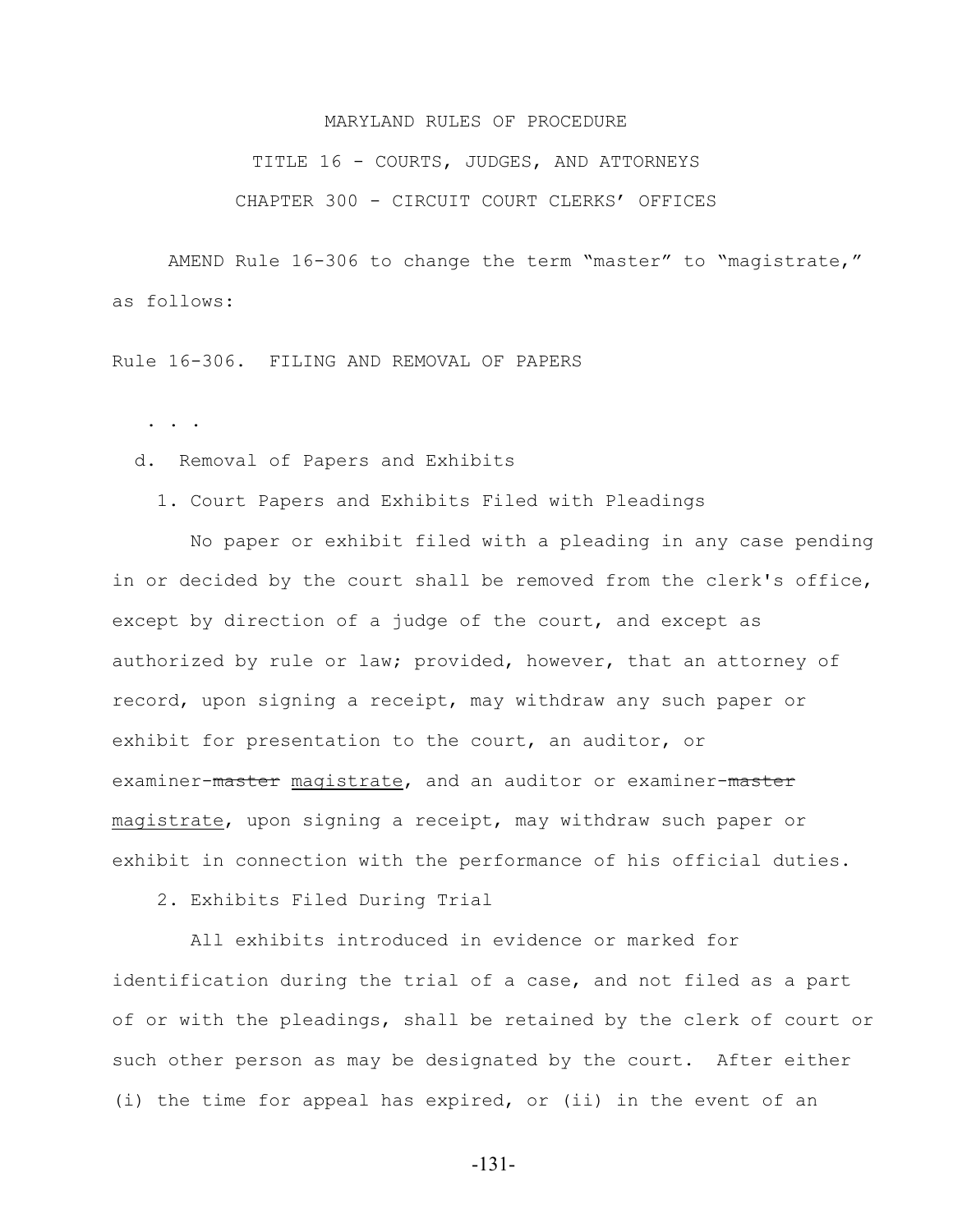MARYLAND RULES OF PROCEDURE

TITLE 16 - COURTS, JUDGES, AND ATTORNEYS

CHAPTER 300 - CIRCUIT COURT CLERKS' OFFICES

AMEND Rule 16-306 to change the term "master" to "magistrate," as follows:

Rule 16-306. FILING AND REMOVAL OF PAPERS

. . .

d. Removal of Papers and Exhibits

1. Court Papers and Exhibits Filed with Pleadings

No paper or exhibit filed with a pleading in any case pending in or decided by the court shall be removed from the clerk's office, except by direction of a judge of the court, and except as authorized by rule or law; provided, however, that an attorney of record, upon signing a receipt, may withdraw any such paper or exhibit for presentation to the court, an auditor, or examiner-~~master~~ <u>magistrate</u>, and an auditor or examiner-~~master~~ <u>magistrate</u>, upon signing a receipt, may withdraw such paper or exhibit in connection with the performance of his official duties.

2. Exhibits Filed During Trial

All exhibits introduced in evidence or marked for identification during the trial of a case, and not filed as a part of or with the pleadings, shall be retained by the clerk of court or such other person as may be designated by the court. After either (i) the time for appeal has expired, or (ii) in the event of an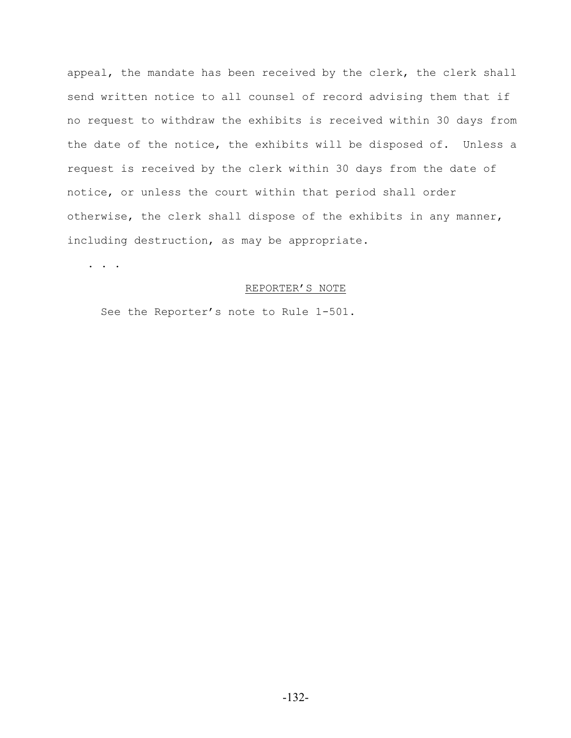appeal, the mandate has been received by the clerk, the clerk shall send written notice to all counsel of record advising them that if no request to withdraw the exhibits is received within 30 days from the date of the notice, the exhibits will be disposed of. Unless a request is received by the clerk within 30 days from the date of notice, or unless the court within that period shall order otherwise, the clerk shall dispose of the exhibits in any manner, including destruction, as may be appropriate.

. . .

<u>REPORTER'S NOTE</u>

See the Reporter's note to Rule 1-501.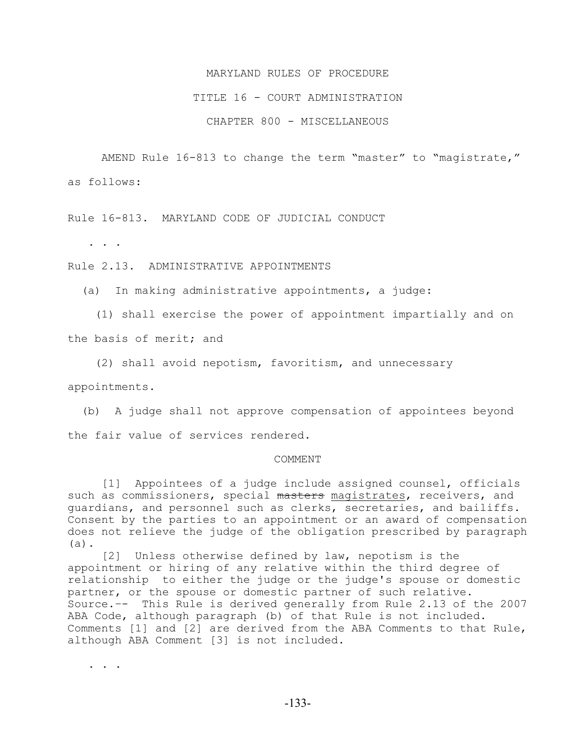MARYLAND RULES OF PROCEDURE

TITLE 16 - COURT ADMINISTRATION

CHAPTER 800 - MISCELLANEOUS

AMEND Rule 16-813 to change the term "master" to "magistrate," as follows:

Rule 16-813. MARYLAND CODE OF JUDICIAL CONDUCT

. . .

Rule 2.13. ADMINISTRATIVE APPOINTMENTS

(a) In making administrative appointments, a judge:

(1) shall exercise the power of appointment impartially and on the basis of merit; and

(2) shall avoid nepotism, favoritism, and unnecessary appointments.

(b) A judge shall not approve compensation of appointees beyond the fair value of services rendered.

COMMENT

[1] Appointees of a judge include assigned counsel, officials such as commissioners, special ~~masters~~ <u>magistrates</u>, receivers, and guardians, and personnel such as clerks, secretaries, and bailiffs. Consent by the parties to an appointment or an award of compensation does not relieve the judge of the obligation prescribed by paragraph (a).

[2] Unless otherwise defined by law, nepotism is the appointment or hiring of any relative within the third degree of relationship to either the judge or the judge's spouse or domestic partner, or the spouse or domestic partner of such relative.

Source.-- This Rule is derived generally from Rule 2.13 of the 2007 ABA Code, although paragraph (b) of that Rule is not included. Comments [1] and [2] are derived from the ABA Comments to that Rule, although ABA Comment [3] is not included.

. . .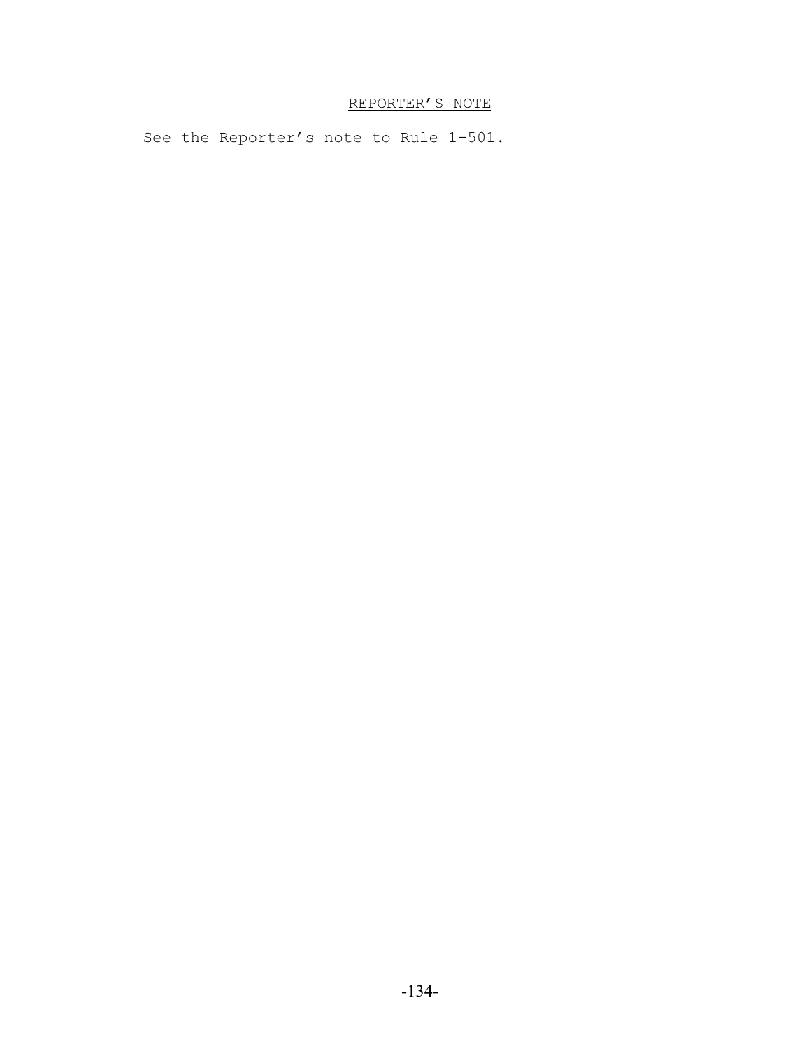REPORTER'S NOTE

See the Reporter's note to Rule 1-501.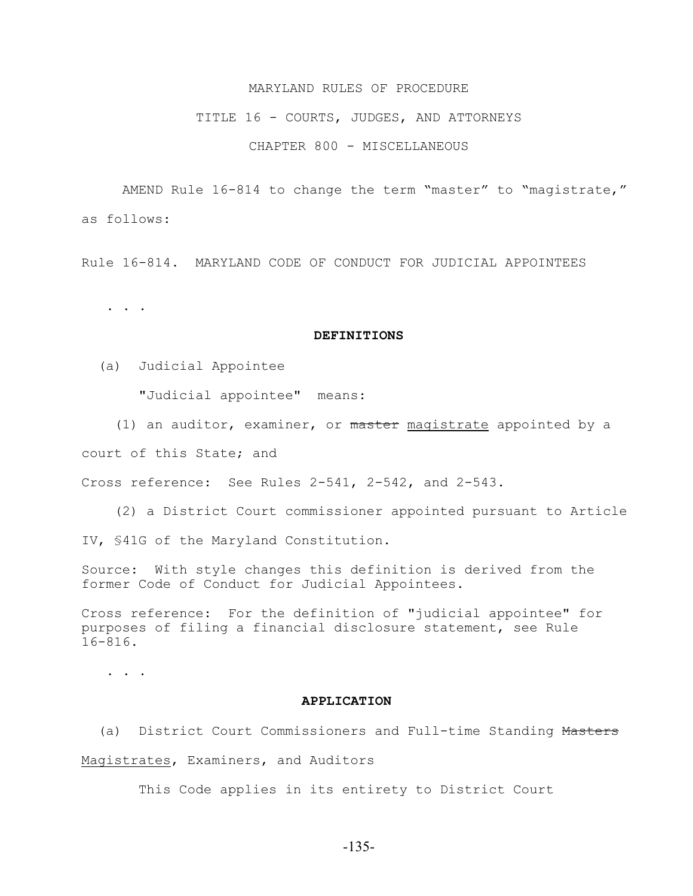MARYLAND RULES OF PROCEDURE

TITLE 16 - COURTS, JUDGES, AND ATTORNEYS

CHAPTER 800 - MISCELLANEOUS

AMEND Rule 16-814 to change the term "master" to "magistrate," as follows:

Rule 16-814. MARYLAND CODE OF CONDUCT FOR JUDICIAL APPOINTEES

. . .

**DEFINITIONS**

(a) Judicial Appointee

"Judicial appointee" means:

(1) an auditor, examiner, or ~~master~~ <u>magistrate</u> appointed by a court of this State; and

Cross reference: See Rules 2-541, 2-542, and 2-543.

(2) a District Court commissioner appointed pursuant to Article IV, §41G of the Maryland Constitution.

Source: With style changes this definition is derived from the former Code of Conduct for Judicial Appointees.

Cross reference: For the definition of "judicial appointee" for purposes of filing a financial disclosure statement, see Rule 16-816.

. . .

**APPLICATION**

(a) District Court Commissioners and Full-time Standing ~~Masters~~ <u>Magistrates</u>, Examiners, and Auditors

This Code applies in its entirety to District Court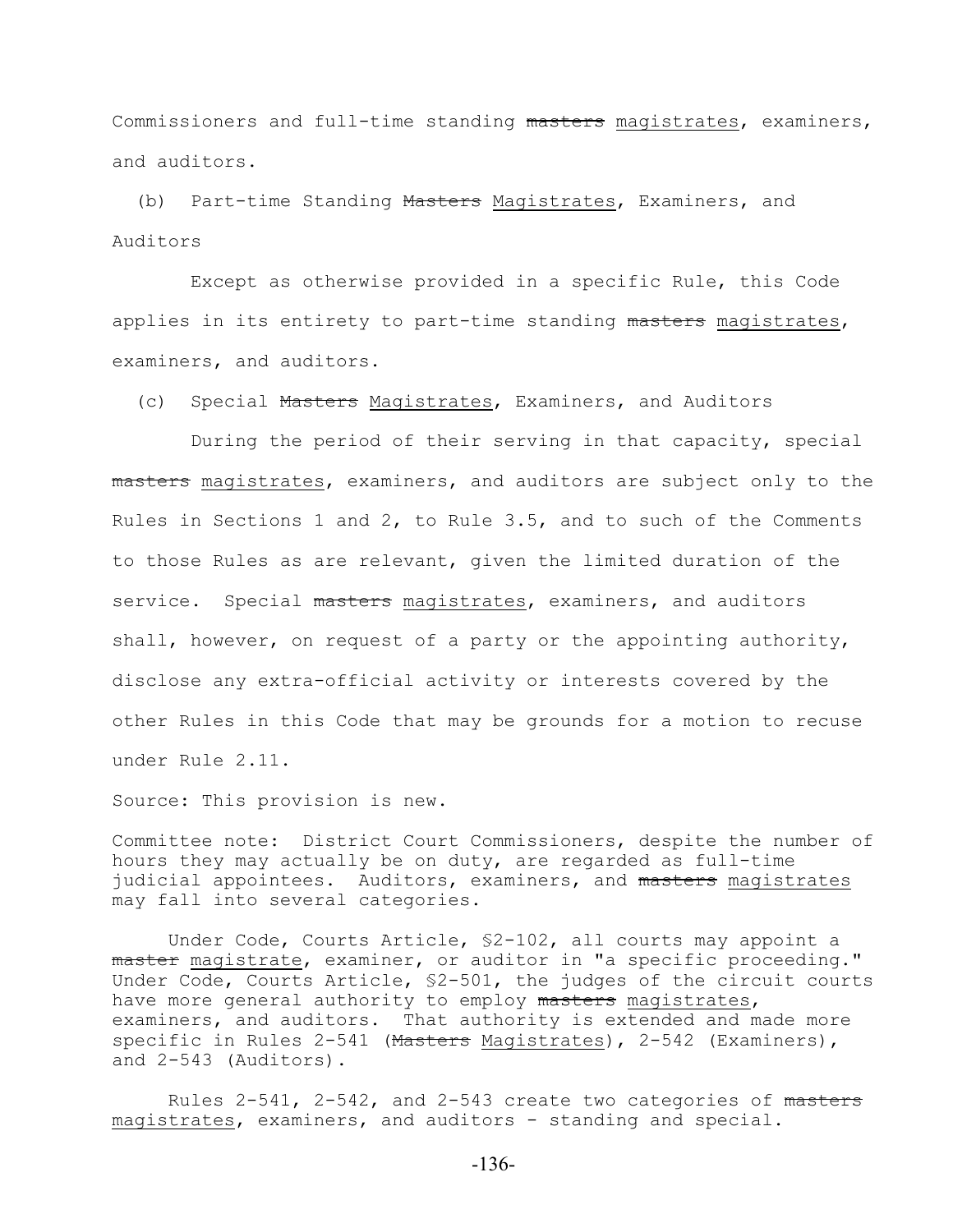Commissioners and full-time standing ~~masters~~ <u>magistrates</u>, examiners, and auditors.

(b) Part-time Standing ~~Masters~~ <u>Magistrates</u>, Examiners, and Auditors

Except as otherwise provided in a specific Rule, this Code applies in its entirety to part-time standing ~~masters~~ <u>magistrates</u>, examiners, and auditors.

(c) Special ~~Masters~~ <u>Magistrates</u>, Examiners, and Auditors

During the period of their serving in that capacity, special ~~masters~~ <u>magistrates</u>, examiners, and auditors are subject only to the Rules in Sections 1 and 2, to Rule 3.5, and to such of the Comments to those Rules as are relevant, given the limited duration of the service. Special ~~masters~~ <u>magistrates</u>, examiners, and auditors shall, however, on request of a party or the appointing authority, disclose any extra-official activity or interests covered by the other Rules in this Code that may be grounds for a motion to recuse under Rule 2.11.

Source: This provision is new.

Committee note: District Court Commissioners, despite the number of hours they may actually be on duty, are regarded as full-time judicial appointees. Auditors, examiners, and ~~masters~~ <u>magistrates</u> may fall into several categories.

Under Code, Courts Article, §2-102, all courts may appoint a ~~master~~ <u>magistrate</u>, examiner, or auditor in "a specific proceeding." Under Code, Courts Article, §2-501, the judges of the circuit courts have more general authority to employ ~~masters~~ <u>magistrates</u>, examiners, and auditors. That authority is extended and made more specific in Rules 2-541 (~~Masters~~ <u>Magistrates</u>), 2-542 (Examiners), and 2-543 (Auditors).

Rules 2-541, 2-542, and 2-543 create two categories of ~~masters~~ <u>magistrates</u>, examiners, and auditors - standing and special.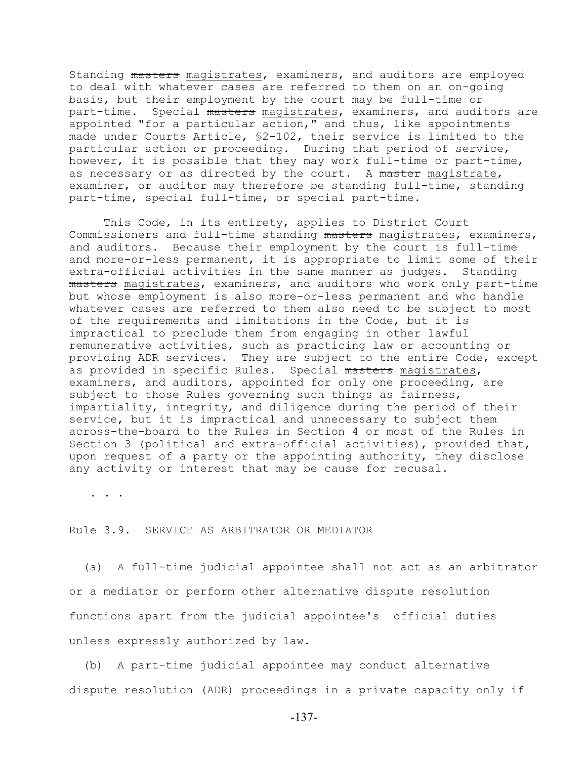Standing ~~masters~~ magistrates, examiners, and auditors are employed to deal with whatever cases are referred to them on an on-going basis, but their employment by the court may be full-time or part-time. Special ~~masters~~ magistrates, examiners, and auditors are appointed "for a particular action," and thus, like appointments made under Courts Article, §2-102, their service is limited to the particular action or proceeding. During that period of service, however, it is possible that they may work full-time or part-time, as necessary or as directed by the court. A ~~master~~ magistrate, examiner, or auditor may therefore be standing full-time, standing part-time, special full-time, or special part-time.

This Code, in its entirety, applies to District Court Commissioners and full-time standing ~~masters~~ magistrates, examiners, and auditors. Because their employment by the court is full-time and more-or-less permanent, it is appropriate to limit some of their extra-official activities in the same manner as judges. Standing ~~masters~~ magistrates, examiners, and auditors who work only part-time but whose employment is also more-or-less permanent and who handle whatever cases are referred to them also need to be subject to most of the requirements and limitations in the Code, but it is impractical to preclude them from engaging in other lawful remunerative activities, such as practicing law or accounting or providing ADR services. They are subject to the entire Code, except as provided in specific Rules. Special ~~masters~~ magistrates, examiners, and auditors, appointed for only one proceeding, are subject to those Rules governing such things as fairness, impartiality, integrity, and diligence during the period of their service, but it is impractical and unnecessary to subject them across-the-board to the Rules in Section 4 or most of the Rules in Section 3 (political and extra-official activities), provided that, upon request of a party or the appointing authority, they disclose any activity or interest that may be cause for recusal.

. . .

Rule 3.9. SERVICE AS ARBITRATOR OR MEDIATOR

(a) A full-time judicial appointee shall not act as an arbitrator or a mediator or perform other alternative dispute resolution functions apart from the judicial appointee's official duties unless expressly authorized by law.

(b) A part-time judicial appointee may conduct alternative dispute resolution (ADR) proceedings in a private capacity only if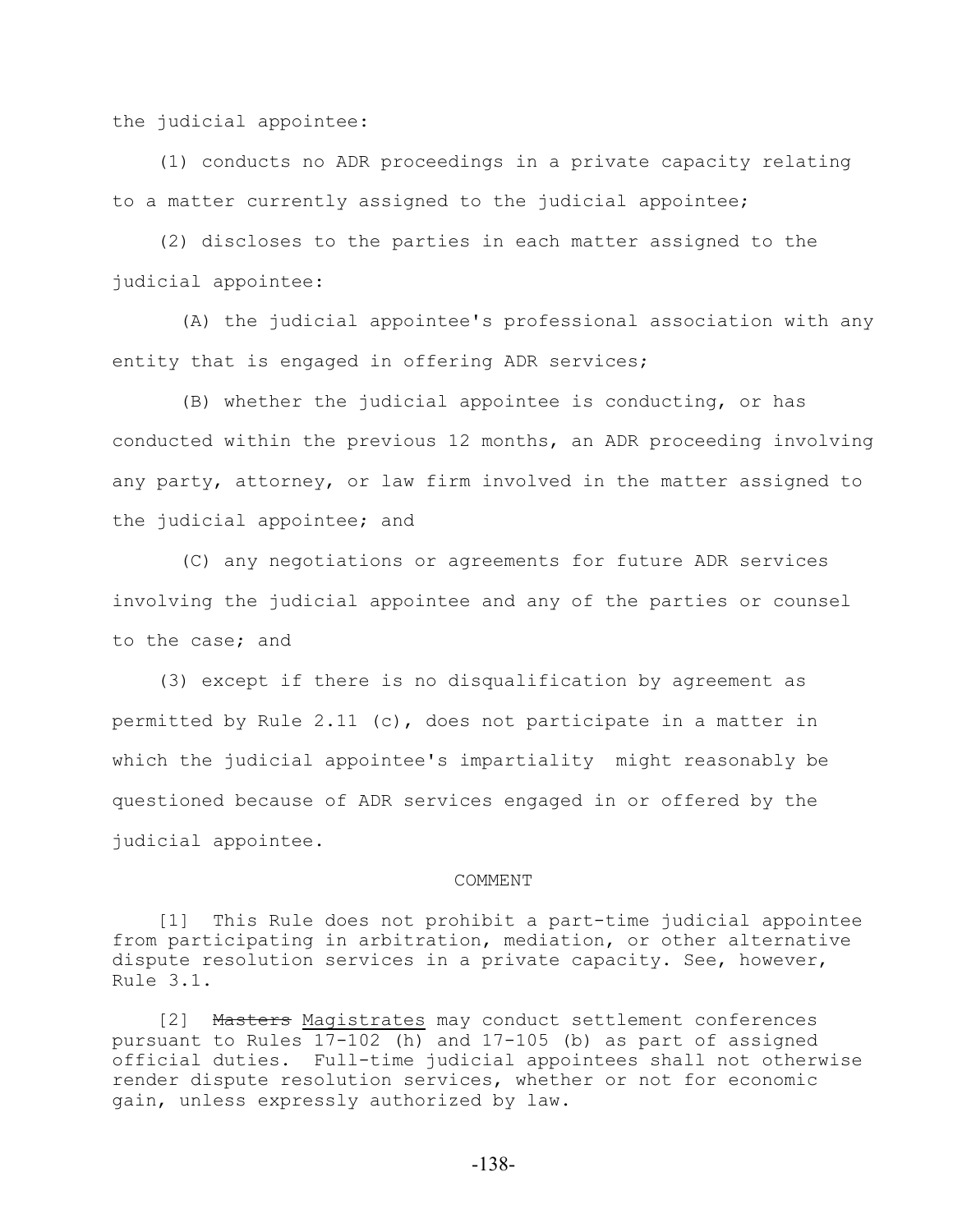the judicial appointee:

(1) conducts no ADR proceedings in a private capacity relating to a matter currently assigned to the judicial appointee;

(2) discloses to the parties in each matter assigned to the judicial appointee:

(A) the judicial appointee's professional association with any entity that is engaged in offering ADR services;

(B) whether the judicial appointee is conducting, or has conducted within the previous 12 months, an ADR proceeding involving any party, attorney, or law firm involved in the matter assigned to the judicial appointee; and

(C) any negotiations or agreements for future ADR services involving the judicial appointee and any of the parties or counsel to the case; and

(3) except if there is no disqualification by agreement as permitted by Rule 2.11 (c), does not participate in a matter in which the judicial appointee's impartiality might reasonably be questioned because of ADR services engaged in or offered by the judicial appointee.

COMMENT

[1] This Rule does not prohibit a part-time judicial appointee from participating in arbitration, mediation, or other alternative dispute resolution services in a private capacity. See, however, Rule 3.1.

[2] ~~Masters~~ Magistrates may conduct settlement conferences pursuant to Rules 17-102 (h) and 17-105 (b) as part of assigned official duties. Full-time judicial appointees shall not otherwise render dispute resolution services, whether or not for economic gain, unless expressly authorized by law.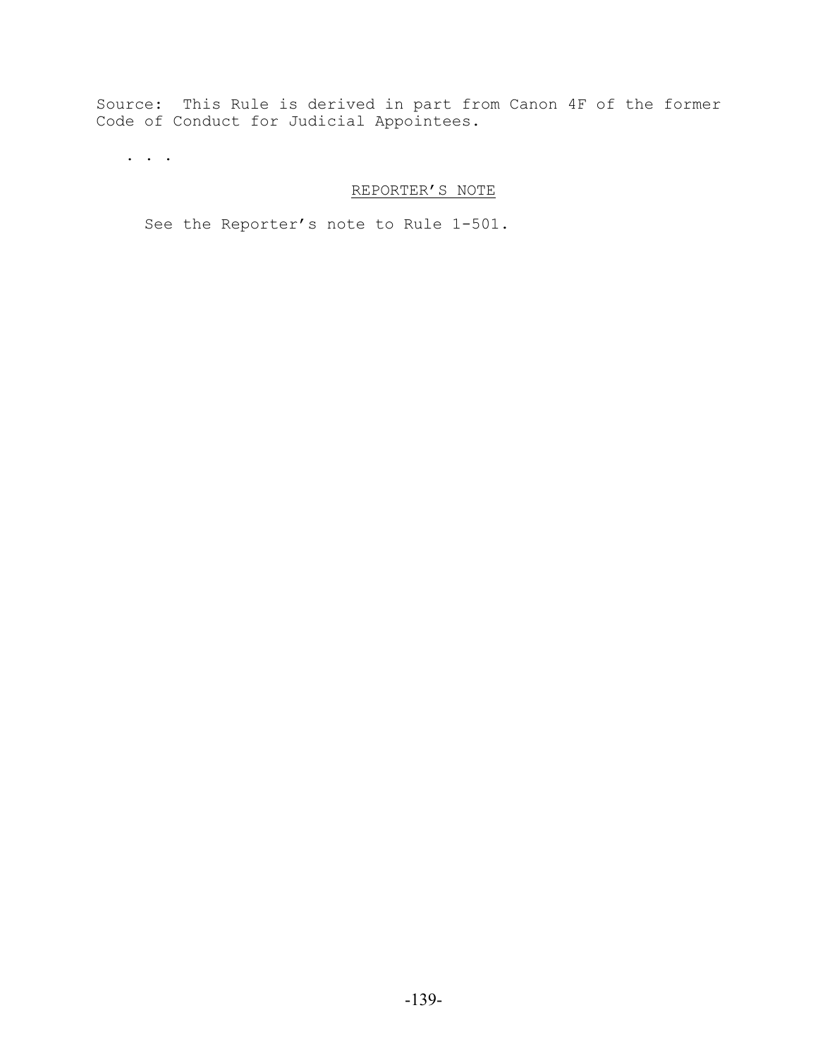Source: This Rule is derived in part from Canon 4F of the former Code of Conduct for Judicial Appointees.

. . .

REPORTER'S NOTE

See the Reporter's note to Rule 1-501.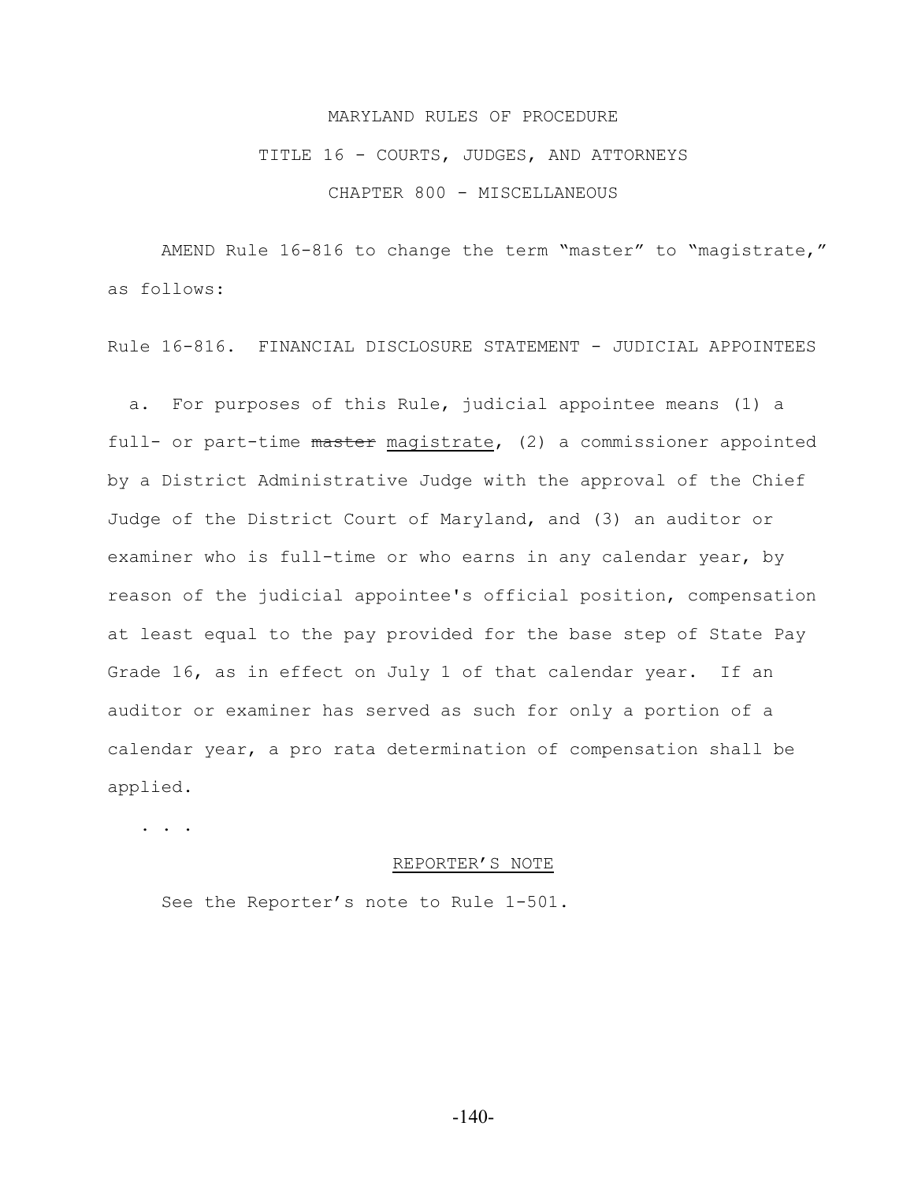MARYLAND RULES OF PROCEDURE

TITLE 16 - COURTS, JUDGES, AND ATTORNEYS

CHAPTER 800 - MISCELLANEOUS

AMEND Rule 16-816 to change the term "master" to "magistrate," as follows:

Rule 16-816. FINANCIAL DISCLOSURE STATEMENT - JUDICIAL APPOINTEES

a. For purposes of this Rule, judicial appointee means (1) a full- or part-time ~~master~~ <u>magistrate</u>, (2) a commissioner appointed by a District Administrative Judge with the approval of the Chief Judge of the District Court of Maryland, and (3) an auditor or examiner who is full-time or who earns in any calendar year, by reason of the judicial appointee's official position, compensation at least equal to the pay provided for the base step of State Pay Grade 16, as in effect on July 1 of that calendar year. If an auditor or examiner has served as such for only a portion of a calendar year, a pro rata determination of compensation shall be applied.

. . .

<u>REPORTER'S NOTE</u>

See the Reporter's note to Rule 1-501.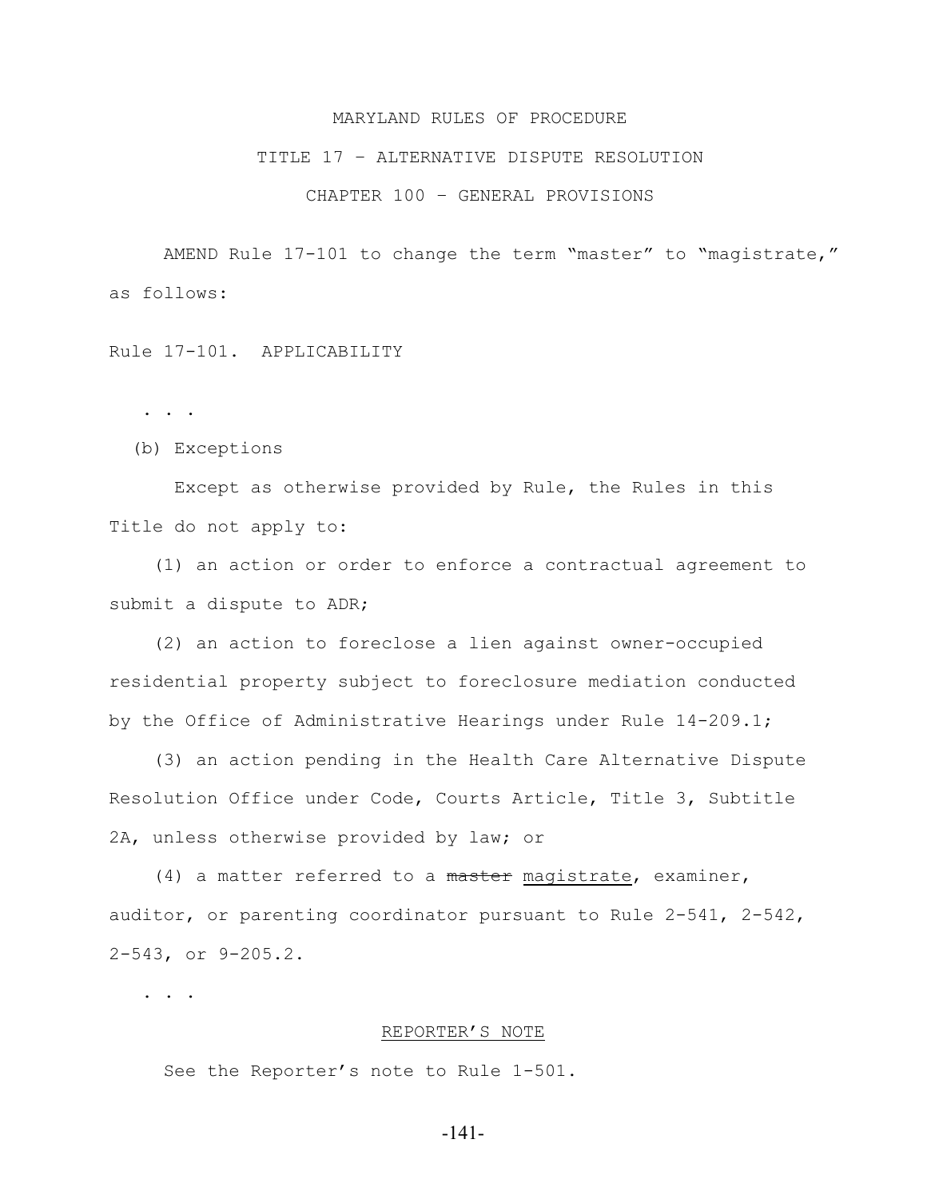MARYLAND RULES OF PROCEDURE

TITLE 17 – ALTERNATIVE DISPUTE RESOLUTION

CHAPTER 100 – GENERAL PROVISIONS

AMEND Rule 17-101 to change the term "master" to "magistrate," as follows:

Rule 17-101. APPLICABILITY

. . .

(b) Exceptions

Except as otherwise provided by Rule, the Rules in this Title do not apply to:

(1) an action or order to enforce a contractual agreement to submit a dispute to ADR;

(2) an action to foreclose a lien against owner-occupied residential property subject to foreclosure mediation conducted by the Office of Administrative Hearings under Rule 14-209.1;

(3) an action pending in the Health Care Alternative Dispute Resolution Office under Code, Courts Article, Title 3, Subtitle 2A, unless otherwise provided by law; or

(4) a matter referred to a ~~master~~ <u>magistrate</u>, examiner, auditor, or parenting coordinator pursuant to Rule 2-541, 2-542, 2-543, or 9-205.2.

. . .

<u>REPORTER'S NOTE</u>

See the Reporter's note to Rule 1-501.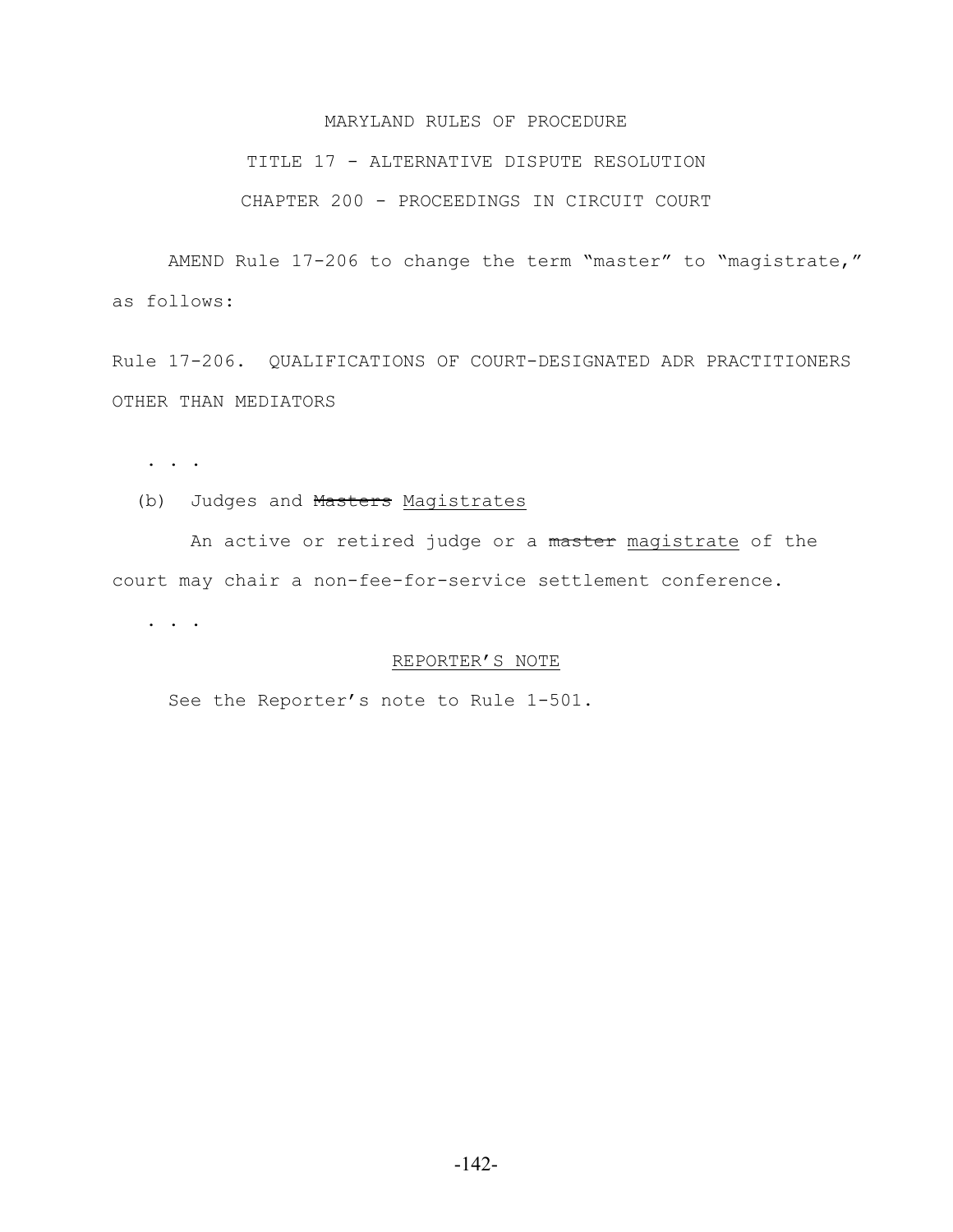MARYLAND RULES OF PROCEDURE

TITLE 17 - ALTERNATIVE DISPUTE RESOLUTION

CHAPTER 200 - PROCEEDINGS IN CIRCUIT COURT

AMEND Rule 17-206 to change the term "master" to "magistrate," as follows:

Rule 17-206. QUALIFICATIONS OF COURT-DESIGNATED ADR PRACTITIONERS OTHER THAN MEDIATORS

. . .

(b) Judges and ~~Masters~~ <u>Magistrates</u>

An active or retired judge or a ~~master~~ <u>magistrate</u> of the court may chair a non-fee-for-service settlement conference.

. . .

<u>REPORTER'S NOTE</u>

See the Reporter's note to Rule 1-501.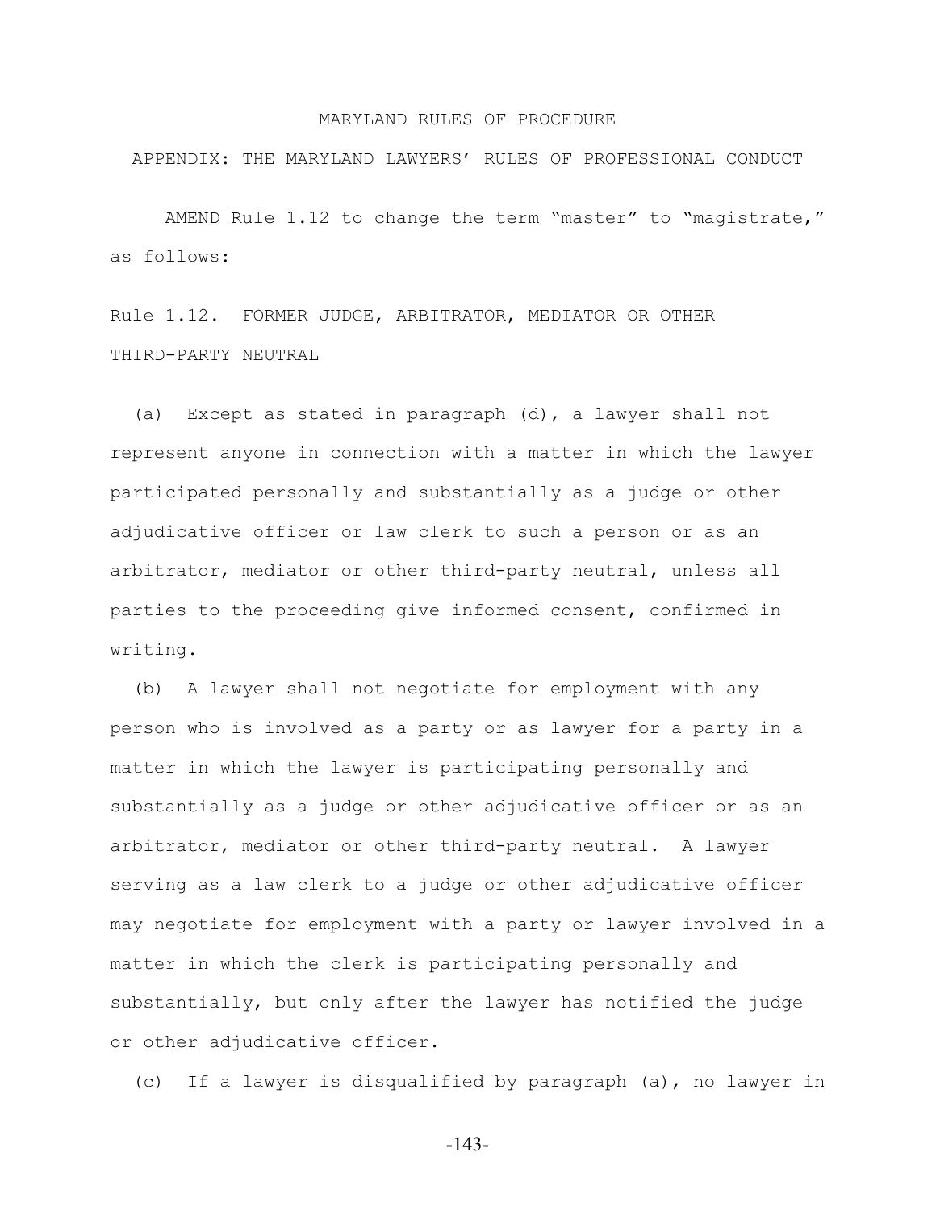MARYLAND RULES OF PROCEDURE

APPENDIX: THE MARYLAND LAWYERS' RULES OF PROFESSIONAL CONDUCT

AMEND Rule 1.12 to change the term "master" to "magistrate," as follows:

Rule 1.12. FORMER JUDGE, ARBITRATOR, MEDIATOR OR OTHER THIRD-PARTY NEUTRAL

(a) Except as stated in paragraph (d), a lawyer shall not represent anyone in connection with a matter in which the lawyer participated personally and substantially as a judge or other adjudicative officer or law clerk to such a person or as an arbitrator, mediator or other third-party neutral, unless all parties to the proceeding give informed consent, confirmed in writing.

(b) A lawyer shall not negotiate for employment with any person who is involved as a party or as lawyer for a party in a matter in which the lawyer is participating personally and substantially as a judge or other adjudicative officer or as an arbitrator, mediator or other third-party neutral. A lawyer serving as a law clerk to a judge or other adjudicative officer may negotiate for employment with a party or lawyer involved in a matter in which the clerk is participating personally and substantially, but only after the lawyer has notified the judge or other adjudicative officer.

(c) If a lawyer is disqualified by paragraph (a), no lawyer in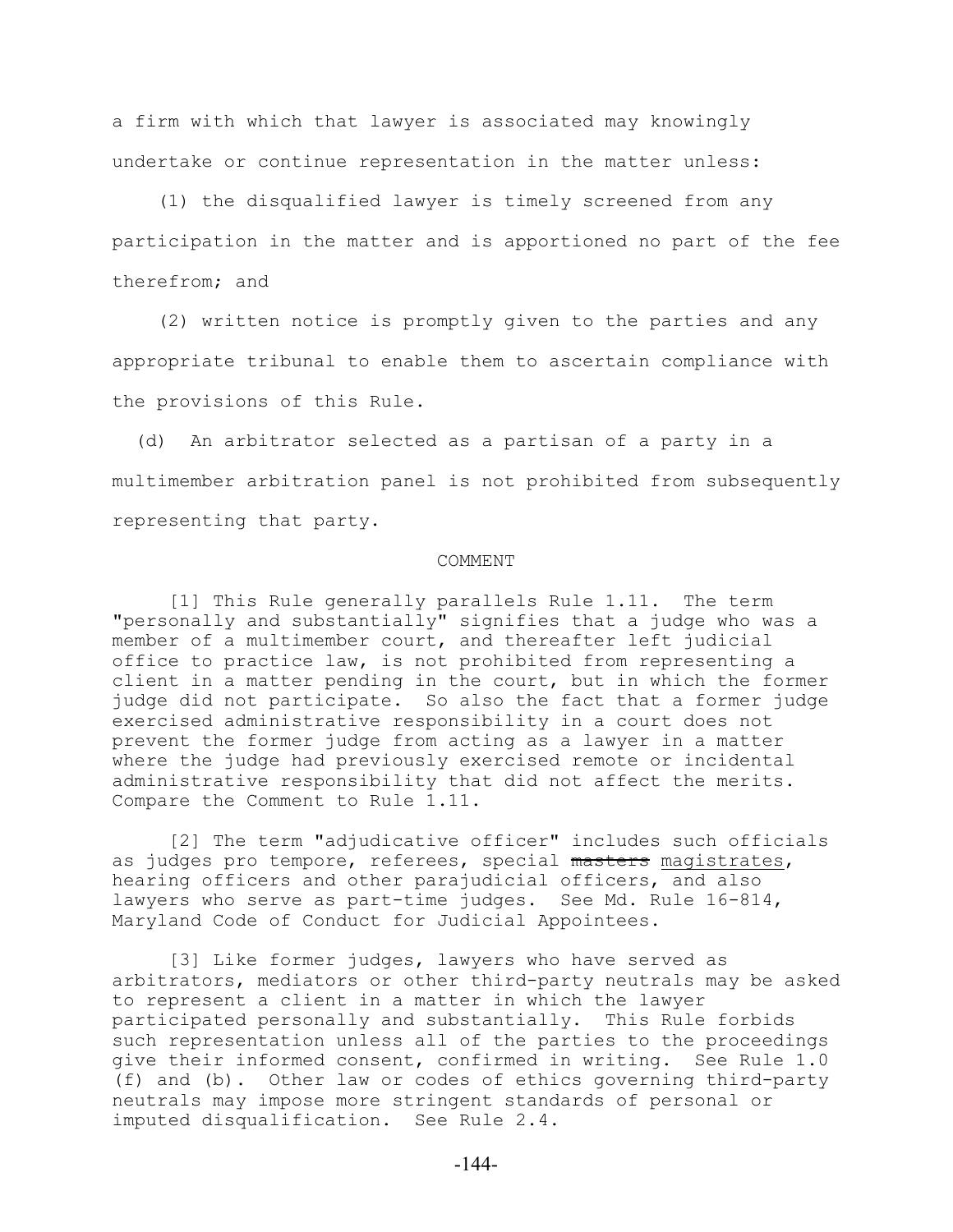a firm with which that lawyer is associated may knowingly undertake or continue representation in the matter unless:

(1) the disqualified lawyer is timely screened from any participation in the matter and is apportioned no part of the fee therefrom; and

(2) written notice is promptly given to the parties and any appropriate tribunal to enable them to ascertain compliance with the provisions of this Rule.

(d) An arbitrator selected as a partisan of a party in a multimember arbitration panel is not prohibited from subsequently representing that party.

COMMENT

[1] This Rule generally parallels Rule 1.11. The term "personally and substantially" signifies that a judge who was a member of a multimember court, and thereafter left judicial office to practice law, is not prohibited from representing a client in a matter pending in the court, but in which the former judge did not participate. So also the fact that a former judge exercised administrative responsibility in a court does not prevent the former judge from acting as a lawyer in a matter where the judge had previously exercised remote or incidental administrative responsibility that did not affect the merits. Compare the Comment to Rule 1.11.

[2] The term "adjudicative officer" includes such officials as judges pro tempore, referees, special ~~masters~~ <u>magistrates</u>, hearing officers and other parajudicial officers, and also lawyers who serve as part-time judges. See Md. Rule 16-814, Maryland Code of Conduct for Judicial Appointees.

[3] Like former judges, lawyers who have served as arbitrators, mediators or other third-party neutrals may be asked to represent a client in a matter in which the lawyer participated personally and substantially. This Rule forbids such representation unless all of the parties to the proceedings give their informed consent, confirmed in writing. See Rule 1.0 (f) and (b). Other law or codes of ethics governing third-party neutrals may impose more stringent standards of personal or imputed disqualification. See Rule 2.4.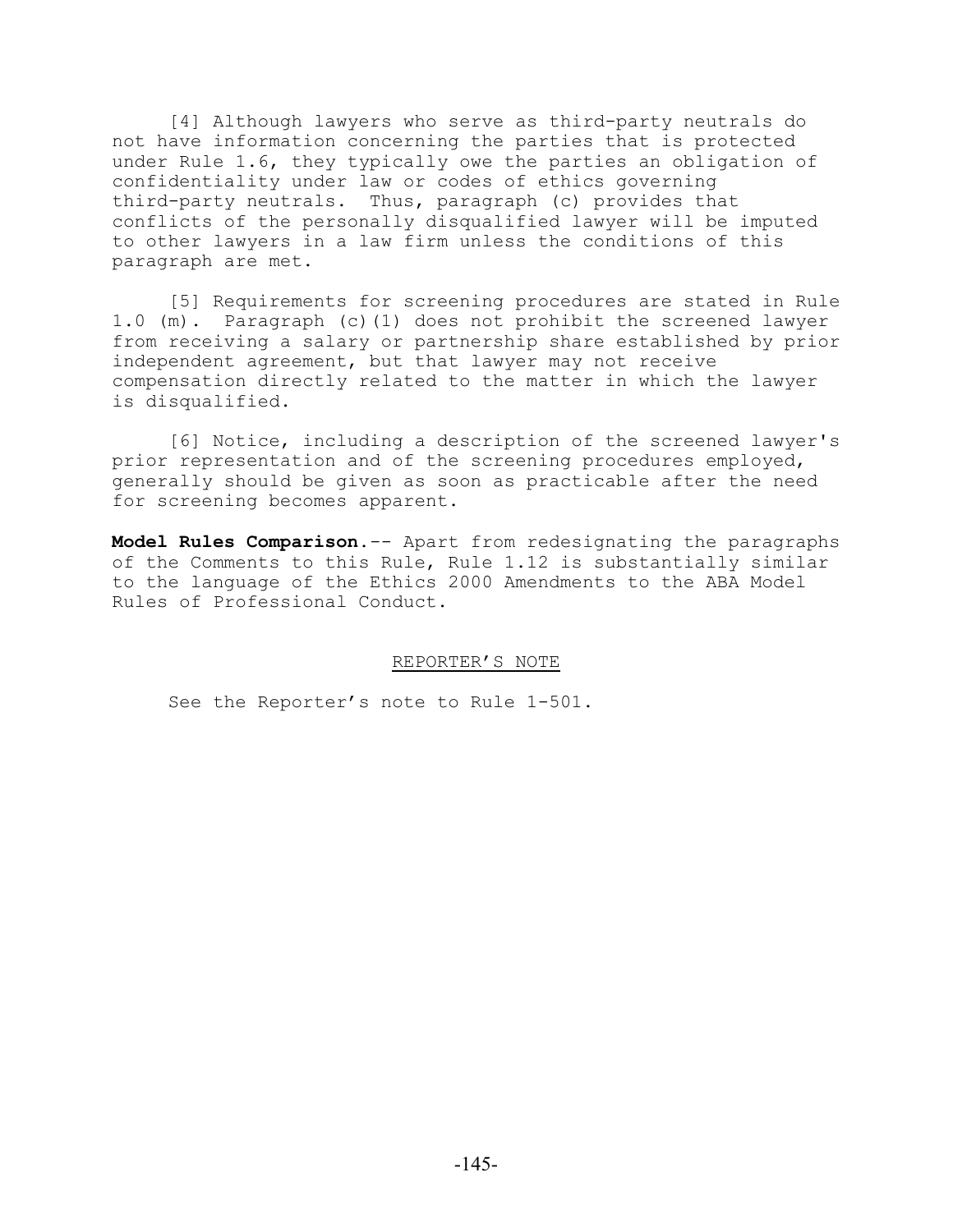[4] Although lawyers who serve as third-party neutrals do not have information concerning the parties that is protected under Rule 1.6, they typically owe the parties an obligation of confidentiality under law or codes of ethics governing third-party neutrals. Thus, paragraph (c) provides that conflicts of the personally disqualified lawyer will be imputed to other lawyers in a law firm unless the conditions of this paragraph are met.

[5] Requirements for screening procedures are stated in Rule 1.0 (m). Paragraph (c)(1) does not prohibit the screened lawyer from receiving a salary or partnership share established by prior independent agreement, but that lawyer may not receive compensation directly related to the matter in which the lawyer is disqualified.

[6] Notice, including a description of the screened lawyer's prior representation and of the screening procedures employed, generally should be given as soon as practicable after the need for screening becomes apparent.

**Model Rules Comparison**.-- Apart from redesignating the paragraphs of the Comments to this Rule, Rule 1.12 is substantially similar to the language of the Ethics 2000 Amendments to the ABA Model Rules of Professional Conduct.

REPORTER'S NOTE

See the Reporter's note to Rule 1-501.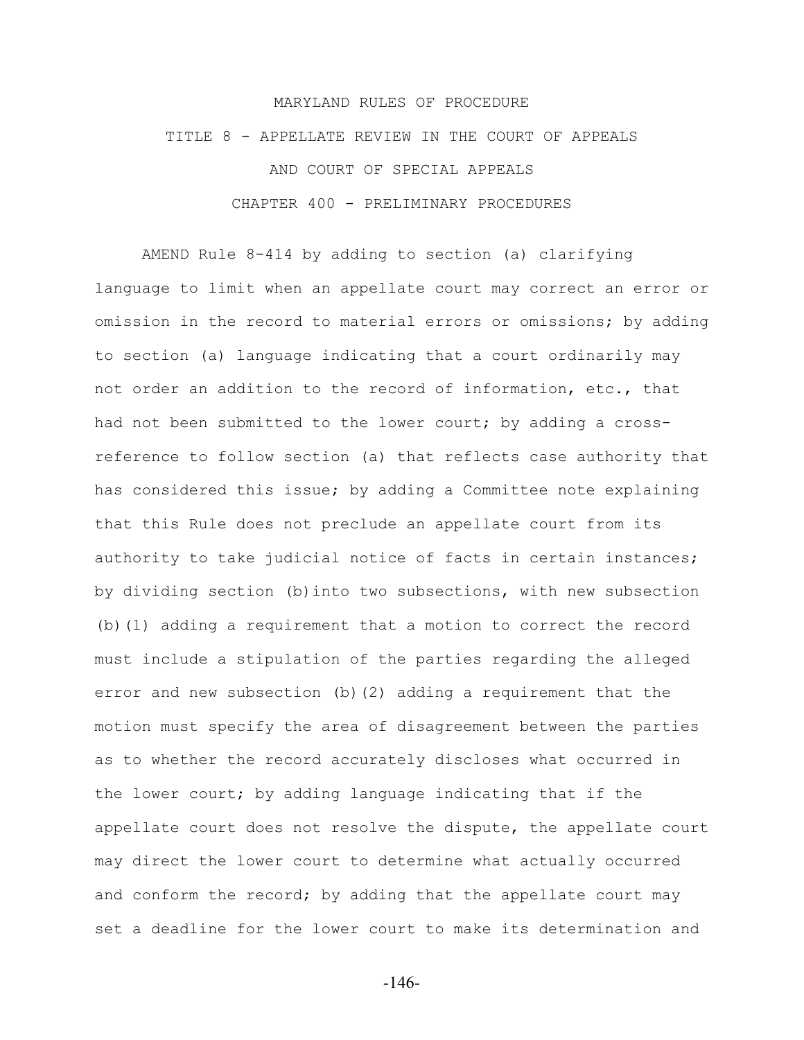MARYLAND RULES OF PROCEDURE

TITLE 8 - APPELLATE REVIEW IN THE COURT OF APPEALS

AND COURT OF SPECIAL APPEALS

CHAPTER 400 - PRELIMINARY PROCEDURES

AMEND Rule 8-414 by adding to section (a) clarifying language to limit when an appellate court may correct an error or omission in the record to material errors or omissions; by adding to section (a) language indicating that a court ordinarily may not order an addition to the record of information, etc., that had not been submitted to the lower court; by adding a cross-reference to follow section (a) that reflects case authority that has considered this issue; by adding a Committee note explaining that this Rule does not preclude an appellate court from its authority to take judicial notice of facts in certain instances; by dividing section (b) into two subsections, with new subsection (b)(1) adding a requirement that a motion to correct the record must include a stipulation of the parties regarding the alleged error and new subsection (b)(2) adding a requirement that the motion must specify the area of disagreement between the parties as to whether the record accurately discloses what occurred in the lower court; by adding language indicating that if the appellate court does not resolve the dispute, the appellate court may direct the lower court to determine what actually occurred and conform the record; by adding that the appellate court may set a deadline for the lower court to make its determination and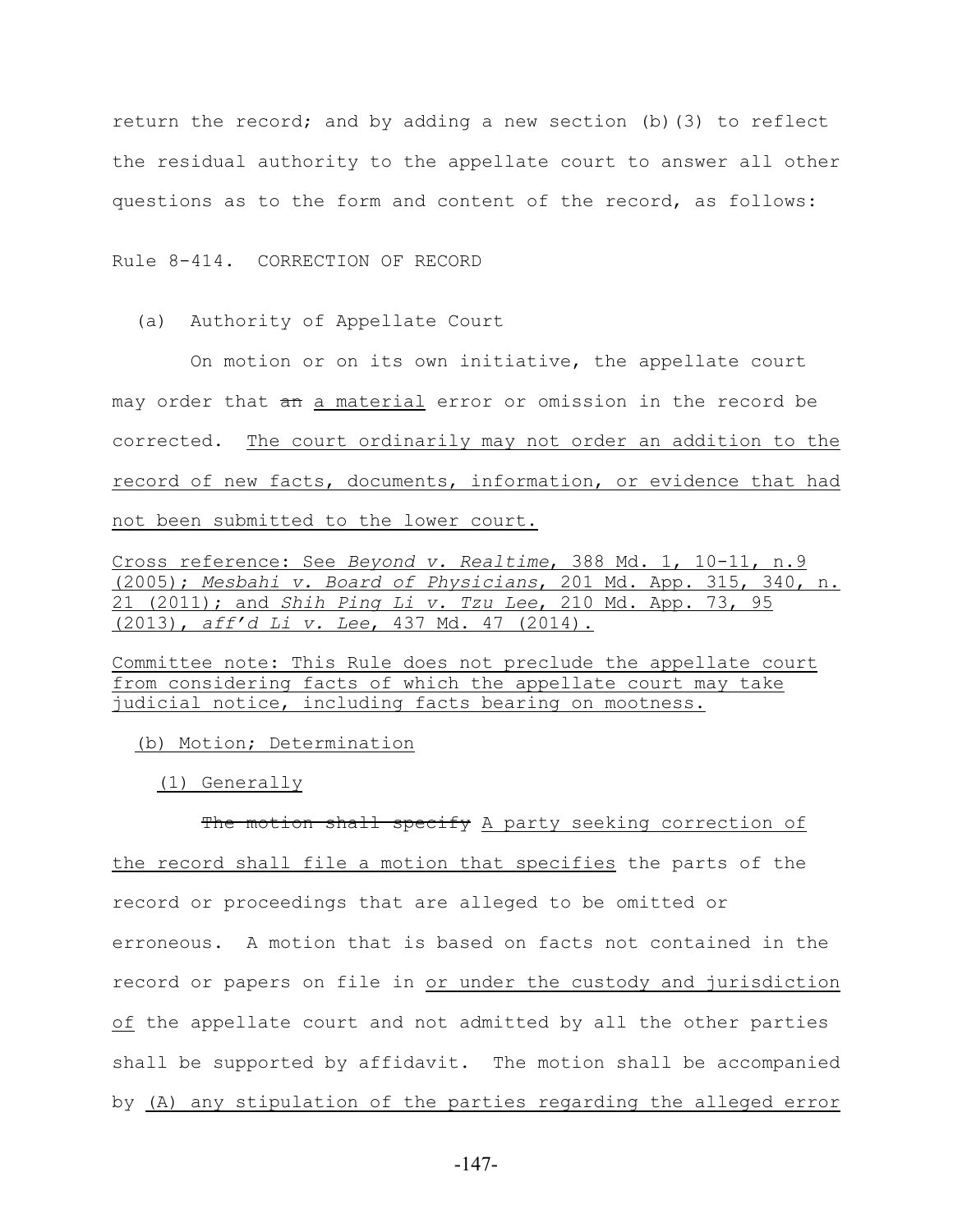return the record; and by adding a new section (b)(3) to reflect the residual authority to the appellate court to answer all other questions as to the form and content of the record, as follows:

Rule 8-414. CORRECTION OF RECORD

(a) Authority of Appellate Court

On motion or on its own initiative, the appellate court may order that ~~an~~ a material error or omission in the record be corrected. The court ordinarily may not order an addition to the record of new facts, documents, information, or evidence that had not been submitted to the lower court.

Cross reference: See *Beyond v. Realtime*, 388 Md. 1, 10-11, n.9 (2005); *Mesbahi v. Board of Physicians*, 201 Md. App. 315, 340, n. 21 (2011); and *Shih Ping Li v. Tzu Lee*, 210 Md. App. 73, 95 (2013), *aff'd Li v. Lee*, 437 Md. 47 (2014).

Committee note: This Rule does not preclude the appellate court from considering facts of which the appellate court may take judicial notice, including facts bearing on mootness.

(b) Motion; Determination

(1) Generally

~~The motion shall specify~~ A party seeking correction of the record shall file a motion that specifies the parts of the record or proceedings that are alleged to be omitted or erroneous. A motion that is based on facts not contained in the record or papers on file in or under the custody and jurisdiction of the appellate court and not admitted by all the other parties shall be supported by affidavit. The motion shall be accompanied by (A) any stipulation of the parties regarding the alleged error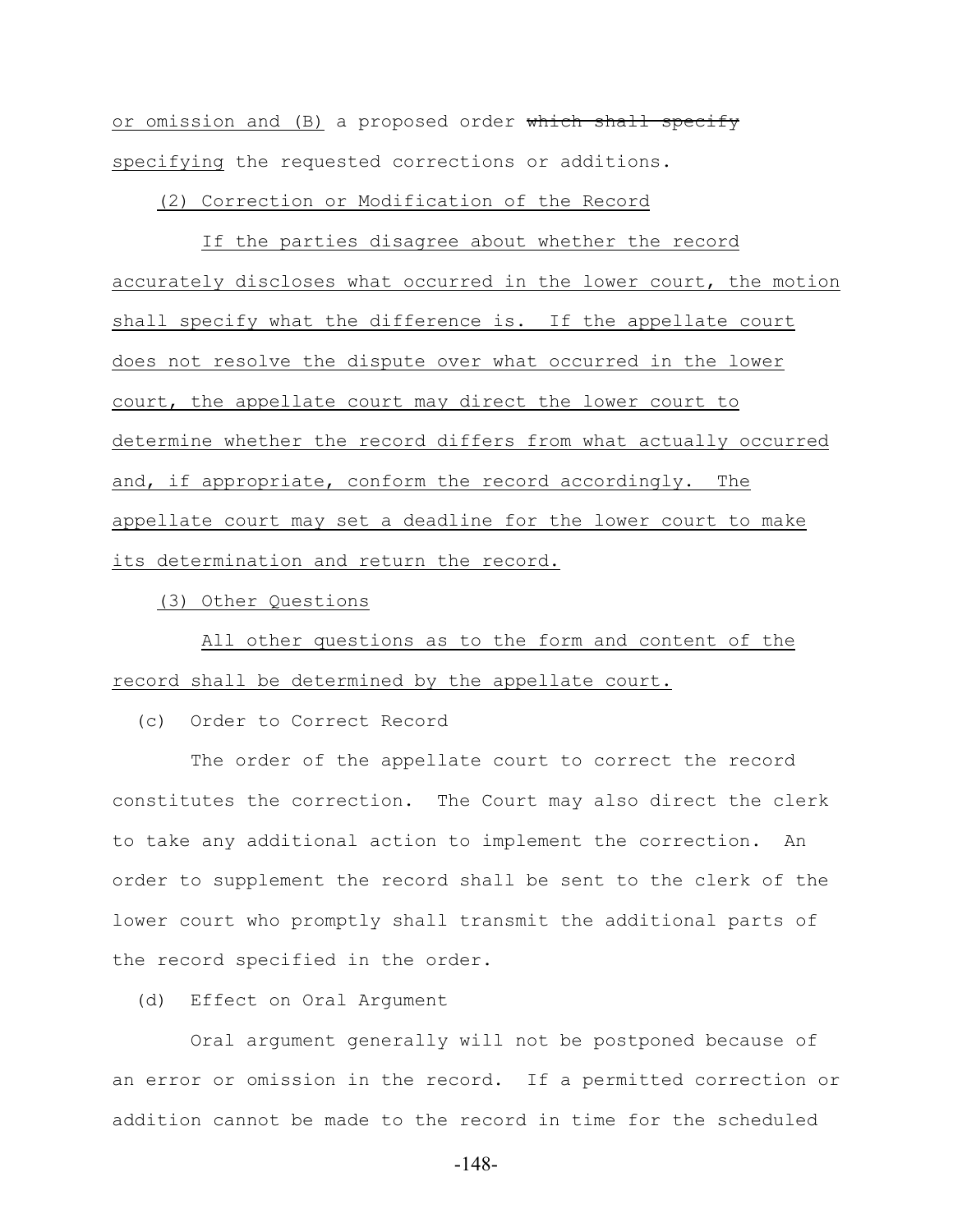or omission and (B) a proposed order ~~which shall specify~~ specifying the requested corrections or additions.

(2) Correction or Modification of the Record

If the parties disagree about whether the record accurately discloses what occurred in the lower court, the motion shall specify what the difference is. If the appellate court does not resolve the dispute over what occurred in the lower court, the appellate court may direct the lower court to determine whether the record differs from what actually occurred and, if appropriate, conform the record accordingly. The appellate court may set a deadline for the lower court to make its determination and return the record.

(3) Other Questions

All other questions as to the form and content of the record shall be determined by the appellate court.

(c) Order to Correct Record

The order of the appellate court to correct the record constitutes the correction. The Court may also direct the clerk to take any additional action to implement the correction. An order to supplement the record shall be sent to the clerk of the lower court who promptly shall transmit the additional parts of the record specified in the order.

(d) Effect on Oral Argument

Oral argument generally will not be postponed because of an error or omission in the record. If a permitted correction or addition cannot be made to the record in time for the scheduled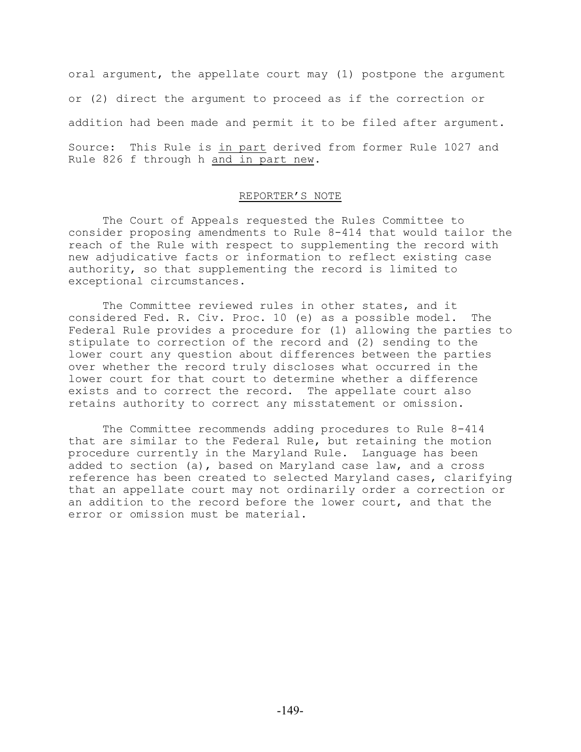oral argument, the appellate court may (1) postpone the argument or (2) direct the argument to proceed as if the correction or addition had been made and permit it to be filed after argument.

Source: This Rule is <u>in part</u> derived from former Rule 1027 and Rule 826 f through h <u>and in part new</u>.

## <u>REPORTER'S NOTE</u>

The Court of Appeals requested the Rules Committee to consider proposing amendments to Rule 8-414 that would tailor the reach of the Rule with respect to supplementing the record with new adjudicative facts or information to reflect existing case authority, so that supplementing the record is limited to exceptional circumstances.

The Committee reviewed rules in other states, and it considered Fed. R. Civ. Proc. 10 (e) as a possible model. The Federal Rule provides a procedure for (1) allowing the parties to stipulate to correction of the record and (2) sending to the lower court any question about differences between the parties over whether the record truly discloses what occurred in the lower court for that court to determine whether a difference exists and to correct the record. The appellate court also retains authority to correct any misstatement or omission.

The Committee recommends adding procedures to Rule 8-414 that are similar to the Federal Rule, but retaining the motion procedure currently in the Maryland Rule. Language has been added to section (a), based on Maryland case law, and a cross reference has been created to selected Maryland cases, clarifying that an appellate court may not ordinarily order a correction or an addition to the record before the lower court, and that the error or omission must be material.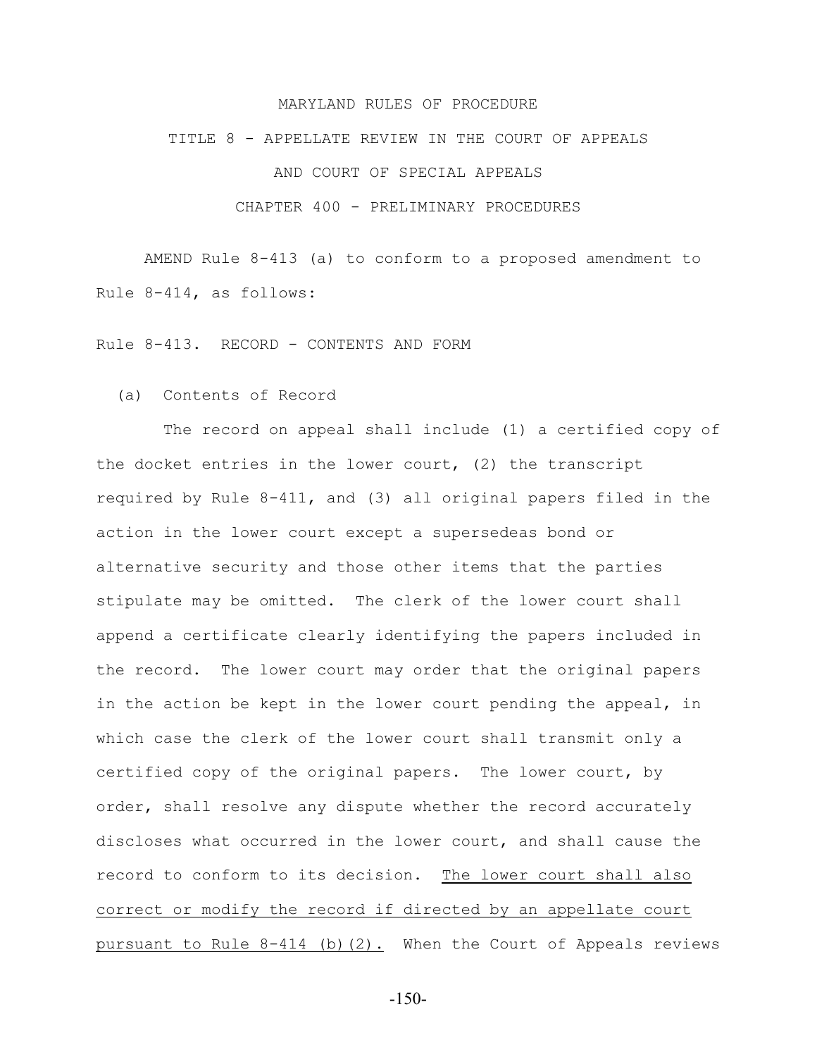MARYLAND RULES OF PROCEDURE

TITLE 8 - APPELLATE REVIEW IN THE COURT OF APPEALS

AND COURT OF SPECIAL APPEALS

CHAPTER 400 - PRELIMINARY PROCEDURES

AMEND Rule 8-413 (a) to conform to a proposed amendment to Rule 8-414, as follows:

Rule 8-413. RECORD - CONTENTS AND FORM

(a) Contents of Record

The record on appeal shall include (1) a certified copy of the docket entries in the lower court, (2) the transcript required by Rule 8-411, and (3) all original papers filed in the action in the lower court except a supersedeas bond or alternative security and those other items that the parties stipulate may be omitted. The clerk of the lower court shall append a certificate clearly identifying the papers included in the record. The lower court may order that the original papers in the action be kept in the lower court pending the appeal, in which case the clerk of the lower court shall transmit only a certified copy of the original papers. The lower court, by order, shall resolve any dispute whether the record accurately discloses what occurred in the lower court, and shall cause the record to conform to its decision. <u>The lower court shall also correct or modify the record if directed by an appellate court pursuant to Rule 8-414 (b)(2).</u> When the Court of Appeals reviews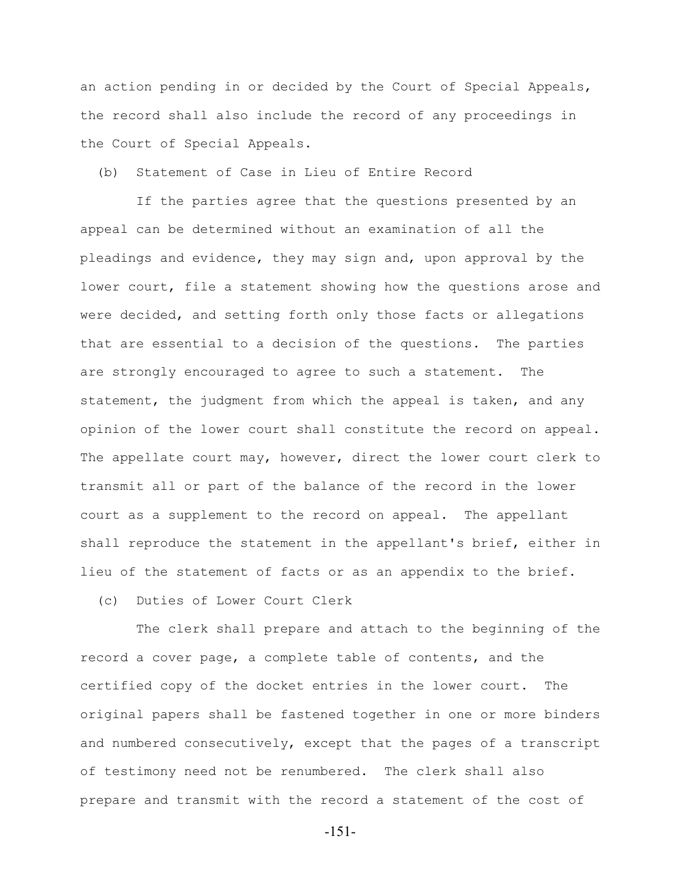an action pending in or decided by the Court of Special Appeals, the record shall also include the record of any proceedings in the Court of Special Appeals.

(b) Statement of Case in Lieu of Entire Record

If the parties agree that the questions presented by an appeal can be determined without an examination of all the pleadings and evidence, they may sign and, upon approval by the lower court, file a statement showing how the questions arose and were decided, and setting forth only those facts or allegations that are essential to a decision of the questions. The parties are strongly encouraged to agree to such a statement. The statement, the judgment from which the appeal is taken, and any opinion of the lower court shall constitute the record on appeal. The appellate court may, however, direct the lower court clerk to transmit all or part of the balance of the record in the lower court as a supplement to the record on appeal. The appellant shall reproduce the statement in the appellant's brief, either in lieu of the statement of facts or as an appendix to the brief.

(c) Duties of Lower Court Clerk

The clerk shall prepare and attach to the beginning of the record a cover page, a complete table of contents, and the certified copy of the docket entries in the lower court. The original papers shall be fastened together in one or more binders and numbered consecutively, except that the pages of a transcript of testimony need not be renumbered. The clerk shall also prepare and transmit with the record a statement of the cost of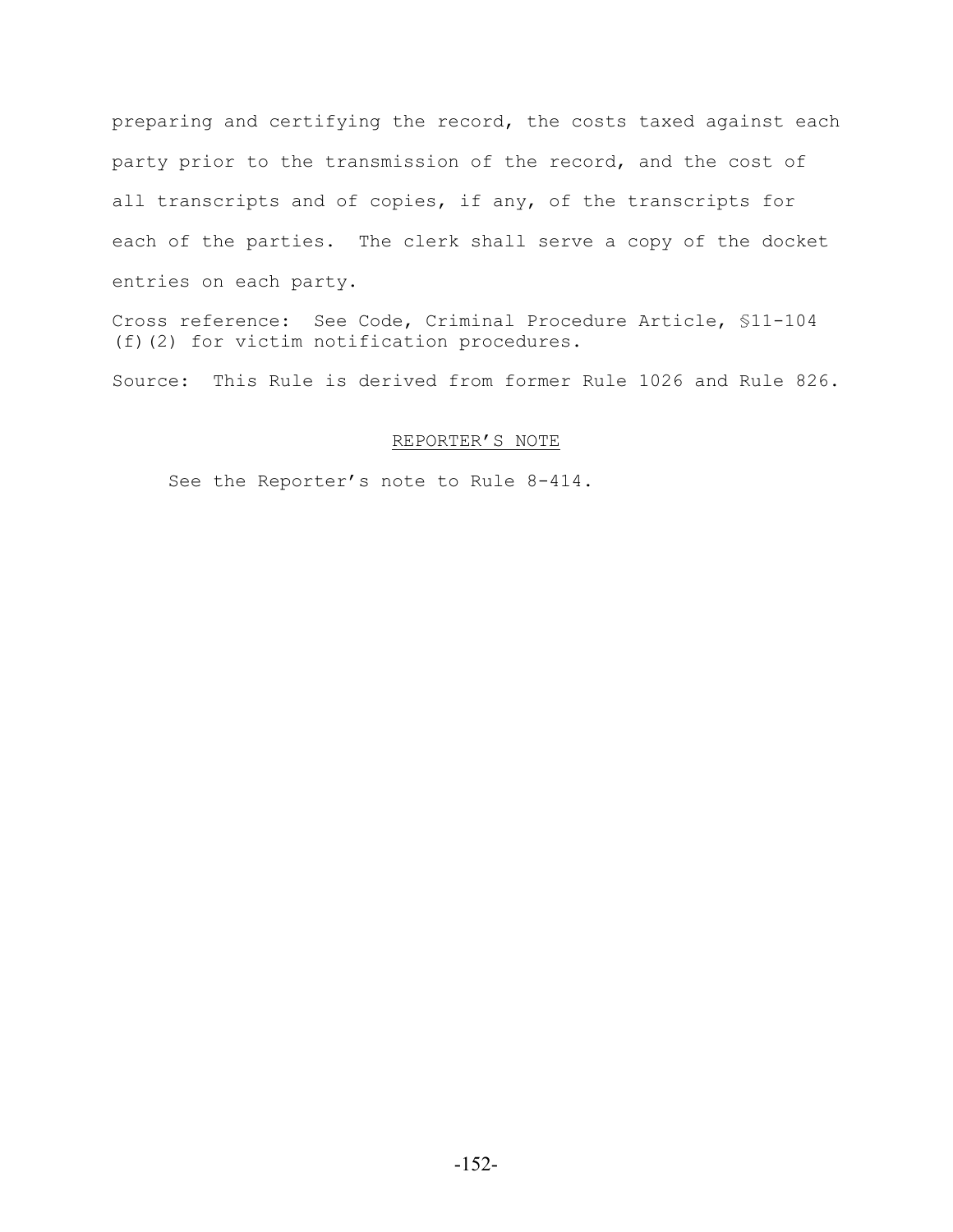preparing and certifying the record, the costs taxed against each party prior to the transmission of the record, and the cost of all transcripts and of copies, if any, of the transcripts for each of the parties. The clerk shall serve a copy of the docket entries on each party.

Cross reference: See Code, Criminal Procedure Article, §11-104 (f)(2) for victim notification procedures.

Source: This Rule is derived from former Rule 1026 and Rule 826.

REPORTER'S NOTE

See the Reporter's note to Rule 8-414.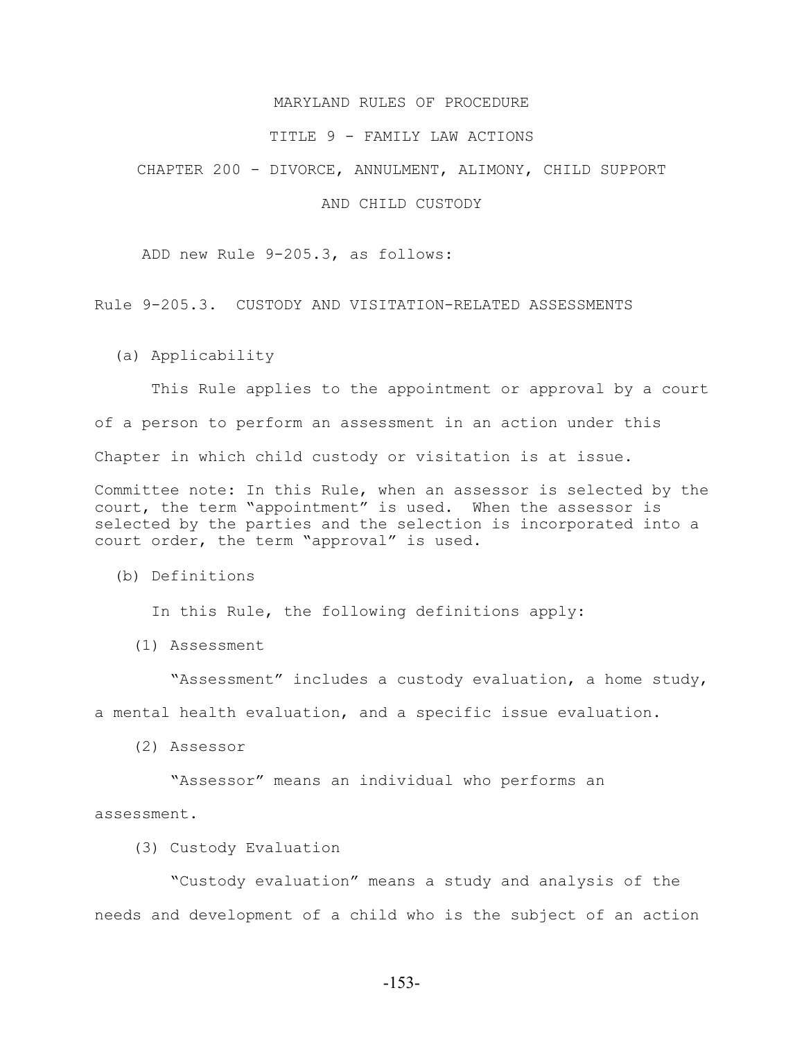MARYLAND RULES OF PROCEDURE

TITLE 9 - FAMILY LAW ACTIONS

CHAPTER 200 - DIVORCE, ANNULMENT, ALIMONY, CHILD SUPPORT AND CHILD CUSTODY

ADD new Rule 9-205.3, as follows:

Rule 9-205.3. CUSTODY AND VISITATION-RELATED ASSESSMENTS

(a) Applicability

This Rule applies to the appointment or approval by a court of a person to perform an assessment in an action under this Chapter in which child custody or visitation is at issue.

Committee note: In this Rule, when an assessor is selected by the court, the term "appointment" is used. When the assessor is selected by the parties and the selection is incorporated into a court order, the term "approval" is used.

(b) Definitions

In this Rule, the following definitions apply:

(1) Assessment

"Assessment" includes a custody evaluation, a home study, a mental health evaluation, and a specific issue evaluation.

(2) Assessor

"Assessor" means an individual who performs an assessment.

(3) Custody Evaluation

"Custody evaluation" means a study and analysis of the needs and development of a child who is the subject of an action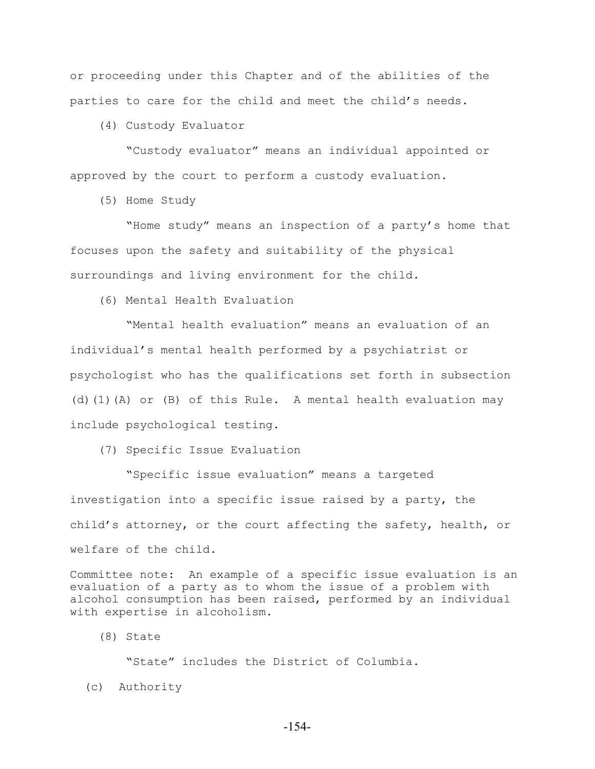or proceeding under this Chapter and of the abilities of the parties to care for the child and meet the child's needs.

(4) Custody Evaluator

"Custody evaluator" means an individual appointed or approved by the court to perform a custody evaluation.

(5) Home Study

"Home study" means an inspection of a party's home that focuses upon the safety and suitability of the physical surroundings and living environment for the child.

(6) Mental Health Evaluation

"Mental health evaluation" means an evaluation of an individual's mental health performed by a psychiatrist or psychologist who has the qualifications set forth in subsection (d)(1)(A) or (B) of this Rule. A mental health evaluation may include psychological testing.

(7) Specific Issue Evaluation

"Specific issue evaluation" means a targeted investigation into a specific issue raised by a party, the child's attorney, or the court affecting the safety, health, or welfare of the child.

Committee note: An example of a specific issue evaluation is an evaluation of a party as to whom the issue of a problem with alcohol consumption has been raised, performed by an individual with expertise in alcoholism.

(8) State

"State" includes the District of Columbia.

(c) Authority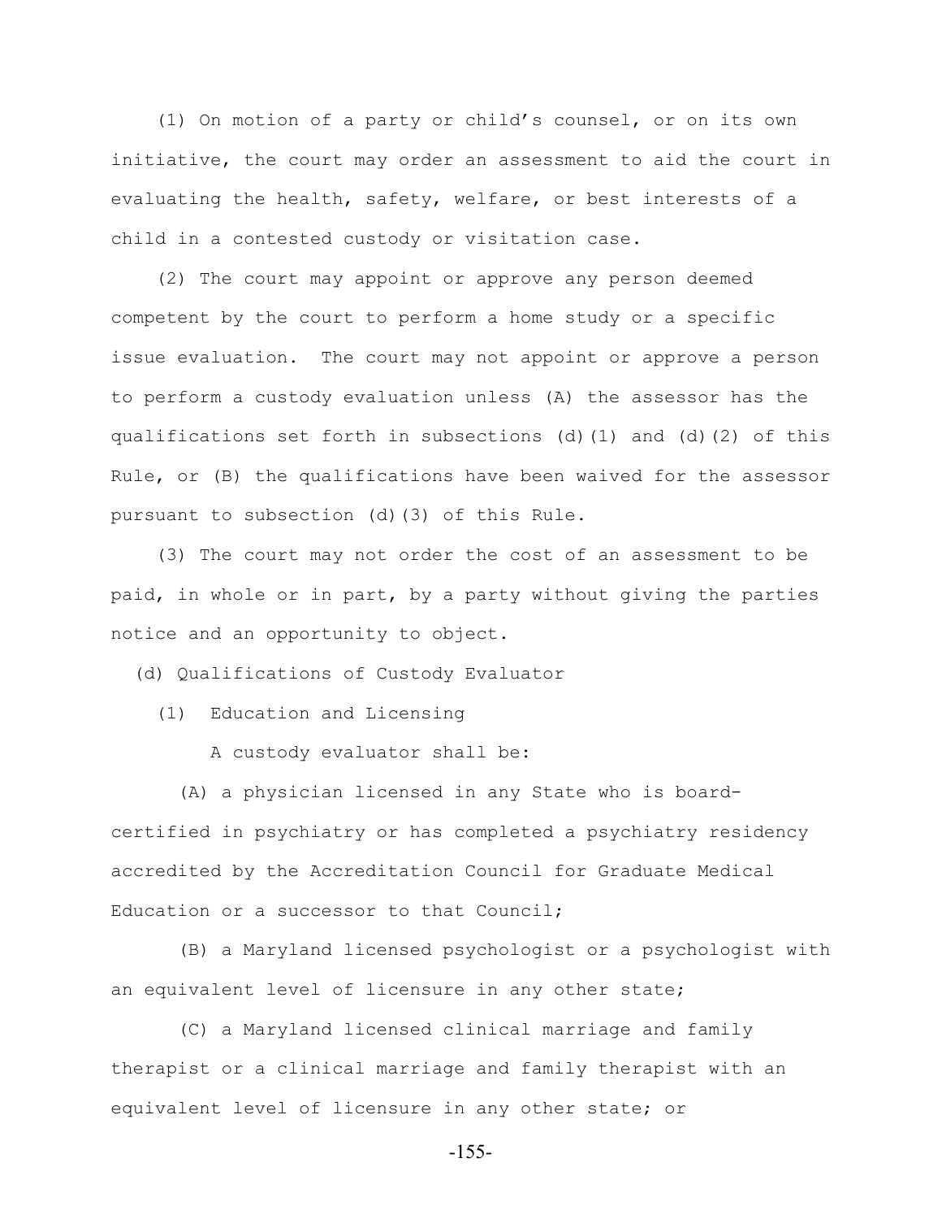(1) On motion of a party or child's counsel, or on its own initiative, the court may order an assessment to aid the court in evaluating the health, safety, welfare, or best interests of a child in a contested custody or visitation case.

(2) The court may appoint or approve any person deemed competent by the court to perform a home study or a specific issue evaluation. The court may not appoint or approve a person to perform a custody evaluation unless (A) the assessor has the qualifications set forth in subsections (d)(1) and (d)(2) of this Rule, or (B) the qualifications have been waived for the assessor pursuant to subsection (d)(3) of this Rule.

(3) The court may not order the cost of an assessment to be paid, in whole or in part, by a party without giving the parties notice and an opportunity to object.

(d) Qualifications of Custody Evaluator

(1) Education and Licensing

A custody evaluator shall be:

(A) a physician licensed in any State who is board-certified in psychiatry or has completed a psychiatry residency accredited by the Accreditation Council for Graduate Medical Education or a successor to that Council;

(B) a Maryland licensed psychologist or a psychologist with an equivalent level of licensure in any other state;

(C) a Maryland licensed clinical marriage and family therapist or a clinical marriage and family therapist with an equivalent level of licensure in any other state; or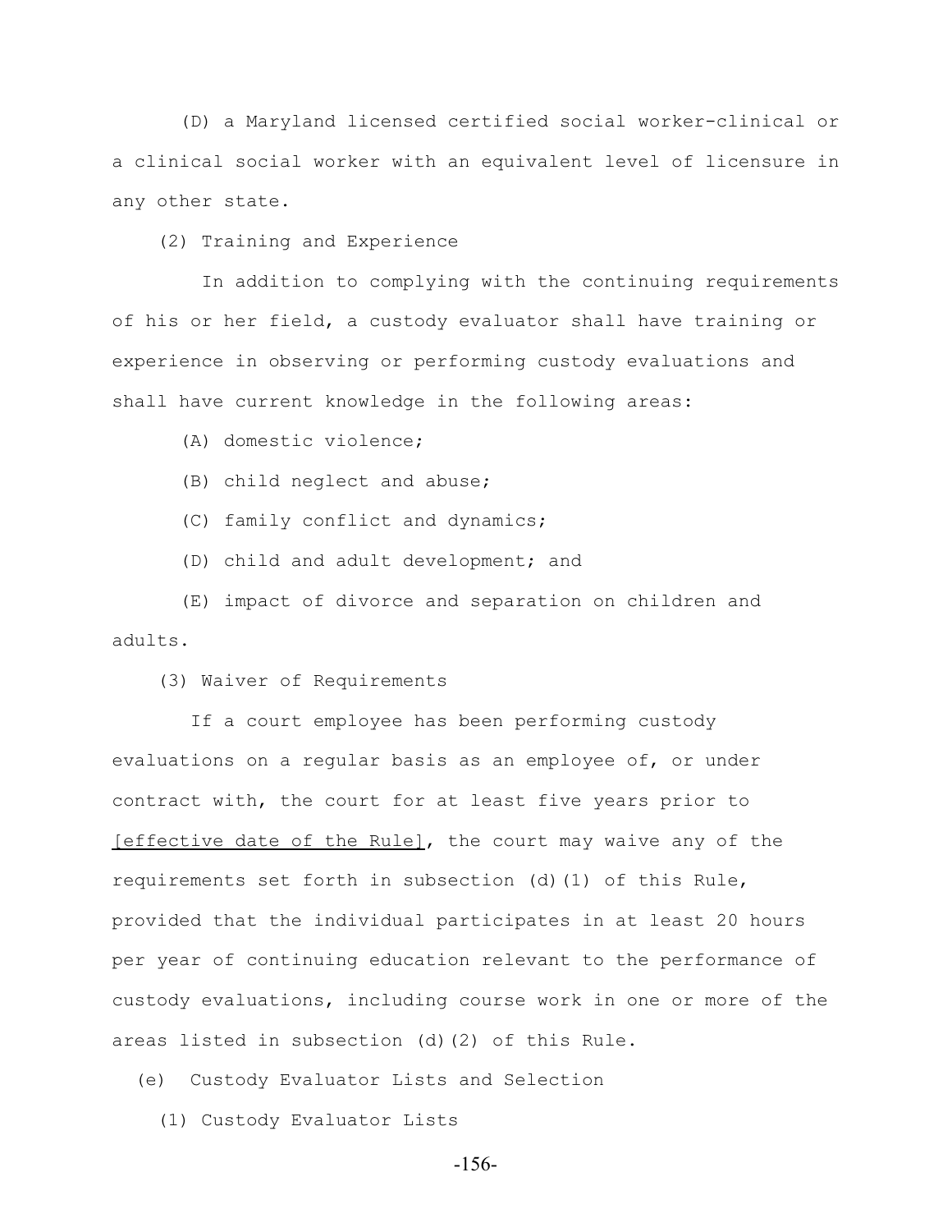(D) a Maryland licensed certified social worker-clinical or a clinical social worker with an equivalent level of licensure in any other state.

(2) Training and Experience

In addition to complying with the continuing requirements of his or her field, a custody evaluator shall have training or experience in observing or performing custody evaluations and shall have current knowledge in the following areas:

(A) domestic violence;

(B) child neglect and abuse;

(C) family conflict and dynamics;

(D) child and adult development; and

(E) impact of divorce and separation on children and adults.

(3) Waiver of Requirements

If a court employee has been performing custody evaluations on a regular basis as an employee of, or under contract with, the court for at least five years prior to [effective date of the Rule], the court may waive any of the requirements set forth in subsection (d)(1) of this Rule, provided that the individual participates in at least 20 hours per year of continuing education relevant to the performance of custody evaluations, including course work in one or more of the areas listed in subsection (d)(2) of this Rule.

(e) Custody Evaluator Lists and Selection

(1) Custody Evaluator Lists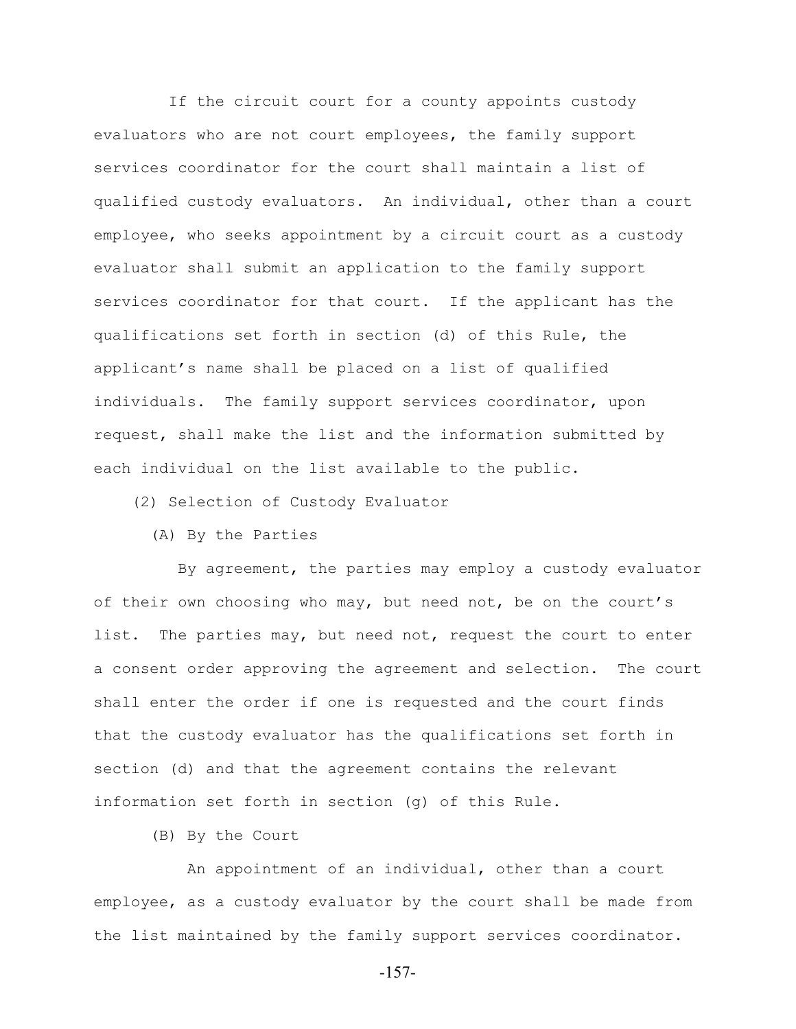If the circuit court for a county appoints custody evaluators who are not court employees, the family support services coordinator for the court shall maintain a list of qualified custody evaluators. An individual, other than a court employee, who seeks appointment by a circuit court as a custody evaluator shall submit an application to the family support services coordinator for that court. If the applicant has the qualifications set forth in section (d) of this Rule, the applicant's name shall be placed on a list of qualified individuals. The family support services coordinator, upon request, shall make the list and the information submitted by each individual on the list available to the public.

(2) Selection of Custody Evaluator

(A) By the Parties

By agreement, the parties may employ a custody evaluator of their own choosing who may, but need not, be on the court's list. The parties may, but need not, request the court to enter a consent order approving the agreement and selection. The court shall enter the order if one is requested and the court finds that the custody evaluator has the qualifications set forth in section (d) and that the agreement contains the relevant information set forth in section (g) of this Rule.

(B) By the Court

An appointment of an individual, other than a court employee, as a custody evaluator by the court shall be made from the list maintained by the family support services coordinator.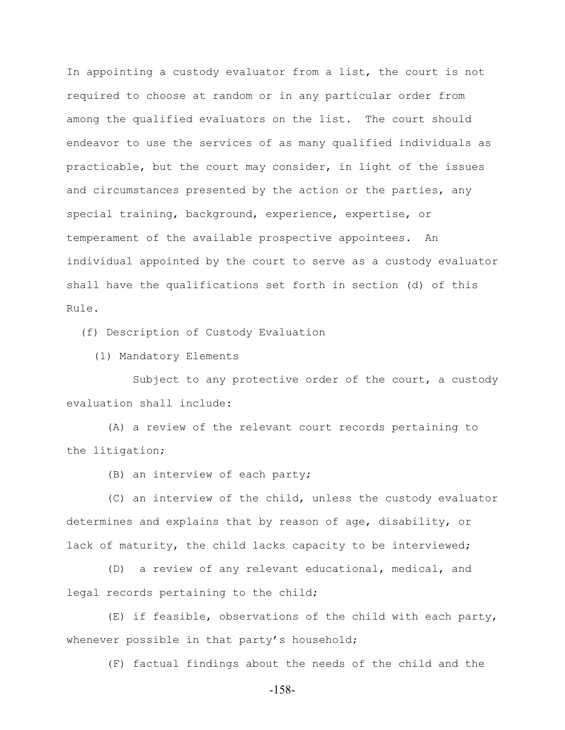In appointing a custody evaluator from a list, the court is not required to choose at random or in any particular order from among the qualified evaluators on the list. The court should endeavor to use the services of as many qualified individuals as practicable, but the court may consider, in light of the issues and circumstances presented by the action or the parties, any special training, background, experience, expertise, or temperament of the available prospective appointees. An individual appointed by the court to serve as a custody evaluator shall have the qualifications set forth in section (d) of this Rule.

(f) Description of Custody Evaluation

(1) Mandatory Elements

Subject to any protective order of the court, a custody evaluation shall include:

(A) a review of the relevant court records pertaining to the litigation;

(B) an interview of each party;

(C) an interview of the child, unless the custody evaluator determines and explains that by reason of age, disability, or lack of maturity, the child lacks capacity to be interviewed;

(D) a review of any relevant educational, medical, and legal records pertaining to the child;

(E) if feasible, observations of the child with each party, whenever possible in that party's household;

(F) factual findings about the needs of the child and the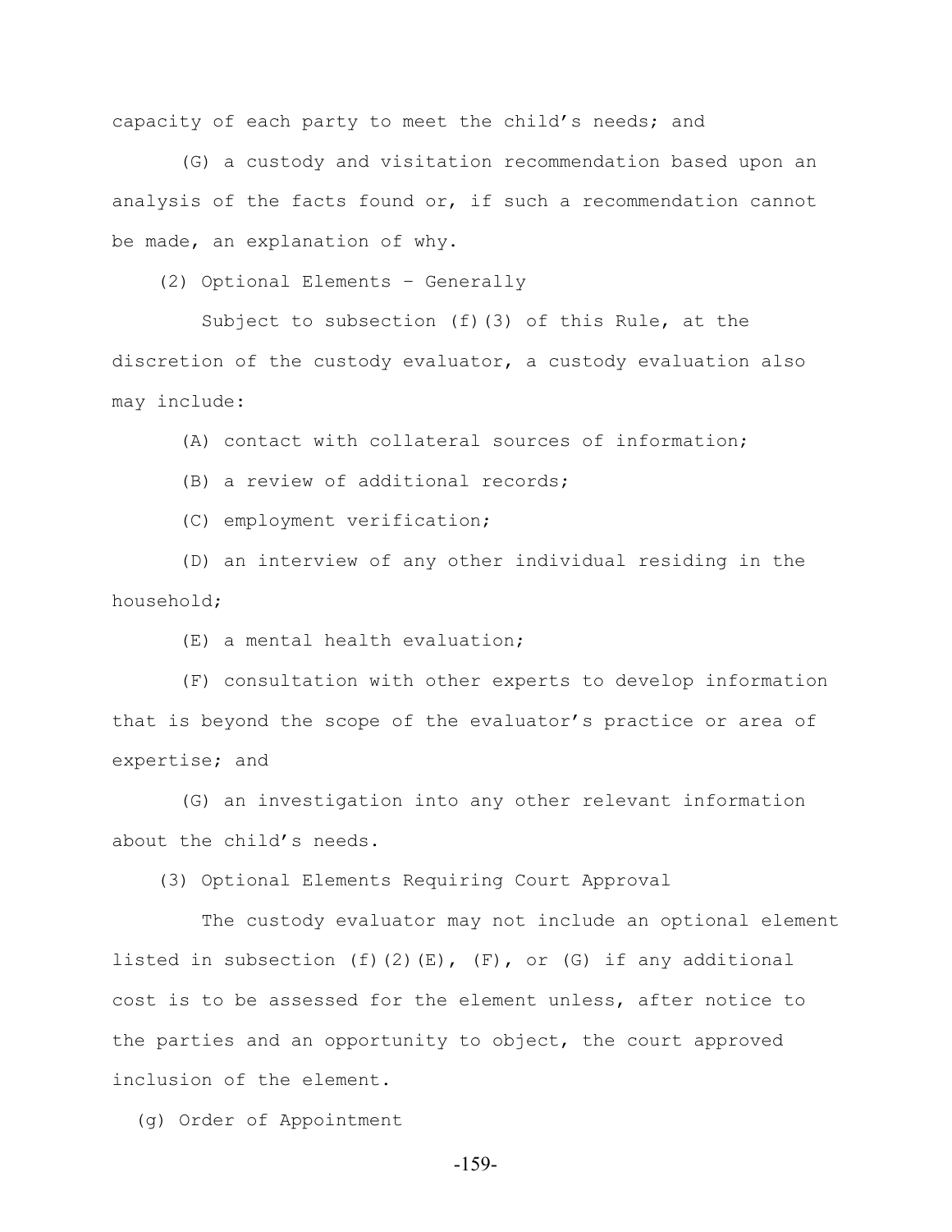capacity of each party to meet the child's needs; and

(G) a custody and visitation recommendation based upon an analysis of the facts found or, if such a recommendation cannot be made, an explanation of why.

(2) Optional Elements – Generally

Subject to subsection (f)(3) of this Rule, at the discretion of the custody evaluator, a custody evaluation also may include:

(A) contact with collateral sources of information;

(B) a review of additional records;

(C) employment verification;

(D) an interview of any other individual residing in the household;

(E) a mental health evaluation;

(F) consultation with other experts to develop information that is beyond the scope of the evaluator's practice or area of expertise; and

(G) an investigation into any other relevant information about the child's needs.

(3) Optional Elements Requiring Court Approval

The custody evaluator may not include an optional element listed in subsection (f)(2)(E), (F), or (G) if any additional cost is to be assessed for the element unless, after notice to the parties and an opportunity to object, the court approved inclusion of the element.

(g) Order of Appointment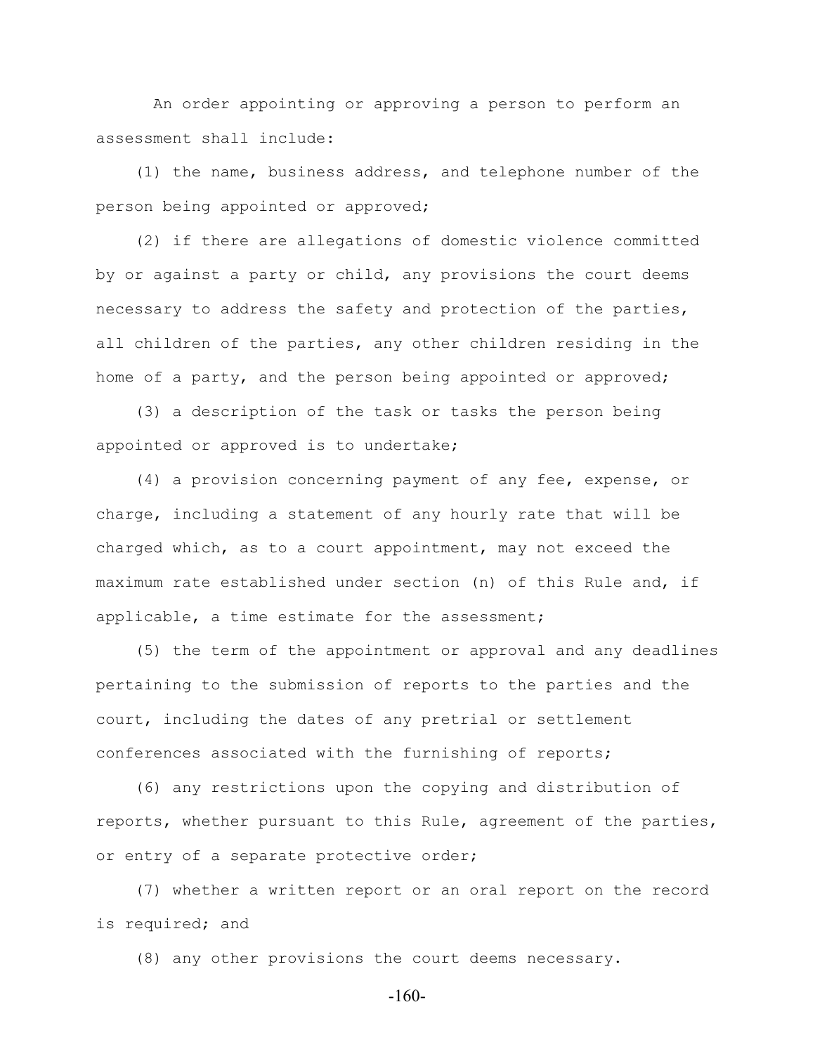An order appointing or approving a person to perform an assessment shall include:

(1) the name, business address, and telephone number of the person being appointed or approved;

(2) if there are allegations of domestic violence committed by or against a party or child, any provisions the court deems necessary to address the safety and protection of the parties, all children of the parties, any other children residing in the home of a party, and the person being appointed or approved;

(3) a description of the task or tasks the person being appointed or approved is to undertake;

(4) a provision concerning payment of any fee, expense, or charge, including a statement of any hourly rate that will be charged which, as to a court appointment, may not exceed the maximum rate established under section (n) of this Rule and, if applicable, a time estimate for the assessment;

(5) the term of the appointment or approval and any deadlines pertaining to the submission of reports to the parties and the court, including the dates of any pretrial or settlement conferences associated with the furnishing of reports;

(6) any restrictions upon the copying and distribution of reports, whether pursuant to this Rule, agreement of the parties, or entry of a separate protective order;

(7) whether a written report or an oral report on the record is required; and

(8) any other provisions the court deems necessary.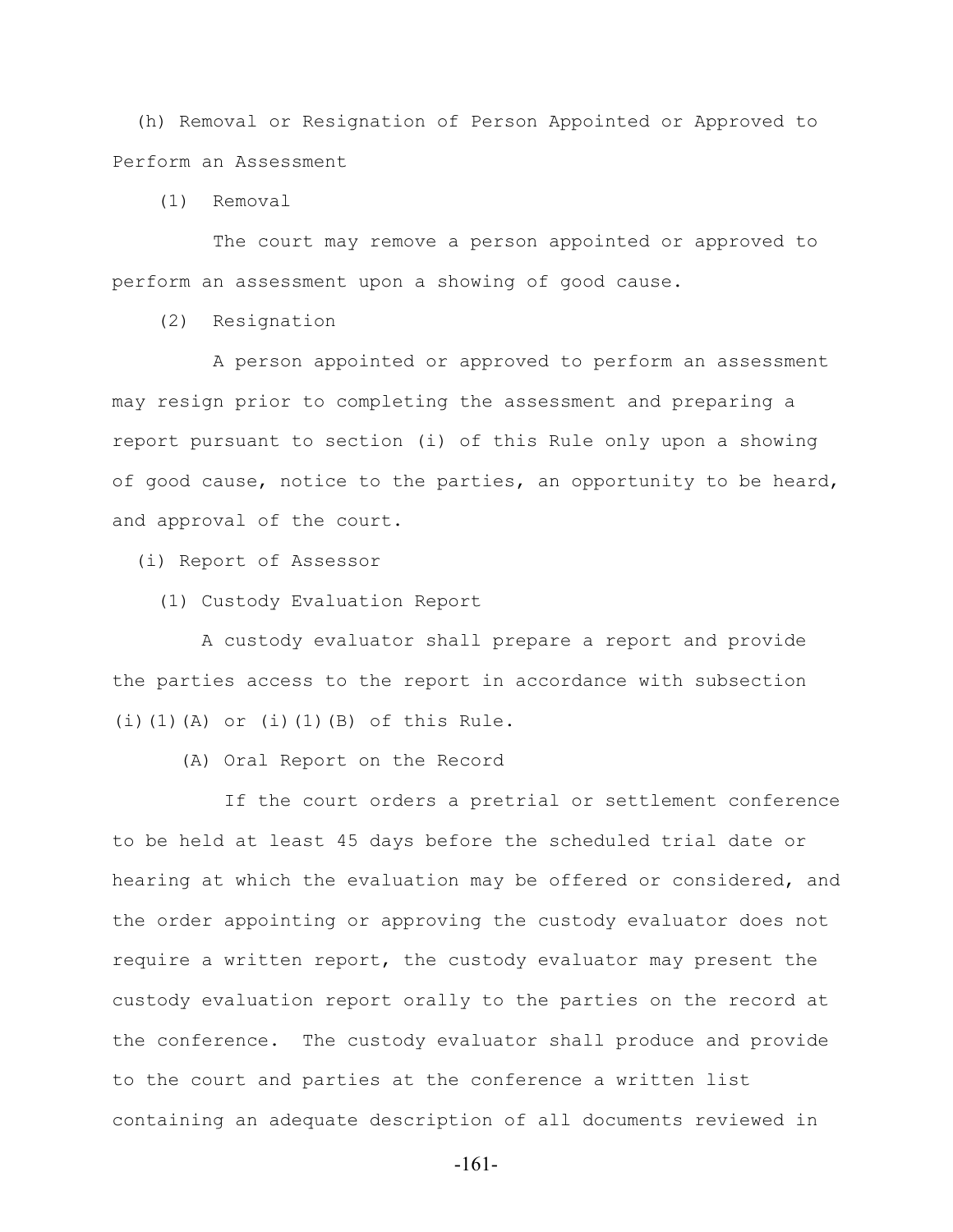(h) Removal or Resignation of Person Appointed or Approved to Perform an Assessment

(1) Removal

The court may remove a person appointed or approved to perform an assessment upon a showing of good cause.

(2) Resignation

A person appointed or approved to perform an assessment may resign prior to completing the assessment and preparing a report pursuant to section (i) of this Rule only upon a showing of good cause, notice to the parties, an opportunity to be heard, and approval of the court.

(i) Report of Assessor

(1) Custody Evaluation Report

A custody evaluator shall prepare a report and provide the parties access to the report in accordance with subsection (i)(1)(A) or (i)(1)(B) of this Rule.

(A) Oral Report on the Record

If the court orders a pretrial or settlement conference to be held at least 45 days before the scheduled trial date or hearing at which the evaluation may be offered or considered, and the order appointing or approving the custody evaluator does not require a written report, the custody evaluator may present the custody evaluation report orally to the parties on the record at the conference. The custody evaluator shall produce and provide to the court and parties at the conference a written list containing an adequate description of all documents reviewed in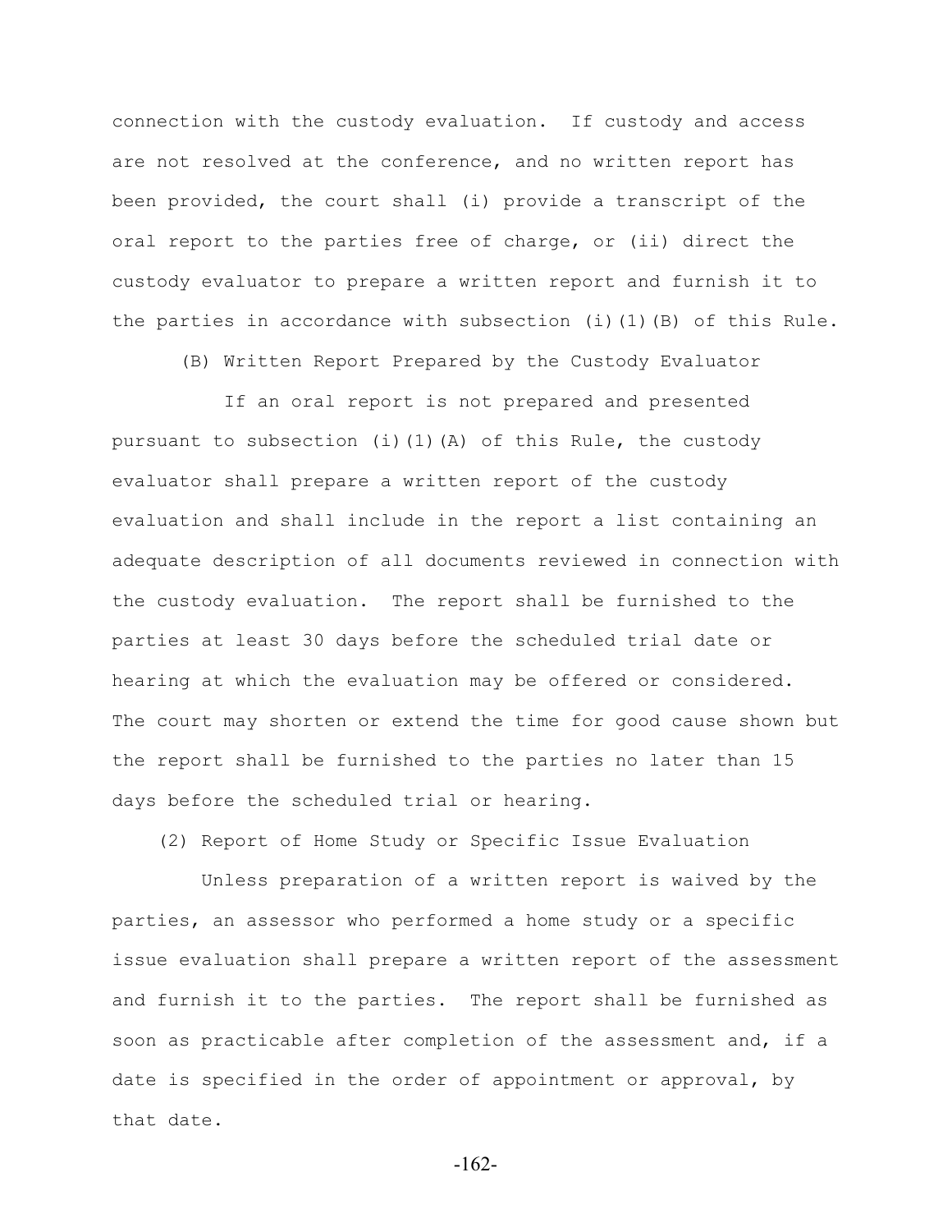connection with the custody evaluation. If custody and access are not resolved at the conference, and no written report has been provided, the court shall (i) provide a transcript of the oral report to the parties free of charge, or (ii) direct the custody evaluator to prepare a written report and furnish it to the parties in accordance with subsection (i)(1)(B) of this Rule.

(B) Written Report Prepared by the Custody Evaluator

If an oral report is not prepared and presented pursuant to subsection (i)(1)(A) of this Rule, the custody evaluator shall prepare a written report of the custody evaluation and shall include in the report a list containing an adequate description of all documents reviewed in connection with the custody evaluation. The report shall be furnished to the parties at least 30 days before the scheduled trial date or hearing at which the evaluation may be offered or considered. The court may shorten or extend the time for good cause shown but the report shall be furnished to the parties no later than 15 days before the scheduled trial or hearing.

(2) Report of Home Study or Specific Issue Evaluation

Unless preparation of a written report is waived by the parties, an assessor who performed a home study or a specific issue evaluation shall prepare a written report of the assessment and furnish it to the parties. The report shall be furnished as soon as practicable after completion of the assessment and, if a date is specified in the order of appointment or approval, by that date.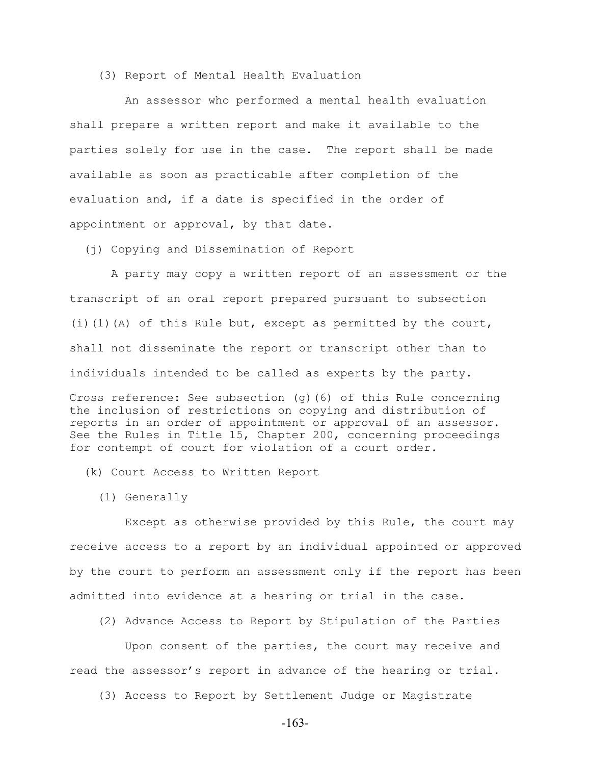(3) Report of Mental Health Evaluation

An assessor who performed a mental health evaluation shall prepare a written report and make it available to the parties solely for use in the case. The report shall be made available as soon as practicable after completion of the evaluation and, if a date is specified in the order of appointment or approval, by that date.

(j) Copying and Dissemination of Report

A party may copy a written report of an assessment or the transcript of an oral report prepared pursuant to subsection (i)(1)(A) of this Rule but, except as permitted by the court, shall not disseminate the report or transcript other than to individuals intended to be called as experts by the party.

Cross reference: See subsection (g)(6) of this Rule concerning the inclusion of restrictions on copying and distribution of reports in an order of appointment or approval of an assessor. See the Rules in Title 15, Chapter 200, concerning proceedings for contempt of court for violation of a court order.

(k) Court Access to Written Report

(1) Generally

Except as otherwise provided by this Rule, the court may receive access to a report by an individual appointed or approved by the court to perform an assessment only if the report has been admitted into evidence at a hearing or trial in the case.

(2) Advance Access to Report by Stipulation of the Parties

Upon consent of the parties, the court may receive and read the assessor's report in advance of the hearing or trial.

(3) Access to Report by Settlement Judge or Magistrate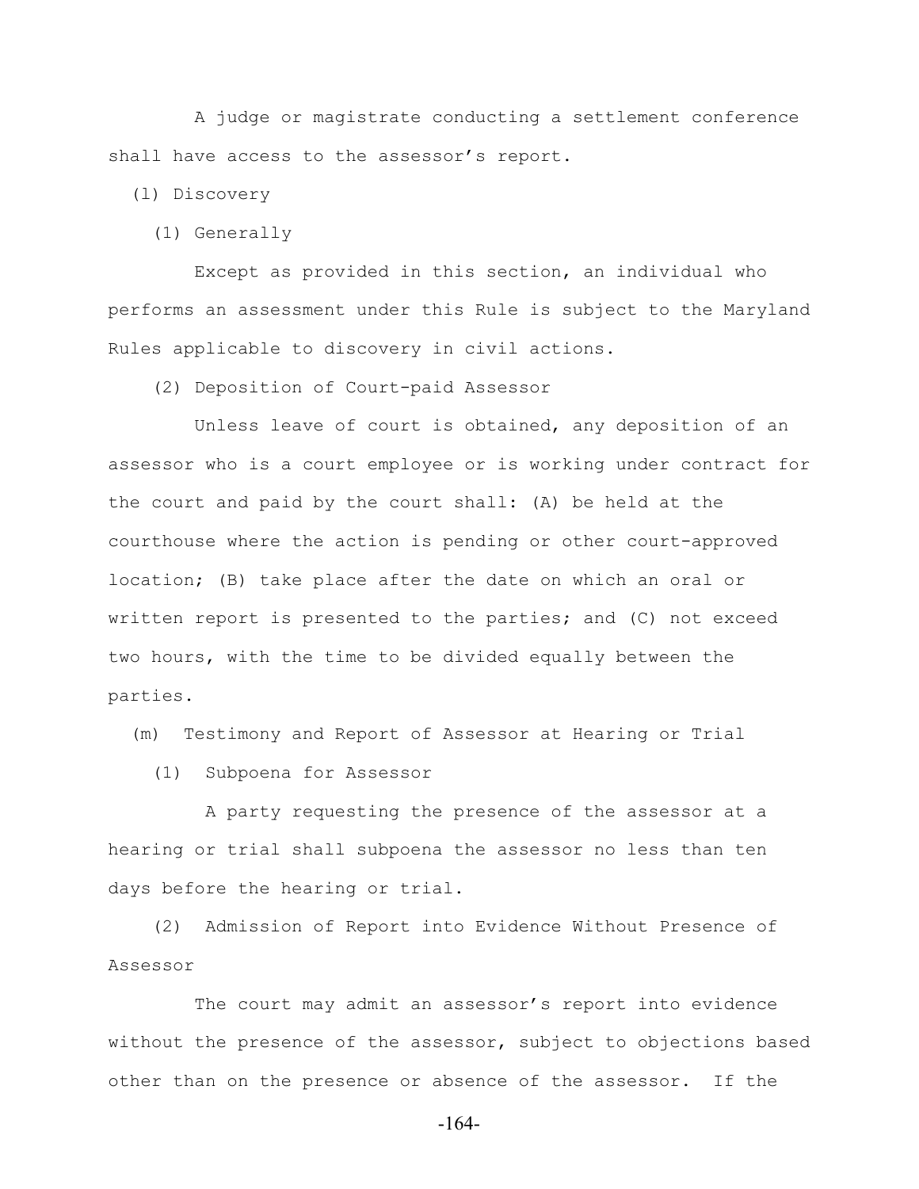A judge or magistrate conducting a settlement conference shall have access to the assessor's report.

(l) Discovery

(1) Generally

Except as provided in this section, an individual who performs an assessment under this Rule is subject to the Maryland Rules applicable to discovery in civil actions.

(2) Deposition of Court-paid Assessor

Unless leave of court is obtained, any deposition of an assessor who is a court employee or is working under contract for the court and paid by the court shall: (A) be held at the courthouse where the action is pending or other court-approved location; (B) take place after the date on which an oral or written report is presented to the parties; and (C) not exceed two hours, with the time to be divided equally between the parties.

(m) Testimony and Report of Assessor at Hearing or Trial

(1) Subpoena for Assessor

A party requesting the presence of the assessor at a hearing or trial shall subpoena the assessor no less than ten days before the hearing or trial.

(2) Admission of Report into Evidence Without Presence of Assessor

The court may admit an assessor's report into evidence without the presence of the assessor, subject to objections based other than on the presence or absence of the assessor. If the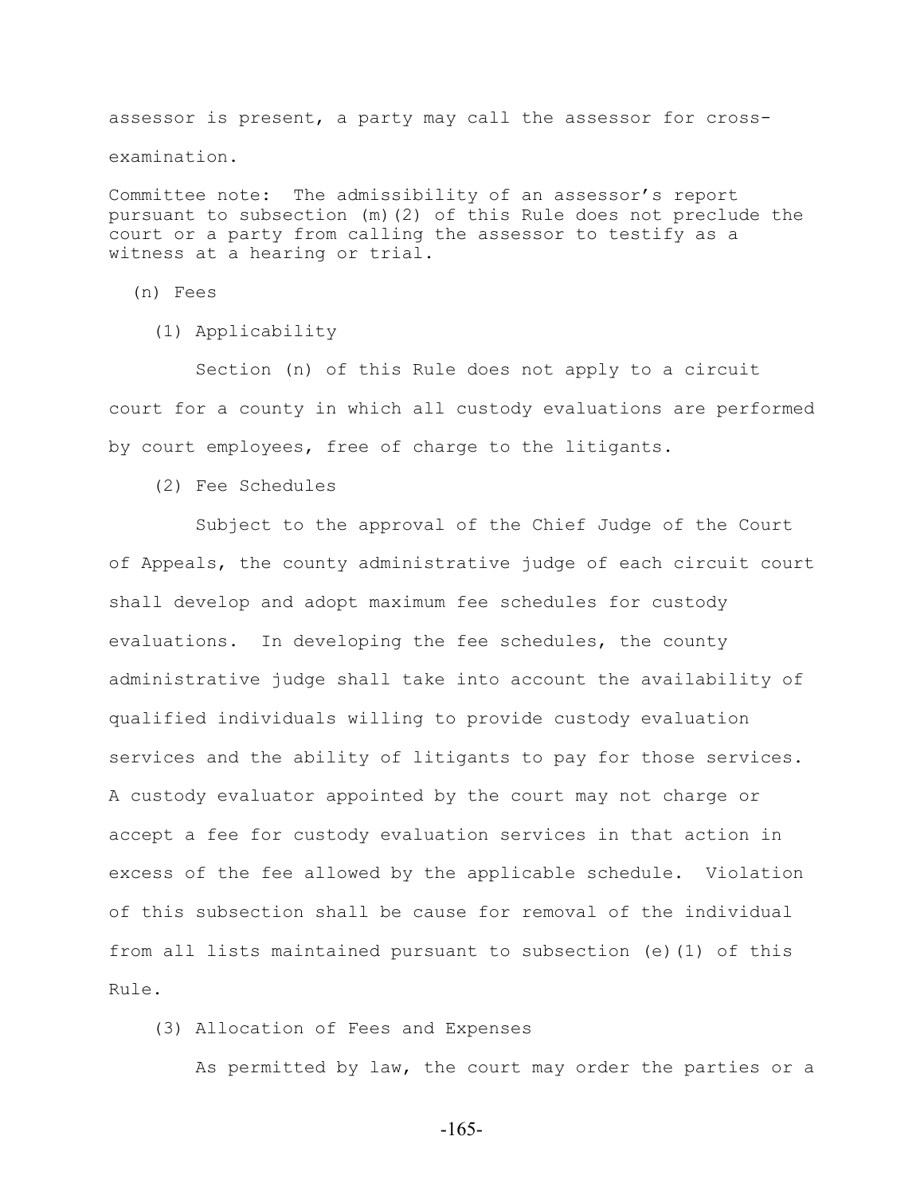assessor is present, a party may call the assessor for cross-examination.

Committee note: The admissibility of an assessor's report pursuant to subsection (m)(2) of this Rule does not preclude the court or a party from calling the assessor to testify as a witness at a hearing or trial.

(n) Fees

(1) Applicability

Section (n) of this Rule does not apply to a circuit court for a county in which all custody evaluations are performed by court employees, free of charge to the litigants.

(2) Fee Schedules

Subject to the approval of the Chief Judge of the Court of Appeals, the county administrative judge of each circuit court shall develop and adopt maximum fee schedules for custody evaluations. In developing the fee schedules, the county administrative judge shall take into account the availability of qualified individuals willing to provide custody evaluation services and the ability of litigants to pay for those services. A custody evaluator appointed by the court may not charge or accept a fee for custody evaluation services in that action in excess of the fee allowed by the applicable schedule. Violation of this subsection shall be cause for removal of the individual from all lists maintained pursuant to subsection (e)(1) of this Rule.

(3) Allocation of Fees and Expenses

As permitted by law, the court may order the parties or a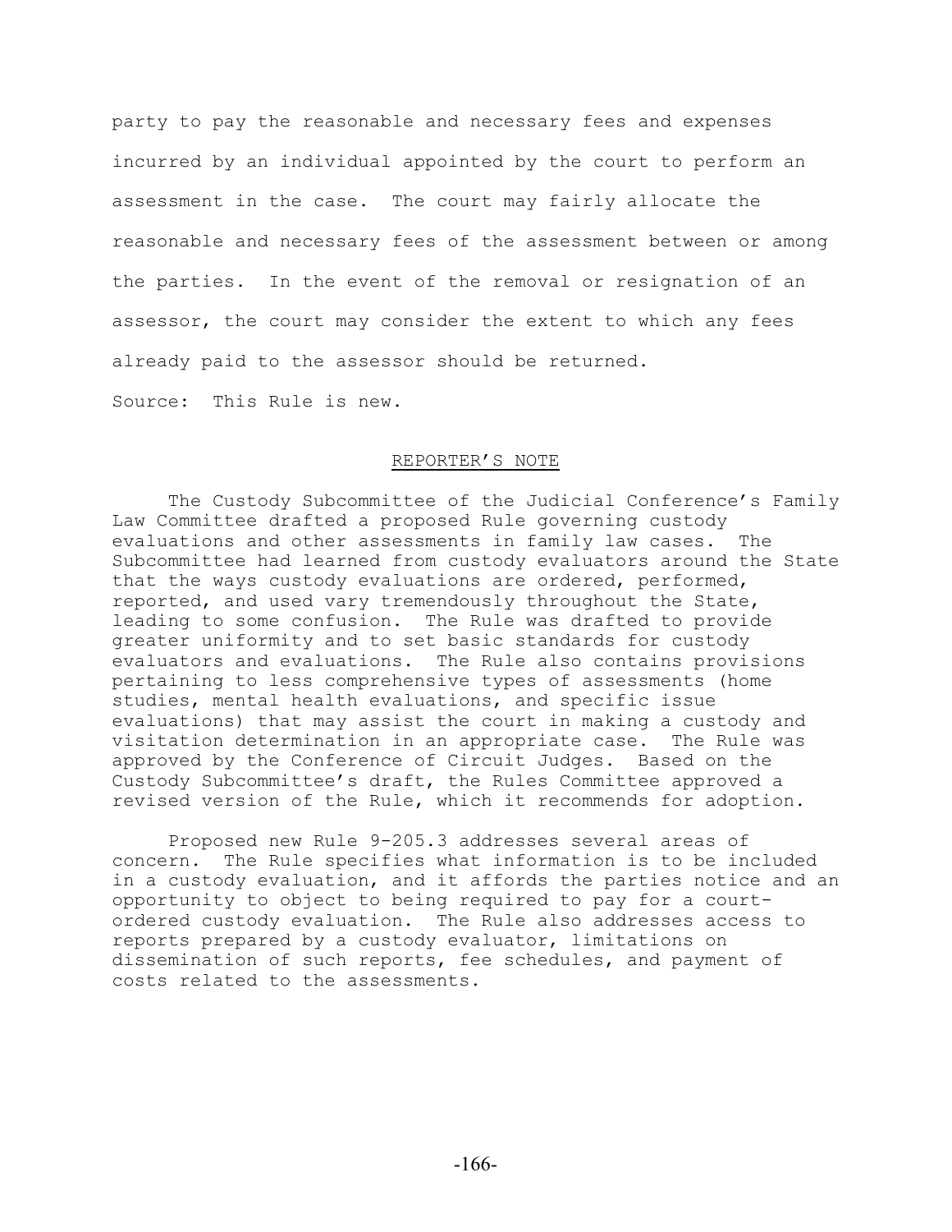party to pay the reasonable and necessary fees and expenses incurred by an individual appointed by the court to perform an assessment in the case. The court may fairly allocate the reasonable and necessary fees of the assessment between or among the parties. In the event of the removal or resignation of an assessor, the court may consider the extent to which any fees already paid to the assessor should be returned.

Source: This Rule is new.

## REPORTER'S NOTE

The Custody Subcommittee of the Judicial Conference's Family Law Committee drafted a proposed Rule governing custody evaluations and other assessments in family law cases. The Subcommittee had learned from custody evaluators around the State that the ways custody evaluations are ordered, performed, reported, and used vary tremendously throughout the State, leading to some confusion. The Rule was drafted to provide greater uniformity and to set basic standards for custody evaluators and evaluations. The Rule also contains provisions pertaining to less comprehensive types of assessments (home studies, mental health evaluations, and specific issue evaluations) that may assist the court in making a custody and visitation determination in an appropriate case. The Rule was approved by the Conference of Circuit Judges. Based on the Custody Subcommittee's draft, the Rules Committee approved a revised version of the Rule, which it recommends for adoption.

Proposed new Rule 9-205.3 addresses several areas of concern. The Rule specifies what information is to be included in a custody evaluation, and it affords the parties notice and an opportunity to object to being required to pay for a court-ordered custody evaluation. The Rule also addresses access to reports prepared by a custody evaluator, limitations on dissemination of such reports, fee schedules, and payment of costs related to the assessments.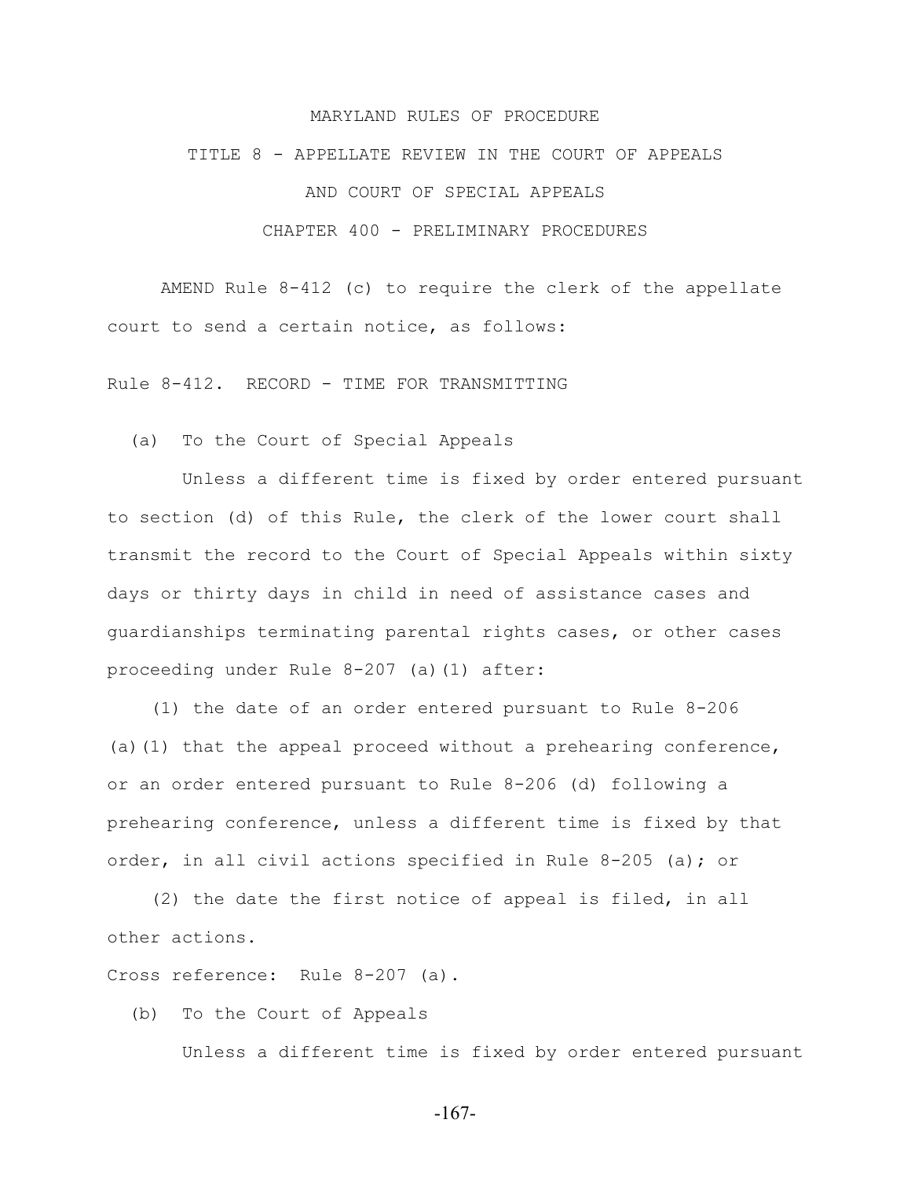MARYLAND RULES OF PROCEDURE

TITLE 8 - APPELLATE REVIEW IN THE COURT OF APPEALS

AND COURT OF SPECIAL APPEALS

CHAPTER 400 - PRELIMINARY PROCEDURES

AMEND Rule 8-412 (c) to require the clerk of the appellate court to send a certain notice, as follows:

Rule 8-412. RECORD - TIME FOR TRANSMITTING

(a) To the Court of Special Appeals

Unless a different time is fixed by order entered pursuant to section (d) of this Rule, the clerk of the lower court shall transmit the record to the Court of Special Appeals within sixty days or thirty days in child in need of assistance cases and guardianships terminating parental rights cases, or other cases proceeding under Rule 8-207 (a)(1) after:

(1) the date of an order entered pursuant to Rule 8-206 (a)(1) that the appeal proceed without a prehearing conference, or an order entered pursuant to Rule 8-206 (d) following a prehearing conference, unless a different time is fixed by that order, in all civil actions specified in Rule 8-205 (a); or

(2) the date the first notice of appeal is filed, in all other actions.

Cross reference: Rule 8-207 (a).

(b) To the Court of Appeals

Unless a different time is fixed by order entered pursuant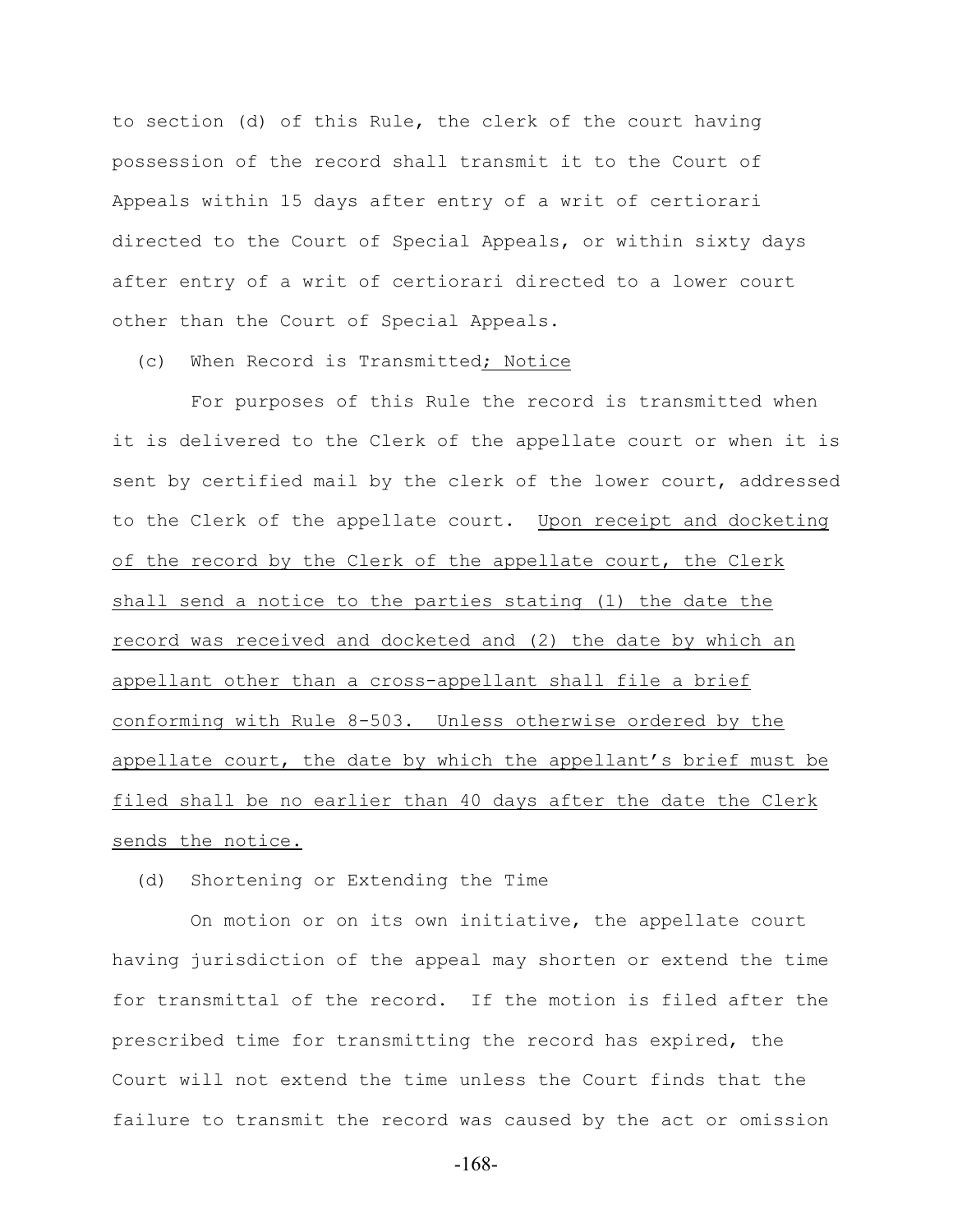to section (d) of this Rule, the clerk of the court having possession of the record shall transmit it to the Court of Appeals within 15 days after entry of a writ of certiorari directed to the Court of Special Appeals, or within sixty days after entry of a writ of certiorari directed to a lower court other than the Court of Special Appeals.

(c) When Record is Transmitted; Notice

For purposes of this Rule the record is transmitted when it is delivered to the Clerk of the appellate court or when it is sent by certified mail by the clerk of the lower court, addressed to the Clerk of the appellate court. Upon receipt and docketing of the record by the Clerk of the appellate court, the Clerk shall send a notice to the parties stating (1) the date the record was received and docketed and (2) the date by which an appellant other than a cross-appellant shall file a brief conforming with Rule 8-503. Unless otherwise ordered by the appellate court, the date by which the appellant's brief must be filed shall be no earlier than 40 days after the date the Clerk sends the notice.

(d) Shortening or Extending the Time

On motion or on its own initiative, the appellate court having jurisdiction of the appeal may shorten or extend the time for transmittal of the record. If the motion is filed after the prescribed time for transmitting the record has expired, the Court will not extend the time unless the Court finds that the failure to transmit the record was caused by the act or omission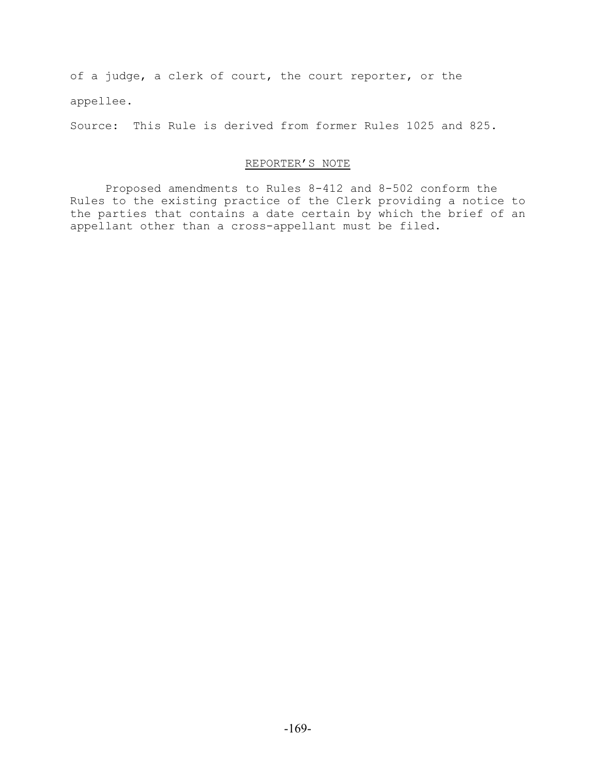of a judge, a clerk of court, the court reporter, or the appellee.

Source: This Rule is derived from former Rules 1025 and 825.

REPORTER'S NOTE

Proposed amendments to Rules 8-412 and 8-502 conform the Rules to the existing practice of the Clerk providing a notice to the parties that contains a date certain by which the brief of an appellant other than a cross-appellant must be filed.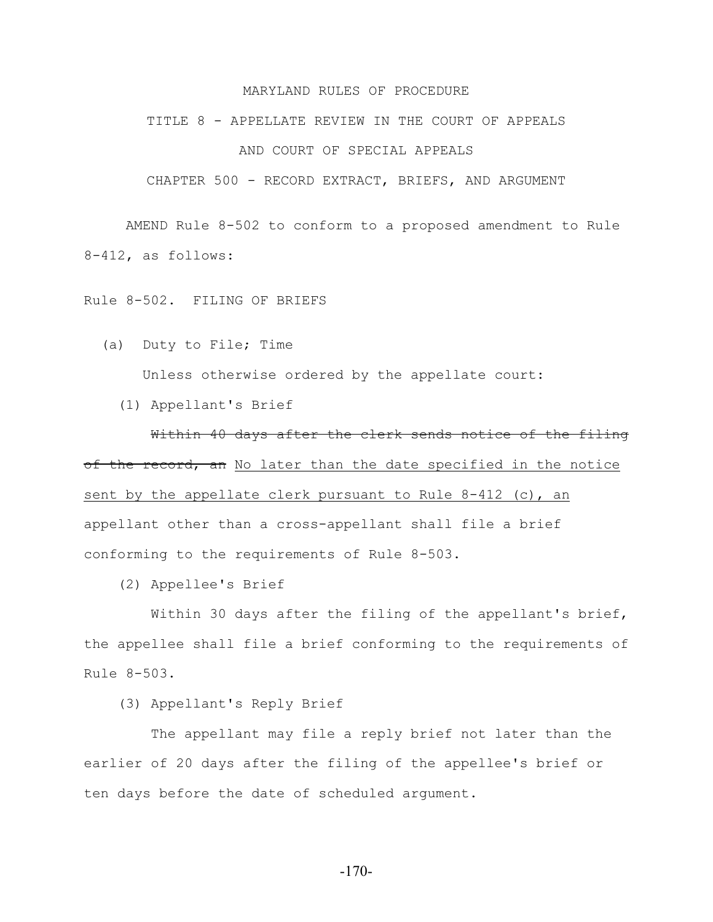MARYLAND RULES OF PROCEDURE

TITLE 8 - APPELLATE REVIEW IN THE COURT OF APPEALS

AND COURT OF SPECIAL APPEALS

CHAPTER 500 - RECORD EXTRACT, BRIEFS, AND ARGUMENT

AMEND Rule 8-502 to conform to a proposed amendment to Rule 8-412, as follows:

Rule 8-502. FILING OF BRIEFS

(a) Duty to File; Time

Unless otherwise ordered by the appellate court:

(1) Appellant's Brief

~~Within 40 days after the clerk sends notice of the filing of the record, an~~ <u>No later than the date specified in the notice sent by the appellate clerk pursuant to Rule 8-412 (c), an</u> appellant other than a cross-appellant shall file a brief conforming to the requirements of Rule 8-503.

(2) Appellee's Brief

Within 30 days after the filing of the appellant's brief, the appellee shall file a brief conforming to the requirements of Rule 8-503.

(3) Appellant's Reply Brief

The appellant may file a reply brief not later than the earlier of 20 days after the filing of the appellee's brief or ten days before the date of scheduled argument.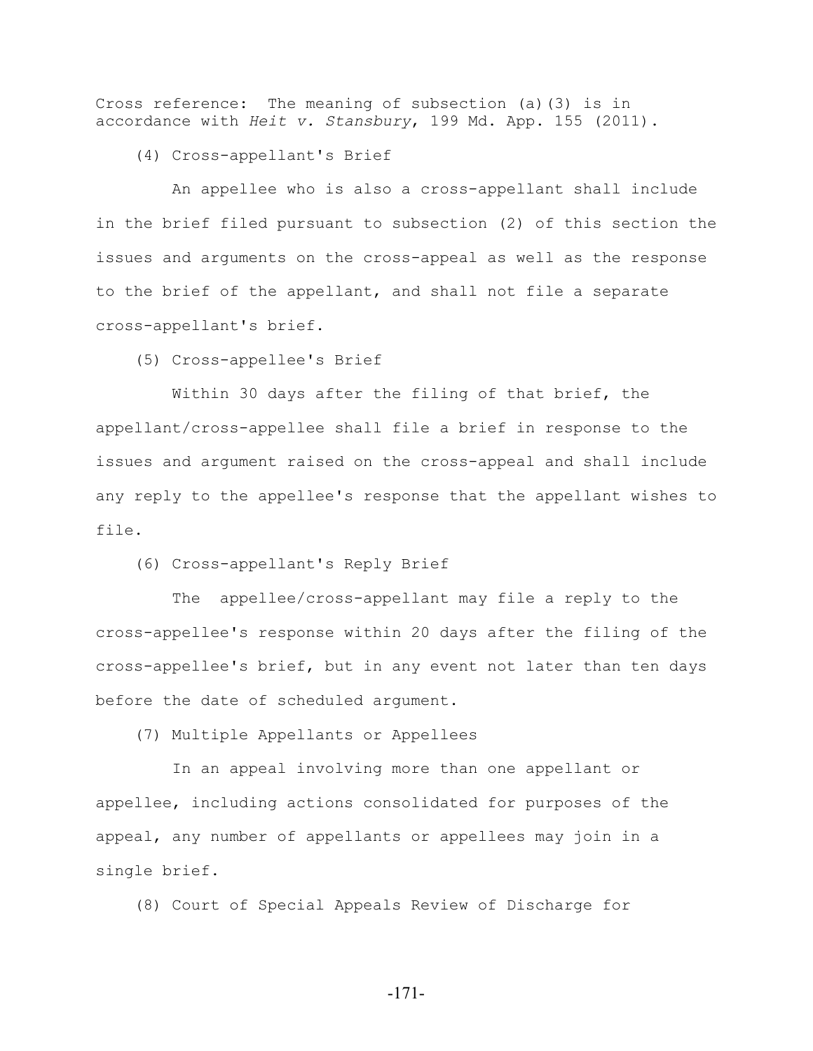Cross reference: The meaning of subsection (a)(3) is in accordance with *Heit v. Stansbury*, 199 Md. App. 155 (2011).

(4) Cross-appellant's Brief

An appellee who is also a cross-appellant shall include in the brief filed pursuant to subsection (2) of this section the issues and arguments on the cross-appeal as well as the response to the brief of the appellant, and shall not file a separate cross-appellant's brief.

(5) Cross-appellee's Brief

Within 30 days after the filing of that brief, the appellant/cross-appellee shall file a brief in response to the issues and argument raised on the cross-appeal and shall include any reply to the appellee's response that the appellant wishes to file.

(6) Cross-appellant's Reply Brief

The appellee/cross-appellant may file a reply to the cross-appellee's response within 20 days after the filing of the cross-appellee's brief, but in any event not later than ten days before the date of scheduled argument.

(7) Multiple Appellants or Appellees

In an appeal involving more than one appellant or appellee, including actions consolidated for purposes of the appeal, any number of appellants or appellees may join in a single brief.

(8) Court of Special Appeals Review of Discharge for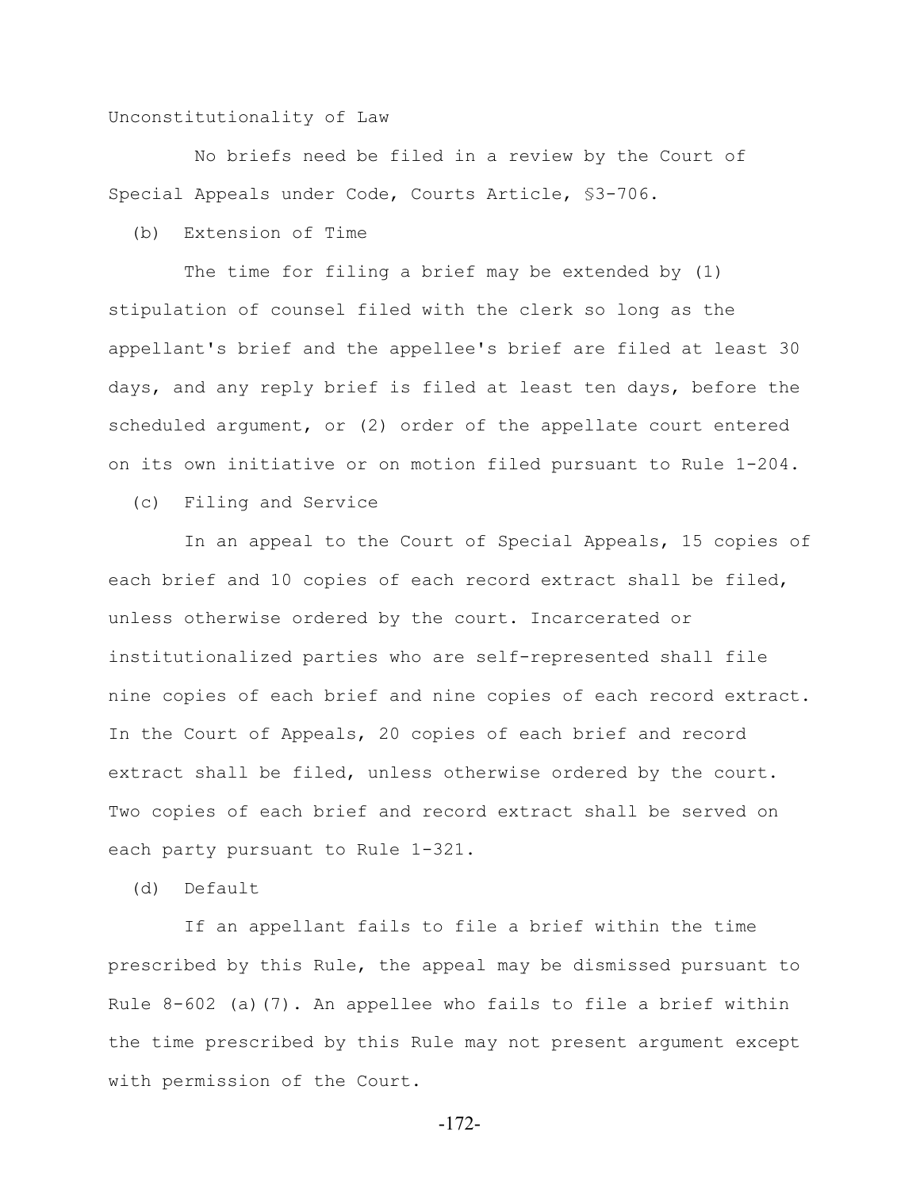Unconstitutionality of Law

No briefs need be filed in a review by the Court of Special Appeals under Code, Courts Article, §3-706.

(b) Extension of Time

The time for filing a brief may be extended by (1) stipulation of counsel filed with the clerk so long as the appellant's brief and the appellee's brief are filed at least 30 days, and any reply brief is filed at least ten days, before the scheduled argument, or (2) order of the appellate court entered on its own initiative or on motion filed pursuant to Rule 1-204.

(c) Filing and Service

In an appeal to the Court of Special Appeals, 15 copies of each brief and 10 copies of each record extract shall be filed, unless otherwise ordered by the court. Incarcerated or institutionalized parties who are self-represented shall file nine copies of each brief and nine copies of each record extract. In the Court of Appeals, 20 copies of each brief and record extract shall be filed, unless otherwise ordered by the court. Two copies of each brief and record extract shall be served on each party pursuant to Rule 1-321.

(d) Default

If an appellant fails to file a brief within the time prescribed by this Rule, the appeal may be dismissed pursuant to Rule 8-602 (a)(7). An appellee who fails to file a brief within the time prescribed by this Rule may not present argument except with permission of the Court.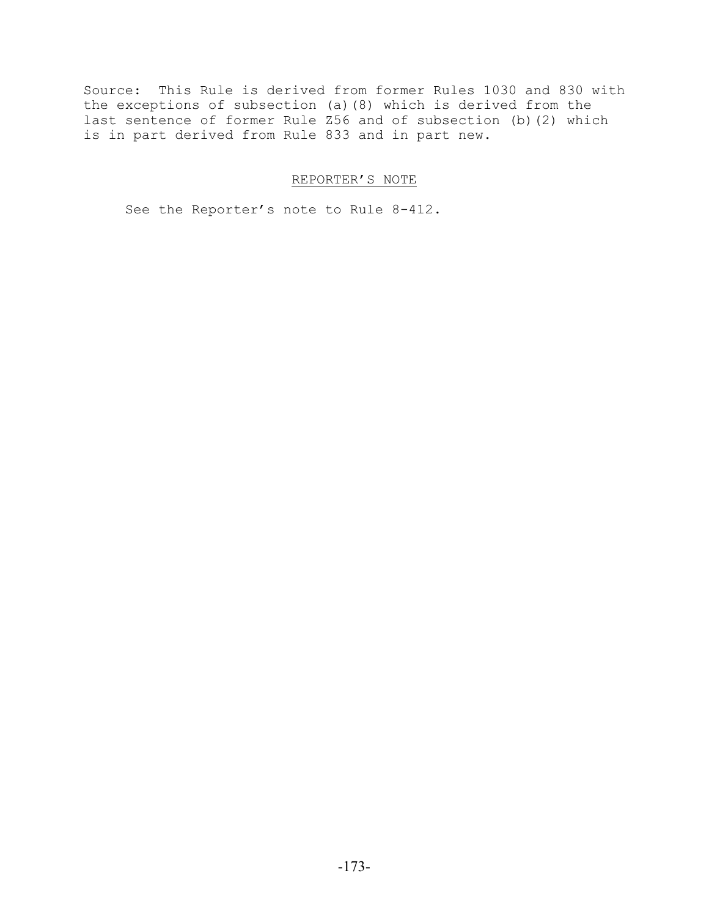Source: This Rule is derived from former Rules 1030 and 830 with the exceptions of subsection (a)(8) which is derived from the last sentence of former Rule Z56 and of subsection (b)(2) which is in part derived from Rule 833 and in part new.

REPORTER'S NOTE

See the Reporter's note to Rule 8-412.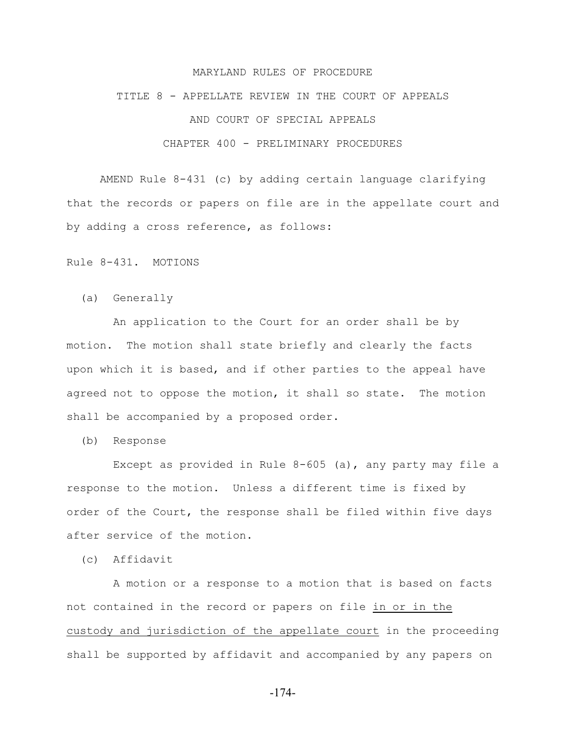MARYLAND RULES OF PROCEDURE

TITLE 8 - APPELLATE REVIEW IN THE COURT OF APPEALS

AND COURT OF SPECIAL APPEALS

CHAPTER 400 - PRELIMINARY PROCEDURES

AMEND Rule 8-431 (c) by adding certain language clarifying that the records or papers on file are in the appellate court and by adding a cross reference, as follows:

Rule 8-431. MOTIONS

(a) Generally

An application to the Court for an order shall be by motion. The motion shall state briefly and clearly the facts upon which it is based, and if other parties to the appeal have agreed not to oppose the motion, it shall so state. The motion shall be accompanied by a proposed order.

(b) Response

Except as provided in Rule 8-605 (a), any party may file a response to the motion. Unless a different time is fixed by order of the Court, the response shall be filed within five days after service of the motion.

(c) Affidavit

A motion or a response to a motion that is based on facts not contained in the record or papers on file <u>in or in the custody and jurisdiction of the appellate court</u> in the proceeding shall be supported by affidavit and accompanied by any papers on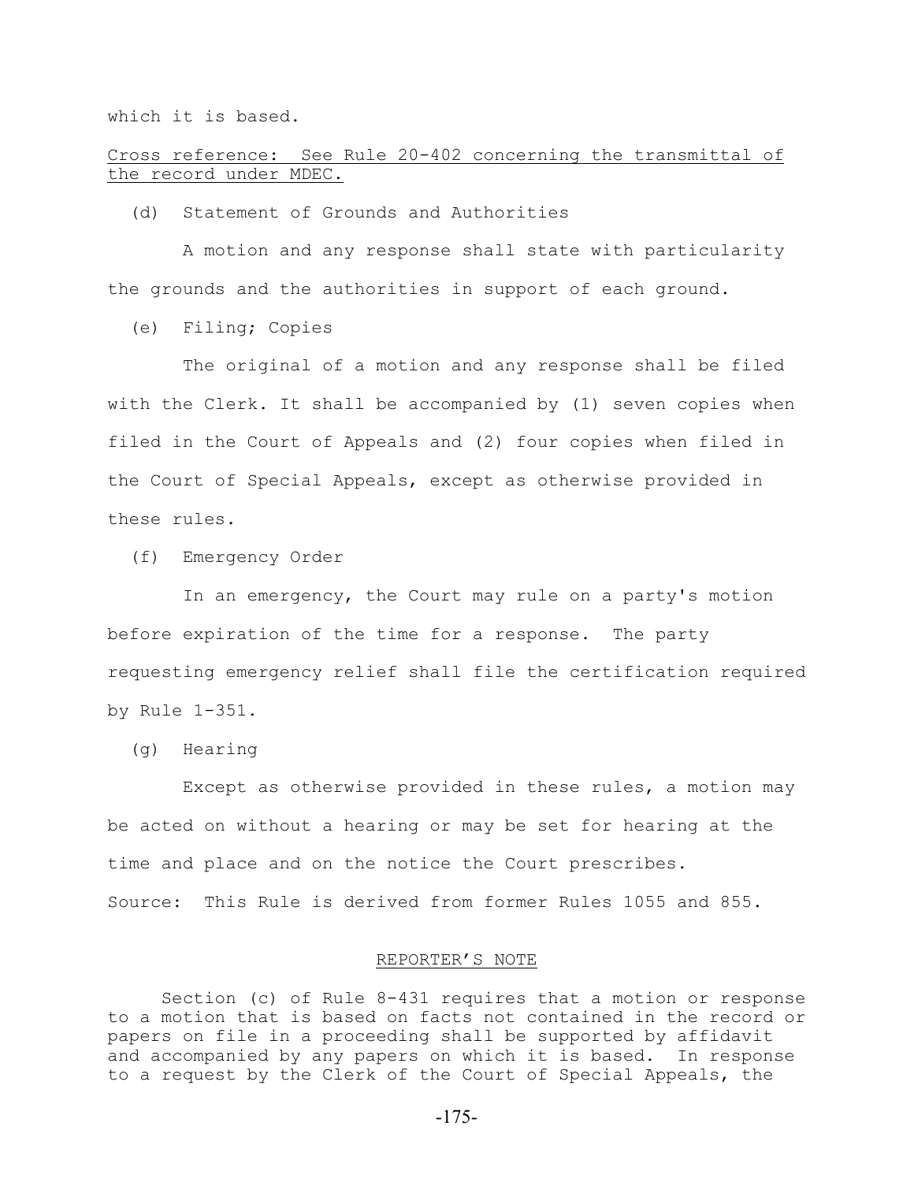which it is based.

Cross reference: See Rule 20-402 concerning the transmittal of the record under MDEC.

(d) Statement of Grounds and Authorities

A motion and any response shall state with particularity the grounds and the authorities in support of each ground.

(e) Filing; Copies

The original of a motion and any response shall be filed with the Clerk. It shall be accompanied by (1) seven copies when filed in the Court of Appeals and (2) four copies when filed in the Court of Special Appeals, except as otherwise provided in these rules.

(f) Emergency Order

In an emergency, the Court may rule on a party's motion before expiration of the time for a response. The party requesting emergency relief shall file the certification required by Rule 1-351.

(g) Hearing

Except as otherwise provided in these rules, a motion may be acted on without a hearing or may be set for hearing at the time and place and on the notice the Court prescribes.

Source: This Rule is derived from former Rules 1055 and 855.

REPORTER'S NOTE

Section (c) of Rule 8-431 requires that a motion or response to a motion that is based on facts not contained in the record or papers on file in a proceeding shall be supported by affidavit and accompanied by any papers on which it is based. In response to a request by the Clerk of the Court of Special Appeals, the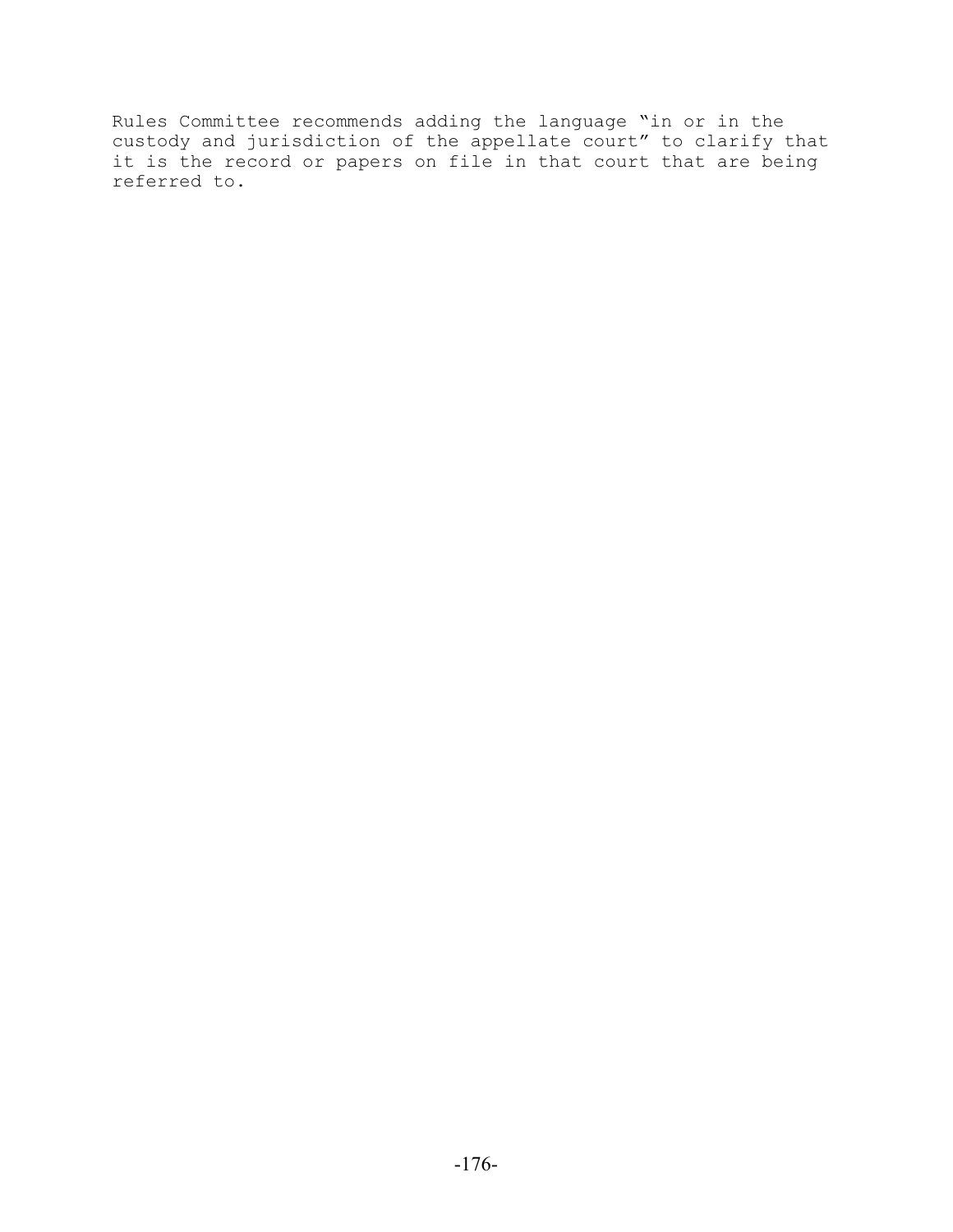Rules Committee recommends adding the language "in or in the custody and jurisdiction of the appellate court" to clarify that it is the record or papers on file in that court that are being referred to.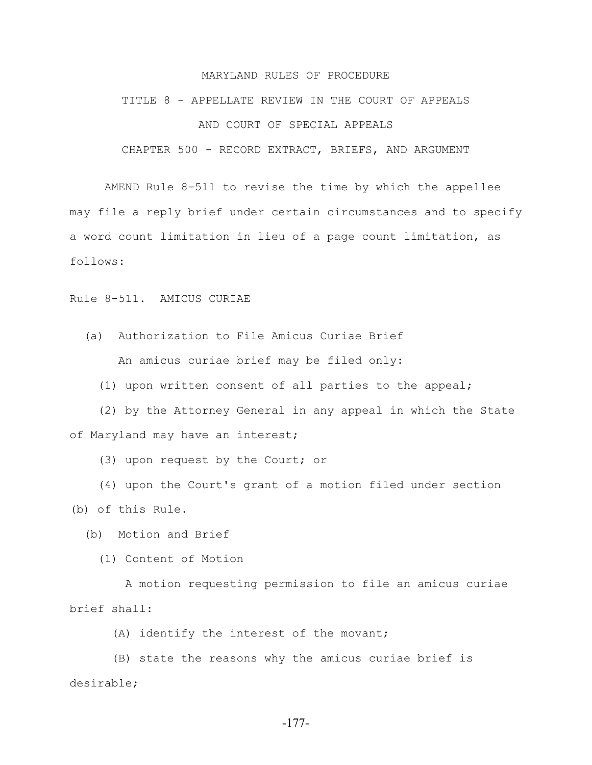MARYLAND RULES OF PROCEDURE

TITLE 8 - APPELLATE REVIEW IN THE COURT OF APPEALS

AND COURT OF SPECIAL APPEALS

CHAPTER 500 - RECORD EXTRACT, BRIEFS, AND ARGUMENT

AMEND Rule 8-511 to revise the time by which the appellee may file a reply brief under certain circumstances and to specify a word count limitation in lieu of a page count limitation, as follows:

Rule 8-511. AMICUS CURIAE

(a) Authorization to File Amicus Curiae Brief

An amicus curiae brief may be filed only:

(1) upon written consent of all parties to the appeal;

(2) by the Attorney General in any appeal in which the State of Maryland may have an interest;

(3) upon request by the Court; or

(4) upon the Court's grant of a motion filed under section (b) of this Rule.

(b) Motion and Brief

(1) Content of Motion

A motion requesting permission to file an amicus curiae brief shall:

(A) identify the interest of the movant;

(B) state the reasons why the amicus curiae brief is desirable;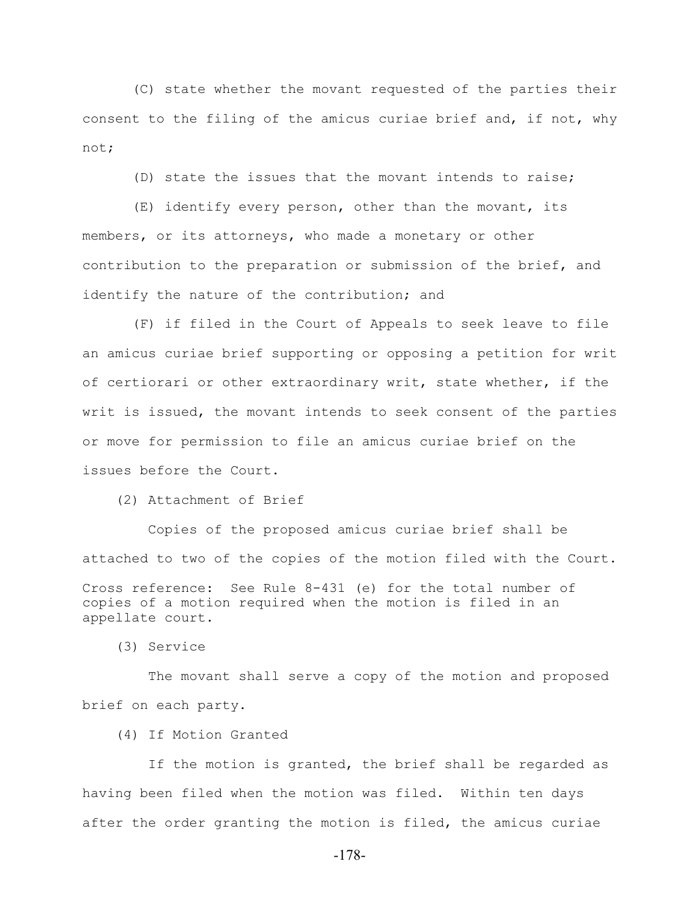(C) state whether the movant requested of the parties their consent to the filing of the amicus curiae brief and, if not, why not;

(D) state the issues that the movant intends to raise;

(E) identify every person, other than the movant, its members, or its attorneys, who made a monetary or other contribution to the preparation or submission of the brief, and identify the nature of the contribution; and

(F) if filed in the Court of Appeals to seek leave to file an amicus curiae brief supporting or opposing a petition for writ of certiorari or other extraordinary writ, state whether, if the writ is issued, the movant intends to seek consent of the parties or move for permission to file an amicus curiae brief on the issues before the Court.

(2) Attachment of Brief

Copies of the proposed amicus curiae brief shall be attached to two of the copies of the motion filed with the Court.

Cross reference: See Rule 8-431 (e) for the total number of copies of a motion required when the motion is filed in an appellate court.

(3) Service

The movant shall serve a copy of the motion and proposed brief on each party.

(4) If Motion Granted

If the motion is granted, the brief shall be regarded as having been filed when the motion was filed. Within ten days after the order granting the motion is filed, the amicus curiae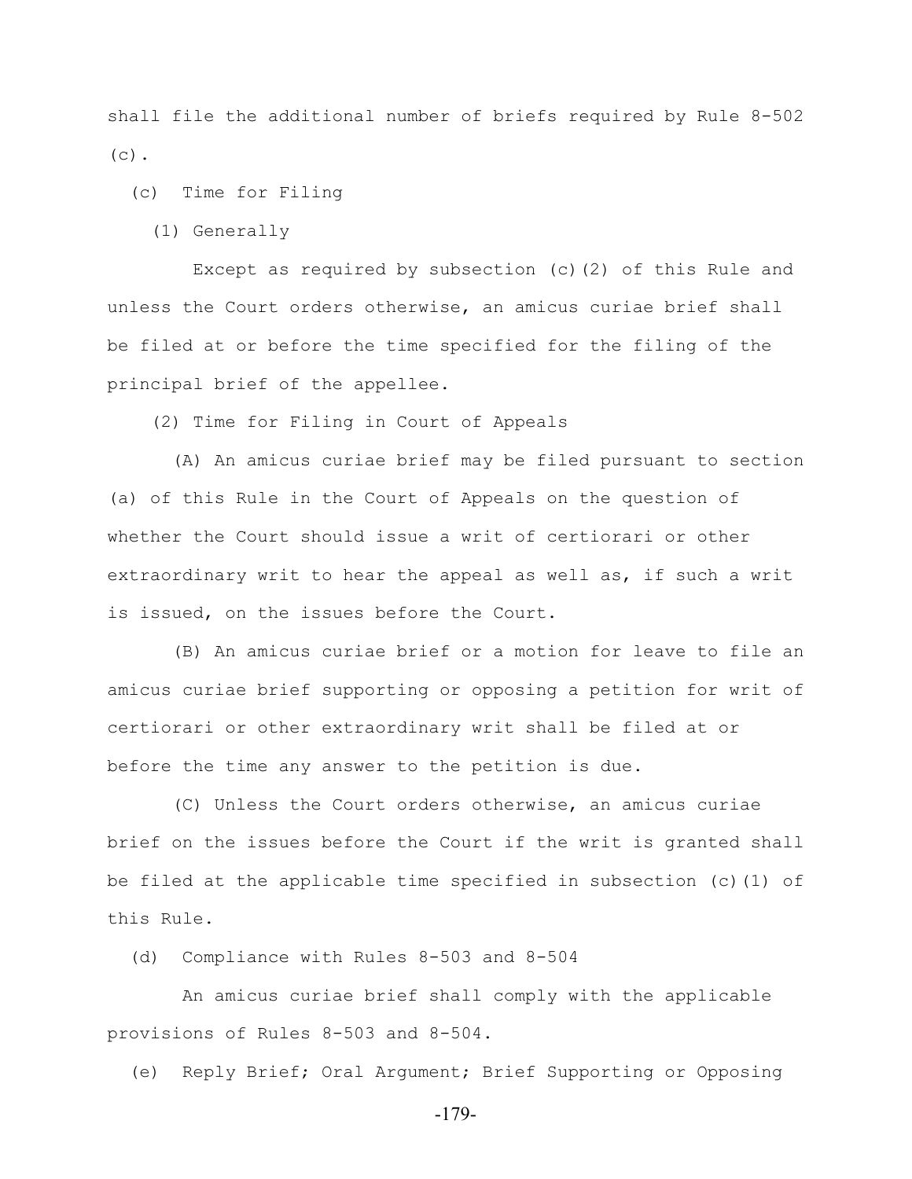shall file the additional number of briefs required by Rule 8-502 (c).

(c) Time for Filing

(1) Generally

Except as required by subsection (c)(2) of this Rule and unless the Court orders otherwise, an amicus curiae brief shall be filed at or before the time specified for the filing of the principal brief of the appellee.

(2) Time for Filing in Court of Appeals

(A) An amicus curiae brief may be filed pursuant to section (a) of this Rule in the Court of Appeals on the question of whether the Court should issue a writ of certiorari or other extraordinary writ to hear the appeal as well as, if such a writ is issued, on the issues before the Court.

(B) An amicus curiae brief or a motion for leave to file an amicus curiae brief supporting or opposing a petition for writ of certiorari or other extraordinary writ shall be filed at or before the time any answer to the petition is due.

(C) Unless the Court orders otherwise, an amicus curiae brief on the issues before the Court if the writ is granted shall be filed at the applicable time specified in subsection (c)(1) of this Rule.

(d) Compliance with Rules 8-503 and 8-504

An amicus curiae brief shall comply with the applicable provisions of Rules 8-503 and 8-504.

(e) Reply Brief; Oral Argument; Brief Supporting or Opposing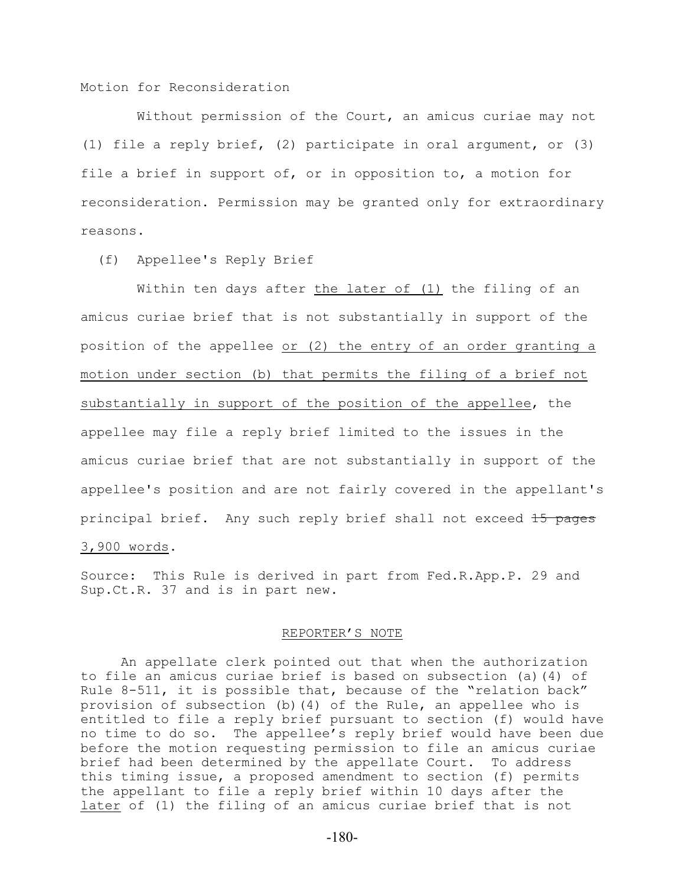Motion for Reconsideration

Without permission of the Court, an amicus curiae may not (1) file a reply brief, (2) participate in oral argument, or (3) file a brief in support of, or in opposition to, a motion for reconsideration. Permission may be granted only for extraordinary reasons.

(f) Appellee's Reply Brief

Within ten days after <u>the later of (1)</u> the filing of an amicus curiae brief that is not substantially in support of the position of the appellee <u>or (2) the entry of an order granting a motion under section (b) that permits the filing of a brief not substantially in support of the position of the appellee</u>, the appellee may file a reply brief limited to the issues in the amicus curiae brief that are not substantially in support of the appellee's position and are not fairly covered in the appellant's principal brief. Any such reply brief shall not exceed ~~15 pages~~ <u>3,900 words</u>.

Source: This Rule is derived in part from Fed.R.App.P. 29 and Sup.Ct.R. 37 and is in part new.

<u>REPORTER'S NOTE</u>

An appellate clerk pointed out that when the authorization to file an amicus curiae brief is based on subsection (a)(4) of Rule 8-511, it is possible that, because of the "relation back" provision of subsection (b)(4) of the Rule, an appellee who is entitled to file a reply brief pursuant to section (f) would have no time to do so. The appellee's reply brief would have been due before the motion requesting permission to file an amicus curiae brief had been determined by the appellate Court. To address this timing issue, a proposed amendment to section (f) permits the appellant to file a reply brief within 10 days after the <u>later</u> of (1) the filing of an amicus curiae brief that is not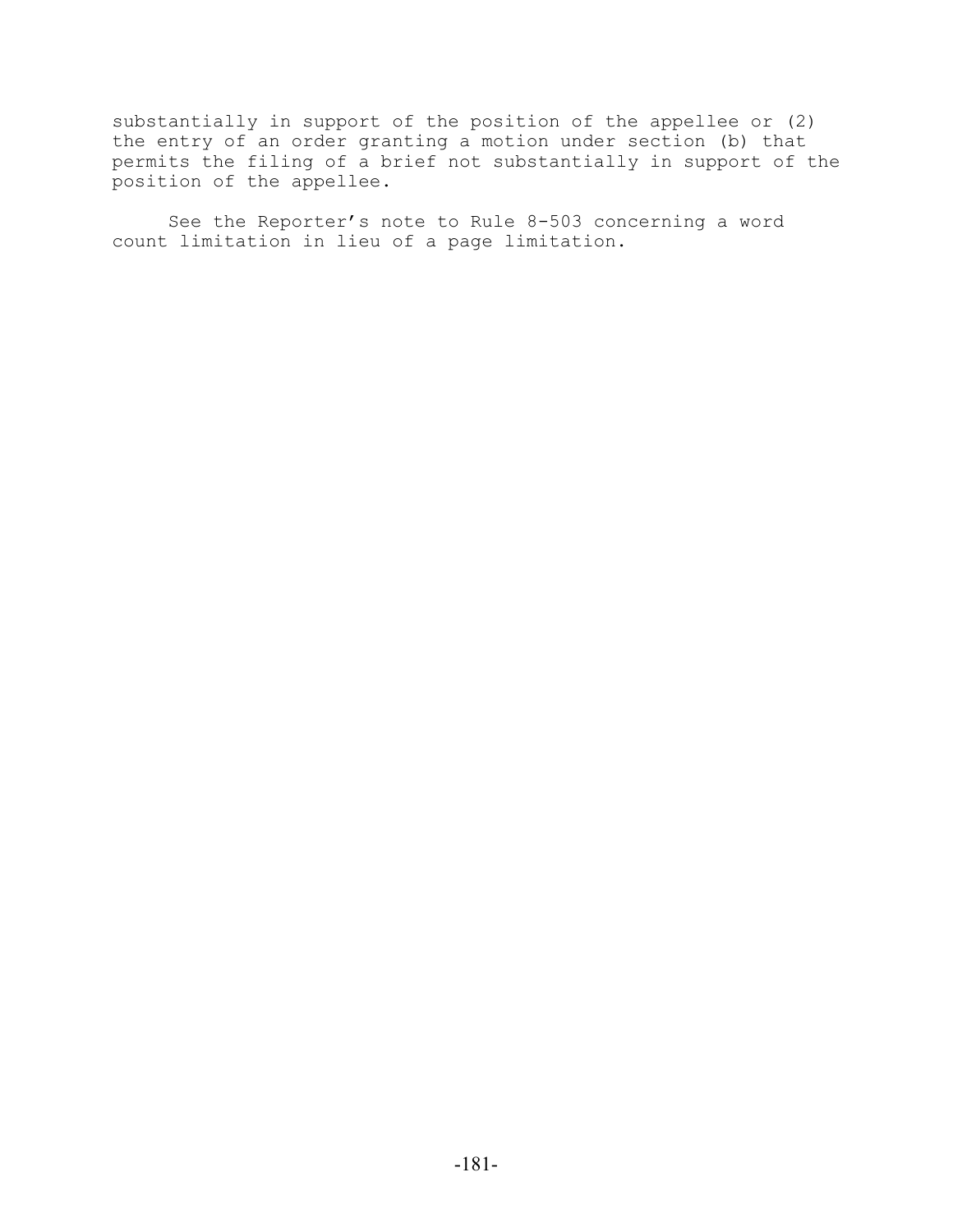substantially in support of the position of the appellee or (2) the entry of an order granting a motion under section (b) that permits the filing of a brief not substantially in support of the position of the appellee.

See the Reporter's note to Rule 8-503 concerning a word count limitation in lieu of a page limitation.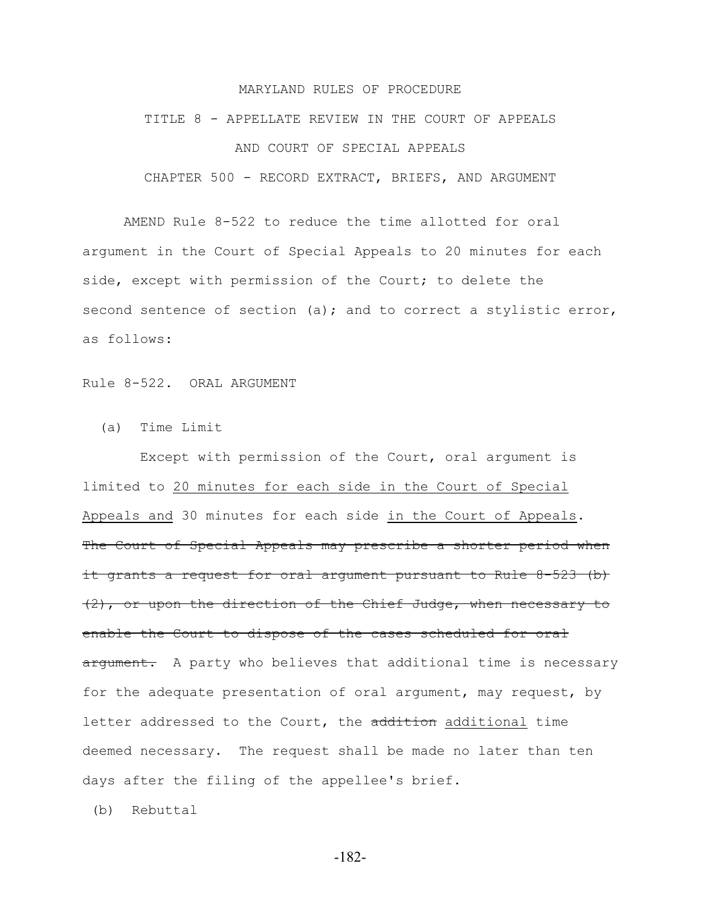MARYLAND RULES OF PROCEDURE

TITLE 8 - APPELLATE REVIEW IN THE COURT OF APPEALS

AND COURT OF SPECIAL APPEALS

CHAPTER 500 - RECORD EXTRACT, BRIEFS, AND ARGUMENT

AMEND Rule 8-522 to reduce the time allotted for oral argument in the Court of Special Appeals to 20 minutes for each side, except with permission of the Court; to delete the second sentence of section (a); and to correct a stylistic error, as follows:

Rule 8-522. ORAL ARGUMENT

(a) Time Limit

Except with permission of the Court, oral argument is limited to <u>20 minutes for each side in the Court of Special Appeals and</u> 30 minutes for each side <u>in the Court of Appeals</u>. ~~The Court of Special Appeals may prescribe a shorter period when it grants a request for oral argument pursuant to Rule 8-523 (b) (2), or upon the direction of the Chief Judge, when necessary to enable the Court to dispose of the cases scheduled for oral argument.~~ A party who believes that additional time is necessary for the adequate presentation of oral argument, may request, by letter addressed to the Court, the ~~addition~~ <u>additional</u> time deemed necessary. The request shall be made no later than ten days after the filing of the appellee's brief.

(b) Rebuttal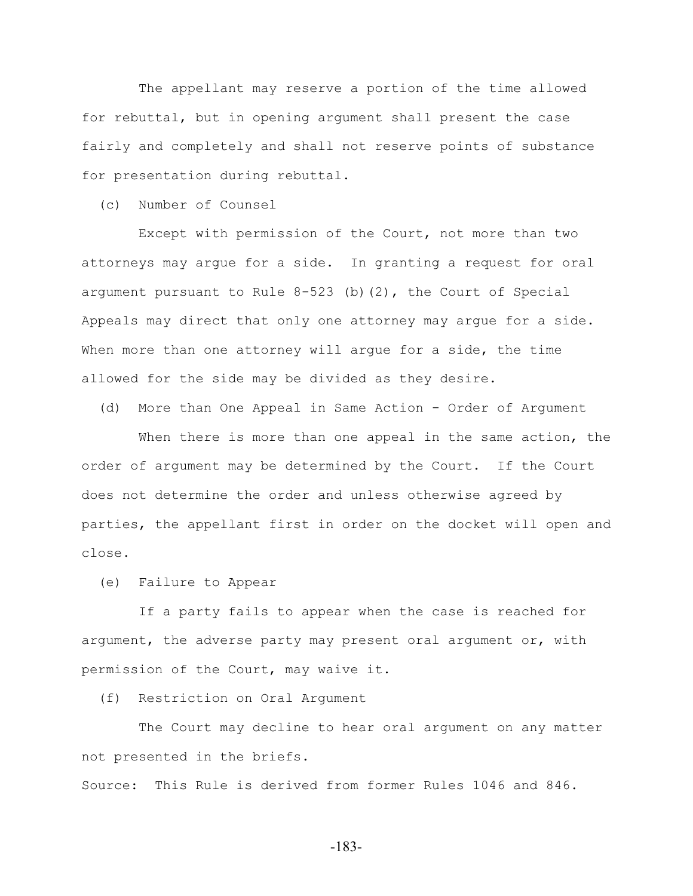The appellant may reserve a portion of the time allowed for rebuttal, but in opening argument shall present the case fairly and completely and shall not reserve points of substance for presentation during rebuttal.

(c) Number of Counsel

Except with permission of the Court, not more than two attorneys may argue for a side. In granting a request for oral argument pursuant to Rule 8-523 (b)(2), the Court of Special Appeals may direct that only one attorney may argue for a side. When more than one attorney will argue for a side, the time allowed for the side may be divided as they desire.

(d) More than One Appeal in Same Action - Order of Argument

When there is more than one appeal in the same action, the order of argument may be determined by the Court. If the Court does not determine the order and unless otherwise agreed by parties, the appellant first in order on the docket will open and close.

(e) Failure to Appear

If a party fails to appear when the case is reached for argument, the adverse party may present oral argument or, with permission of the Court, may waive it.

(f) Restriction on Oral Argument

The Court may decline to hear oral argument on any matter not presented in the briefs.

Source: This Rule is derived from former Rules 1046 and 846.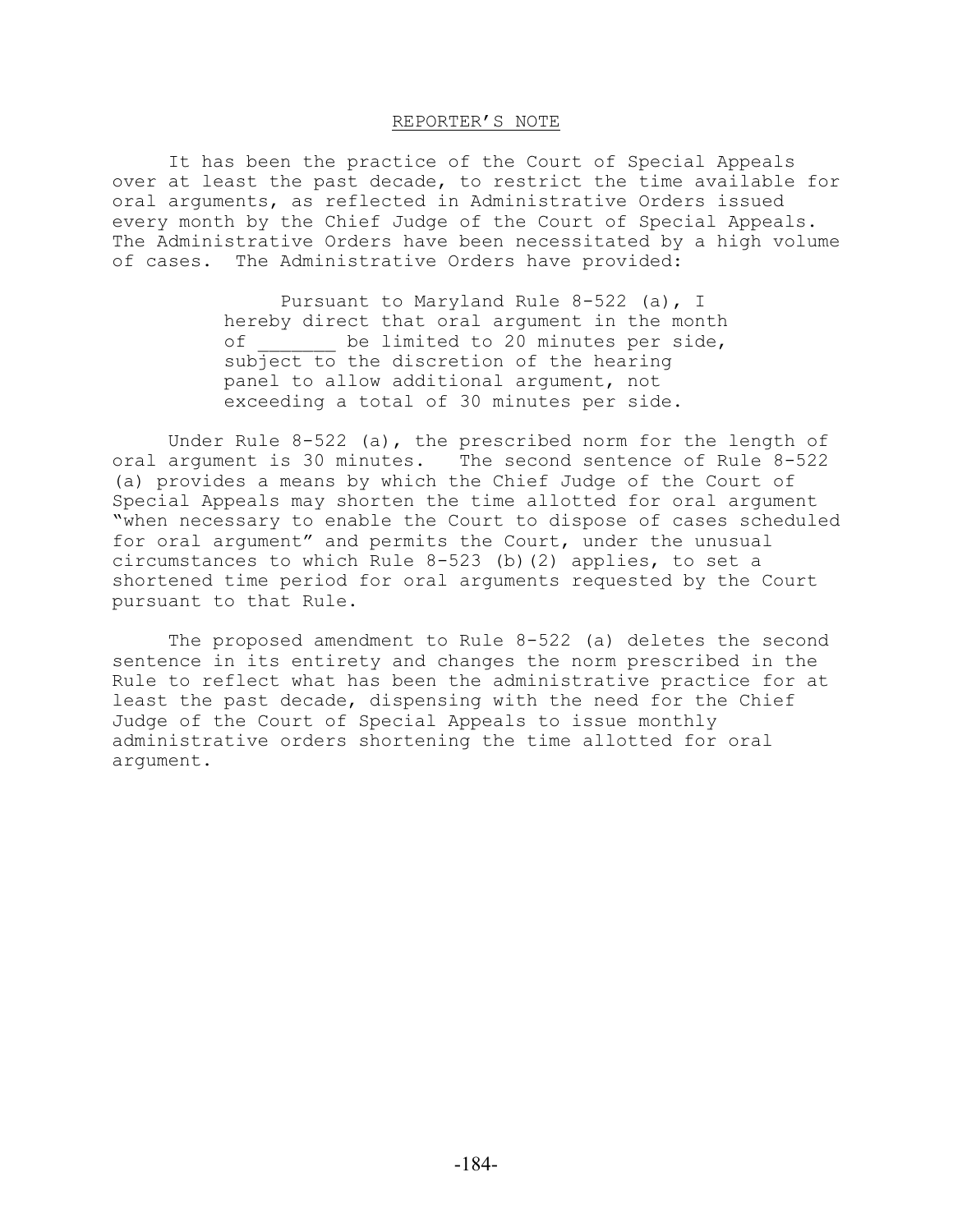REPORTER'S NOTE

It has been the practice of the Court of Special Appeals over at least the past decade, to restrict the time available for oral arguments, as reflected in Administrative Orders issued every month by the Chief Judge of the Court of Special Appeals. The Administrative Orders have been necessitated by a high volume of cases. The Administrative Orders have provided:

> Pursuant to Maryland Rule 8-522 (a), I hereby direct that oral argument in the month of _______ be limited to 20 minutes per side, subject to the discretion of the hearing panel to allow additional argument, not exceeding a total of 30 minutes per side.

Under Rule 8-522 (a), the prescribed norm for the length of oral argument is 30 minutes. The second sentence of Rule 8-522 (a) provides a means by which the Chief Judge of the Court of Special Appeals may shorten the time allotted for oral argument "when necessary to enable the Court to dispose of cases scheduled for oral argument" and permits the Court, under the unusual circumstances to which Rule 8-523 (b)(2) applies, to set a shortened time period for oral arguments requested by the Court pursuant to that Rule.

The proposed amendment to Rule 8-522 (a) deletes the second sentence in its entirety and changes the norm prescribed in the Rule to reflect what has been the administrative practice for at least the past decade, dispensing with the need for the Chief Judge of the Court of Special Appeals to issue monthly administrative orders shortening the time allotted for oral argument.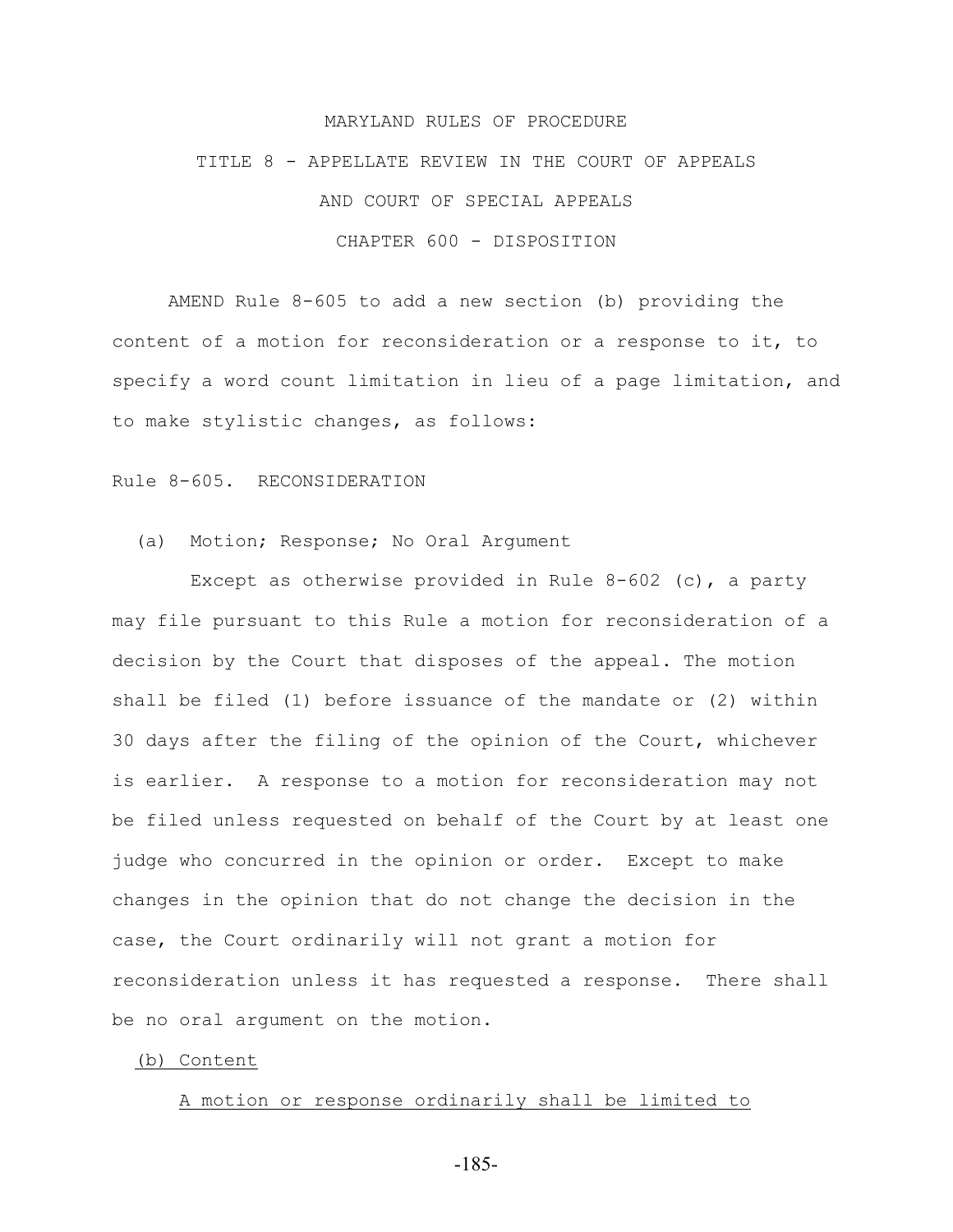MARYLAND RULES OF PROCEDURE

TITLE 8 - APPELLATE REVIEW IN THE COURT OF APPEALS

AND COURT OF SPECIAL APPEALS

CHAPTER 600 - DISPOSITION

AMEND Rule 8-605 to add a new section (b) providing the content of a motion for reconsideration or a response to it, to specify a word count limitation in lieu of a page limitation, and to make stylistic changes, as follows:

Rule 8-605. RECONSIDERATION

(a) Motion; Response; No Oral Argument

Except as otherwise provided in Rule 8-602 (c), a party may file pursuant to this Rule a motion for reconsideration of a decision by the Court that disposes of the appeal. The motion shall be filed (1) before issuance of the mandate or (2) within 30 days after the filing of the opinion of the Court, whichever is earlier. A response to a motion for reconsideration may not be filed unless requested on behalf of the Court by at least one judge who concurred in the opinion or order. Except to make changes in the opinion that do not change the decision in the case, the Court ordinarily will not grant a motion for reconsideration unless it has requested a response. There shall be no oral argument on the motion.

<u>(b) Content</u>

<u>A motion or response ordinarily shall be limited to</u>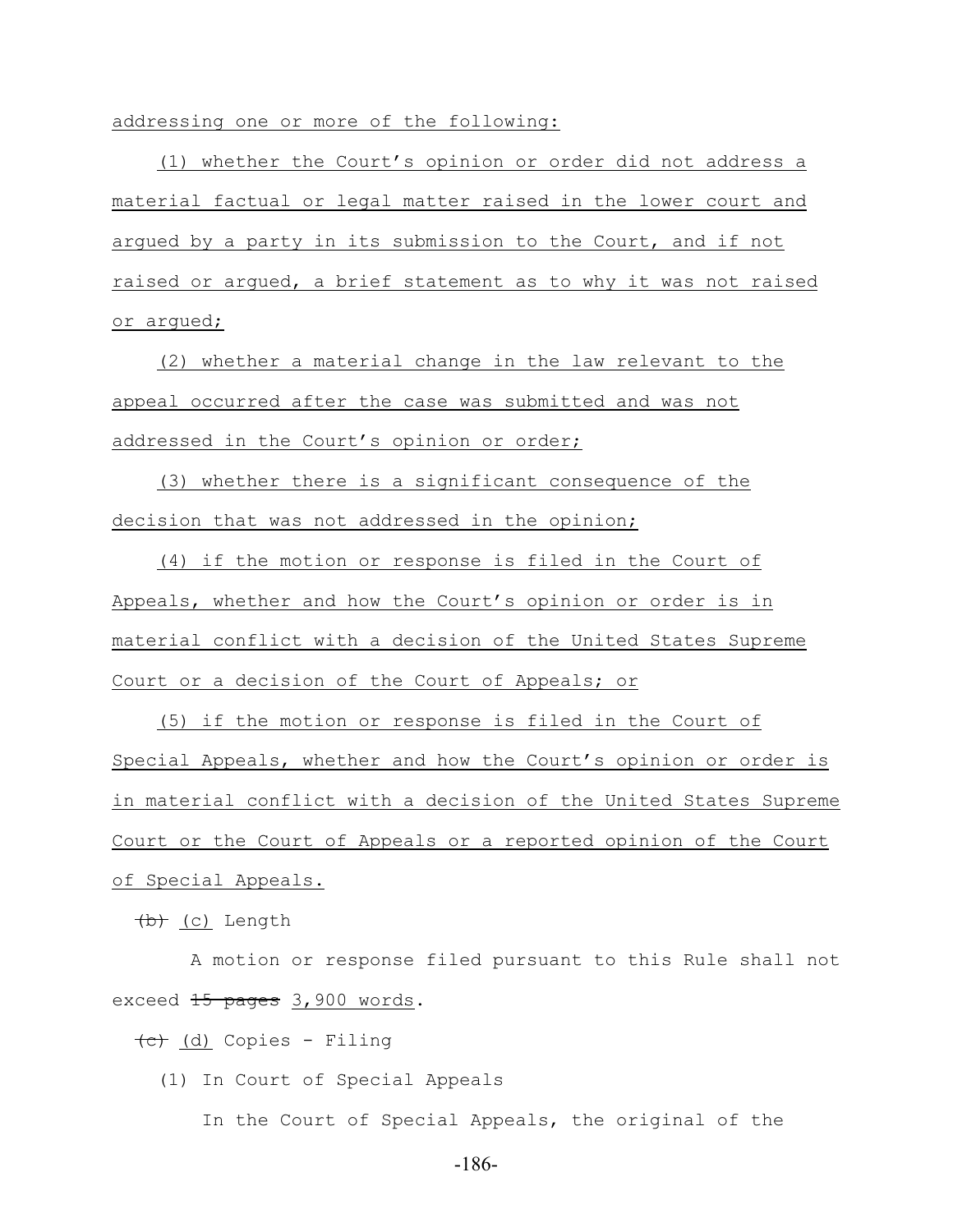addressing one or more of the following:

(1) whether the Court's opinion or order did not address a material factual or legal matter raised in the lower court and argued by a party in its submission to the Court, and if not raised or argued, a brief statement as to why it was not raised or argued;

(2) whether a material change in the law relevant to the appeal occurred after the case was submitted and was not addressed in the Court's opinion or order;

(3) whether there is a significant consequence of the decision that was not addressed in the opinion;

(4) if the motion or response is filed in the Court of Appeals, whether and how the Court's opinion or order is in material conflict with a decision of the United States Supreme Court or a decision of the Court of Appeals; or

(5) if the motion or response is filed in the Court of Special Appeals, whether and how the Court's opinion or order is in material conflict with a decision of the United States Supreme Court or the Court of Appeals or a reported opinion of the Court of Special Appeals.

~~(b)~~ (c) Length

A motion or response filed pursuant to this Rule shall not exceed ~~15 pages~~ 3,900 words.

~~(c)~~ (d) Copies - Filing

(1) In Court of Special Appeals

In the Court of Special Appeals, the original of the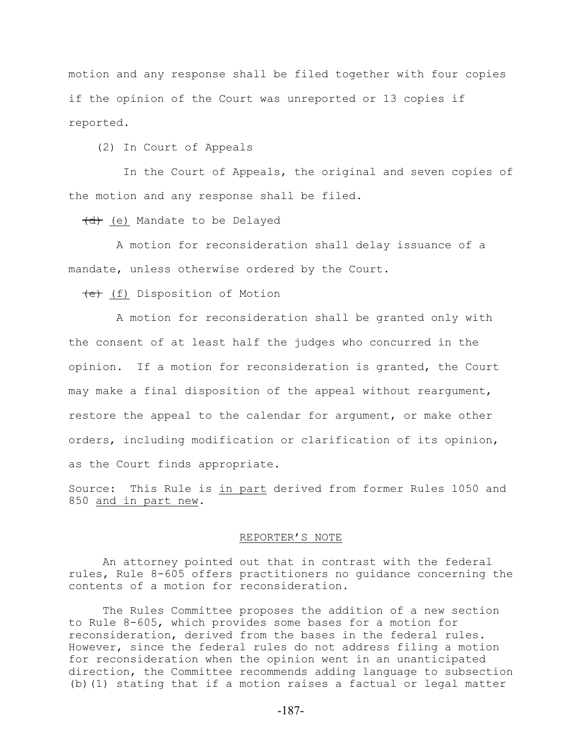motion and any response shall be filed together with four copies if the opinion of the Court was unreported or 13 copies if reported.

(2) In Court of Appeals

In the Court of Appeals, the original and seven copies of the motion and any response shall be filed.

~~(d)~~ <u>(e)</u> Mandate to be Delayed

A motion for reconsideration shall delay issuance of a mandate, unless otherwise ordered by the Court.

~~(e)~~ <u>(f)</u> Disposition of Motion

A motion for reconsideration shall be granted only with the consent of at least half the judges who concurred in the opinion. If a motion for reconsideration is granted, the Court may make a final disposition of the appeal without reargument, restore the appeal to the calendar for argument, or make other orders, including modification or clarification of its opinion, as the Court finds appropriate.

Source: This Rule is <u>in part</u> derived from former Rules 1050 and 850 <u>and in part new</u>.

## <u>REPORTER'S NOTE</u>

An attorney pointed out that in contrast with the federal rules, Rule 8-605 offers practitioners no guidance concerning the contents of a motion for reconsideration.

The Rules Committee proposes the addition of a new section to Rule 8-605, which provides some bases for a motion for reconsideration, derived from the bases in the federal rules. However, since the federal rules do not address filing a motion for reconsideration when the opinion went in an unanticipated direction, the Committee recommends adding language to subsection (b)(1) stating that if a motion raises a factual or legal matter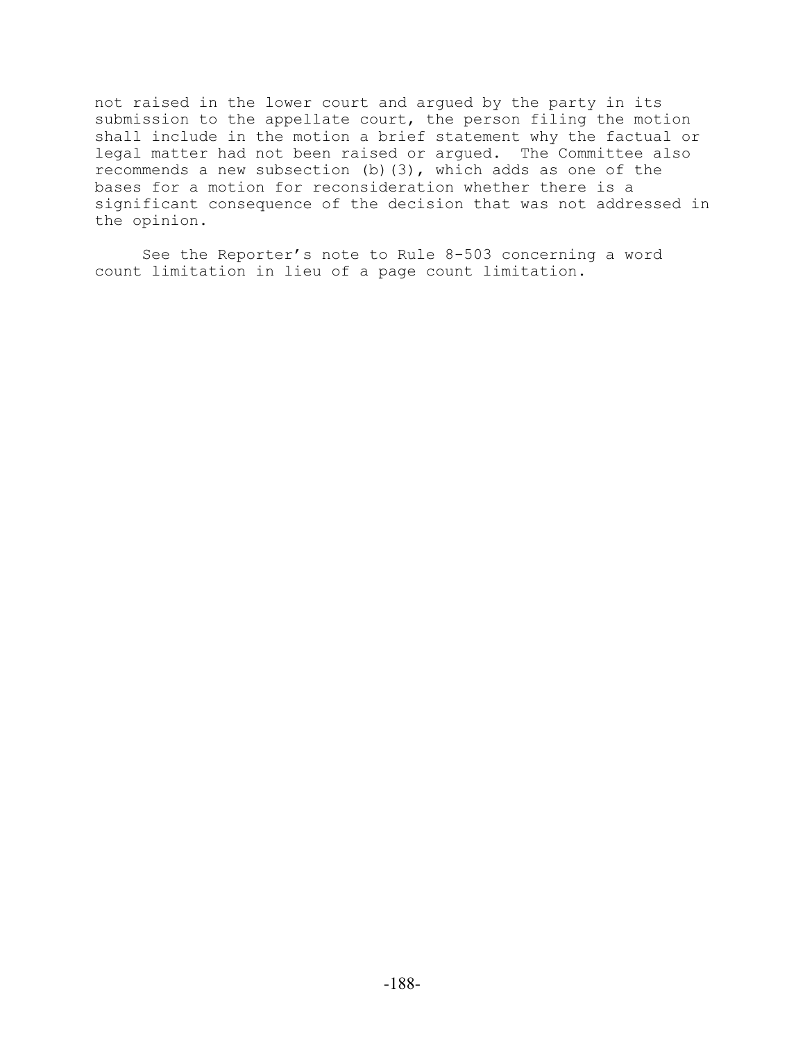not raised in the lower court and argued by the party in its submission to the appellate court, the person filing the motion shall include in the motion a brief statement why the factual or legal matter had not been raised or argued. The Committee also recommends a new subsection (b)(3), which adds as one of the bases for a motion for reconsideration whether there is a significant consequence of the decision that was not addressed in the opinion.

See the Reporter's note to Rule 8-503 concerning a word count limitation in lieu of a page count limitation.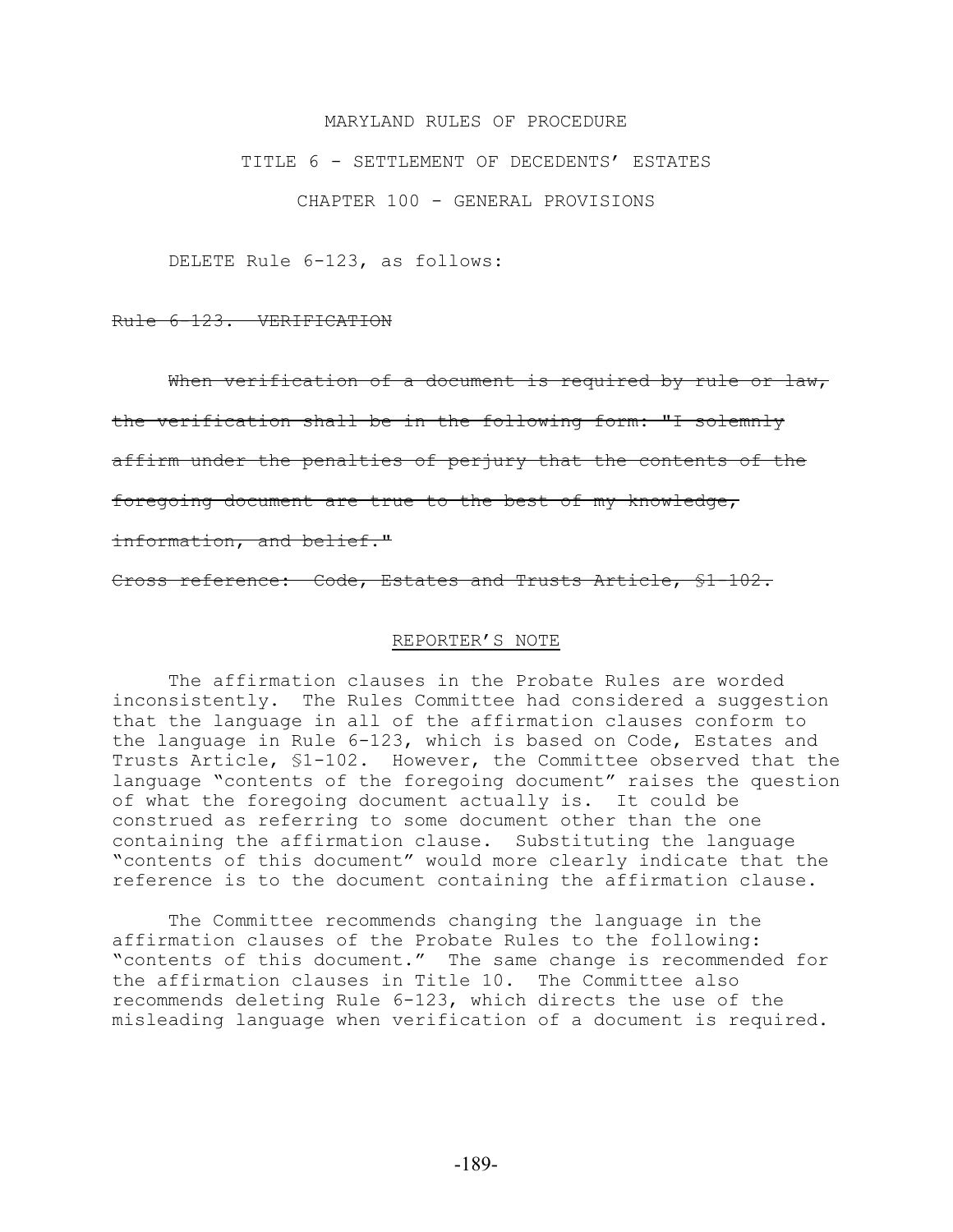MARYLAND RULES OF PROCEDURE

TITLE 6 - SETTLEMENT OF DECEDENTS' ESTATES

CHAPTER 100 - GENERAL PROVISIONS

DELETE Rule 6-123, as follows:

~~Rule 6-123. VERIFICATION~~

~~When verification of a document is required by rule or law, the verification shall be in the following form: "I solemnly affirm under the penalties of perjury that the contents of the foregoing document are true to the best of my knowledge, information, and belief."~~

~~Cross reference: Code, Estates and Trusts Article, §1-102.~~

REPORTER'S NOTE

The affirmation clauses in the Probate Rules are worded inconsistently. The Rules Committee had considered a suggestion that the language in all of the affirmation clauses conform to the language in Rule 6-123, which is based on Code, Estates and Trusts Article, §1-102. However, the Committee observed that the language "contents of the foregoing document" raises the question of what the foregoing document actually is. It could be construed as referring to some document other than the one containing the affirmation clause. Substituting the language "contents of this document" would more clearly indicate that the reference is to the document containing the affirmation clause.

The Committee recommends changing the language in the affirmation clauses of the Probate Rules to the following: "contents of this document." The same change is recommended for the affirmation clauses in Title 10. The Committee also recommends deleting Rule 6-123, which directs the use of the misleading language when verification of a document is required.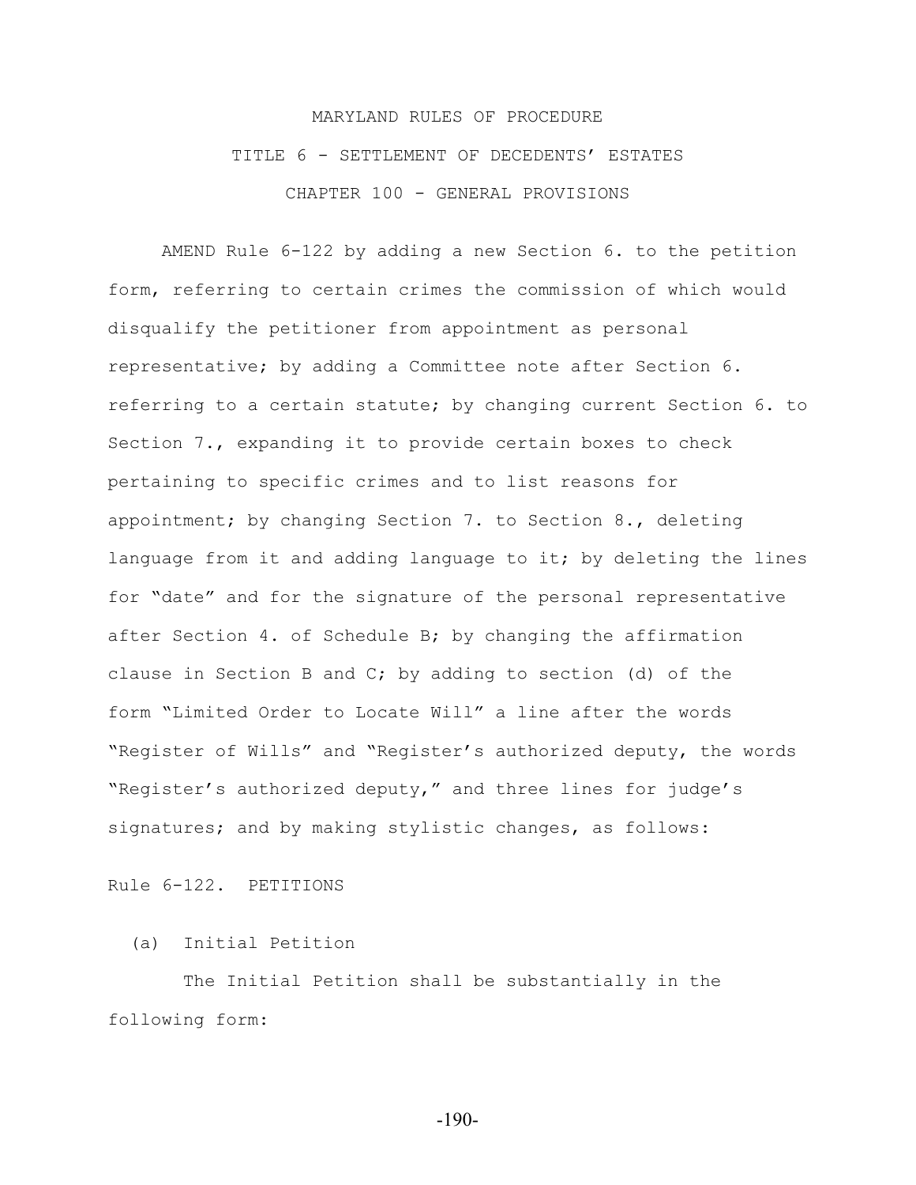MARYLAND RULES OF PROCEDURE

TITLE 6 - SETTLEMENT OF DECEDENTS' ESTATES

CHAPTER 100 - GENERAL PROVISIONS

AMEND Rule 6-122 by adding a new Section 6. to the petition form, referring to certain crimes the commission of which would disqualify the petitioner from appointment as personal representative; by adding a Committee note after Section 6. referring to a certain statute; by changing current Section 6. to Section 7., expanding it to provide certain boxes to check pertaining to specific crimes and to list reasons for appointment; by changing Section 7. to Section 8., deleting language from it and adding language to it; by deleting the lines for "date" and for the signature of the personal representative after Section 4. of Schedule B; by changing the affirmation clause in Section B and C; by adding to section (d) of the form "Limited Order to Locate Will" a line after the words "Register of Wills" and "Register's authorized deputy, the words "Register's authorized deputy," and three lines for judge's signatures; and by making stylistic changes, as follows:

Rule 6-122. PETITIONS

(a) Initial Petition

The Initial Petition shall be substantially in the following form: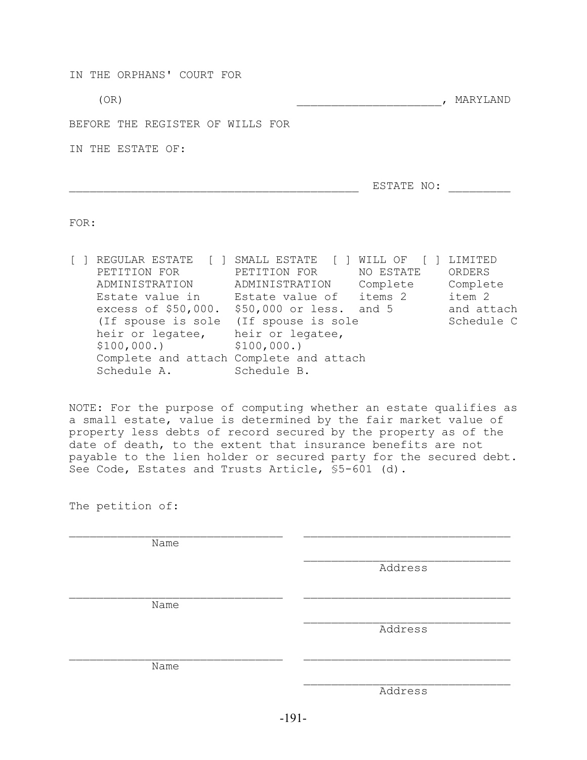IN THE ORPHANS' COURT FOR

(OR) ______________________, MARYLAND

BEFORE THE REGISTER OF WILLS FOR

IN THE ESTATE OF:

____________________________________________ ESTATE NO: _________

FOR:

| [ ] REGULAR ESTATE PETITION FOR ADMINISTRATION | [ ] SMALL ESTATE PETITION FOR ADMINISTRATION | [ ] WILL OF NO ESTATE | [ ] LIMITED ORDERS |
|---|---|---|---|
| Estate value in excess of $50,000. (If spouse is sole heir or legatee, $100,000.) Complete and attach Schedule A. | Estate value of $50,000 or less. (If spouse is sole heir or legatee, $100,000.) Complete and attach Schedule B. | Complete items 2 and 5 | Complete item 2 and attach Schedule C |

NOTE: For the purpose of computing whether an estate qualifies as a small estate, value is determined by the fair market value of property less debts of record secured by the property as of the date of death, to the extent that insurance benefits are not payable to the lien holder or secured party for the secured debt. See Code, Estates and Trusts Article, §5-601 (d).

The petition of:

________________________________ ________________________________
Name

________________________________
Address

________________________________ ________________________________
Name

________________________________
Address

________________________________ ________________________________
Name

________________________________
Address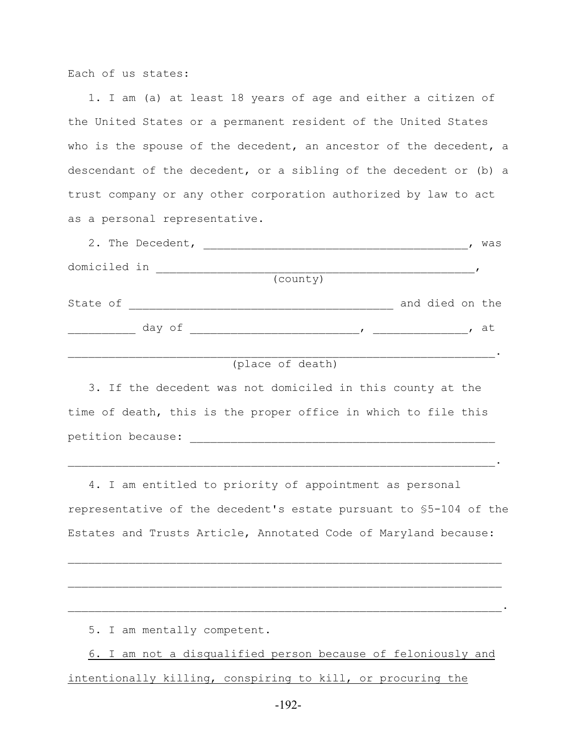Each of us states:

1. I am (a) at least 18 years of age and either a citizen of the United States or a permanent resident of the United States who is the spouse of the decedent, an ancestor of the decedent, a descendant of the decedent, or a sibling of the decedent or (b) a trust company or any other corporation authorized by law to act as a personal representative.

2. The Decedent, ________________________________________, was domiciled in ________________________________________________,
(county)
State of ______________________________________ and died on the __________ day of _________________________, ______________, at ______________________________________________________________.
(place of death)

3. If the decedent was not domiciled in this county at the time of death, this is the proper office in which to file this petition because: ______________________________________________
______________________________________________________________.

4. I am entitled to priority of appointment as personal representative of the decedent's estate pursuant to §5-104 of the Estates and Trusts Article, Annotated Code of Maryland because:
______________________________________________________________
______________________________________________________________
______________________________________________________________.

5. I am mentally competent.

<u>6. I am not a disqualified person because of feloniously and intentionally killing, conspiring to kill, or procuring the</u>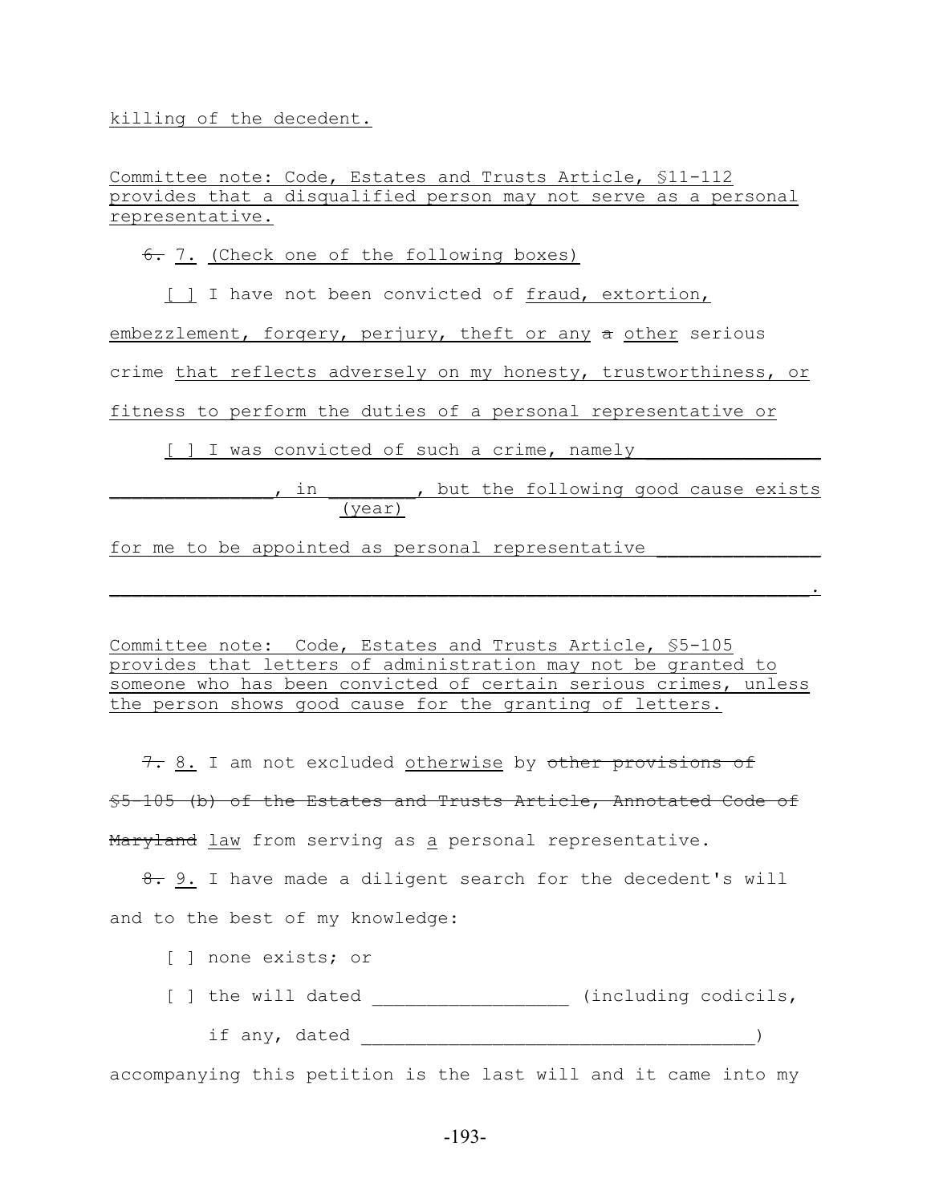killing of the decedent.

Committee note: Code, Estates and Trusts Article, §11-112 provides that a disqualified person may not serve as a personal representative.

~~6.~~ 7. (Check one of the following boxes)

[ ] I have not been convicted of fraud, extortion, embezzlement, forgery, perjury, theft or any ~~a~~ other serious crime that reflects adversely on my honesty, trustworthiness, or fitness to perform the duties of a personal representative or

[ ] I was convicted of such a crime, namely ________________ ________________, in ________, but the following good cause exists
(year)

for me to be appointed as personal representative ______________ ______________________________________________________________.

Committee note: Code, Estates and Trusts Article, §5-105 provides that letters of administration may not be granted to someone who has been convicted of certain serious crimes, unless the person shows good cause for the granting of letters.

~~7.~~ 8. I am not excluded otherwise by ~~other provisions of §5-105 (b) of the Estates and Trusts Article, Annotated Code of Maryland~~ law from serving as a personal representative.

~~8.~~ 9. I have made a diligent search for the decedent's will and to the best of my knowledge:

[ ] none exists; or

[ ] the will dated __________________ (including codicils, if any, dated ____________________________________)

accompanying this petition is the last will and it came into my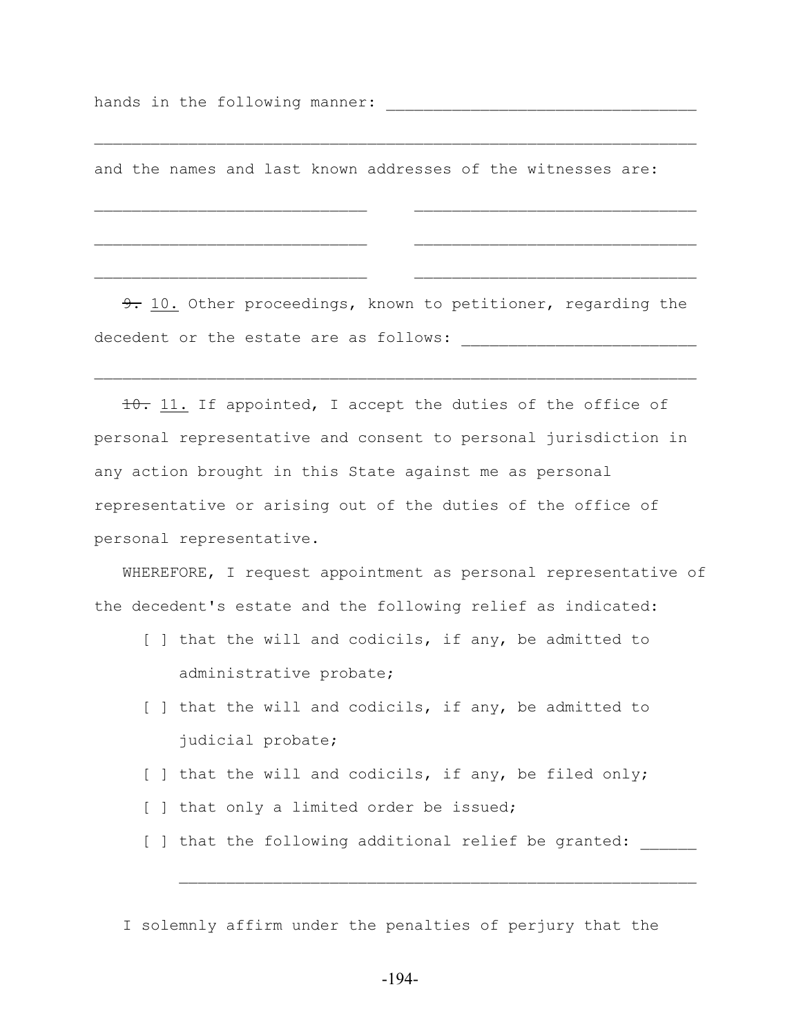hands in the following manner: ________________________________

________________________________________________________________

and the names and last known addresses of the witnesses are:

____________________________     ______________________________

____________________________     ______________________________

____________________________     ______________________________

~~9.~~ 10. Other proceedings, known to petitioner, regarding the decedent or the estate are as follows: ________________________

________________________________________________________________

~~10.~~ 11. If appointed, I accept the duties of the office of personal representative and consent to personal jurisdiction in any action brought in this State against me as personal representative or arising out of the duties of the office of personal representative.

WHEREFORE, I request appointment as personal representative of the decedent's estate and the following relief as indicated:

- [ ] that the will and codicils, if any, be admitted to administrative probate;
- [ ] that the will and codicils, if any, be admitted to judicial probate;
- [ ] that the will and codicils, if any, be filed only;
- [ ] that only a limited order be issued;
- [ ] that the following additional relief be granted: ______

  _______________________________________________________

I solemnly affirm under the penalties of perjury that the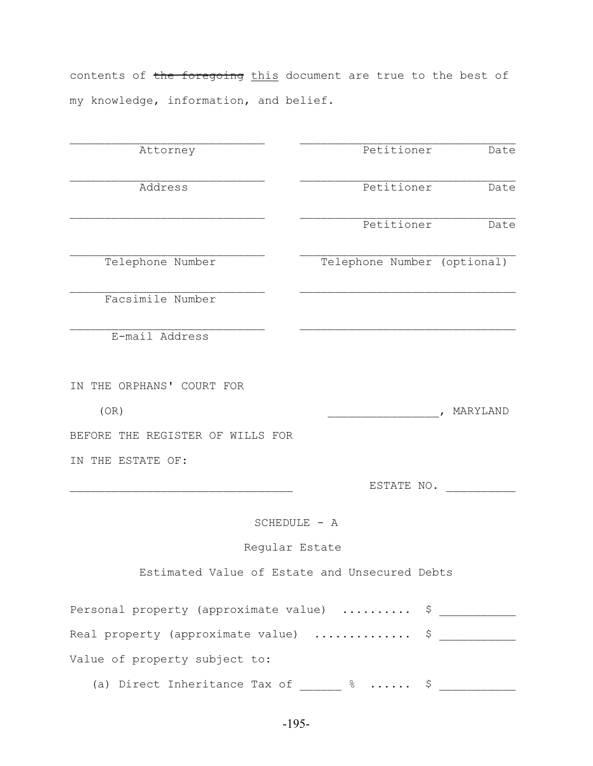contents of ~~the foregoing~~ <u>this</u> document are true to the best of my knowledge, information, and belief.

| | |
|---|---|
| ___________________________ Attorney | ______________________________ Petitioner Date |
| ___________________________ Address | ______________________________ Petitioner Date |
| ___________________________ | ______________________________ Petitioner Date |
| ___________________________ Telephone Number | ______________________________ Telephone Number (optional) |
| ___________________________ Facsimile Number | ______________________________ |
| ___________________________ E-mail Address | ______________________________ |

IN THE ORPHANS' COURT FOR

(OR) ________________, MARYLAND

BEFORE THE REGISTER OF WILLS FOR

IN THE ESTATE OF:

________________________________ ESTATE NO. __________

SCHEDULE - A

Regular Estate

Estimated Value of Estate and Unsecured Debts

Personal property (approximate value) .......... $ ___________

Real property (approximate value) .............. $ ___________

Value of property subject to:

(a) Direct Inheritance Tax of ______ % ...... $ ___________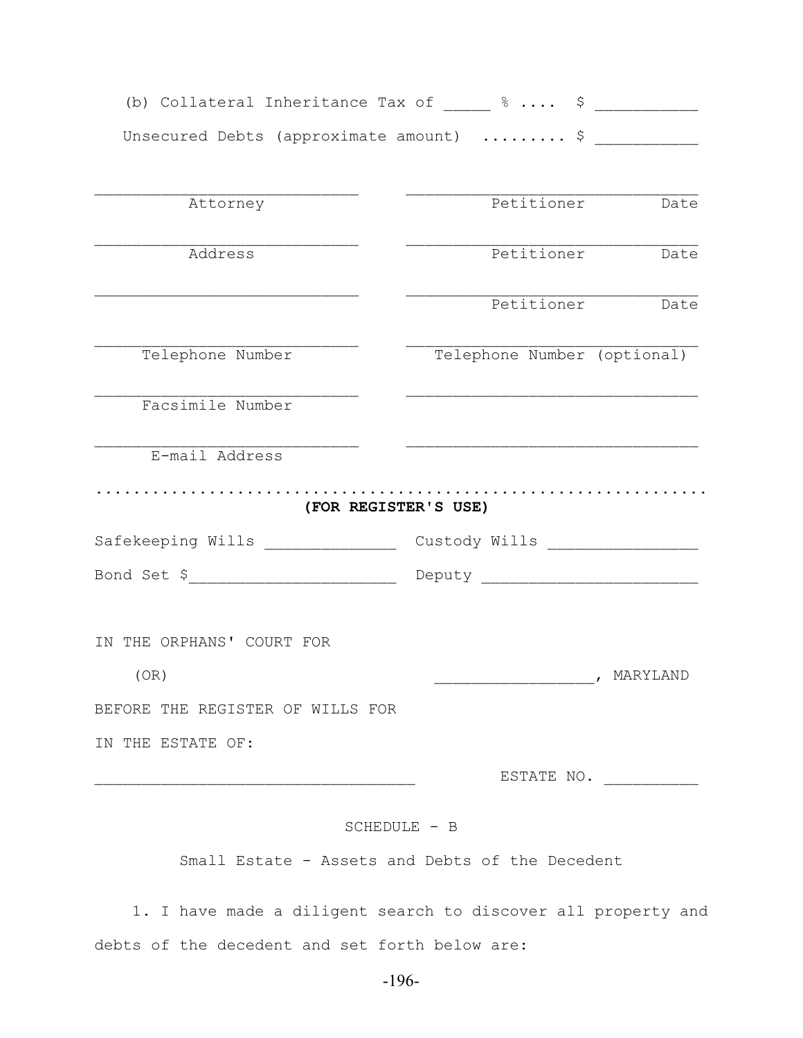(b) Collateral Inheritance Tax of _____ % .... $ ___________

Unsecured Debts (approximate amount) ......... $ ___________

| | |
|---|---|
| ____________________________ Attorney | ________________________________ Petitioner Date |
| ____________________________ Address | ________________________________ Petitioner Date |
| ____________________________ | ________________________________ Petitioner Date |
| ____________________________ Telephone Number | ________________________________ Telephone Number (optional) |
| ____________________________ Facsimile Number | ________________________________ |
| ____________________________ E-mail Address | ________________________________ |

.............................................................................

**(FOR REGISTER'S USE)**

Safekeeping Wills ______________ Custody Wills ________________

Bond Set $______________________ Deputy _______________________

IN THE ORPHANS' COURT FOR

(OR) _________________, MARYLAND

BEFORE THE REGISTER OF WILLS FOR

IN THE ESTATE OF:

__________________________________ ESTATE NO. __________

SCHEDULE - B

Small Estate - Assets and Debts of the Decedent

1. I have made a diligent search to discover all property and debts of the decedent and set forth below are: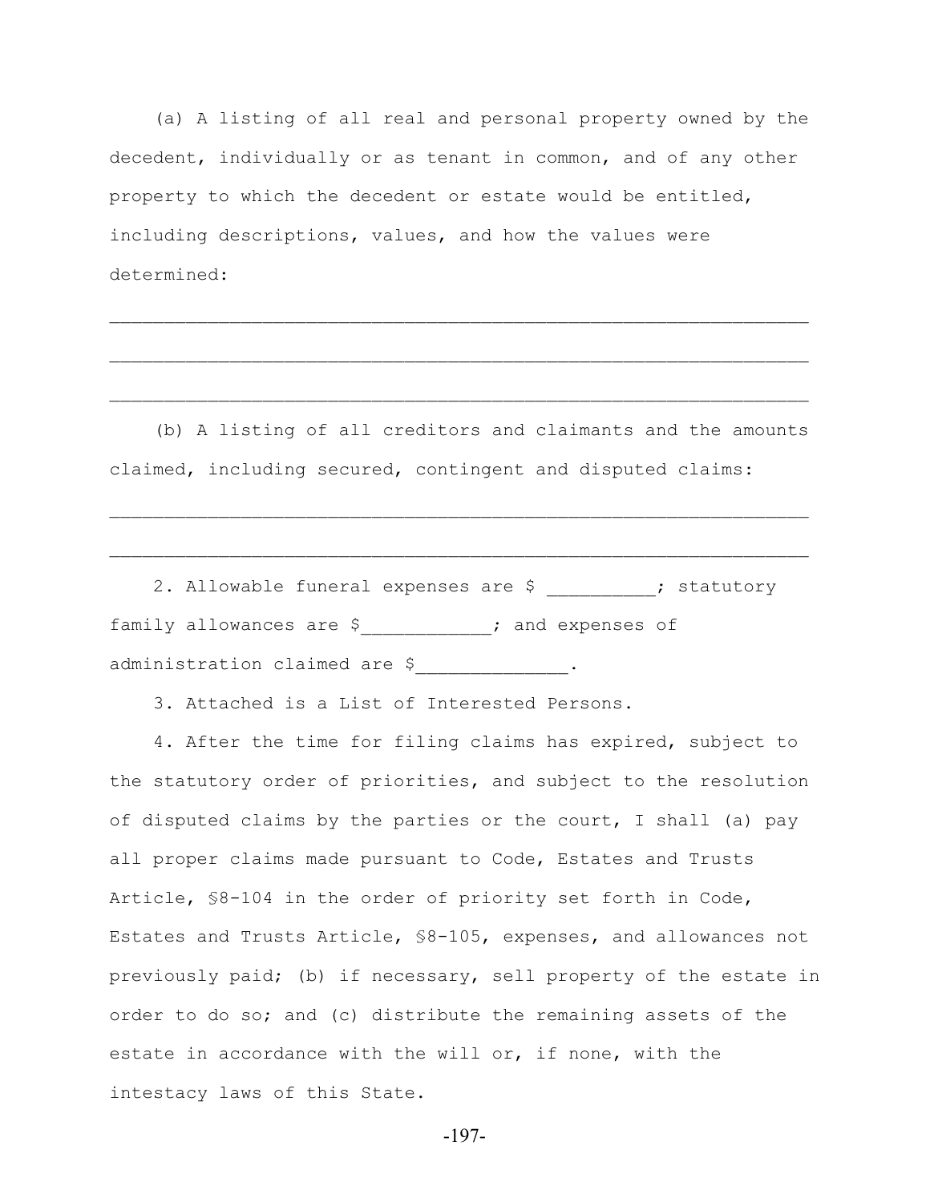(a) A listing of all real and personal property owned by the decedent, individually or as tenant in common, and of any other property to which the decedent or estate would be entitled, including descriptions, values, and how the values were determined:

________________________________________________________________

________________________________________________________________

________________________________________________________________

(b) A listing of all creditors and claimants and the amounts claimed, including secured, contingent and disputed claims:

________________________________________________________________

________________________________________________________________

2. Allowable funeral expenses are $ __________; statutory family allowances are $____________; and expenses of administration claimed are $______________.

3. Attached is a List of Interested Persons.

4. After the time for filing claims has expired, subject to the statutory order of priorities, and subject to the resolution of disputed claims by the parties or the court, I shall (a) pay all proper claims made pursuant to Code, Estates and Trusts Article, §8-104 in the order of priority set forth in Code, Estates and Trusts Article, §8-105, expenses, and allowances not previously paid; (b) if necessary, sell property of the estate in order to do so; and (c) distribute the remaining assets of the estate in accordance with the will or, if none, with the intestacy laws of this State.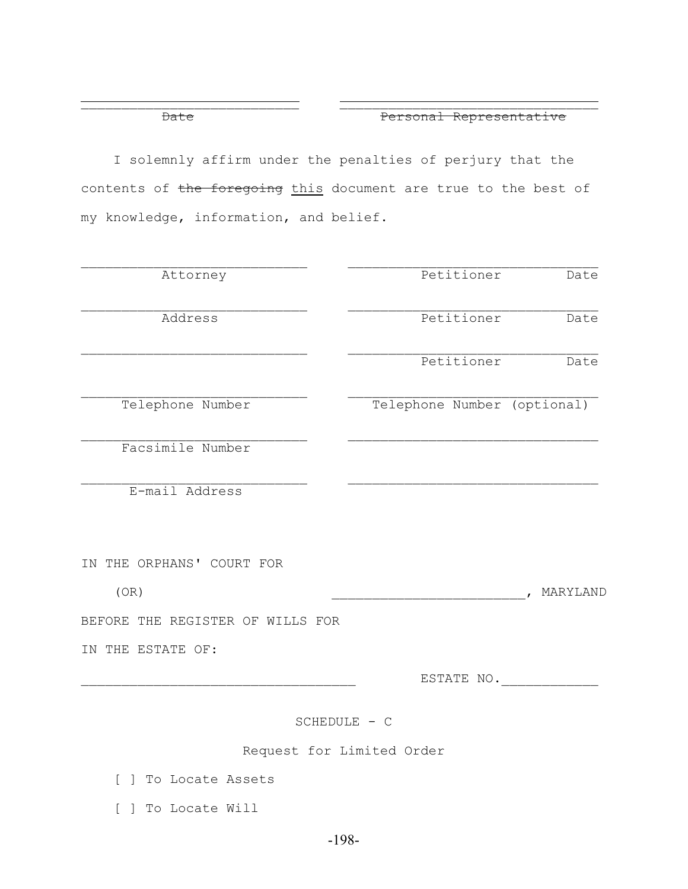\_\_\_\_\_\_\_\_\_\_\_\_\_\_\_\_\_\_\_\_\_\_\_\_\_\_\_\_ \_\_\_\_\_\_\_\_\_\_\_\_\_\_\_\_\_\_\_\_\_\_\_\_\_\_\_\_\_\_\_\_\_

~~Date~~ ~~Personal Representative~~

I solemnly affirm under the penalties of perjury that the contents of ~~the foregoing~~ <u>this</u> document are true to the best of my knowledge, information, and belief.

| | |
|---|---|
| \_\_\_\_\_\_\_\_\_\_\_\_\_\_\_\_\_\_\_\_\_\_\_\_\_\_\_\_ Attorney | \_\_\_\_\_\_\_\_\_\_\_\_\_\_\_\_\_\_\_\_\_\_\_\_\_\_\_\_\_\_\_\_ Petitioner Date |
| \_\_\_\_\_\_\_\_\_\_\_\_\_\_\_\_\_\_\_\_\_\_\_\_\_\_\_\_ Address | \_\_\_\_\_\_\_\_\_\_\_\_\_\_\_\_\_\_\_\_\_\_\_\_\_\_\_\_\_\_\_\_ Petitioner Date |
| \_\_\_\_\_\_\_\_\_\_\_\_\_\_\_\_\_\_\_\_\_\_\_\_\_\_\_\_ | \_\_\_\_\_\_\_\_\_\_\_\_\_\_\_\_\_\_\_\_\_\_\_\_\_\_\_\_\_\_\_\_ Petitioner Date |
| \_\_\_\_\_\_\_\_\_\_\_\_\_\_\_\_\_\_\_\_\_\_\_\_\_\_\_\_ Telephone Number | \_\_\_\_\_\_\_\_\_\_\_\_\_\_\_\_\_\_\_\_\_\_\_\_\_\_\_\_\_\_\_\_ Telephone Number (optional) |
| \_\_\_\_\_\_\_\_\_\_\_\_\_\_\_\_\_\_\_\_\_\_\_\_\_\_\_\_ Facsimile Number | \_\_\_\_\_\_\_\_\_\_\_\_\_\_\_\_\_\_\_\_\_\_\_\_\_\_\_\_\_\_\_\_ |
| \_\_\_\_\_\_\_\_\_\_\_\_\_\_\_\_\_\_\_\_\_\_\_\_\_\_\_\_ E-mail Address | \_\_\_\_\_\_\_\_\_\_\_\_\_\_\_\_\_\_\_\_\_\_\_\_\_\_\_\_\_\_\_\_ |

IN THE ORPHANS' COURT FOR

(OR) \_\_\_\_\_\_\_\_\_\_\_\_\_\_\_\_\_\_\_\_\_\_\_\_\_\_\_, MARYLAND

BEFORE THE REGISTER OF WILLS FOR

IN THE ESTATE OF:

\_\_\_\_\_\_\_\_\_\_\_\_\_\_\_\_\_\_\_\_\_\_\_\_\_\_\_\_\_\_\_\_\_\_\_\_ ESTATE NO.\_\_\_\_\_\_\_\_\_\_\_\_

SCHEDULE - C

Request for Limited Order

[ ] To Locate Assets

[ ] To Locate Will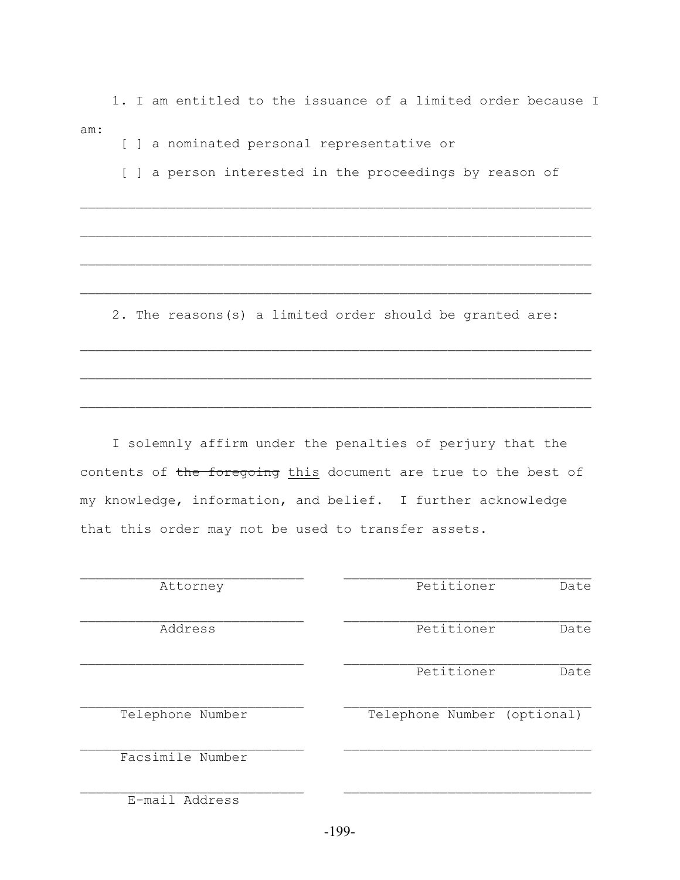1. I am entitled to the issuance of a limited order because I am:

[ ] a nominated personal representative or

[ ] a person interested in the proceedings by reason of

\_\_\_\_\_\_\_\_\_\_\_\_\_\_\_\_\_\_\_\_\_\_\_\_\_\_\_\_\_\_\_\_\_\_\_\_\_\_\_\_\_\_\_\_\_\_\_\_\_\_\_\_\_\_\_\_\_\_\_\_\_\_

\_\_\_\_\_\_\_\_\_\_\_\_\_\_\_\_\_\_\_\_\_\_\_\_\_\_\_\_\_\_\_\_\_\_\_\_\_\_\_\_\_\_\_\_\_\_\_\_\_\_\_\_\_\_\_\_\_\_\_\_\_\_

\_\_\_\_\_\_\_\_\_\_\_\_\_\_\_\_\_\_\_\_\_\_\_\_\_\_\_\_\_\_\_\_\_\_\_\_\_\_\_\_\_\_\_\_\_\_\_\_\_\_\_\_\_\_\_\_\_\_\_\_\_\_

\_\_\_\_\_\_\_\_\_\_\_\_\_\_\_\_\_\_\_\_\_\_\_\_\_\_\_\_\_\_\_\_\_\_\_\_\_\_\_\_\_\_\_\_\_\_\_\_\_\_\_\_\_\_\_\_\_\_\_\_\_\_

2. The reasons(s) a limited order should be granted are:

\_\_\_\_\_\_\_\_\_\_\_\_\_\_\_\_\_\_\_\_\_\_\_\_\_\_\_\_\_\_\_\_\_\_\_\_\_\_\_\_\_\_\_\_\_\_\_\_\_\_\_\_\_\_\_\_\_\_\_\_\_\_

\_\_\_\_\_\_\_\_\_\_\_\_\_\_\_\_\_\_\_\_\_\_\_\_\_\_\_\_\_\_\_\_\_\_\_\_\_\_\_\_\_\_\_\_\_\_\_\_\_\_\_\_\_\_\_\_\_\_\_\_\_\_

\_\_\_\_\_\_\_\_\_\_\_\_\_\_\_\_\_\_\_\_\_\_\_\_\_\_\_\_\_\_\_\_\_\_\_\_\_\_\_\_\_\_\_\_\_\_\_\_\_\_\_\_\_\_\_\_\_\_\_\_\_\_

I solemnly affirm under the penalties of perjury that the contents of ~~the foregoing~~ <u>this</u> document are true to the best of my knowledge, information, and belief. I further acknowledge that this order may not be used to transfer assets.

| | |
|---|---|
| \_\_\_\_\_\_\_\_\_\_\_\_\_\_\_\_\_\_\_\_<br>Attorney | \_\_\_\_\_\_\_\_\_\_\_\_\_\_\_\_\_\_\_\_<br>Petitioner Date |
| \_\_\_\_\_\_\_\_\_\_\_\_\_\_\_\_\_\_\_\_<br>Address | \_\_\_\_\_\_\_\_\_\_\_\_\_\_\_\_\_\_\_\_<br>Petitioner Date |
| \_\_\_\_\_\_\_\_\_\_\_\_\_\_\_\_\_\_\_\_ | \_\_\_\_\_\_\_\_\_\_\_\_\_\_\_\_\_\_\_\_<br>Petitioner Date |
| \_\_\_\_\_\_\_\_\_\_\_\_\_\_\_\_\_\_\_\_<br>Telephone Number | \_\_\_\_\_\_\_\_\_\_\_\_\_\_\_\_\_\_\_\_<br>Telephone Number (optional) |
| \_\_\_\_\_\_\_\_\_\_\_\_\_\_\_\_\_\_\_\_<br>Facsimile Number | \_\_\_\_\_\_\_\_\_\_\_\_\_\_\_\_\_\_\_\_ |
| \_\_\_\_\_\_\_\_\_\_\_\_\_\_\_\_\_\_\_\_<br>E-mail Address | \_\_\_\_\_\_\_\_\_\_\_\_\_\_\_\_\_\_\_\_ |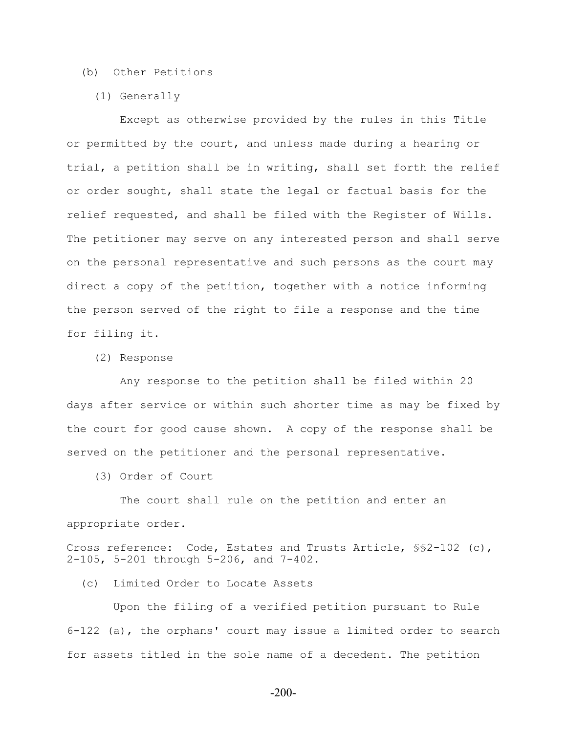(b) Other Petitions

(1) Generally

Except as otherwise provided by the rules in this Title or permitted by the court, and unless made during a hearing or trial, a petition shall be in writing, shall set forth the relief or order sought, shall state the legal or factual basis for the relief requested, and shall be filed with the Register of Wills. The petitioner may serve on any interested person and shall serve on the personal representative and such persons as the court may direct a copy of the petition, together with a notice informing the person served of the right to file a response and the time for filing it.

(2) Response

Any response to the petition shall be filed within 20 days after service or within such shorter time as may be fixed by the court for good cause shown. A copy of the response shall be served on the petitioner and the personal representative.

(3) Order of Court

The court shall rule on the petition and enter an appropriate order.

Cross reference: Code, Estates and Trusts Article, §§2-102 (c), 2-105, 5-201 through 5-206, and 7-402.

(c) Limited Order to Locate Assets

Upon the filing of a verified petition pursuant to Rule 6-122 (a), the orphans' court may issue a limited order to search for assets titled in the sole name of a decedent. The petition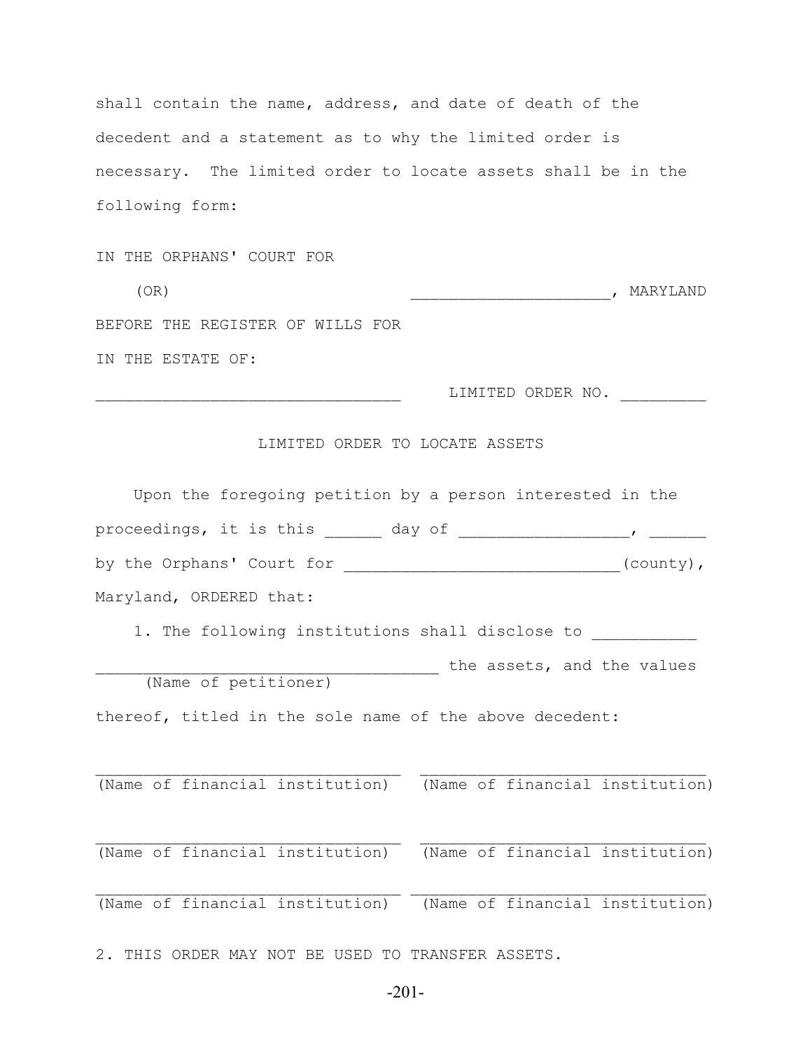shall contain the name, address, and date of death of the decedent and a statement as to why the limited order is necessary. The limited order to locate assets shall be in the following form:

IN THE ORPHANS' COURT FOR

(OR) _____________________, MARYLAND

BEFORE THE REGISTER OF WILLS FOR

IN THE ESTATE OF:

________________________________ LIMITED ORDER NO. _________

LIMITED ORDER TO LOCATE ASSETS

Upon the foregoing petition by a person interested in the proceedings, it is this ______ day of _________________, ______ by the Orphans' Court for _____________________________(county), Maryland, ORDERED that:

1. The following institutions shall disclose to ___________ ____________________________________ the assets, and the values
(Name of petitioner)
thereof, titled in the sole name of the above decedent:

________________________________ ______________________________
(Name of financial institution) (Name of financial institution)

________________________________ ______________________________
(Name of financial institution) (Name of financial institution)

________________________________ ______________________________
(Name of financial institution) (Name of financial institution)

2. THIS ORDER MAY NOT BE USED TO TRANSFER ASSETS.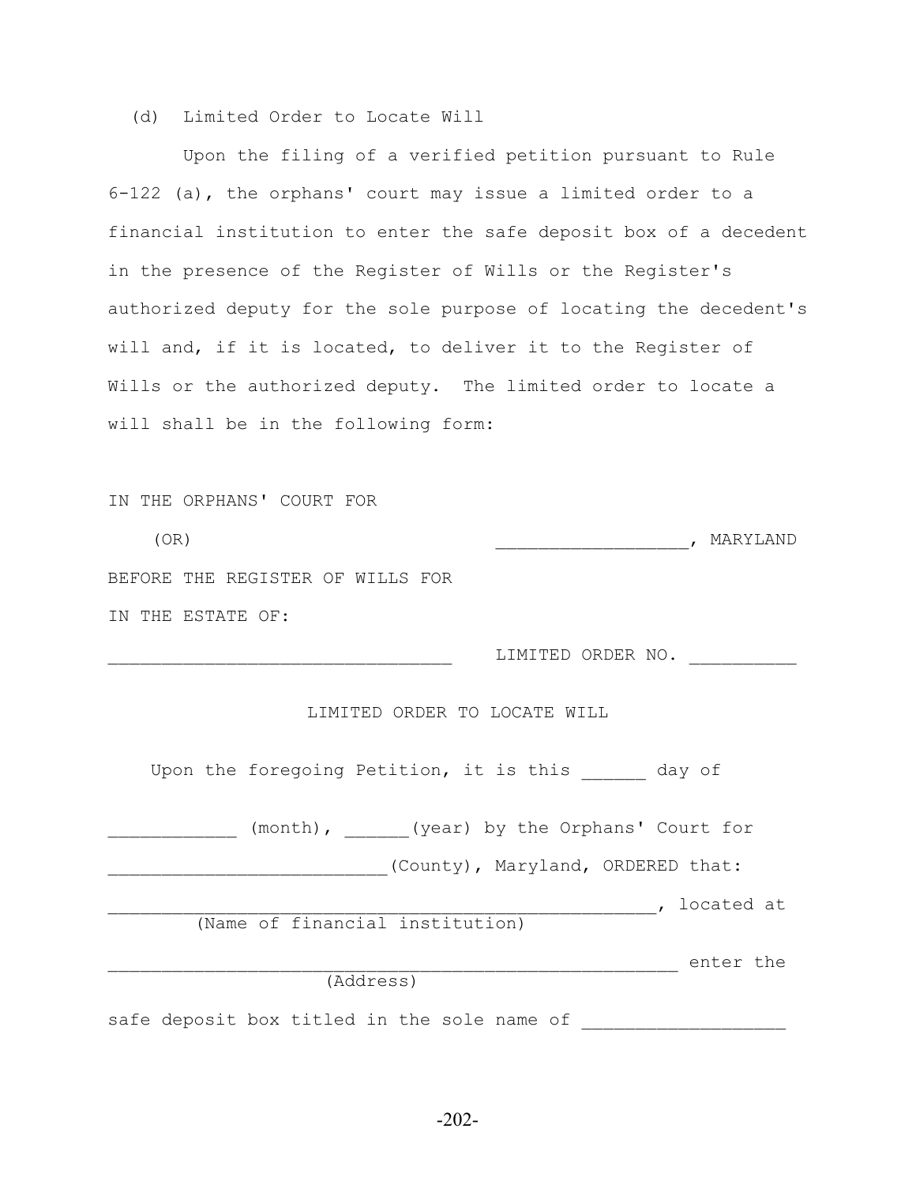(d) Limited Order to Locate Will

Upon the filing of a verified petition pursuant to Rule 6-122 (a), the orphans' court may issue a limited order to a financial institution to enter the safe deposit box of a decedent in the presence of the Register of Wills or the Register's authorized deputy for the sole purpose of locating the decedent's will and, if it is located, to deliver it to the Register of Wills or the authorized deputy. The limited order to locate a will shall be in the following form:

IN THE ORPHANS' COURT FOR
(OR) __________________, MARYLAND
BEFORE THE REGISTER OF WILLS FOR

IN THE ESTATE OF:

________________________________ LIMITED ORDER NO. __________

LIMITED ORDER TO LOCATE WILL

Upon the foregoing Petition, it is this ______ day of ____________ (month), ______(year) by the Orphans' Court for __________________________(County), Maryland, ORDERED that:

___________________________________________________, located at
(Name of financial institution)

_____________________________________________________ enter the
(Address)

safe deposit box titled in the sole name of ___________________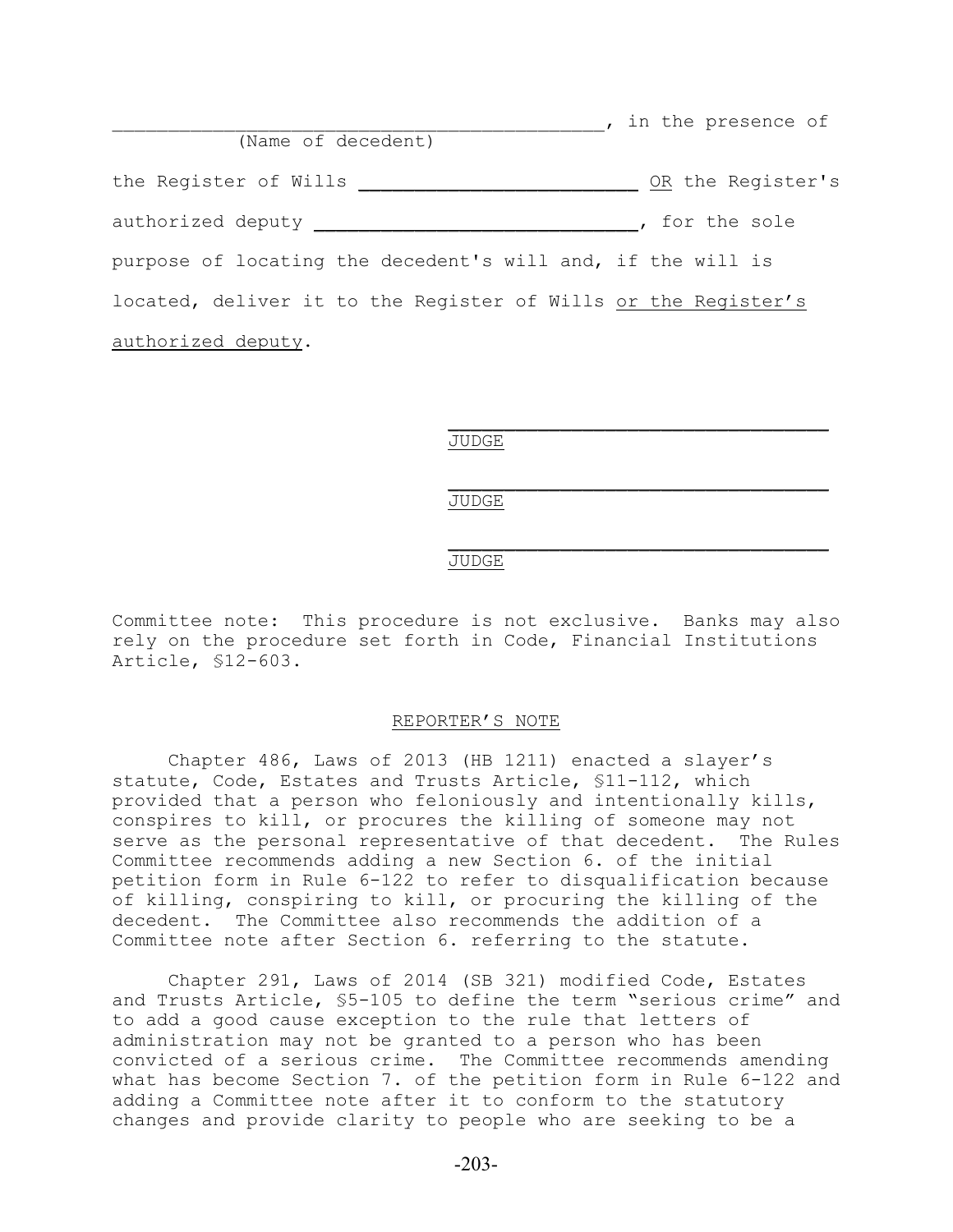\_\_\_\_\_\_\_\_\_\_\_\_\_\_\_\_\_\_\_\_\_\_\_\_\_\_\_\_\_\_\_\_\_\_\_\_\_\_\_\_\_\_\_, in the presence of
(Name of decedent)

the Register of Wills \_\_\_\_\_\_\_\_\_\_\_\_\_\_\_\_\_\_\_\_\_\_\_\_\_\_ <u>OR</u> the Register's authorized deputy \_\_\_\_\_\_\_\_\_\_\_\_\_\_\_\_\_\_\_\_\_\_\_\_\_\_\_\_\_\_, for the sole purpose of locating the decedent's will and, if the will is located, deliver it to the Register of Wills <u>or the Register's authorized deputy</u>.

\_\_\_\_\_\_\_\_\_\_\_\_\_\_\_\_\_\_\_\_\_\_\_\_\_\_\_\_\_\_\_\_\_\_
<u>JUDGE</u>

\_\_\_\_\_\_\_\_\_\_\_\_\_\_\_\_\_\_\_\_\_\_\_\_\_\_\_\_\_\_\_\_\_\_
<u>JUDGE</u>

\_\_\_\_\_\_\_\_\_\_\_\_\_\_\_\_\_\_\_\_\_\_\_\_\_\_\_\_\_\_\_\_\_\_
<u>JUDGE</u>

Committee note: This procedure is not exclusive. Banks may also rely on the procedure set forth in Code, Financial Institutions Article, §12-603.

<u>REPORTER'S NOTE</u>

Chapter 486, Laws of 2013 (HB 1211) enacted a slayer's statute, Code, Estates and Trusts Article, §11-112, which provided that a person who feloniously and intentionally kills, conspires to kill, or procures the killing of someone may not serve as the personal representative of that decedent. The Rules Committee recommends adding a new Section 6. of the initial petition form in Rule 6-122 to refer to disqualification because of killing, conspiring to kill, or procuring the killing of the decedent. The Committee also recommends the addition of a Committee note after Section 6. referring to the statute.

Chapter 291, Laws of 2014 (SB 321) modified Code, Estates and Trusts Article, §5-105 to define the term "serious crime" and to add a good cause exception to the rule that letters of administration may not be granted to a person who has been convicted of a serious crime. The Committee recommends amending what has become Section 7. of the petition form in Rule 6-122 and adding a Committee note after it to conform to the statutory changes and provide clarity to people who are seeking to be a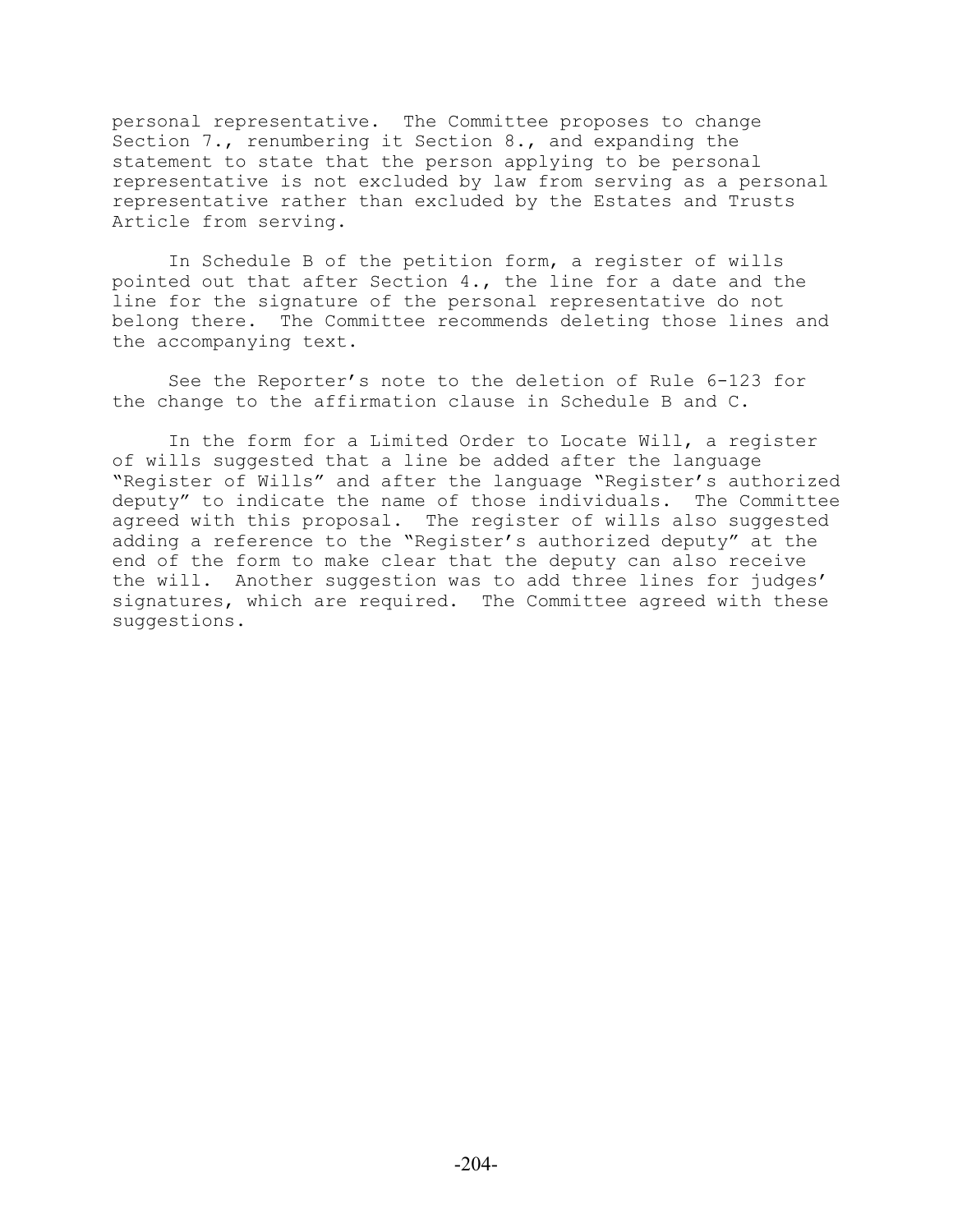personal representative. The Committee proposes to change Section 7., renumbering it Section 8., and expanding the statement to state that the person applying to be personal representative is not excluded by law from serving as a personal representative rather than excluded by the Estates and Trusts Article from serving.

In Schedule B of the petition form, a register of wills pointed out that after Section 4., the line for a date and the line for the signature of the personal representative do not belong there. The Committee recommends deleting those lines and the accompanying text.

See the Reporter's note to the deletion of Rule 6-123 for the change to the affirmation clause in Schedule B and C.

In the form for a Limited Order to Locate Will, a register of wills suggested that a line be added after the language "Register of Wills" and after the language "Register's authorized deputy" to indicate the name of those individuals. The Committee agreed with this proposal. The register of wills also suggested adding a reference to the "Register's authorized deputy" at the end of the form to make clear that the deputy can also receive the will. Another suggestion was to add three lines for judges' signatures, which are required. The Committee agreed with these suggestions.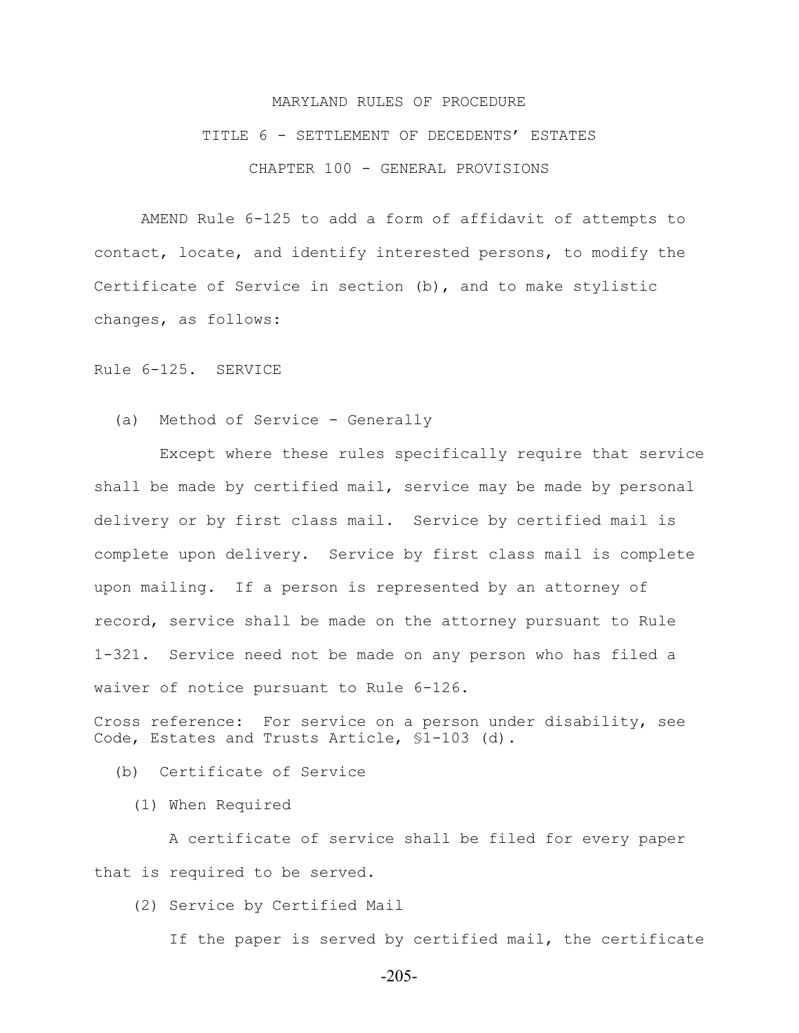MARYLAND RULES OF PROCEDURE

TITLE 6 - SETTLEMENT OF DECEDENTS' ESTATES

CHAPTER 100 - GENERAL PROVISIONS

AMEND Rule 6-125 to add a form of affidavit of attempts to contact, locate, and identify interested persons, to modify the Certificate of Service in section (b), and to make stylistic changes, as follows:

Rule 6-125. SERVICE

(a) Method of Service - Generally

Except where these rules specifically require that service shall be made by certified mail, service may be made by personal delivery or by first class mail. Service by certified mail is complete upon delivery. Service by first class mail is complete upon mailing. If a person is represented by an attorney of record, service shall be made on the attorney pursuant to Rule 1-321. Service need not be made on any person who has filed a waiver of notice pursuant to Rule 6-126.

Cross reference: For service on a person under disability, see Code, Estates and Trusts Article, §1-103 (d).

(b) Certificate of Service

(1) When Required

A certificate of service shall be filed for every paper that is required to be served.

(2) Service by Certified Mail

If the paper is served by certified mail, the certificate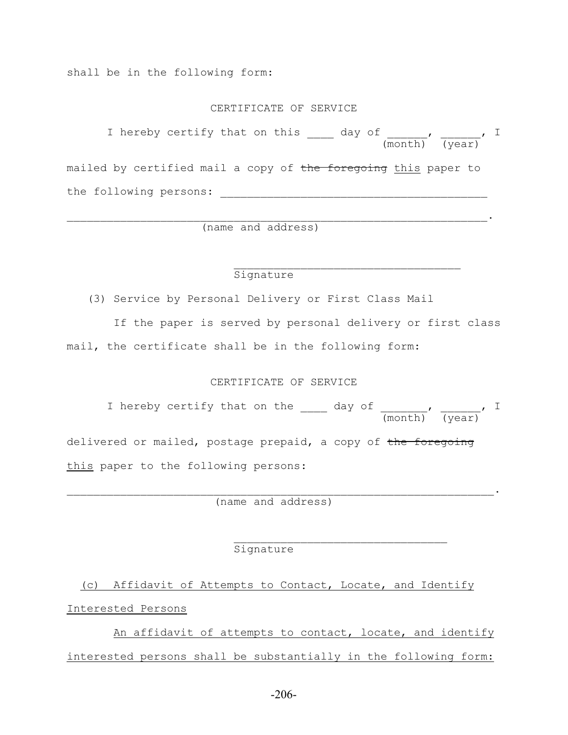shall be in the following form:

CERTIFICATE OF SERVICE

I hereby certify that on this ____ day of ______, ______, I
(month) (year)

mailed by certified mail a copy of ~~the foregoing~~ <u>this</u> paper to the following persons: ________________________________________

_______________________________________________________________.
(name and address)

__________________________________
Signature

(3) Service by Personal Delivery or First Class Mail

If the paper is served by personal delivery or first class mail, the certificate shall be in the following form:

CERTIFICATE OF SERVICE

I hereby certify that on the ____ day of _______, ______, I
(month) (year)

delivered or mailed, postage prepaid, a copy of ~~the foregoing~~ <u>this</u> paper to the following persons:

________________________________________________________________.
(name and address)

________________________________
Signature

<u>(c) Affidavit of Attempts to Contact, Locate, and Identify Interested Persons</u>

<u>An affidavit of attempts to contact, locate, and identify interested persons shall be substantially in the following form:</u>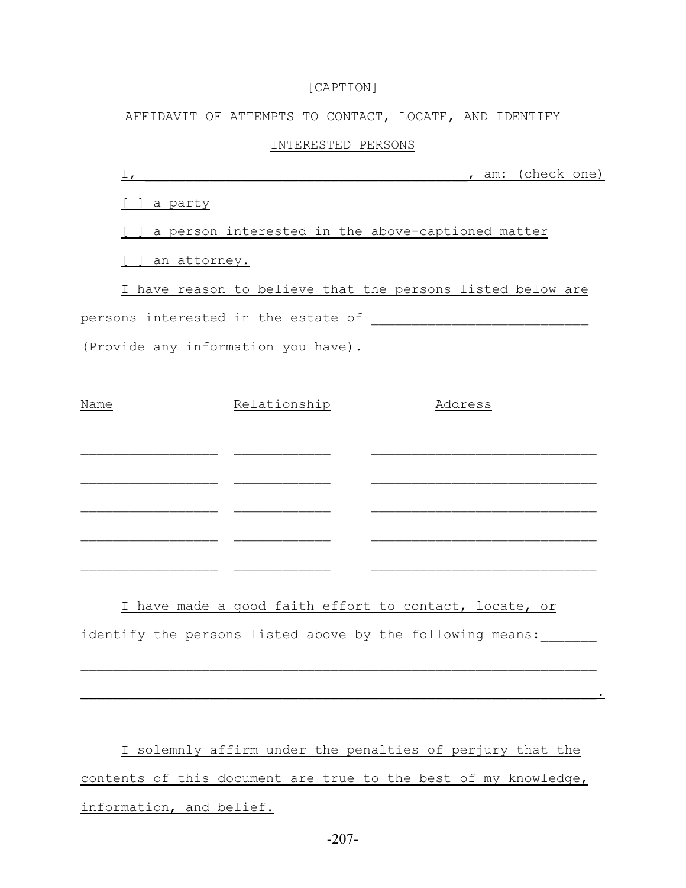[CAPTION]

AFFIDAVIT OF ATTEMPTS TO CONTACT, LOCATE, AND IDENTIFY

INTERESTED PERSONS

I, ________________________________________, am: (check one)

[ ] a party

[ ] a person interested in the above-captioned matter

[ ] an attorney.

I have reason to believe that the persons listed below are persons interested in the estate of ___________________________ (Provide any information you have).

| Name | Relationship | Address |
|---|---|---|
| _________________ | ____________ | ____________________________ |
| _________________ | ____________ | ____________________________ |
| _________________ | ____________ | ____________________________ |
| _________________ | ____________ | ____________________________ |
| _________________ | ____________ | ____________________________ |

I have made a good faith effort to contact, locate, or identify the persons listed above by the following means:_______

_________________________________________________________________

_________________________________________________________________.

I solemnly affirm under the penalties of perjury that the contents of this document are true to the best of my knowledge, information, and belief.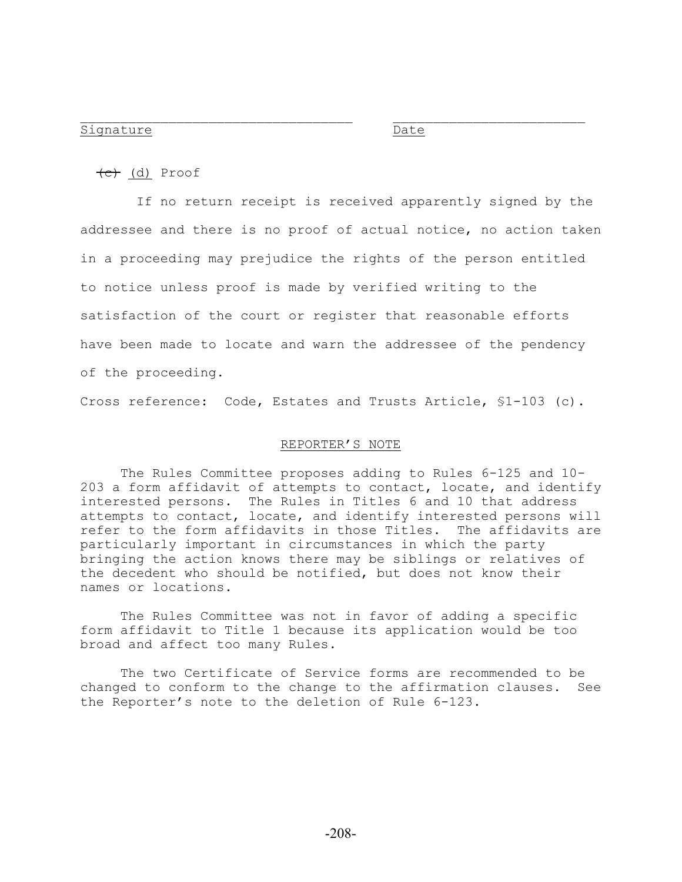\_\_\_\_\_\_\_\_\_\_\_\_\_\_\_\_\_\_\_\_\_\_\_\_\_\_\_\_\_\_\_\_\_\_ \_\_\_\_\_\_\_\_\_\_\_\_\_\_\_\_\_\_\_\_\_\_\_\_\_

<u>Signature</u> <u>Date</u>

~~(c)~~ <u>(d)</u> Proof

If no return receipt is received apparently signed by the addressee and there is no proof of actual notice, no action taken in a proceeding may prejudice the rights of the person entitled to notice unless proof is made by verified writing to the satisfaction of the court or register that reasonable efforts have been made to locate and warn the addressee of the pendency of the proceeding.

Cross reference: Code, Estates and Trusts Article, §1-103 (c).

<u>REPORTER'S NOTE</u>

The Rules Committee proposes adding to Rules 6-125 and 10-203 a form affidavit of attempts to contact, locate, and identify interested persons. The Rules in Titles 6 and 10 that address attempts to contact, locate, and identify interested persons will refer to the form affidavits in those Titles. The affidavits are particularly important in circumstances in which the party bringing the action knows there may be siblings or relatives of the decedent who should be notified, but does not know their names or locations.

The Rules Committee was not in favor of adding a specific form affidavit to Title 1 because its application would be too broad and affect too many Rules.

The two Certificate of Service forms are recommended to be changed to conform to the change to the affirmation clauses. See the Reporter's note to the deletion of Rule 6-123.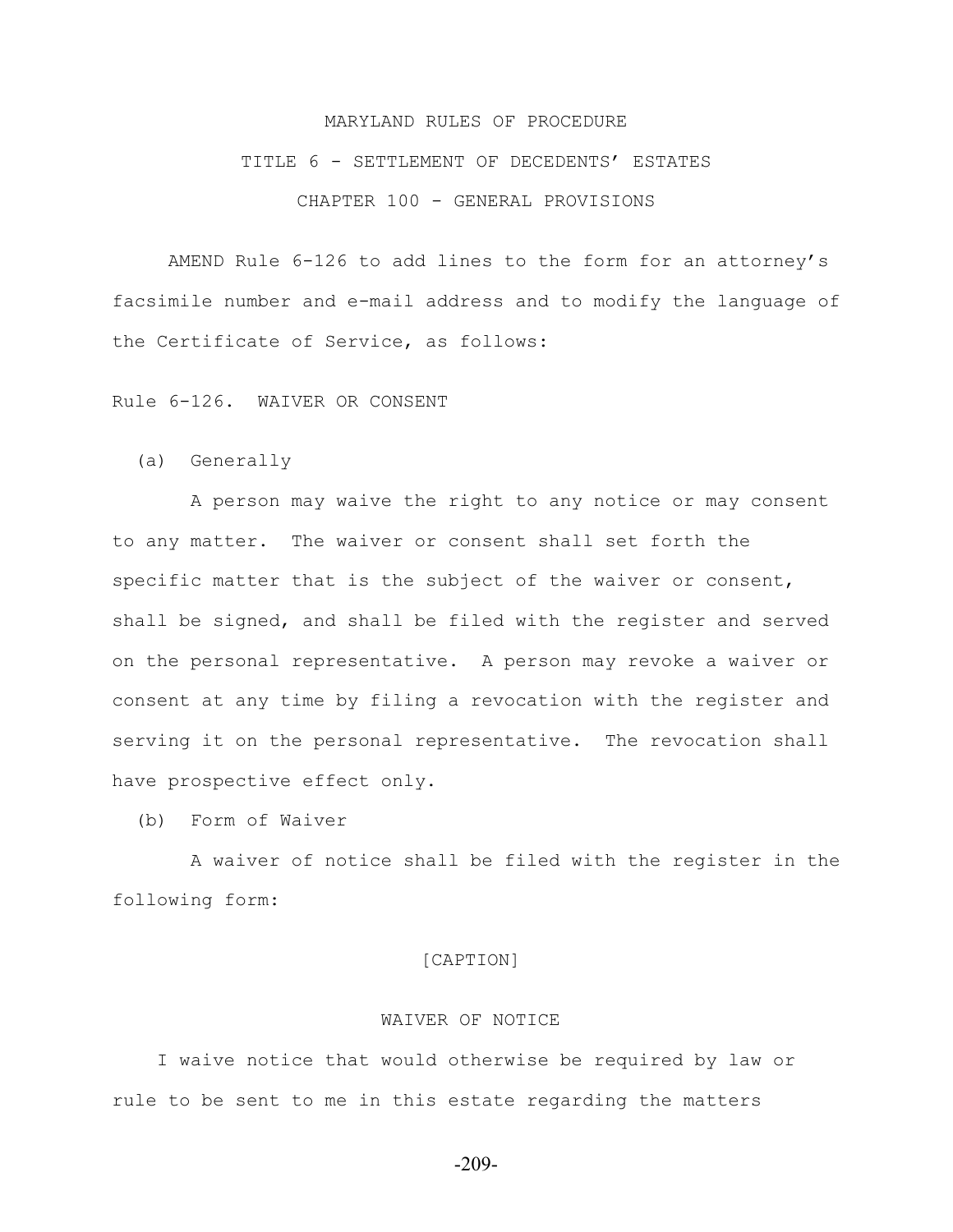MARYLAND RULES OF PROCEDURE

TITLE 6 - SETTLEMENT OF DECEDENTS' ESTATES

CHAPTER 100 - GENERAL PROVISIONS

AMEND Rule 6-126 to add lines to the form for an attorney's facsimile number and e-mail address and to modify the language of the Certificate of Service, as follows:

Rule 6-126. WAIVER OR CONSENT

(a) Generally

A person may waive the right to any notice or may consent to any matter. The waiver or consent shall set forth the specific matter that is the subject of the waiver or consent, shall be signed, and shall be filed with the register and served on the personal representative. A person may revoke a waiver or consent at any time by filing a revocation with the register and serving it on the personal representative. The revocation shall have prospective effect only.

(b) Form of Waiver

A waiver of notice shall be filed with the register in the following form:

[CAPTION]

WAIVER OF NOTICE

I waive notice that would otherwise be required by law or rule to be sent to me in this estate regarding the matters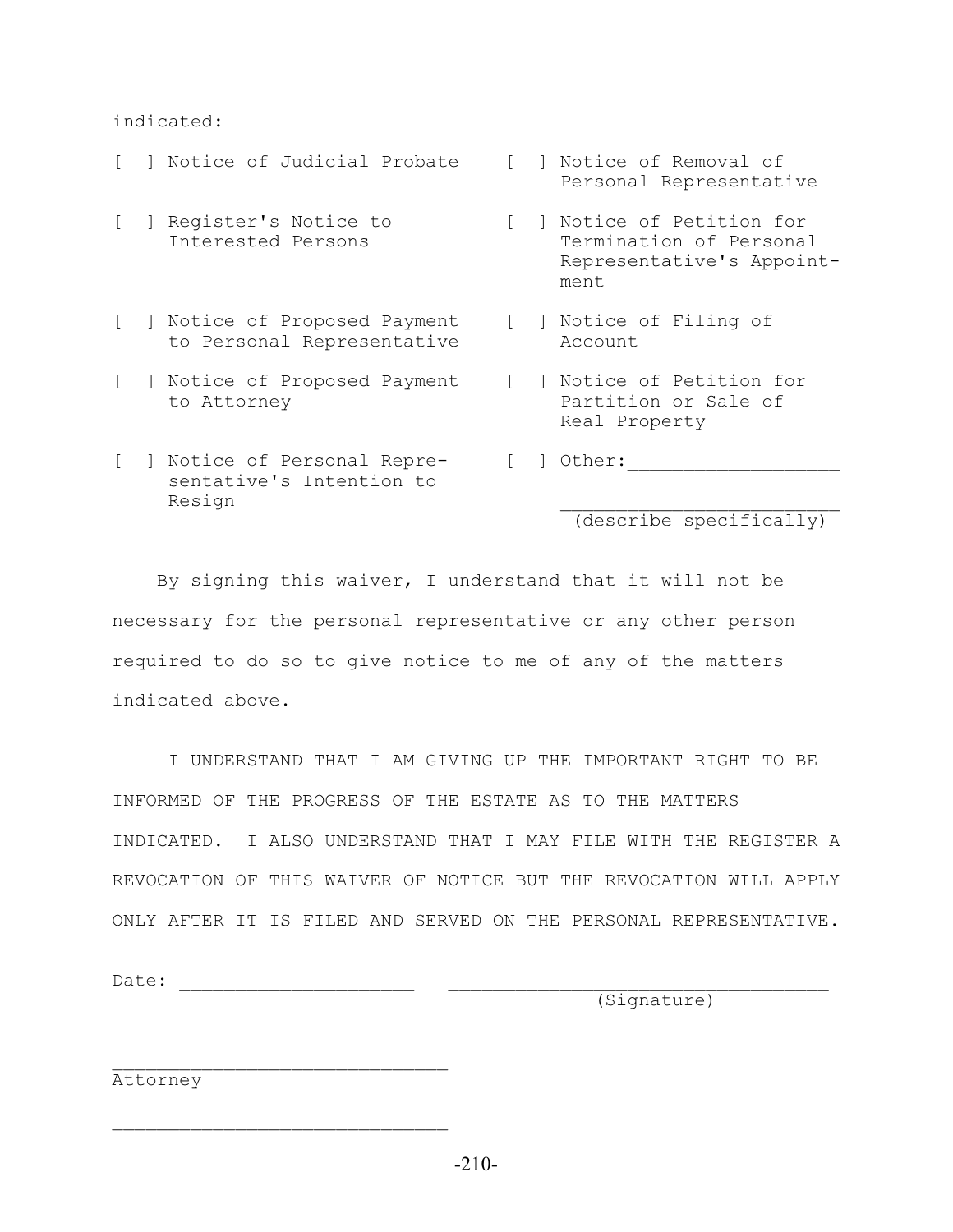indicated:

[ ] Notice of Judicial Probate

[ ] Register's Notice to Interested Persons

[ ] Notice of Proposed Payment to Personal Representative

[ ] Notice of Proposed Payment to Attorney

[ ] Notice of Personal Representative's Intention to Resign

[ ] Notice of Removal of Personal Representative

[ ] Notice of Petition for Termination of Personal Representative's Appointment

[ ] Notice of Filing of Account

[ ] Notice of Petition for Partition or Sale of Real Property

[ ] Other:__________________

_________________________
(describe specifically)

By signing this waiver, I understand that it will not be necessary for the personal representative or any other person required to do so to give notice to me of any of the matters indicated above.

I UNDERSTAND THAT I AM GIVING UP THE IMPORTANT RIGHT TO BE INFORMED OF THE PROGRESS OF THE ESTATE AS TO THE MATTERS INDICATED. I ALSO UNDERSTAND THAT I MAY FILE WITH THE REGISTER A REVOCATION OF THIS WAIVER OF NOTICE BUT THE REVOCATION WILL APPLY ONLY AFTER IT IS FILED AND SERVED ON THE PERSONAL REPRESENTATIVE.

Date: _____________________ ___________________________________
(Signature)

______________________________
Attorney

______________________________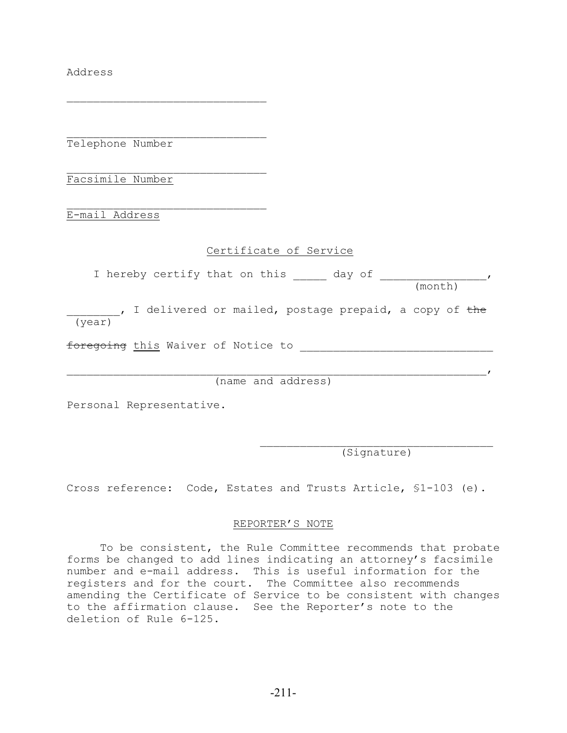Address

\_\_\_\_\_\_\_\_\_\_\_\_\_\_\_\_\_\_\_\_\_\_\_\_\_\_\_\_\_\_

\_\_\_\_\_\_\_\_\_\_\_\_\_\_\_\_\_\_\_\_\_\_\_\_\_\_\_\_\_\_
Telephone Number

\_\_\_\_\_\_\_\_\_\_\_\_\_\_\_\_\_\_\_\_\_\_\_\_\_\_\_\_\_\_
<u>Facsimile Number</u>

\_\_\_\_\_\_\_\_\_\_\_\_\_\_\_\_\_\_\_\_\_\_\_\_\_\_\_\_\_\_
<u>E-mail Address</u>

<u>Certificate of Service</u>

I hereby certify that on this \_\_\_\_\_ day of \_\_\_\_\_\_\_\_\_\_\_\_\_\_\_\_ (month), \_\_\_\_\_\_\_\_ (year), I delivered or mailed, postage prepaid, a copy of ~~the foregoing~~ <u>this</u> Waiver of Notice to \_\_\_\_\_\_\_\_\_\_\_\_\_\_\_\_\_\_\_\_\_\_\_\_\_\_\_\_\_\_\_\_\_\_\_\_\_\_\_\_\_\_\_\_\_\_\_\_\_\_\_\_\_\_\_\_\_\_\_\_\_\_\_\_\_\_\_\_\_\_\_\_\_\_\_\_\_\_\_\_\_\_\_\_\_\_\_\_\_\_\_\_\_\_\_\_\_\_\_\_, (name and address)

Personal Representative.

\_\_\_\_\_\_\_\_\_\_\_\_\_\_\_\_\_\_\_\_\_\_\_\_\_\_\_\_\_\_\_\_\_\_\_
(Signature)

Cross reference: Code, Estates and Trusts Article, §1-103 (e).

<u>REPORTER'S NOTE</u>

To be consistent, the Rule Committee recommends that probate forms be changed to add lines indicating an attorney's facsimile number and e-mail address. This is useful information for the registers and for the court. The Committee also recommends amending the Certificate of Service to be consistent with changes to the affirmation clause. See the Reporter's note to the deletion of Rule 6-125.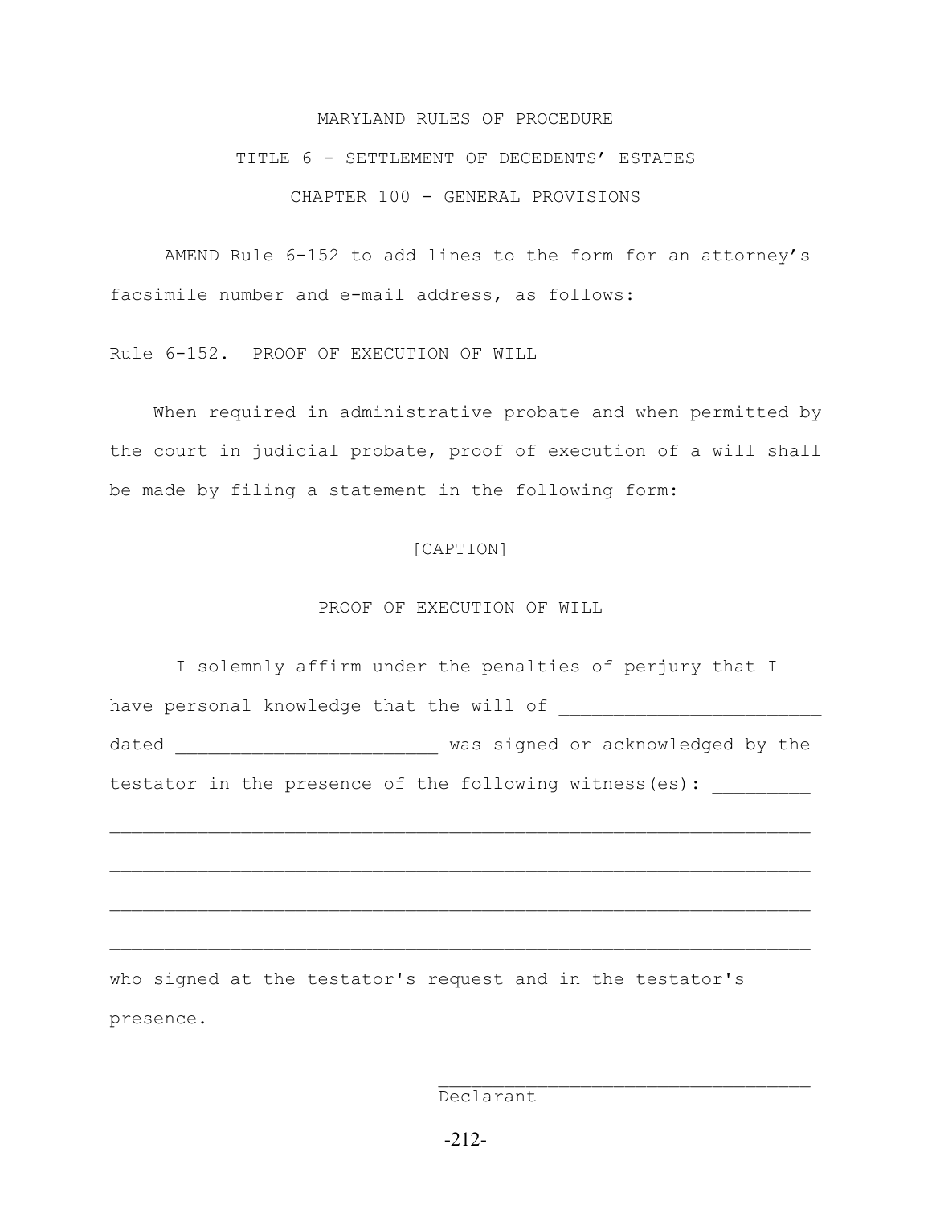MARYLAND RULES OF PROCEDURE

TITLE 6 - SETTLEMENT OF DECEDENTS' ESTATES

CHAPTER 100 - GENERAL PROVISIONS

AMEND Rule 6-152 to add lines to the form for an attorney's facsimile number and e-mail address, as follows:

Rule 6-152. PROOF OF EXECUTION OF WILL

When required in administrative probate and when permitted by the court in judicial probate, proof of execution of a will shall be made by filing a statement in the following form:

[CAPTION]

PROOF OF EXECUTION OF WILL

I solemnly affirm under the penalties of perjury that I have personal knowledge that the will of ________________________ dated ________________________ was signed or acknowledged by the testator in the presence of the following witness(es): _________

________________________________________________________________

________________________________________________________________

________________________________________________________________

________________________________________________________________

who signed at the testator's request and in the testator's presence.

__________________________________
Declarant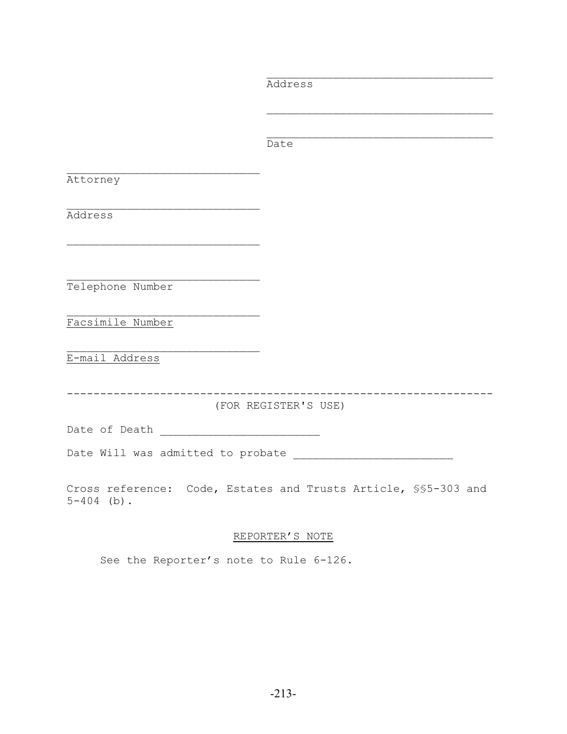\_\_\_\_\_\_\_\_\_\_\_\_\_\_\_\_\_\_\_\_\_\_\_\_\_\_\_\_\_\_\_\_\_\_
Address

\_\_\_\_\_\_\_\_\_\_\_\_\_\_\_\_\_\_\_\_\_\_\_\_\_\_\_\_\_\_\_\_\_\_

\_\_\_\_\_\_\_\_\_\_\_\_\_\_\_\_\_\_\_\_\_\_\_\_\_\_\_\_\_\_\_\_\_\_
Date

\_\_\_\_\_\_\_\_\_\_\_\_\_\_\_\_\_\_\_\_\_\_\_\_\_\_\_\_\_
Attorney

\_\_\_\_\_\_\_\_\_\_\_\_\_\_\_\_\_\_\_\_\_\_\_\_\_\_\_\_\_
Address

\_\_\_\_\_\_\_\_\_\_\_\_\_\_\_\_\_\_\_\_\_\_\_\_\_\_\_\_\_

\_\_\_\_\_\_\_\_\_\_\_\_\_\_\_\_\_\_\_\_\_\_\_\_\_\_\_\_\_
Telephone Number

\_\_\_\_\_\_\_\_\_\_\_\_\_\_\_\_\_\_\_\_\_\_\_\_\_\_\_\_\_
<u>Facsimile Number</u>

\_\_\_\_\_\_\_\_\_\_\_\_\_\_\_\_\_\_\_\_\_\_\_\_\_\_\_\_\_
<u>E-mail Address</u>

\-\-\-\-\-\-\-\-\-\-\-\-\-\-\-\-\-\-\-\-\-\-\-\-\-\-\-\-\-\-\-\-\-\-\-\-\-\-\-\-\-\-\-\-\-\-\-\-\-\-\-\-\-\-\-\-\-\-\-\-\-\-\-\-

(FOR REGISTER'S USE)

Date of Death \_\_\_\_\_\_\_\_\_\_\_\_\_\_\_\_\_\_\_\_\_\_\_\_

Date Will was admitted to probate \_\_\_\_\_\_\_\_\_\_\_\_\_\_\_\_\_\_\_\_\_\_\_\_

Cross reference: Code, Estates and Trusts Article, §§5-303 and 5-404 (b).

<u>REPORTER'S NOTE</u>

See the Reporter's note to Rule 6-126.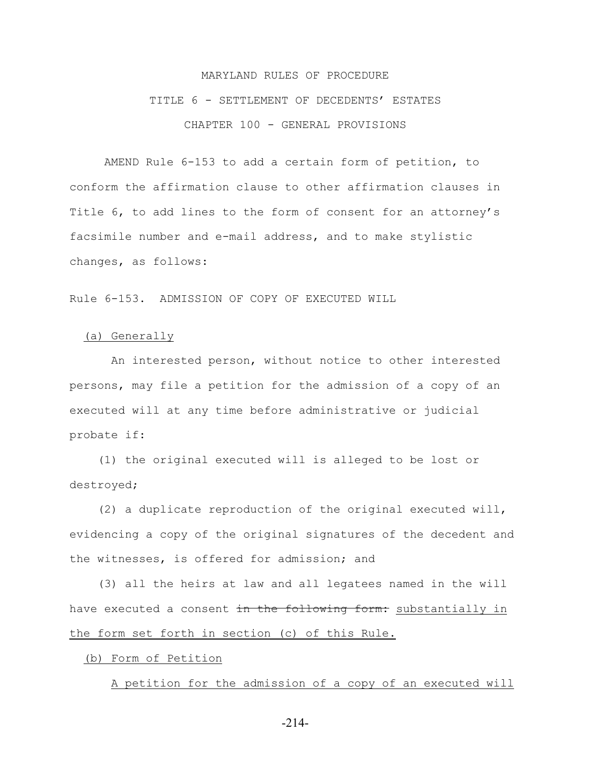MARYLAND RULES OF PROCEDURE

TITLE 6 - SETTLEMENT OF DECEDENTS' ESTATES

CHAPTER 100 - GENERAL PROVISIONS

AMEND Rule 6-153 to add a certain form of petition, to conform the affirmation clause to other affirmation clauses in Title 6, to add lines to the form of consent for an attorney's facsimile number and e-mail address, and to make stylistic changes, as follows:

Rule 6-153. ADMISSION OF COPY OF EXECUTED WILL

<u>(a) Generally</u>

An interested person, without notice to other interested persons, may file a petition for the admission of a copy of an executed will at any time before administrative or judicial probate if:

(1) the original executed will is alleged to be lost or destroyed;

(2) a duplicate reproduction of the original executed will, evidencing a copy of the original signatures of the decedent and the witnesses, is offered for admission; and

(3) all the heirs at law and all legatees named in the will have executed a consent ~~in the following form:~~ <u>substantially in the form set forth in section (c) of this Rule.</u>

<u>(b) Form of Petition</u>

<u>A petition for the admission of a copy of an executed will</u>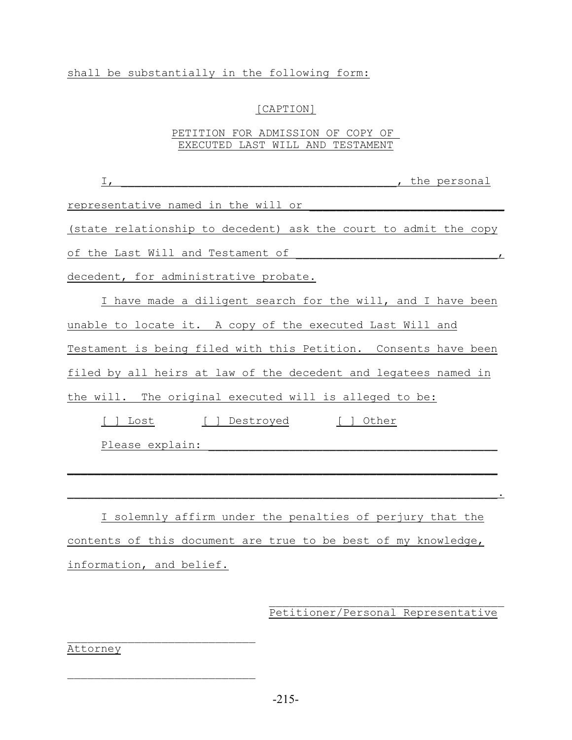shall be substantially in the following form:

[CAPTION]

PETITION FOR ADMISSION OF COPY OF
EXECUTED LAST WILL AND TESTAMENT

I, ________________________________________, the personal representative named in the will or ____________________________ (state relationship to decedent) ask the court to admit the copy of the Last Will and Testament of _____________________________, decedent, for administrative probate.

I have made a diligent search for the will, and I have been unable to locate it. A copy of the executed Last Will and Testament is being filed with this Petition. Consents have been filed by all heirs at law of the decedent and legatees named in the will. The original executed will is alleged to be:

[ ] Lost [ ] Destroyed [ ] Other

Please explain: __________________________________________

_______________________________________________________________

_______________________________________________________________.

I solemnly affirm under the penalties of perjury that the contents of this document are true to be best of my knowledge, information, and belief.

____________________________________
Petitioner/Personal Representative

___________________________
Attorney

___________________________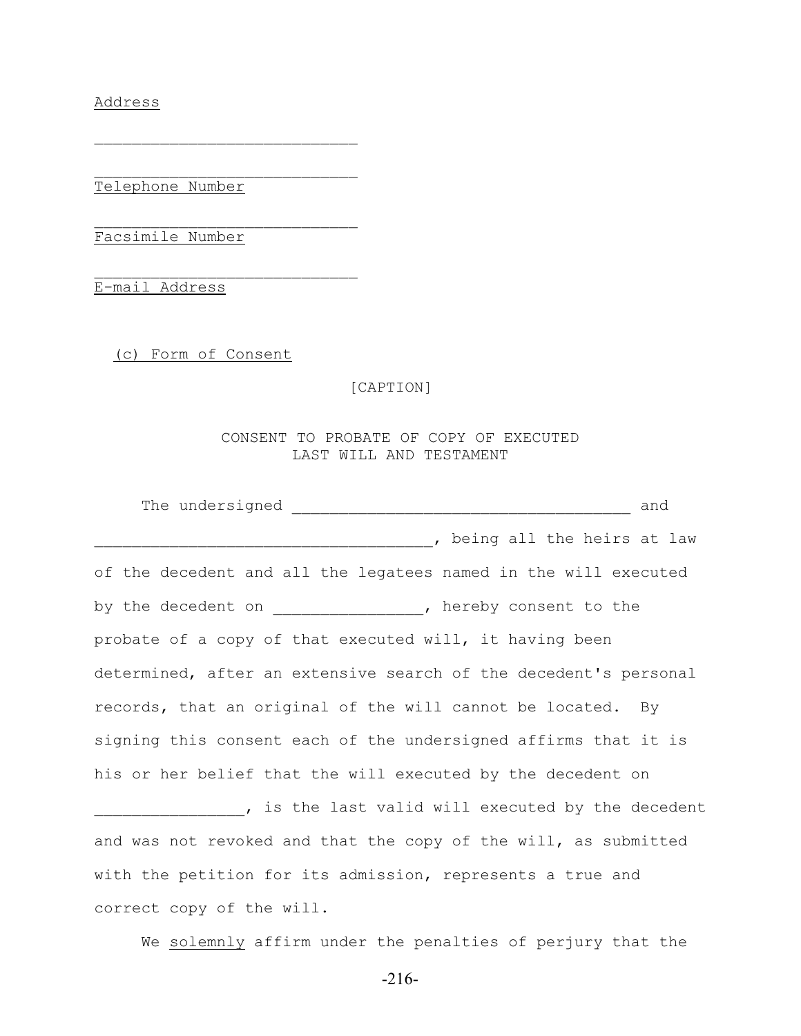Address

____________________________

____________________________
Telephone Number

____________________________
Facsimile Number

____________________________
E-mail Address

(c) Form of Consent

[CAPTION]

CONSENT TO PROBATE OF COPY OF EXECUTED
LAST WILL AND TESTAMENT

The undersigned ____________________________________ and ____________________________________, being all the heirs at law of the decedent and all the legatees named in the will executed by the decedent on ________________, hereby consent to the probate of a copy of that executed will, it having been determined, after an extensive search of the decedent's personal records, that an original of the will cannot be located. By signing this consent each of the undersigned affirms that it is his or her belief that the will executed by the decedent on ________________, is the last valid will executed by the decedent and was not revoked and that the copy of the will, as submitted with the petition for its admission, represents a true and correct copy of the will.

We solemnly affirm under the penalties of perjury that the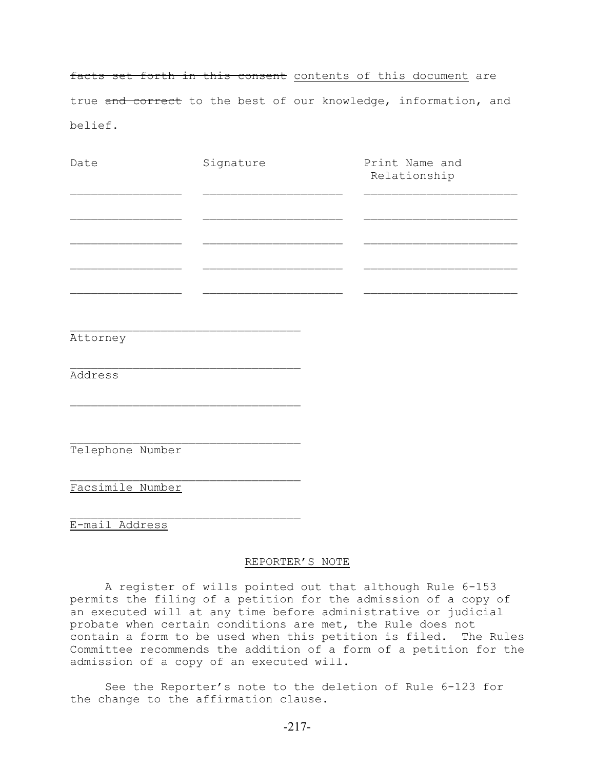~~facts set forth in this consent~~ <u>contents of this document</u> are true ~~and correct~~ to the best of our knowledge, information, and belief.

| Date | Signature | Print Name and Relationship |
|---|---|---|
| ________________ | ____________________ | ______________________ |
| ________________ | ____________________ | ______________________ |
| ________________ | ____________________ | ______________________ |
| ________________ | ____________________ | ______________________ |
| ________________ | ____________________ | ______________________ |

_________________________________
Attorney

_________________________________
Address

_________________________________

_________________________________
Telephone Number

_________________________________
<u>Facsimile Number</u>

_________________________________
<u>E-mail Address</u>

<u>REPORTER'S NOTE</u>

A register of wills pointed out that although Rule 6-153 permits the filing of a petition for the admission of a copy of an executed will at any time before administrative or judicial probate when certain conditions are met, the Rule does not contain a form to be used when this petition is filed. The Rules Committee recommends the addition of a form of a petition for the admission of a copy of an executed will.

See the Reporter's note to the deletion of Rule 6-123 for the change to the affirmation clause.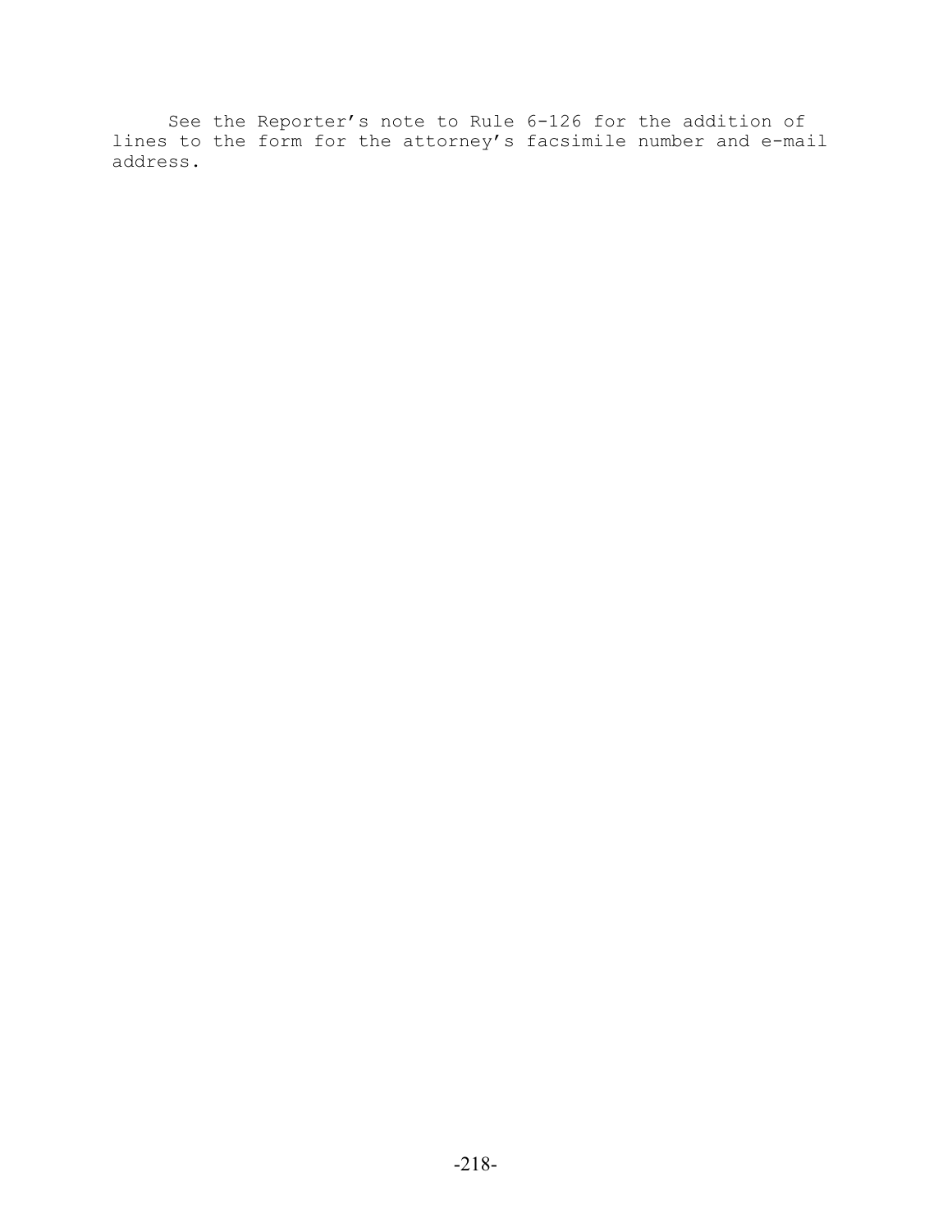See the Reporter's note to Rule 6-126 for the addition of lines to the form for the attorney's facsimile number and e-mail address.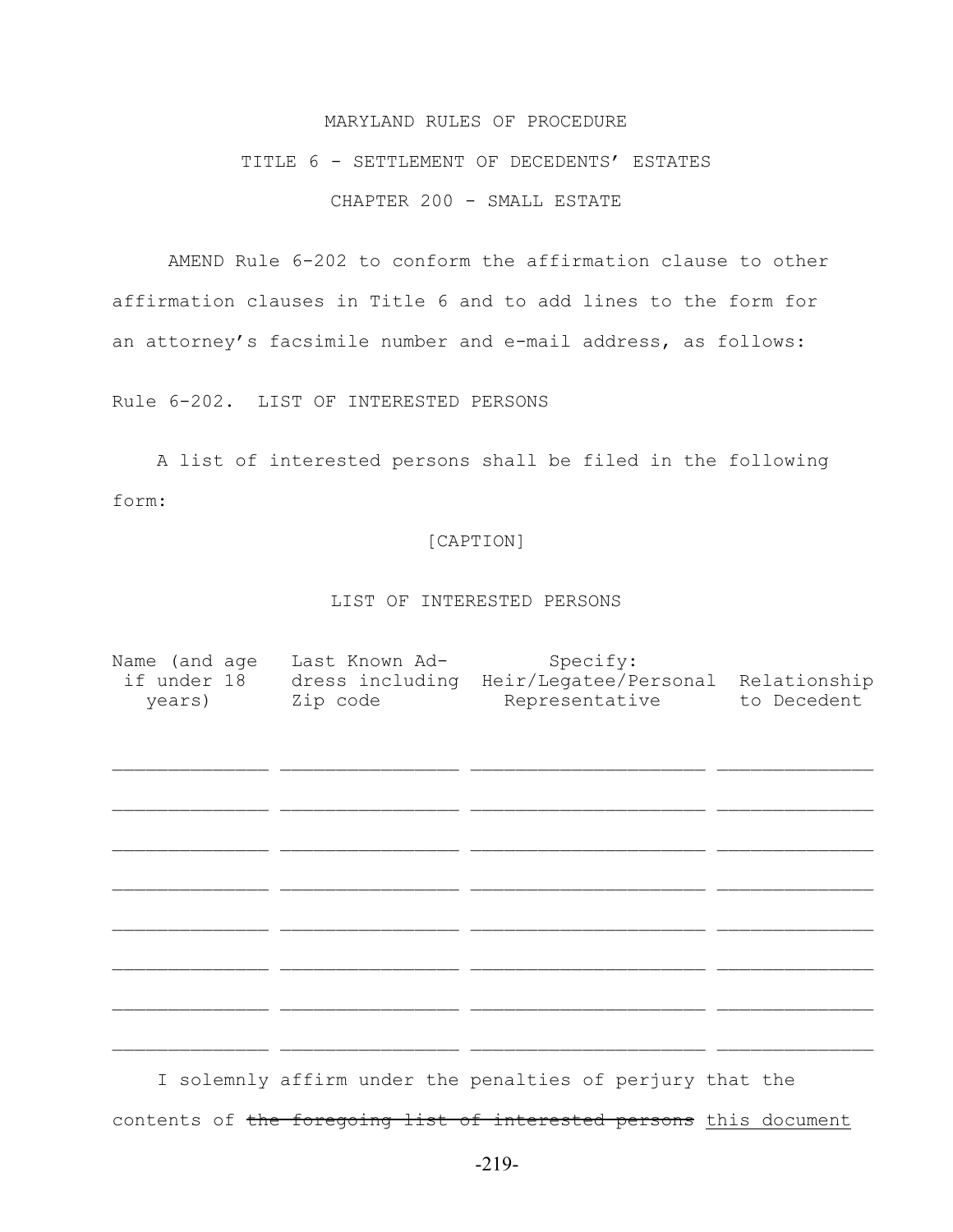MARYLAND RULES OF PROCEDURE

TITLE 6 - SETTLEMENT OF DECEDENTS' ESTATES

CHAPTER 200 - SMALL ESTATE

AMEND Rule 6-202 to conform the affirmation clause to other affirmation clauses in Title 6 and to add lines to the form for an attorney's facsimile number and e-mail address, as follows:

Rule 6-202. LIST OF INTERESTED PERSONS

A list of interested persons shall be filed in the following form:

[CAPTION]

LIST OF INTERESTED PERSONS

| Name (and age if under 18 years) | Last Known Address including Zip code | Specify: Heir/Legatee/Personal Representative | Relationship to Decedent |
|---|---|---|---|
| ______________ | ________________ | _____________________ | ______________ |
| ______________ | ________________ | _____________________ | ______________ |
| ______________ | ________________ | _____________________ | ______________ |
| ______________ | ________________ | _____________________ | ______________ |
| ______________ | ________________ | _____________________ | ______________ |
| ______________ | ________________ | _____________________ | ______________ |
| ______________ | ________________ | _____________________ | ______________ |
| ______________ | ________________ | _____________________ | ______________ |

I solemnly affirm under the penalties of perjury that the contents of ~~the foregoing list of interested persons~~ this document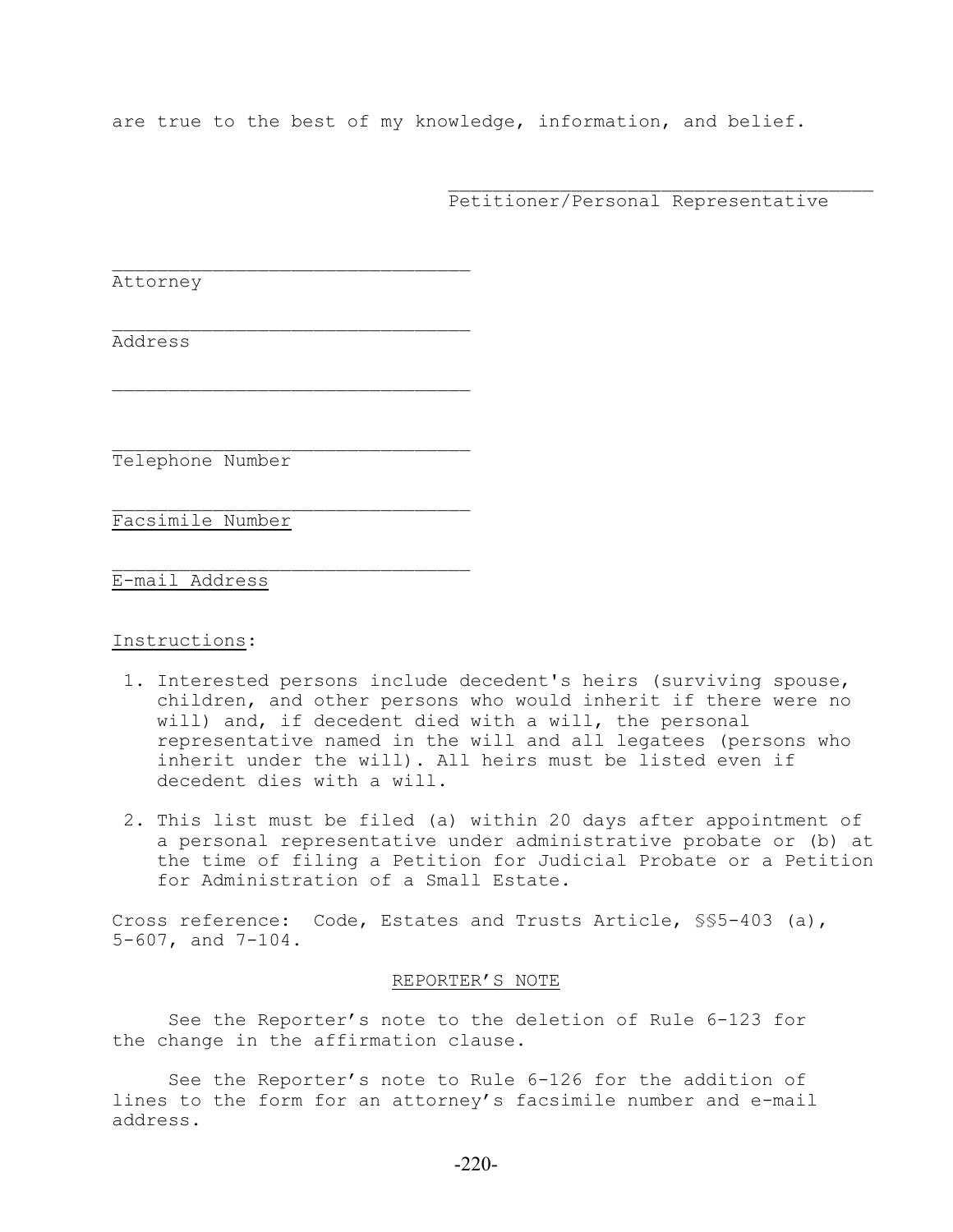are true to the best of my knowledge, information, and belief.

\_\_\_\_\_\_\_\_\_\_\_\_\_\_\_\_\_\_\_\_\_\_\_\_\_\_\_\_\_\_\_\_\_\_\_\_\_\_
Petitioner/Personal Representative

\_\_\_\_\_\_\_\_\_\_\_\_\_\_\_\_\_\_\_\_\_\_\_\_\_\_\_\_\_\_\_\_
Attorney

\_\_\_\_\_\_\_\_\_\_\_\_\_\_\_\_\_\_\_\_\_\_\_\_\_\_\_\_\_\_\_\_
Address

\_\_\_\_\_\_\_\_\_\_\_\_\_\_\_\_\_\_\_\_\_\_\_\_\_\_\_\_\_\_\_\_

\_\_\_\_\_\_\_\_\_\_\_\_\_\_\_\_\_\_\_\_\_\_\_\_\_\_\_\_\_\_\_\_
Telephone Number

\_\_\_\_\_\_\_\_\_\_\_\_\_\_\_\_\_\_\_\_\_\_\_\_\_\_\_\_\_\_\_\_
<u>Facsimile Number</u>

\_\_\_\_\_\_\_\_\_\_\_\_\_\_\_\_\_\_\_\_\_\_\_\_\_\_\_\_\_\_\_\_
<u>E-mail Address</u>

<u>Instructions</u>:

1. Interested persons include decedent's heirs (surviving spouse, children, and other persons who would inherit if there were no will) and, if decedent died with a will, the personal representative named in the will and all legatees (persons who inherit under the will). All heirs must be listed even if decedent dies with a will.

2. This list must be filed (a) within 20 days after appointment of a personal representative under administrative probate or (b) at the time of filing a Petition for Judicial Probate or a Petition for Administration of a Small Estate.

Cross reference: Code, Estates and Trusts Article, §§5-403 (a), 5-607, and 7-104.

<u>REPORTER’S NOTE</u>

See the Reporter’s note to the deletion of Rule 6-123 for the change in the affirmation clause.

See the Reporter’s note to Rule 6-126 for the addition of lines to the form for an attorney’s facsimile number and e-mail address.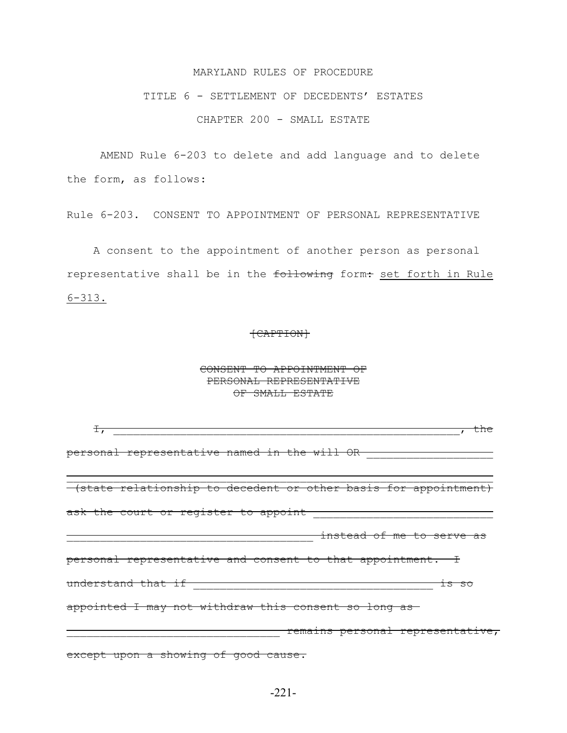MARYLAND RULES OF PROCEDURE

TITLE 6 - SETTLEMENT OF DECEDENTS' ESTATES

CHAPTER 200 - SMALL ESTATE

AMEND Rule 6-203 to delete and add language and to delete the form, as follows:

Rule 6-203. CONSENT TO APPOINTMENT OF PERSONAL REPRESENTATIVE

A consent to the appointment of another person as personal representative shall be in the ~~following~~ form~~:~~ <u>set forth in Rule 6-313.</u>

~~[CAPTION]~~

~~CONSENT TO APPOINTMENT OF PERSONAL REPRESENTATIVE OF SMALL ESTATE~~

~~I, ________________________________________________, the personal representative named in the will OR ___________________ ____________________________________________________________ (state relationship to decedent or other basis for appointment) ask the court or register to appoint __________________________ ______________________________________ instead of me to serve as personal representative and consent to that appointment. I understand that if _____________________________________ is so appointed I may not withdraw this consent so long as _________________________________ remains personal representative, except upon a showing of good cause.~~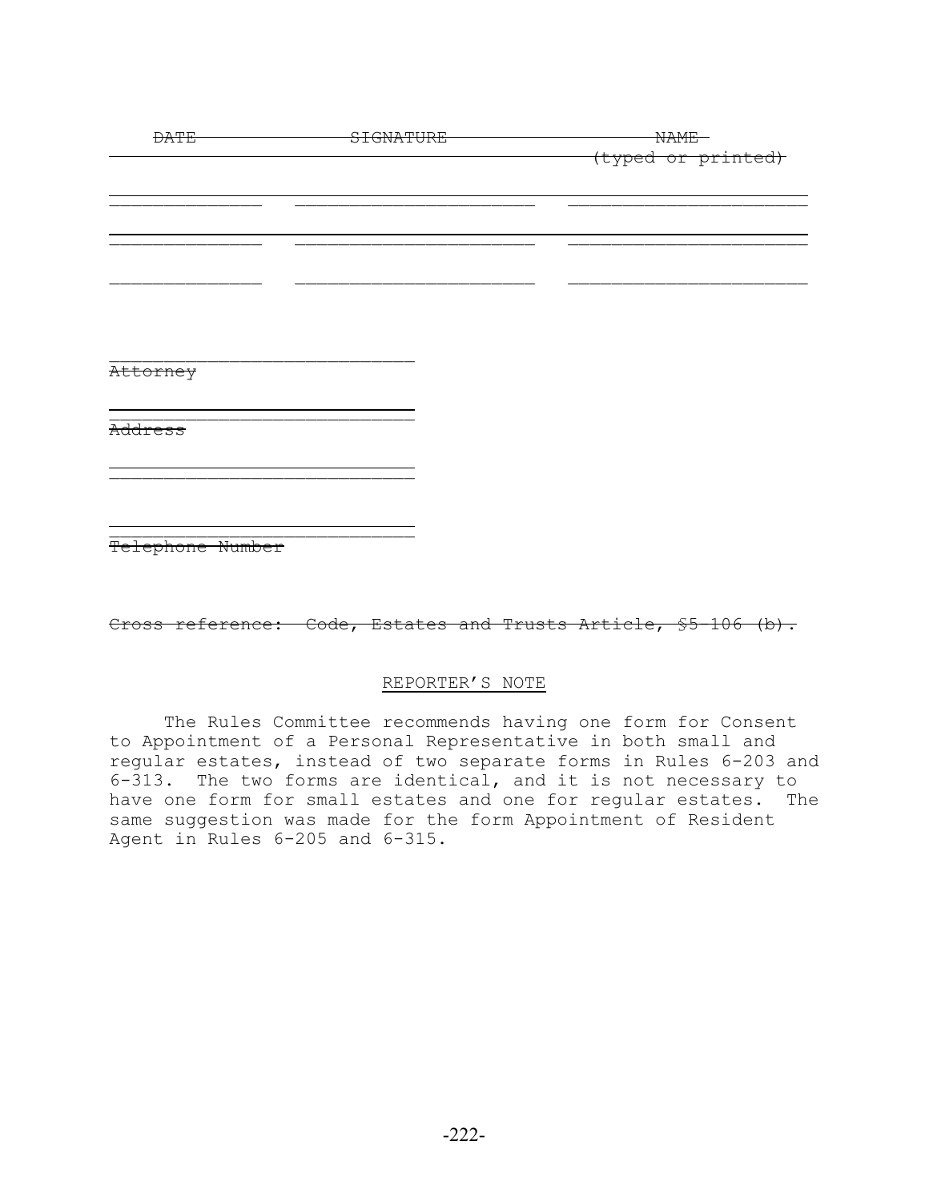| ~~DATE~~ | ~~SIGNATURE~~ | ~~NAME (typed or printed)~~ |
| --- | --- | --- |
| ______________ | ______________________ | ______________________ |
| ______________ | ______________________ | ______________________ |
| ______________ | ______________________ | ______________________ |

______________________________
~~Attorney~~

______________________________
~~Address~~

______________________________

______________________________
~~Telephone Number~~

~~Cross reference: Code, Estates and Trusts Article, §5-106 (b).~~

REPORTER'S NOTE

The Rules Committee recommends having one form for Consent to Appointment of a Personal Representative in both small and regular estates, instead of two separate forms in Rules 6-203 and 6-313. The two forms are identical, and it is not necessary to have one form for small estates and one for regular estates. The same suggestion was made for the form Appointment of Resident Agent in Rules 6-205 and 6-315.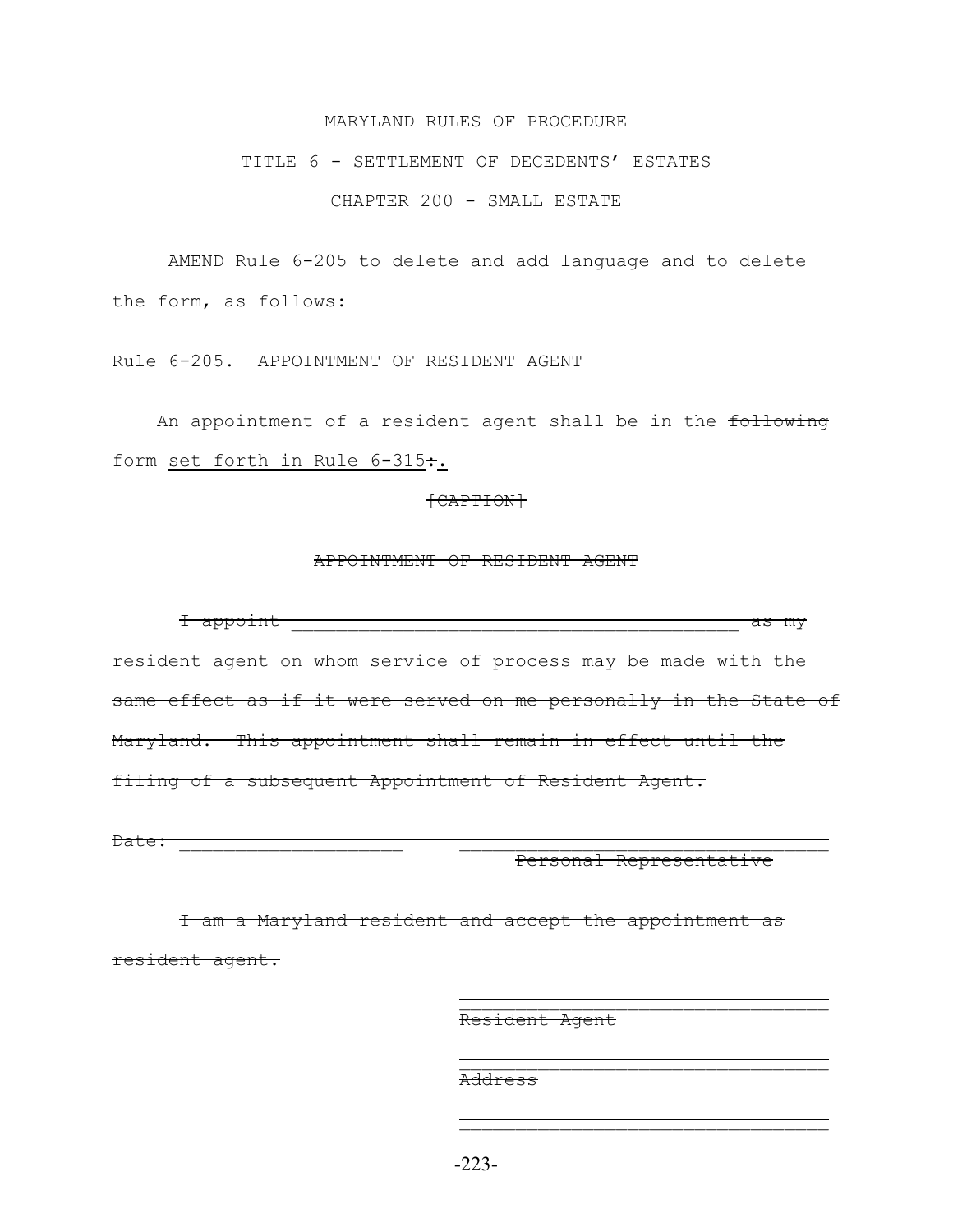MARYLAND RULES OF PROCEDURE

TITLE 6 - SETTLEMENT OF DECEDENTS' ESTATES

CHAPTER 200 - SMALL ESTATE

AMEND Rule 6-205 to delete and add language and to delete the form, as follows:

Rule 6-205. APPOINTMENT OF RESIDENT AGENT

An appointment of a resident agent shall be in the ~~following~~ form <u>set forth in Rule 6-315</u>~~:~~<u>.</u>

~~[CAPTION]~~

~~APPOINTMENT OF RESIDENT AGENT~~

~~I appoint \_\_\_\_\_\_\_\_\_\_\_\_\_\_\_\_\_\_\_\_\_\_\_\_\_\_\_\_\_\_\_\_\_\_\_\_\_\_\_\_ as my resident agent on whom service of process may be made with the same effect as if it were served on me personally in the State of Maryland. This appointment shall remain in effect until the filing of a subsequent Appointment of Resident Agent.~~

~~Date: \_\_\_\_\_\_\_\_\_\_\_\_\_\_\_\_\_\_\_\_~~ \_\_\_\_\_\_\_\_\_\_\_\_\_\_\_\_\_\_\_\_\_\_\_\_\_\_\_\_\_\_\_\_\_\_\_

~~Personal Representative~~

~~I am a Maryland resident and accept the appointment as resident agent.~~

\_\_\_\_\_\_\_\_\_\_\_\_\_\_\_\_\_\_\_\_\_\_\_\_\_\_\_\_\_\_\_\_\_\_\_

~~Resident Agent~~

\_\_\_\_\_\_\_\_\_\_\_\_\_\_\_\_\_\_\_\_\_\_\_\_\_\_\_\_\_\_\_\_\_\_\_

~~Address~~

\_\_\_\_\_\_\_\_\_\_\_\_\_\_\_\_\_\_\_\_\_\_\_\_\_\_\_\_\_\_\_\_\_\_\_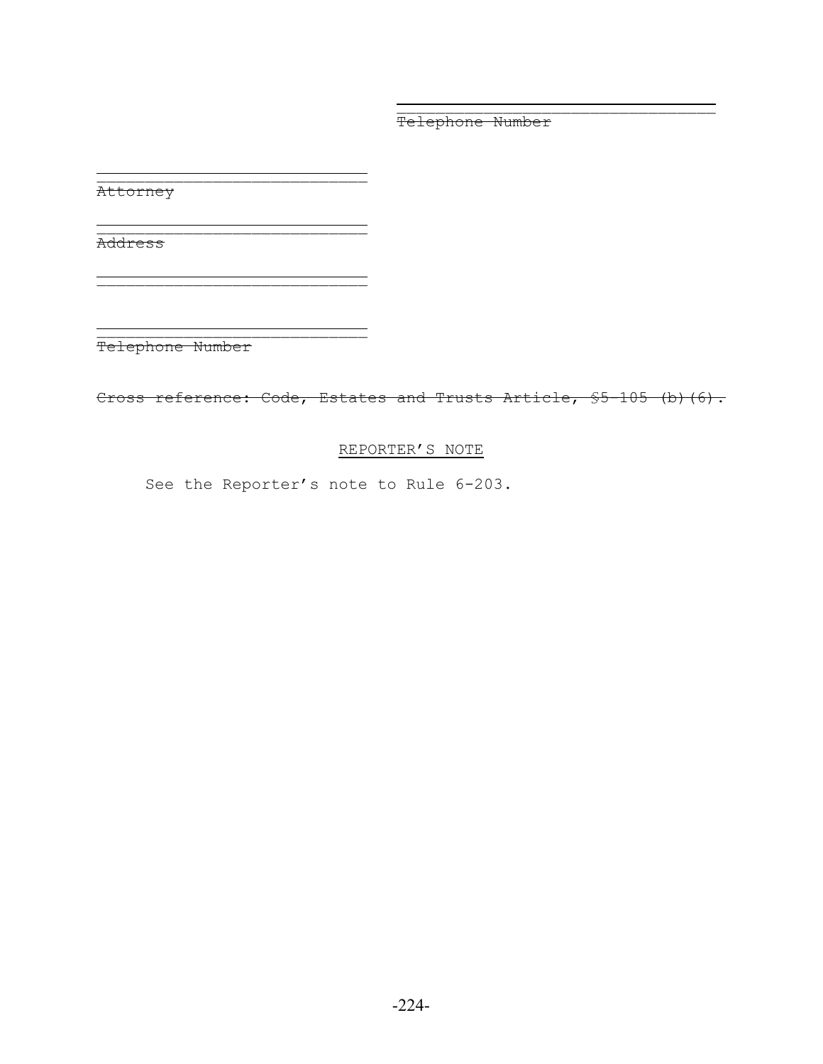\_\_\_\_\_\_\_\_\_\_\_\_\_\_\_\_\_\_\_\_\_\_\_\_\_\_\_\_\_\_\_\_\_\_\_\_
~~Telephone Number~~

\_\_\_\_\_\_\_\_\_\_\_\_\_\_\_\_\_\_\_\_\_\_\_\_\_\_\_\_\_\_\_
~~Attorney~~

\_\_\_\_\_\_\_\_\_\_\_\_\_\_\_\_\_\_\_\_\_\_\_\_\_\_\_\_\_\_\_
~~Address~~

\_\_\_\_\_\_\_\_\_\_\_\_\_\_\_\_\_\_\_\_\_\_\_\_\_\_\_\_\_\_\_

\_\_\_\_\_\_\_\_\_\_\_\_\_\_\_\_\_\_\_\_\_\_\_\_\_\_\_\_\_\_\_
~~Telephone Number~~

~~Cross reference: Code, Estates and Trusts Article, §5-105 (b)(6).~~

REPORTER'S NOTE

See the Reporter's note to Rule 6-203.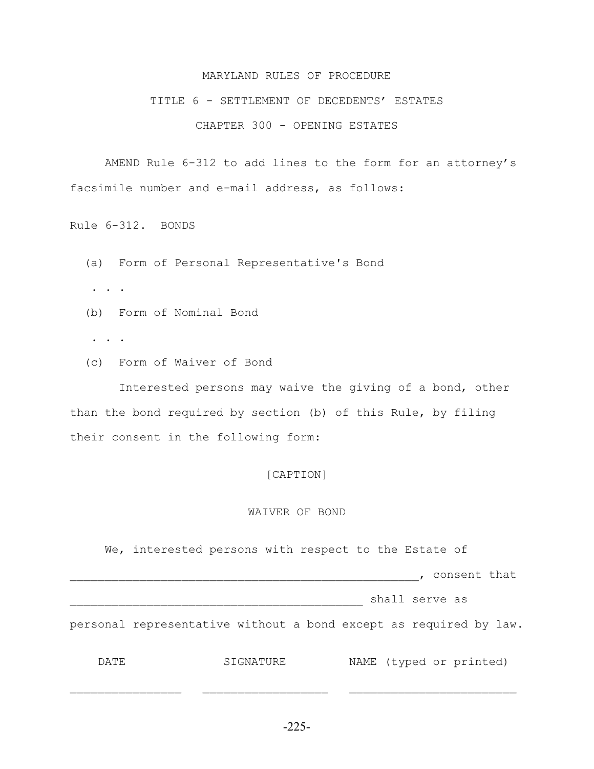MARYLAND RULES OF PROCEDURE

TITLE 6 - SETTLEMENT OF DECEDENTS' ESTATES

CHAPTER 300 - OPENING ESTATES

AMEND Rule 6-312 to add lines to the form for an attorney's facsimile number and e-mail address, as follows:

Rule 6-312. BONDS

(a) Form of Personal Representative's Bond

. . .

(b) Form of Nominal Bond

. . .

(c) Form of Waiver of Bond

Interested persons may waive the giving of a bond, other than the bond required by section (b) of this Rule, by filing their consent in the following form:

[CAPTION]

WAIVER OF BOND

We, interested persons with respect to the Estate of ________________________________________________, consent that __________________________________________ shall serve as personal representative without a bond except as required by law.

| DATE | SIGNATURE | NAME (typed or printed) |
|---|---|---|
| ________________ | __________________ | ________________________ |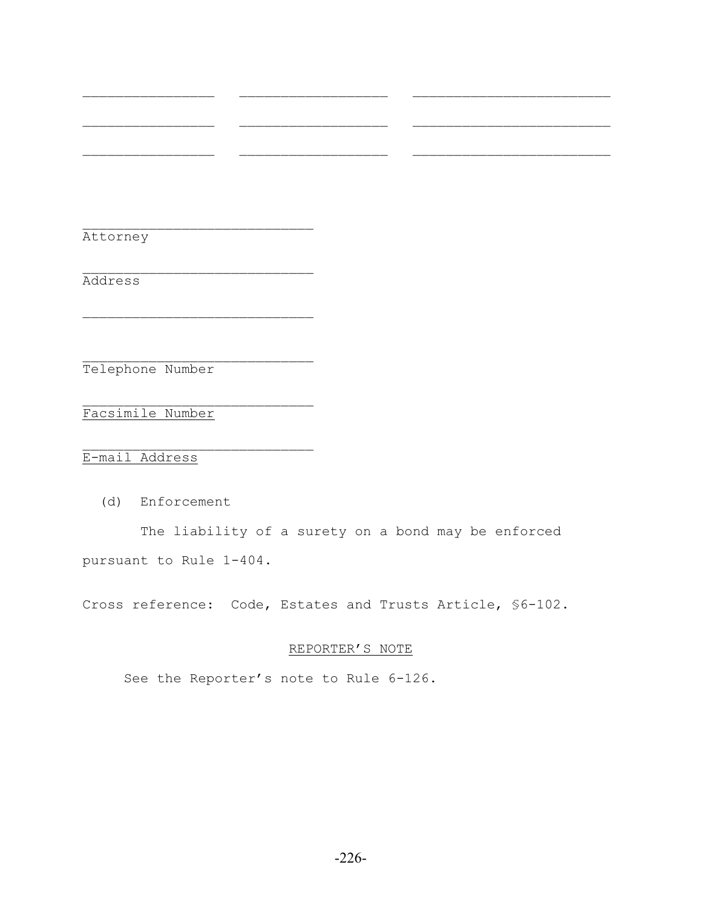________________ __________________ ________________________

________________ __________________ ________________________

________________ __________________ ________________________

____________________________
Attorney

____________________________
Address

____________________________

____________________________
Telephone Number

____________________________
<u>Facsimile Number</u>

____________________________
<u>E-mail Address</u>

(d) Enforcement

The liability of a surety on a bond may be enforced pursuant to Rule 1-404.

Cross reference: Code, Estates and Trusts Article, §6-102.

<u>REPORTER'S NOTE</u>

See the Reporter's note to Rule 6-126.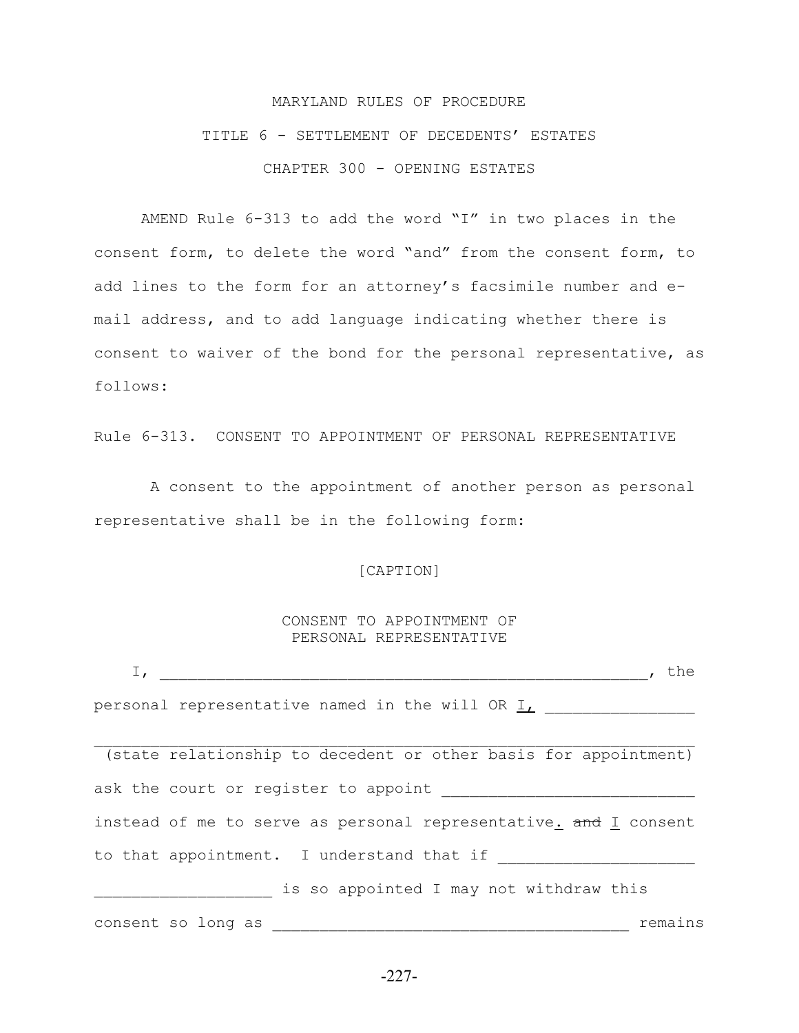MARYLAND RULES OF PROCEDURE

TITLE 6 - SETTLEMENT OF DECEDENTS' ESTATES

CHAPTER 300 - OPENING ESTATES

AMEND Rule 6-313 to add the word "I" in two places in the consent form, to delete the word "and" from the consent form, to add lines to the form for an attorney's facsimile number and e-mail address, and to add language indicating whether there is consent to waiver of the bond for the personal representative, as follows:

Rule 6-313. CONSENT TO APPOINTMENT OF PERSONAL REPRESENTATIVE

A consent to the appointment of another person as personal representative shall be in the following form:

[CAPTION]

CONSENT TO APPOINTMENT OF
PERSONAL REPRESENTATIVE

I, ______________________________________________________, the personal representative named in the will OR <u>I,</u> ________________

________________________________________________________________
(state relationship to decedent or other basis for appointment)

ask the court or register to appoint ___________________________ instead of me to serve as personal representative<u>.</u> ~~and~~ <u>I</u> consent to that appointment. I understand that if _____________________

___________________ is so appointed I may not withdraw this consent so long as ______________________________________ remains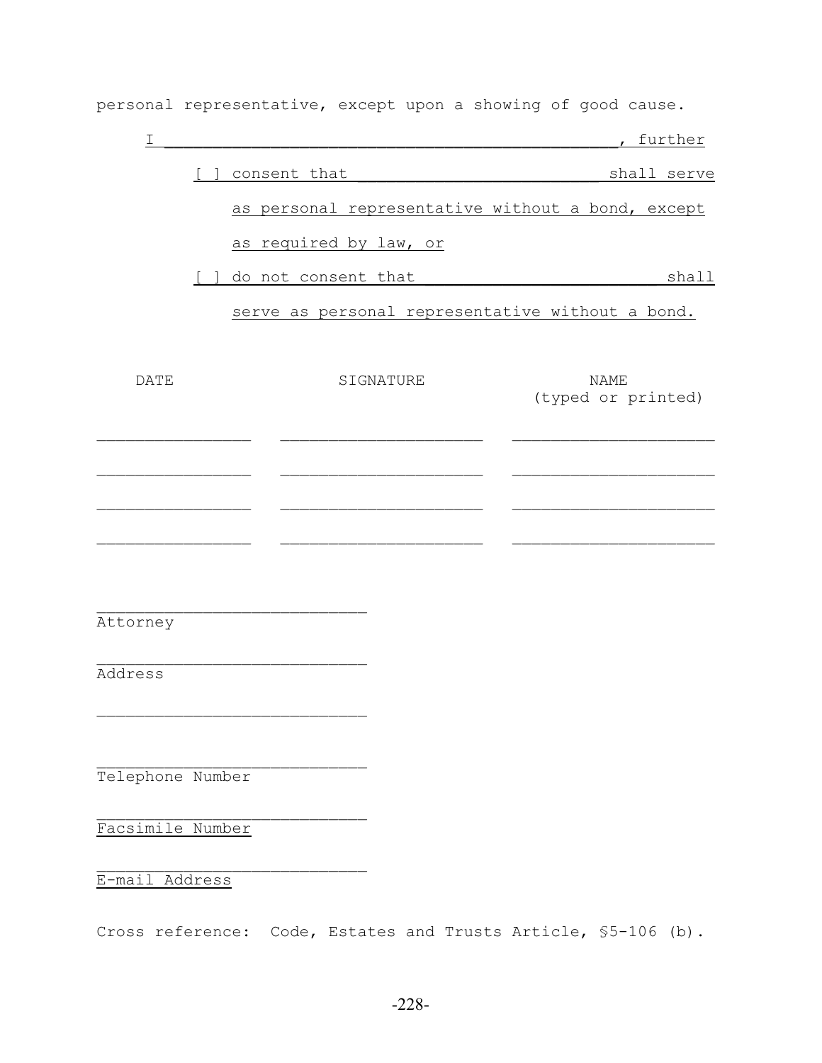personal representative, except upon a showing of good cause.

I ______________________________________________, further

[ ] consent that _________________________ shall serve as personal representative without a bond, except as required by law, or

[ ] do not consent that _________________________ shall serve as personal representative without a bond.

| DATE | SIGNATURE | NAME (typed or printed) |
|---|---|---|
| ________________ | _____________________ | _____________________ |
| ________________ | _____________________ | _____________________ |
| ________________ | _____________________ | _____________________ |
| ________________ | _____________________ | _____________________ |

____________________________
Attorney

____________________________
Address

____________________________

____________________________
Telephone Number

____________________________
Facsimile Number

____________________________
E-mail Address

Cross reference: Code, Estates and Trusts Article, §5-106 (b).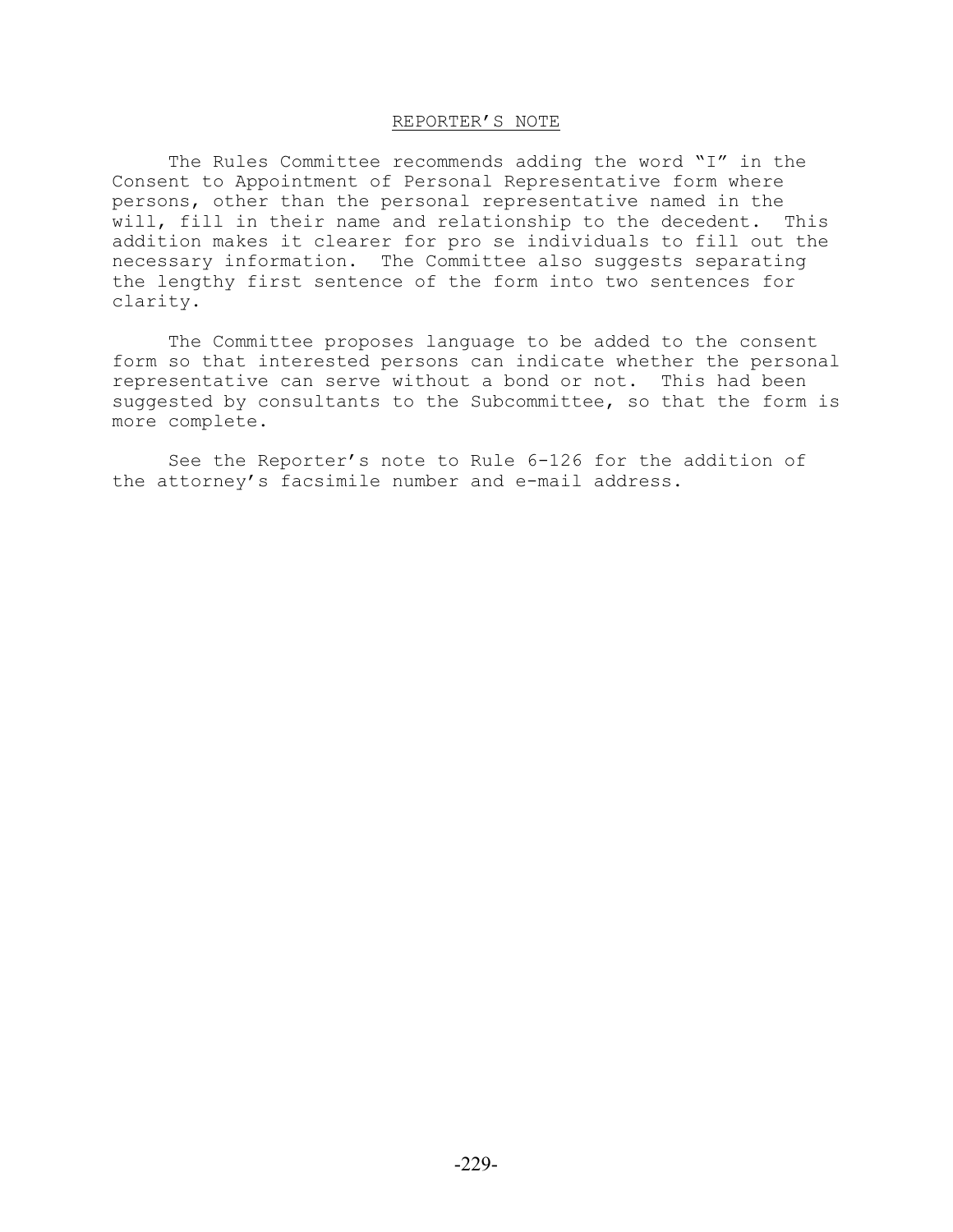## REPORTER'S NOTE

The Rules Committee recommends adding the word "I" in the Consent to Appointment of Personal Representative form where persons, other than the personal representative named in the will, fill in their name and relationship to the decedent. This addition makes it clearer for pro se individuals to fill out the necessary information. The Committee also suggests separating the lengthy first sentence of the form into two sentences for clarity.

The Committee proposes language to be added to the consent form so that interested persons can indicate whether the personal representative can serve without a bond or not. This had been suggested by consultants to the Subcommittee, so that the form is more complete.

See the Reporter's note to Rule 6-126 for the addition of the attorney's facsimile number and e-mail address.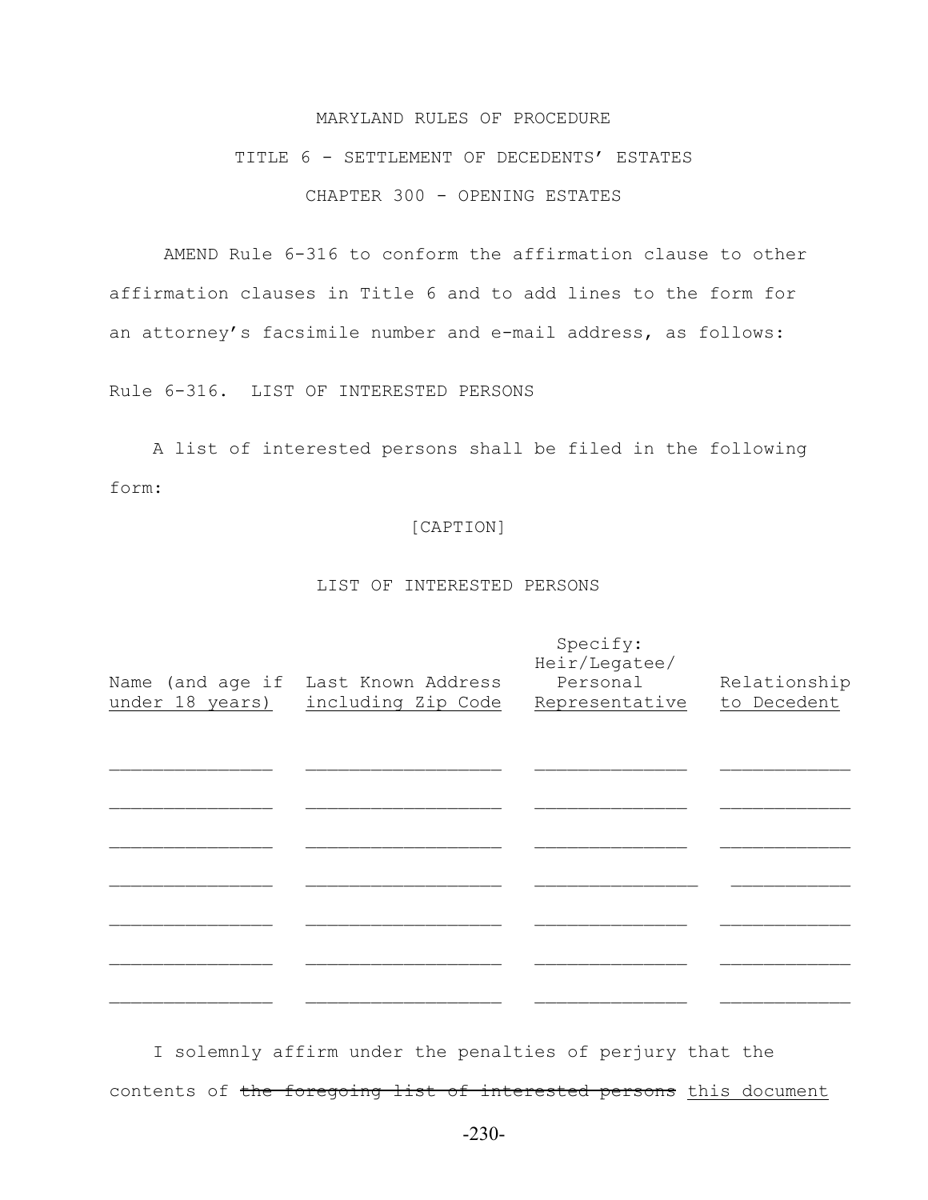MARYLAND RULES OF PROCEDURE

TITLE 6 - SETTLEMENT OF DECEDENTS' ESTATES

CHAPTER 300 - OPENING ESTATES

AMEND Rule 6-316 to conform the affirmation clause to other affirmation clauses in Title 6 and to add lines to the form for an attorney's facsimile number and e-mail address, as follows:

Rule 6-316. LIST OF INTERESTED PERSONS

A list of interested persons shall be filed in the following form:

[CAPTION]

LIST OF INTERESTED PERSONS

| Name (and age if under 18 years) | Last Known Address including Zip Code | Specify: Heir/Legatee/ Personal Representative | Relationship to Decedent |
|---|---|---|---|
| ______________ | _________________ | _____________ | ___________ |
| ______________ | _________________ | _____________ | ___________ |
| ______________ | _________________ | _____________ | ___________ |
| ______________ | _________________ | _____________ | ___________ |
| ______________ | _________________ | _____________ | ___________ |
| ______________ | _________________ | _____________ | ___________ |
| ______________ | _________________ | _____________ | ___________ |

I solemnly affirm under the penalties of perjury that the contents of ~~the foregoing list of interested persons~~ this document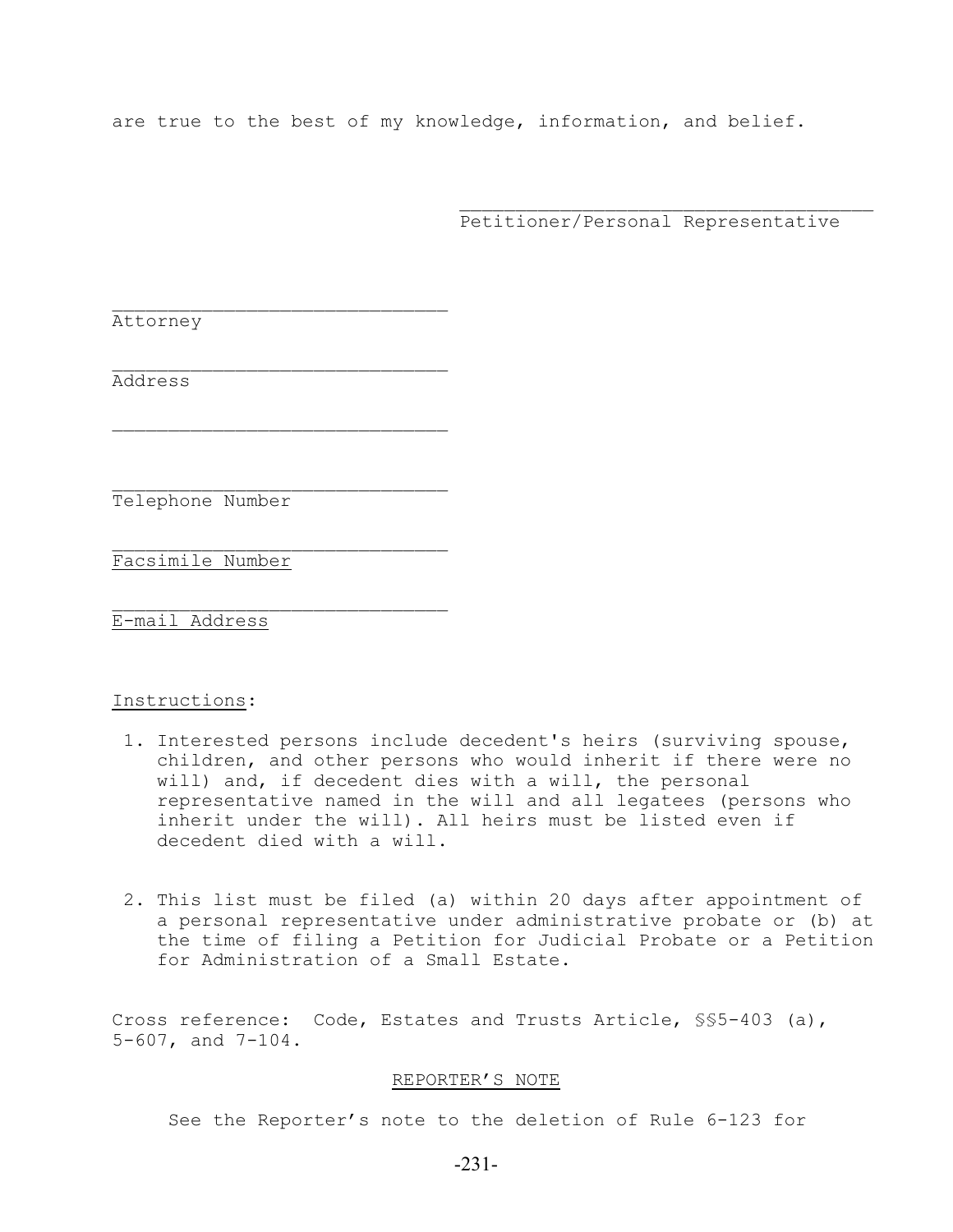are true to the best of my knowledge, information, and belief.

\_\_\_\_\_\_\_\_\_\_\_\_\_\_\_\_\_\_\_\_\_\_\_\_\_\_\_\_\_\_\_\_\_\_\_\_\_
Petitioner/Personal Representative

\_\_\_\_\_\_\_\_\_\_\_\_\_\_\_\_\_\_\_\_\_\_\_\_\_\_\_\_\_\_
Attorney

\_\_\_\_\_\_\_\_\_\_\_\_\_\_\_\_\_\_\_\_\_\_\_\_\_\_\_\_\_\_
Address

\_\_\_\_\_\_\_\_\_\_\_\_\_\_\_\_\_\_\_\_\_\_\_\_\_\_\_\_\_\_

\_\_\_\_\_\_\_\_\_\_\_\_\_\_\_\_\_\_\_\_\_\_\_\_\_\_\_\_\_\_
Telephone Number

\_\_\_\_\_\_\_\_\_\_\_\_\_\_\_\_\_\_\_\_\_\_\_\_\_\_\_\_\_\_
Facsimile Number

\_\_\_\_\_\_\_\_\_\_\_\_\_\_\_\_\_\_\_\_\_\_\_\_\_\_\_\_\_\_
E-mail Address

Instructions:

1. Interested persons include decedent's heirs (surviving spouse, children, and other persons who would inherit if there were no will) and, if decedent dies with a will, the personal representative named in the will and all legatees (persons who inherit under the will). All heirs must be listed even if decedent died with a will.

2. This list must be filed (a) within 20 days after appointment of a personal representative under administrative probate or (b) at the time of filing a Petition for Judicial Probate or a Petition for Administration of a Small Estate.

Cross reference: Code, Estates and Trusts Article, §§5-403 (a), 5-607, and 7-104.

REPORTER'S NOTE

See the Reporter's note to the deletion of Rule 6-123 for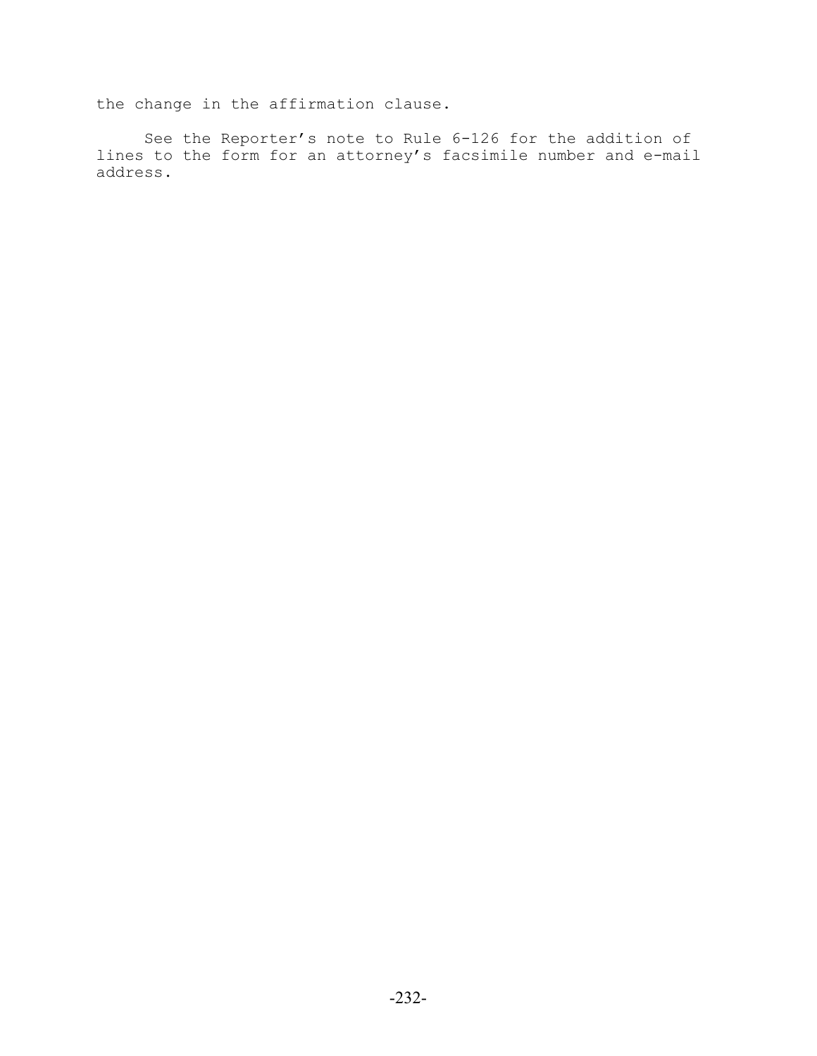the change in the affirmation clause.

See the Reporter's note to Rule 6-126 for the addition of lines to the form for an attorney's facsimile number and e-mail address.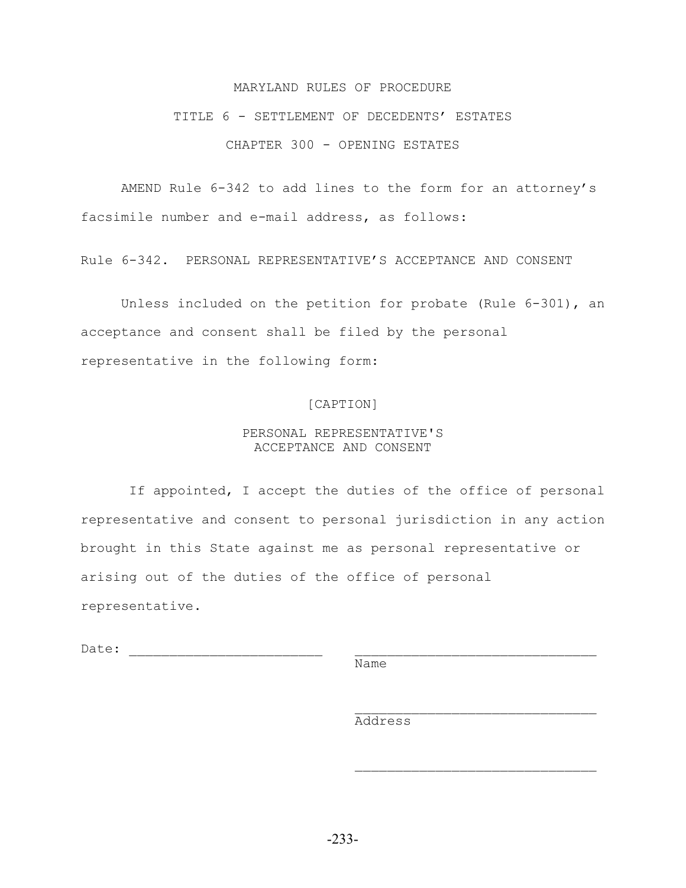MARYLAND RULES OF PROCEDURE

TITLE 6 - SETTLEMENT OF DECEDENTS' ESTATES

CHAPTER 300 - OPENING ESTATES

AMEND Rule 6-342 to add lines to the form for an attorney's facsimile number and e-mail address, as follows:

Rule 6-342. PERSONAL REPRESENTATIVE'S ACCEPTANCE AND CONSENT

Unless included on the petition for probate (Rule 6-301), an acceptance and consent shall be filed by the personal representative in the following form:

[CAPTION]

PERSONAL REPRESENTATIVE'S
ACCEPTANCE AND CONSENT

If appointed, I accept the duties of the office of personal representative and consent to personal jurisdiction in any action brought in this State against me as personal representative or arising out of the duties of the office of personal representative.

Date: ________________________ ______________________________
Name

______________________________
Address

______________________________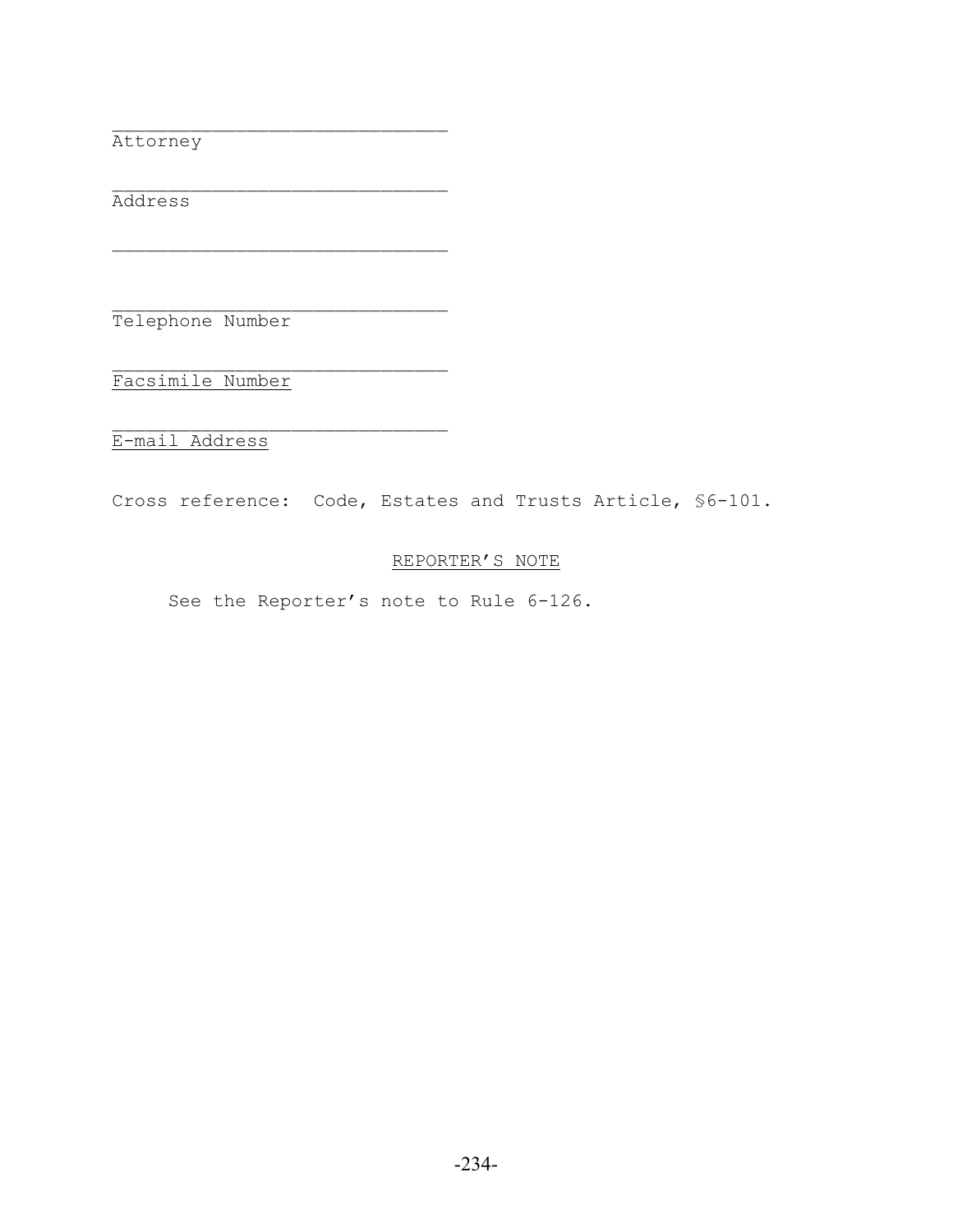\_\_\_\_\_\_\_\_\_\_\_\_\_\_\_\_\_\_\_\_\_\_\_\_\_\_\_\_\_\_
Attorney

\_\_\_\_\_\_\_\_\_\_\_\_\_\_\_\_\_\_\_\_\_\_\_\_\_\_\_\_\_\_
Address

\_\_\_\_\_\_\_\_\_\_\_\_\_\_\_\_\_\_\_\_\_\_\_\_\_\_\_\_\_\_

\_\_\_\_\_\_\_\_\_\_\_\_\_\_\_\_\_\_\_\_\_\_\_\_\_\_\_\_\_\_
Telephone Number

\_\_\_\_\_\_\_\_\_\_\_\_\_\_\_\_\_\_\_\_\_\_\_\_\_\_\_\_\_\_
<u>Facsimile Number</u>

\_\_\_\_\_\_\_\_\_\_\_\_\_\_\_\_\_\_\_\_\_\_\_\_\_\_\_\_\_\_
<u>E-mail Address</u>

Cross reference: Code, Estates and Trusts Article, §6-101.

<u>REPORTER'S NOTE</u>

See the Reporter's note to Rule 6-126.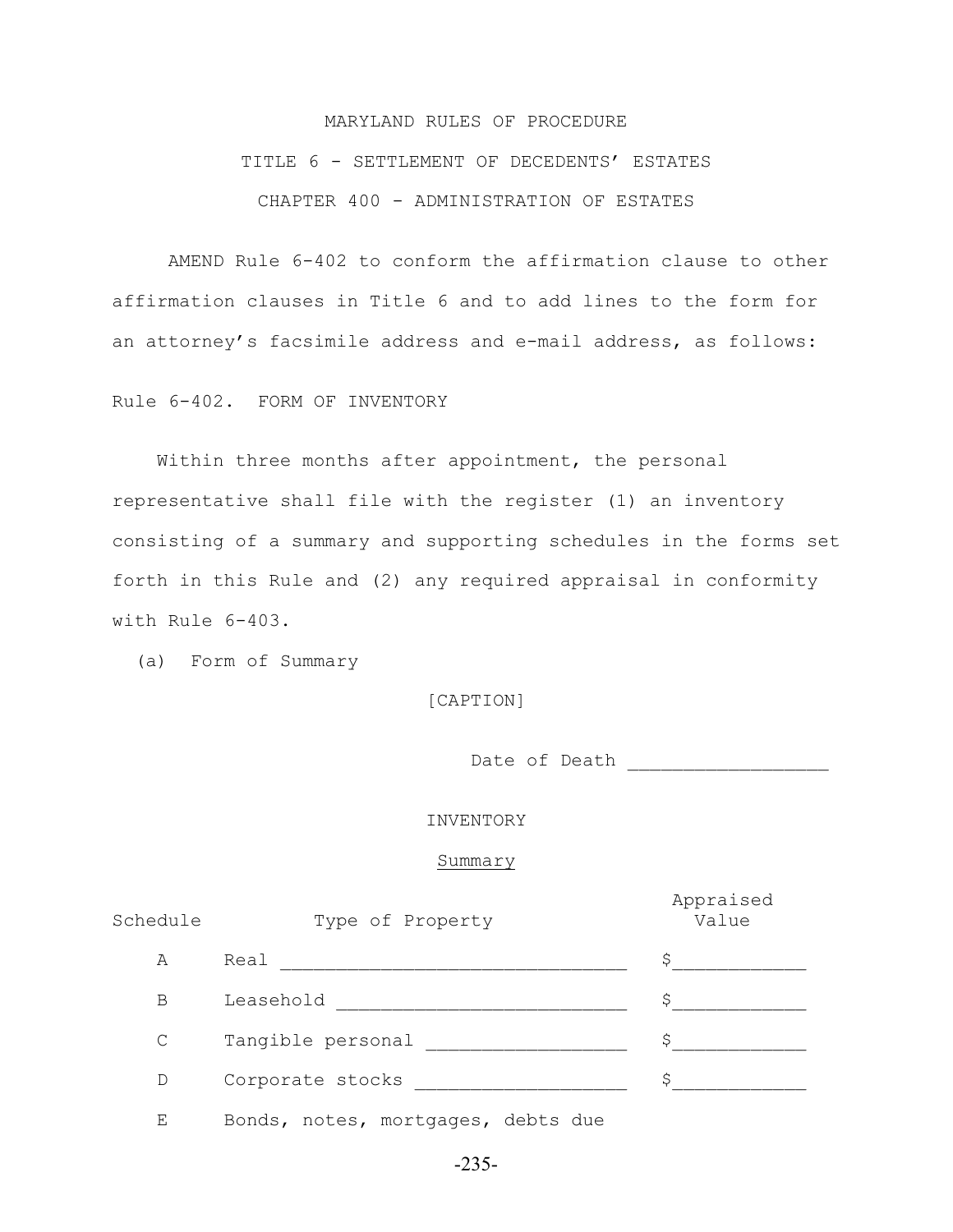MARYLAND RULES OF PROCEDURE

TITLE 6 - SETTLEMENT OF DECEDENTS' ESTATES

CHAPTER 400 - ADMINISTRATION OF ESTATES

AMEND Rule 6-402 to conform the affirmation clause to other affirmation clauses in Title 6 and to add lines to the form for an attorney's facsimile address and e-mail address, as follows:

Rule 6-402. FORM OF INVENTORY

Within three months after appointment, the personal representative shall file with the register (1) an inventory consisting of a summary and supporting schedules in the forms set forth in this Rule and (2) any required appraisal in conformity with Rule 6-403.

(a) Form of Summary

[CAPTION]

Date of Death ________________

INVENTORY

Summary

| Schedule | Type of Property | Appraised Value |
|---|---|---|
| A | Real ____________________________ | $__________ |
| B | Leasehold _______________________ | $__________ |
| C | Tangible personal _______________ | $__________ |
| D | Corporate stocks ________________ | $__________ |
| E | Bonds, notes, mortgages, debts due | |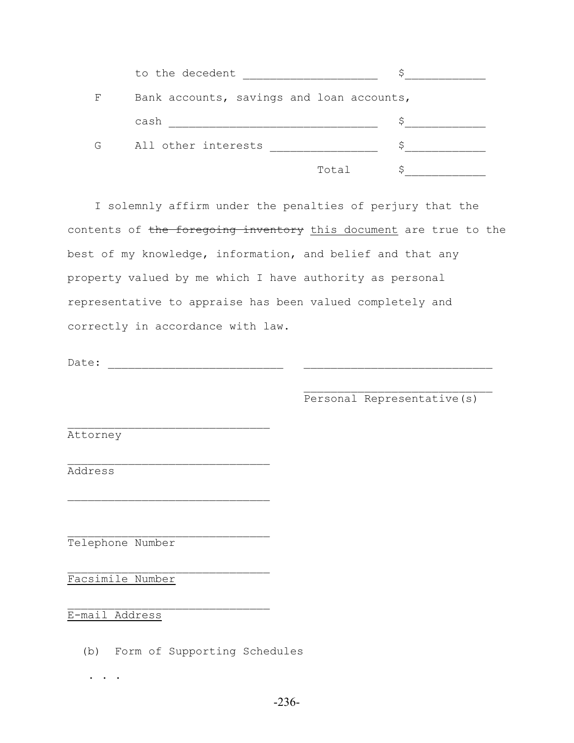| | | |
|---|---|---|
| | to the decedent ____________________ | $____________ |
| F | Bank accounts, savings and loan accounts, | |
| | cash ________________________________ | $____________ |
| G | All other interests ________________ | $____________ |
| | Total | $____________ |

I solemnly affirm under the penalties of perjury that the contents of ~~the foregoing inventory~~ <u>this document</u> are true to the best of my knowledge, information, and belief and that any property valued by me which I have authority as personal representative to appraise has been valued completely and correctly in accordance with law.

Date: ___________________________ ____________________________

____________________________
Personal Representative(s)

______________________________
Attorney

______________________________
Address

______________________________

______________________________
Telephone Number

______________________________
<u>Facsimile Number</u>

______________________________
<u>E-mail Address</u>

(b) Form of Supporting Schedules

. . .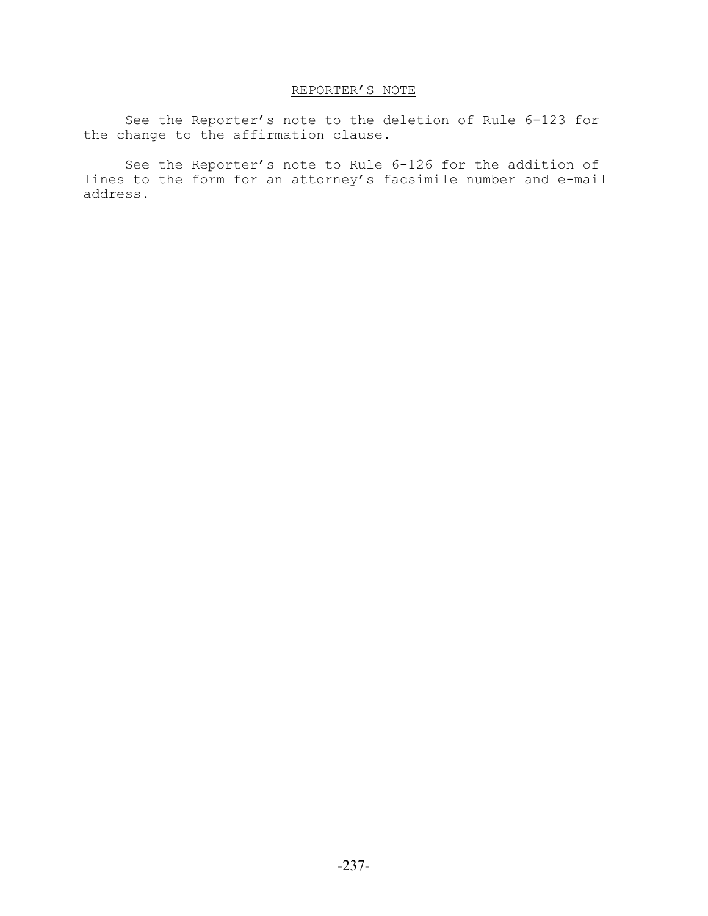## REPORTER'S NOTE

See the Reporter's note to the deletion of Rule 6-123 for the change to the affirmation clause.

See the Reporter's note to Rule 6-126 for the addition of lines to the form for an attorney's facsimile number and e-mail address.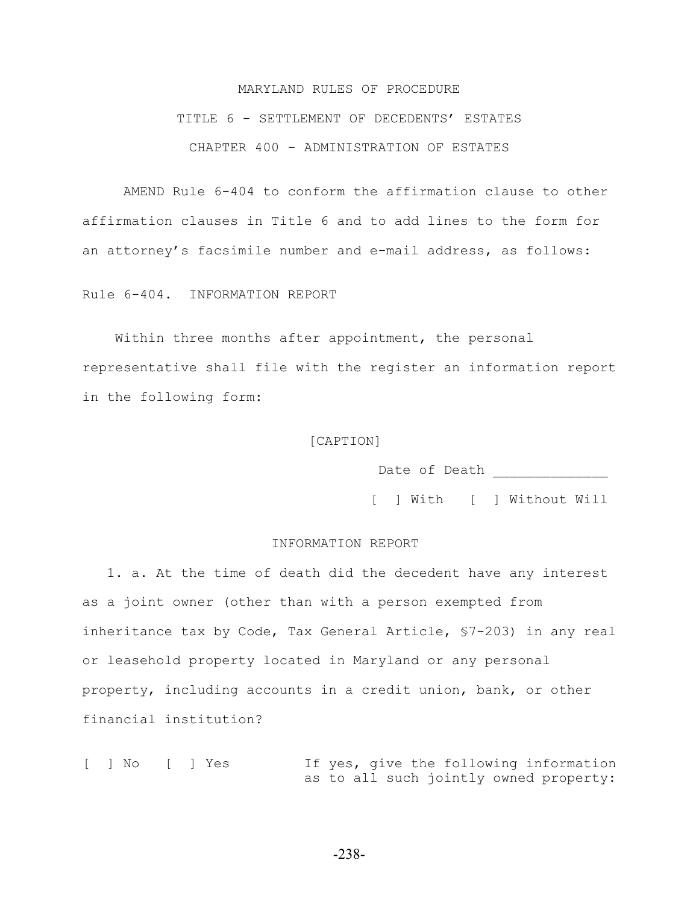MARYLAND RULES OF PROCEDURE

TITLE 6 - SETTLEMENT OF DECEDENTS' ESTATES

CHAPTER 400 - ADMINISTRATION OF ESTATES

AMEND Rule 6-404 to conform the affirmation clause to other affirmation clauses in Title 6 and to add lines to the form for an attorney's facsimile number and e-mail address, as follows:

Rule 6-404. INFORMATION REPORT

Within three months after appointment, the personal representative shall file with the register an information report in the following form:

[CAPTION]

Date of Death ______________

[ ] With [ ] Without Will

INFORMATION REPORT

1. a. At the time of death did the decedent have any interest as a joint owner (other than with a person exempted from inheritance tax by Code, Tax General Article, §7-203) in any real or leasehold property located in Maryland or any personal property, including accounts in a credit union, bank, or other financial institution?

[ ] No [ ] Yes If yes, give the following information as to all such jointly owned property: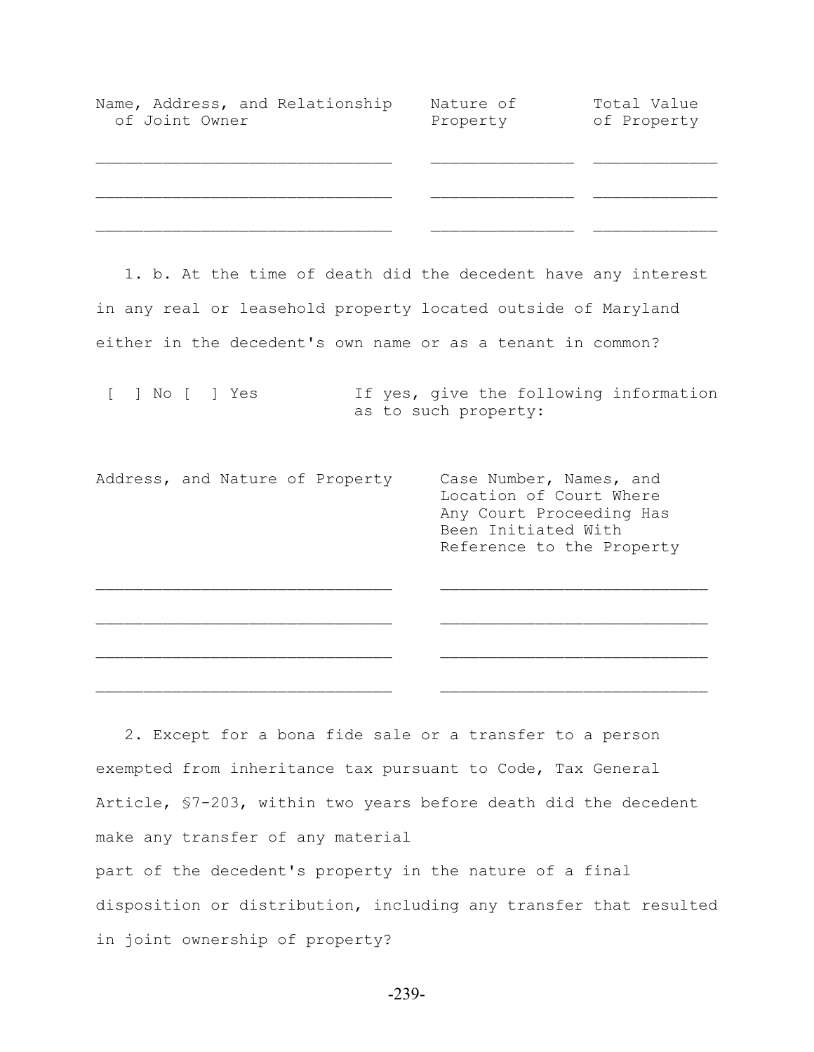| Name, Address, and Relationship of Joint Owner | Nature of Property | Total Value of Property |
|---|---|---|
| ______________________________ | ______________ | _____________ |
| ______________________________ | ______________ | _____________ |
| ______________________________ | ______________ | _____________ |

1. b. At the time of death did the decedent have any interest in any real or leasehold property located outside of Maryland either in the decedent's own name or as a tenant in common?

[ ] No [ ] Yes    If yes, give the following information as to such property:

| Address, and Nature of Property | Case Number, Names, and Location of Court Where Any Court Proceeding Has Been Initiated With Reference to the Property |
|---|---|
| ______________________________ | ___________________________ |
| ______________________________ | ___________________________ |
| ______________________________ | ___________________________ |
| ______________________________ | ___________________________ |

2. Except for a bona fide sale or a transfer to a person exempted from inheritance tax pursuant to Code, Tax General Article, §7-203, within two years before death did the decedent make any transfer of any material part of the decedent's property in the nature of a final disposition or distribution, including any transfer that resulted in joint ownership of property?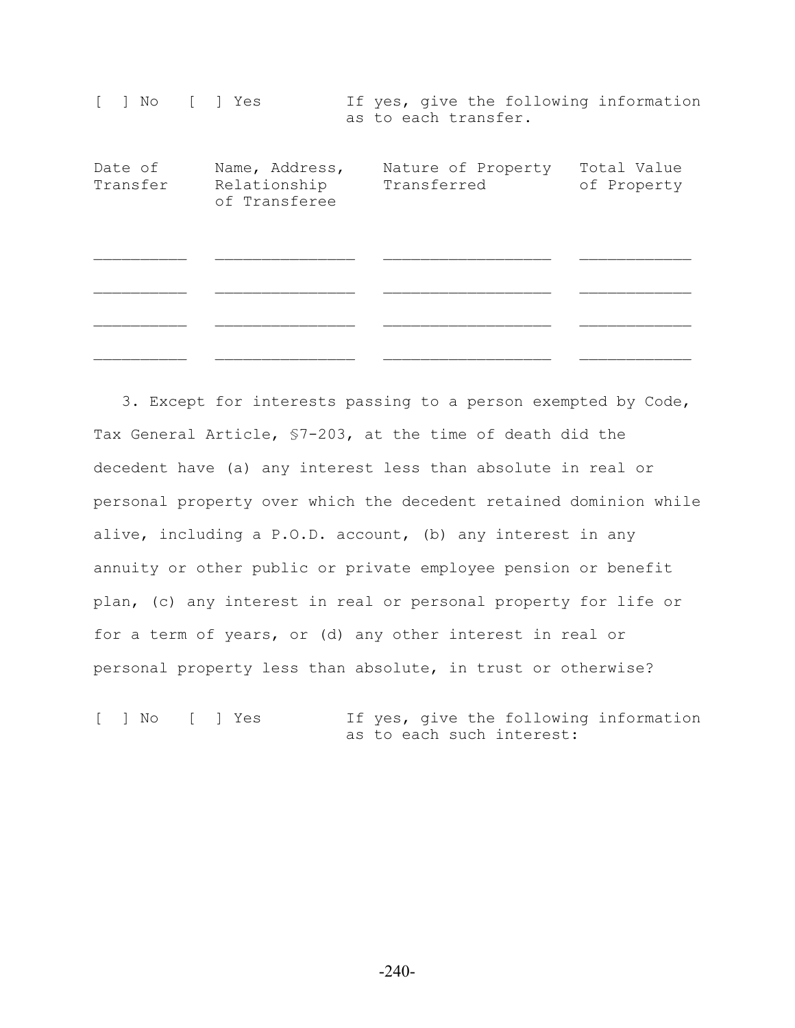[ ] No [ ] Yes If yes, give the following information as to each transfer.

| Date of Transfer | Name, Address, Relationship of Transferee | Nature of Property Transferred | Total Value of Property |
|---|---|---|---|
| __________ | ______________ | _________________ | ____________ |
| __________ | ______________ | _________________ | ____________ |
| __________ | ______________ | _________________ | ____________ |
| __________ | ______________ | _________________ | ____________ |

3. Except for interests passing to a person exempted by Code, Tax General Article, §7-203, at the time of death did the decedent have (a) any interest less than absolute in real or personal property over which the decedent retained dominion while alive, including a P.O.D. account, (b) any interest in any annuity or other public or private employee pension or benefit plan, (c) any interest in real or personal property for life or for a term of years, or (d) any other interest in real or personal property less than absolute, in trust or otherwise?

[ ] No [ ] Yes If yes, give the following information as to each such interest: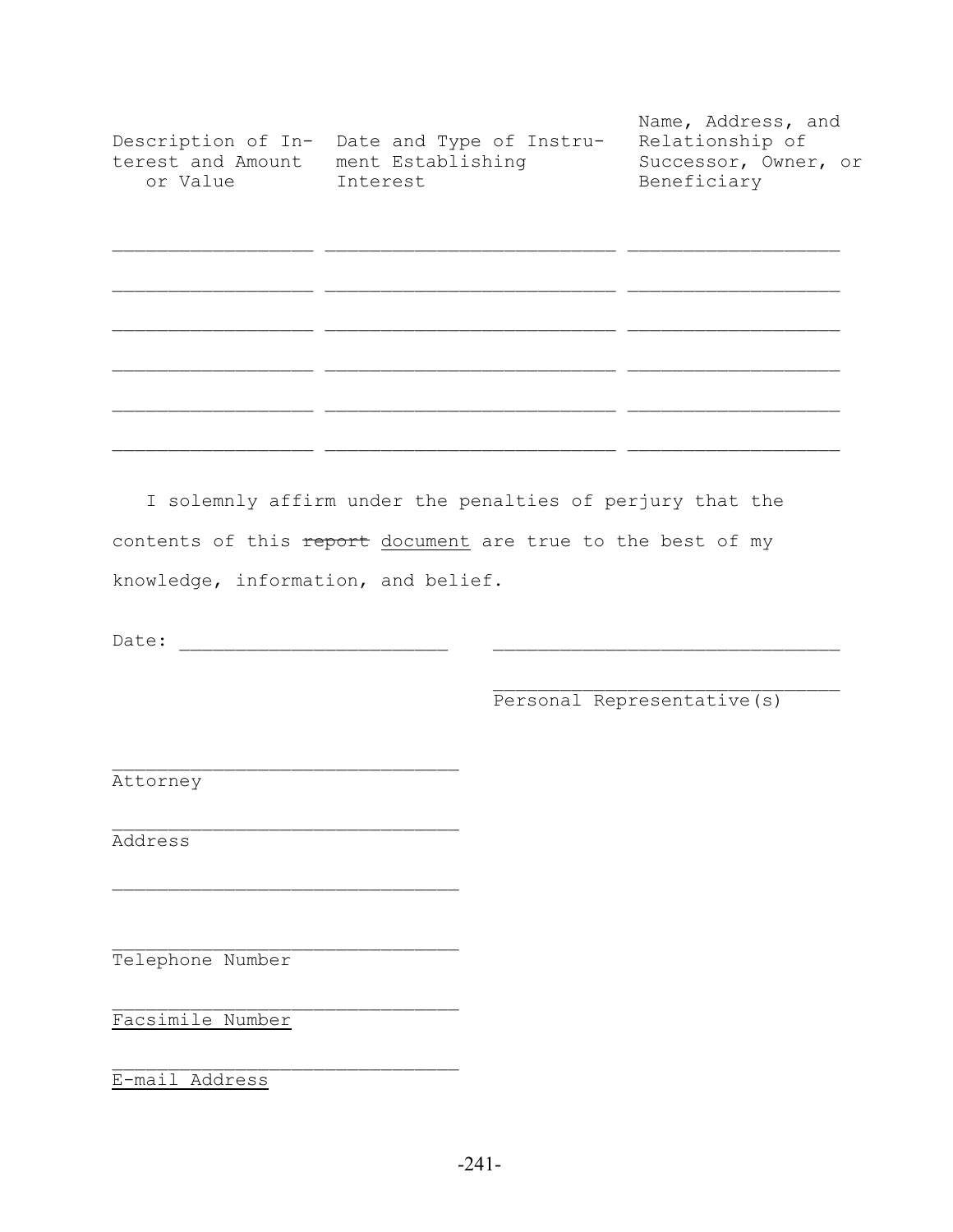| Description of Interest and Amount or Value | Date and Type of Instrument Establishing Interest | Name, Address, and Relationship of Successor, Owner, or Beneficiary |
|---|---|---|
| __________________ | __________________________ | ___________________ |
| __________________ | __________________________ | ___________________ |
| __________________ | __________________________ | ___________________ |
| __________________ | __________________________ | ___________________ |
| __________________ | __________________________ | ___________________ |
| __________________ | __________________________ | ___________________ |

I solemnly affirm under the penalties of perjury that the contents of this ~~report~~ <u>document</u> are true to the best of my knowledge, information, and belief.

Date: ________________________ ________________________________

________________________________
Personal Representative(s)

________________________________
Attorney

________________________________
Address

________________________________

________________________________
Telephone Number

________________________________
<u>Facsimile Number</u>

________________________________
<u>E-mail Address</u>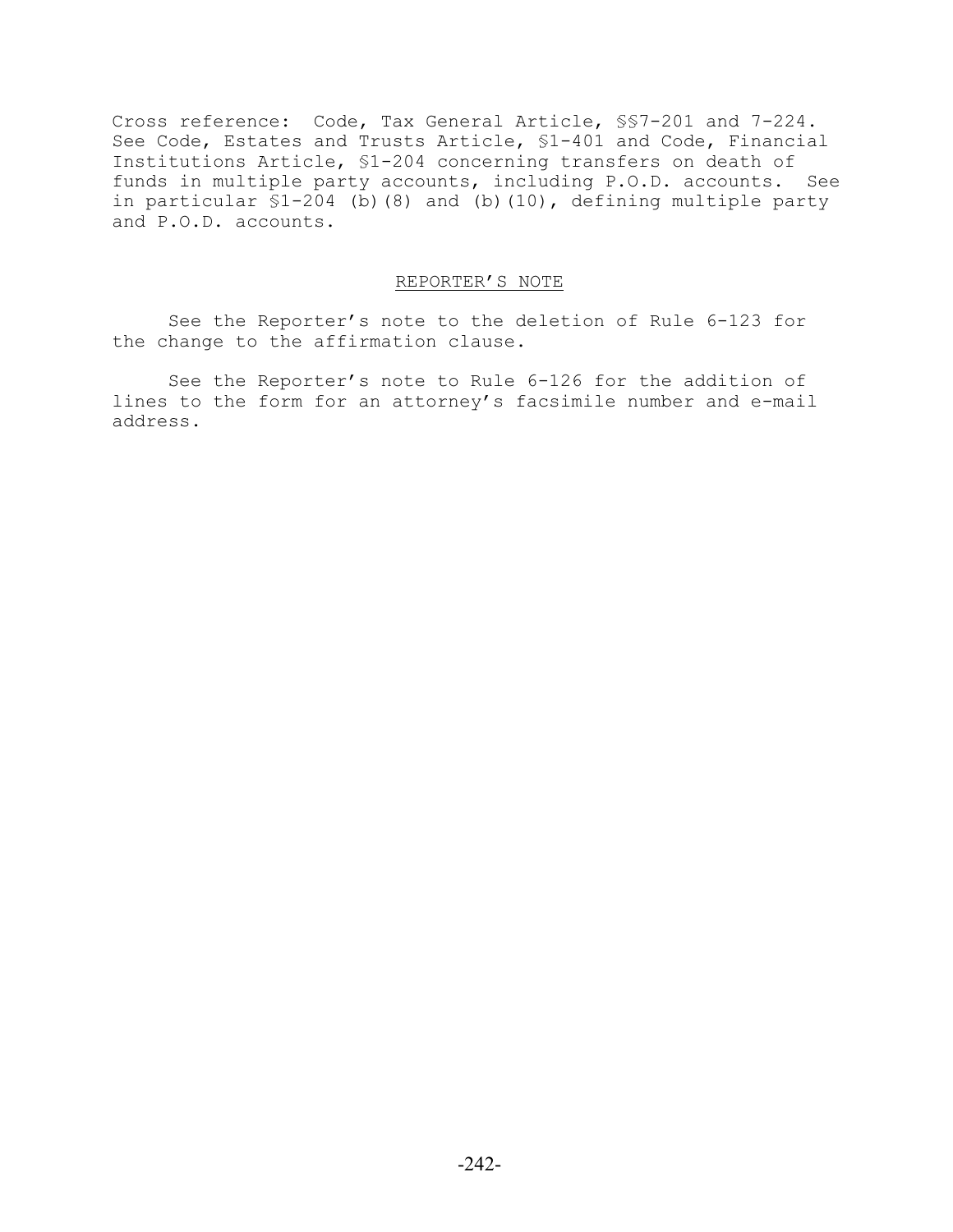Cross reference: Code, Tax General Article, §§7-201 and 7-224. See Code, Estates and Trusts Article, §1-401 and Code, Financial Institutions Article, §1-204 concerning transfers on death of funds in multiple party accounts, including P.O.D. accounts. See in particular §1-204 (b)(8) and (b)(10), defining multiple party and P.O.D. accounts.

REPORTER'S NOTE

See the Reporter's note to the deletion of Rule 6-123 for the change to the affirmation clause.

See the Reporter's note to Rule 6-126 for the addition of lines to the form for an attorney's facsimile number and e-mail address.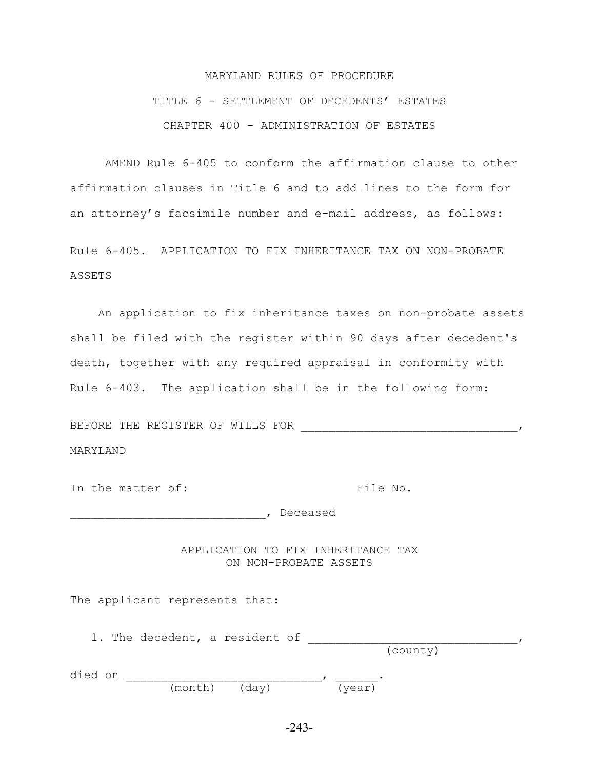MARYLAND RULES OF PROCEDURE

TITLE 6 - SETTLEMENT OF DECEDENTS' ESTATES

CHAPTER 400 - ADMINISTRATION OF ESTATES

AMEND Rule 6-405 to conform the affirmation clause to other affirmation clauses in Title 6 and to add lines to the form for an attorney's facsimile number and e-mail address, as follows:

Rule 6-405. APPLICATION TO FIX INHERITANCE TAX ON NON-PROBATE ASSETS

An application to fix inheritance taxes on non-probate assets shall be filed with the register within 90 days after decedent's death, together with any required appraisal in conformity with Rule 6-403. The application shall be in the following form:

BEFORE THE REGISTER OF WILLS FOR _______________________________, MARYLAND

In the matter of: File No.

____________________________, Deceased

APPLICATION TO FIX INHERITANCE TAX ON NON-PROBATE ASSETS

The applicant represents that:

1. The decedent, a resident of _______________________________,
(county)

died on ____________________________, ______.
(month) (day) (year)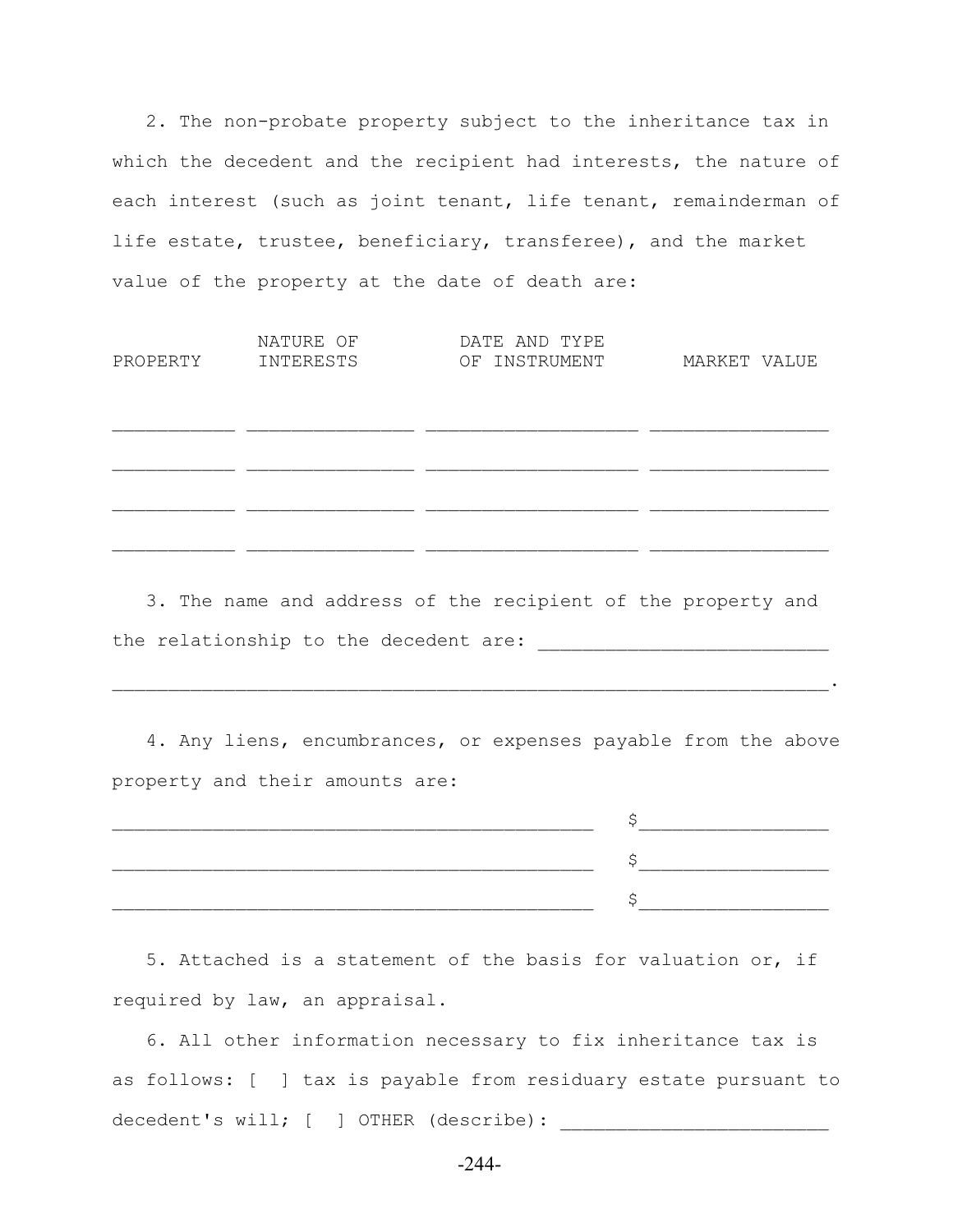2. The non-probate property subject to the inheritance tax in which the decedent and the recipient had interests, the nature of each interest (such as joint tenant, life tenant, remainderman of life estate, trustee, beneficiary, transferee), and the market value of the property at the date of death are:

| PROPERTY | NATURE OF INTERESTS | DATE AND TYPE OF INSTRUMENT | MARKET VALUE |
|---|---|---|---|
| ___________ | ______________ | __________________ | _______________ |
| ___________ | ______________ | __________________ | _______________ |
| ___________ | ______________ | __________________ | _______________ |
| ___________ | ______________ | __________________ | _______________ |

3. The name and address of the recipient of the property and the relationship to the decedent are: __________________________
_______________________________________________________________.

4. Any liens, encumbrances, or expenses payable from the above property and their amounts are:

___________________________________________ $_________________

___________________________________________ $_________________

___________________________________________ $_________________

5. Attached is a statement of the basis for valuation or, if required by law, an appraisal.

6. All other information necessary to fix inheritance tax is as follows: [ ] tax is payable from residuary estate pursuant to decedent's will; [ ] OTHER (describe): ________________________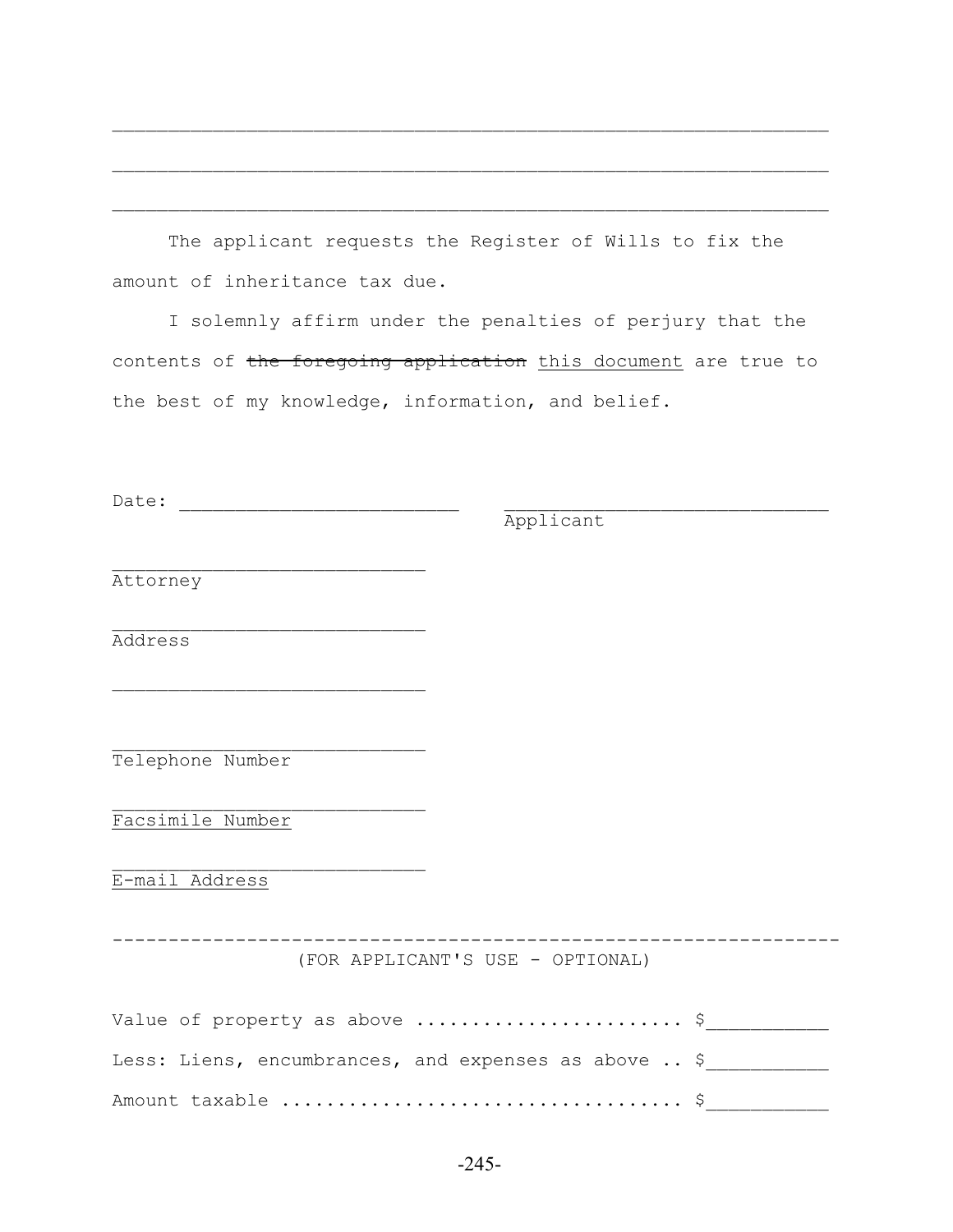\_\_\_\_\_\_\_\_\_\_\_\_\_\_\_\_\_\_\_\_\_\_\_\_\_\_\_\_\_\_\_\_\_\_\_\_\_\_\_\_\_\_\_\_\_\_\_\_\_\_\_\_\_\_\_\_\_\_\_\_\_\_

\_\_\_\_\_\_\_\_\_\_\_\_\_\_\_\_\_\_\_\_\_\_\_\_\_\_\_\_\_\_\_\_\_\_\_\_\_\_\_\_\_\_\_\_\_\_\_\_\_\_\_\_\_\_\_\_\_\_\_\_\_\_

\_\_\_\_\_\_\_\_\_\_\_\_\_\_\_\_\_\_\_\_\_\_\_\_\_\_\_\_\_\_\_\_\_\_\_\_\_\_\_\_\_\_\_\_\_\_\_\_\_\_\_\_\_\_\_\_\_\_\_\_\_\_

The applicant requests the Register of Wills to fix the amount of inheritance tax due.

I solemnly affirm under the penalties of perjury that the contents of ~~the foregoing application~~ <u>this document</u> are true to the best of my knowledge, information, and belief.

Date: \_\_\_\_\_\_\_\_\_\_\_\_\_\_\_\_\_\_\_\_\_\_\_\_\_ \_\_\_\_\_\_\_\_\_\_\_\_\_\_\_\_\_\_\_\_\_\_\_\_\_\_\_\_\_
Applicant

\_\_\_\_\_\_\_\_\_\_\_\_\_\_\_\_\_\_\_\_\_\_\_\_\_\_\_\_
Attorney

\_\_\_\_\_\_\_\_\_\_\_\_\_\_\_\_\_\_\_\_\_\_\_\_\_\_\_\_
Address

\_\_\_\_\_\_\_\_\_\_\_\_\_\_\_\_\_\_\_\_\_\_\_\_\_\_\_\_

\_\_\_\_\_\_\_\_\_\_\_\_\_\_\_\_\_\_\_\_\_\_\_\_\_\_\_\_
Telephone Number

\_\_\_\_\_\_\_\_\_\_\_\_\_\_\_\_\_\_\_\_\_\_\_\_\_\_\_\_
<u>Facsimile Number</u>

\_\_\_\_\_\_\_\_\_\_\_\_\_\_\_\_\_\_\_\_\_\_\_\_\_\_\_\_
<u>E-mail Address</u>

-----------------------------------------------------------------

(FOR APPLICANT'S USE - OPTIONAL)

Value of property as above ....................... $\_\_\_\_\_\_\_\_\_\_\_

Less: Liens, encumbrances, and expenses as above .. $\_\_\_\_\_\_\_\_\_\_\_

Amount taxable .................................. $\_\_\_\_\_\_\_\_\_\_\_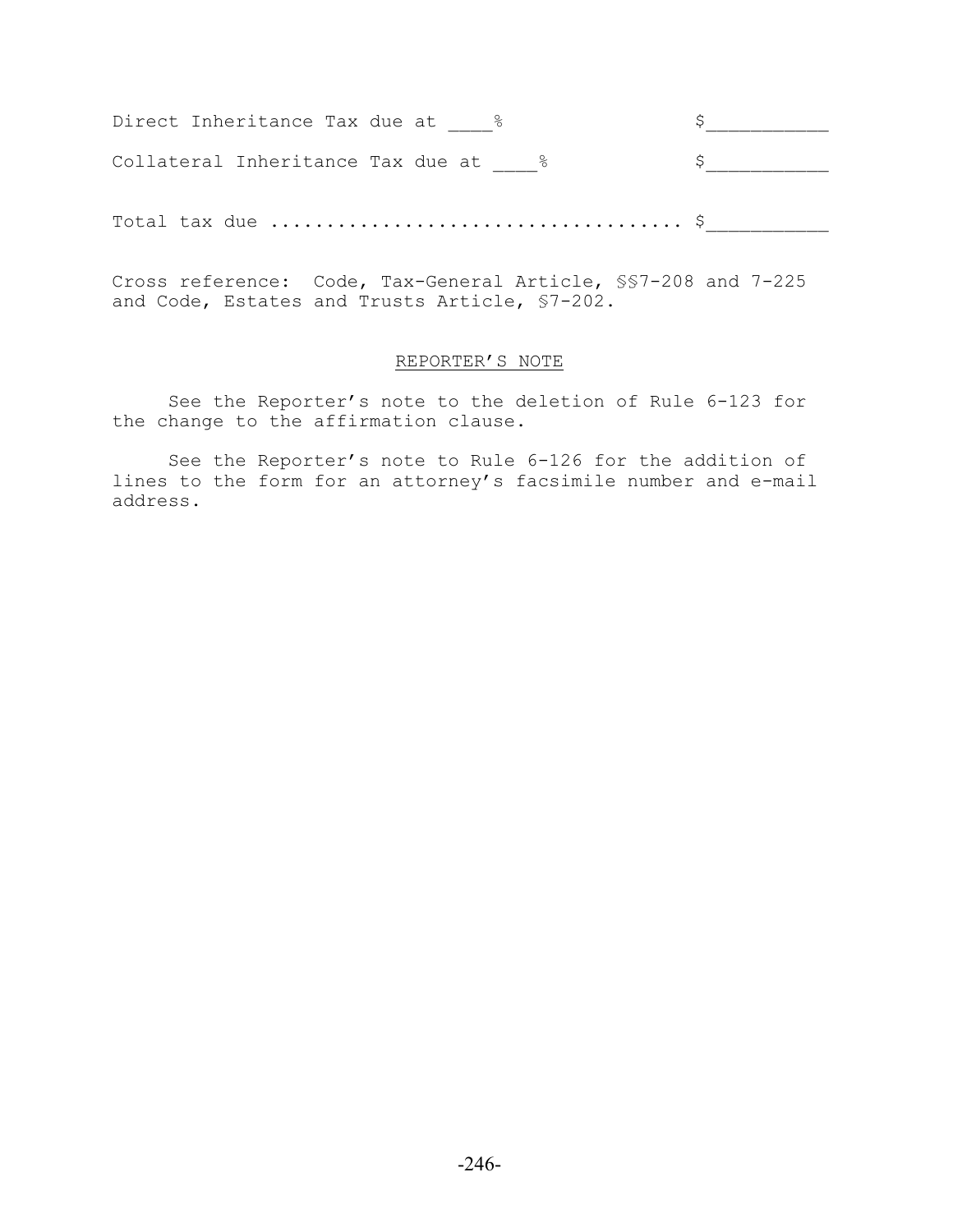Direct Inheritance Tax due at ____%  $___________

Collateral Inheritance Tax due at ____%  $___________

Total tax due .................................... $___________

Cross reference: Code, Tax-General Article, §§7-208 and 7-225 and Code, Estates and Trusts Article, §7-202.

REPORTER'S NOTE

See the Reporter's note to the deletion of Rule 6-123 for the change to the affirmation clause.

See the Reporter's note to Rule 6-126 for the addition of lines to the form for an attorney's facsimile number and e-mail address.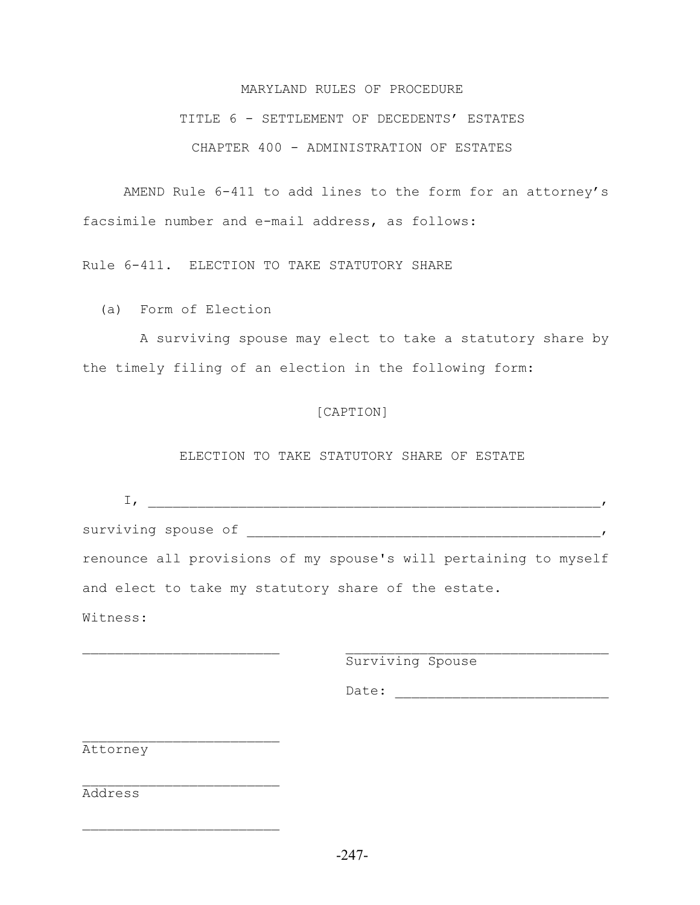MARYLAND RULES OF PROCEDURE

TITLE 6 - SETTLEMENT OF DECEDENTS' ESTATES

CHAPTER 400 - ADMINISTRATION OF ESTATES

AMEND Rule 6-411 to add lines to the form for an attorney's facsimile number and e-mail address, as follows:

Rule 6-411. ELECTION TO TAKE STATUTORY SHARE

(a) Form of Election

A surviving spouse may elect to take a statutory share by the timely filing of an election in the following form:

[CAPTION]

ELECTION TO TAKE STATUTORY SHARE OF ESTATE

I, ______________________________________________________,
surviving spouse of ____________________________________________,
renounce all provisions of my spouse's will pertaining to myself and elect to take my statutory share of the estate.

Witness:

________________________ ________________________________
Surviving Spouse

Date: __________________________

________________________
Attorney

________________________
Address

________________________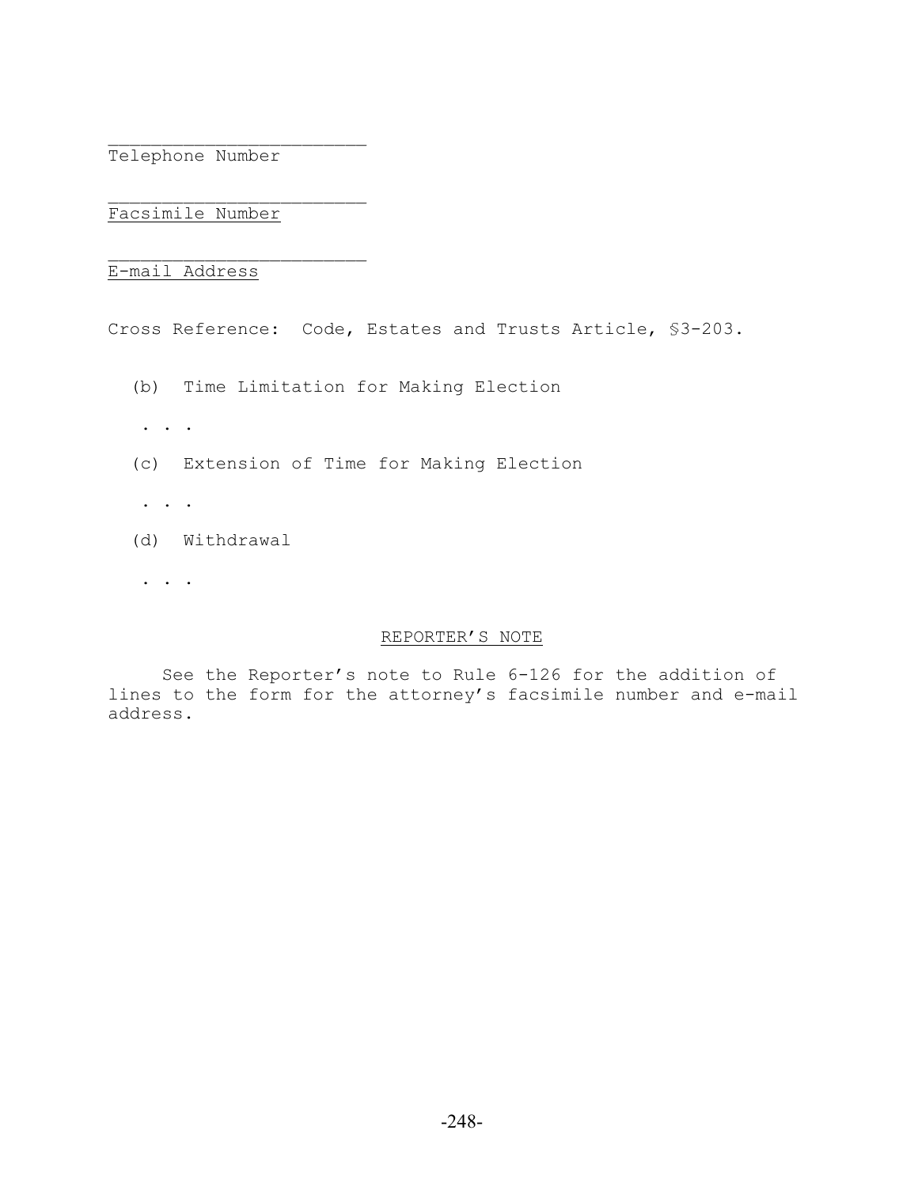________________________
Telephone Number

________________________
<u>Facsimile Number</u>

________________________
<u>E-mail Address</u>

Cross Reference: Code, Estates and Trusts Article, §3-203.

(b) Time Limitation for Making Election

. . .

(c) Extension of Time for Making Election

. . .

(d) Withdrawal

. . .

<u>REPORTER'S NOTE</u>

See the Reporter's note to Rule 6-126 for the addition of lines to the form for the attorney's facsimile number and e-mail address.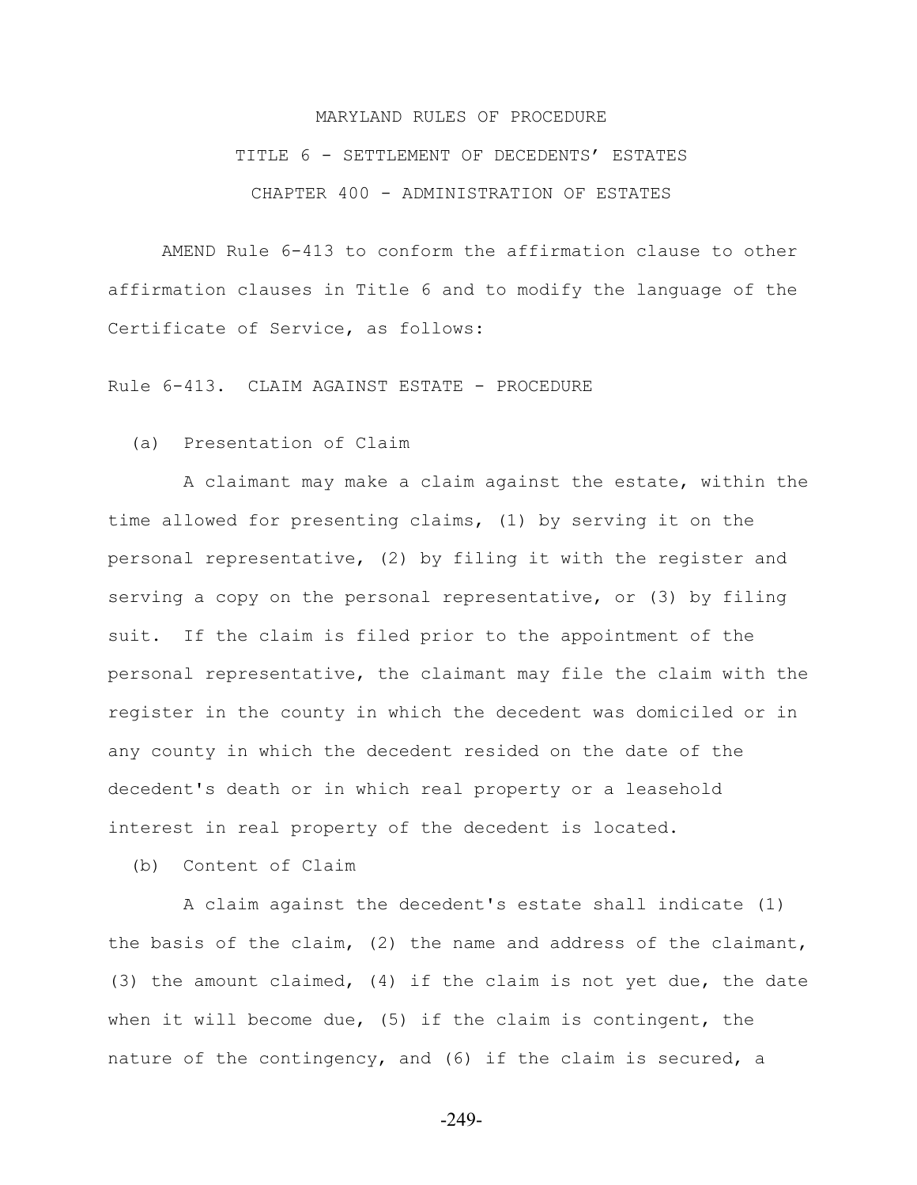MARYLAND RULES OF PROCEDURE

TITLE 6 - SETTLEMENT OF DECEDENTS' ESTATES

CHAPTER 400 - ADMINISTRATION OF ESTATES

AMEND Rule 6-413 to conform the affirmation clause to other affirmation clauses in Title 6 and to modify the language of the Certificate of Service, as follows:

Rule 6-413. CLAIM AGAINST ESTATE - PROCEDURE

(a) Presentation of Claim

A claimant may make a claim against the estate, within the time allowed for presenting claims, (1) by serving it on the personal representative, (2) by filing it with the register and serving a copy on the personal representative, or (3) by filing suit. If the claim is filed prior to the appointment of the personal representative, the claimant may file the claim with the register in the county in which the decedent was domiciled or in any county in which the decedent resided on the date of the decedent's death or in which real property or a leasehold interest in real property of the decedent is located.

(b) Content of Claim

A claim against the decedent's estate shall indicate (1) the basis of the claim, (2) the name and address of the claimant, (3) the amount claimed, (4) if the claim is not yet due, the date when it will become due, (5) if the claim is contingent, the nature of the contingency, and (6) if the claim is secured, a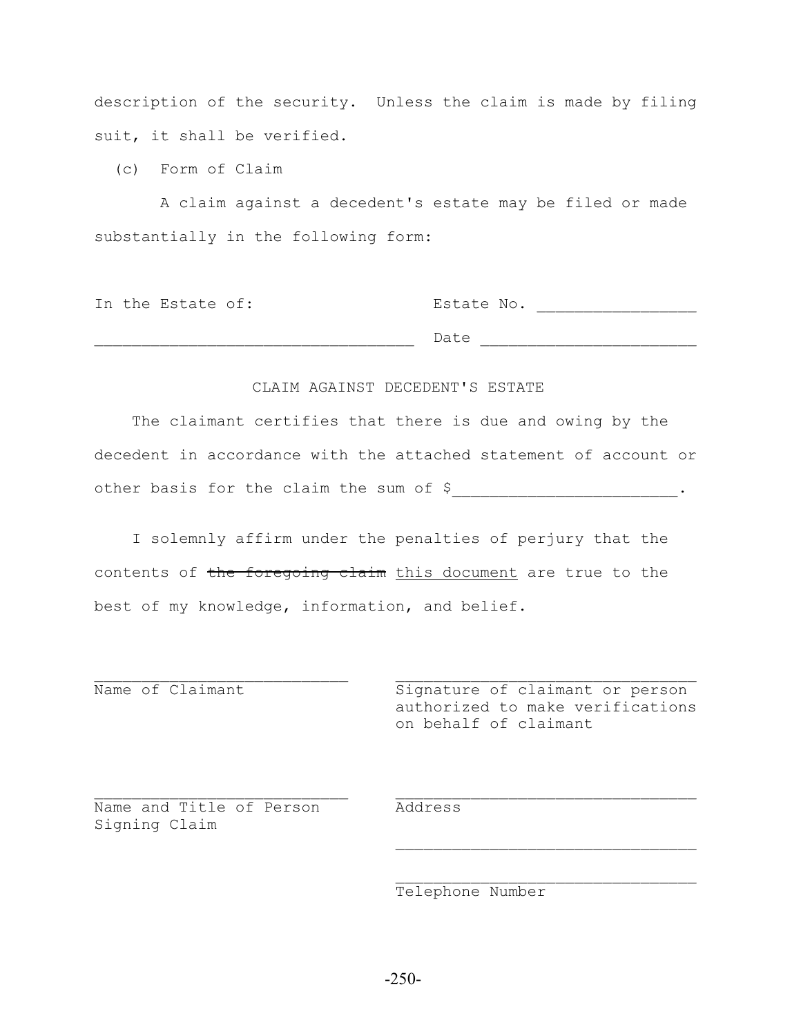description of the security. Unless the claim is made by filing suit, it shall be verified.

(c) Form of Claim

A claim against a decedent's estate may be filed or made substantially in the following form:

In the Estate of: Estate No. ________________

__________________________________ Date ______________________

CLAIM AGAINST DECEDENT'S ESTATE

The claimant certifies that there is due and owing by the decedent in accordance with the attached statement of account or other basis for the claim the sum of $________________________.

I solemnly affirm under the penalties of perjury that the contents of ~~the foregoing claim~~ <u>this document</u> are true to the best of my knowledge, information, and belief.

___________________________ ________________________________

Name of Claimant — Signature of claimant or person authorized to make verifications on behalf of claimant

___________________________ ________________________________

Name and Title of Person Signing Claim — Address

________________________________

________________________________

Telephone Number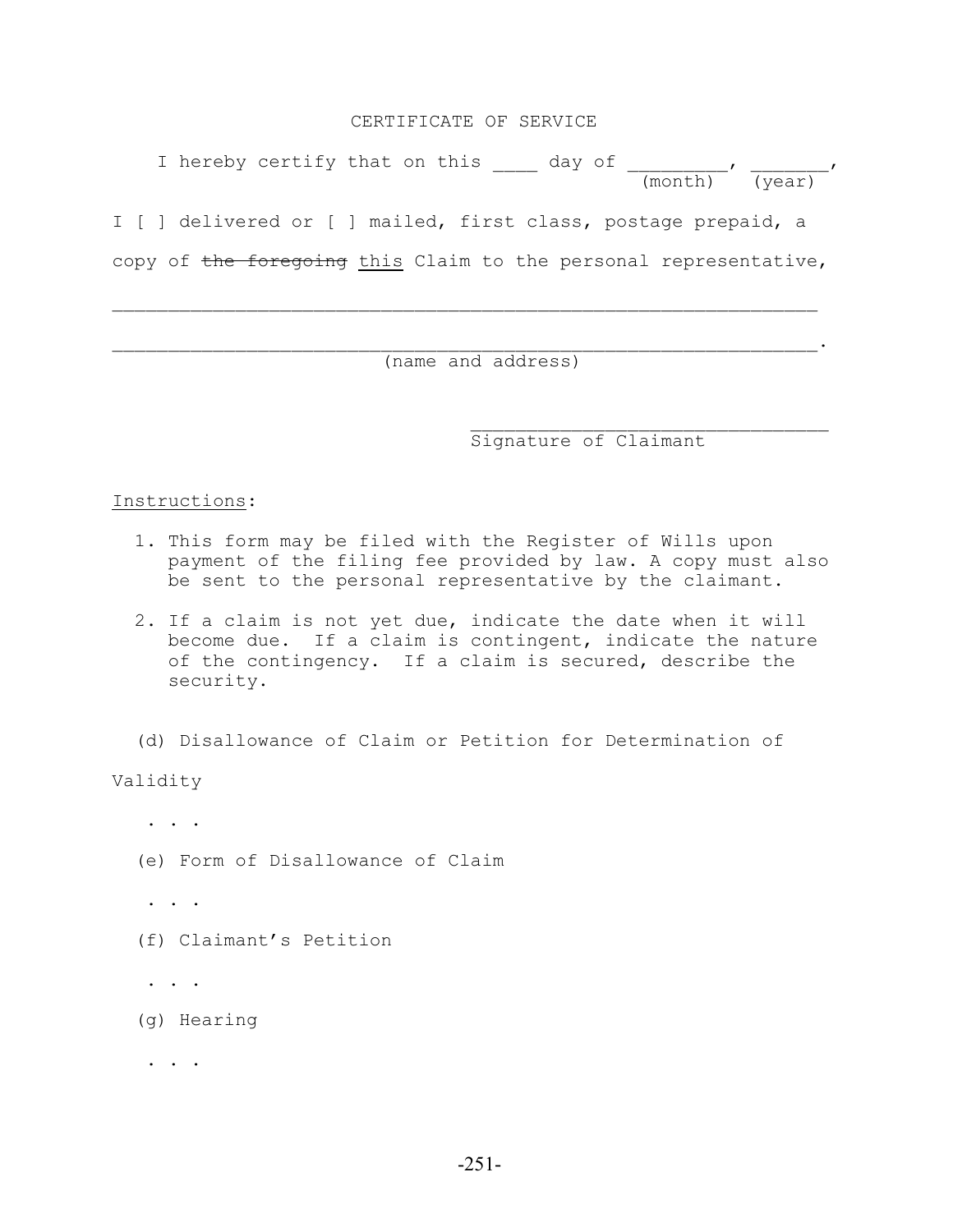CERTIFICATE OF SERVICE

I hereby certify that on this ____ day of _________, _______,
(month) (year)

I [ ] delivered or [ ] mailed, first class, postage prepaid, a copy of ~~the foregoing~~ <u>this</u> Claim to the personal representative,

_______________________________________________________________

_______________________________________________________________.
(name and address)

________________________________
Signature of Claimant

<u>Instructions</u>:

1. This form may be filed with the Register of Wills upon payment of the filing fee provided by law. A copy must also be sent to the personal representative by the claimant.
2. If a claim is not yet due, indicate the date when it will become due. If a claim is contingent, indicate the nature of the contingency. If a claim is secured, describe the security.

(d) Disallowance of Claim or Petition for Determination of Validity

. . .

(e) Form of Disallowance of Claim

. . .

(f) Claimant's Petition

. . .

(g) Hearing

. . .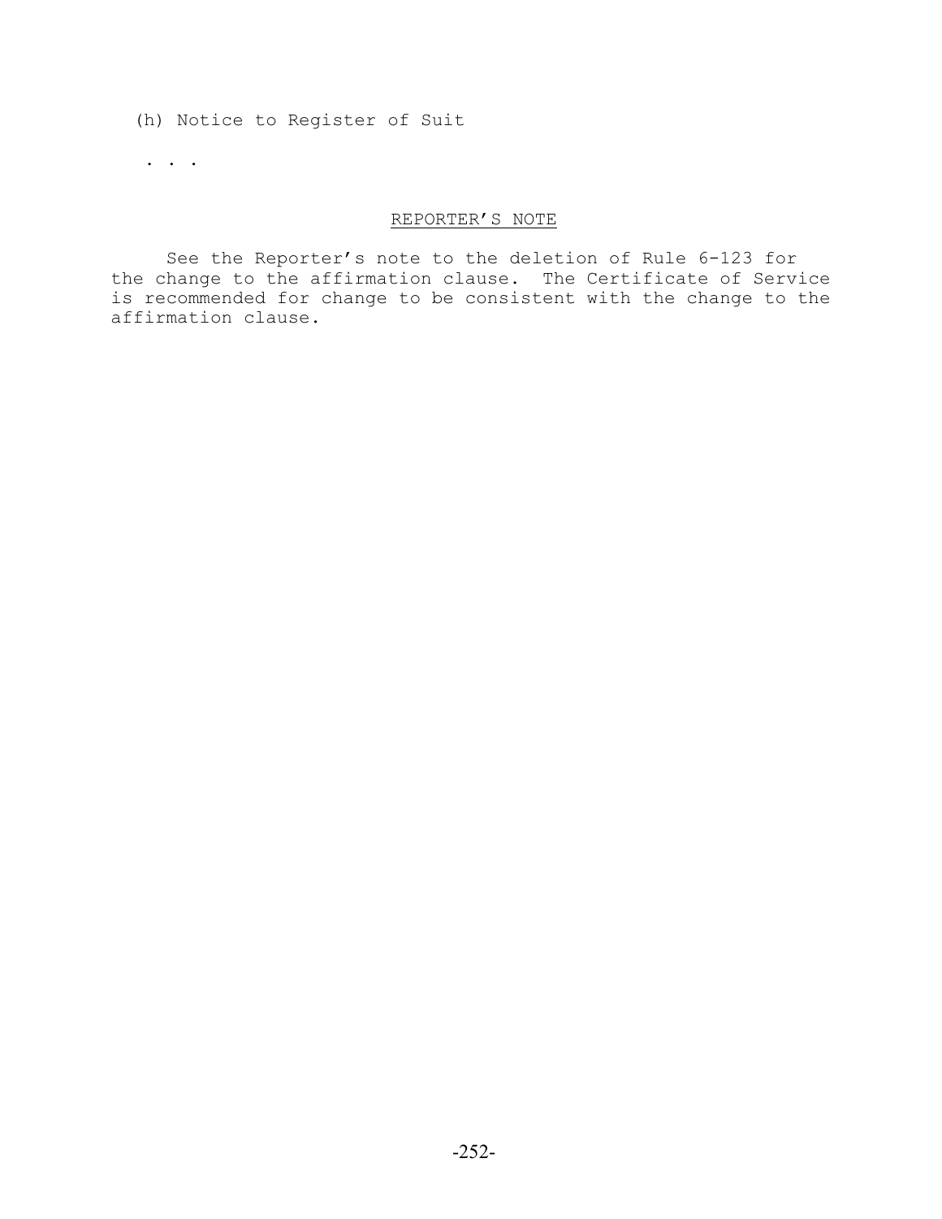(h) Notice to Register of Suit

. . .

<u>REPORTER'S NOTE</u>

See the Reporter's note to the deletion of Rule 6-123 for the change to the affirmation clause. The Certificate of Service is recommended for change to be consistent with the change to the affirmation clause.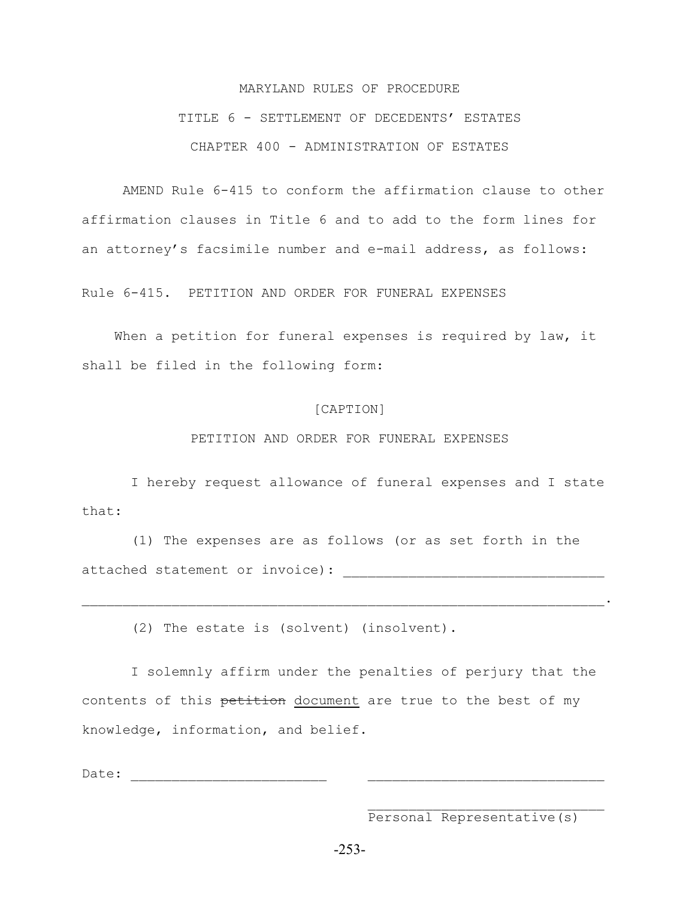MARYLAND RULES OF PROCEDURE

TITLE 6 - SETTLEMENT OF DECEDENTS' ESTATES

CHAPTER 400 - ADMINISTRATION OF ESTATES

AMEND Rule 6-415 to conform the affirmation clause to other affirmation clauses in Title 6 and to add to the form lines for an attorney's facsimile number and e-mail address, as follows:

Rule 6-415. PETITION AND ORDER FOR FUNERAL EXPENSES

When a petition for funeral expenses is required by law, it shall be filed in the following form:

[CAPTION]

PETITION AND ORDER FOR FUNERAL EXPENSES

I hereby request allowance of funeral expenses and I state that:

(1) The expenses are as follows (or as set forth in the attached statement or invoice): ________________________________
_________________________________________________________________.

(2) The estate is (solvent) (insolvent).

I solemnly affirm under the penalties of perjury that the contents of this ~~petition~~ <u>document</u> are true to the best of my knowledge, information, and belief.

Date: ________________________ ______________________________

______________________________
Personal Representative(s)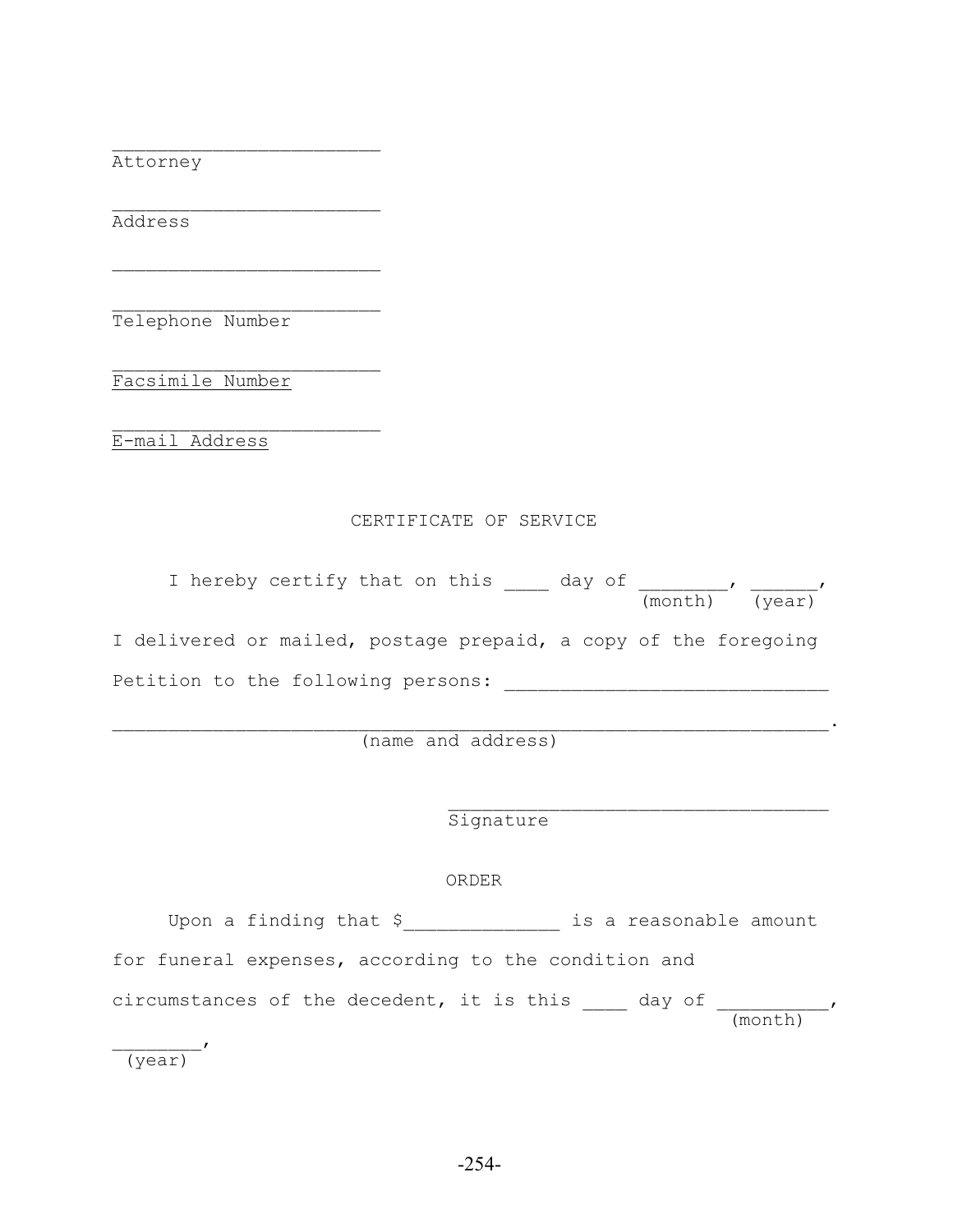________________________
Attorney

________________________
Address

________________________

________________________
Telephone Number

________________________
Facsimile Number

________________________
E-mail Address

CERTIFICATE OF SERVICE

I hereby certify that on this ____ day of ________, ______,
(month) (year)

I delivered or mailed, postage prepaid, a copy of the foregoing Petition to the following persons: ____________________________

_______________________________________________________________.
(name and address)

__________________________________
Signature

ORDER

Upon a finding that $_____________ is a reasonable amount for funeral expenses, according to the condition and circumstances of the decedent, it is this ____ day of __________,
(month)

________,
(year)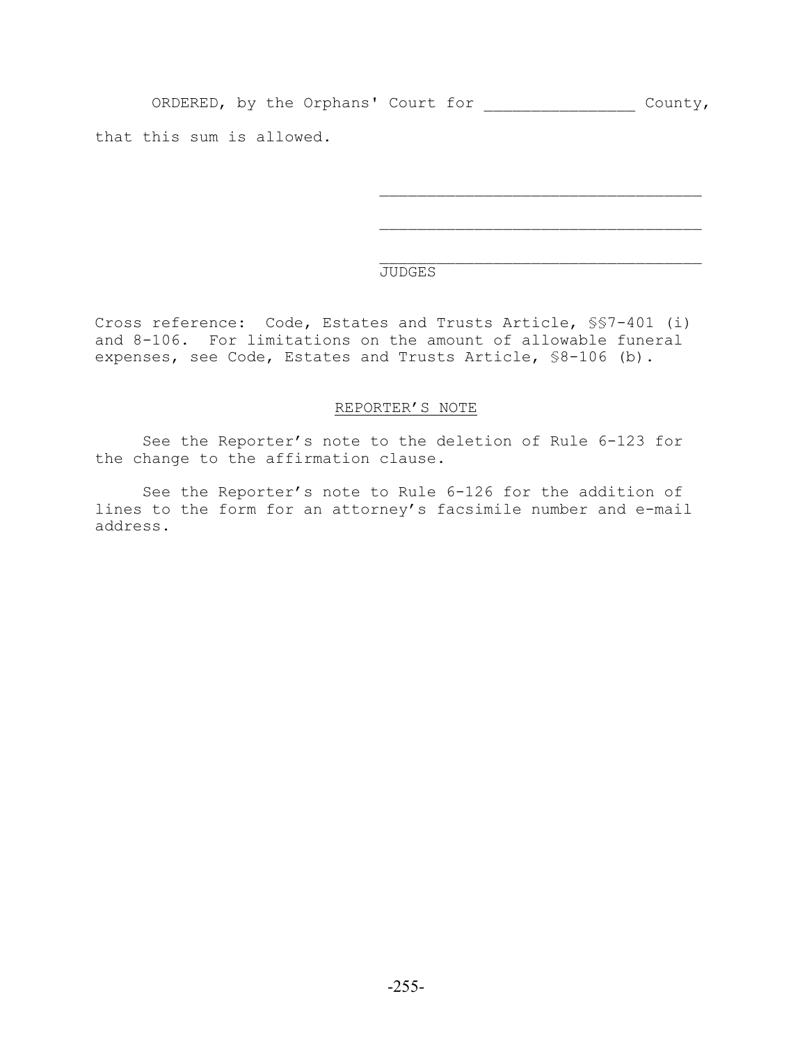ORDERED, by the Orphans' Court for ________________ County, that this sum is allowed.

___________________________________

___________________________________

___________________________________
JUDGES

Cross reference: Code, Estates and Trusts Article, §§7-401 (i) and 8-106. For limitations on the amount of allowable funeral expenses, see Code, Estates and Trusts Article, §8-106 (b).

REPORTER'S NOTE

See the Reporter's note to the deletion of Rule 6-123 for the change to the affirmation clause.

See the Reporter's note to Rule 6-126 for the addition of lines to the form for an attorney's facsimile number and e-mail address.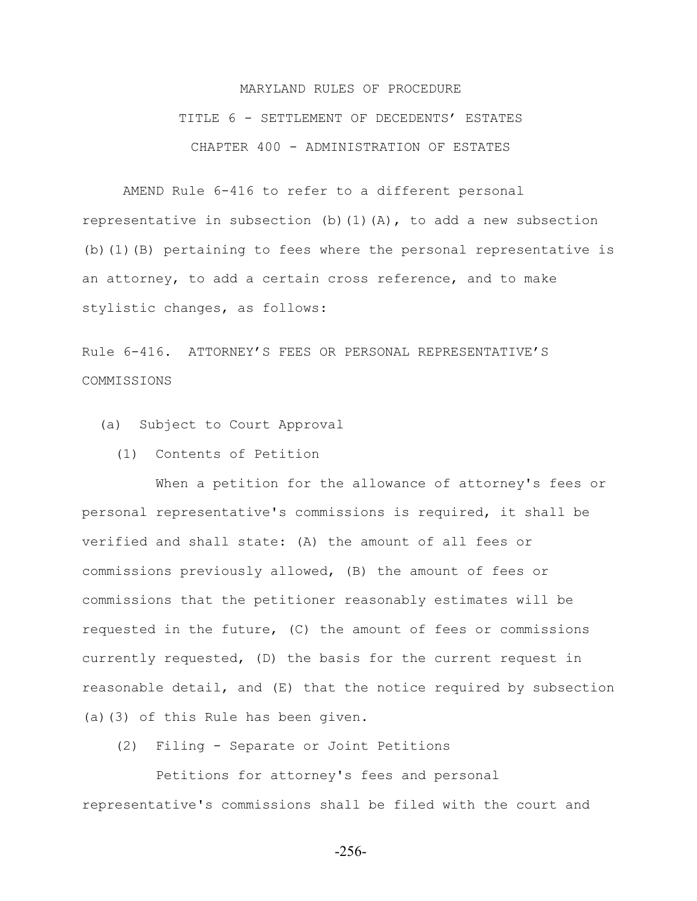MARYLAND RULES OF PROCEDURE

TITLE 6 - SETTLEMENT OF DECEDENTS' ESTATES

CHAPTER 400 - ADMINISTRATION OF ESTATES

AMEND Rule 6-416 to refer to a different personal representative in subsection (b)(1)(A), to add a new subsection (b)(1)(B) pertaining to fees where the personal representative is an attorney, to add a certain cross reference, and to make stylistic changes, as follows:

Rule 6-416. ATTORNEY'S FEES OR PERSONAL REPRESENTATIVE'S COMMISSIONS

(a) Subject to Court Approval

(1) Contents of Petition

When a petition for the allowance of attorney's fees or personal representative's commissions is required, it shall be verified and shall state: (A) the amount of all fees or commissions previously allowed, (B) the amount of fees or commissions that the petitioner reasonably estimates will be requested in the future, (C) the amount of fees or commissions currently requested, (D) the basis for the current request in reasonable detail, and (E) that the notice required by subsection (a)(3) of this Rule has been given.

(2) Filing - Separate or Joint Petitions

Petitions for attorney's fees and personal representative's commissions shall be filed with the court and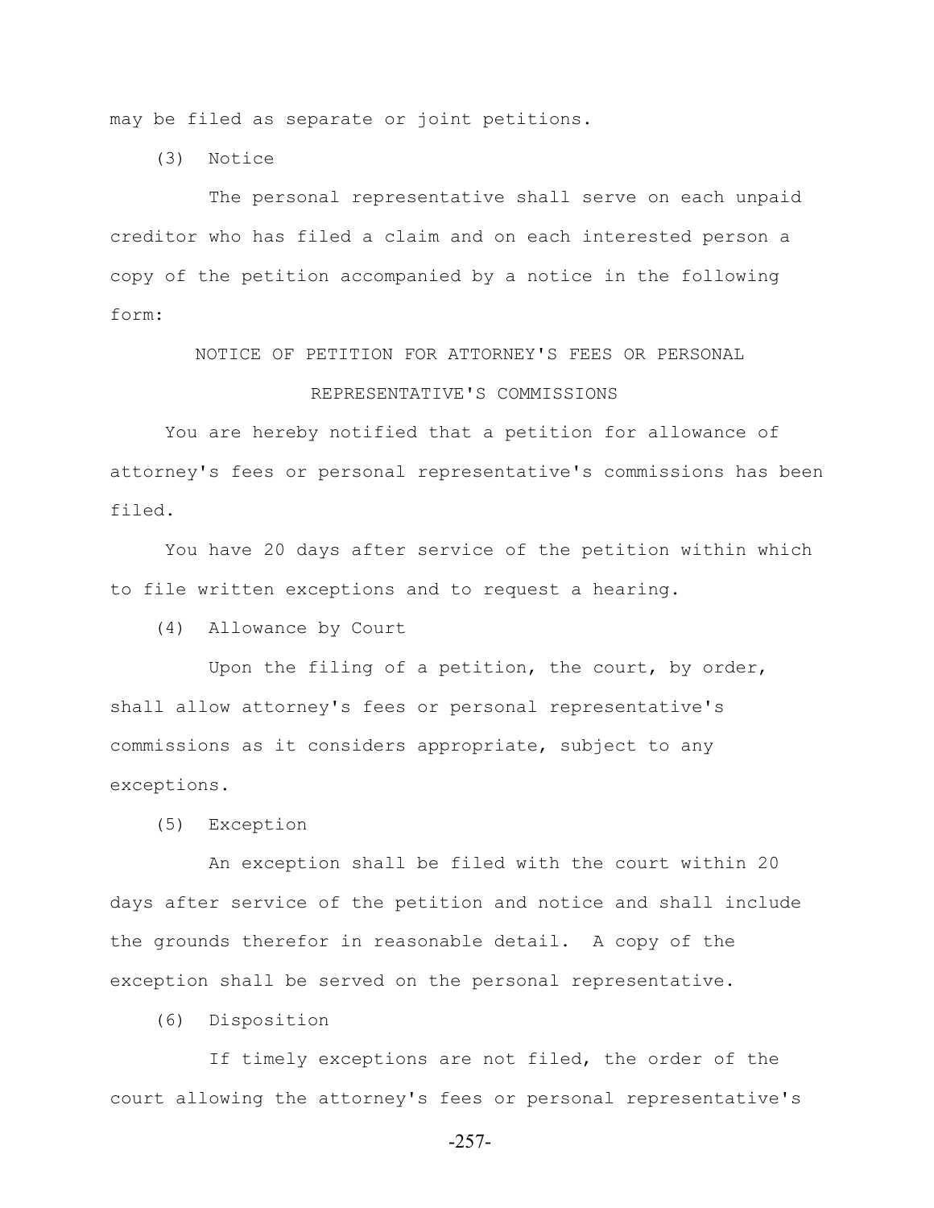may be filed as separate or joint petitions.

(3) Notice

The personal representative shall serve on each unpaid creditor who has filed a claim and on each interested person a copy of the petition accompanied by a notice in the following form:

NOTICE OF PETITION FOR ATTORNEY'S FEES OR PERSONAL REPRESENTATIVE'S COMMISSIONS

You are hereby notified that a petition for allowance of attorney's fees or personal representative's commissions has been filed.

You have 20 days after service of the petition within which to file written exceptions and to request a hearing.

(4) Allowance by Court

Upon the filing of a petition, the court, by order, shall allow attorney's fees or personal representative's commissions as it considers appropriate, subject to any exceptions.

(5) Exception

An exception shall be filed with the court within 20 days after service of the petition and notice and shall include the grounds therefor in reasonable detail. A copy of the exception shall be served on the personal representative.

(6) Disposition

If timely exceptions are not filed, the order of the court allowing the attorney's fees or personal representative's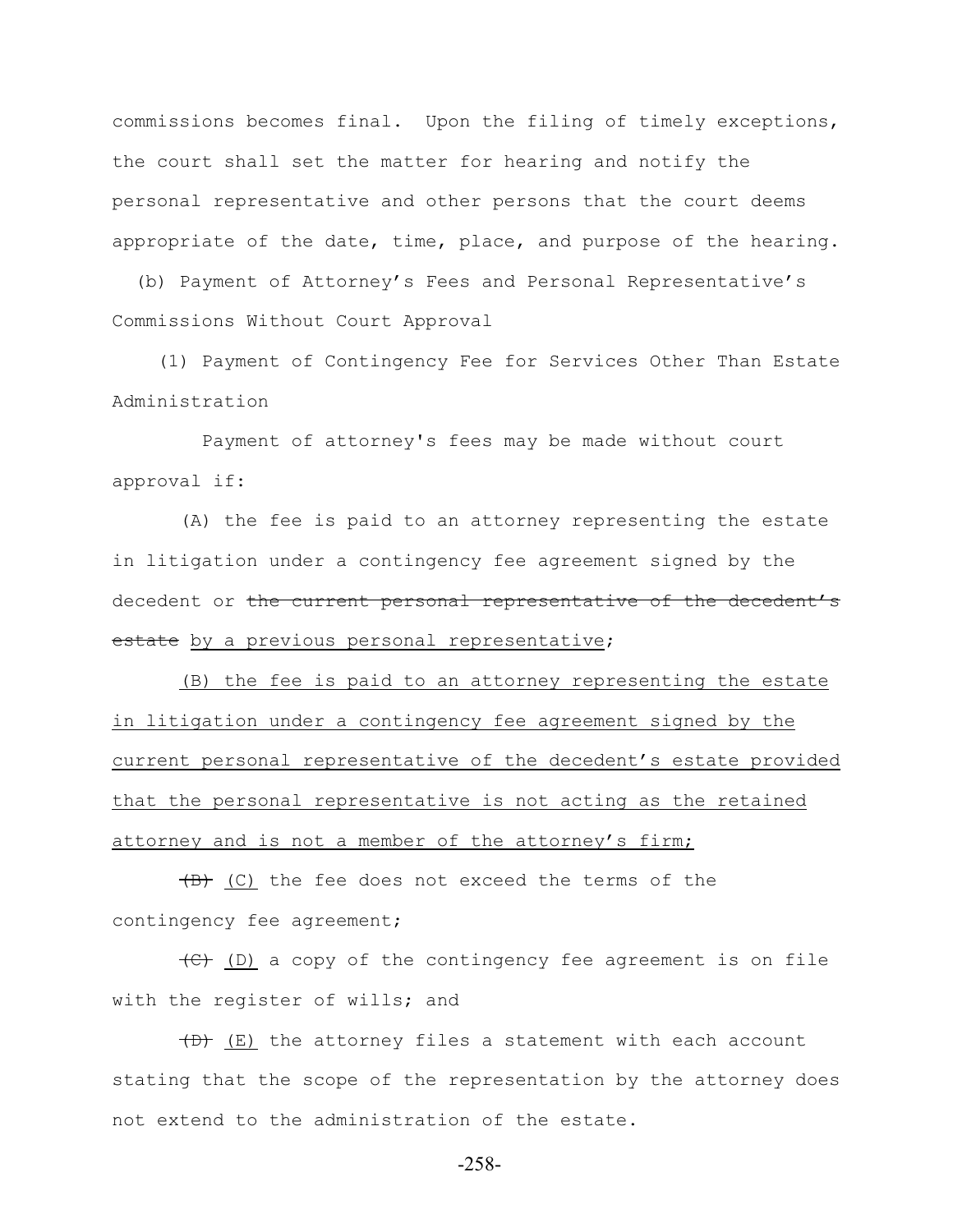commissions becomes final. Upon the filing of timely exceptions, the court shall set the matter for hearing and notify the personal representative and other persons that the court deems appropriate of the date, time, place, and purpose of the hearing.

(b) Payment of Attorney's Fees and Personal Representative's Commissions Without Court Approval

(1) Payment of Contingency Fee for Services Other Than Estate Administration

Payment of attorney's fees may be made without court approval if:

(A) the fee is paid to an attorney representing the estate in litigation under a contingency fee agreement signed by the decedent or ~~the current personal representative of the decedent's estate~~ <u>by a previous personal representative</u>;

<u>(B) the fee is paid to an attorney representing the estate in litigation under a contingency fee agreement signed by the current personal representative of the decedent's estate provided that the personal representative is not acting as the retained attorney and is not a member of the attorney's firm;</u>

~~(B)~~ <u>(C)</u> the fee does not exceed the terms of the contingency fee agreement;

~~(C)~~ <u>(D)</u> a copy of the contingency fee agreement is on file with the register of wills; and

~~(D)~~ <u>(E)</u> the attorney files a statement with each account stating that the scope of the representation by the attorney does not extend to the administration of the estate.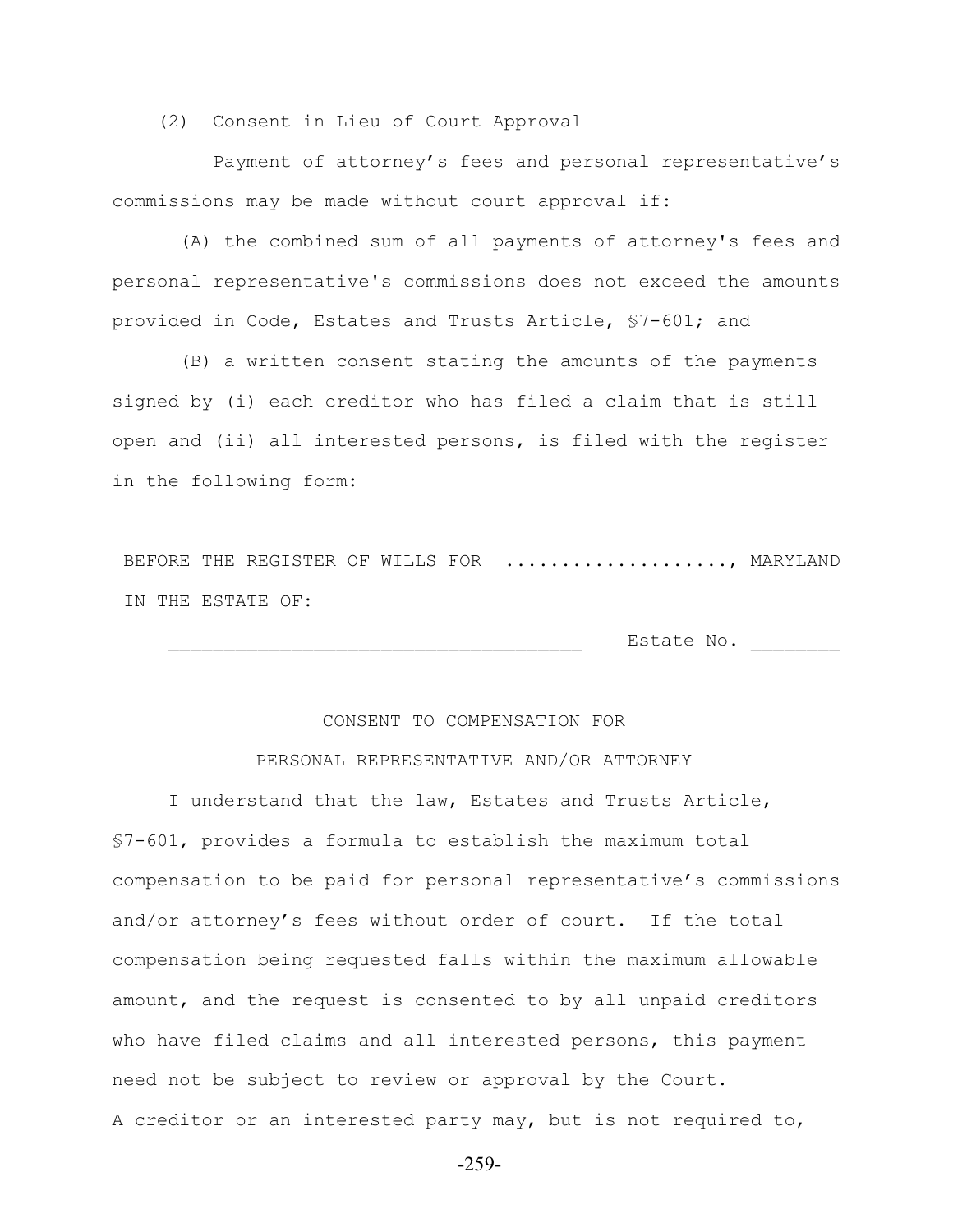(2) Consent in Lieu of Court Approval

Payment of attorney's fees and personal representative's commissions may be made without court approval if:

(A) the combined sum of all payments of attorney's fees and personal representative's commissions does not exceed the amounts provided in Code, Estates and Trusts Article, §7-601; and

(B) a written consent stating the amounts of the payments signed by (i) each creditor who has filed a claim that is still open and (ii) all interested persons, is filed with the register in the following form:

BEFORE THE REGISTER OF WILLS FOR ...................., MARYLAND

IN THE ESTATE OF:

_____________________________________ Estate No. ________

CONSENT TO COMPENSATION FOR

PERSONAL REPRESENTATIVE AND/OR ATTORNEY

I understand that the law, Estates and Trusts Article, §7-601, provides a formula to establish the maximum total compensation to be paid for personal representative's commissions and/or attorney's fees without order of court. If the total compensation being requested falls within the maximum allowable amount, and the request is consented to by all unpaid creditors who have filed claims and all interested persons, this payment need not be subject to review or approval by the Court.

A creditor or an interested party may, but is not required to,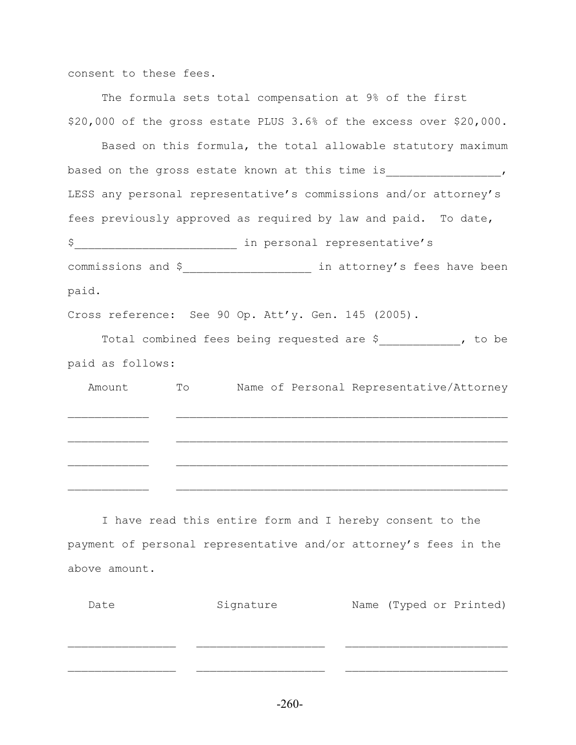consent to these fees.

The formula sets total compensation at 9% of the first $20,000 of the gross estate PLUS 3.6% of the excess over $20,000.

Based on this formula, the total allowable statutory maximum based on the gross estate known at this time is_________________, LESS any personal representative's commissions and/or attorney's fees previously approved as required by law and paid. To date, $________________________ in personal representative's commissions and $___________________ in attorney's fees have been paid.

Cross reference: See 90 Op. Att'y. Gen. 145 (2005).

Total combined fees being requested are $____________, to be paid as follows:

| Amount | To | Name of Personal Representative/Attorney |
|---|---|---|
| ____________ | | _________________________________________________ |
| ____________ | | _________________________________________________ |
| ____________ | | _________________________________________________ |
| ____________ | | _________________________________________________ |

I have read this entire form and I hereby consent to the payment of personal representative and/or attorney's fees in the above amount.

| Date | Signature | Name (Typed or Printed) |
|---|---|---|
| ________________ | ___________________ | ________________________ |
| ________________ | ___________________ | ________________________ |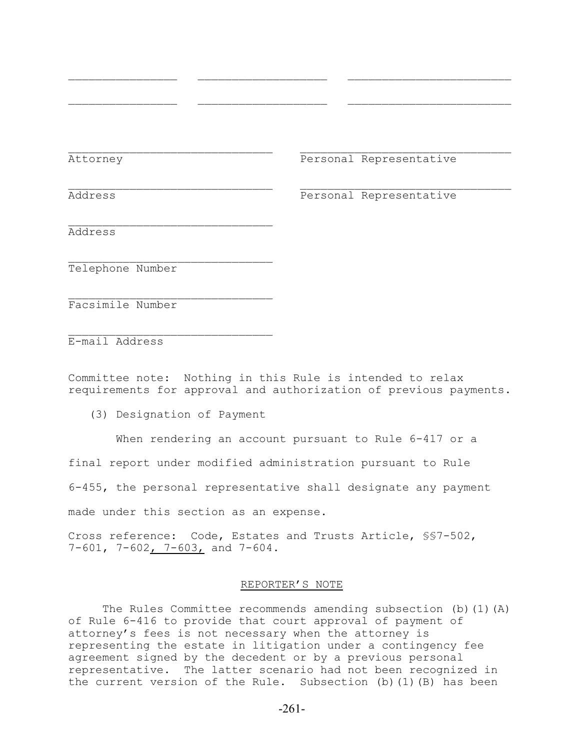_______________    __________________    _______________________

_______________    __________________    _______________________

______________________________    ______________________________
Attorney    Personal Representative

______________________________    ______________________________
Address    Personal Representative

______________________________
Address

______________________________
Telephone Number

______________________________
Facsimile Number

______________________________
E-mail Address

Committee note: Nothing in this Rule is intended to relax requirements for approval and authorization of previous payments.

(3) Designation of Payment

When rendering an account pursuant to Rule 6-417 or a final report under modified administration pursuant to Rule 6-455, the personal representative shall designate any payment made under this section as an expense.

Cross reference: Code, Estates and Trusts Article, §§7-502, 7-601, 7-602, 7-603, and 7-604.

REPORTER'S NOTE

The Rules Committee recommends amending subsection (b)(1)(A) of Rule 6-416 to provide that court approval of payment of attorney's fees is not necessary when the attorney is representing the estate in litigation under a contingency fee agreement signed by the decedent or by a previous personal representative. The latter scenario had not been recognized in the current version of the Rule. Subsection (b)(1)(B) has been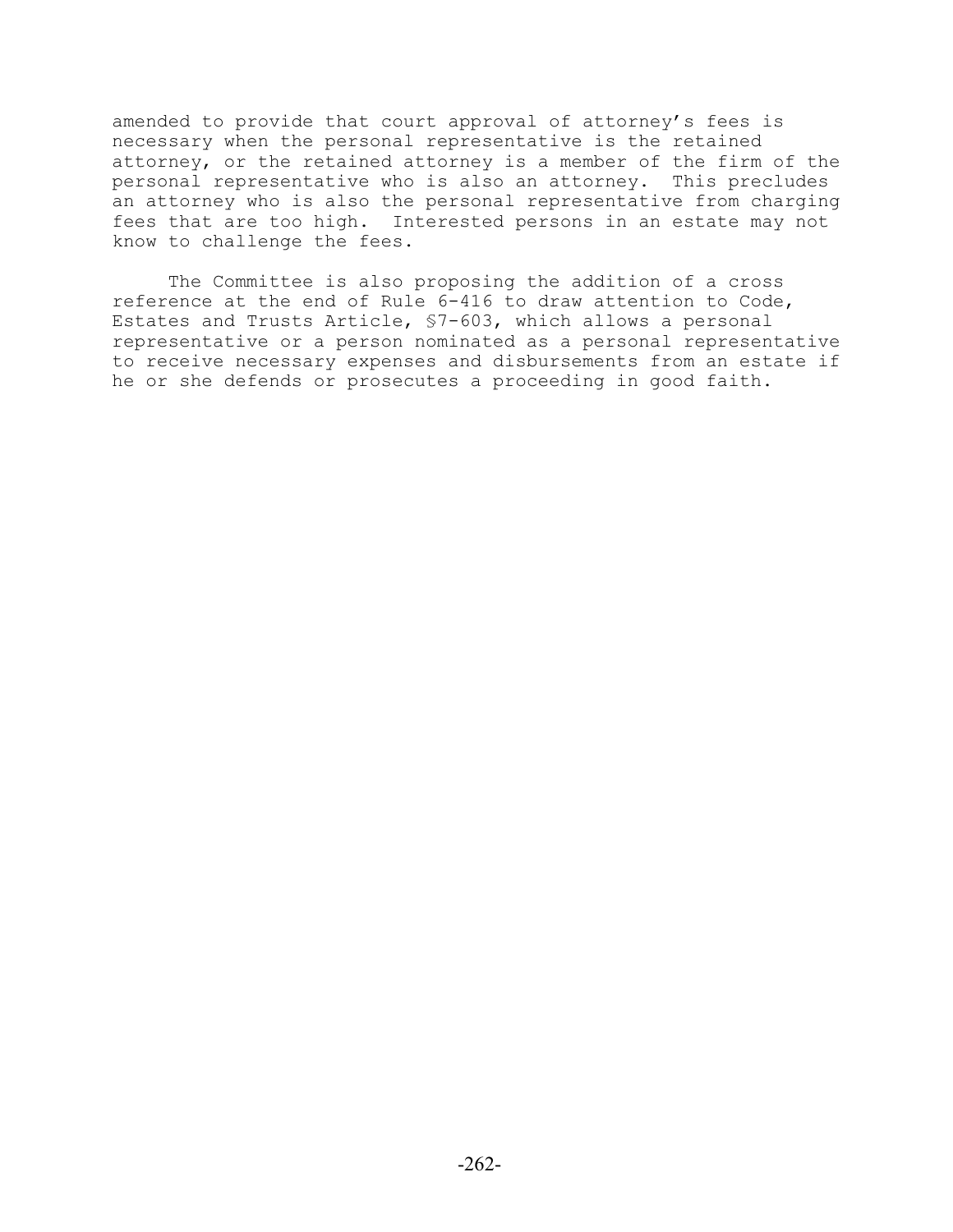amended to provide that court approval of attorney's fees is necessary when the personal representative is the retained attorney, or the retained attorney is a member of the firm of the personal representative who is also an attorney. This precludes an attorney who is also the personal representative from charging fees that are too high. Interested persons in an estate may not know to challenge the fees.

The Committee is also proposing the addition of a cross reference at the end of Rule 6-416 to draw attention to Code, Estates and Trusts Article, §7-603, which allows a personal representative or a person nominated as a personal representative to receive necessary expenses and disbursements from an estate if he or she defends or prosecutes a proceeding in good faith.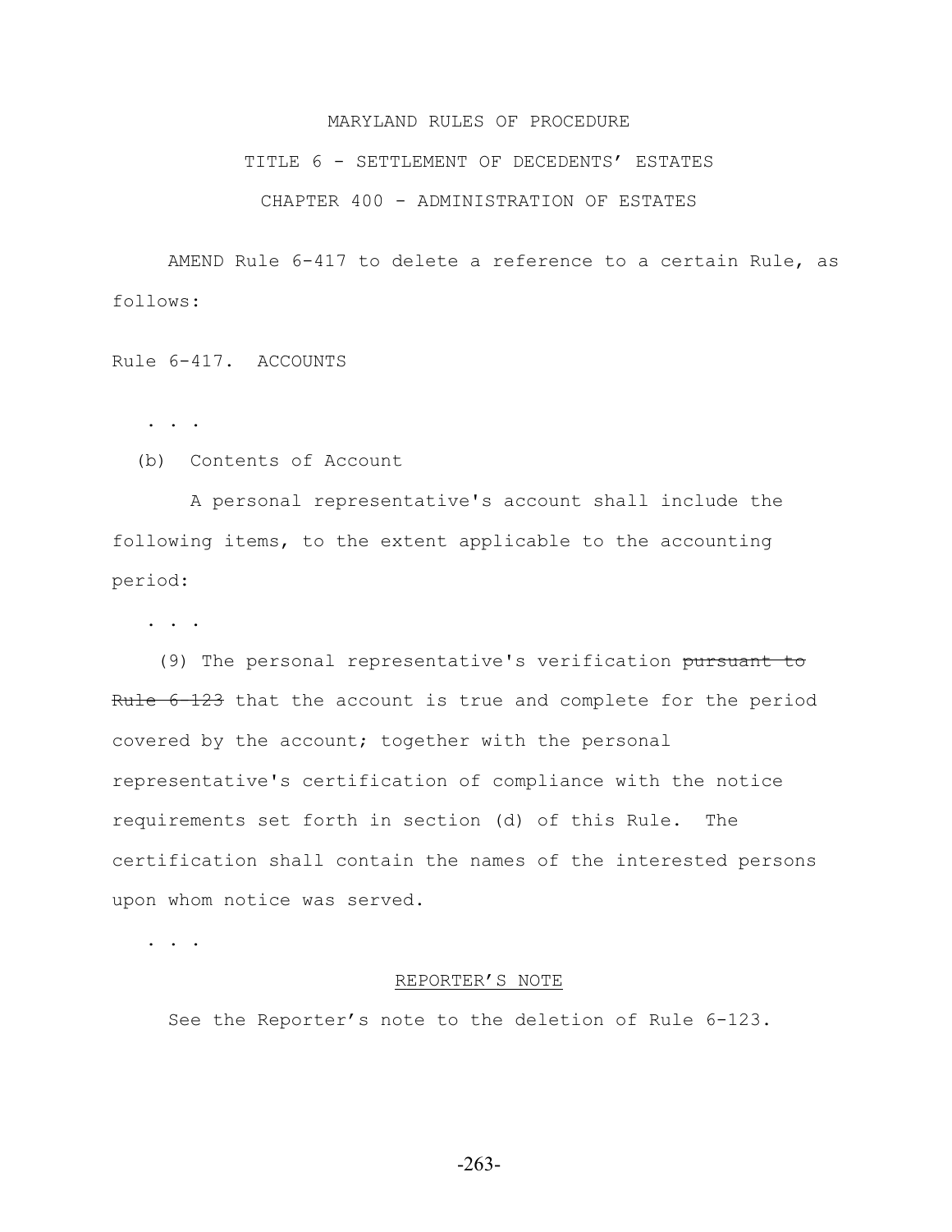MARYLAND RULES OF PROCEDURE

TITLE 6 - SETTLEMENT OF DECEDENTS' ESTATES

CHAPTER 400 - ADMINISTRATION OF ESTATES

AMEND Rule 6-417 to delete a reference to a certain Rule, as follows:

Rule 6-417. ACCOUNTS

. . .

(b) Contents of Account

A personal representative's account shall include the following items, to the extent applicable to the accounting period:

. . .

(9) The personal representative's verification ~~pursuant to Rule 6-123~~ that the account is true and complete for the period covered by the account; together with the personal representative's certification of compliance with the notice requirements set forth in section (d) of this Rule. The certification shall contain the names of the interested persons upon whom notice was served.

. . .

REPORTER'S NOTE

See the Reporter's note to the deletion of Rule 6-123.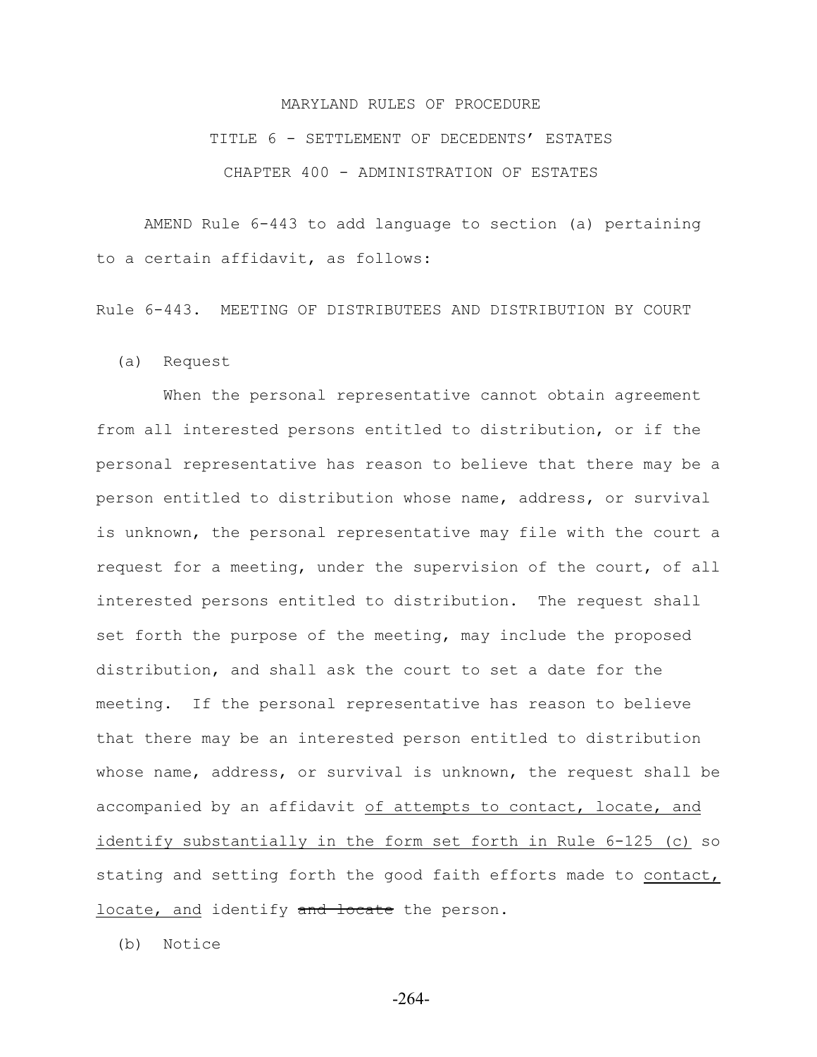MARYLAND RULES OF PROCEDURE

TITLE 6 - SETTLEMENT OF DECEDENTS' ESTATES

CHAPTER 400 - ADMINISTRATION OF ESTATES

AMEND Rule 6-443 to add language to section (a) pertaining to a certain affidavit, as follows:

Rule 6-443. MEETING OF DISTRIBUTEES AND DISTRIBUTION BY COURT

(a) Request

When the personal representative cannot obtain agreement from all interested persons entitled to distribution, or if the personal representative has reason to believe that there may be a person entitled to distribution whose name, address, or survival is unknown, the personal representative may file with the court a request for a meeting, under the supervision of the court, of all interested persons entitled to distribution. The request shall set forth the purpose of the meeting, may include the proposed distribution, and shall ask the court to set a date for the meeting. If the personal representative has reason to believe that there may be an interested person entitled to distribution whose name, address, or survival is unknown, the request shall be accompanied by an affidavit <u>of attempts to contact, locate, and identify substantially in the form set forth in Rule 6-125 (c)</u> so stating and setting forth the good faith efforts made to <u>contact, locate, and</u> identify ~~and locate~~ the person.

(b) Notice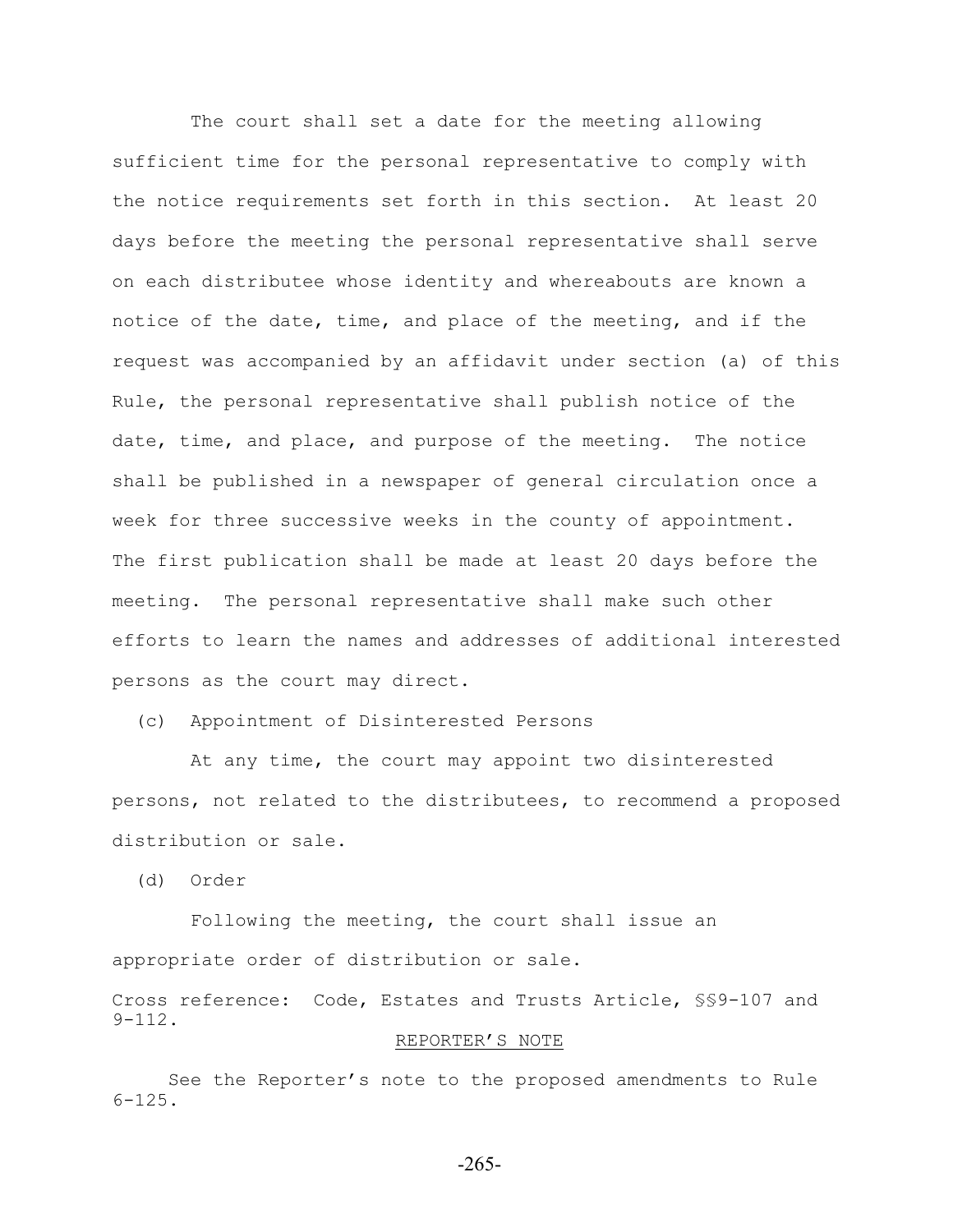The court shall set a date for the meeting allowing sufficient time for the personal representative to comply with the notice requirements set forth in this section. At least 20 days before the meeting the personal representative shall serve on each distributee whose identity and whereabouts are known a notice of the date, time, and place of the meeting, and if the request was accompanied by an affidavit under section (a) of this Rule, the personal representative shall publish notice of the date, time, and place, and purpose of the meeting. The notice shall be published in a newspaper of general circulation once a week for three successive weeks in the county of appointment. The first publication shall be made at least 20 days before the meeting. The personal representative shall make such other efforts to learn the names and addresses of additional interested persons as the court may direct.

(c) Appointment of Disinterested Persons

At any time, the court may appoint two disinterested persons, not related to the distributees, to recommend a proposed distribution or sale.

(d) Order

Following the meeting, the court shall issue an appropriate order of distribution or sale.

Cross reference: Code, Estates and Trusts Article, §§9-107 and 9-112.

REPORTER'S NOTE

See the Reporter's note to the proposed amendments to Rule 6-125.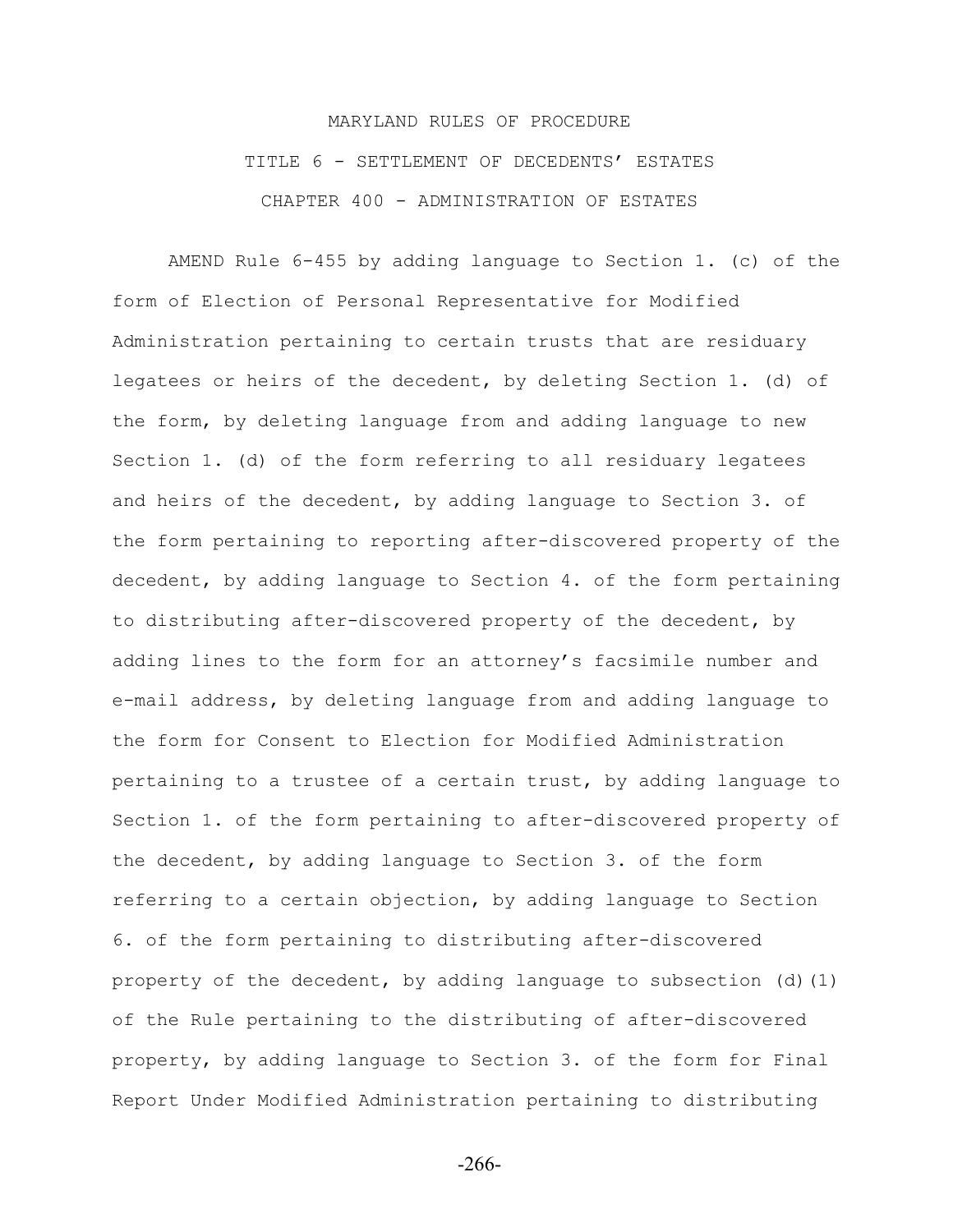MARYLAND RULES OF PROCEDURE

TITLE 6 - SETTLEMENT OF DECEDENTS' ESTATES

CHAPTER 400 - ADMINISTRATION OF ESTATES

AMEND Rule 6-455 by adding language to Section 1. (c) of the form of Election of Personal Representative for Modified Administration pertaining to certain trusts that are residuary legatees or heirs of the decedent, by deleting Section 1. (d) of the form, by deleting language from and adding language to new Section 1. (d) of the form referring to all residuary legatees and heirs of the decedent, by adding language to Section 3. of the form pertaining to reporting after-discovered property of the decedent, by adding language to Section 4. of the form pertaining to distributing after-discovered property of the decedent, by adding lines to the form for an attorney's facsimile number and e-mail address, by deleting language from and adding language to the form for Consent to Election for Modified Administration pertaining to a trustee of a certain trust, by adding language to Section 1. of the form pertaining to after-discovered property of the decedent, by adding language to Section 3. of the form referring to a certain objection, by adding language to Section 6. of the form pertaining to distributing after-discovered property of the decedent, by adding language to subsection (d)(1) of the Rule pertaining to the distributing of after-discovered property, by adding language to Section 3. of the form for Final Report Under Modified Administration pertaining to distributing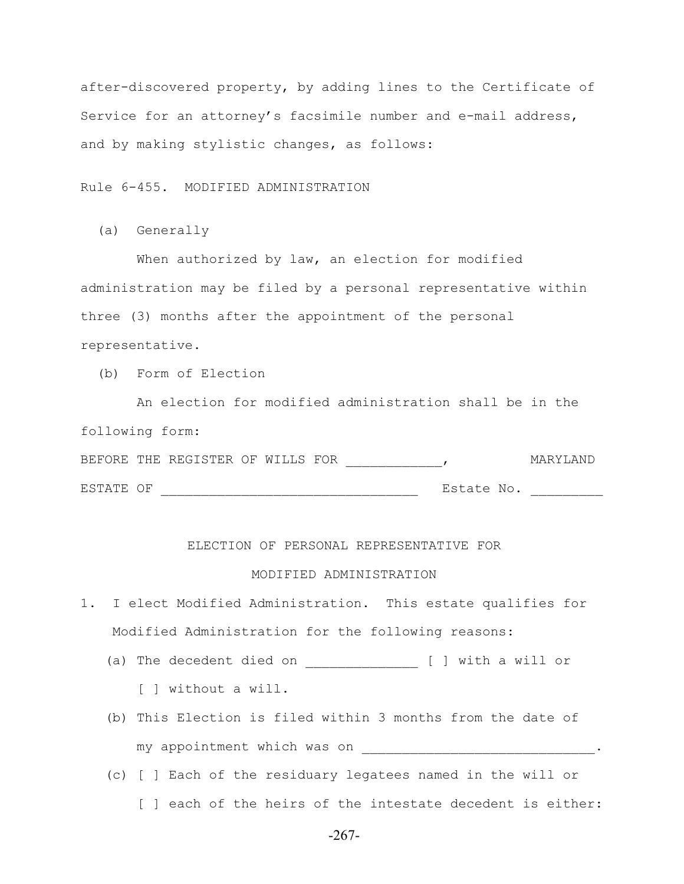after-discovered property, by adding lines to the Certificate of Service for an attorney's facsimile number and e-mail address, and by making stylistic changes, as follows:

Rule 6-455. MODIFIED ADMINISTRATION

(a) Generally

When authorized by law, an election for modified administration may be filed by a personal representative within three (3) months after the appointment of the personal representative.

(b) Form of Election

An election for modified administration shall be in the following form:

BEFORE THE REGISTER OF WILLS FOR ____________, MARYLAND

ESTATE OF ________________________________ Estate No. _________

ELECTION OF PERSONAL REPRESENTATIVE FOR

MODIFIED ADMINISTRATION

1. I elect Modified Administration. This estate qualifies for Modified Administration for the following reasons:

   (a) The decedent died on ______________ [ ] with a will or [ ] without a will.

   (b) This Election is filed within 3 months from the date of my appointment which was on _____________________________.

   (c) [ ] Each of the residuary legatees named in the will or [ ] each of the heirs of the intestate decedent is either: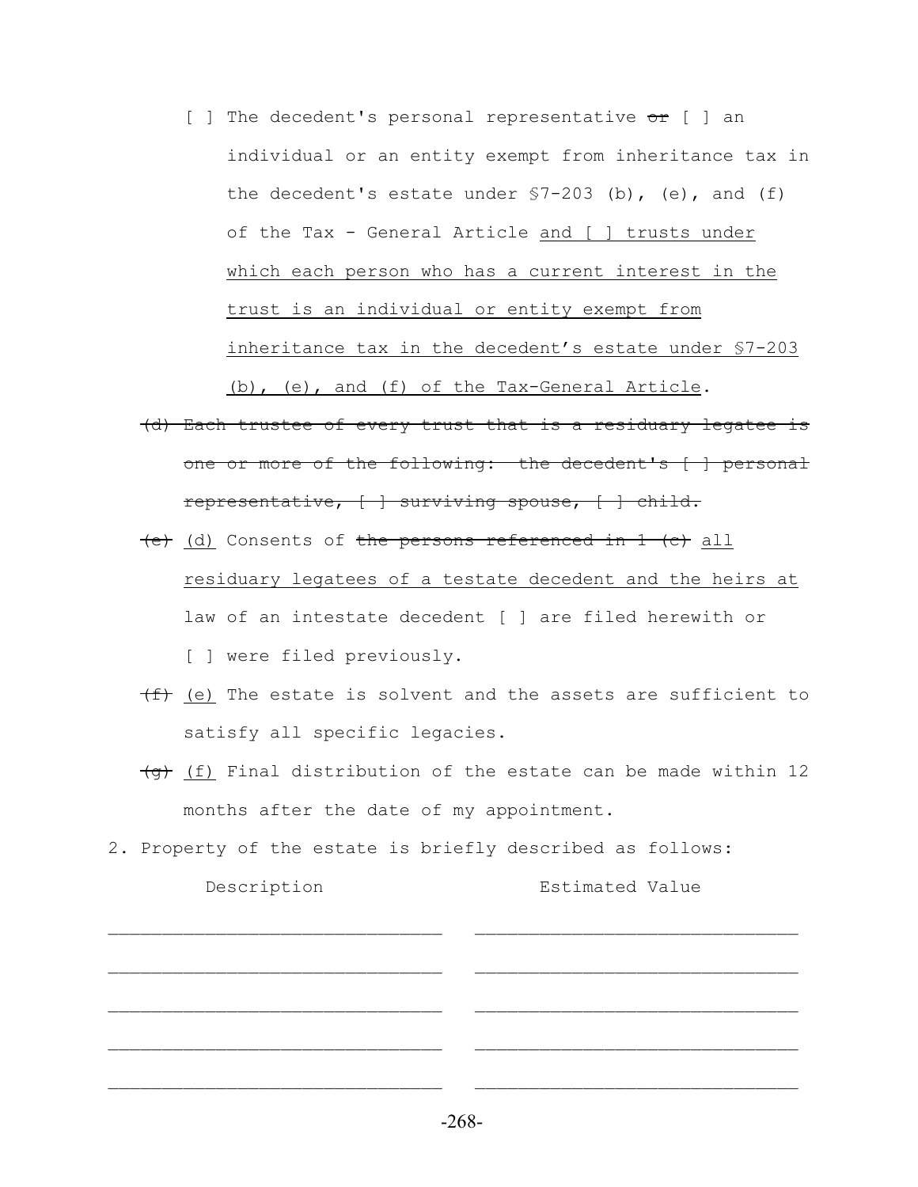[ ] The decedent's personal representative ~~or~~ [ ] an individual or an entity exempt from inheritance tax in the decedent's estate under §7-203 (b), (e), and (f) of the Tax - General Article <u>and [ ] trusts under which each person who has a current interest in the trust is an individual or entity exempt from inheritance tax in the decedent's estate under §7-203 (b), (e), and (f) of the Tax-General Article</u>.

~~(d) Each trustee of every trust that is a residuary legatee is one or more of the following: the decedent's [ ] personal representative, [ ] surviving spouse, [ ] child.~~

~~(e)~~ <u>(d)</u> Consents of ~~the persons referenced in 1 (c)~~ <u>all residuary legatees of a testate decedent and the heirs at</u> law of an intestate decedent [ ] are filed herewith or [ ] were filed previously.

~~(f)~~ <u>(e)</u> The estate is solvent and the assets are sufficient to satisfy all specific legacies.

~~(g)~~ <u>(f)</u> Final distribution of the estate can be made within 12 months after the date of my appointment.

2. Property of the estate is briefly described as follows:

| Description | Estimated Value |
|---|---|
| ______________________________ | ______________________________ |
| ______________________________ | ______________________________ |
| ______________________________ | ______________________________ |
| ______________________________ | ______________________________ |
| ______________________________ | ______________________________ |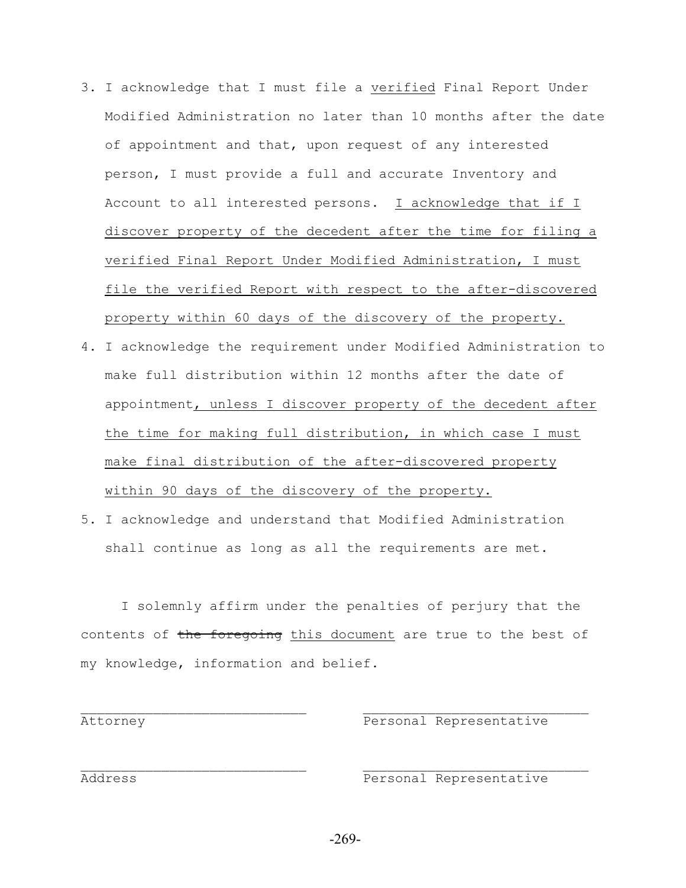3. I acknowledge that I must file a <u>verified</u> Final Report Under Modified Administration no later than 10 months after the date of appointment and that, upon request of any interested person, I must provide a full and accurate Inventory and Account to all interested persons. <u>I acknowledge that if I discover property of the decedent after the time for filing a verified Final Report Under Modified Administration, I must file the verified Report with respect to the after-discovered property within 60 days of the discovery of the property.</u>
4. I acknowledge the requirement under Modified Administration to make full distribution within 12 months after the date of appointment<u>, unless I discover property of the decedent after the time for making full distribution, in which case I must make final distribution of the after-discovered property within 90 days of the discovery of the property.</u>
5. I acknowledge and understand that Modified Administration shall continue as long as all the requirements are met.

I solemnly affirm under the penalties of perjury that the contents of ~~the foregoing~~ <u>this document</u> are true to the best of my knowledge, information and belief.

| | |
|---|---|
| ____________________________ | ____________________________ |
| Attorney | Personal Representative |
| ____________________________ | ____________________________ |
| Address | Personal Representative |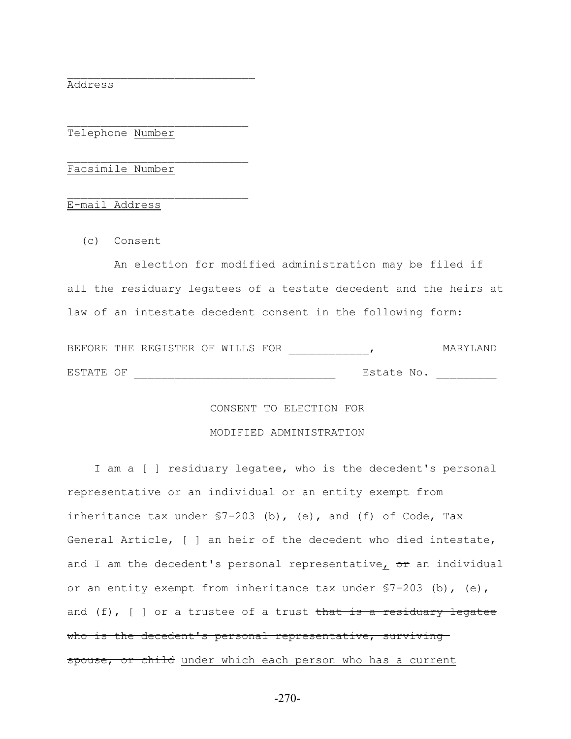\_\_\_\_\_\_\_\_\_\_\_\_\_\_\_\_\_\_\_\_\_\_\_\_\_\_\_\_
Address

\_\_\_\_\_\_\_\_\_\_\_\_\_\_\_\_\_\_\_\_\_\_\_\_\_\_\_
Telephone <u>Number</u>

\_\_\_\_\_\_\_\_\_\_\_\_\_\_\_\_\_\_\_\_\_\_\_\_\_\_\_
<u>Facsimile Number</u>

\_\_\_\_\_\_\_\_\_\_\_\_\_\_\_\_\_\_\_\_\_\_\_\_\_\_\_
<u>E-mail Address</u>

(c) Consent

An election for modified administration may be filed if all the residuary legatees of a testate decedent and the heirs at law of an intestate decedent consent in the following form:

BEFORE THE REGISTER OF WILLS FOR \_\_\_\_\_\_\_\_\_\_\_\_, MARYLAND

ESTATE OF \_\_\_\_\_\_\_\_\_\_\_\_\_\_\_\_\_\_\_\_\_\_\_\_\_\_\_\_\_\_ Estate No. \_\_\_\_\_\_\_\_\_

CONSENT TO ELECTION FOR

MODIFIED ADMINISTRATION

I am a [ ] residuary legatee, who is the decedent's personal representative or an individual or an entity exempt from inheritance tax under §7-203 (b), (e), and (f) of Code, Tax General Article, [ ] an heir of the decedent who died intestate, and I am the decedent's personal representative<u>,</u> ~~or~~ an individual or an entity exempt from inheritance tax under §7-203 (b), (e), and (f), [ ] or a trustee of a trust ~~that is a residuary legatee who is the decedent's personal representative, surviving spouse, or child~~ <u>under which each person who has a current</u>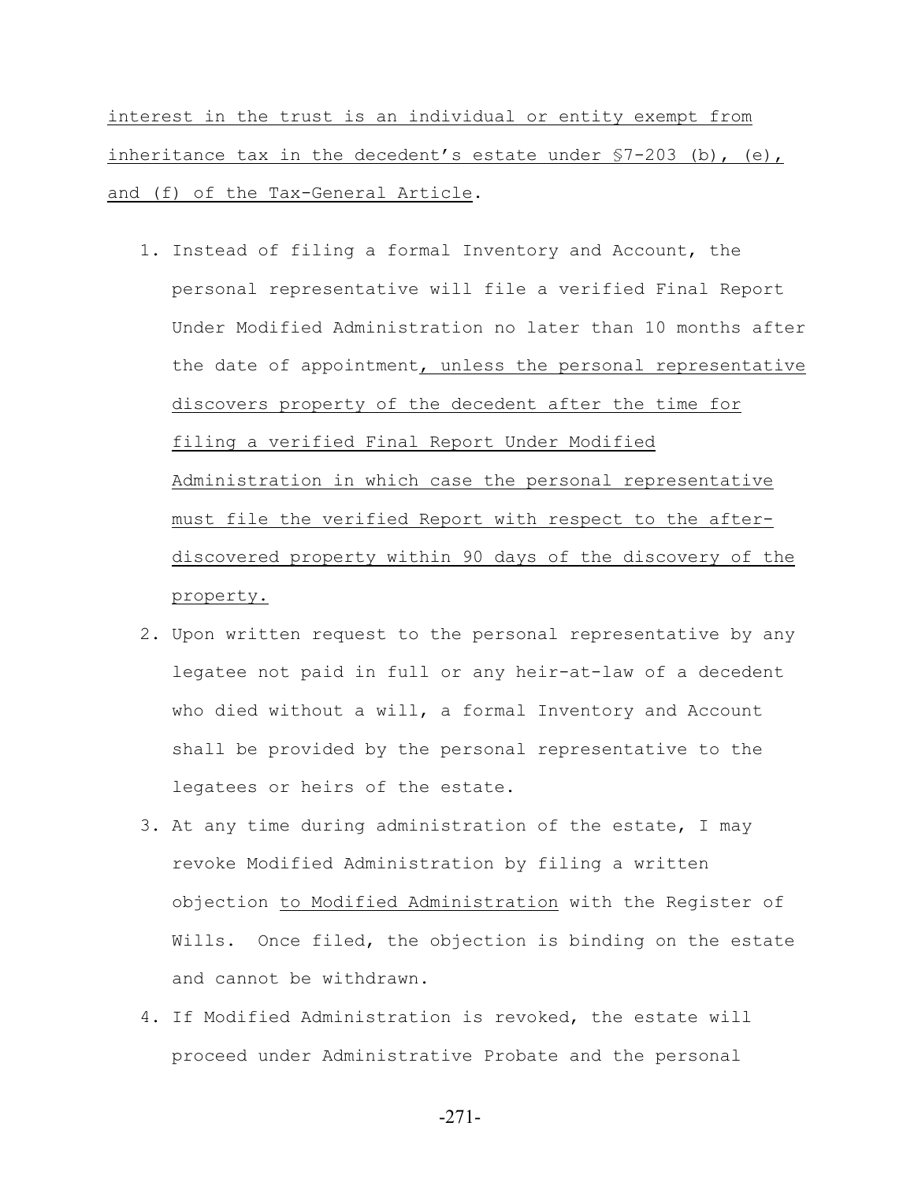interest in the trust is an individual or entity exempt from inheritance tax in the decedent's estate under §7-203 (b), (e), and (f) of the Tax-General Article.

1. Instead of filing a formal Inventory and Account, the personal representative will file a verified Final Report Under Modified Administration no later than 10 months after the date of appointment, unless the personal representative discovers property of the decedent after the time for filing a verified Final Report Under Modified Administration in which case the personal representative must file the verified Report with respect to the after-discovered property within 90 days of the discovery of the property.
2. Upon written request to the personal representative by any legatee not paid in full or any heir-at-law of a decedent who died without a will, a formal Inventory and Account shall be provided by the personal representative to the legatees or heirs of the estate.
3. At any time during administration of the estate, I may revoke Modified Administration by filing a written objection to Modified Administration with the Register of Wills. Once filed, the objection is binding on the estate and cannot be withdrawn.
4. If Modified Administration is revoked, the estate will proceed under Administrative Probate and the personal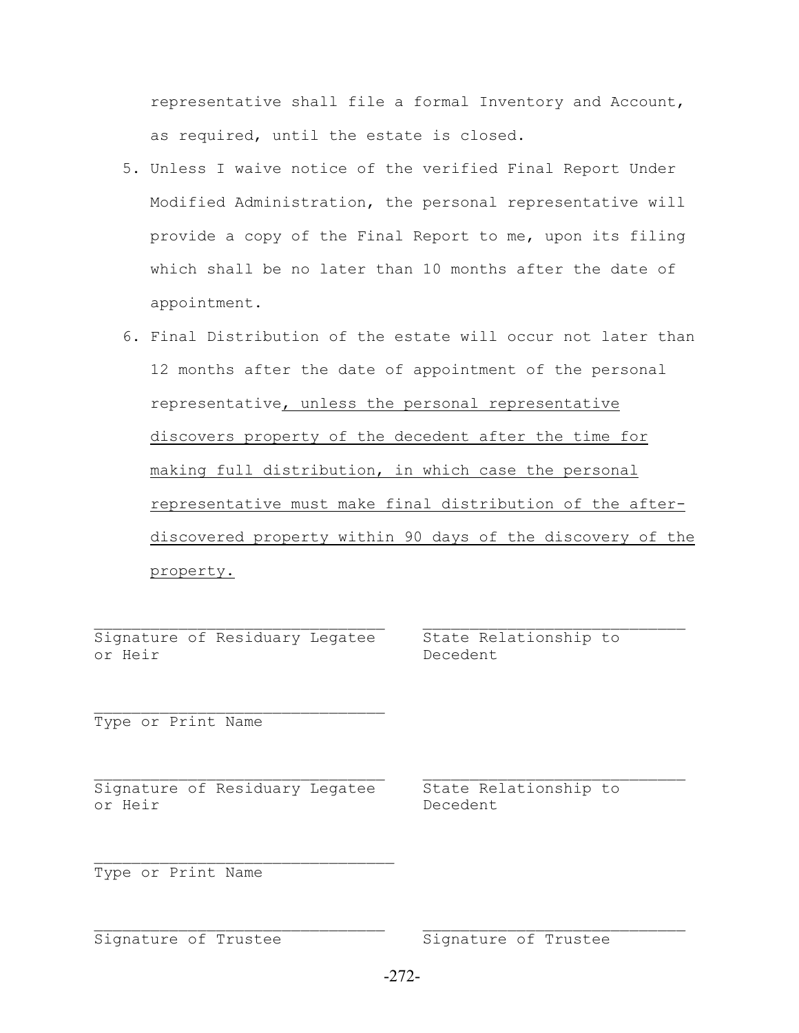representative shall file a formal Inventory and Account, as required, until the estate is closed.

5. Unless I waive notice of the verified Final Report Under Modified Administration, the personal representative will provide a copy of the Final Report to me, upon its filing which shall be no later than 10 months after the date of appointment.
6. Final Distribution of the estate will occur not later than 12 months after the date of appointment of the personal representative<u>, unless the personal representative discovers property of the decedent after the time for making full distribution, in which case the personal representative must make final distribution of the after-discovered property within 90 days of the discovery of the property.</u>

| | |
|---|---|
| ______________________________ | ______________________________ |
| Signature of Residuary Legatee or Heir | State Relationship to Decedent |
| ______________________________ | |
| Type or Print Name | |
| ______________________________ | ______________________________ |
| Signature of Residuary Legatee or Heir | State Relationship to Decedent |
| ______________________________ | |
| Type or Print Name | |
| ______________________________ | ______________________________ |
| Signature of Trustee | Signature of Trustee |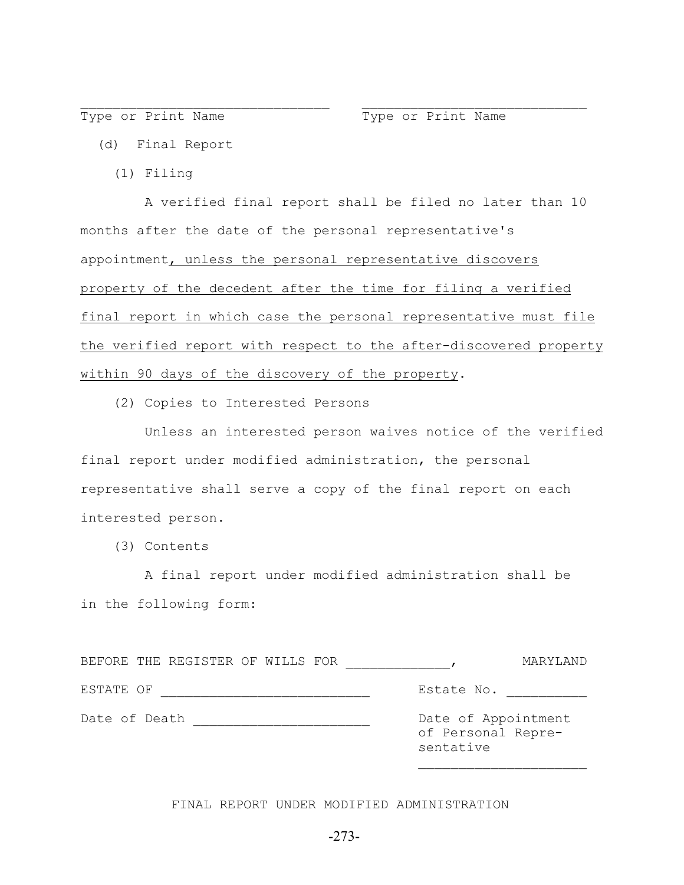\_\_\_\_\_\_\_\_\_\_\_\_\_\_\_\_\_\_\_\_\_\_\_\_\_\_\_\_\_\_\_\_ \_\_\_\_\_\_\_\_\_\_\_\_\_\_\_\_\_\_\_\_\_\_\_\_\_\_\_\_\_\_

Type or Print Name        Type or Print Name

(d) Final Report

(1) Filing

A verified final report shall be filed no later than 10 months after the date of the personal representative's appointment<u>, unless the personal representative discovers property of the decedent after the time for filing a verified final report in which case the personal representative must file the verified report with respect to the after-discovered property within 90 days of the discovery of the property</u>.

(2) Copies to Interested Persons

Unless an interested person waives notice of the verified final report under modified administration, the personal representative shall serve a copy of the final report on each interested person.

(3) Contents

A final report under modified administration shall be in the following form:

BEFORE THE REGISTER OF WILLS FOR \_\_\_\_\_\_\_\_\_\_\_\_\_, MARYLAND

ESTATE OF \_\_\_\_\_\_\_\_\_\_\_\_\_\_\_\_\_\_\_\_\_\_\_\_\_\_  Estate No. \_\_\_\_\_\_\_\_\_\_

Date of Death \_\_\_\_\_\_\_\_\_\_\_\_\_\_\_\_\_\_\_\_\_\_  Date of Appointment of Personal Representative \_\_\_\_\_\_\_\_\_\_\_\_\_\_\_\_\_\_\_\_\_

FINAL REPORT UNDER MODIFIED ADMINISTRATION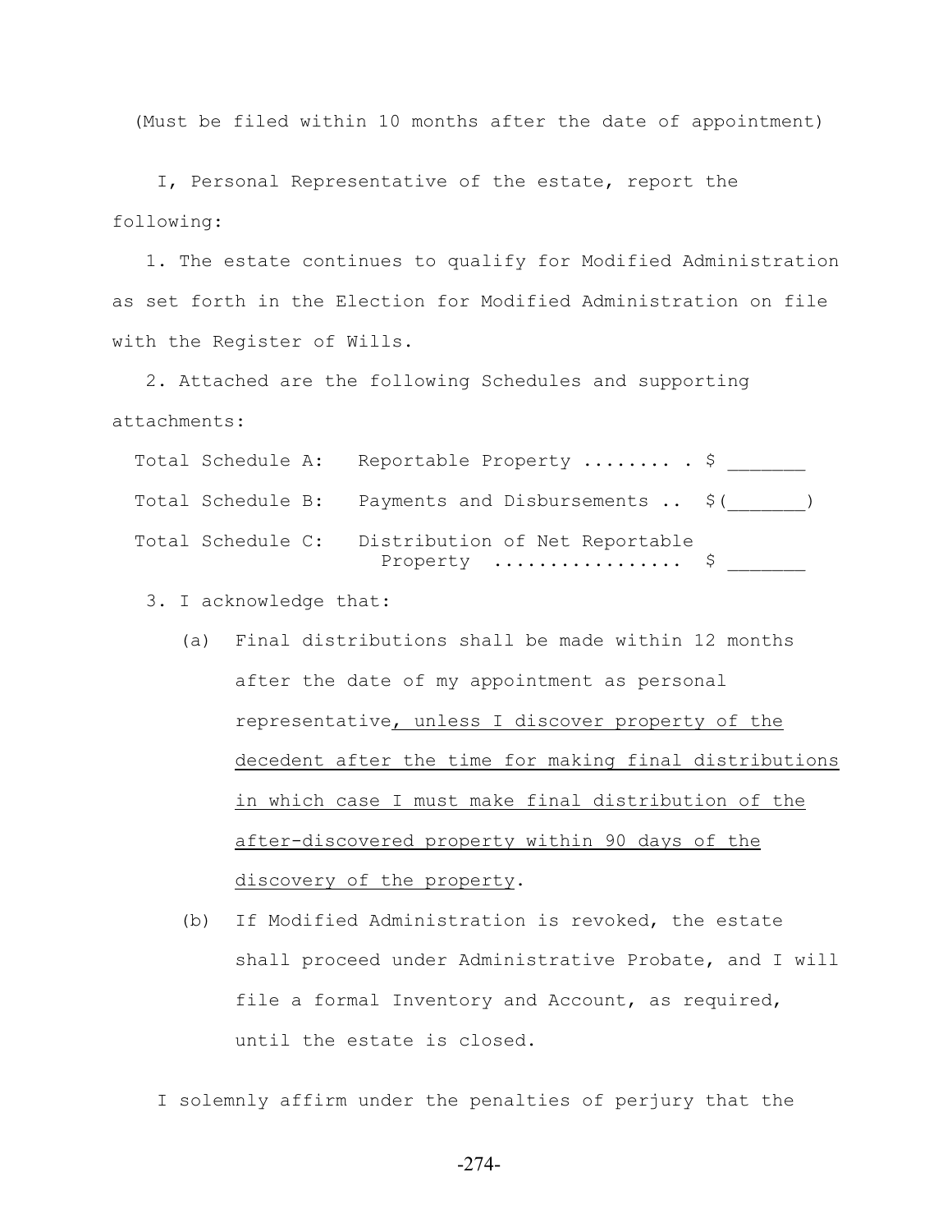(Must be filed within 10 months after the date of appointment)

I, Personal Representative of the estate, report the following:

1. The estate continues to qualify for Modified Administration as set forth in the Election for Modified Administration on file with the Register of Wills.

2. Attached are the following Schedules and supporting attachments:

| | | |
|---|---|---|
| Total Schedule A: | Reportable Property ........ . | $ _______ |
| Total Schedule B: | Payments and Disbursements .. | $(_______) |
| Total Schedule C: | Distribution of Net Reportable Property ................. | $ _______ |

3. I acknowledge that:

   (a) Final distributions shall be made within 12 months after the date of my appointment as personal representative<u>, unless I discover property of the decedent after the time for making final distributions in which case I must make final distribution of the after-discovered property within 90 days of the discovery of the property</u>.

   (b) If Modified Administration is revoked, the estate shall proceed under Administrative Probate, and I will file a formal Inventory and Account, as required, until the estate is closed.

I solemnly affirm under the penalties of perjury that the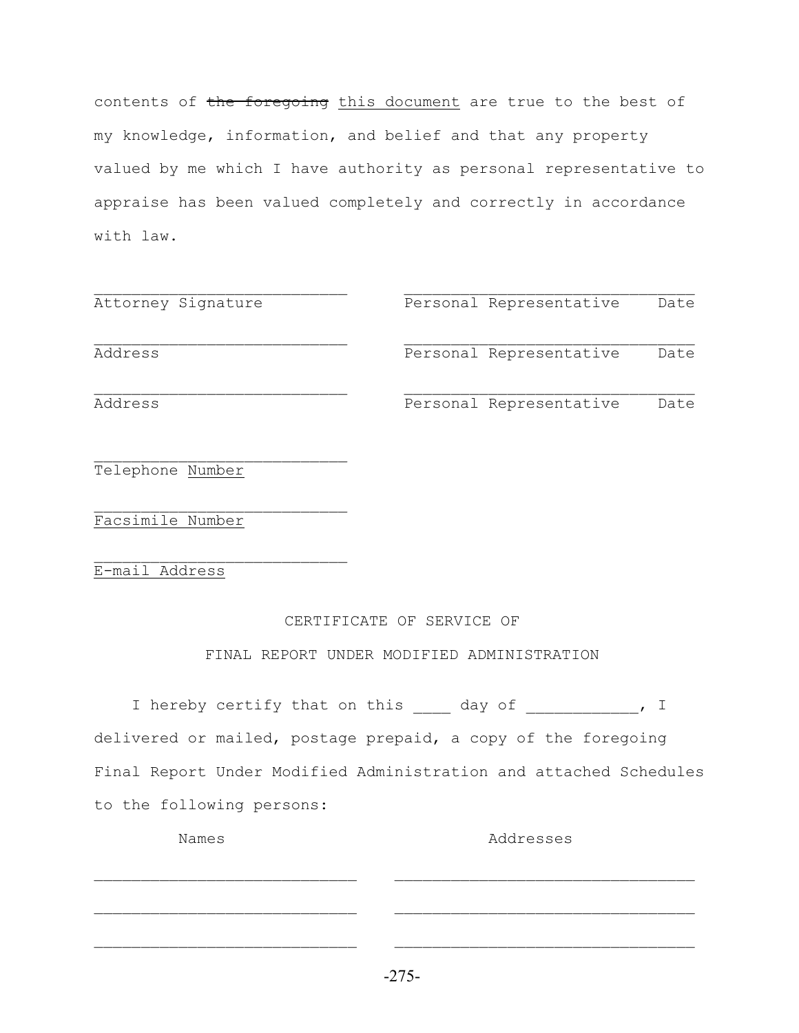contents of ~~the foregoing~~ <u>this document</u> are true to the best of my knowledge, information, and belief and that any property valued by me which I have authority as personal representative to appraise has been valued completely and correctly in accordance with law.

| | |
|---|---|
| ____________________________ | ________________________________ |
| Attorney Signature | Personal Representative Date |
| ____________________________ | ________________________________ |
| Address | Personal Representative Date |
| ____________________________ | ________________________________ |
| Address | Personal Representative Date |

____________________________
Telephone <u>Number</u>

____________________________
<u>Facsimile Number</u>

____________________________
<u>E-mail Address</u>

CERTIFICATE OF SERVICE OF

FINAL REPORT UNDER MODIFIED ADMINISTRATION

I hereby certify that on this ____ day of ____________, I delivered or mailed, postage prepaid, a copy of the foregoing Final Report Under Modified Administration and attached Schedules to the following persons:

| Names | Addresses |
|---|---|
| ____________________________ | ________________________________ |
| ____________________________ | ________________________________ |
| ____________________________ | ________________________________ |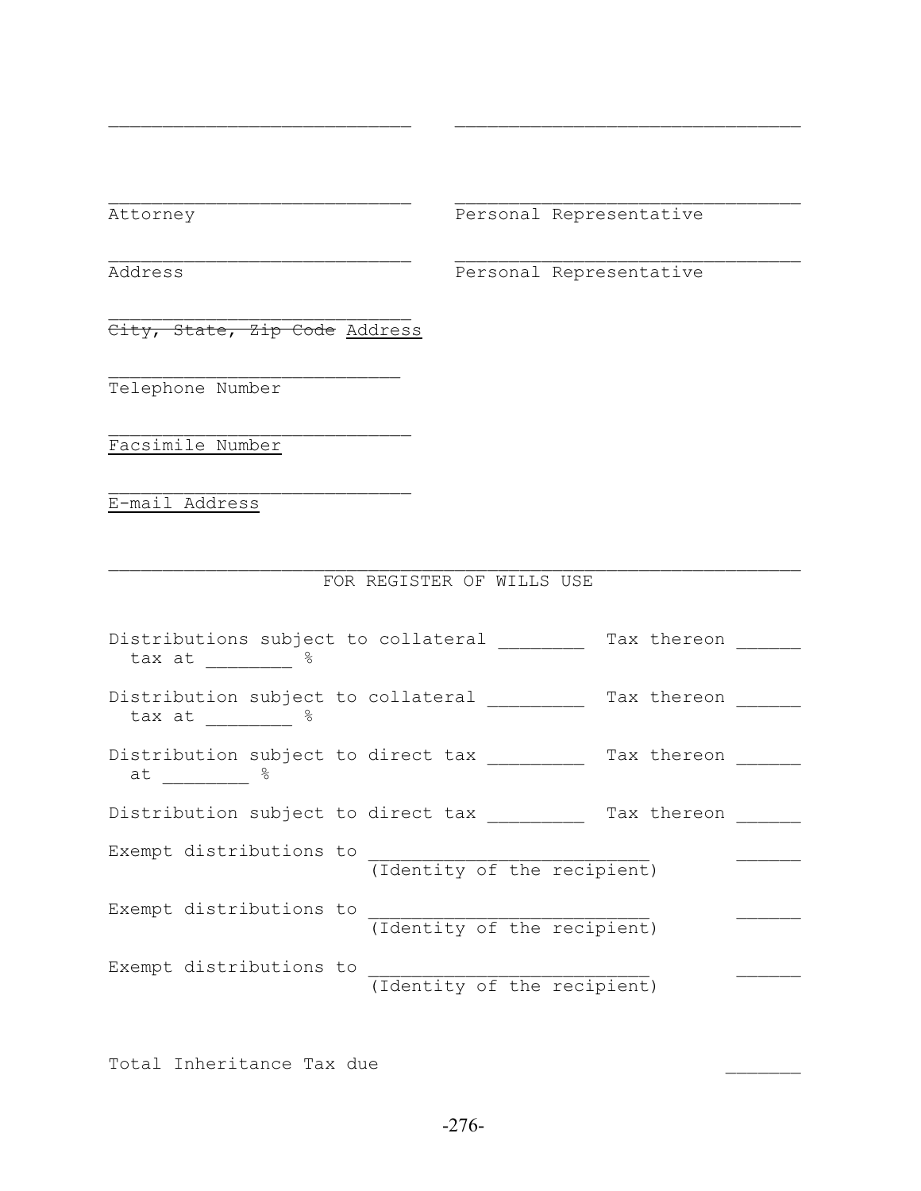\_\_\_\_\_\_\_\_\_\_\_\_\_\_\_\_\_\_\_\_\_\_\_\_\_\_\_\_ \_\_\_\_\_\_\_\_\_\_\_\_\_\_\_\_\_\_\_\_\_\_\_\_\_\_\_\_\_\_\_\_

\_\_\_\_\_\_\_\_\_\_\_\_\_\_\_\_\_\_\_\_\_\_\_\_\_\_\_\_ \_\_\_\_\_\_\_\_\_\_\_\_\_\_\_\_\_\_\_\_\_\_\_\_\_\_\_\_\_\_\_\_
Attorney Personal Representative

\_\_\_\_\_\_\_\_\_\_\_\_\_\_\_\_\_\_\_\_\_\_\_\_\_\_\_\_ \_\_\_\_\_\_\_\_\_\_\_\_\_\_\_\_\_\_\_\_\_\_\_\_\_\_\_\_\_\_\_\_
Address Personal Representative

\_\_\_\_\_\_\_\_\_\_\_\_\_\_\_\_\_\_\_\_\_\_\_\_\_\_\_\_
~~City, State, Zip Code~~ <u>Address</u>

\_\_\_\_\_\_\_\_\_\_\_\_\_\_\_\_\_\_\_\_\_\_\_\_\_\_\_
Telephone Number

\_\_\_\_\_\_\_\_\_\_\_\_\_\_\_\_\_\_\_\_\_\_\_\_\_\_\_\_
<u>Facsimile Number</u>

\_\_\_\_\_\_\_\_\_\_\_\_\_\_\_\_\_\_\_\_\_\_\_\_\_\_\_\_
<u>E-mail Address</u>

---

FOR REGISTER OF WILLS USE

Distributions subject to collateral \_\_\_\_\_\_\_\_ Tax thereon \_\_\_\_\_\_
tax at \_\_\_\_\_\_\_\_ %

Distribution subject to collateral \_\_\_\_\_\_\_\_\_ Tax thereon \_\_\_\_\_\_
tax at \_\_\_\_\_\_\_\_ %

Distribution subject to direct tax \_\_\_\_\_\_\_\_\_ Tax thereon \_\_\_\_\_\_
at \_\_\_\_\_\_\_\_ %

Distribution subject to direct tax \_\_\_\_\_\_\_\_\_ Tax thereon \_\_\_\_\_\_

Exempt distributions to \_\_\_\_\_\_\_\_\_\_\_\_\_\_\_\_\_\_\_\_\_\_\_\_\_\_ \_\_\_\_\_\_
(Identity of the recipient)

Exempt distributions to \_\_\_\_\_\_\_\_\_\_\_\_\_\_\_\_\_\_\_\_\_\_\_\_\_\_ \_\_\_\_\_\_
(Identity of the recipient)

Exempt distributions to \_\_\_\_\_\_\_\_\_\_\_\_\_\_\_\_\_\_\_\_\_\_\_\_\_\_ \_\_\_\_\_\_
(Identity of the recipient)

Total Inheritance Tax due \_\_\_\_\_\_\_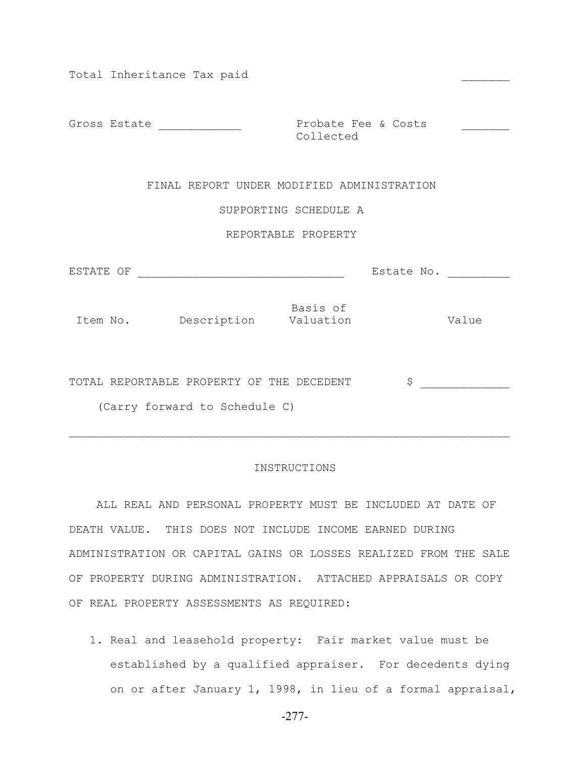Total Inheritance Tax paid _______

Gross Estate ___________ Probate Fee & Costs Collected _______

## FINAL REPORT UNDER MODIFIED ADMINISTRATION

### SUPPORTING SCHEDULE A

### REPORTABLE PROPERTY

ESTATE OF ______________________________ Estate No. _________

| Item No. | Description | Basis of Valuation | Value |
|---|---|---|---|

TOTAL REPORTABLE PROPERTY OF THE DECEDENT $ _____________

(Carry forward to Schedule C)

---

### INSTRUCTIONS

ALL REAL AND PERSONAL PROPERTY MUST BE INCLUDED AT DATE OF DEATH VALUE. THIS DOES NOT INCLUDE INCOME EARNED DURING ADMINISTRATION OR CAPITAL GAINS OR LOSSES REALIZED FROM THE SALE OF PROPERTY DURING ADMINISTRATION. ATTACHED APPRAISALS OR COPY OF REAL PROPERTY ASSESSMENTS AS REQUIRED:

1. Real and leasehold property: Fair market value must be established by a qualified appraiser. For decedents dying on or after January 1, 1998, in lieu of a formal appraisal,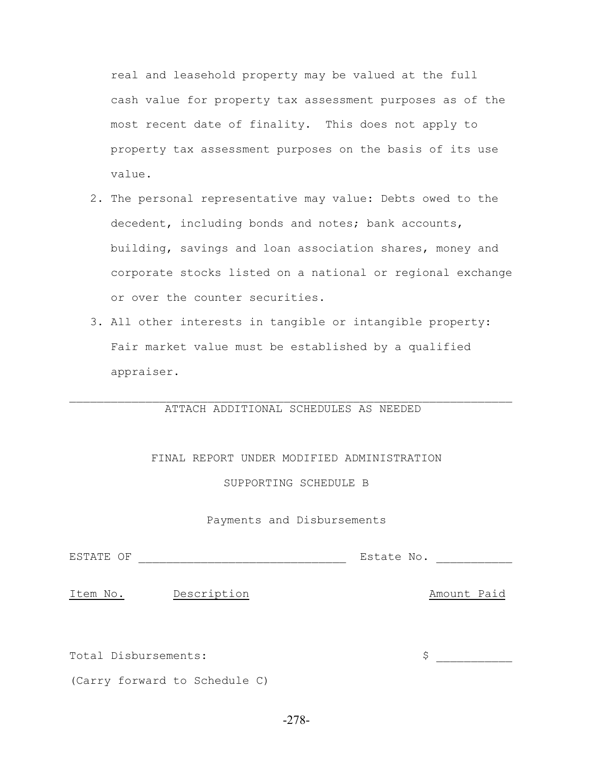real and leasehold property may be valued at the full cash value for property tax assessment purposes as of the most recent date of finality. This does not apply to property tax assessment purposes on the basis of its use value.

2. The personal representative may value: Debts owed to the decedent, including bonds and notes; bank accounts, building, savings and loan association shares, money and corporate stocks listed on a national or regional exchange or over the counter securities.
3. All other interests in tangible or intangible property: Fair market value must be established by a qualified appraiser.

---

ATTACH ADDITIONAL SCHEDULES AS NEEDED

FINAL REPORT UNDER MODIFIED ADMINISTRATION

SUPPORTING SCHEDULE B

Payments and Disbursements

ESTATE OF ______________________________ Estate No. ___________

| Item No. | Description | Amount Paid |
|---|---|---|
| | | |

Total Disbursements: $ ___________

(Carry forward to Schedule C)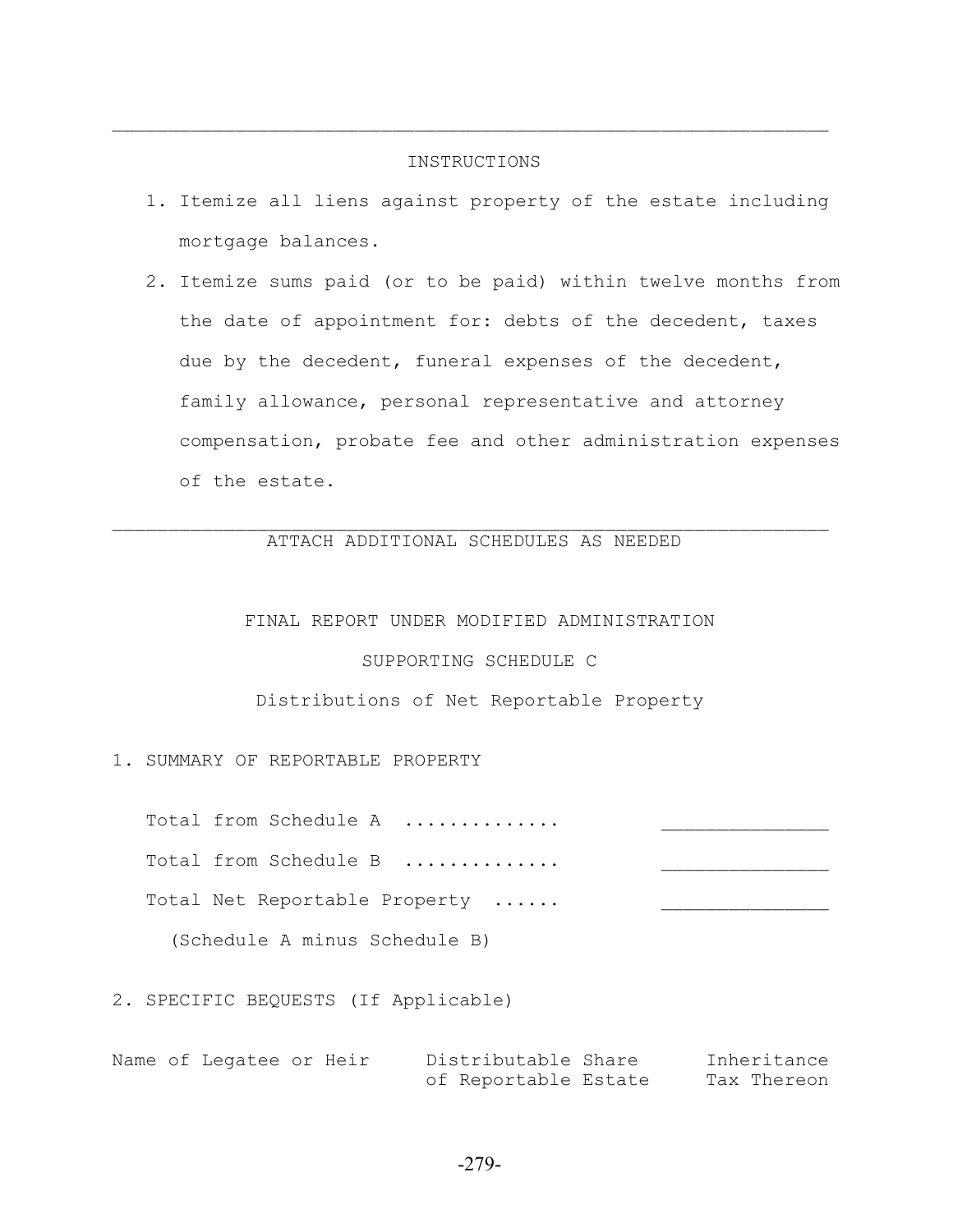---

INSTRUCTIONS

1. Itemize all liens against property of the estate including mortgage balances.
2. Itemize sums paid (or to be paid) within twelve months from the date of appointment for: debts of the decedent, taxes due by the decedent, funeral expenses of the decedent, family allowance, personal representative and attorney compensation, probate fee and other administration expenses of the estate.

---

ATTACH ADDITIONAL SCHEDULES AS NEEDED

FINAL REPORT UNDER MODIFIED ADMINISTRATION

SUPPORTING SCHEDULE C

Distributions of Net Reportable Property

1. SUMMARY OF REPORTABLE PROPERTY

Total from Schedule A ............. _______________

Total from Schedule B ............. _______________

Total Net Reportable Property ...... _______________

(Schedule A minus Schedule B)

2. SPECIFIC BEQUESTS (If Applicable)

| Name of Legatee or Heir | Distributable Share of Reportable Estate | Inheritance Tax Thereon |
| --- | --- | --- |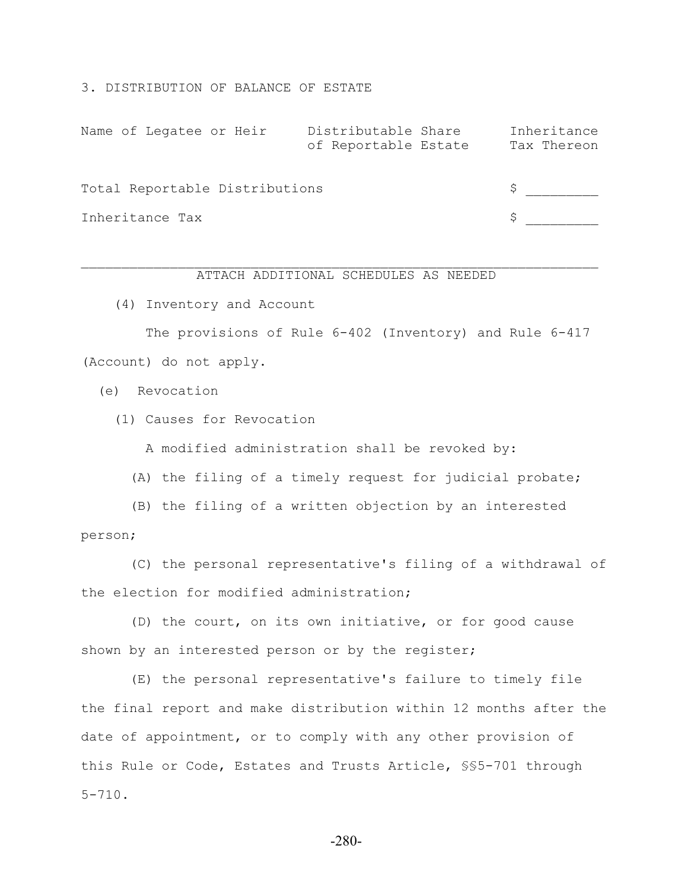3. DISTRIBUTION OF BALANCE OF ESTATE

| Name of Legatee or Heir | Distributable Share of Reportable Estate | Inheritance Tax Thereon |
|---|---|---|
| | | |
| Total Reportable Distributions | | $ _________ |
| Inheritance Tax | | $ _________ |

ATTACH ADDITIONAL SCHEDULES AS NEEDED

(4) Inventory and Account

The provisions of Rule 6-402 (Inventory) and Rule 6-417 (Account) do not apply.

(e) Revocation

(1) Causes for Revocation

A modified administration shall be revoked by:

(A) the filing of a timely request for judicial probate;

(B) the filing of a written objection by an interested person;

(C) the personal representative's filing of a withdrawal of the election for modified administration;

(D) the court, on its own initiative, or for good cause shown by an interested person or by the register;

(E) the personal representative's failure to timely file the final report and make distribution within 12 months after the date of appointment, or to comply with any other provision of this Rule or Code, Estates and Trusts Article, §§5-701 through 5-710.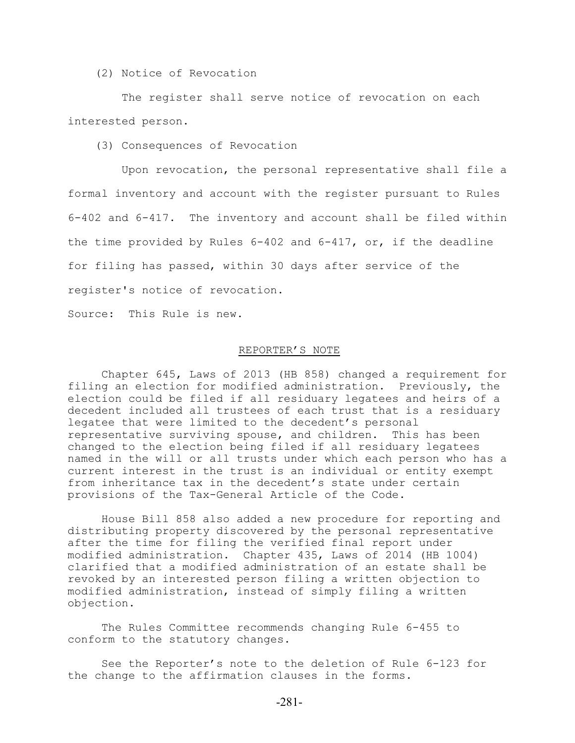(2) Notice of Revocation

The register shall serve notice of revocation on each interested person.

(3) Consequences of Revocation

Upon revocation, the personal representative shall file a formal inventory and account with the register pursuant to Rules 6-402 and 6-417. The inventory and account shall be filed within the time provided by Rules 6-402 and 6-417, or, if the deadline for filing has passed, within 30 days after service of the register's notice of revocation.

Source: This Rule is new.

REPORTER'S NOTE

Chapter 645, Laws of 2013 (HB 858) changed a requirement for filing an election for modified administration. Previously, the election could be filed if all residuary legatees and heirs of a decedent included all trustees of each trust that is a residuary legatee that were limited to the decedent's personal representative surviving spouse, and children. This has been changed to the election being filed if all residuary legatees named in the will or all trusts under which each person who has a current interest in the trust is an individual or entity exempt from inheritance tax in the decedent's state under certain provisions of the Tax-General Article of the Code.

House Bill 858 also added a new procedure for reporting and distributing property discovered by the personal representative after the time for filing the verified final report under modified administration. Chapter 435, Laws of 2014 (HB 1004) clarified that a modified administration of an estate shall be revoked by an interested person filing a written objection to modified administration, instead of simply filing a written objection.

The Rules Committee recommends changing Rule 6-455 to conform to the statutory changes.

See the Reporter's note to the deletion of Rule 6-123 for the change to the affirmation clauses in the forms.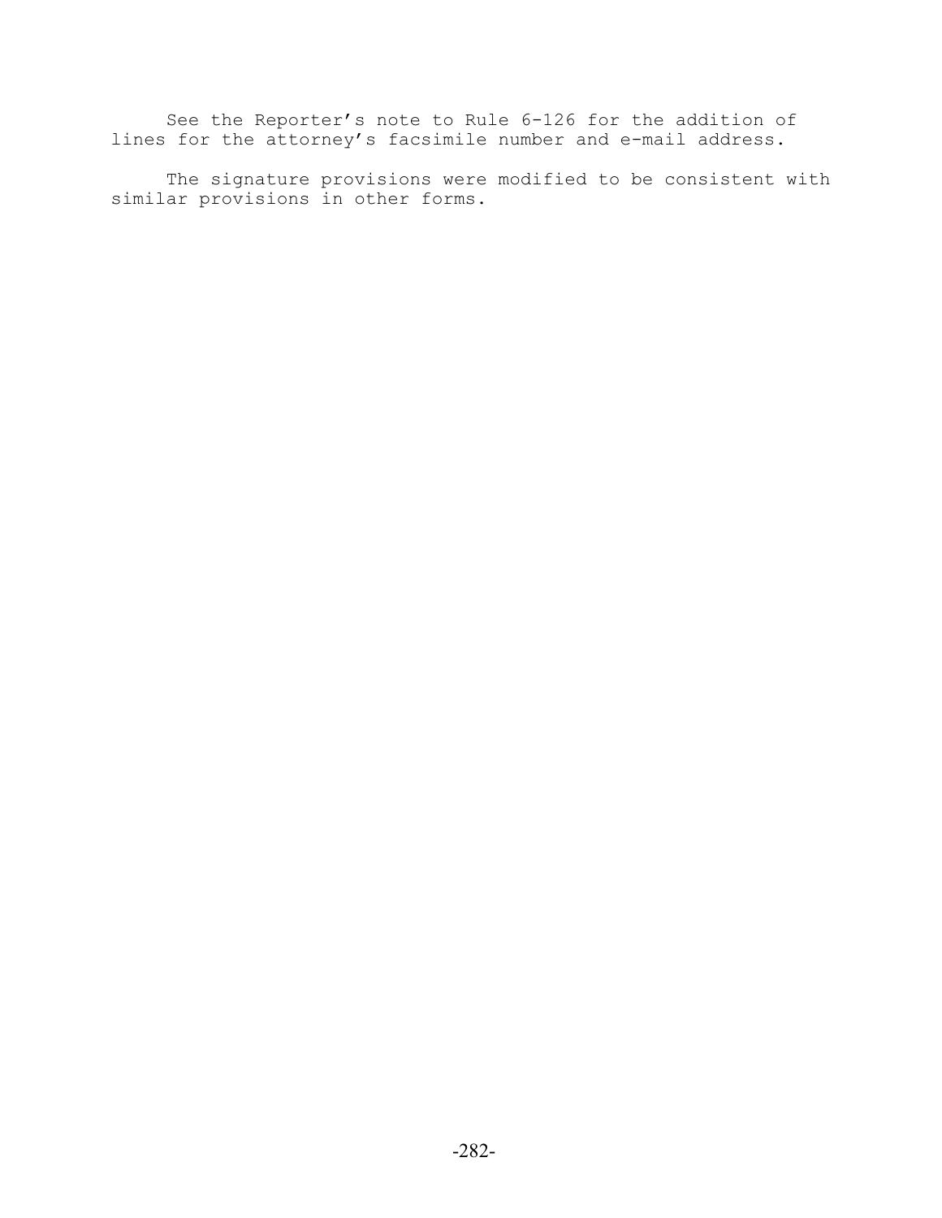See the Reporter’s note to Rule 6-126 for the addition of lines for the attorney’s facsimile number and e-mail address.

The signature provisions were modified to be consistent with similar provisions in other forms.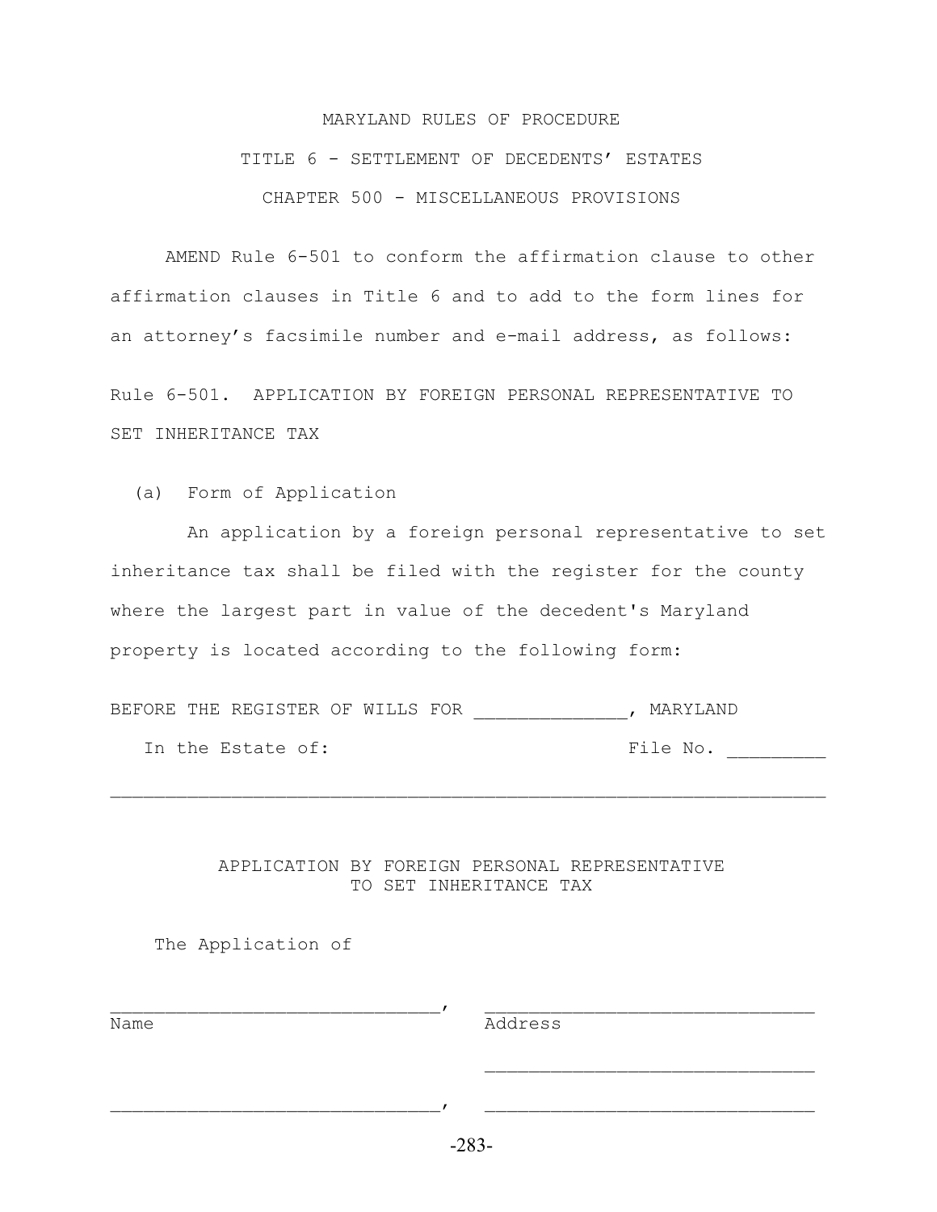MARYLAND RULES OF PROCEDURE

TITLE 6 - SETTLEMENT OF DECEDENTS' ESTATES

CHAPTER 500 - MISCELLANEOUS PROVISIONS

AMEND Rule 6-501 to conform the affirmation clause to other affirmation clauses in Title 6 and to add to the form lines for an attorney's facsimile number and e-mail address, as follows:

Rule 6-501. APPLICATION BY FOREIGN PERSONAL REPRESENTATIVE TO SET INHERITANCE TAX

(a) Form of Application

An application by a foreign personal representative to set inheritance tax shall be filed with the register for the county where the largest part in value of the decedent's Maryland property is located according to the following form:

BEFORE THE REGISTER OF WILLS FOR ______________, MARYLAND

In the Estate of: File No. _________

_______________________________________________________________

APPLICATION BY FOREIGN PERSONAL REPRESENTATIVE
TO SET INHERITANCE TAX

The Application of

_______________________________, _______________________________
Name Address

_______________________________

_______________________________, _______________________________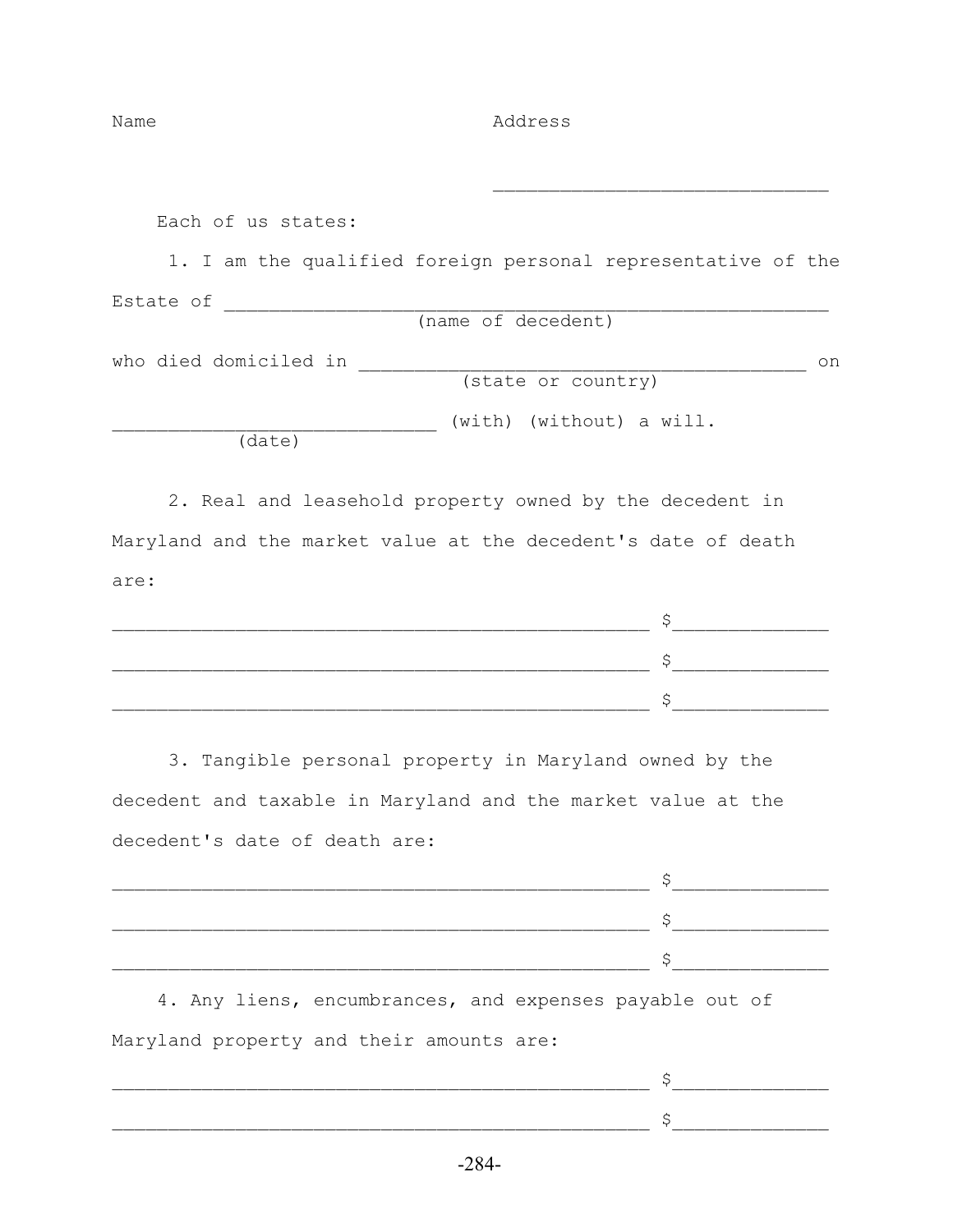Name                                                    Address

______________________________

Each of us states:

1. I am the qualified foreign personal representative of the Estate of ________________________________________________
(name of decedent)

who died domiciled in ________________________________________ on
(state or country)

______________________________ (with) (without) a will.
(date)

2. Real and leasehold property owned by the decedent in Maryland and the market value at the decedent's date of death are:

__________________________________________________ $______________

__________________________________________________ $______________

__________________________________________________ $______________

3. Tangible personal property in Maryland owned by the decedent and taxable in Maryland and the market value at the decedent's date of death are:

__________________________________________________ $______________

__________________________________________________ $______________

__________________________________________________ $______________

4. Any liens, encumbrances, and expenses payable out of Maryland property and their amounts are:

__________________________________________________ $______________

__________________________________________________ $______________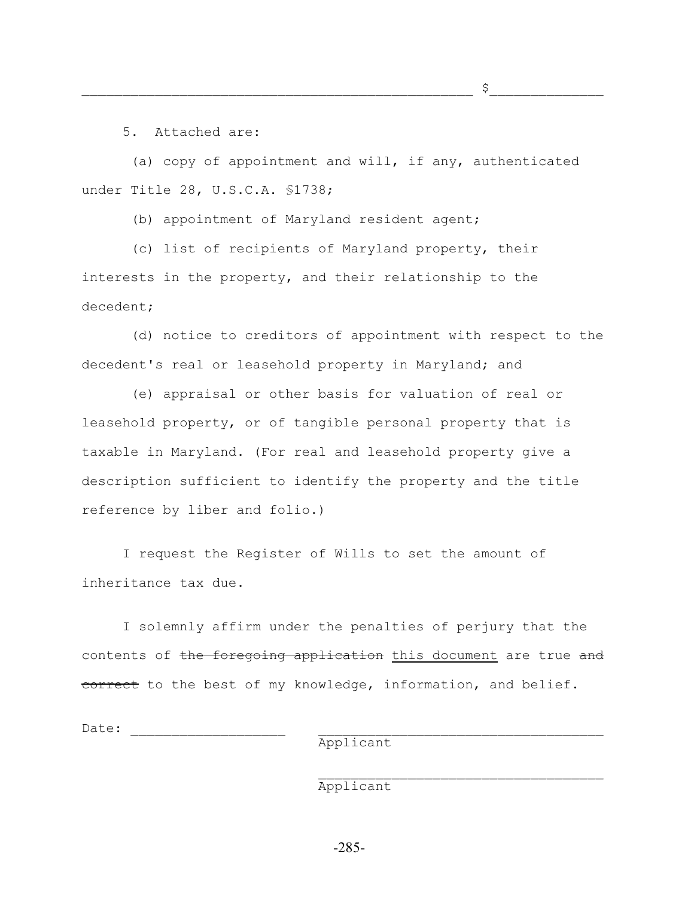_______________________________________________ $_____________

5. Attached are:

(a) copy of appointment and will, if any, authenticated under Title 28, U.S.C.A. §1738;

(b) appointment of Maryland resident agent;

(c) list of recipients of Maryland property, their interests in the property, and their relationship to the decedent;

(d) notice to creditors of appointment with respect to the decedent's real or leasehold property in Maryland; and

(e) appraisal or other basis for valuation of real or leasehold property, or of tangible personal property that is taxable in Maryland. (For real and leasehold property give a description sufficient to identify the property and the title reference by liber and folio.)

I request the Register of Wills to set the amount of inheritance tax due.

I solemnly affirm under the penalties of perjury that the contents of ~~the foregoing application~~ <u>this document</u> are true ~~and correct~~ to the best of my knowledge, information, and belief.

Date: ___________________ ___________________________________
Applicant

___________________________________
Applicant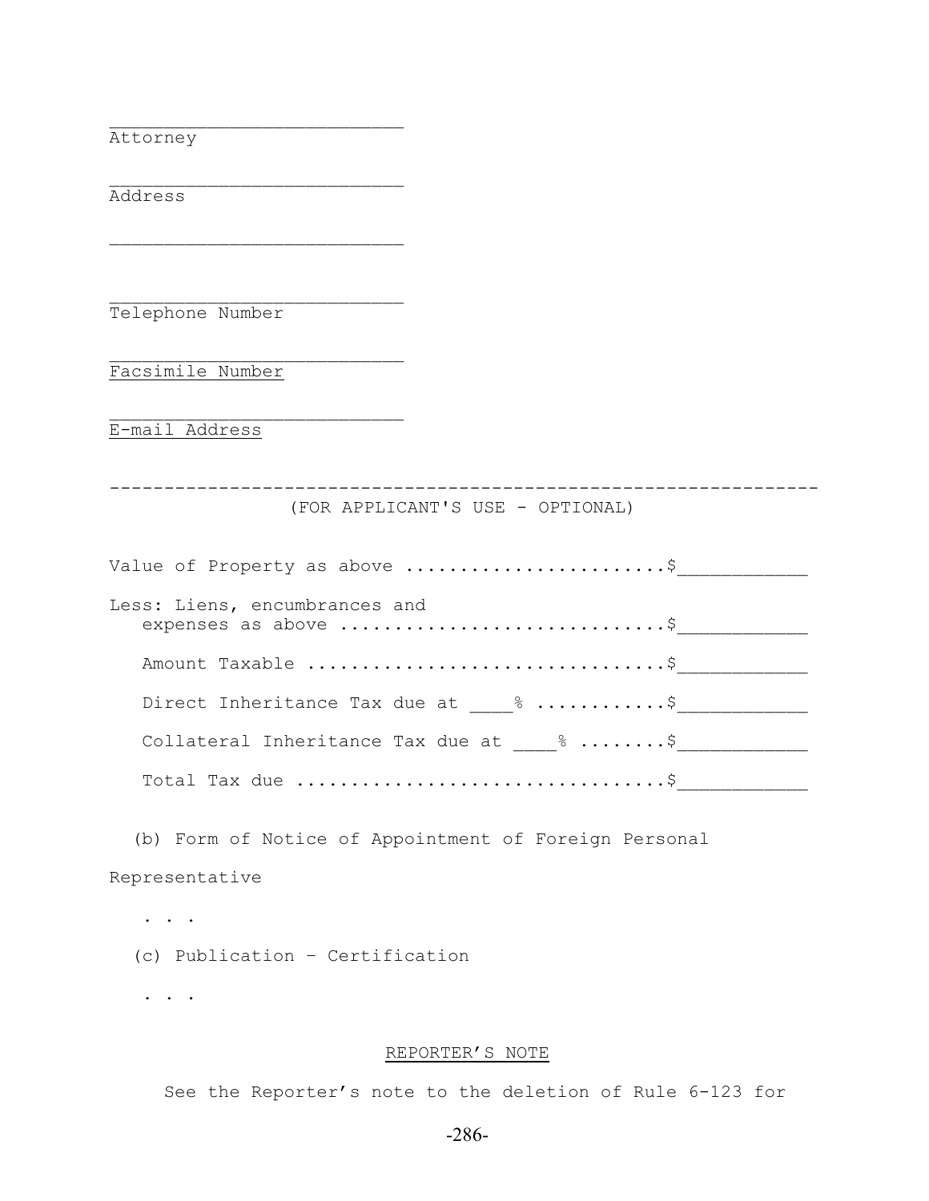___________________________
Attorney

___________________________
Address

___________________________

___________________________
Telephone Number

___________________________
<u>Facsimile Number</u>

___________________________
<u>E-mail Address</u>

---

(FOR APPLICANT'S USE - OPTIONAL)

Value of Property as above .......................$____________

Less: Liens, encumbrances and
expenses as above .............................$____________

Amount Taxable ................................$____________

Direct Inheritance Tax due at ____% ............$____________

Collateral Inheritance Tax due at ____% ........$____________

Total Tax due .................................$____________

(b) Form of Notice of Appointment of Foreign Personal Representative

. . .

(c) Publication – Certification

. . .

<u>REPORTER'S NOTE</u>

See the Reporter's note to the deletion of Rule 6-123 for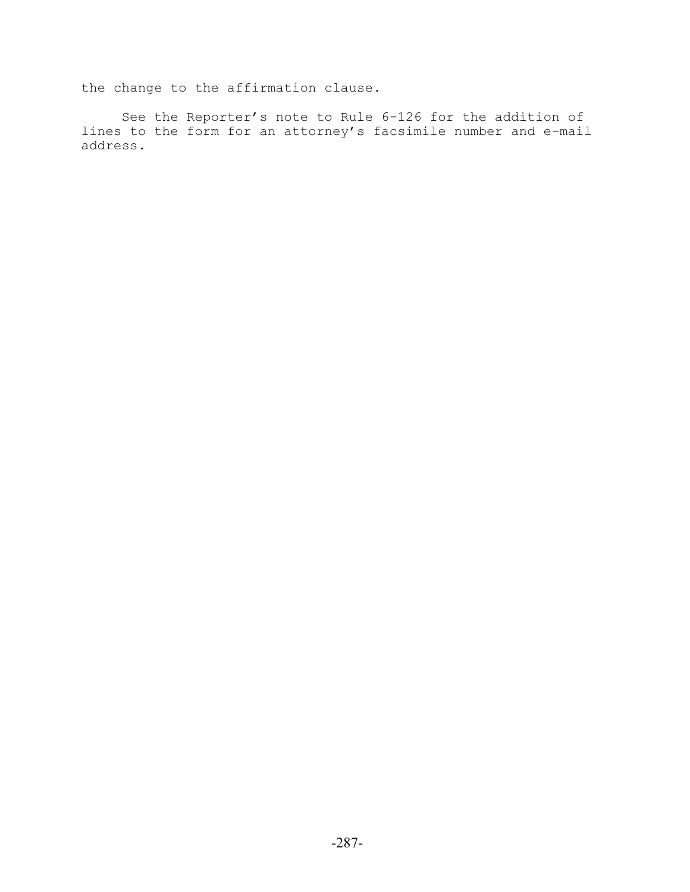the change to the affirmation clause.

See the Reporter's note to Rule 6-126 for the addition of lines to the form for an attorney's facsimile number and e-mail address.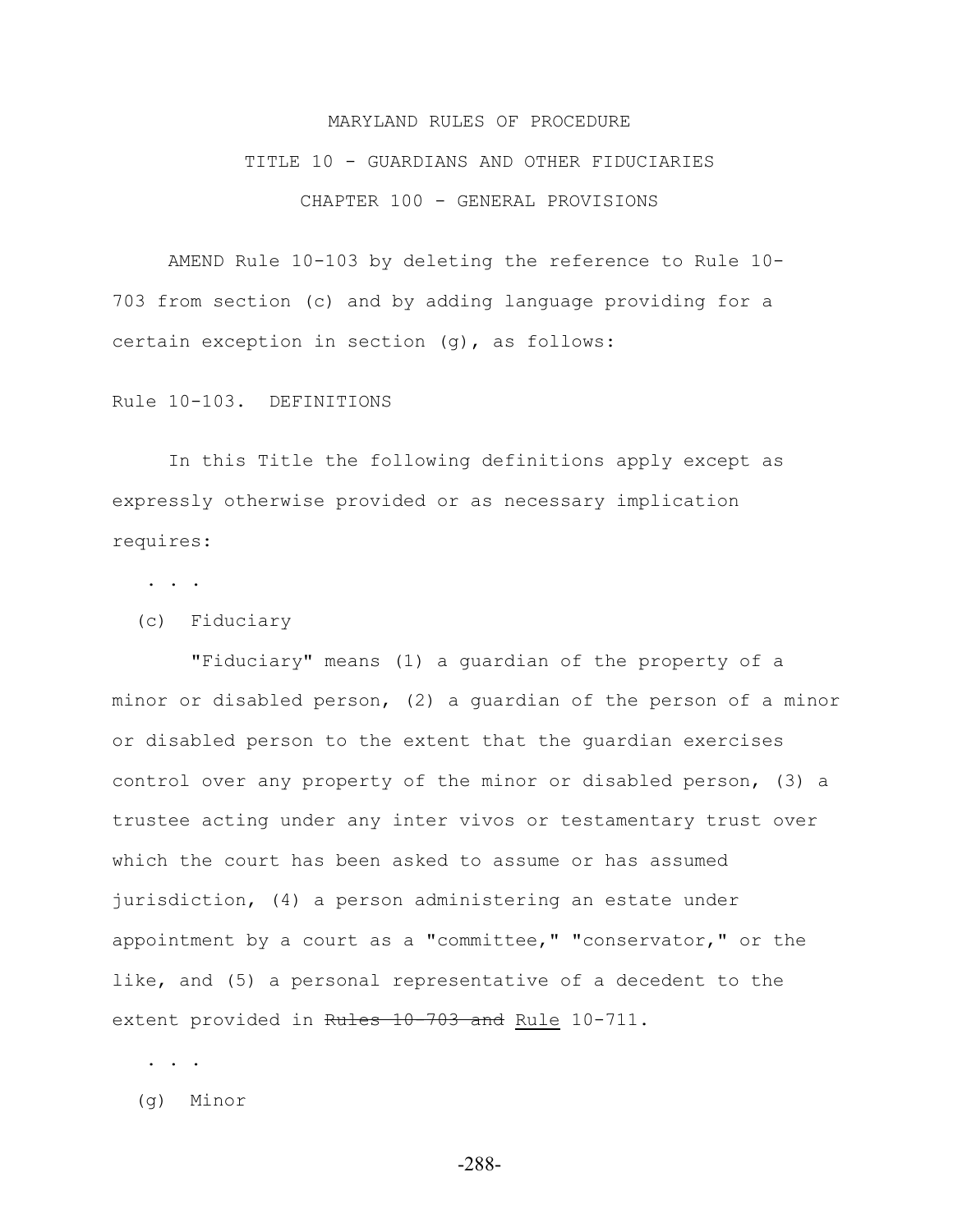MARYLAND RULES OF PROCEDURE

TITLE 10 - GUARDIANS AND OTHER FIDUCIARIES

CHAPTER 100 - GENERAL PROVISIONS

AMEND Rule 10-103 by deleting the reference to Rule 10-703 from section (c) and by adding language providing for a certain exception in section (g), as follows:

Rule 10-103. DEFINITIONS

In this Title the following definitions apply except as expressly otherwise provided or as necessary implication requires:

. . .

(c) Fiduciary

"Fiduciary" means (1) a guardian of the property of a minor or disabled person, (2) a guardian of the person of a minor or disabled person to the extent that the guardian exercises control over any property of the minor or disabled person, (3) a trustee acting under any inter vivos or testamentary trust over which the court has been asked to assume or has assumed jurisdiction, (4) a person administering an estate under appointment by a court as a "committee," "conservator," or the like, and (5) a personal representative of a decedent to the extent provided in ~~Rules 10-703 and~~ <u>Rule</u> 10-711.

. . .

(g) Minor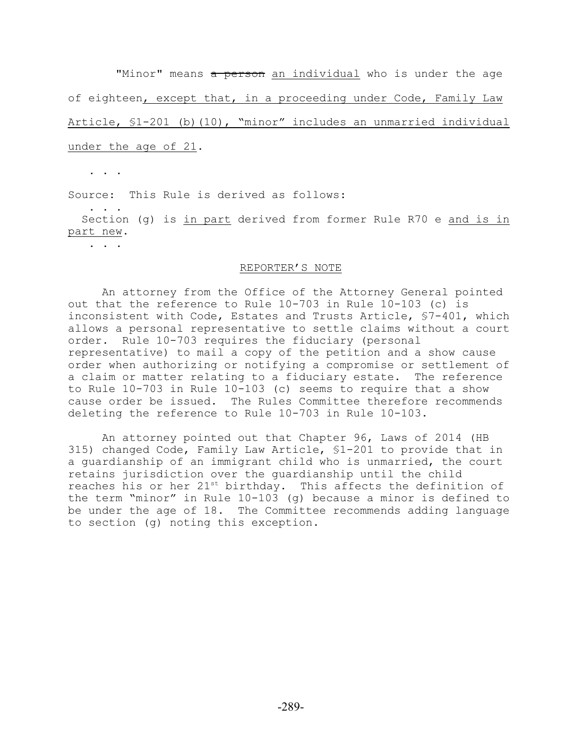"Minor" means ~~a person~~ <u>an individual</u> who is under the age of eighteen<u>, except that, in a proceeding under Code, Family Law Article, §1-201 (b)(10), "minor" includes an unmarried individual under the age of 21</u>.

. . .

Source: This Rule is derived as follows:

. . .

Section (g) is <u>in part</u> derived from former Rule R70 e <u>and is in part new</u>.

. . .

REPORTER'S NOTE

An attorney from the Office of the Attorney General pointed out that the reference to Rule 10-703 in Rule 10-103 (c) is inconsistent with Code, Estates and Trusts Article, §7-401, which allows a personal representative to settle claims without a court order. Rule 10-703 requires the fiduciary (personal representative) to mail a copy of the petition and a show cause order when authorizing or notifying a compromise or settlement of a claim or matter relating to a fiduciary estate. The reference to Rule 10-703 in Rule 10-103 (c) seems to require that a show cause order be issued. The Rules Committee therefore recommends deleting the reference to Rule 10-703 in Rule 10-103.

An attorney pointed out that Chapter 96, Laws of 2014 (HB 315) changed Code, Family Law Article, §1-201 to provide that in a guardianship of an immigrant child who is unmarried, the court retains jurisdiction over the guardianship until the child reaches his or her 21st birthday. This affects the definition of the term "minor" in Rule 10-103 (g) because a minor is defined to be under the age of 18. The Committee recommends adding language to section (g) noting this exception.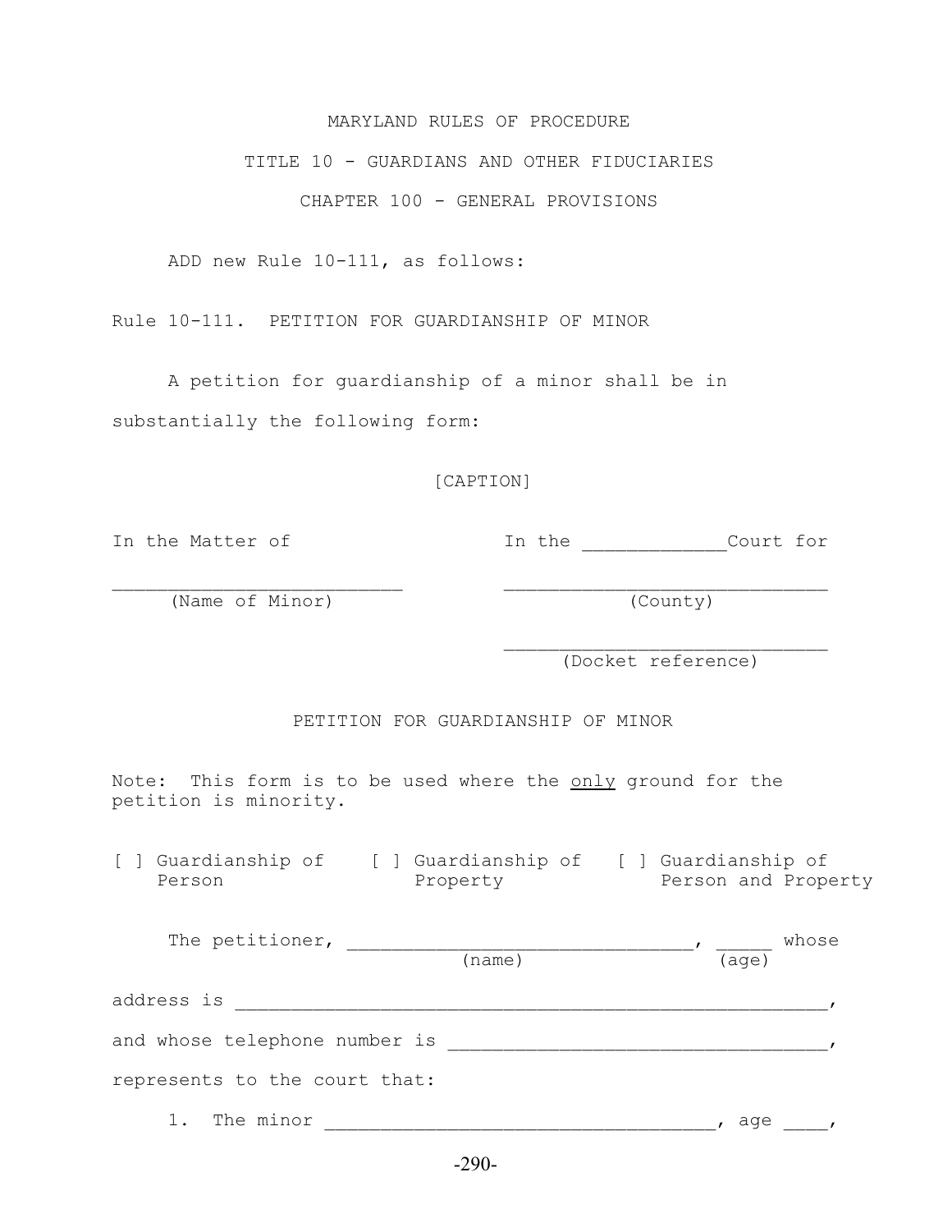MARYLAND RULES OF PROCEDURE

TITLE 10 - GUARDIANS AND OTHER FIDUCIARIES

CHAPTER 100 - GENERAL PROVISIONS

ADD new Rule 10-111, as follows:

Rule 10-111. PETITION FOR GUARDIANSHIP OF MINOR

A petition for guardianship of a minor shall be in substantially the following form:

[CAPTION]

| In the Matter of | In the _____________Court for |
|---|---|
| _________________________ (Name of Minor) | _____________________________ (County) |
| | _____________________________ (Docket reference) |

PETITION FOR GUARDIANSHIP OF MINOR

Note: This form is to be used where the <u>only</u> ground for the petition is minority.

[ ] Guardianship of Person    [ ] Guardianship of Property    [ ] Guardianship of Person and Property

The petitioner, ______________________________ (name), _____ (age) whose address is ________________________________________________________, and whose telephone number is __________________________________, represents to the court that:

1. The minor __________________________________, age ____,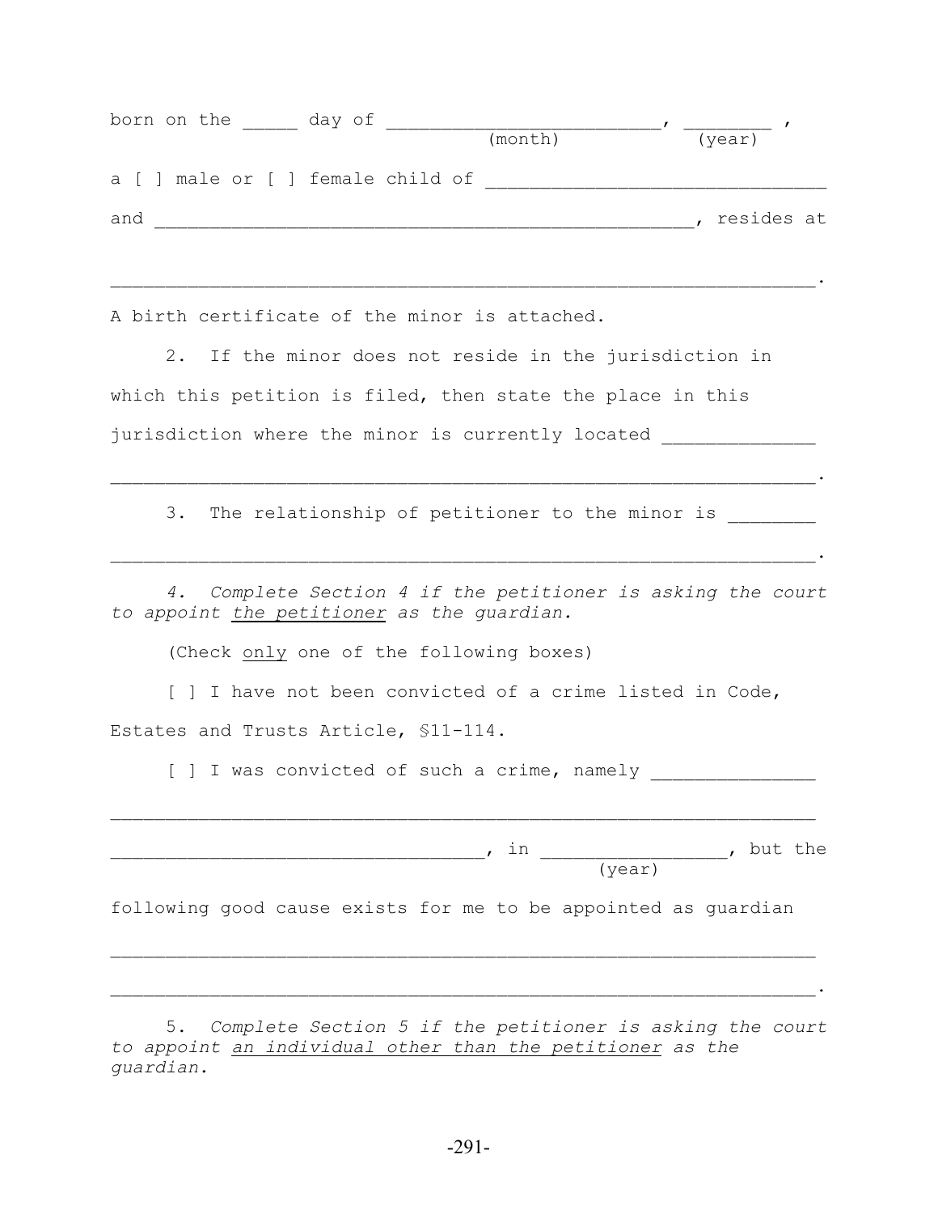born on the _____ day of _________________________, ________ ,
(month) (year)

a [ ] male or [ ] female child of _______________________________

and ________________________________________________, resides at

_______________________________________________________________.

A birth certificate of the minor is attached.

2. If the minor does not reside in the jurisdiction in which this petition is filed, then state the place in this jurisdiction where the minor is currently located _____________

_______________________________________________________________.

3. The relationship of petitioner to the minor is ________

_______________________________________________________________.

*4. Complete Section 4 if the petitioner is asking the court to appoint the petitioner as the guardian.*

(Check only one of the following boxes)

[ ] I have not been convicted of a crime listed in Code, Estates and Trusts Article, §11-114.

[ ] I was convicted of such a crime, namely _______________

_______________________________________________________________

_________________________________, in ________________, but the
(year)

following good cause exists for me to be appointed as guardian

_______________________________________________________________

_______________________________________________________________.

*5. Complete Section 5 if the petitioner is asking the court to appoint an individual other than the petitioner as the guardian.*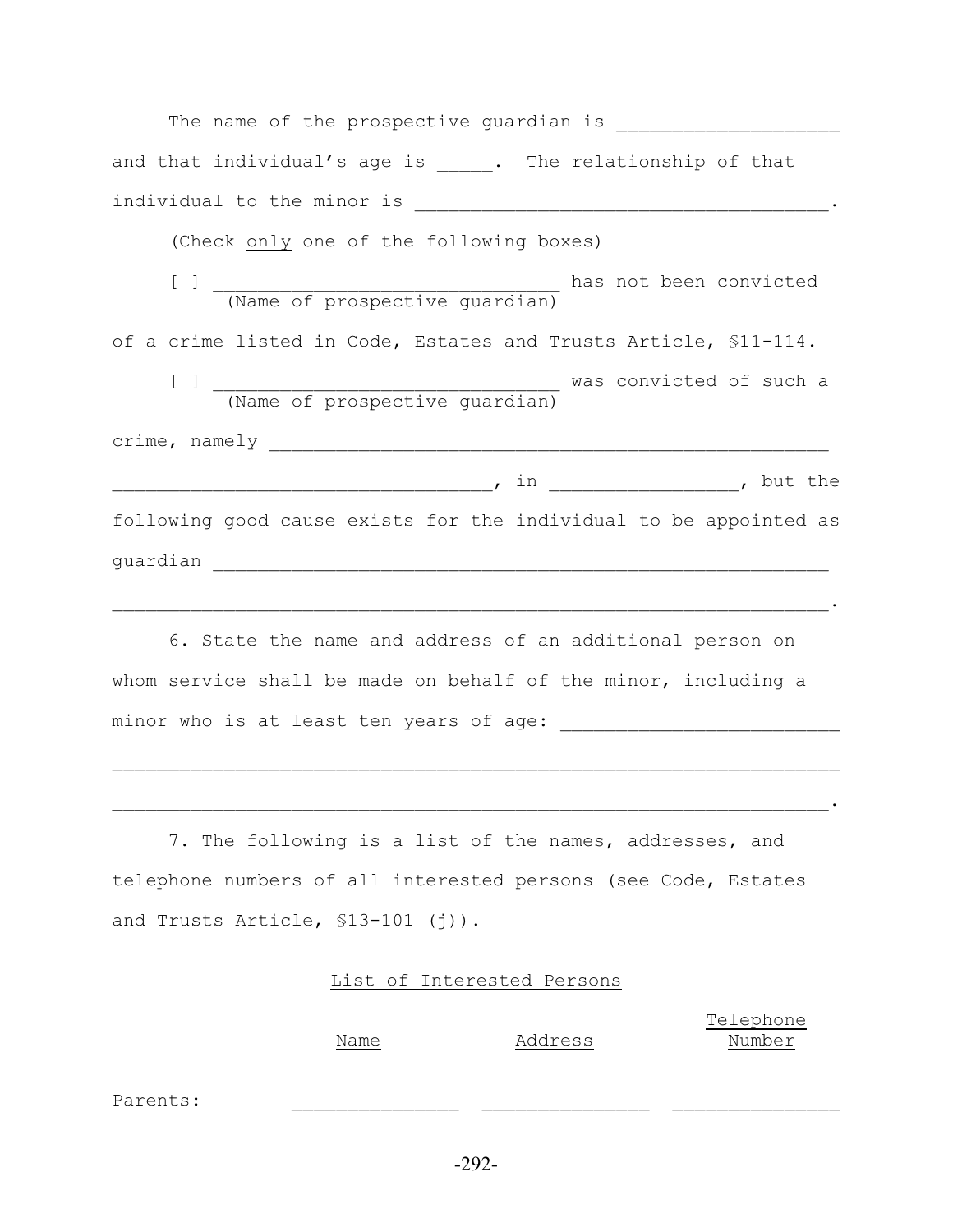The name of the prospective guardian is ____________________ and that individual's age is _____. The relationship of that individual to the minor is ______________________________________.

(Check only one of the following boxes)

[ ] ________________________________ has not been convicted
(Name of prospective guardian)
of a crime listed in Code, Estates and Trusts Article, §11-114.

[ ] ________________________________ was convicted of such a
(Name of prospective guardian)
crime, namely ___________________________________________________
__________________________________, in ________________, but the following good cause exists for the individual to be appointed as guardian _______________________________________________________
_________________________________________________________________.

6. State the name and address of an additional person on whom service shall be made on behalf of the minor, including a minor who is at least ten years of age: _________________________
_________________________________________________________________
_________________________________________________________________.

7. The following is a list of the names, addresses, and telephone numbers of all interested persons (see Code, Estates and Trusts Article, §13-101 (j)).

List of Interested Persons

| | Name | Address | Telephone Number |
|---|---|---|---|
| Parents: | _______________ | _______________ | _______________ |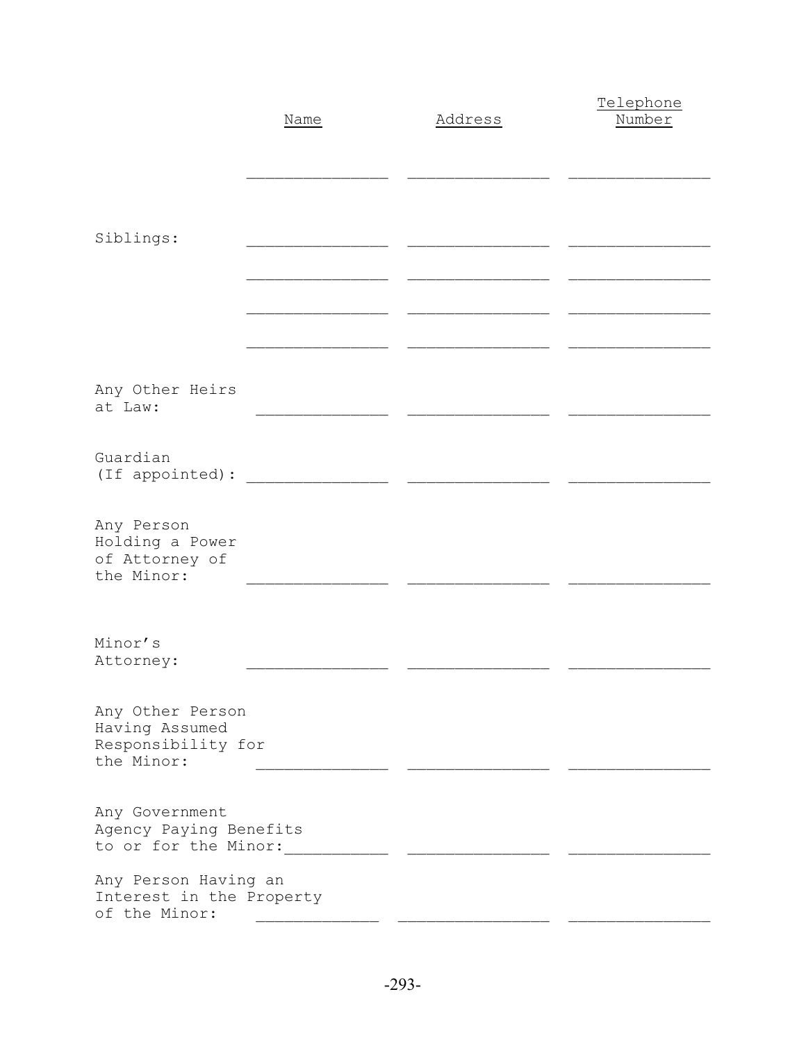| | Name | Address | Telephone Number |
|---|---|---|---|
| | _______________ | _______________ | _______________ |
| Siblings: | _______________ | _______________ | _______________ |
| | _______________ | _______________ | _______________ |
| | _______________ | _______________ | _______________ |
| | _______________ | _______________ | _______________ |
| Any Other Heirs at Law: | _______________ | _______________ | _______________ |
| Guardian (If appointed): | _______________ | _______________ | _______________ |
| Any Person Holding a Power of Attorney of the Minor: | _______________ | _______________ | _______________ |
| Minor's Attorney: | _______________ | _______________ | _______________ |
| Any Other Person Having Assumed Responsibility for the Minor: | _______________ | _______________ | _______________ |
| Any Government Agency Paying Benefits to or for the Minor: | _______________ | _______________ | _______________ |
| Any Person Having an Interest in the Property of the Minor: | _______________ | _______________ | _______________ |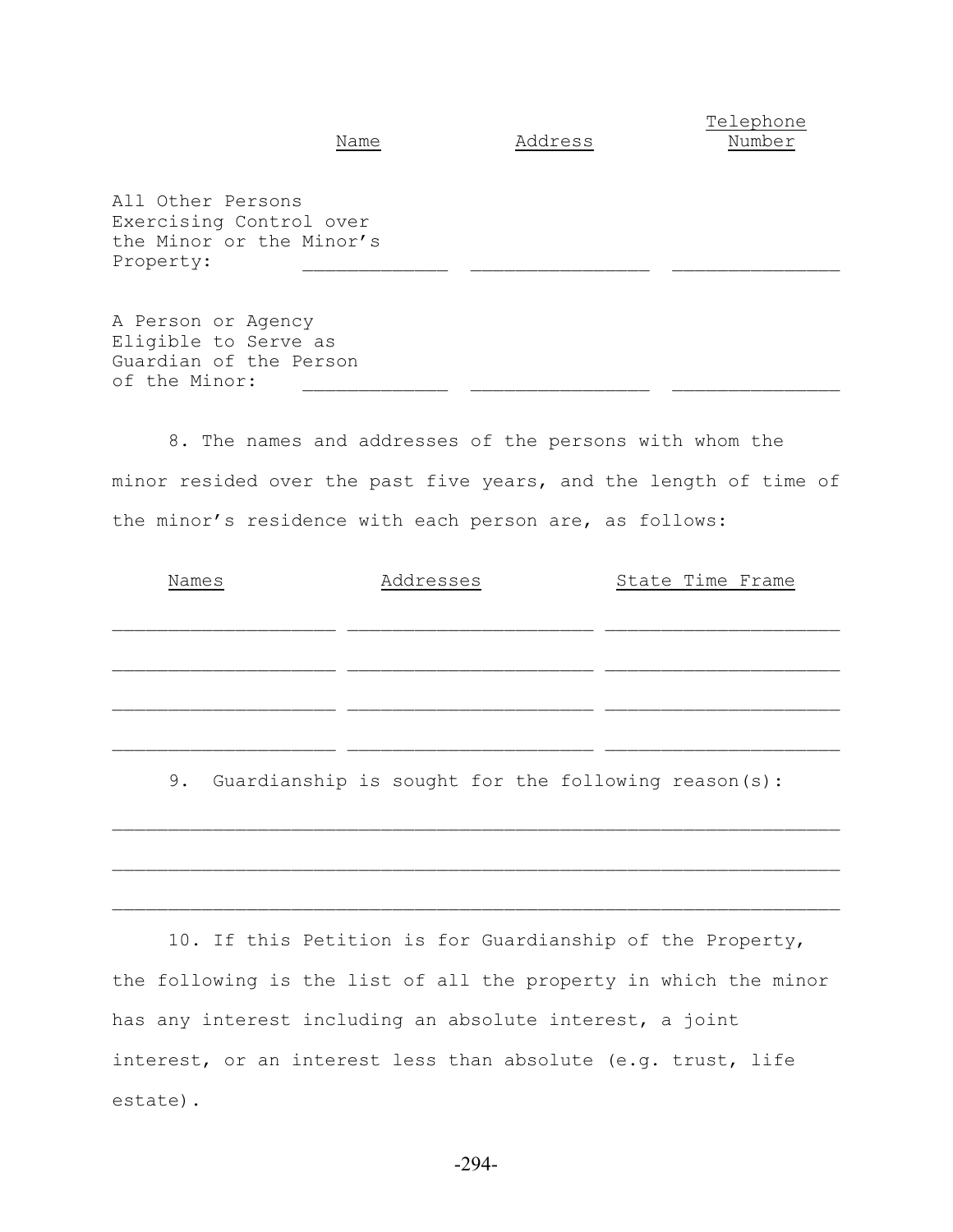|  | Name | Address | Telephone Number |
|---|---|---|---|
| All Other Persons Exercising Control over the Minor or the Minor's Property: | _____________ | ________________ | _______________ |
| A Person or Agency Eligible to Serve as Guardian of the Person of the Minor: | _____________ | ________________ | _______________ |

8. The names and addresses of the persons with whom the minor resided over the past five years, and the length of time of the minor's residence with each person are, as follows:

| Names | Addresses | State Time Frame |
|---|---|---|
| ____________________ | ______________________ | _____________________ |
| ____________________ | ______________________ | _____________________ |
| ____________________ | ______________________ | _____________________ |
| ____________________ | ______________________ | _____________________ |

9. Guardianship is sought for the following reason(s):

_________________________________________________________________

_________________________________________________________________

_________________________________________________________________

10. If this Petition is for Guardianship of the Property, the following is the list of all the property in which the minor has any interest including an absolute interest, a joint interest, or an interest less than absolute (e.g. trust, life estate).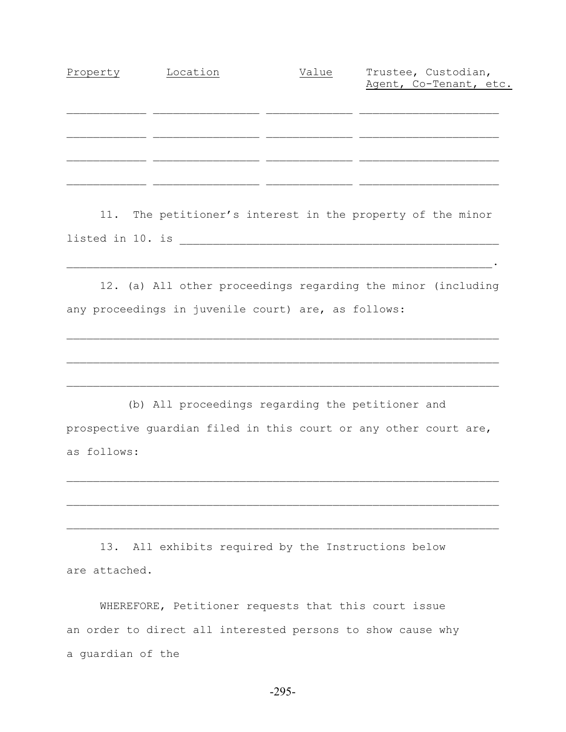| Property | Location | Value | Trustee, Custodian, Agent, Co-Tenant, etc. |
|---|---|---|---|
| ____________ | ________________ | _____________ | _____________________ |
| ____________ | ________________ | _____________ | _____________________ |
| ____________ | ________________ | _____________ | _____________________ |
| ____________ | ________________ | _____________ | _____________________ |

11. The petitioner’s interest in the property of the minor listed in 10. is __________________________________________________
_________________________________________________________________.

12. (a) All other proceedings regarding the minor (including any proceedings in juvenile court) are, as follows:

_________________________________________________________________

_________________________________________________________________

_________________________________________________________________

(b) All proceedings regarding the petitioner and prospective guardian filed in this court or any other court are, as follows:

_________________________________________________________________

_________________________________________________________________

_________________________________________________________________

13. All exhibits required by the Instructions below are attached.

WHEREFORE, Petitioner requests that this court issue an order to direct all interested persons to show cause why a guardian of the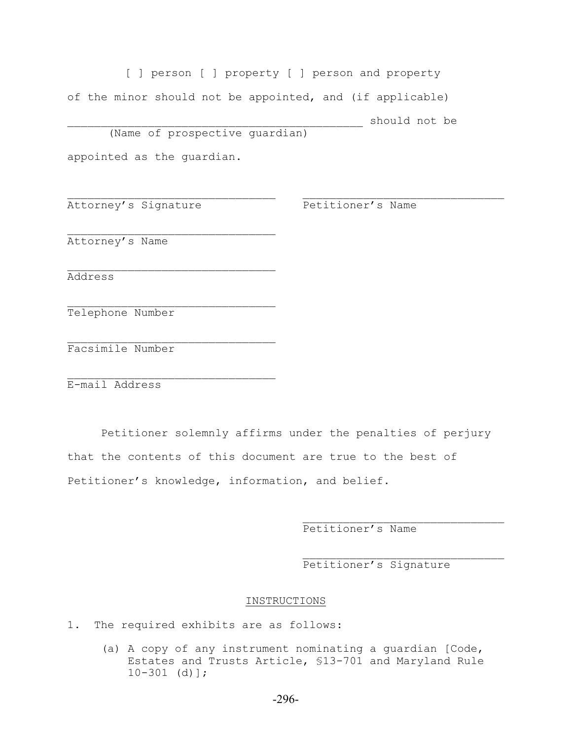[ ] person [ ] property [ ] person and property

of the minor should not be appointed, and (if applicable)

_____________________________________________ should not be
(Name of prospective guardian)

appointed as the guardian.

________________________________ Attorney's Signature

________________________________ Petitioner's Name

________________________________ Attorney's Name

________________________________ Address

________________________________ Telephone Number

________________________________ Facsimile Number

________________________________ E-mail Address

Petitioner solemnly affirms under the penalties of perjury that the contents of this document are true to the best of Petitioner's knowledge, information, and belief.

________________________________ Petitioner's Name

________________________________ Petitioner's Signature

INSTRUCTIONS

1. The required exhibits are as follows:

   (a) A copy of any instrument nominating a guardian [Code, Estates and Trusts Article, §13-701 and Maryland Rule 10-301 (d)];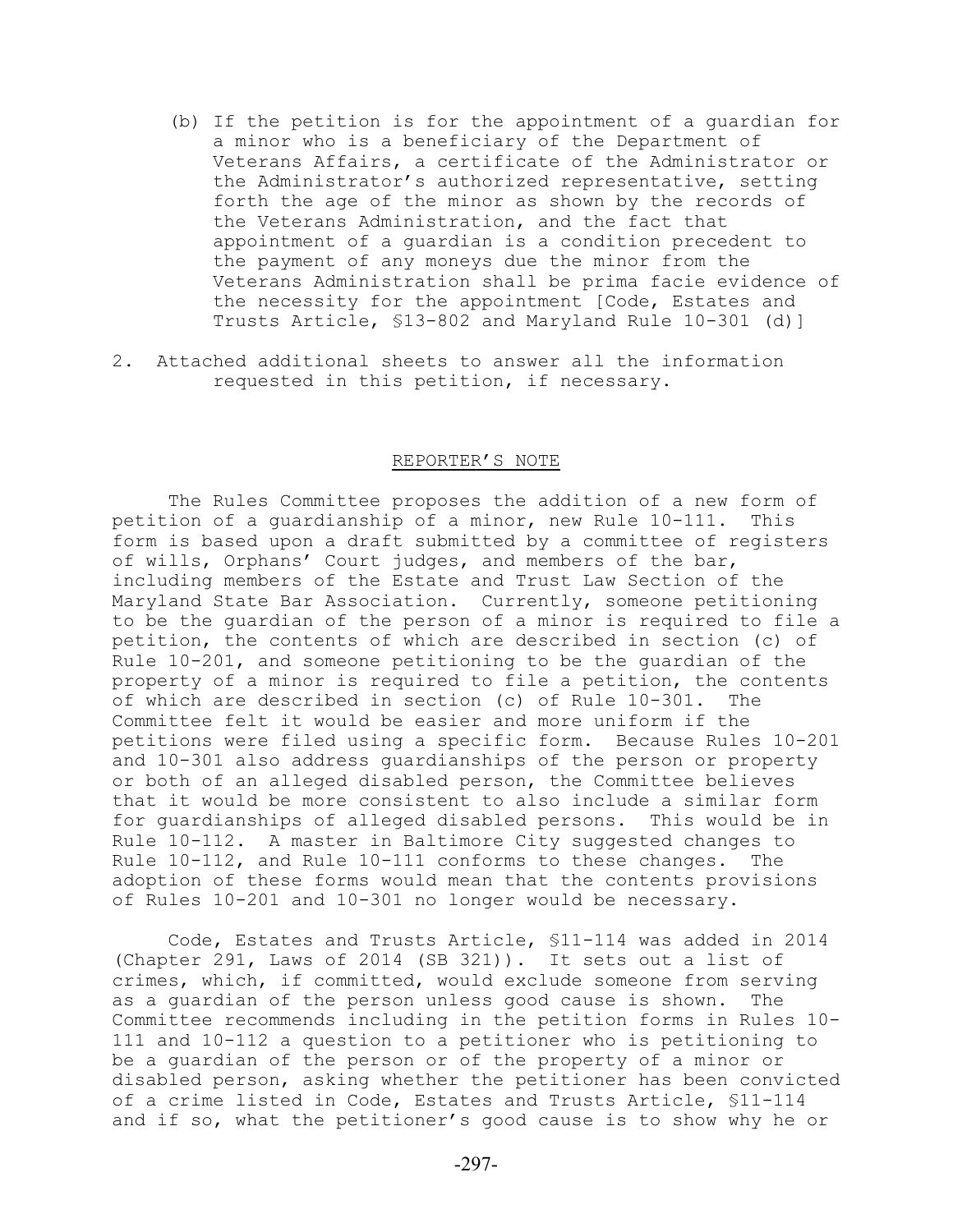(b) If the petition is for the appointment of a guardian for a minor who is a beneficiary of the Department of Veterans Affairs, a certificate of the Administrator or the Administrator's authorized representative, setting forth the age of the minor as shown by the records of the Veterans Administration, and the fact that appointment of a guardian is a condition precedent to the payment of any moneys due the minor from the Veterans Administration shall be prima facie evidence of the necessity for the appointment [Code, Estates and Trusts Article, §13-802 and Maryland Rule 10-301 (d)]

2. Attached additional sheets to answer all the information requested in this petition, if necessary.

REPORTER'S NOTE

The Rules Committee proposes the addition of a new form of petition of a guardianship of a minor, new Rule 10-111. This form is based upon a draft submitted by a committee of registers of wills, Orphans' Court judges, and members of the bar, including members of the Estate and Trust Law Section of the Maryland State Bar Association. Currently, someone petitioning to be the guardian of the person of a minor is required to file a petition, the contents of which are described in section (c) of Rule 10-201, and someone petitioning to be the guardian of the property of a minor is required to file a petition, the contents of which are described in section (c) of Rule 10-301. The Committee felt it would be easier and more uniform if the petitions were filed using a specific form. Because Rules 10-201 and 10-301 also address guardianships of the person or property or both of an alleged disabled person, the Committee believes that it would be more consistent to also include a similar form for guardianships of alleged disabled persons. This would be in Rule 10-112. A master in Baltimore City suggested changes to Rule 10-112, and Rule 10-111 conforms to these changes. The adoption of these forms would mean that the contents provisions of Rules 10-201 and 10-301 no longer would be necessary.

Code, Estates and Trusts Article, §11-114 was added in 2014 (Chapter 291, Laws of 2014 (SB 321)). It sets out a list of crimes, which, if committed, would exclude someone from serving as a guardian of the person unless good cause is shown. The Committee recommends including in the petition forms in Rules 10-111 and 10-112 a question to a petitioner who is petitioning to be a guardian of the person or of the property of a minor or disabled person, asking whether the petitioner has been convicted of a crime listed in Code, Estates and Trusts Article, §11-114 and if so, what the petitioner's good cause is to show why he or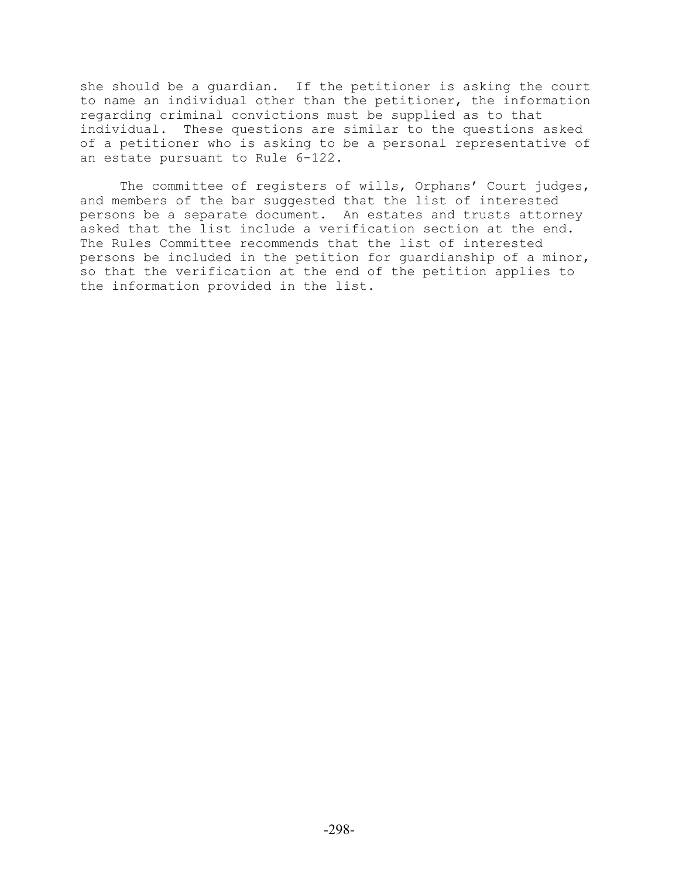she should be a guardian. If the petitioner is asking the court to name an individual other than the petitioner, the information regarding criminal convictions must be supplied as to that individual. These questions are similar to the questions asked of a petitioner who is asking to be a personal representative of an estate pursuant to Rule 6-122.

The committee of registers of wills, Orphans' Court judges, and members of the bar suggested that the list of interested persons be a separate document. An estates and trusts attorney asked that the list include a verification section at the end. The Rules Committee recommends that the list of interested persons be included in the petition for guardianship of a minor, so that the verification at the end of the petition applies to the information provided in the list.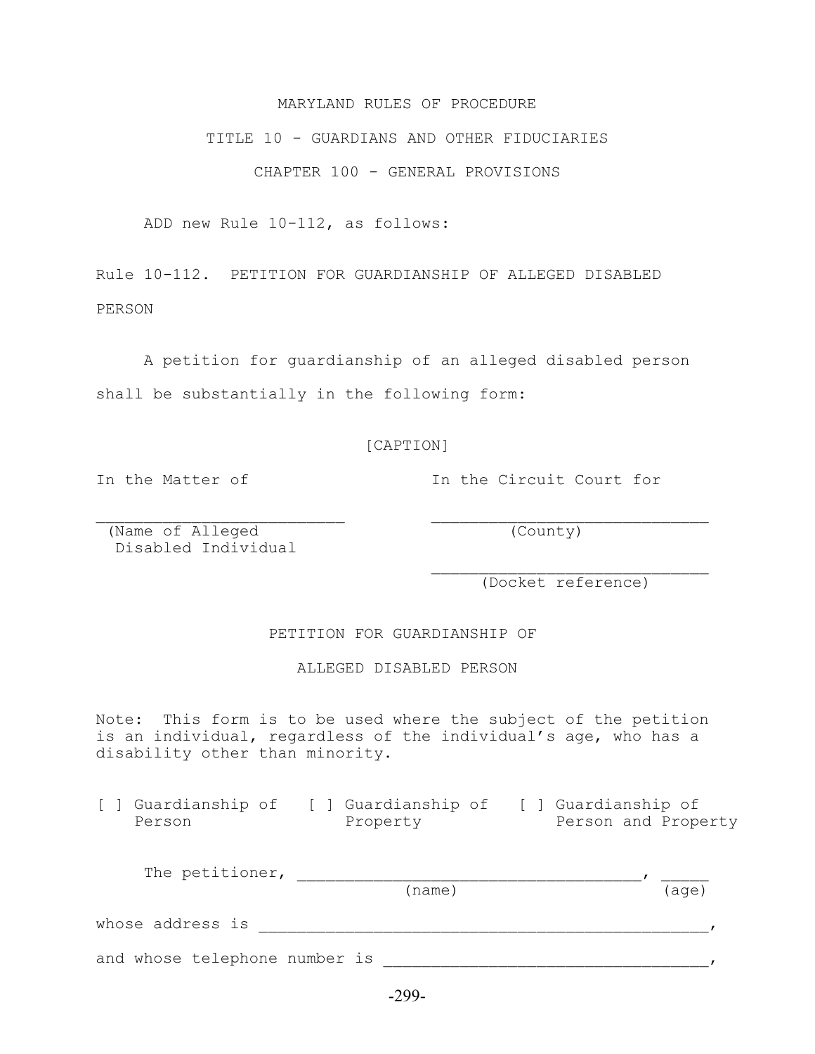MARYLAND RULES OF PROCEDURE

TITLE 10 - GUARDIANS AND OTHER FIDUCIARIES

CHAPTER 100 - GENERAL PROVISIONS

ADD new Rule 10-112, as follows:

Rule 10-112. PETITION FOR GUARDIANSHIP OF ALLEGED DISABLED PERSON

A petition for guardianship of an alleged disabled person shall be substantially in the following form:

[CAPTION]

| | |
|---|---|
| In the Matter of | In the Circuit Court for |
| ___________________________ | ______________________________ |
| (Name of Alleged Disabled Individual | (County) |
| | ______________________________ |
| | (Docket reference) |

PETITION FOR GUARDIANSHIP OF

ALLEGED DISABLED PERSON

Note: This form is to be used where the subject of the petition is an individual, regardless of the individual's age, who has a disability other than minority.

[ ] Guardianship of Person [ ] Guardianship of Property [ ] Guardianship of Person and Property

The petitioner, ____________________________________ (name), _____ (age)

whose address is ________________________________________________,

and whose telephone number is __________________________________,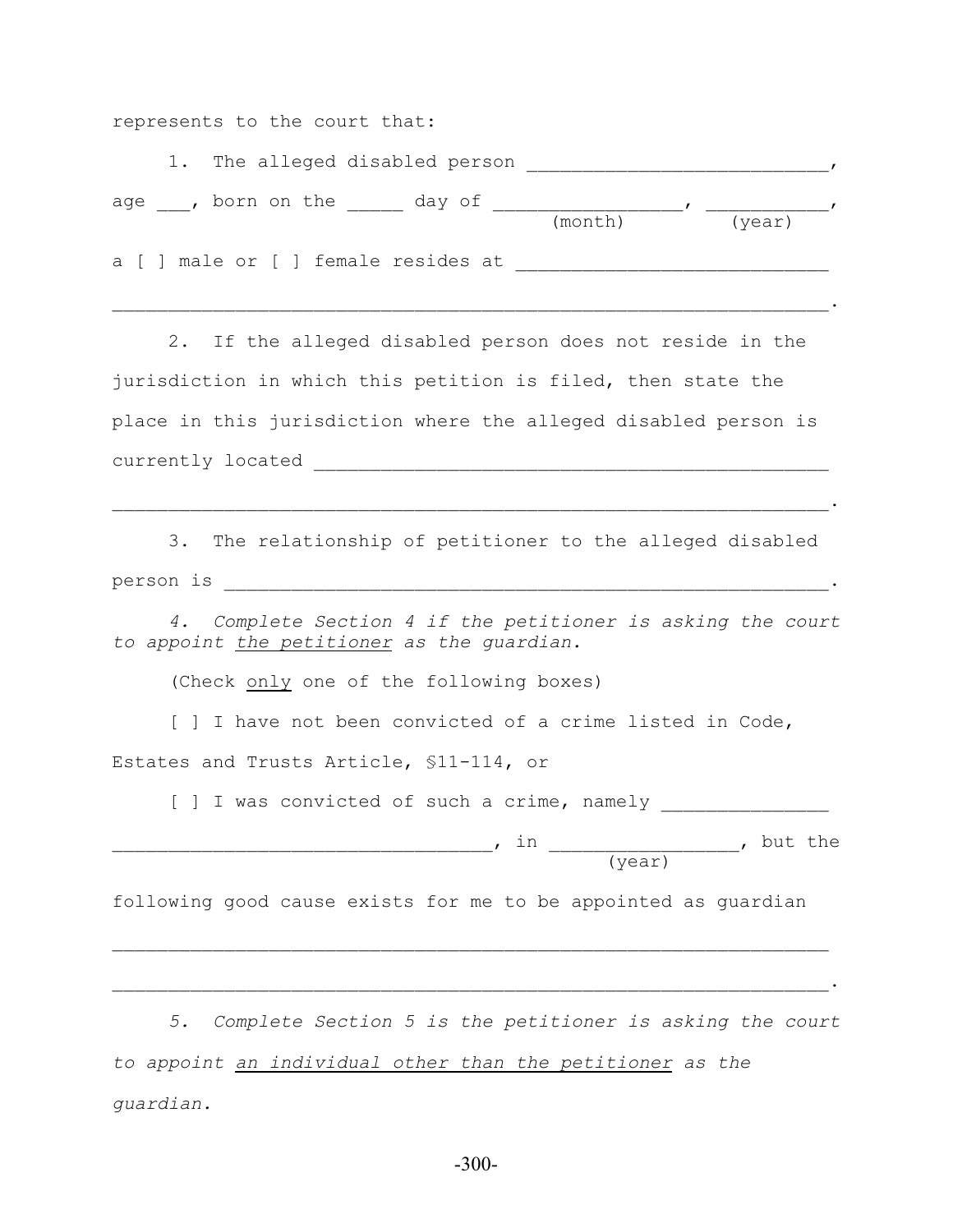represents to the court that:

1. The alleged disabled person ___________________________, age ___, born on the _____ day of _________________, ___________,
(month) (year)

a [ ] male or [ ] female resides at ____________________________ _________________________________________________________________.

2. If the alleged disabled person does not reside in the jurisdiction in which this petition is filed, then state the place in this jurisdiction where the alleged disabled person is currently located ______________________________________________ _________________________________________________________________.

3. The relationship of petitioner to the alleged disabled person is _________________________________________________________.

*4. Complete Section 4 if the petitioner is asking the court to appoint <u>the petitioner</u> as the guardian.*

(Check <u>only</u> one of the following boxes)

[ ] I have not been convicted of a crime listed in Code, Estates and Trusts Article, §11-114, or

[ ] I was convicted of such a crime, namely _______________ __________________________________, in _________________, but the
(year)

following good cause exists for me to be appointed as guardian _________________________________________________________________ _________________________________________________________________.

*5. Complete Section 5 is the petitioner is asking the court to appoint <u>an individual other than the petitioner</u> as the guardian.*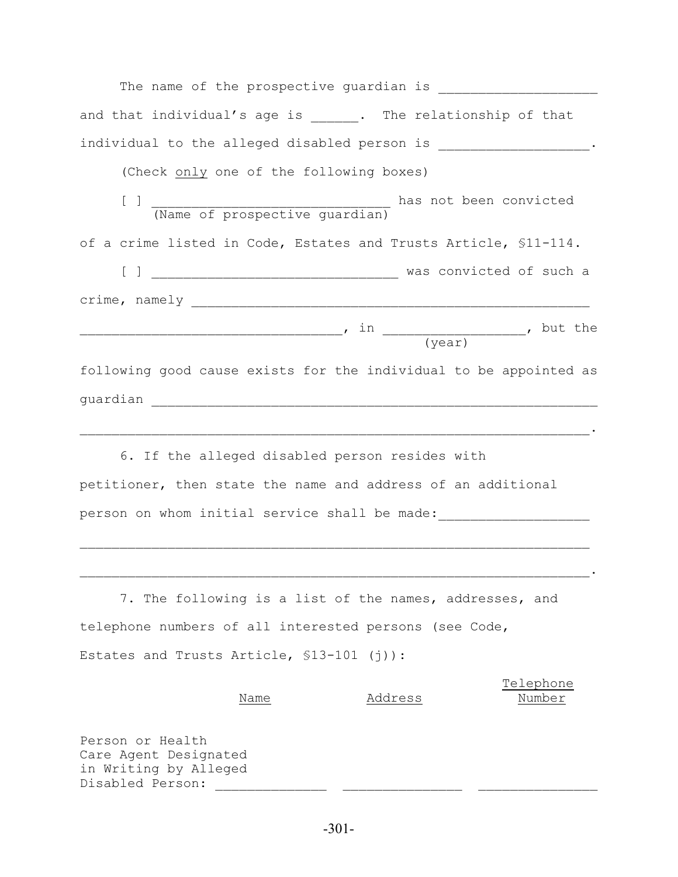The name of the prospective guardian is ___________________ and that individual's age is ______. The relationship of that individual to the alleged disabled person is __________________.

(Check only one of the following boxes)

[ ] ______________________________ has not been convicted
(Name of prospective guardian)
of a crime listed in Code, Estates and Trusts Article, §11-114.

[ ] _______________________________ was convicted of such a crime, namely ____________________________________________________
_________________________________, in _________________, but the
(year)
following good cause exists for the individual to be appointed as guardian _________________________________________________________
________________________________________________________________.

6. If the alleged disabled person resides with petitioner, then state the name and address of an additional person on whom initial service shall be made:__________________
________________________________________________________________
________________________________________________________________.

7. The following is a list of the names, addresses, and telephone numbers of all interested persons (see Code, Estates and Trusts Article, §13-101 (j)):

| | Name | Address | Telephone Number |
|---|---|---|---|
| Person or Health Care Agent Designated in Writing by Alleged Disabled Person: | ______________ | _______________ | _______________ |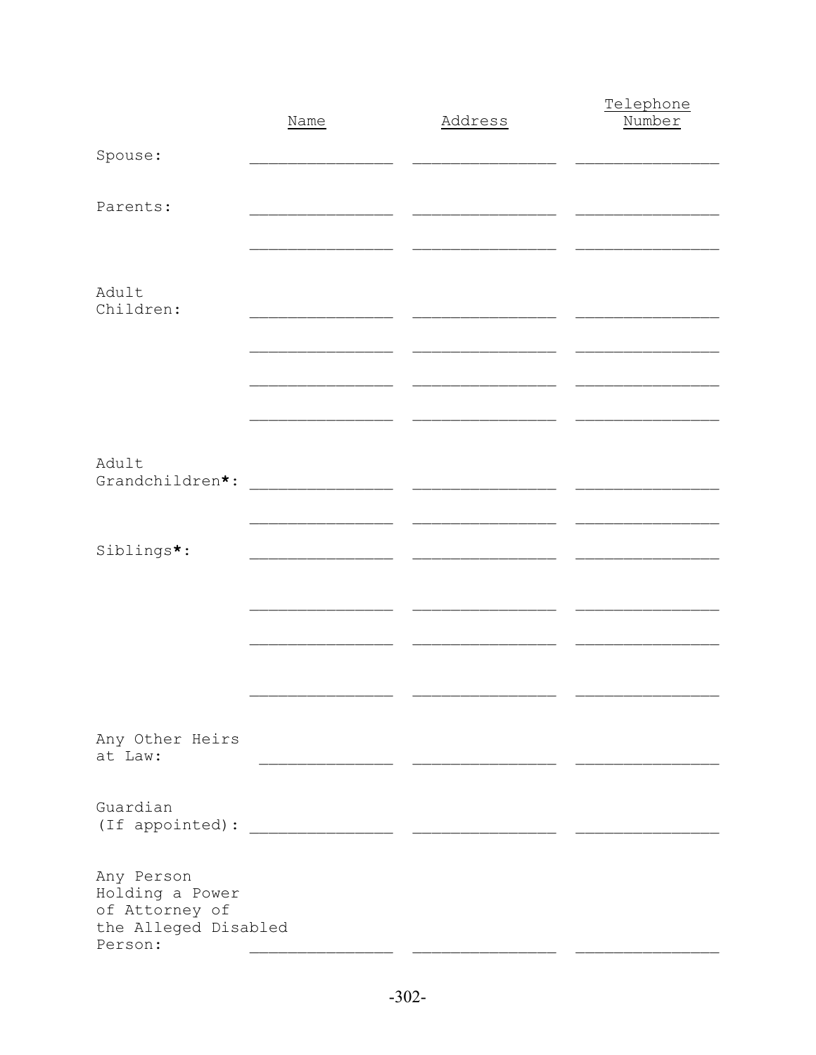| | Name | Address | Telephone Number |
|---|---|---|---|
| Spouse: | _______________ | _______________ | _______________ |
| Parents: | _______________ | _______________ | _______________ |
| | _______________ | _______________ | _______________ |
| Adult Children: | _______________ | _______________ | _______________ |
| | _______________ | _______________ | _______________ |
| | _______________ | _______________ | _______________ |
| | _______________ | _______________ | _______________ |
| Adult Grandchildren**\***: | _______________ | _______________ | _______________ |
| | _______________ | _______________ | _______________ |
| Siblings**\***: | _______________ | _______________ | _______________ |
| | _______________ | _______________ | _______________ |
| | _______________ | _______________ | _______________ |
| | _______________ | _______________ | _______________ |
| Any Other Heirs at Law: | _______________ | _______________ | _______________ |
| Guardian (If appointed): | _______________ | _______________ | _______________ |
| Any Person Holding a Power of Attorney of the Alleged Disabled Person: | _______________ | _______________ | _______________ |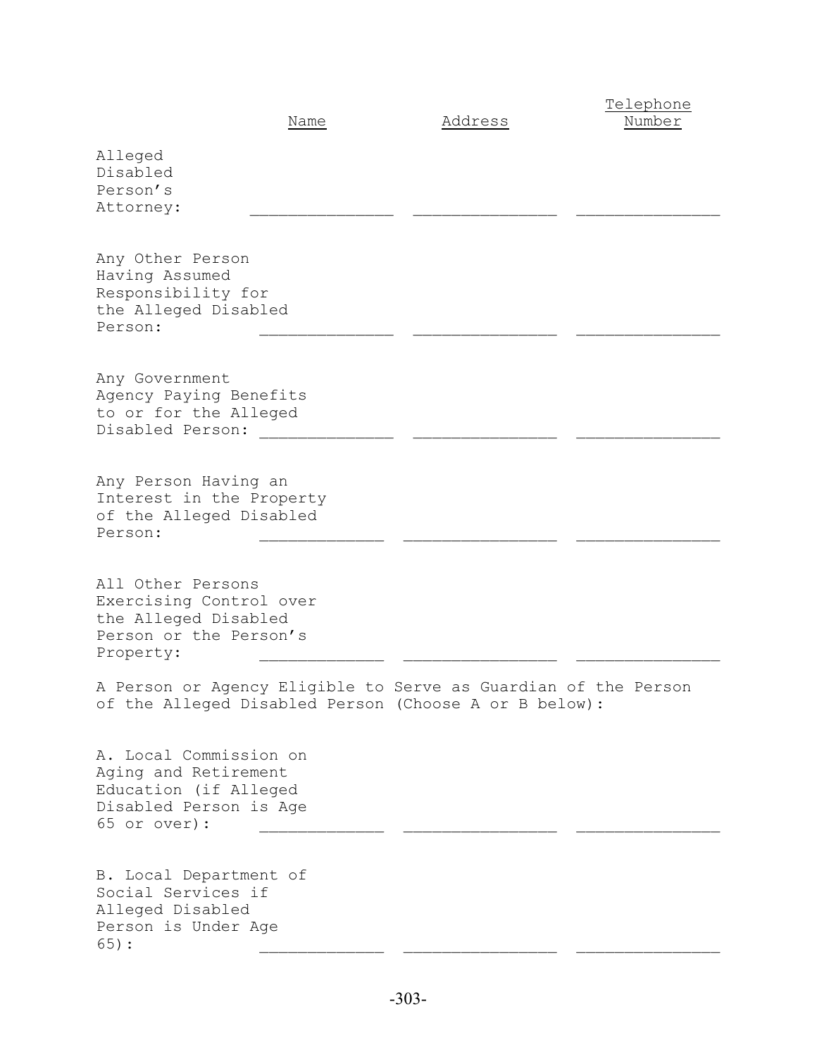| | Name | Address | Telephone Number |
|---|---|---|---|
| Alleged Disabled Person's Attorney: | _______________ | _______________ | _______________ |
| Any Other Person Having Assumed Responsibility for the Alleged Disabled Person: | _______________ | _______________ | _______________ |
| Any Government Agency Paying Benefits to or for the Alleged Disabled Person: | _______________ | _______________ | _______________ |
| Any Person Having an Interest in the Property of the Alleged Disabled Person: | _______________ | _______________ | _______________ |
| All Other Persons Exercising Control over the Alleged Disabled Person or the Person's Property: | _______________ | _______________ | _______________ |

A Person or Agency Eligible to Serve as Guardian of the Person of the Alleged Disabled Person (Choose A or B below):

| | Name | Address | Telephone Number |
|---|---|---|---|
| A. Local Commission on Aging and Retirement Education (if Alleged Disabled Person is Age 65 or over): | _______________ | _______________ | _______________ |
| B. Local Department of Social Services if Alleged Disabled Person is Under Age 65): | _______________ | _______________ | _______________ |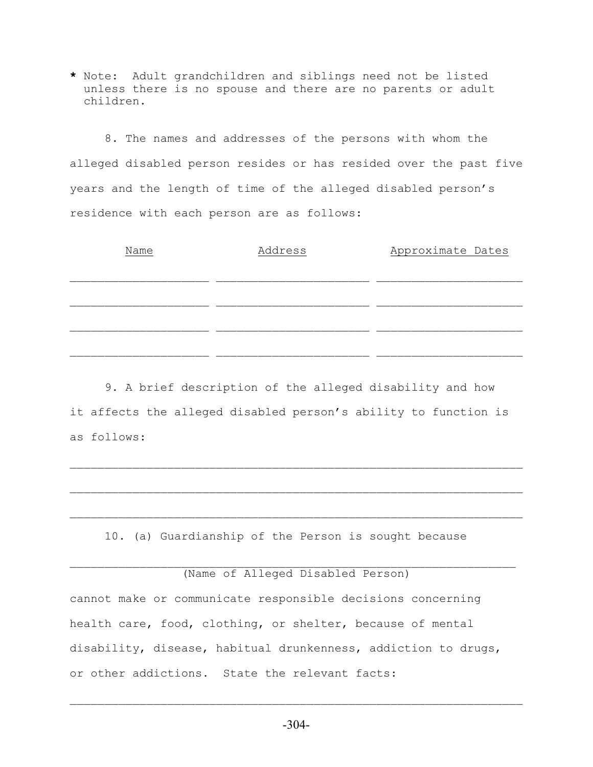* Note: Adult grandchildren and siblings need not be listed unless there is no spouse and there are no parents or adult children.

8. The names and addresses of the persons with whom the alleged disabled person resides or has resided over the past five years and the length of time of the alleged disabled person's residence with each person are as follows:

| Name | Address | Approximate Dates |
|---|---|---|
| ____________________ | ______________________ | _____________________ |
| ____________________ | ______________________ | _____________________ |
| ____________________ | ______________________ | _____________________ |
| ____________________ | ______________________ | _____________________ |

9. A brief description of the alleged disability and how it affects the alleged disabled person's ability to function is as follows:

_________________________________________________________________

_________________________________________________________________

_________________________________________________________________

10. (a) Guardianship of the Person is sought because

________________________________________________________________
(Name of Alleged Disabled Person)

cannot make or communicate responsible decisions concerning health care, food, clothing, or shelter, because of mental disability, disease, habitual drunkenness, addiction to drugs, or other addictions. State the relevant facts:

_________________________________________________________________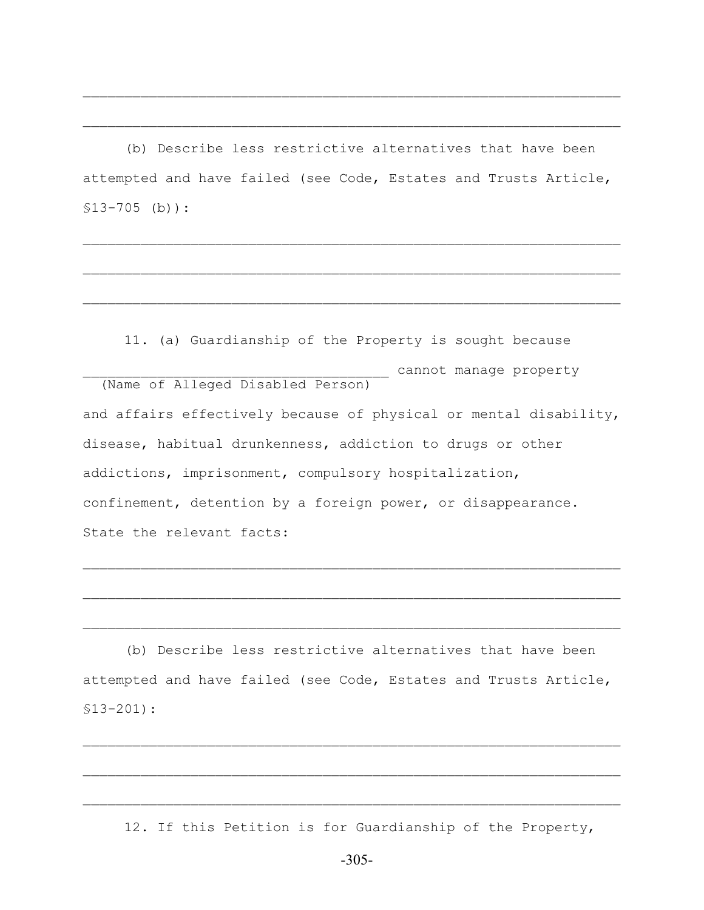\_\_\_\_\_\_\_\_\_\_\_\_\_\_\_\_\_\_\_\_\_\_\_\_\_\_\_\_\_\_\_\_\_\_\_\_\_\_\_\_\_\_\_\_\_\_\_\_\_\_\_\_\_\_\_\_\_\_\_\_\_\_\_\_

\_\_\_\_\_\_\_\_\_\_\_\_\_\_\_\_\_\_\_\_\_\_\_\_\_\_\_\_\_\_\_\_\_\_\_\_\_\_\_\_\_\_\_\_\_\_\_\_\_\_\_\_\_\_\_\_\_\_\_\_\_\_\_\_

(b) Describe less restrictive alternatives that have been attempted and have failed (see Code, Estates and Trusts Article, §13-705 (b)):

\_\_\_\_\_\_\_\_\_\_\_\_\_\_\_\_\_\_\_\_\_\_\_\_\_\_\_\_\_\_\_\_\_\_\_\_\_\_\_\_\_\_\_\_\_\_\_\_\_\_\_\_\_\_\_\_\_\_\_\_\_\_\_\_

\_\_\_\_\_\_\_\_\_\_\_\_\_\_\_\_\_\_\_\_\_\_\_\_\_\_\_\_\_\_\_\_\_\_\_\_\_\_\_\_\_\_\_\_\_\_\_\_\_\_\_\_\_\_\_\_\_\_\_\_\_\_\_\_

\_\_\_\_\_\_\_\_\_\_\_\_\_\_\_\_\_\_\_\_\_\_\_\_\_\_\_\_\_\_\_\_\_\_\_\_\_\_\_\_\_\_\_\_\_\_\_\_\_\_\_\_\_\_\_\_\_\_\_\_\_\_\_\_

11. (a) Guardianship of the Property is sought because \_\_\_\_\_\_\_\_\_\_\_\_\_\_\_\_\_\_\_\_\_\_\_\_\_\_\_\_\_\_\_\_\_\_\_\_\_\_ cannot manage property
(Name of Alleged Disabled Person)
and affairs effectively because of physical or mental disability, disease, habitual drunkenness, addiction to drugs or other addictions, imprisonment, compulsory hospitalization, confinement, detention by a foreign power, or disappearance. State the relevant facts:

\_\_\_\_\_\_\_\_\_\_\_\_\_\_\_\_\_\_\_\_\_\_\_\_\_\_\_\_\_\_\_\_\_\_\_\_\_\_\_\_\_\_\_\_\_\_\_\_\_\_\_\_\_\_\_\_\_\_\_\_\_\_\_\_

\_\_\_\_\_\_\_\_\_\_\_\_\_\_\_\_\_\_\_\_\_\_\_\_\_\_\_\_\_\_\_\_\_\_\_\_\_\_\_\_\_\_\_\_\_\_\_\_\_\_\_\_\_\_\_\_\_\_\_\_\_\_\_\_

\_\_\_\_\_\_\_\_\_\_\_\_\_\_\_\_\_\_\_\_\_\_\_\_\_\_\_\_\_\_\_\_\_\_\_\_\_\_\_\_\_\_\_\_\_\_\_\_\_\_\_\_\_\_\_\_\_\_\_\_\_\_\_\_

(b) Describe less restrictive alternatives that have been attempted and have failed (see Code, Estates and Trusts Article, §13-201):

\_\_\_\_\_\_\_\_\_\_\_\_\_\_\_\_\_\_\_\_\_\_\_\_\_\_\_\_\_\_\_\_\_\_\_\_\_\_\_\_\_\_\_\_\_\_\_\_\_\_\_\_\_\_\_\_\_\_\_\_\_\_\_\_

\_\_\_\_\_\_\_\_\_\_\_\_\_\_\_\_\_\_\_\_\_\_\_\_\_\_\_\_\_\_\_\_\_\_\_\_\_\_\_\_\_\_\_\_\_\_\_\_\_\_\_\_\_\_\_\_\_\_\_\_\_\_\_\_

\_\_\_\_\_\_\_\_\_\_\_\_\_\_\_\_\_\_\_\_\_\_\_\_\_\_\_\_\_\_\_\_\_\_\_\_\_\_\_\_\_\_\_\_\_\_\_\_\_\_\_\_\_\_\_\_\_\_\_\_\_\_\_\_

12. If this Petition is for Guardianship of the Property,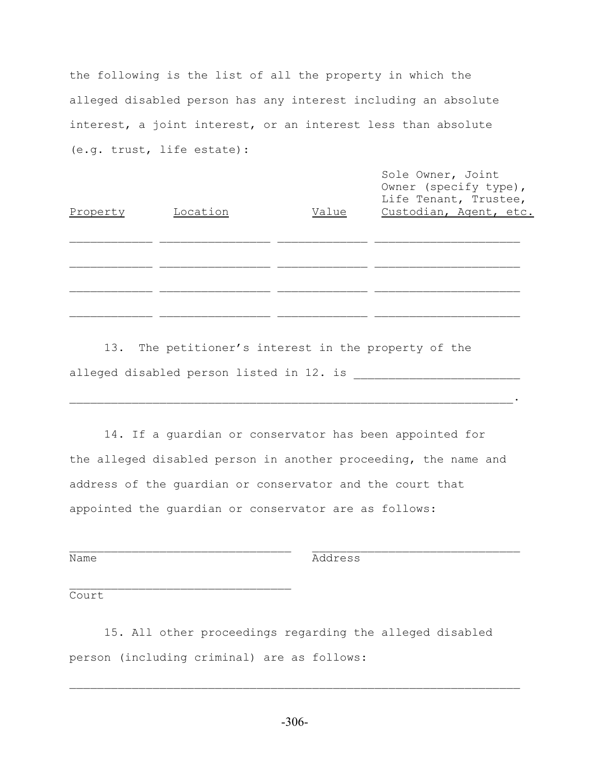the following is the list of all the property in which the alleged disabled person has any interest including an absolute interest, a joint interest, or an interest less than absolute (e.g. trust, life estate):

| Property | Location | Value | Sole Owner, Joint Owner (specify type), Life Tenant, Trustee, Custodian, Agent, etc. |
|---|---|---|---|
| ____________ | ________________ | _____________ | _____________________ |
| ____________ | ________________ | _____________ | _____________________ |
| ____________ | ________________ | _____________ | _____________________ |
| ____________ | ________________ | _____________ | _____________________ |

13. The petitioner's interest in the property of the alleged disabled person listed in 12. is ________________________ __________________________________________________________________.

14. If a guardian or conservator has been appointed for the alleged disabled person in another proceeding, the name and address of the guardian or conservator and the court that appointed the guardian or conservator are as follows:

________________________________ ______________________________
Name Address

________________________________
Court

15. All other proceedings regarding the alleged disabled person (including criminal) are as follows:

__________________________________________________________________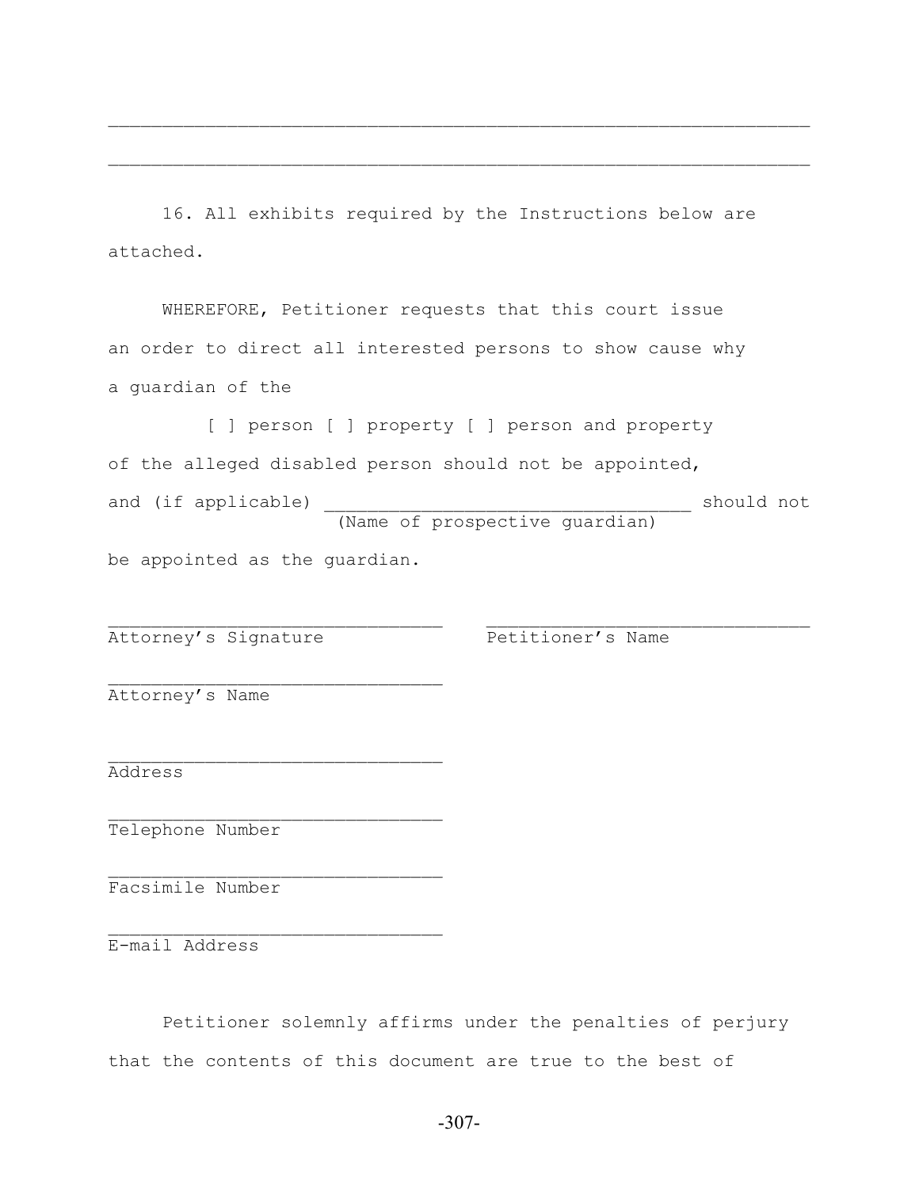\_\_\_\_\_\_\_\_\_\_\_\_\_\_\_\_\_\_\_\_\_\_\_\_\_\_\_\_\_\_\_\_\_\_\_\_\_\_\_\_\_\_\_\_\_\_\_\_\_\_\_\_\_\_\_\_\_\_\_\_\_\_\_\_\_\_

\_\_\_\_\_\_\_\_\_\_\_\_\_\_\_\_\_\_\_\_\_\_\_\_\_\_\_\_\_\_\_\_\_\_\_\_\_\_\_\_\_\_\_\_\_\_\_\_\_\_\_\_\_\_\_\_\_\_\_\_\_\_\_\_\_\_

16. All exhibits required by the Instructions below are attached.

WHEREFORE, Petitioner requests that this court issue an order to direct all interested persons to show cause why a guardian of the

[ ] person [ ] property [ ] person and property

of the alleged disabled person should not be appointed, and (if applicable) \_\_\_\_\_\_\_\_\_\_\_\_\_\_\_\_\_\_\_\_\_\_\_\_\_\_\_\_\_\_\_\_\_\_\_ should not
(Name of prospective guardian)

be appointed as the guardian.

\_\_\_\_\_\_\_\_\_\_\_\_\_\_\_\_\_\_\_\_\_\_\_\_\_\_\_\_\_\_\_\_ \_\_\_\_\_\_\_\_\_\_\_\_\_\_\_\_\_\_\_\_\_\_\_\_\_\_\_\_\_\_\_\_
Attorney's Signature Petitioner's Name

\_\_\_\_\_\_\_\_\_\_\_\_\_\_\_\_\_\_\_\_\_\_\_\_\_\_\_\_\_\_\_\_
Attorney's Name

\_\_\_\_\_\_\_\_\_\_\_\_\_\_\_\_\_\_\_\_\_\_\_\_\_\_\_\_\_\_\_\_
Address

\_\_\_\_\_\_\_\_\_\_\_\_\_\_\_\_\_\_\_\_\_\_\_\_\_\_\_\_\_\_\_\_
Telephone Number

\_\_\_\_\_\_\_\_\_\_\_\_\_\_\_\_\_\_\_\_\_\_\_\_\_\_\_\_\_\_\_\_
Facsimile Number

\_\_\_\_\_\_\_\_\_\_\_\_\_\_\_\_\_\_\_\_\_\_\_\_\_\_\_\_\_\_\_\_
E-mail Address

Petitioner solemnly affirms under the penalties of perjury that the contents of this document are true to the best of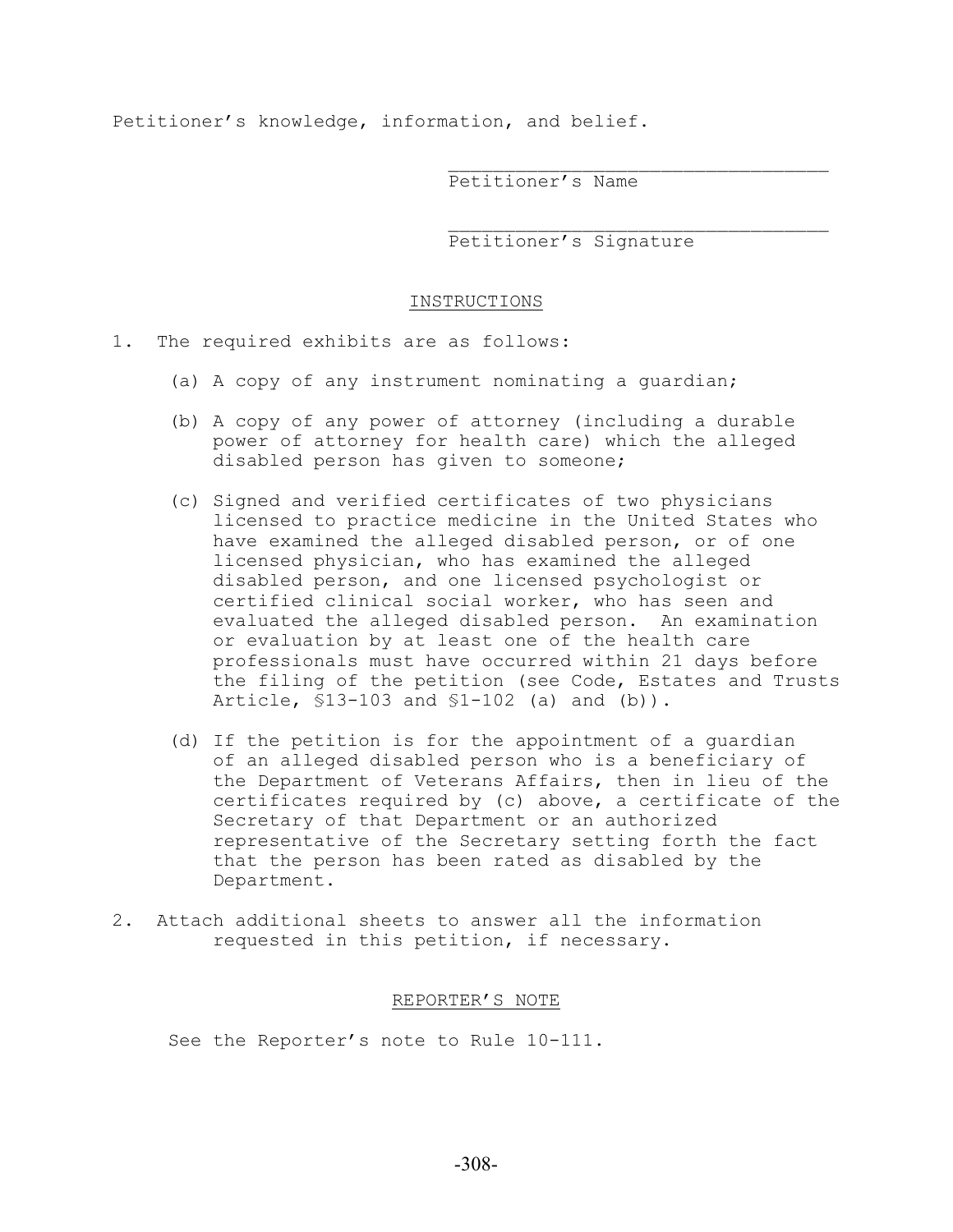Petitioner's knowledge, information, and belief.

\_\_\_\_\_\_\_\_\_\_\_\_\_\_\_\_\_\_\_\_\_\_\_\_\_\_\_\_\_\_\_\_\_\_\_\_
Petitioner's Name

\_\_\_\_\_\_\_\_\_\_\_\_\_\_\_\_\_\_\_\_\_\_\_\_\_\_\_\_\_\_\_\_\_\_\_\_
Petitioner's Signature

INSTRUCTIONS

1. The required exhibits are as follows:

   (a) A copy of any instrument nominating a guardian;

   (b) A copy of any power of attorney (including a durable power of attorney for health care) which the alleged disabled person has given to someone;

   (c) Signed and verified certificates of two physicians licensed to practice medicine in the United States who have examined the alleged disabled person, or of one licensed physician, who has examined the alleged disabled person, and one licensed psychologist or certified clinical social worker, who has seen and evaluated the alleged disabled person. An examination or evaluation by at least one of the health care professionals must have occurred within 21 days before the filing of the petition (see Code, Estates and Trusts Article, §13-103 and §1-102 (a) and (b)).

   (d) If the petition is for the appointment of a guardian of an alleged disabled person who is a beneficiary of the Department of Veterans Affairs, then in lieu of the certificates required by (c) above, a certificate of the Secretary of that Department or an authorized representative of the Secretary setting forth the fact that the person has been rated as disabled by the Department.

2. Attach additional sheets to answer all the information requested in this petition, if necessary.

REPORTER'S NOTE

See the Reporter's note to Rule 10-111.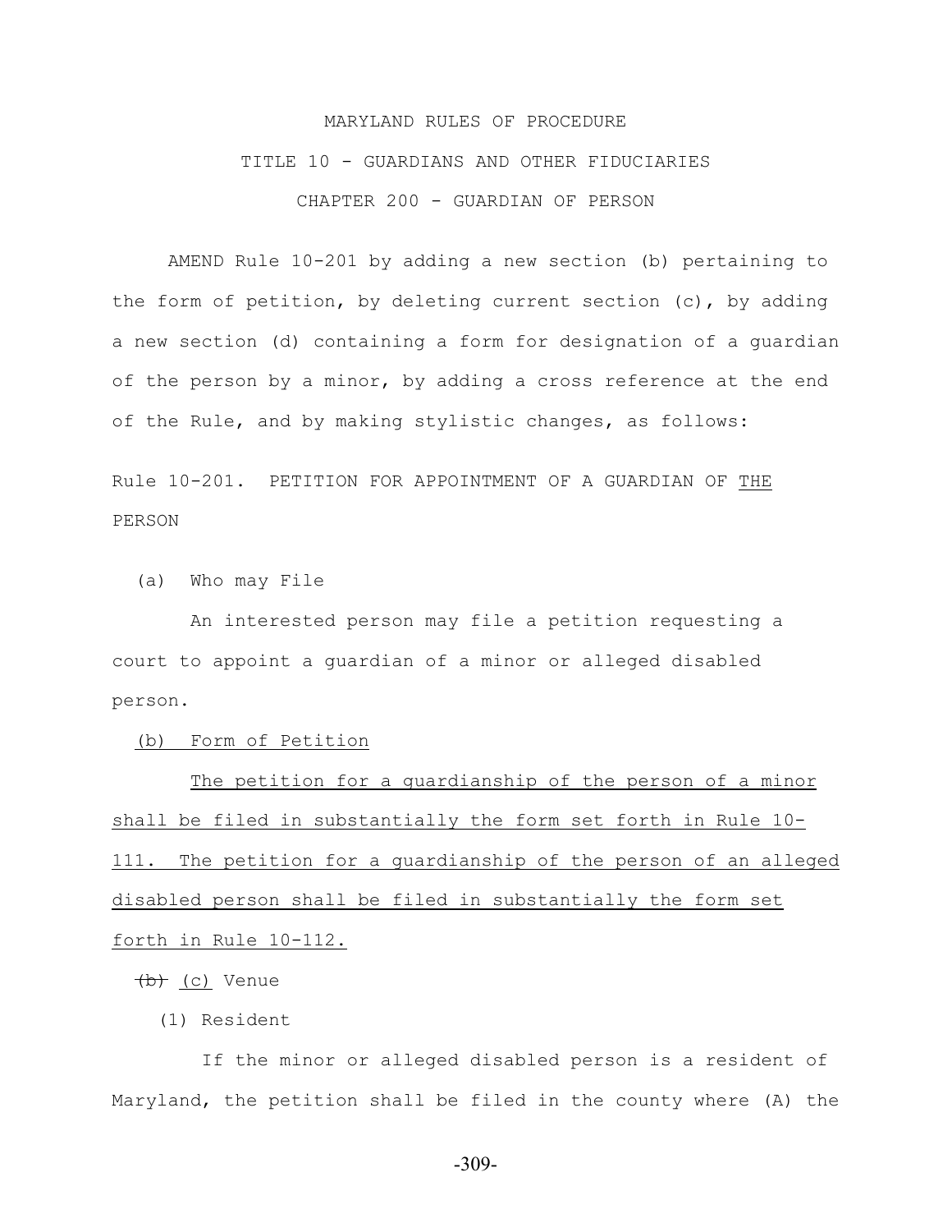MARYLAND RULES OF PROCEDURE

TITLE 10 - GUARDIANS AND OTHER FIDUCIARIES

CHAPTER 200 - GUARDIAN OF PERSON

AMEND Rule 10-201 by adding a new section (b) pertaining to the form of petition, by deleting current section (c), by adding a new section (d) containing a form for designation of a guardian of the person by a minor, by adding a cross reference at the end of the Rule, and by making stylistic changes, as follows:

Rule 10-201. PETITION FOR APPOINTMENT OF A GUARDIAN OF <u>THE</u> PERSON

(a) Who may File

An interested person may file a petition requesting a court to appoint a guardian of a minor or alleged disabled person.

<u>(b) Form of Petition</u>

<u>The petition for a guardianship of the person of a minor shall be filed in substantially the form set forth in Rule 10-111. The petition for a guardianship of the person of an alleged disabled person shall be filed in substantially the form set forth in Rule 10-112.</u>

~~(b)~~ <u>(c)</u> Venue

(1) Resident

If the minor or alleged disabled person is a resident of Maryland, the petition shall be filed in the county where (A) the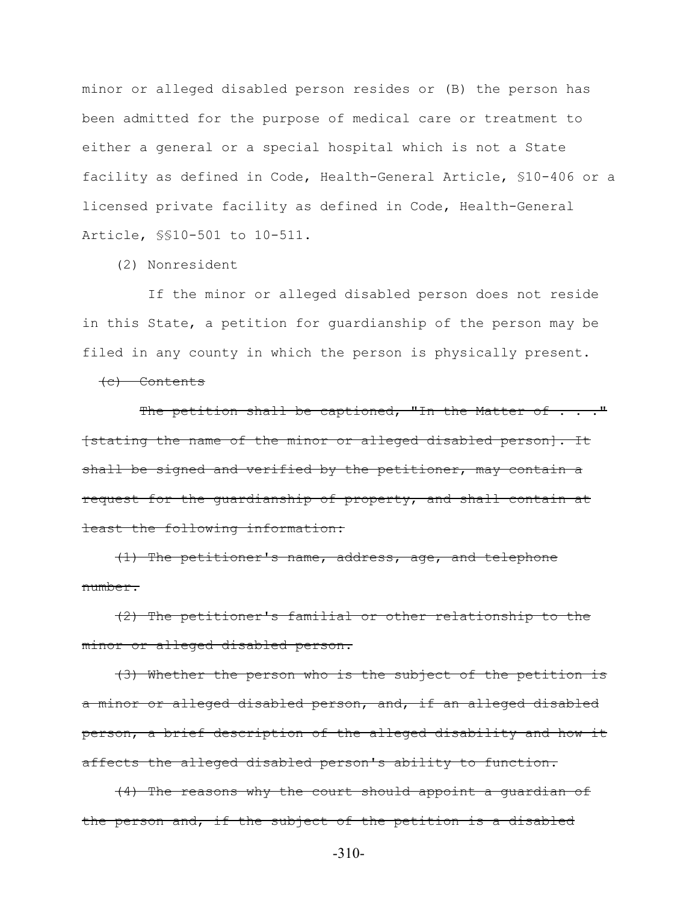minor or alleged disabled person resides or (B) the person has been admitted for the purpose of medical care or treatment to either a general or a special hospital which is not a State facility as defined in Code, Health-General Article, §10-406 or a licensed private facility as defined in Code, Health-General Article, §§10-501 to 10-511.

(2) Nonresident

If the minor or alleged disabled person does not reside in this State, a petition for guardianship of the person may be filed in any county in which the person is physically present.

~~(c) Contents~~

~~The petition shall be captioned, "In the Matter of . . ." [stating the name of the minor or alleged disabled person]. It shall be signed and verified by the petitioner, may contain a request for the guardianship of property, and shall contain at least the following information:~~

~~(1) The petitioner's name, address, age, and telephone number.~~

~~(2) The petitioner's familial or other relationship to the minor or alleged disabled person.~~

~~(3) Whether the person who is the subject of the petition is a minor or alleged disabled person, and, if an alleged disabled person, a brief description of the alleged disability and how it affects the alleged disabled person's ability to function.~~

~~(4) The reasons why the court should appoint a guardian of the person and, if the subject of the petition is a disabled~~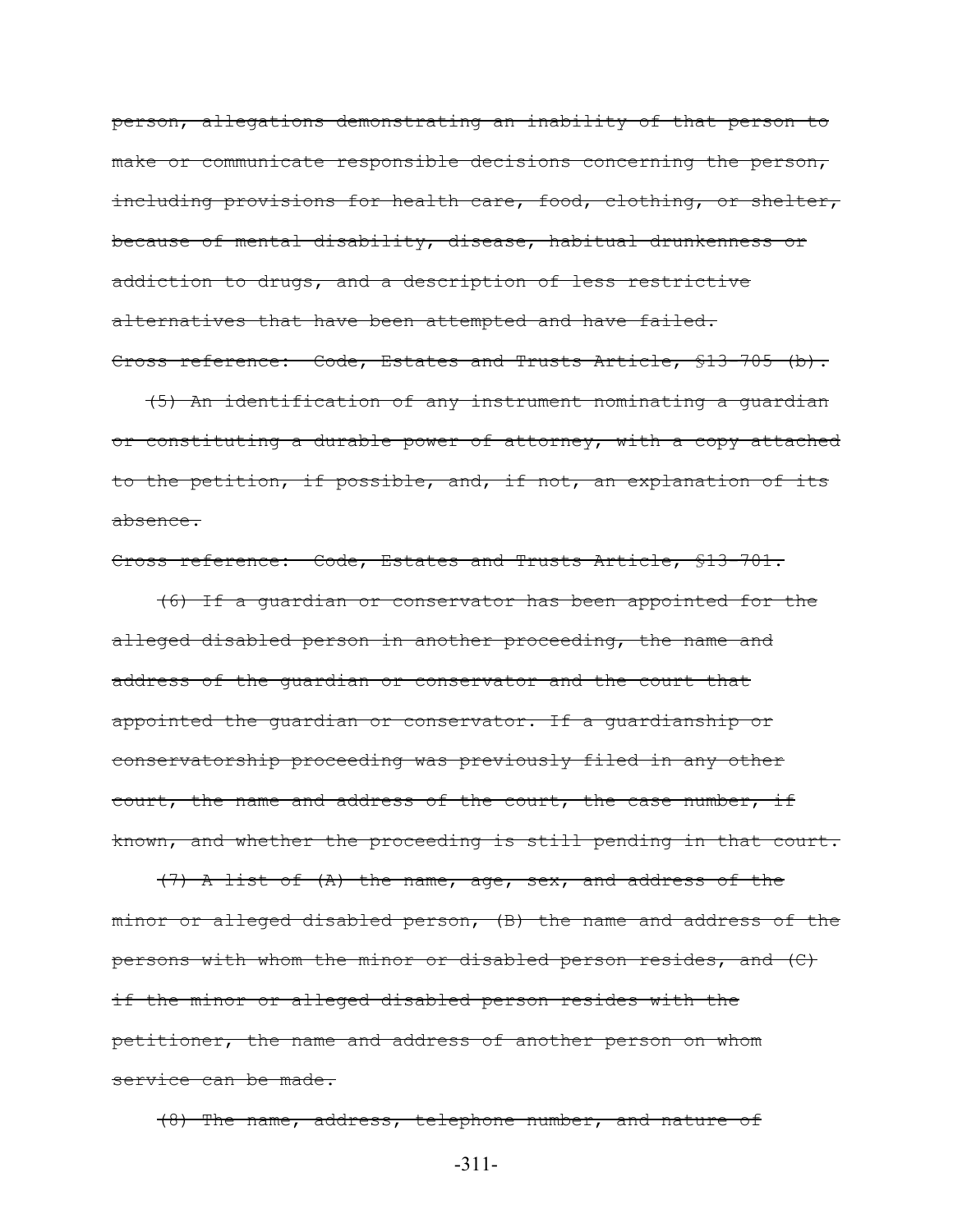~~person, allegations demonstrating an inability of that person to make or communicate responsible decisions concerning the person, including provisions for health care, food, clothing, or shelter, because of mental disability, disease, habitual drunkenness or addiction to drugs, and a description of less restrictive alternatives that have been attempted and have failed.~~

~~Cross reference: Code, Estates and Trusts Article, §13-705 (b).~~

~~(5) An identification of any instrument nominating a guardian or constituting a durable power of attorney, with a copy attached to the petition, if possible, and, if not, an explanation of its absence.~~

~~Cross reference: Code, Estates and Trusts Article, §13-701.~~

~~(6) If a guardian or conservator has been appointed for the alleged disabled person in another proceeding, the name and address of the guardian or conservator and the court that appointed the guardian or conservator. If a guardianship or conservatorship proceeding was previously filed in any other court, the name and address of the court, the case number, if known, and whether the proceeding is still pending in that court.~~

~~(7) A list of (A) the name, age, sex, and address of the minor or alleged disabled person, (B) the name and address of the persons with whom the minor or disabled person resides, and (C) if the minor or alleged disabled person resides with the petitioner, the name and address of another person on whom service can be made.~~

~~(8) The name, address, telephone number, and nature of~~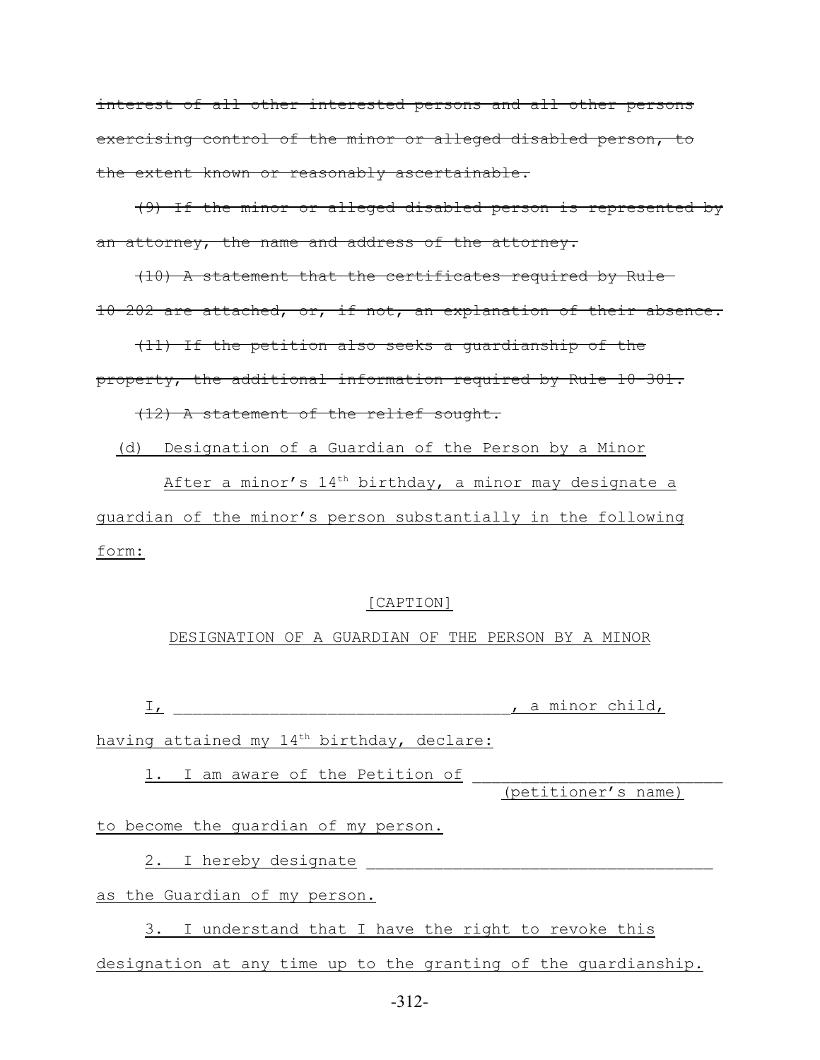~~interest of all other interested persons and all other persons exercising control of the minor or alleged disabled person, to the extent known or reasonably ascertainable.~~

~~(9) If the minor or alleged disabled person is represented by an attorney, the name and address of the attorney.~~

~~(10) A statement that the certificates required by Rule 10-202 are attached, or, if not, an explanation of their absence.~~

~~(11) If the petition also seeks a guardianship of the property, the additional information required by Rule 10-301.~~

~~(12) A statement of the relief sought.~~

<u>(d) Designation of a Guardian of the Person by a Minor</u>

<u>After a minor's 14th birthday, a minor may designate a guardian of the minor's person substantially in the following form:</u>

<u>[CAPTION]</u>

<u>DESIGNATION OF A GUARDIAN OF THE PERSON BY A MINOR</u>

<u>I, ___________________________________, a minor child, having attained my 14th birthday, declare:</u>

<u>1. I am aware of the Petition of __________________________ (petitioner's name) to become the guardian of my person.</u>

<u>2. I hereby designate ____________________________________ as the Guardian of my person.</u>

<u>3. I understand that I have the right to revoke this designation at any time up to the granting of the guardianship.</u>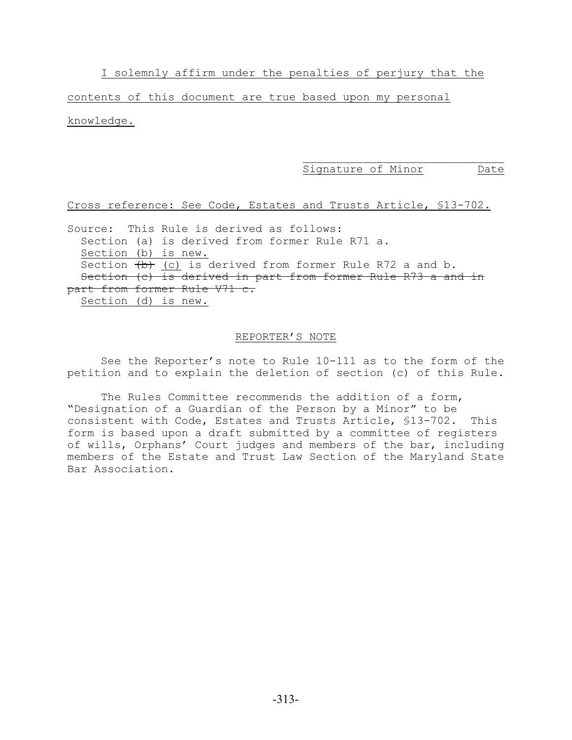I solemnly affirm under the penalties of perjury that the contents of this document are true based upon my personal knowledge.

\_\_\_\_\_\_\_\_\_\_\_\_\_\_\_\_\_\_\_\_\_\_\_\_\_\_\_\_\_\_\_\_
Signature of Minor        Date

Cross reference: See Code, Estates and Trusts Article, §13-702.

Source: This Rule is derived as follows:
  Section (a) is derived from former Rule R71 a.
  Section (b) is new.
  Section ~~(b)~~ (c) is derived from former Rule R72 a and b.
  ~~Section (c) is derived in part from former Rule R73 a and in part from former Rule V71 c.~~
  Section (d) is new.

REPORTER'S NOTE

See the Reporter's note to Rule 10-111 as to the form of the petition and to explain the deletion of section (c) of this Rule.

The Rules Committee recommends the addition of a form, "Designation of a Guardian of the Person by a Minor" to be consistent with Code, Estates and Trusts Article, §13-702. This form is based upon a draft submitted by a committee of registers of wills, Orphans' Court judges and members of the bar, including members of the Estate and Trust Law Section of the Maryland State Bar Association.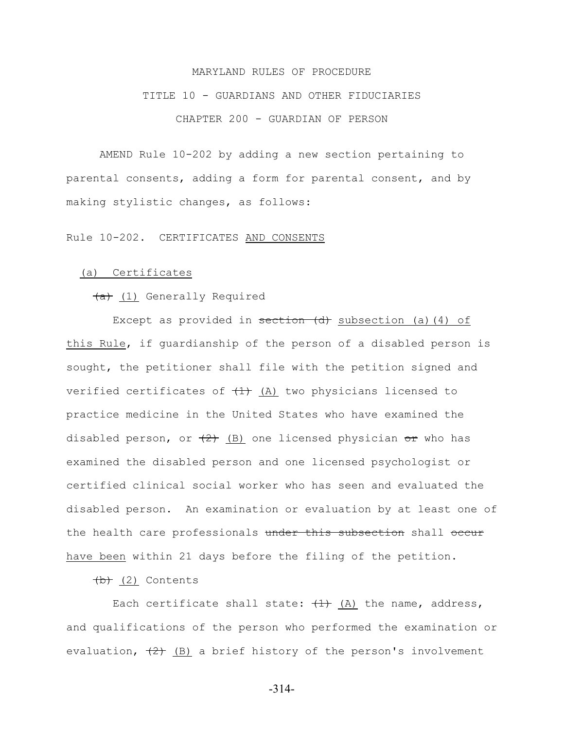MARYLAND RULES OF PROCEDURE

TITLE 10 - GUARDIANS AND OTHER FIDUCIARIES

CHAPTER 200 - GUARDIAN OF PERSON

AMEND Rule 10-202 by adding a new section pertaining to parental consents, adding a form for parental consent, and by making stylistic changes, as follows:

Rule 10-202. CERTIFICATES <u>AND CONSENTS</u>

<u>(a) Certificates</u>

~~(a)~~ <u>(1)</u> Generally Required

Except as provided in ~~section (d)~~ <u>subsection (a)(4) of this Rule</u>, if guardianship of the person of a disabled person is sought, the petitioner shall file with the petition signed and verified certificates of ~~(1)~~ <u>(A)</u> two physicians licensed to practice medicine in the United States who have examined the disabled person, or ~~(2)~~ <u>(B)</u> one licensed physician ~~or~~ who has examined the disabled person and one licensed psychologist or certified clinical social worker who has seen and evaluated the disabled person. An examination or evaluation by at least one of the health care professionals ~~under this subsection~~ shall ~~occur~~ <u>have been</u> within 21 days before the filing of the petition.

~~(b)~~ <u>(2)</u> Contents

Each certificate shall state: ~~(1)~~ <u>(A)</u> the name, address, and qualifications of the person who performed the examination or evaluation, ~~(2)~~ <u>(B)</u> a brief history of the person's involvement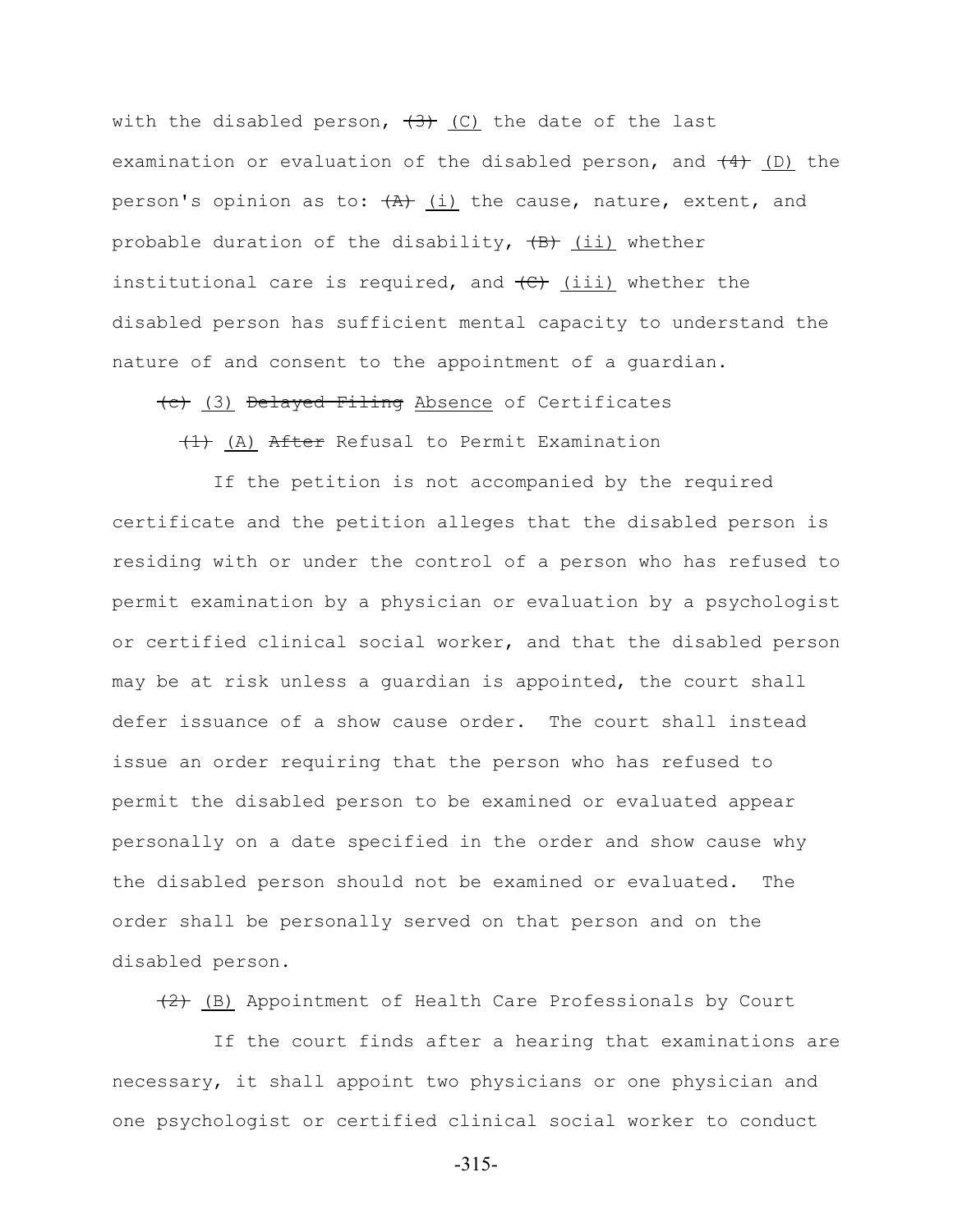with the disabled person, ~~(3)~~ (C) the date of the last examination or evaluation of the disabled person, and ~~(4)~~ (D) the person's opinion as to: ~~(A)~~ (i) the cause, nature, extent, and probable duration of the disability, ~~(B)~~ (ii) whether institutional care is required, and ~~(C)~~ (iii) whether the disabled person has sufficient mental capacity to understand the nature of and consent to the appointment of a guardian.

~~(c)~~ (3) ~~Delayed Filing~~ Absence of Certificates

~~(1)~~ (A) ~~After~~ Refusal to Permit Examination

If the petition is not accompanied by the required certificate and the petition alleges that the disabled person is residing with or under the control of a person who has refused to permit examination by a physician or evaluation by a psychologist or certified clinical social worker, and that the disabled person may be at risk unless a guardian is appointed, the court shall defer issuance of a show cause order. The court shall instead issue an order requiring that the person who has refused to permit the disabled person to be examined or evaluated appear personally on a date specified in the order and show cause why the disabled person should not be examined or evaluated. The order shall be personally served on that person and on the disabled person.

~~(2)~~ (B) Appointment of Health Care Professionals by Court

If the court finds after a hearing that examinations are necessary, it shall appoint two physicians or one physician and one psychologist or certified clinical social worker to conduct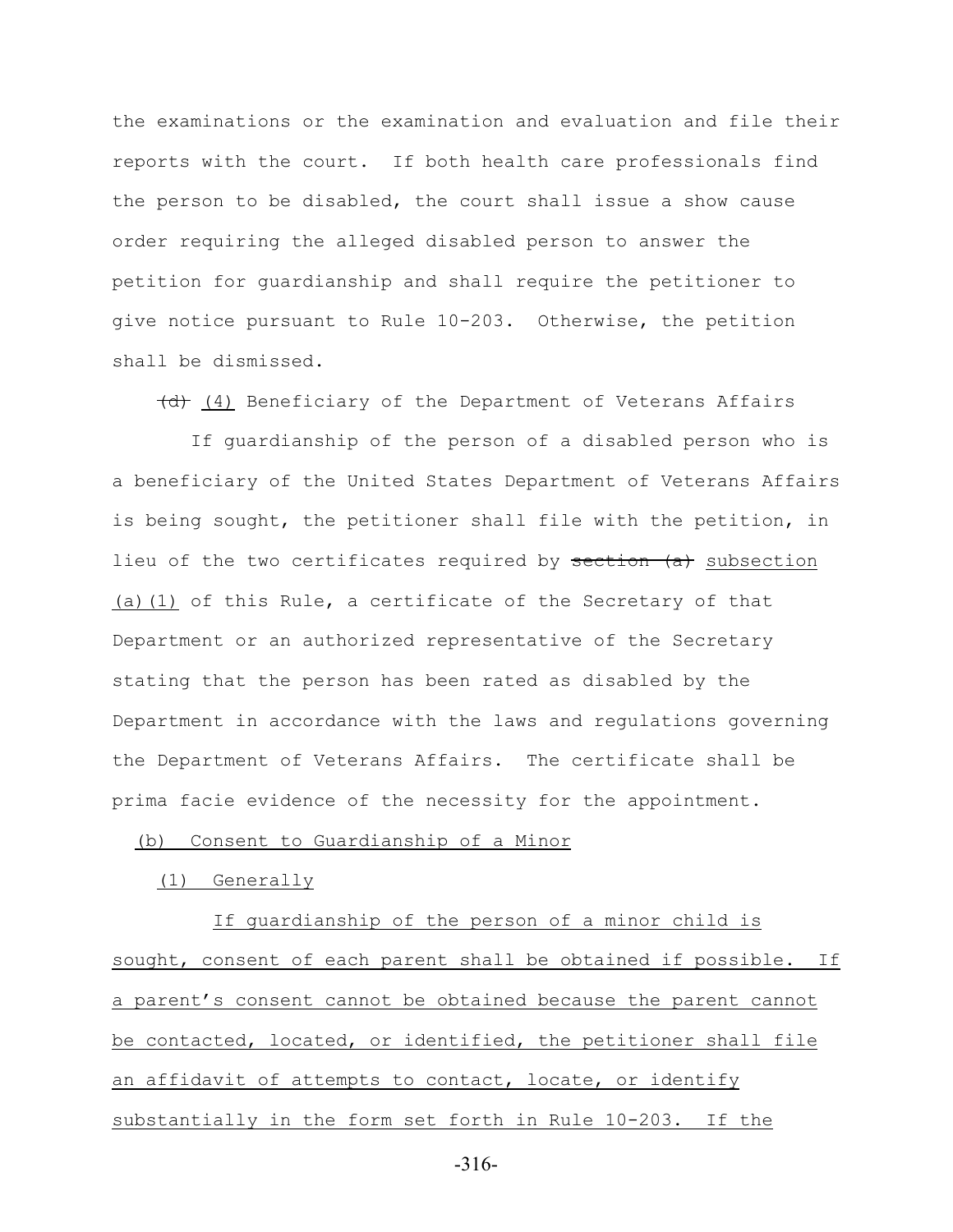the examinations or the examination and evaluation and file their reports with the court. If both health care professionals find the person to be disabled, the court shall issue a show cause order requiring the alleged disabled person to answer the petition for guardianship and shall require the petitioner to give notice pursuant to Rule 10-203. Otherwise, the petition shall be dismissed.

~~(d)~~ <u>(4)</u> Beneficiary of the Department of Veterans Affairs

If guardianship of the person of a disabled person who is a beneficiary of the United States Department of Veterans Affairs is being sought, the petitioner shall file with the petition, in lieu of the two certificates required by ~~section (a)~~ <u>subsection (a)(1)</u> of this Rule, a certificate of the Secretary of that Department or an authorized representative of the Secretary stating that the person has been rated as disabled by the Department in accordance with the laws and regulations governing the Department of Veterans Affairs. The certificate shall be prima facie evidence of the necessity for the appointment.

<u>(b) Consent to Guardianship of a Minor</u>

<u>(1) Generally</u>

<u>If guardianship of the person of a minor child is sought, consent of each parent shall be obtained if possible. If a parent's consent cannot be obtained because the parent cannot be contacted, located, or identified, the petitioner shall file an affidavit of attempts to contact, locate, or identify substantially in the form set forth in Rule 10-203. If the</u>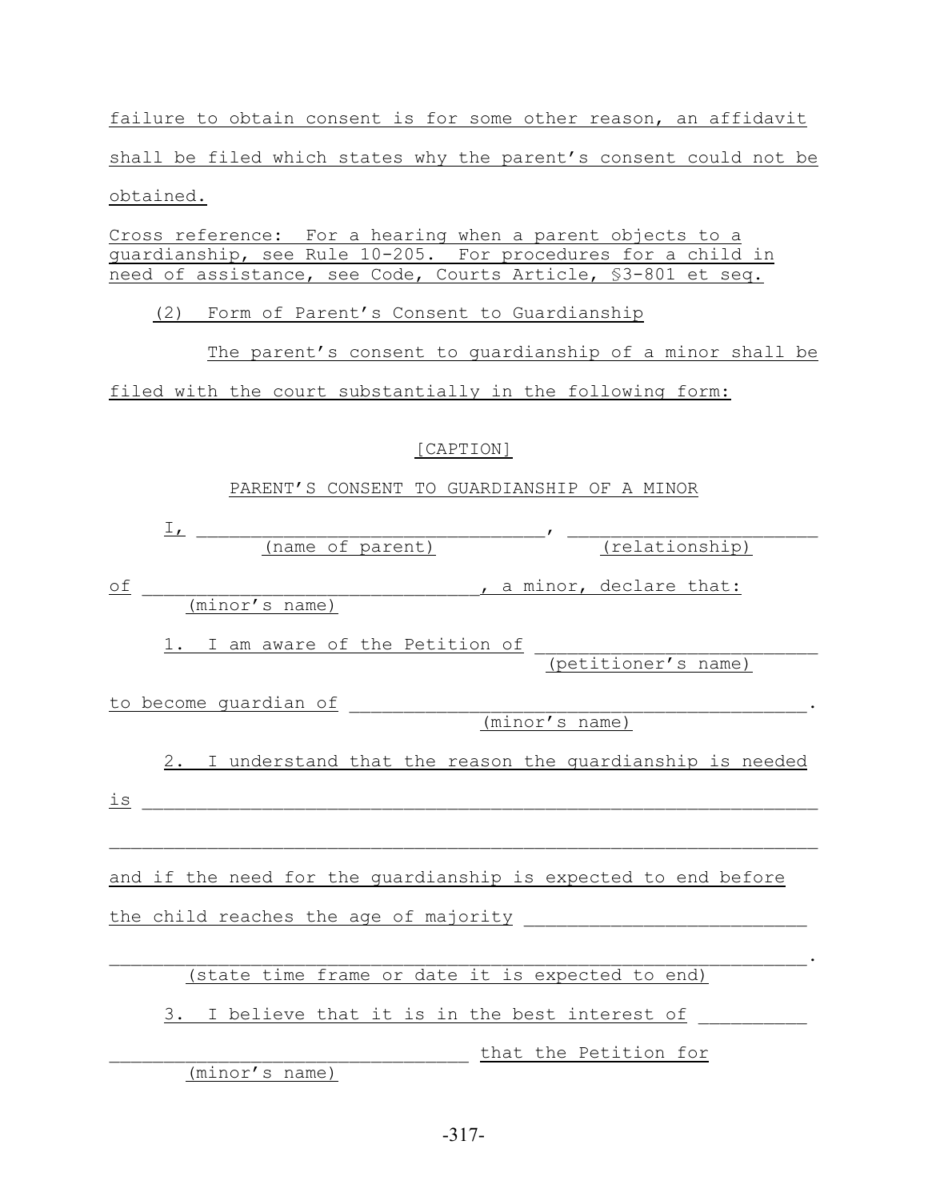failure to obtain consent is for some other reason, an affidavit shall be filed which states why the parent's consent could not be obtained.

Cross reference: For a hearing when a parent objects to a guardianship, see Rule 10-205. For procedures for a child in need of assistance, see Code, Courts Article, §3-801 et seq.

(2) Form of Parent's Consent to Guardianship

The parent's consent to guardianship of a minor shall be filed with the court substantially in the following form:

[CAPTION]

PARENT'S CONSENT TO GUARDIANSHIP OF A MINOR

I, ________________________________, ______________________
(name of parent) (relationship)

of ______________________________, a minor, declare that:
(minor's name)

1. I am aware of the Petition of __________________________
(petitioner's name)

to become guardian of __________________________________________.
(minor's name)

2. I understand that the reason the guardianship is needed is ____________________________________________________________

_______________________________________________________________

and if the need for the guardianship is expected to end before the child reaches the age of majority __________________________

_______________________________________________________________.
(state time frame or date it is expected to end)

3. I believe that it is in the best interest of __________

_________________________________ that the Petition for
(minor's name)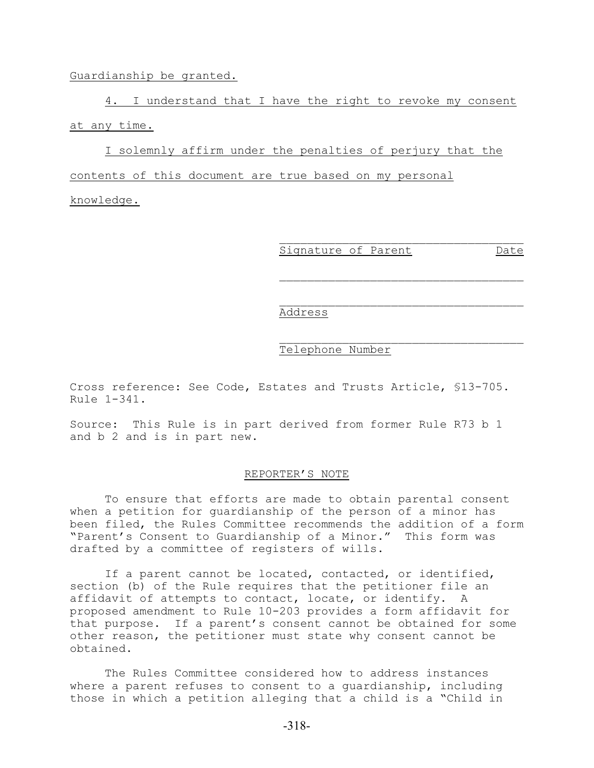Guardianship be granted.

4. I understand that I have the right to revoke my consent at any time.

I solemnly affirm under the penalties of perjury that the contents of this document are true based on my personal knowledge.

\_\_\_\_\_\_\_\_\_\_\_\_\_\_\_\_\_\_\_\_\_\_\_\_\_\_\_\_\_\_\_\_\_\_\_
Signature of Parent            Date

\_\_\_\_\_\_\_\_\_\_\_\_\_\_\_\_\_\_\_\_\_\_\_\_\_\_\_\_\_\_\_\_\_\_\_

\_\_\_\_\_\_\_\_\_\_\_\_\_\_\_\_\_\_\_\_\_\_\_\_\_\_\_\_\_\_\_\_\_\_\_
Address

\_\_\_\_\_\_\_\_\_\_\_\_\_\_\_\_\_\_\_\_\_\_\_\_\_\_\_\_\_\_\_\_\_\_\_
Telephone Number

Cross reference: See Code, Estates and Trusts Article, §13-705. Rule 1-341.

Source: This Rule is in part derived from former Rule R73 b 1 and b 2 and is in part new.

REPORTER'S NOTE

To ensure that efforts are made to obtain parental consent when a petition for guardianship of the person of a minor has been filed, the Rules Committee recommends the addition of a form "Parent's Consent to Guardianship of a Minor." This form was drafted by a committee of registers of wills.

If a parent cannot be located, contacted, or identified, section (b) of the Rule requires that the petitioner file an affidavit of attempts to contact, locate, or identify. A proposed amendment to Rule 10-203 provides a form affidavit for that purpose. If a parent's consent cannot be obtained for some other reason, the petitioner must state why consent cannot be obtained.

The Rules Committee considered how to address instances where a parent refuses to consent to a guardianship, including those in which a petition alleging that a child is a "Child in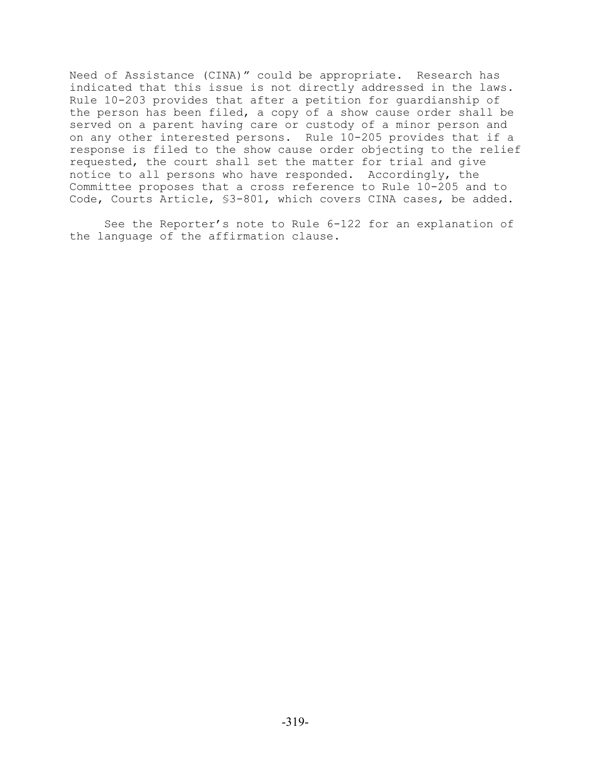Need of Assistance (CINA)" could be appropriate. Research has indicated that this issue is not directly addressed in the laws. Rule 10-203 provides that after a petition for guardianship of the person has been filed, a copy of a show cause order shall be served on a parent having care or custody of a minor person and on any other interested persons. Rule 10-205 provides that if a response is filed to the show cause order objecting to the relief requested, the court shall set the matter for trial and give notice to all persons who have responded. Accordingly, the Committee proposes that a cross reference to Rule 10-205 and to Code, Courts Article, §3-801, which covers CINA cases, be added.

See the Reporter's note to Rule 6-122 for an explanation of the language of the affirmation clause.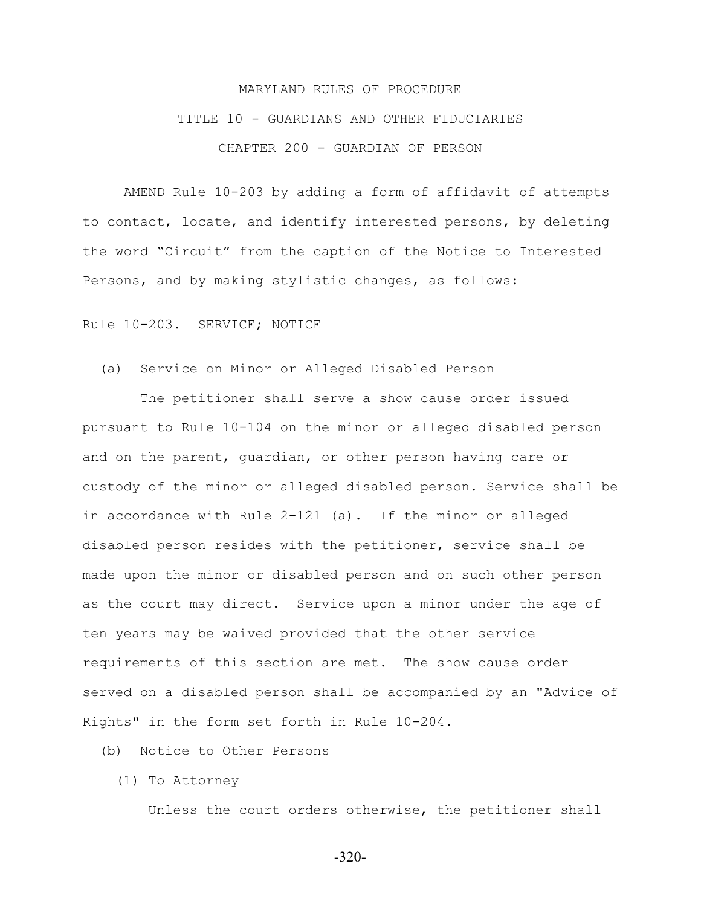MARYLAND RULES OF PROCEDURE

TITLE 10 - GUARDIANS AND OTHER FIDUCIARIES

CHAPTER 200 - GUARDIAN OF PERSON

AMEND Rule 10-203 by adding a form of affidavit of attempts to contact, locate, and identify interested persons, by deleting the word "Circuit" from the caption of the Notice to Interested Persons, and by making stylistic changes, as follows:

Rule 10-203. SERVICE; NOTICE

(a) Service on Minor or Alleged Disabled Person

The petitioner shall serve a show cause order issued pursuant to Rule 10-104 on the minor or alleged disabled person and on the parent, guardian, or other person having care or custody of the minor or alleged disabled person. Service shall be in accordance with Rule 2-121 (a). If the minor or alleged disabled person resides with the petitioner, service shall be made upon the minor or disabled person and on such other person as the court may direct. Service upon a minor under the age of ten years may be waived provided that the other service requirements of this section are met. The show cause order served on a disabled person shall be accompanied by an "Advice of Rights" in the form set forth in Rule 10-204.

(b) Notice to Other Persons

(1) To Attorney

Unless the court orders otherwise, the petitioner shall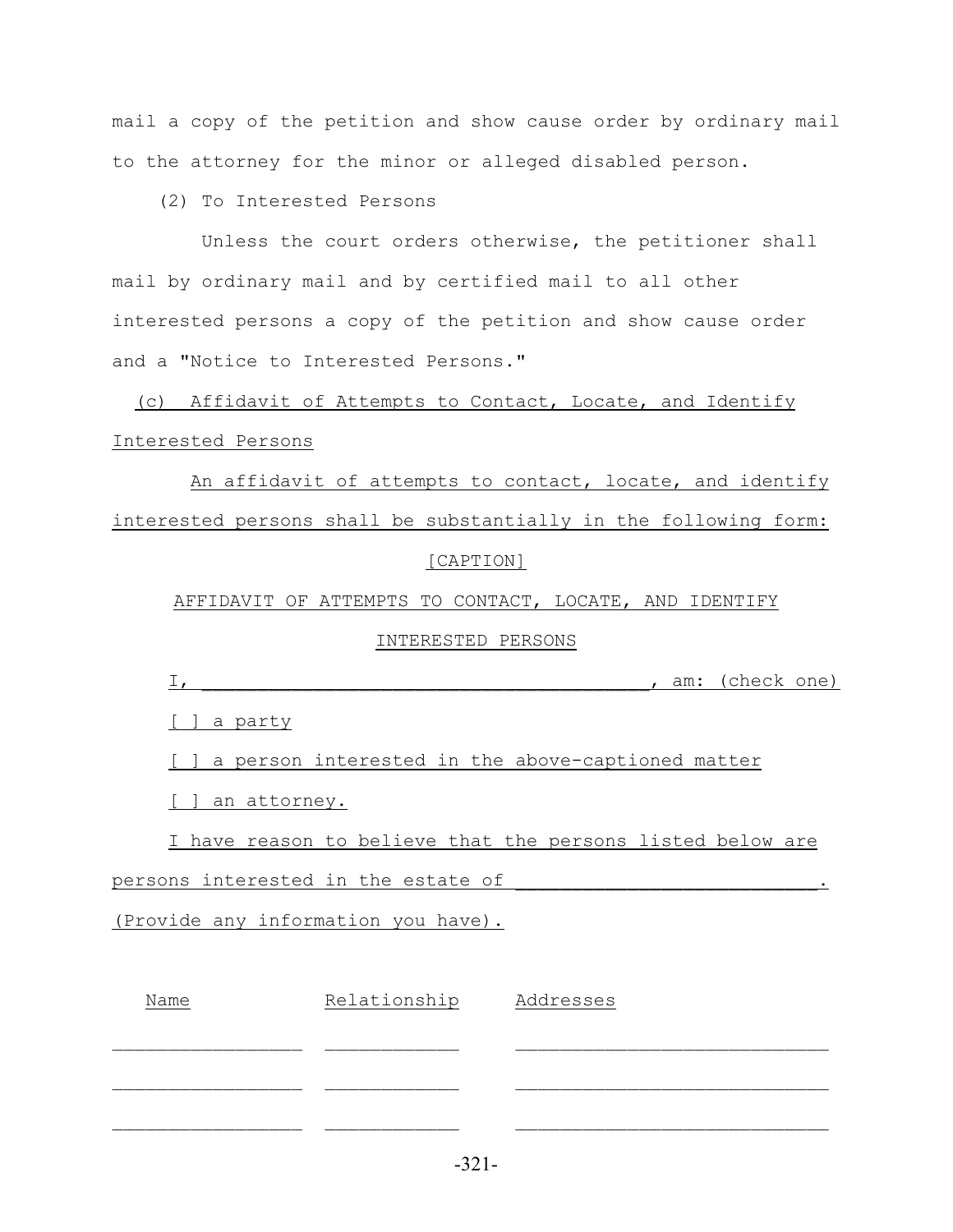mail a copy of the petition and show cause order by ordinary mail to the attorney for the minor or alleged disabled person.

(2) To Interested Persons

Unless the court orders otherwise, the petitioner shall mail by ordinary mail and by certified mail to all other interested persons a copy of the petition and show cause order and a "Notice to Interested Persons."

(c) Affidavit of Attempts to Contact, Locate, and Identify Interested Persons

An affidavit of attempts to contact, locate, and identify interested persons shall be substantially in the following form:

[CAPTION]

AFFIDAVIT OF ATTEMPTS TO CONTACT, LOCATE, AND IDENTIFY INTERESTED PERSONS

I, ________________________________________, am: (check one)

[ ] a party

[ ] a person interested in the above-captioned matter

[ ] an attorney.

I have reason to believe that the persons listed below are persons interested in the estate of ___________________________. (Provide any information you have).

| Name | Relationship | Addresses |
|---|---|---|
| _________________ | ____________ | ____________________________ |
| _________________ | ____________ | ____________________________ |
| _________________ | ____________ | ____________________________ |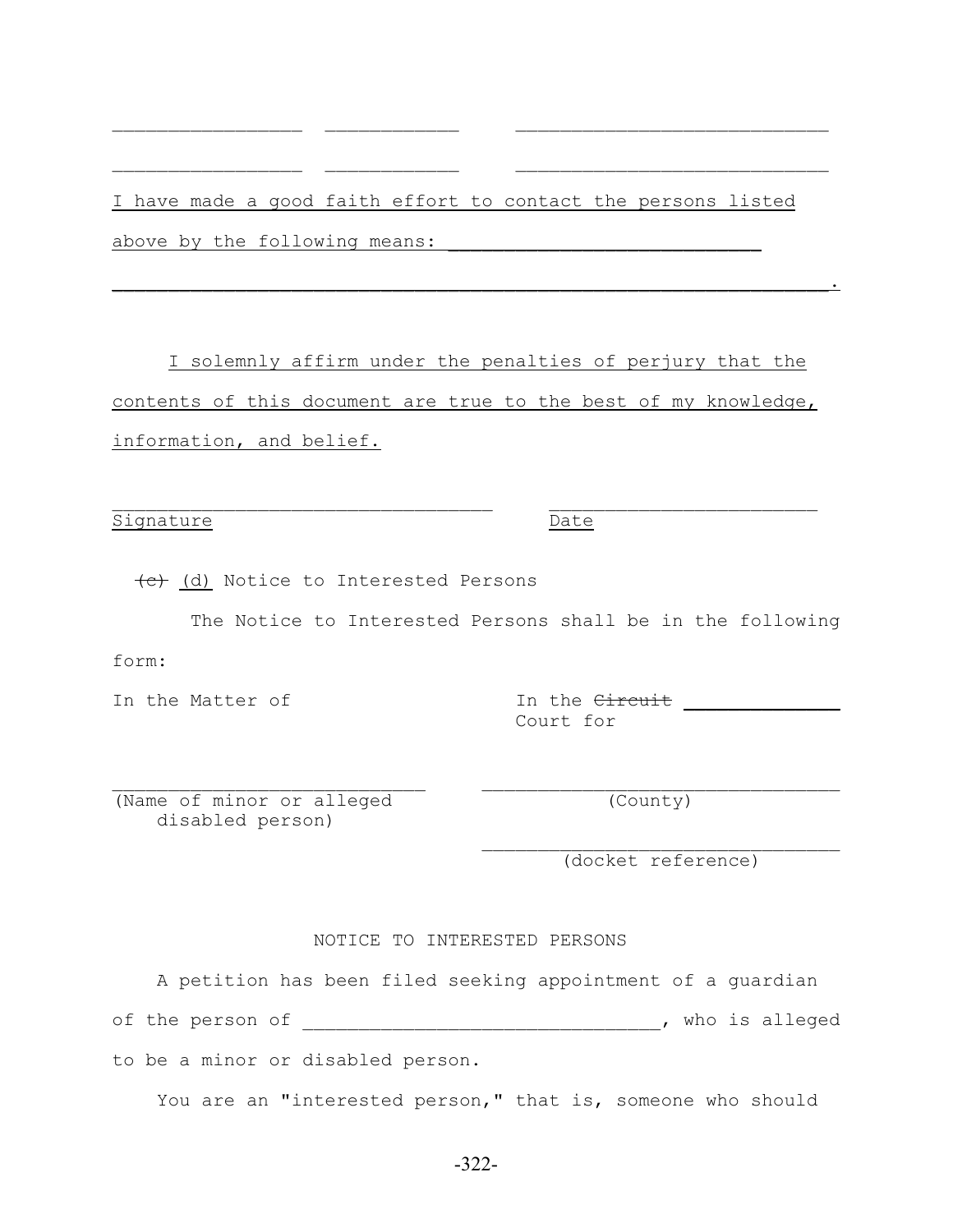_________________   ____________   ____________________________

_________________   ____________   ____________________________

<u>I have made a good faith effort to contact the persons listed above by the following means:</u> ____________________________

_________________________________________________________________.

<u>I solemnly affirm under the penalties of perjury that the contents of this document are true to the best of my knowledge, information, and belief.</u>

___________________________________   _________________________
<u>Signature</u>   <u>Date</u>

~~(c)~~ <u>(d)</u> Notice to Interested Persons

The Notice to Interested Persons shall be in the following form:

In the Matter of   In the ~~Circuit~~ ______________ Court for

____________________________   _________________________________
(Name of minor or alleged disabled person)   (County)

_________________________________
(docket reference)

NOTICE TO INTERESTED PERSONS

A petition has been filed seeking appointment of a guardian of the person of ________________________________, who is alleged to be a minor or disabled person.

You are an "interested person," that is, someone who should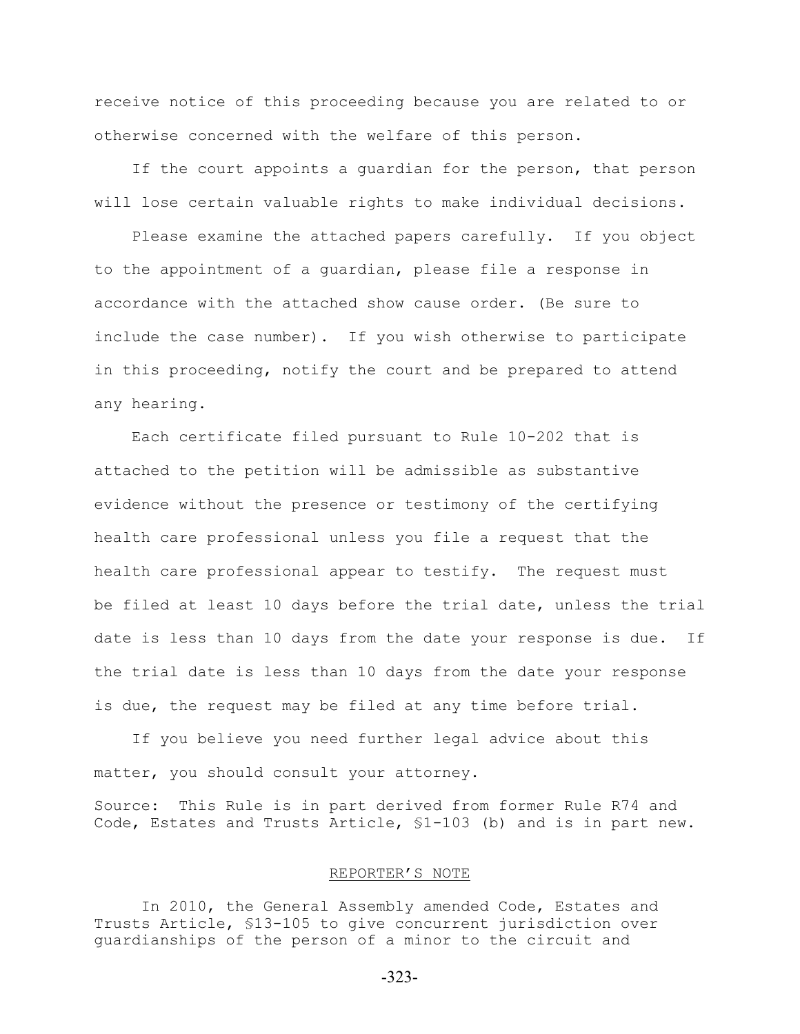receive notice of this proceeding because you are related to or otherwise concerned with the welfare of this person.

If the court appoints a guardian for the person, that person will lose certain valuable rights to make individual decisions.

Please examine the attached papers carefully. If you object to the appointment of a guardian, please file a response in accordance with the attached show cause order. (Be sure to include the case number). If you wish otherwise to participate in this proceeding, notify the court and be prepared to attend any hearing.

Each certificate filed pursuant to Rule 10-202 that is attached to the petition will be admissible as substantive evidence without the presence or testimony of the certifying health care professional unless you file a request that the health care professional appear to testify. The request must be filed at least 10 days before the trial date, unless the trial date is less than 10 days from the date your response is due. If the trial date is less than 10 days from the date your response is due, the request may be filed at any time before trial.

If you believe you need further legal advice about this matter, you should consult your attorney.

Source: This Rule is in part derived from former Rule R74 and Code, Estates and Trusts Article, §1-103 (b) and is in part new.

REPORTER'S NOTE

In 2010, the General Assembly amended Code, Estates and Trusts Article, §13-105 to give concurrent jurisdiction over guardianships of the person of a minor to the circuit and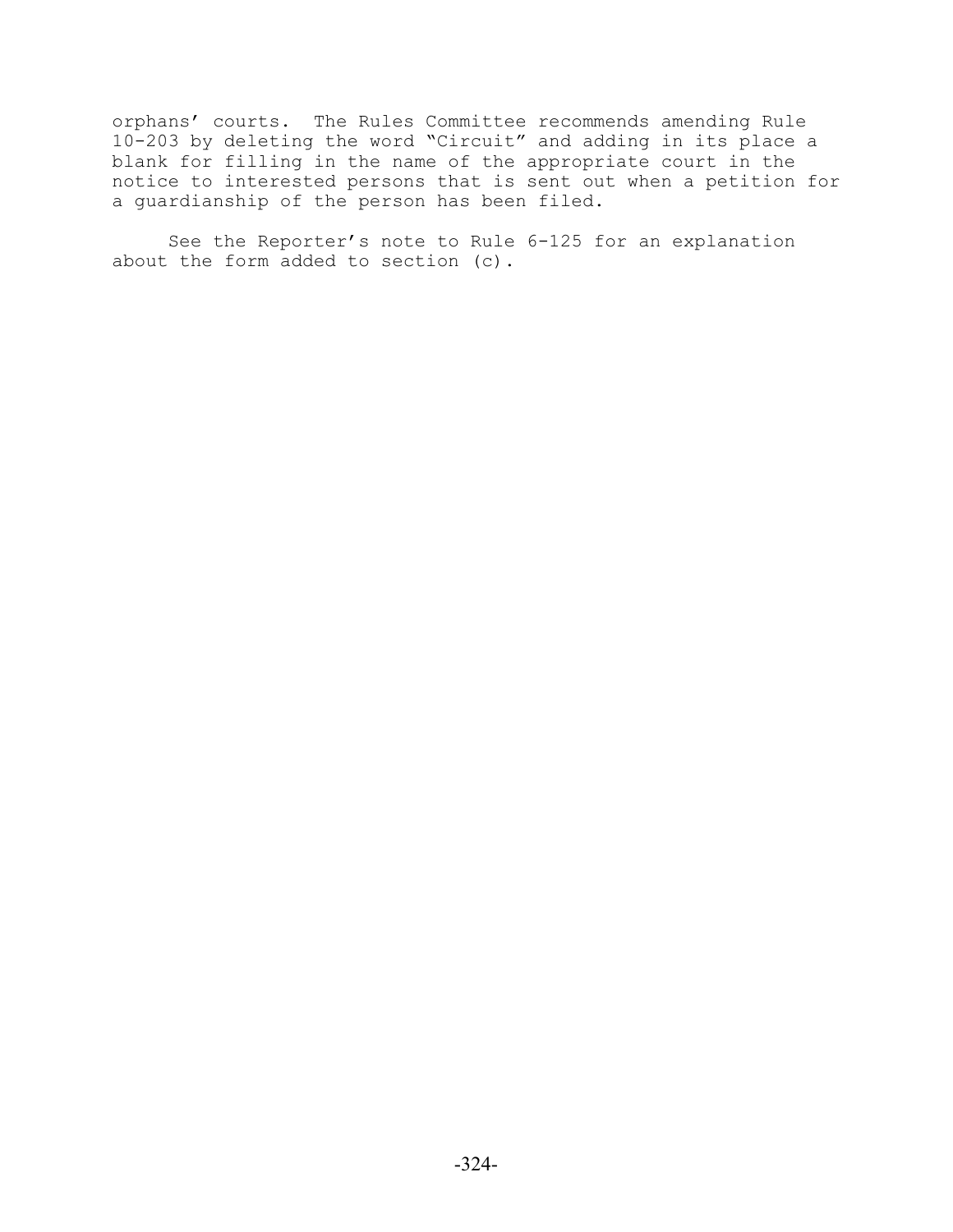orphans' courts. The Rules Committee recommends amending Rule 10-203 by deleting the word "Circuit" and adding in its place a blank for filling in the name of the appropriate court in the notice to interested persons that is sent out when a petition for a guardianship of the person has been filed.

See the Reporter's note to Rule 6-125 for an explanation about the form added to section (c).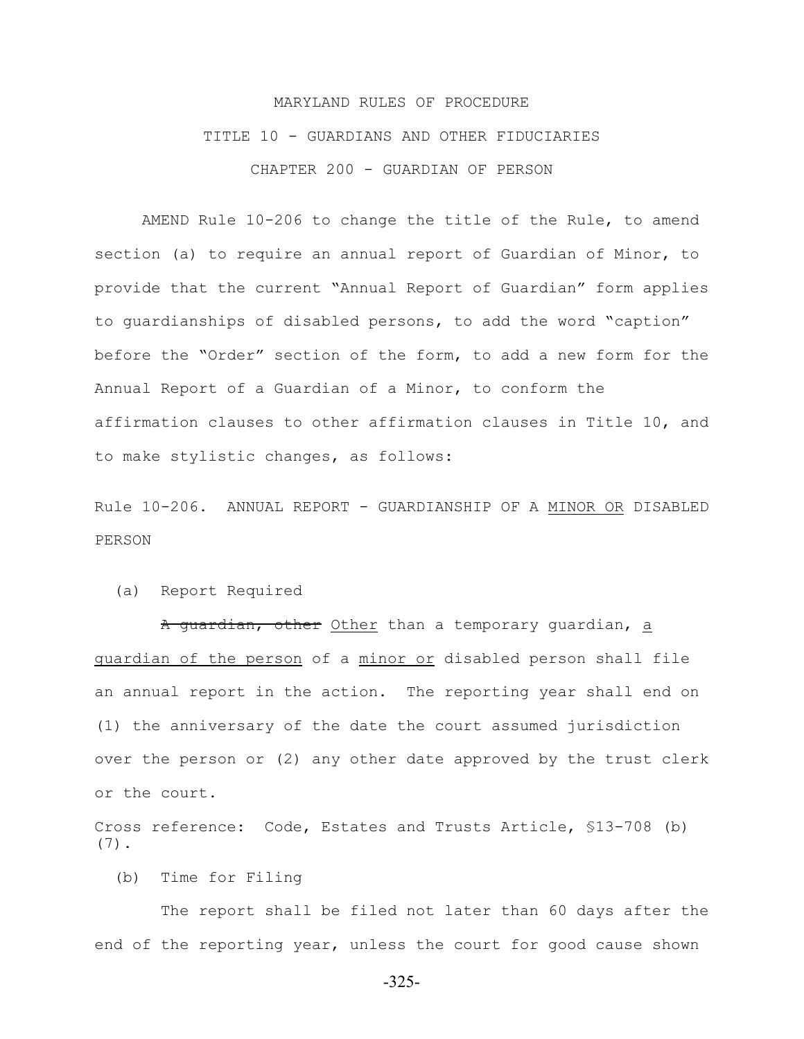MARYLAND RULES OF PROCEDURE

TITLE 10 - GUARDIANS AND OTHER FIDUCIARIES

CHAPTER 200 - GUARDIAN OF PERSON

AMEND Rule 10-206 to change the title of the Rule, to amend section (a) to require an annual report of Guardian of Minor, to provide that the current "Annual Report of Guardian" form applies to guardianships of disabled persons, to add the word "caption" before the "Order" section of the form, to add a new form for the Annual Report of a Guardian of a Minor, to conform the affirmation clauses to other affirmation clauses in Title 10, and to make stylistic changes, as follows:

Rule 10-206. ANNUAL REPORT - GUARDIANSHIP OF A <u>MINOR OR</u> DISABLED PERSON

(a) Report Required

~~A guardian, other~~ <u>Other</u> than a temporary guardian, <u>a guardian of the person</u> of a <u>minor or</u> disabled person shall file an annual report in the action. The reporting year shall end on (1) the anniversary of the date the court assumed jurisdiction over the person or (2) any other date approved by the trust clerk or the court.

Cross reference: Code, Estates and Trusts Article, §13-708 (b)(7).

(b) Time for Filing

The report shall be filed not later than 60 days after the end of the reporting year, unless the court for good cause shown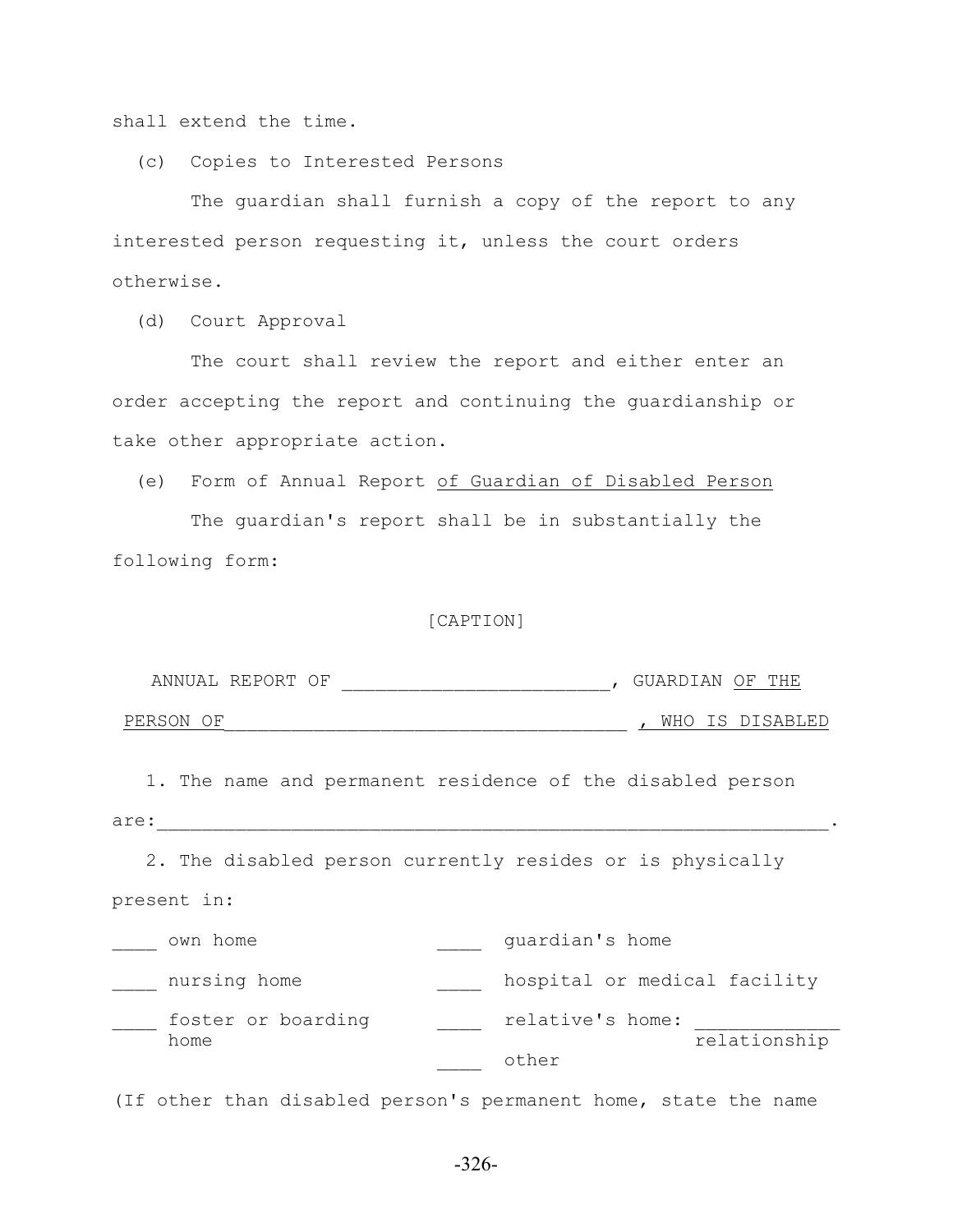shall extend the time.

(c) Copies to Interested Persons

The guardian shall furnish a copy of the report to any interested person requesting it, unless the court orders otherwise.

(d) Court Approval

The court shall review the report and either enter an order accepting the report and continuing the guardianship or take other appropriate action.

(e) Form of Annual Report <u>of Guardian of Disabled Person</u>

The guardian's report shall be in substantially the following form:

[CAPTION]

ANNUAL REPORT OF ________________________, GUARDIAN <u>OF THE PERSON OF</u>________________________________<u>, WHO IS DISABLED</u>

1. The name and permanent residence of the disabled person are:________________________________________________________.

2. The disabled person currently resides or is physically present in:

| | |
|---|---|
| ____ own home | ____ guardian's home |
| ____ nursing home | ____ hospital or medical facility |
| ____ foster or boarding home | ____ relative's home: ____________ relationship |
| | ____ other |

(If other than disabled person's permanent home, state the name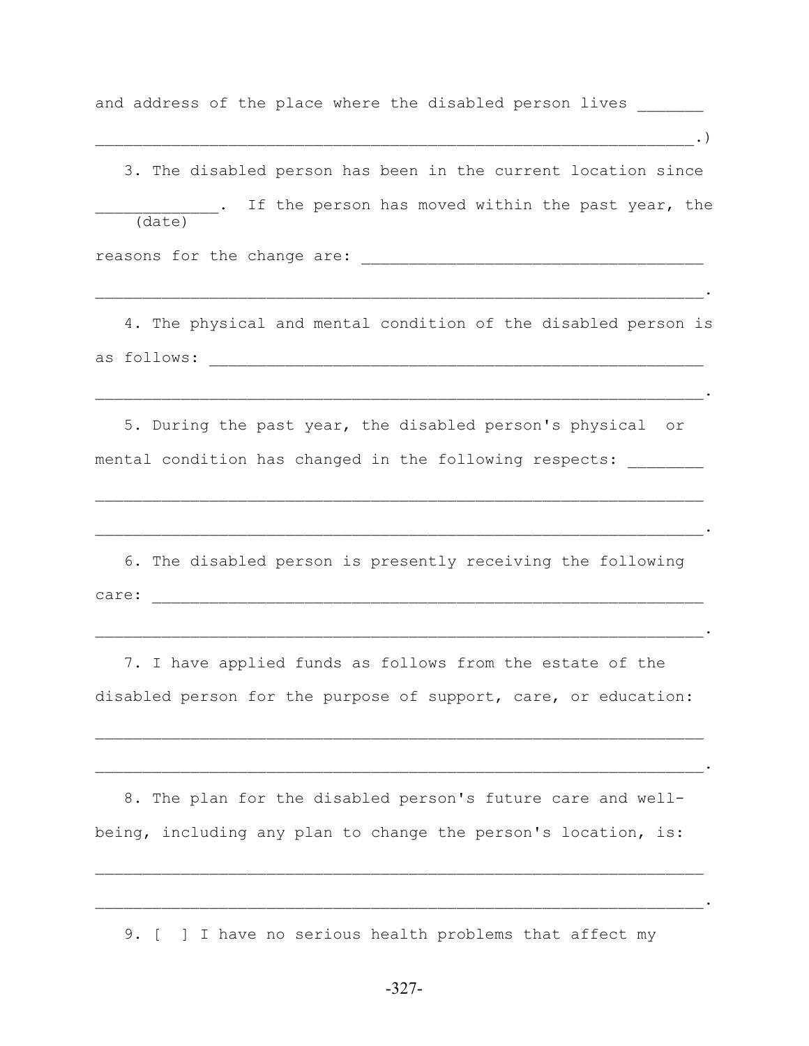and address of the place where the disabled person lives _______

_______________________________________________________________.)

3. The disabled person has been in the current location since _____________ (date). If the person has moved within the past year, the reasons for the change are: ___________________________________

________________________________________________________________.

4. The physical and mental condition of the disabled person is as follows: ______________________________________________________

________________________________________________________________.

5. During the past year, the disabled person's physical or mental condition has changed in the following respects: ________

________________________________________________________________

________________________________________________________________.

6. The disabled person is presently receiving the following care: ____________________________________________________________

________________________________________________________________.

7. I have applied funds as follows from the estate of the disabled person for the purpose of support, care, or education:

________________________________________________________________

________________________________________________________________.

8. The plan for the disabled person's future care and well-being, including any plan to change the person's location, is:

________________________________________________________________

________________________________________________________________.

9. [ ] I have no serious health problems that affect my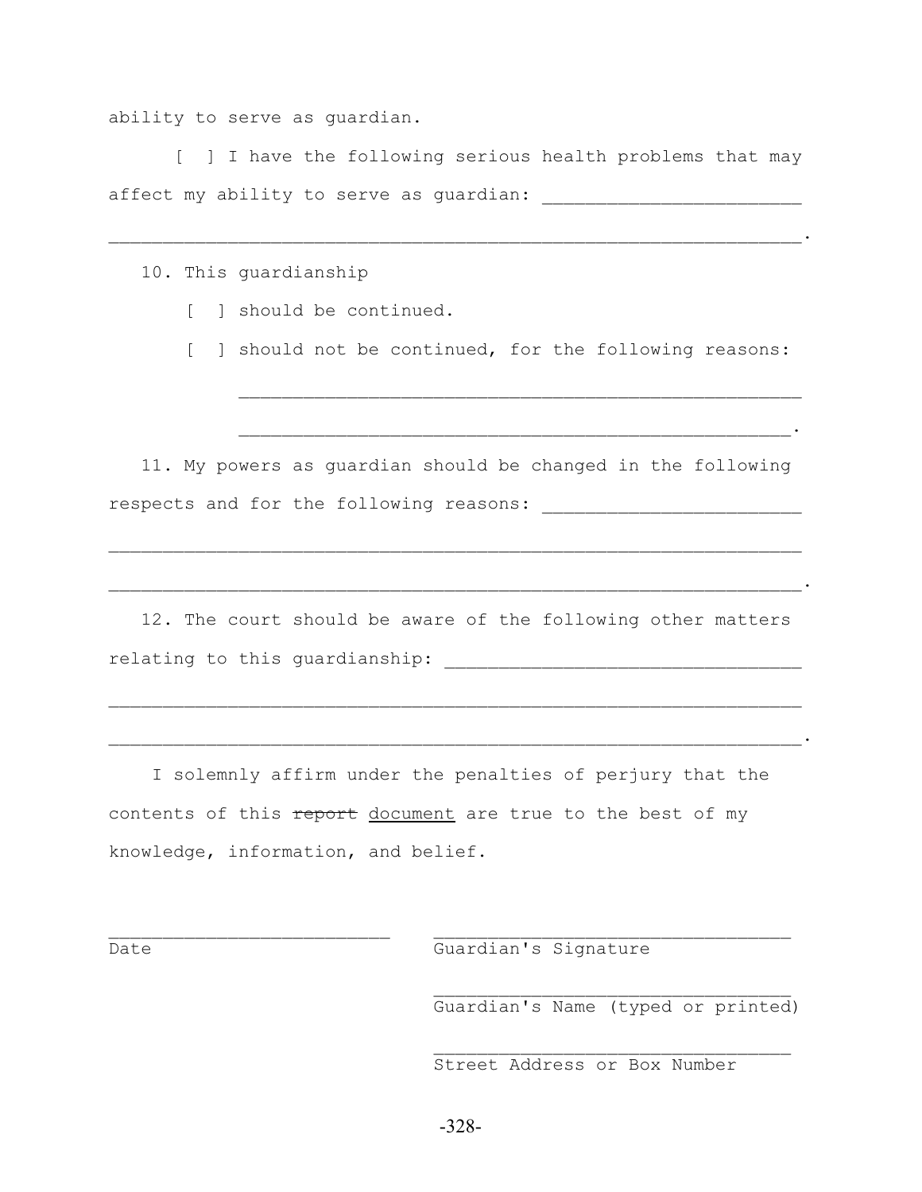ability to serve as guardian.

[ ] I have the following serious health problems that may affect my ability to serve as guardian: ________________________

________________________________________________________________.

10. This guardianship

[ ] should be continued.

[ ] should not be continued, for the following reasons:

____________________________________________________

____________________________________________________.

11. My powers as guardian should be changed in the following respects and for the following reasons: ________________________

________________________________________________________________

________________________________________________________________.

12. The court should be aware of the following other matters relating to this guardianship: _________________________________

________________________________________________________________

________________________________________________________________.

I solemnly affirm under the penalties of perjury that the contents of this ~~report~~ <u>document</u> are true to the best of my knowledge, information, and belief.

__________________________ Date

__________________________________ Guardian's Signature

__________________________________ Guardian's Name (typed or printed)

__________________________________ Street Address or Box Number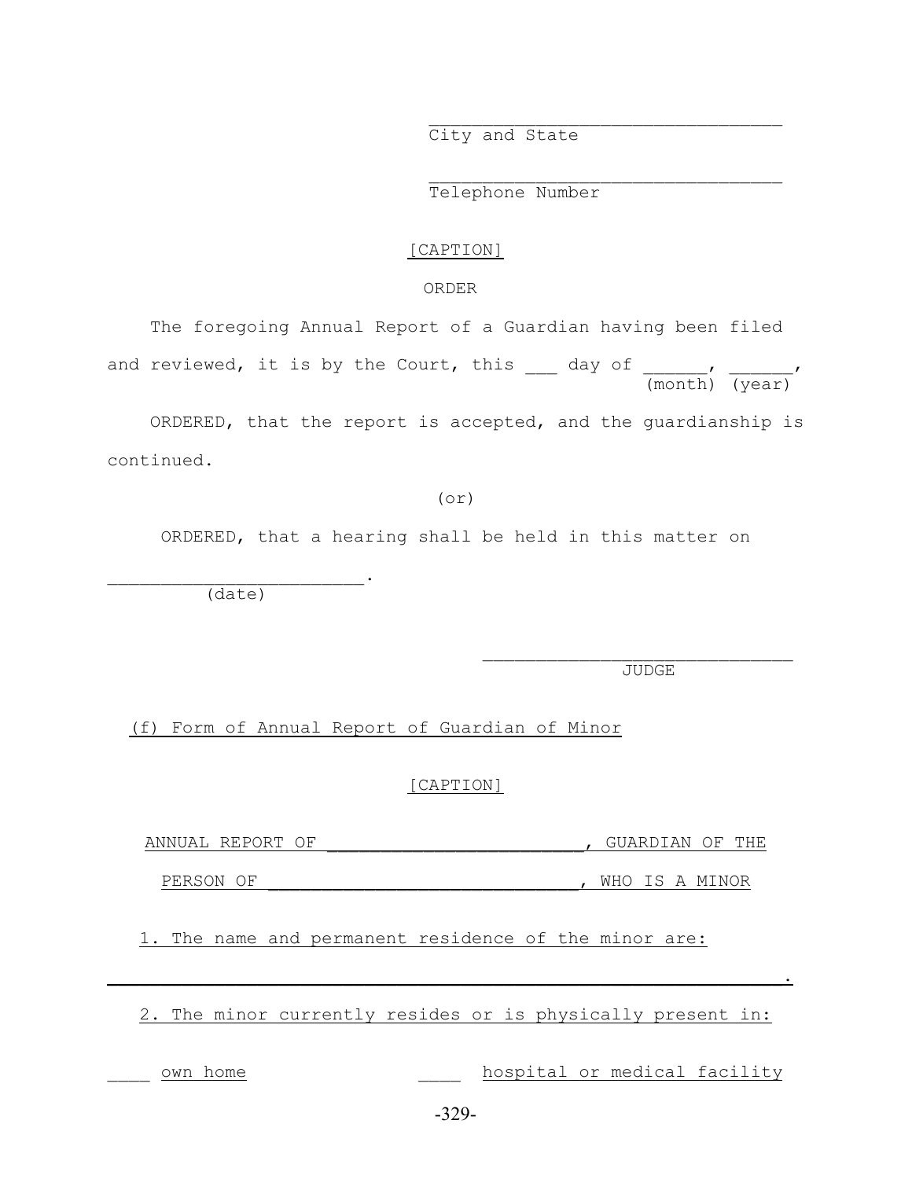\_\_\_\_\_\_\_\_\_\_\_\_\_\_\_\_\_\_\_\_\_\_\_\_\_\_\_\_\_\_\_\_\_\_
City and State

\_\_\_\_\_\_\_\_\_\_\_\_\_\_\_\_\_\_\_\_\_\_\_\_\_\_\_\_\_\_\_\_\_\_
Telephone Number

[CAPTION]

ORDER

The foregoing Annual Report of a Guardian having been filed and reviewed, it is by the Court, this ___ day of ______, ______,
(month) (year)

ORDERED, that the report is accepted, and the guardianship is continued.

(or)

ORDERED, that a hearing shall be held in this matter on

\_\_\_\_\_\_\_\_\_\_\_\_\_\_\_\_\_\_\_\_\_\_\_\_\_.
(date)

\_\_\_\_\_\_\_\_\_\_\_\_\_\_\_\_\_\_\_\_\_\_\_\_\_\_\_\_\_\_
JUDGE

(f) Form of Annual Report of Guardian of Minor

[CAPTION]

ANNUAL REPORT OF \_\_\_\_\_\_\_\_\_\_\_\_\_\_\_\_\_\_\_\_\_\_\_\_\_, GUARDIAN OF THE PERSON OF \_\_\_\_\_\_\_\_\_\_\_\_\_\_\_\_\_\_\_\_\_\_\_\_\_\_\_\_\_, WHO IS A MINOR

1. The name and permanent residence of the minor are:

\_\_\_\_\_\_\_\_\_\_\_\_\_\_\_\_\_\_\_\_\_\_\_\_\_\_\_\_\_\_\_\_\_\_\_\_\_\_\_\_\_\_\_\_\_\_\_\_\_\_\_\_\_\_\_\_\_\_\_\_\_\_.

2. The minor currently resides or is physically present in:

____ own home ____ hospital or medical facility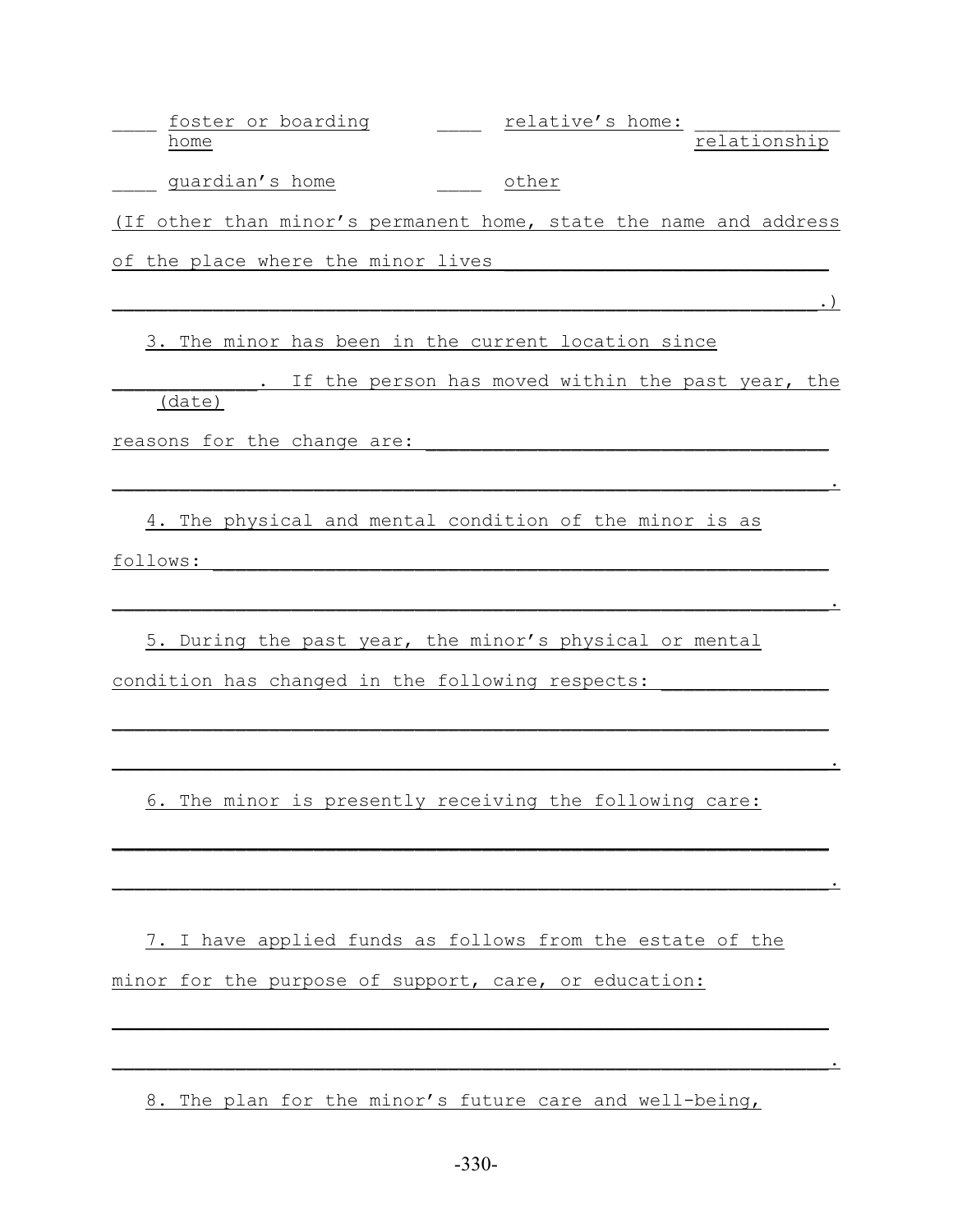____ foster or boarding home ____ relative's home: ____________ relationship

____ guardian's home ____ other

(If other than minor's permanent home, state the name and address of the place where the minor lives ____________________________

______________________________________________________________.)

3. The minor has been in the current location since ____________ (date). If the person has moved within the past year, the reasons for the change are: ___________________________________

_______________________________________________________________.

4. The physical and mental condition of the minor is as follows: _______________________________________________________

_______________________________________________________________.

5. During the past year, the minor's physical or mental condition has changed in the following respects: ______________

_______________________________________________________________

_______________________________________________________________.

6. The minor is presently receiving the following care:

_______________________________________________________________

_______________________________________________________________.

7. I have applied funds as follows from the estate of the minor for the purpose of support, care, or education:

_______________________________________________________________

_______________________________________________________________.

8. The plan for the minor's future care and well-being,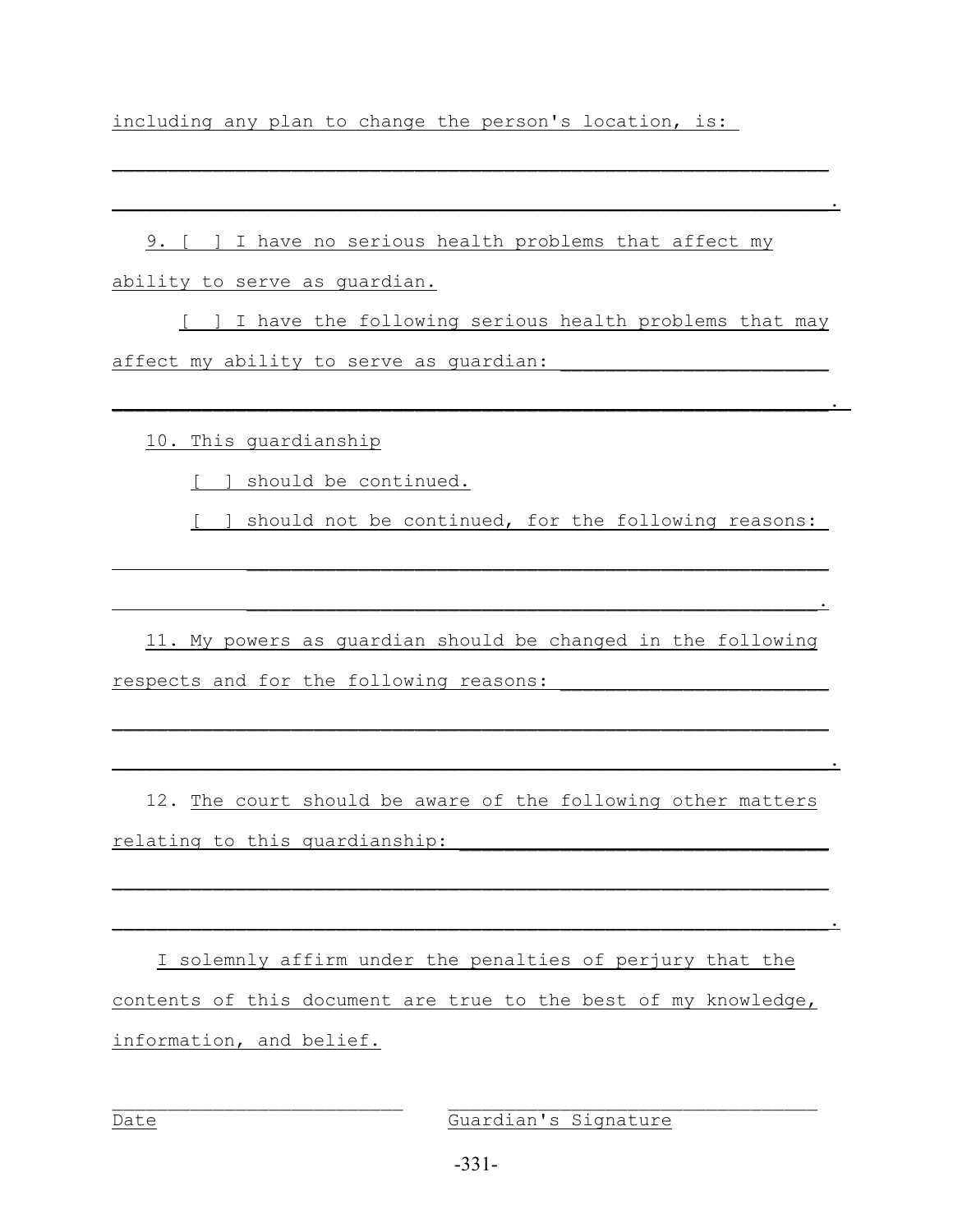including any plan to change the person's location, is:

______________________________________________________________

______________________________________________________________.

9. [ ] I have no serious health problems that affect my ability to serve as guardian.

[ ] I have the following serious health problems that may affect my ability to serve as guardian: ______________________

______________________________________________________________.

10. This guardianship

[ ] should be continued.

[ ] should not be continued, for the following reasons:

______________________________________________________________

______________________________________________________________.

11. My powers as guardian should be changed in the following respects and for the following reasons: ______________________

______________________________________________________________

______________________________________________________________.

12. The court should be aware of the following other matters relating to this guardianship: ______________________________

______________________________________________________________

______________________________________________________________.

I solemnly affirm under the penalties of perjury that the contents of this document are true to the best of my knowledge, information, and belief.

________________________  ________________________________
Date                      Guardian's Signature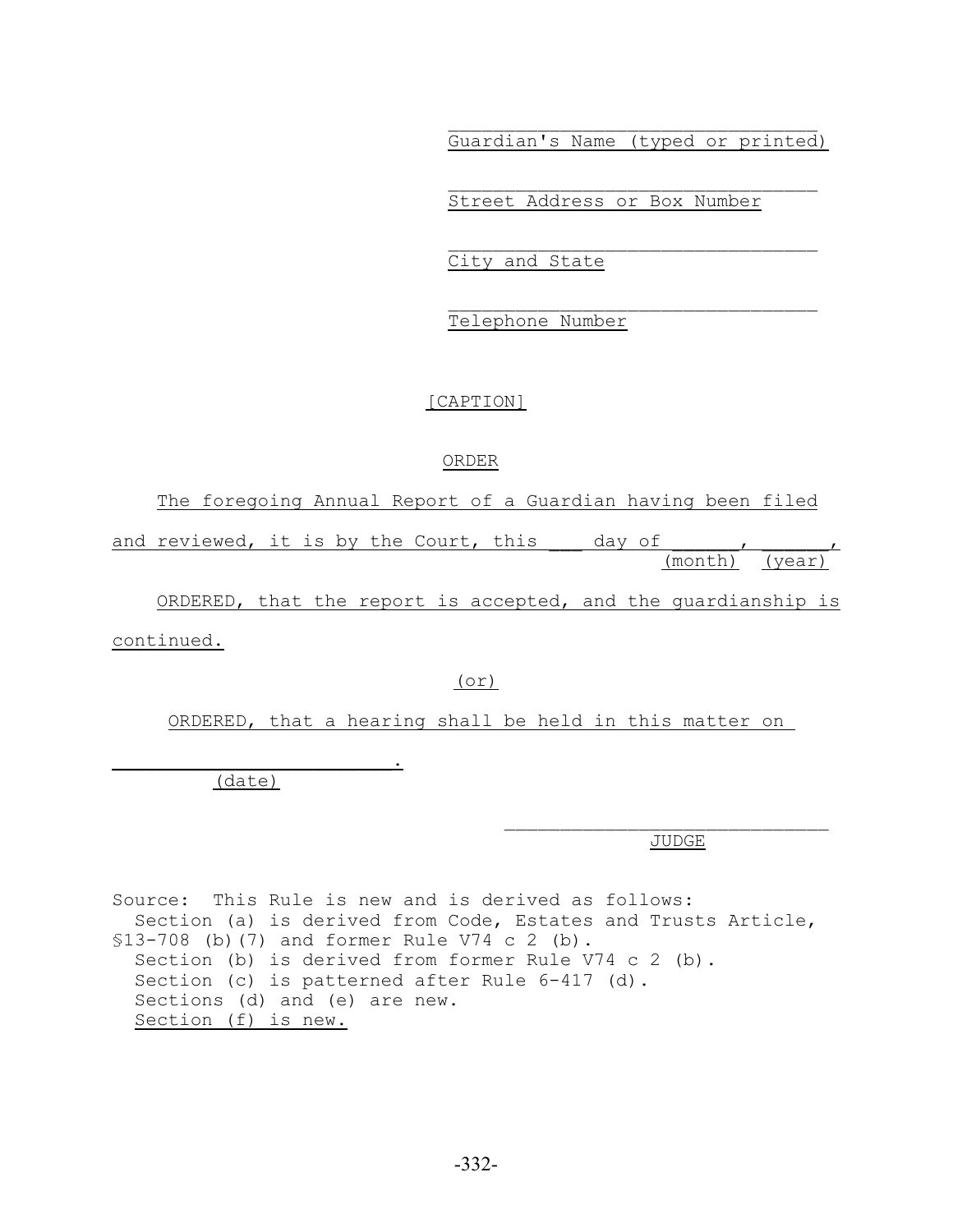\_\_\_\_\_\_\_\_\_\_\_\_\_\_\_\_\_\_\_\_\_\_\_\_\_\_\_\_\_\_\_\_\_\_
Guardian's Name (typed or printed)

\_\_\_\_\_\_\_\_\_\_\_\_\_\_\_\_\_\_\_\_\_\_\_\_\_\_\_\_\_\_\_\_\_\_
Street Address or Box Number

\_\_\_\_\_\_\_\_\_\_\_\_\_\_\_\_\_\_\_\_\_\_\_\_\_\_\_\_\_\_\_\_\_\_
City and State

\_\_\_\_\_\_\_\_\_\_\_\_\_\_\_\_\_\_\_\_\_\_\_\_\_\_\_\_\_\_\_\_\_\_
Telephone Number

[CAPTION]

ORDER

The foregoing Annual Report of a Guardian having been filed and reviewed, it is by the Court, this ___ day of ______, ______,
(month) (year)

ORDERED, that the report is accepted, and the guardianship is continued.

(or)

ORDERED, that a hearing shall be held in this matter on

\_\_\_\_\_\_\_\_\_\_\_\_\_\_\_\_\_\_\_\_\_\_\_\_\_\_.
(date)

\_\_\_\_\_\_\_\_\_\_\_\_\_\_\_\_\_\_\_\_\_\_\_\_\_\_\_\_\_\_
JUDGE

Source: This Rule is new and is derived as follows:
Section (a) is derived from Code, Estates and Trusts Article, §13-708 (b)(7) and former Rule V74 c 2 (b).
Section (b) is derived from former Rule V74 c 2 (b).
Section (c) is patterned after Rule 6-417 (d).
Sections (d) and (e) are new.
Section (f) is new.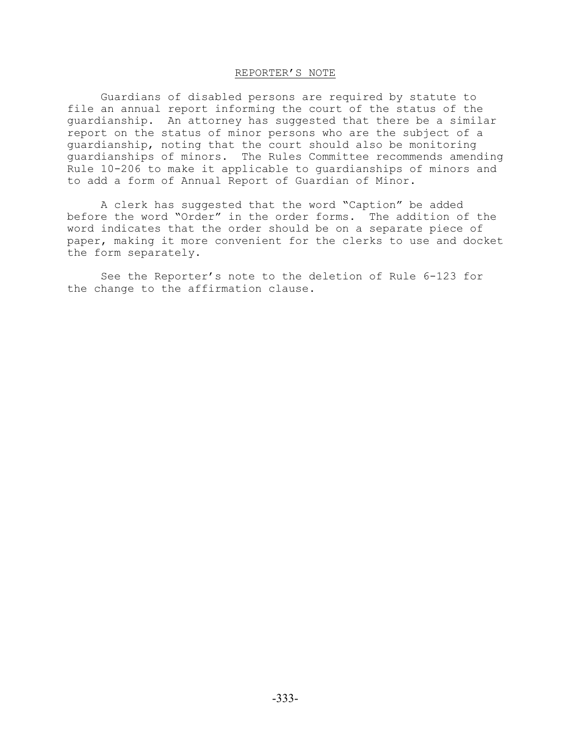## REPORTER'S NOTE

Guardians of disabled persons are required by statute to file an annual report informing the court of the status of the guardianship. An attorney has suggested that there be a similar report on the status of minor persons who are the subject of a guardianship, noting that the court should also be monitoring guardianships of minors. The Rules Committee recommends amending Rule 10-206 to make it applicable to guardianships of minors and to add a form of Annual Report of Guardian of Minor.

A clerk has suggested that the word "Caption" be added before the word "Order" in the order forms. The addition of the word indicates that the order should be on a separate piece of paper, making it more convenient for the clerks to use and docket the form separately.

See the Reporter's note to the deletion of Rule 6-123 for the change to the affirmation clause.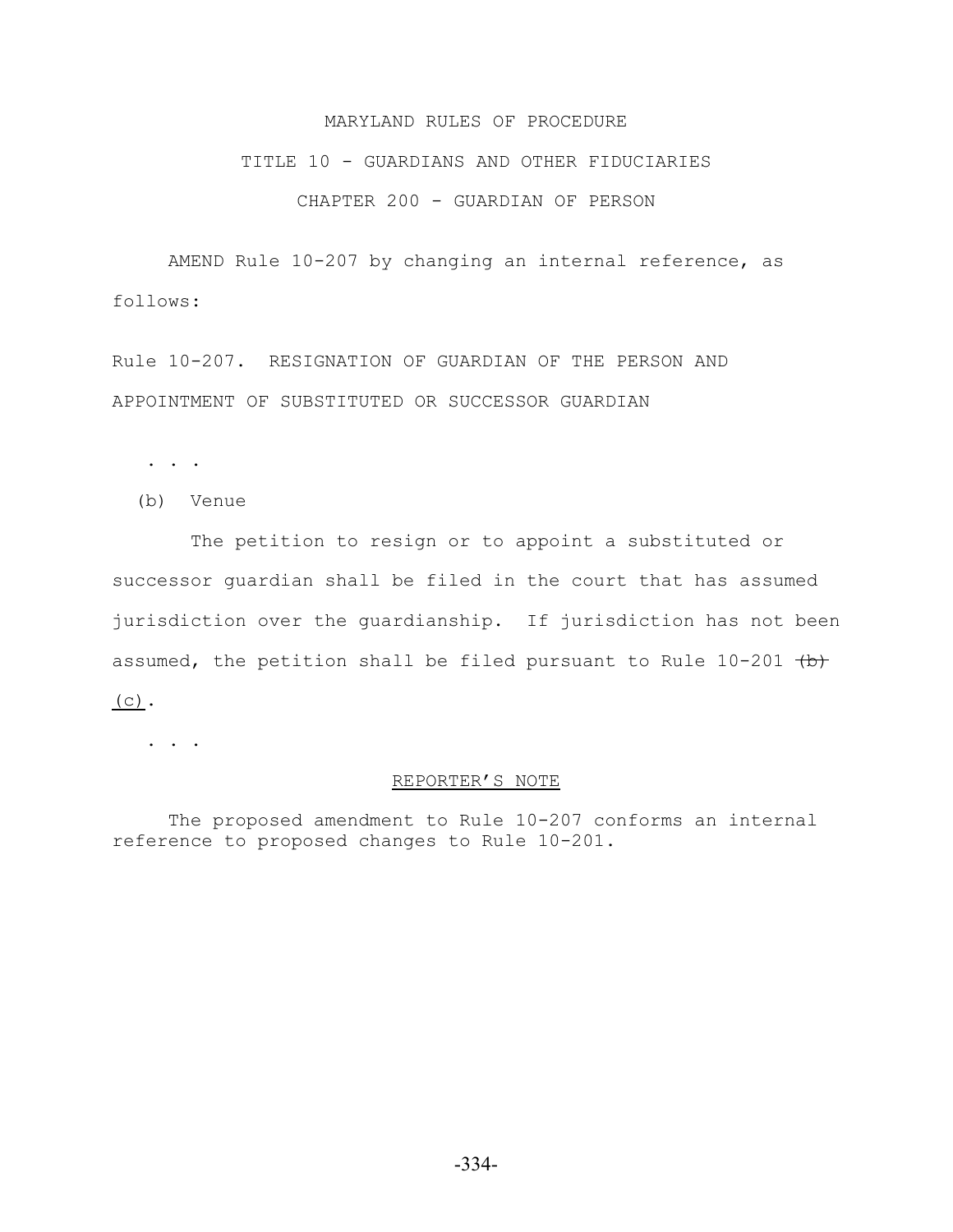MARYLAND RULES OF PROCEDURE

TITLE 10 - GUARDIANS AND OTHER FIDUCIARIES

CHAPTER 200 - GUARDIAN OF PERSON

AMEND Rule 10-207 by changing an internal reference, as follows:

Rule 10-207. RESIGNATION OF GUARDIAN OF THE PERSON AND APPOINTMENT OF SUBSTITUTED OR SUCCESSOR GUARDIAN

. . .

(b) Venue

The petition to resign or to appoint a substituted or successor guardian shall be filed in the court that has assumed jurisdiction over the guardianship. If jurisdiction has not been assumed, the petition shall be filed pursuant to Rule 10-201 ~~(b)~~ <u>(c)</u>.

. . .

<u>REPORTER'S NOTE</u>

The proposed amendment to Rule 10-207 conforms an internal reference to proposed changes to Rule 10-201.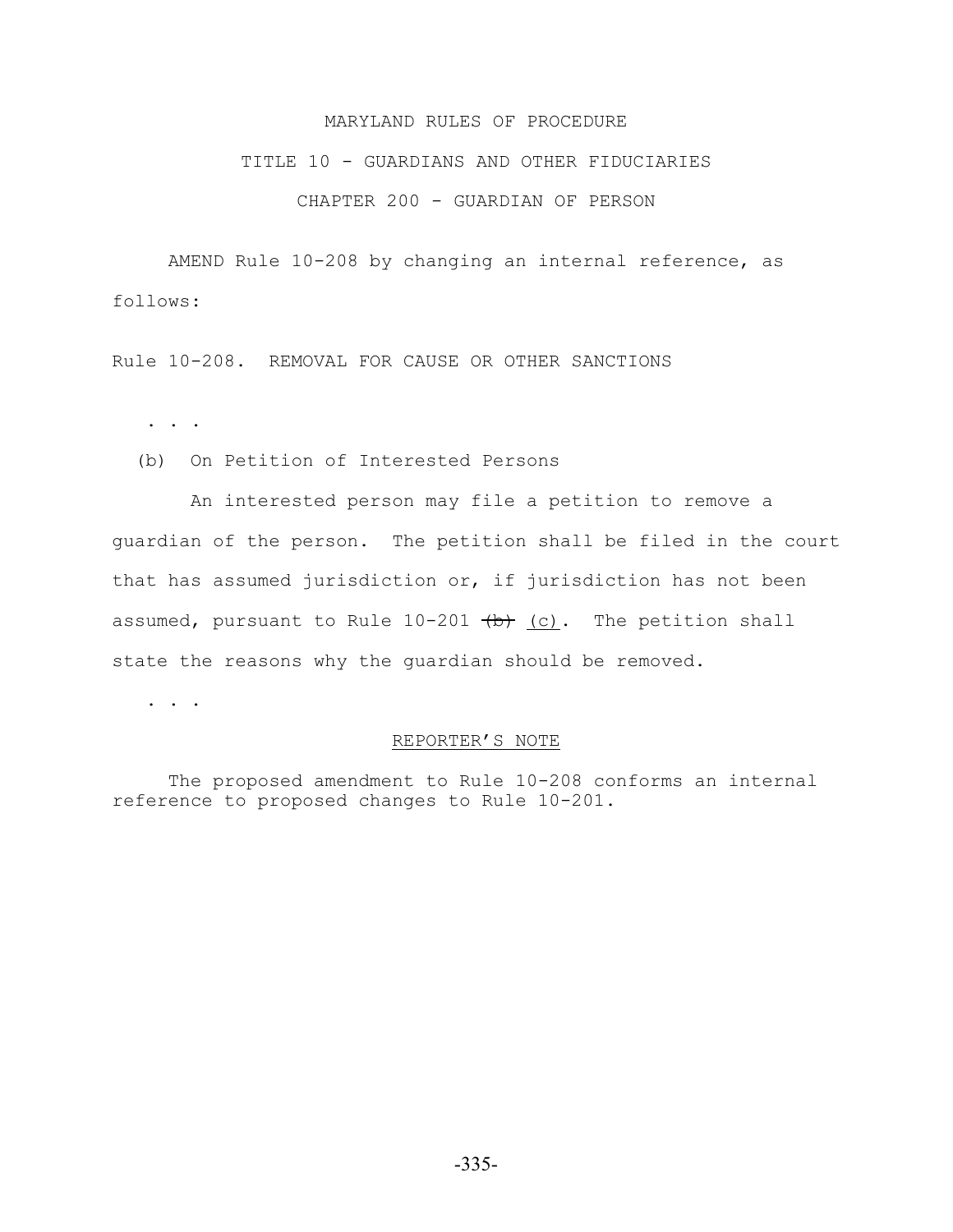MARYLAND RULES OF PROCEDURE

TITLE 10 - GUARDIANS AND OTHER FIDUCIARIES

CHAPTER 200 - GUARDIAN OF PERSON

AMEND Rule 10-208 by changing an internal reference, as follows:

Rule 10-208. REMOVAL FOR CAUSE OR OTHER SANCTIONS

. . .

(b) On Petition of Interested Persons

An interested person may file a petition to remove a guardian of the person. The petition shall be filed in the court that has assumed jurisdiction or, if jurisdiction has not been assumed, pursuant to Rule 10-201 ~~(b)~~ <u>(c)</u>. The petition shall state the reasons why the guardian should be removed.

. . .

<u>REPORTER'S NOTE</u>

The proposed amendment to Rule 10-208 conforms an internal reference to proposed changes to Rule 10-201.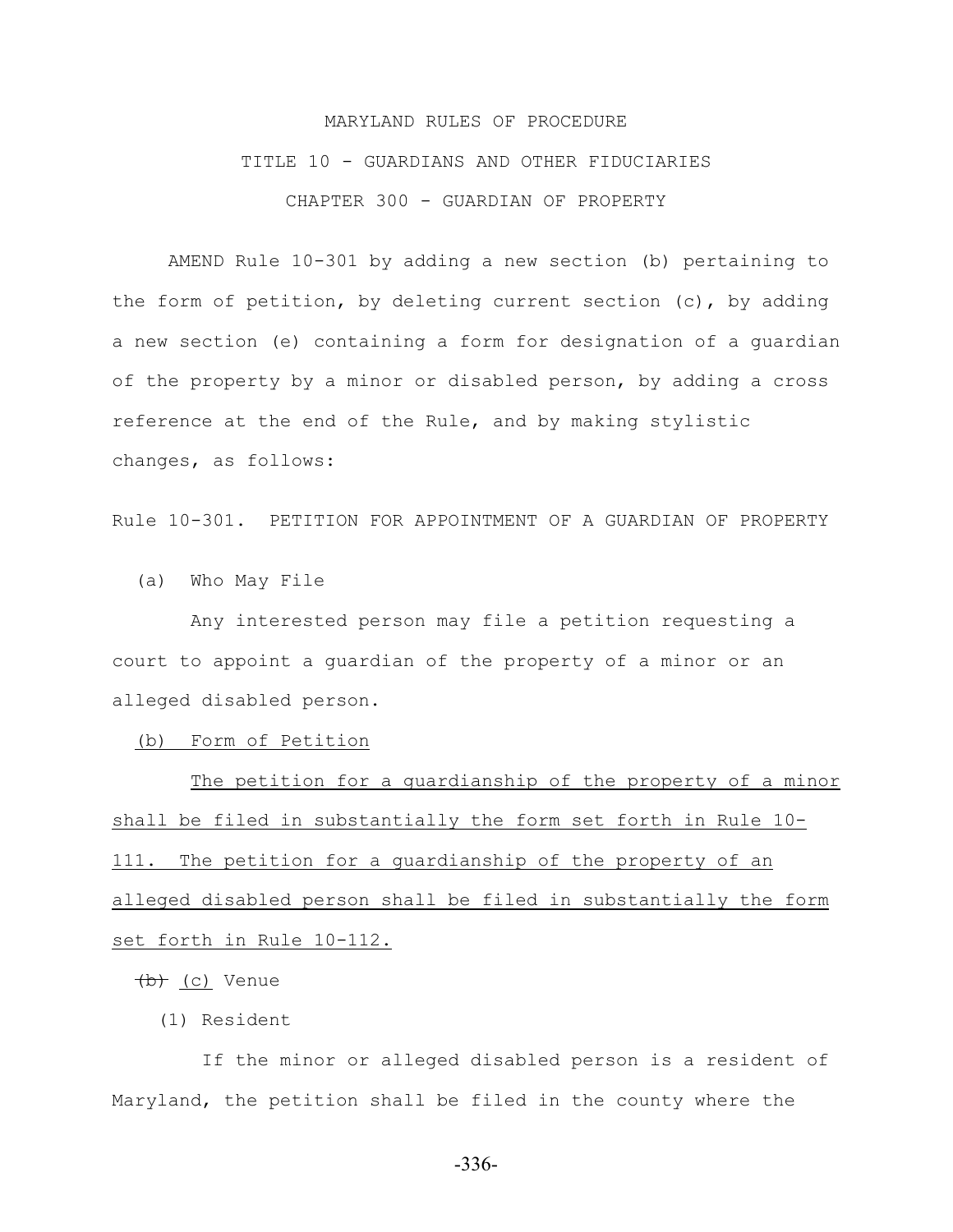MARYLAND RULES OF PROCEDURE

TITLE 10 - GUARDIANS AND OTHER FIDUCIARIES

CHAPTER 300 - GUARDIAN OF PROPERTY

AMEND Rule 10-301 by adding a new section (b) pertaining to the form of petition, by deleting current section (c), by adding a new section (e) containing a form for designation of a guardian of the property by a minor or disabled person, by adding a cross reference at the end of the Rule, and by making stylistic changes, as follows:

Rule 10-301. PETITION FOR APPOINTMENT OF A GUARDIAN OF PROPERTY

(a) Who May File

Any interested person may file a petition requesting a court to appoint a guardian of the property of a minor or an alleged disabled person.

<u>(b) Form of Petition</u>

<u>The petition for a guardianship of the property of a minor shall be filed in substantially the form set forth in Rule 10-111. The petition for a guardianship of the property of an alleged disabled person shall be filed in substantially the form set forth in Rule 10-112.</u>

~~(b)~~ <u>(c)</u> Venue

(1) Resident

If the minor or alleged disabled person is a resident of Maryland, the petition shall be filed in the county where the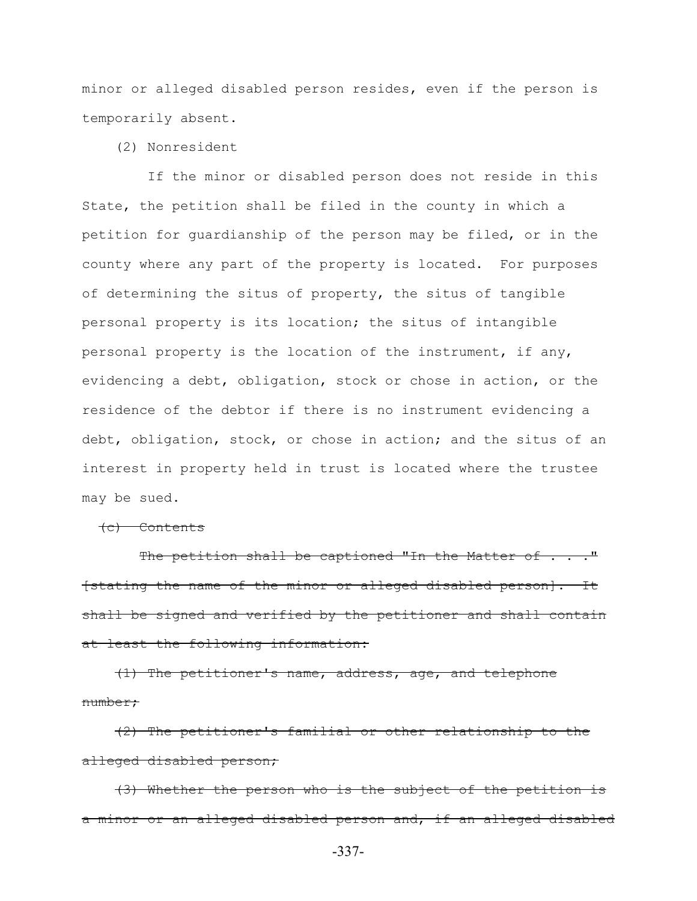minor or alleged disabled person resides, even if the person is temporarily absent.

(2) Nonresident

If the minor or disabled person does not reside in this State, the petition shall be filed in the county in which a petition for guardianship of the person may be filed, or in the county where any part of the property is located. For purposes of determining the situs of property, the situs of tangible personal property is its location; the situs of intangible personal property is the location of the instrument, if any, evidencing a debt, obligation, stock or chose in action, or the residence of the debtor if there is no instrument evidencing a debt, obligation, stock, or chose in action; and the situs of an interest in property held in trust is located where the trustee may be sued.

~~(c) Contents~~

~~The petition shall be captioned "In the Matter of . . ." [stating the name of the minor or alleged disabled person]. It shall be signed and verified by the petitioner and shall contain at least the following information:~~

~~(1) The petitioner's name, address, age, and telephone number;~~

~~(2) The petitioner's familial or other relationship to the alleged disabled person;~~

~~(3) Whether the person who is the subject of the petition is a minor or an alleged disabled person and, if an alleged disabled~~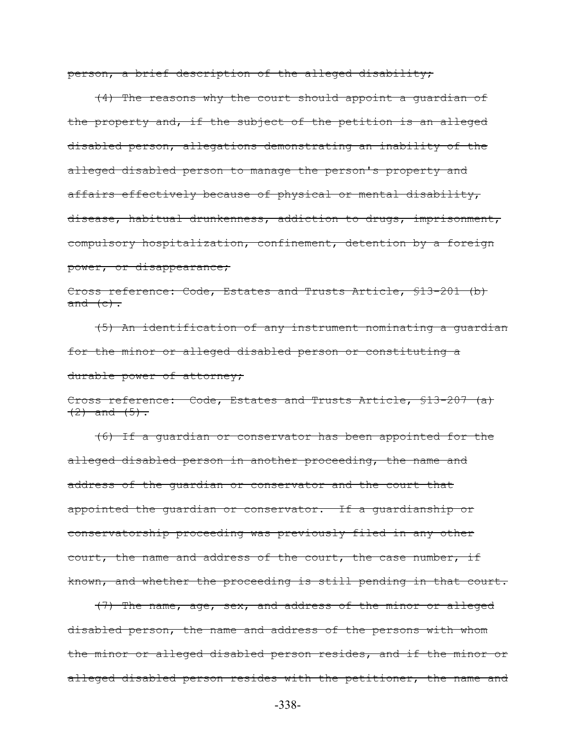~~person, a brief description of the alleged disability;~~

~~(4) The reasons why the court should appoint a guardian of the property and, if the subject of the petition is an alleged disabled person, allegations demonstrating an inability of the alleged disabled person to manage the person's property and affairs effectively because of physical or mental disability, disease, habitual drunkenness, addiction to drugs, imprisonment, compulsory hospitalization, confinement, detention by a foreign power, or disappearance;~~

~~Cross reference: Code, Estates and Trusts Article, §13-201 (b) and (c).~~

~~(5) An identification of any instrument nominating a guardian for the minor or alleged disabled person or constituting a durable power of attorney;~~

~~Cross reference: Code, Estates and Trusts Article, §13-207 (a) (2) and (5).~~

~~(6) If a guardian or conservator has been appointed for the alleged disabled person in another proceeding, the name and address of the guardian or conservator and the court that appointed the guardian or conservator. If a guardianship or conservatorship proceeding was previously filed in any other court, the name and address of the court, the case number, if known, and whether the proceeding is still pending in that court.~~

~~(7) The name, age, sex, and address of the minor or alleged disabled person, the name and address of the persons with whom the minor or alleged disabled person resides, and if the minor or alleged disabled person resides with the petitioner, the name and~~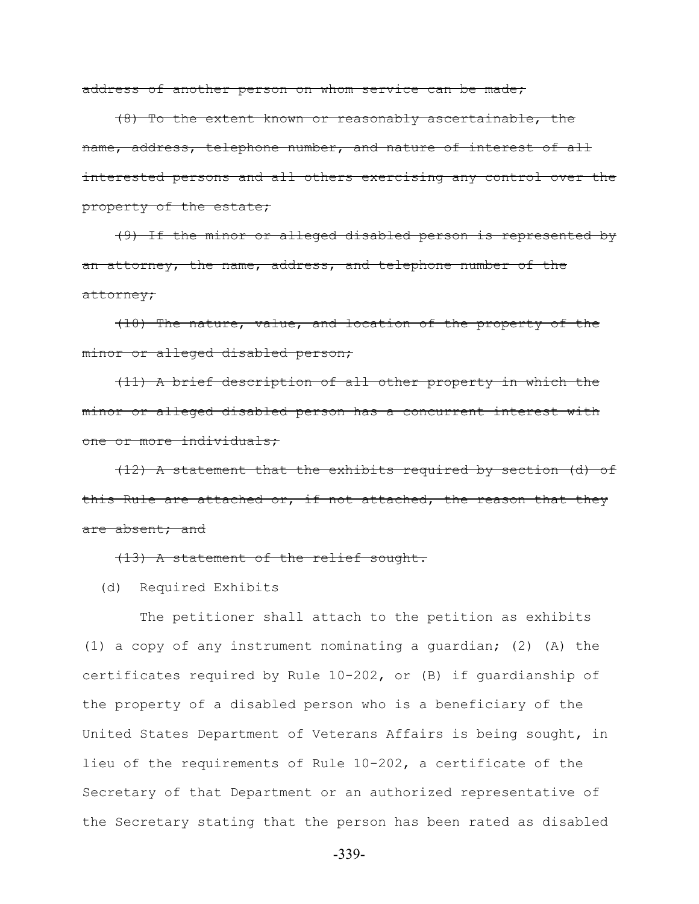~~address of another person on whom service can be made;~~

~~(8) To the extent known or reasonably ascertainable, the name, address, telephone number, and nature of interest of all interested persons and all others exercising any control over the property of the estate;~~

~~(9) If the minor or alleged disabled person is represented by an attorney, the name, address, and telephone number of the attorney;~~

~~(10) The nature, value, and location of the property of the minor or alleged disabled person;~~

~~(11) A brief description of all other property in which the minor or alleged disabled person has a concurrent interest with one or more individuals;~~

~~(12) A statement that the exhibits required by section (d) of this Rule are attached or, if not attached, the reason that they are absent; and~~

~~(13) A statement of the relief sought.~~

(d) Required Exhibits

The petitioner shall attach to the petition as exhibits (1) a copy of any instrument nominating a guardian; (2) (A) the certificates required by Rule 10-202, or (B) if guardianship of the property of a disabled person who is a beneficiary of the United States Department of Veterans Affairs is being sought, in lieu of the requirements of Rule 10-202, a certificate of the Secretary of that Department or an authorized representative of the Secretary stating that the person has been rated as disabled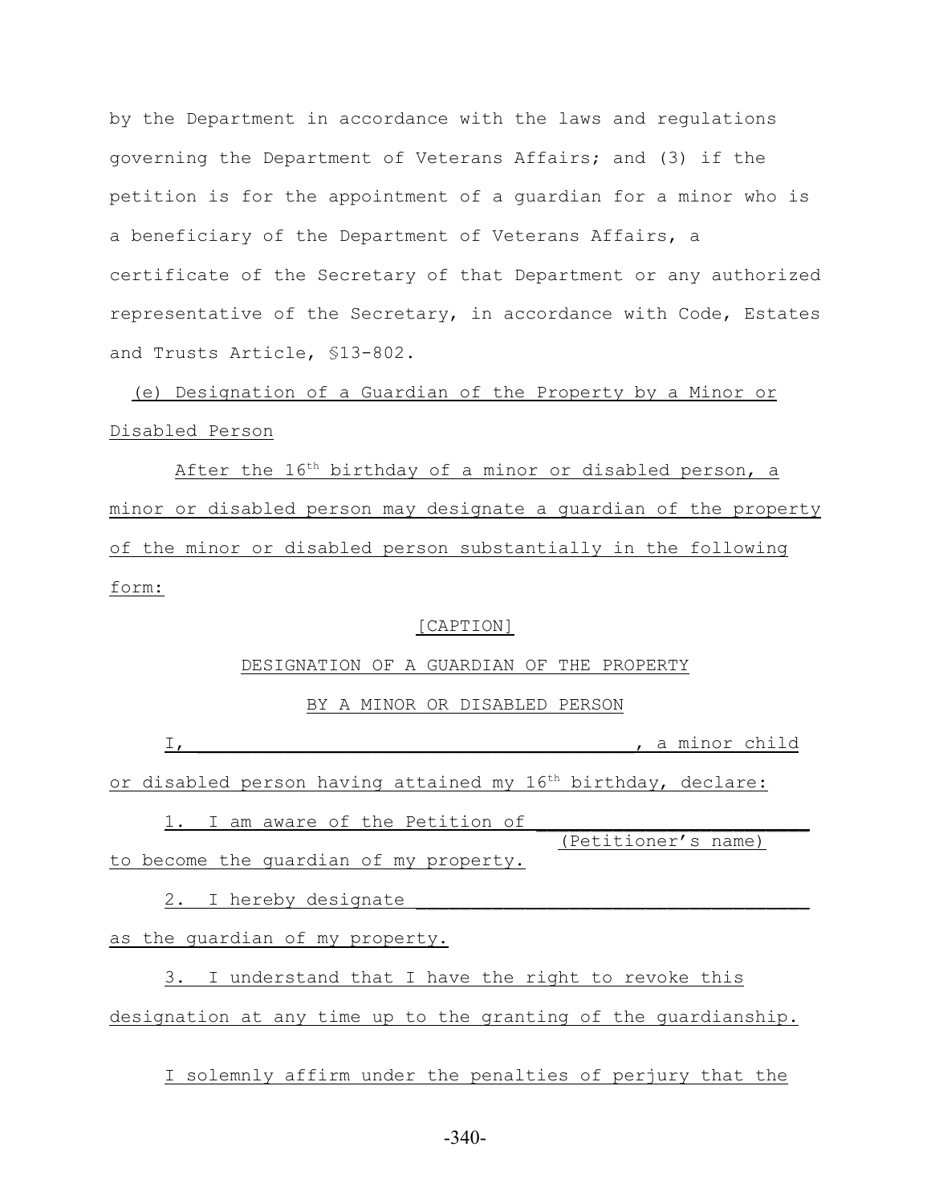by the Department in accordance with the laws and regulations governing the Department of Veterans Affairs; and (3) if the petition is for the appointment of a guardian for a minor who is a beneficiary of the Department of Veterans Affairs, a certificate of the Secretary of that Department or any authorized representative of the Secretary, in accordance with Code, Estates and Trusts Article, §13-802.

(e) Designation of a Guardian of the Property by a Minor or Disabled Person

After the 16th birthday of a minor or disabled person, a minor or disabled person may designate a guardian of the property of the minor or disabled person substantially in the following form:

[CAPTION]

DESIGNATION OF A GUARDIAN OF THE PROPERTY

BY A MINOR OR DISABLED PERSON

I, ______________________________________, a minor child or disabled person having attained my 16th birthday, declare:

1. I am aware of the Petition of ________________________ (Petitioner's name) to become the guardian of my property.

2. I hereby designate __________________________________ as the guardian of my property.

3. I understand that I have the right to revoke this designation at any time up to the granting of the guardianship.

I solemnly affirm under the penalties of perjury that the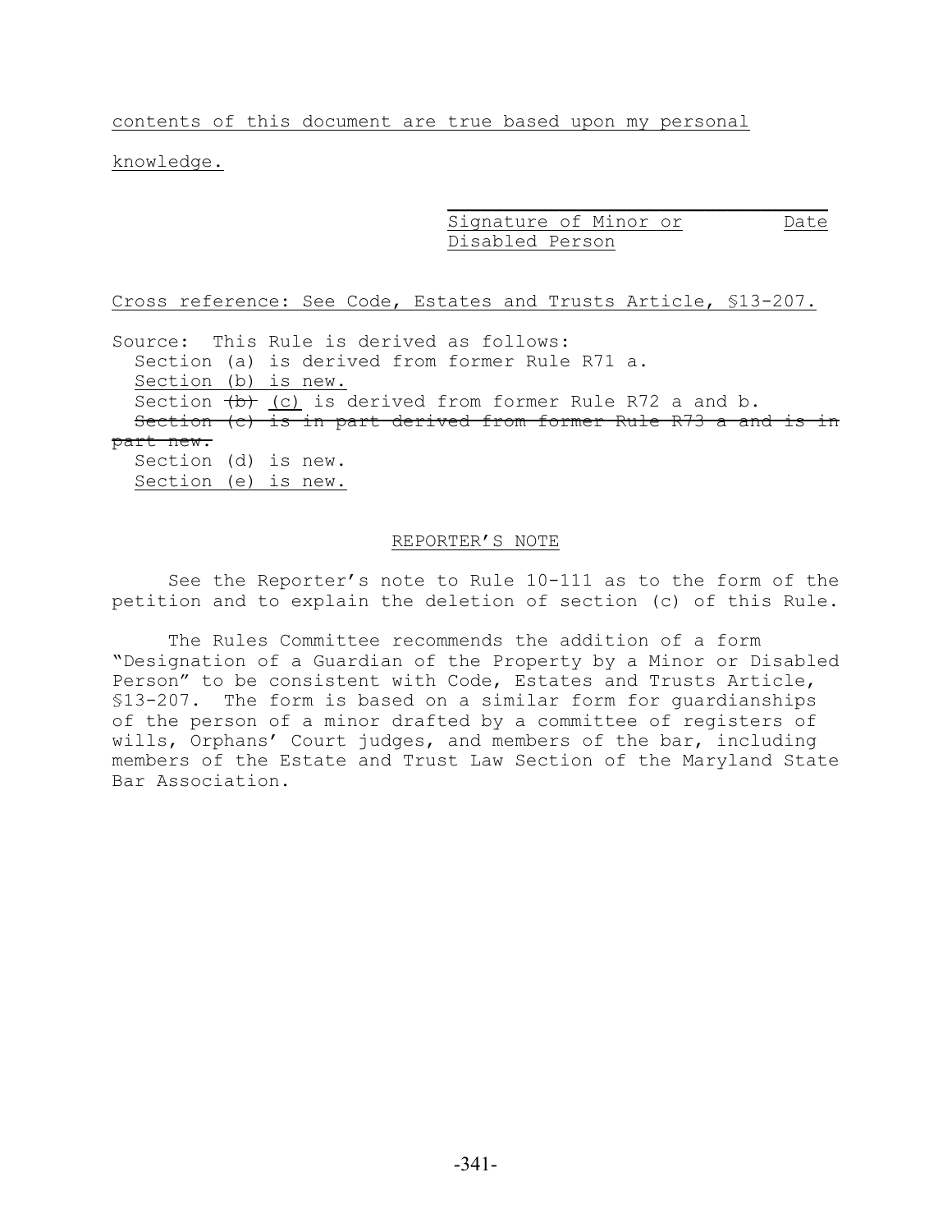contents of this document are true based upon my personal knowledge.

\_\_\_\_\_\_\_\_\_\_\_\_\_\_\_\_\_\_\_\_\_\_\_\_\_\_\_\_\_\_\_\_\_\_\_\_
Signature of Minor or Disabled Person          Date

Cross reference: See Code, Estates and Trusts Article, §13-207.

Source: This Rule is derived as follows:
  Section (a) is derived from former Rule R71 a.
  Section (b) is new.
  Section ~~(b)~~ (c) is derived from former Rule R72 a and b.
  ~~Section (c) is in part derived from former Rule R73 a and is in part new.~~
  Section (d) is new.
  Section (e) is new.

REPORTER'S NOTE

See the Reporter's note to Rule 10-111 as to the form of the petition and to explain the deletion of section (c) of this Rule.

The Rules Committee recommends the addition of a form "Designation of a Guardian of the Property by a Minor or Disabled Person" to be consistent with Code, Estates and Trusts Article, §13-207. The form is based on a similar form for guardianships of the person of a minor drafted by a committee of registers of wills, Orphans' Court judges, and members of the bar, including members of the Estate and Trust Law Section of the Maryland State Bar Association.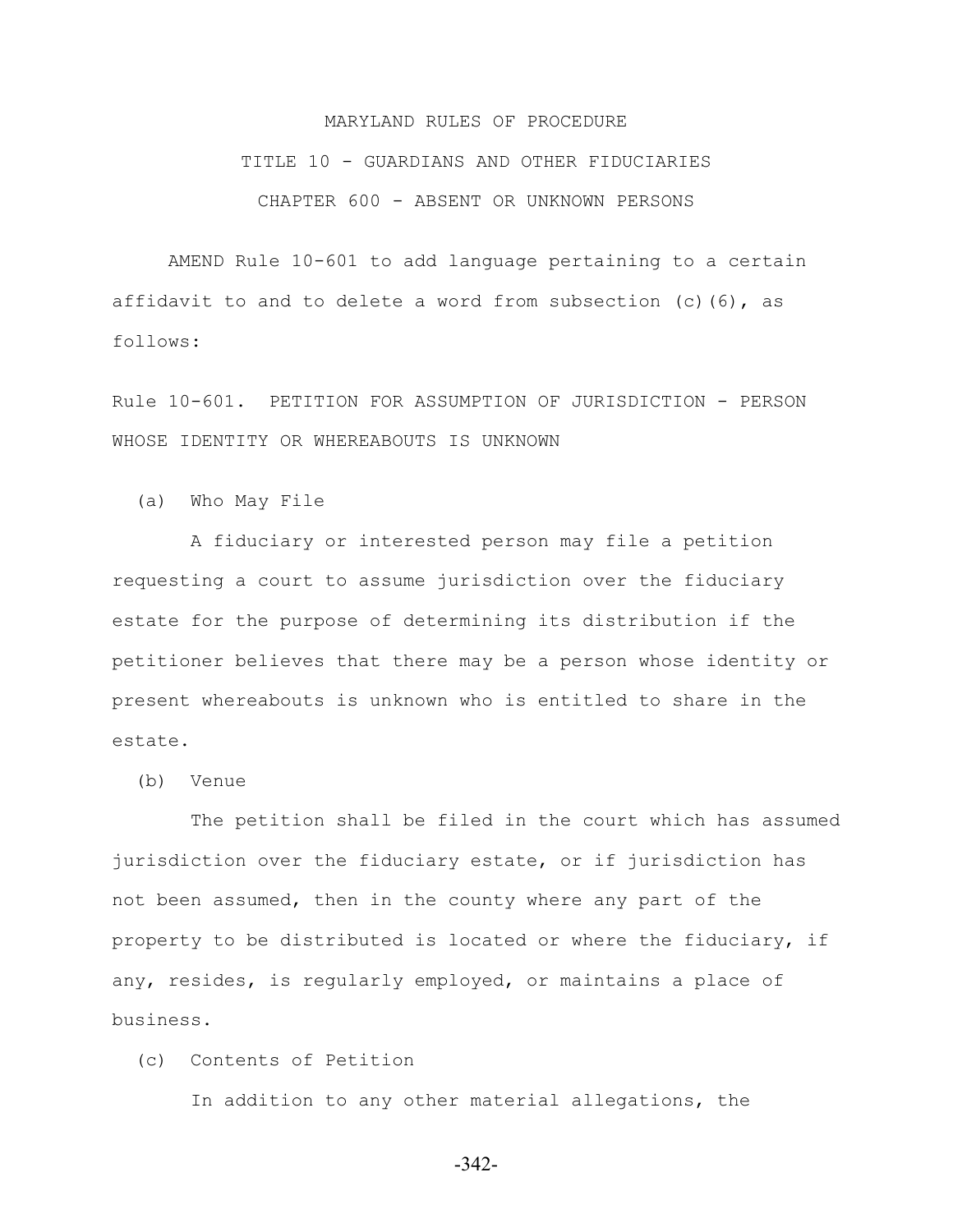MARYLAND RULES OF PROCEDURE

TITLE 10 - GUARDIANS AND OTHER FIDUCIARIES

CHAPTER 600 - ABSENT OR UNKNOWN PERSONS

AMEND Rule 10-601 to add language pertaining to a certain affidavit to and to delete a word from subsection (c)(6), as follows:

Rule 10-601. PETITION FOR ASSUMPTION OF JURISDICTION - PERSON WHOSE IDENTITY OR WHEREABOUTS IS UNKNOWN

(a) Who May File

A fiduciary or interested person may file a petition requesting a court to assume jurisdiction over the fiduciary estate for the purpose of determining its distribution if the petitioner believes that there may be a person whose identity or present whereabouts is unknown who is entitled to share in the estate.

(b) Venue

The petition shall be filed in the court which has assumed jurisdiction over the fiduciary estate, or if jurisdiction has not been assumed, then in the county where any part of the property to be distributed is located or where the fiduciary, if any, resides, is regularly employed, or maintains a place of business.

(c) Contents of Petition

In addition to any other material allegations, the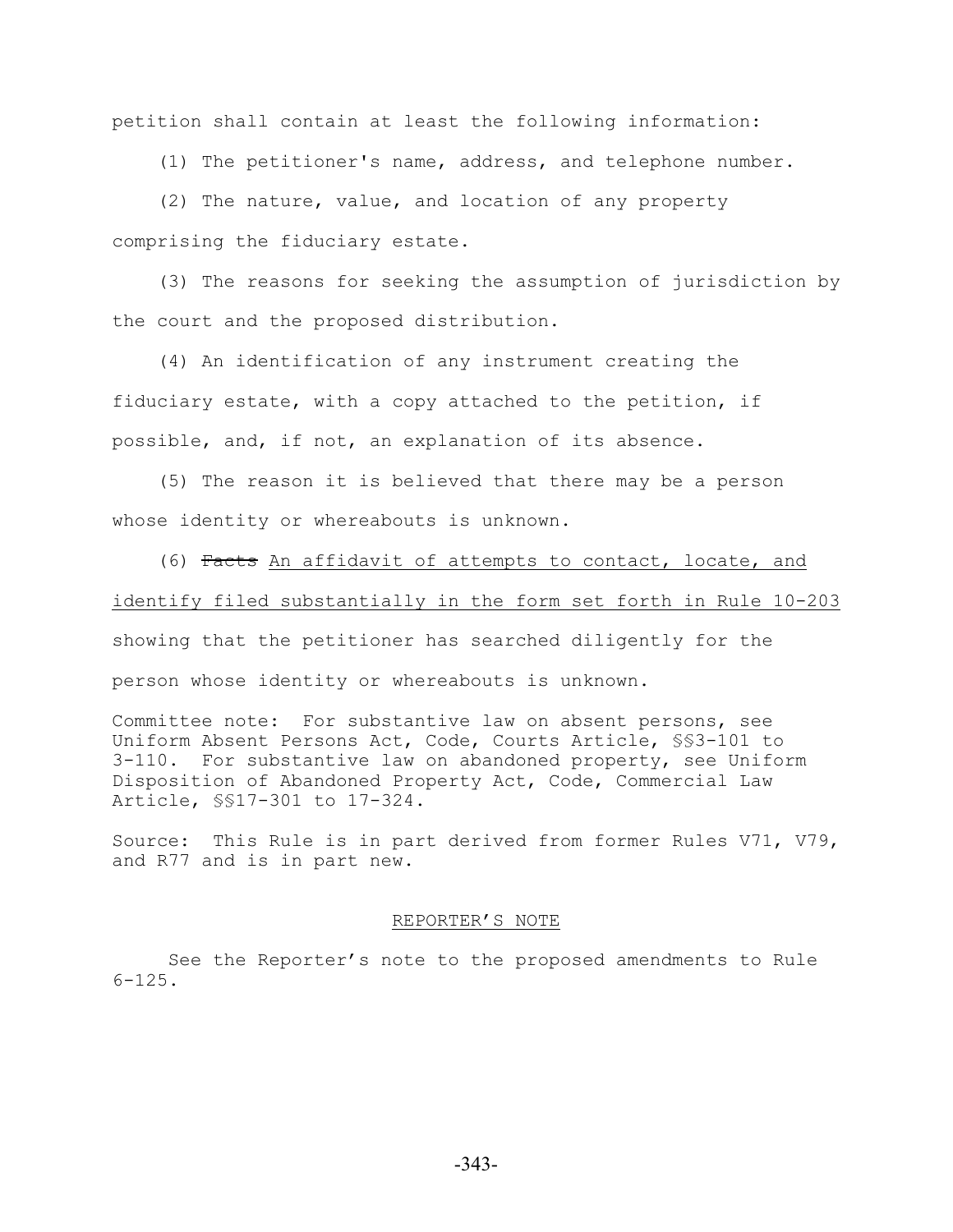petition shall contain at least the following information:

(1) The petitioner's name, address, and telephone number.

(2) The nature, value, and location of any property comprising the fiduciary estate.

(3) The reasons for seeking the assumption of jurisdiction by the court and the proposed distribution.

(4) An identification of any instrument creating the fiduciary estate, with a copy attached to the petition, if possible, and, if not, an explanation of its absence.

(5) The reason it is believed that there may be a person whose identity or whereabouts is unknown.

(6) ~~Facts~~ <u>An affidavit of attempts to contact, locate, and identify filed substantially in the form set forth in Rule 10-203</u> showing that the petitioner has searched diligently for the person whose identity or whereabouts is unknown.

Committee note: For substantive law on absent persons, see Uniform Absent Persons Act, Code, Courts Article, §§3-101 to 3-110. For substantive law on abandoned property, see Uniform Disposition of Abandoned Property Act, Code, Commercial Law Article, §§17-301 to 17-324.

Source: This Rule is in part derived from former Rules V71, V79, and R77 and is in part new.

REPORTER'S NOTE

See the Reporter's note to the proposed amendments to Rule 6-125.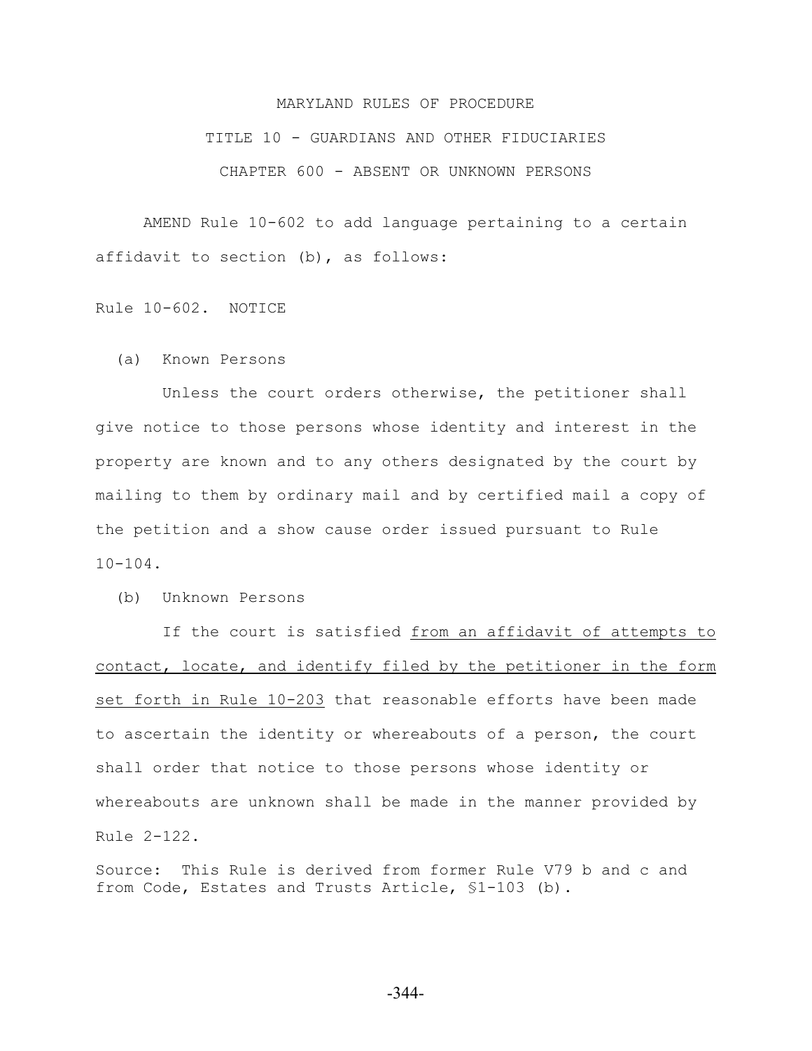MARYLAND RULES OF PROCEDURE

TITLE 10 - GUARDIANS AND OTHER FIDUCIARIES

CHAPTER 600 - ABSENT OR UNKNOWN PERSONS

AMEND Rule 10-602 to add language pertaining to a certain affidavit to section (b), as follows:

Rule 10-602. NOTICE

(a) Known Persons

Unless the court orders otherwise, the petitioner shall give notice to those persons whose identity and interest in the property are known and to any others designated by the court by mailing to them by ordinary mail and by certified mail a copy of the petition and a show cause order issued pursuant to Rule 10-104.

(b) Unknown Persons

If the court is satisfied <u>from an affidavit of attempts to contact, locate, and identify filed by the petitioner in the form set forth in Rule 10-203</u> that reasonable efforts have been made to ascertain the identity or whereabouts of a person, the court shall order that notice to those persons whose identity or whereabouts are unknown shall be made in the manner provided by Rule 2-122.

Source: This Rule is derived from former Rule V79 b and c and from Code, Estates and Trusts Article, §1-103 (b).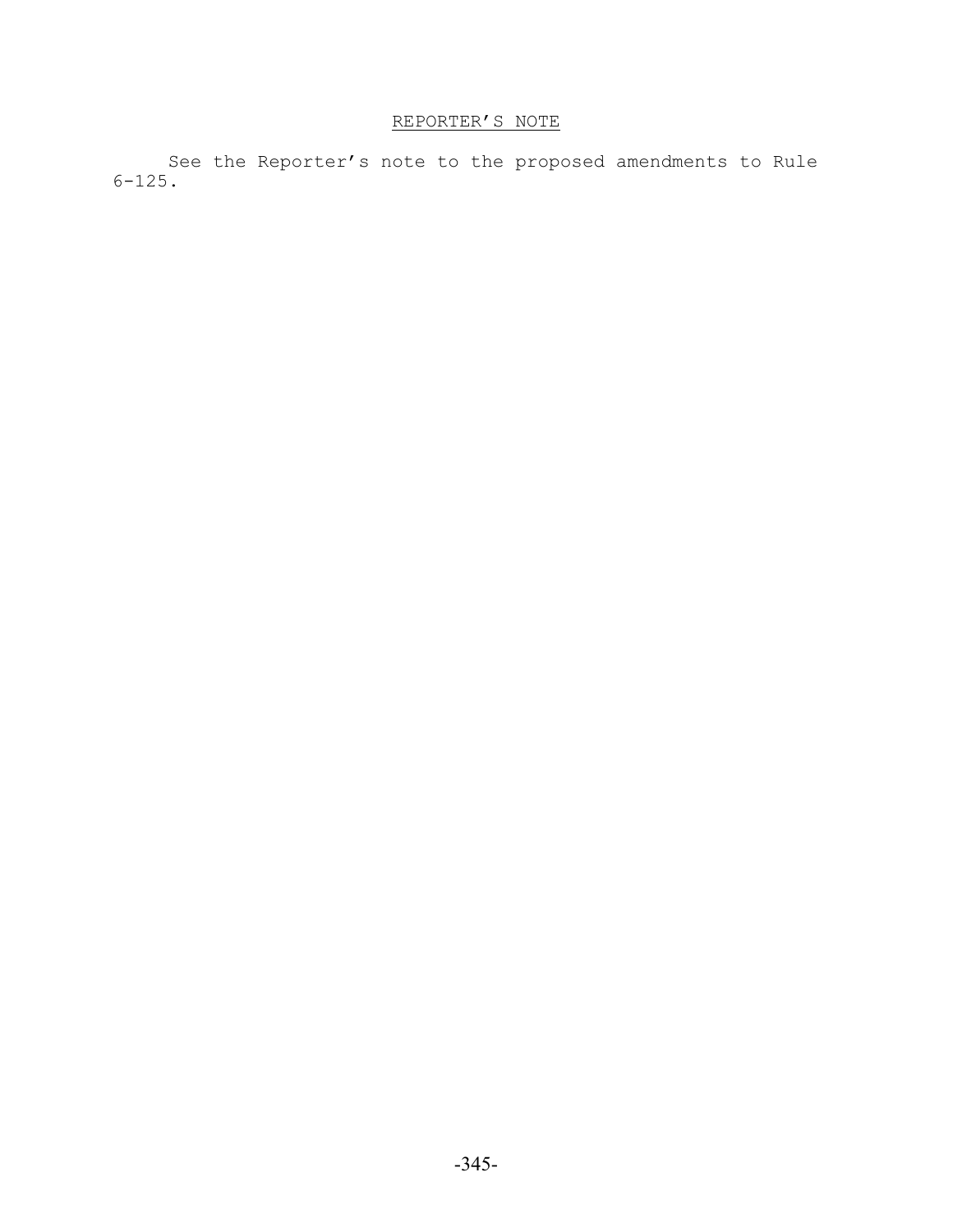REPORTER'S NOTE

See the Reporter's note to the proposed amendments to Rule 6-125.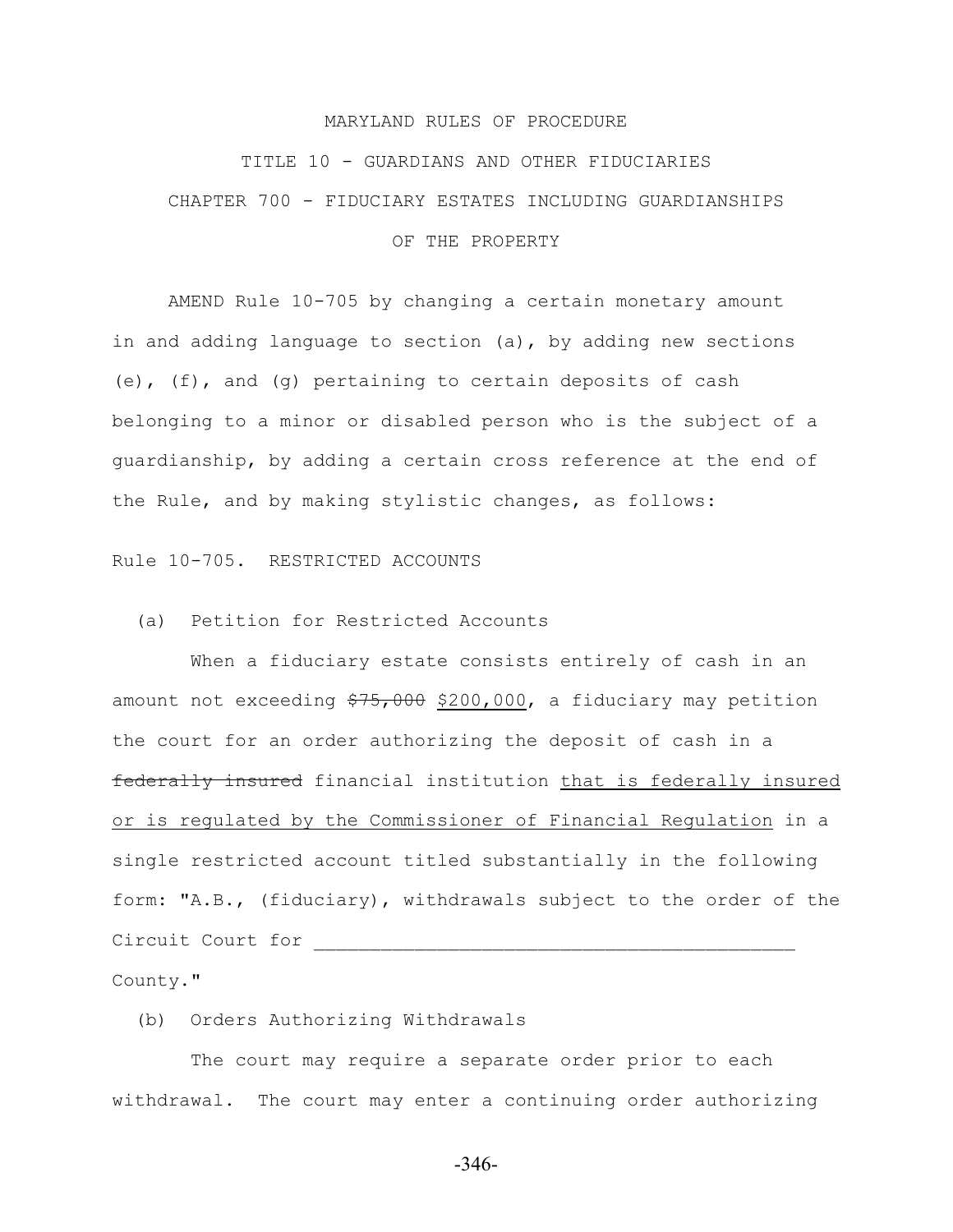MARYLAND RULES OF PROCEDURE

TITLE 10 - GUARDIANS AND OTHER FIDUCIARIES

CHAPTER 700 - FIDUCIARY ESTATES INCLUDING GUARDIANSHIPS OF THE PROPERTY

AMEND Rule 10-705 by changing a certain monetary amount in and adding language to section (a), by adding new sections (e), (f), and (g) pertaining to certain deposits of cash belonging to a minor or disabled person who is the subject of a guardianship, by adding a certain cross reference at the end of the Rule, and by making stylistic changes, as follows:

Rule 10-705. RESTRICTED ACCOUNTS

(a) Petition for Restricted Accounts

When a fiduciary estate consists entirely of cash in an amount not exceeding ~~$75,000~~ <u>$200,000</u>, a fiduciary may petition the court for an order authorizing the deposit of cash in a ~~federally insured~~ financial institution <u>that is federally insured or is regulated by the Commissioner of Financial Regulation</u> in a single restricted account titled substantially in the following form: "A.B., (fiduciary), withdrawals subject to the order of the Circuit Court for ___________________________________________ County."

(b) Orders Authorizing Withdrawals

The court may require a separate order prior to each withdrawal. The court may enter a continuing order authorizing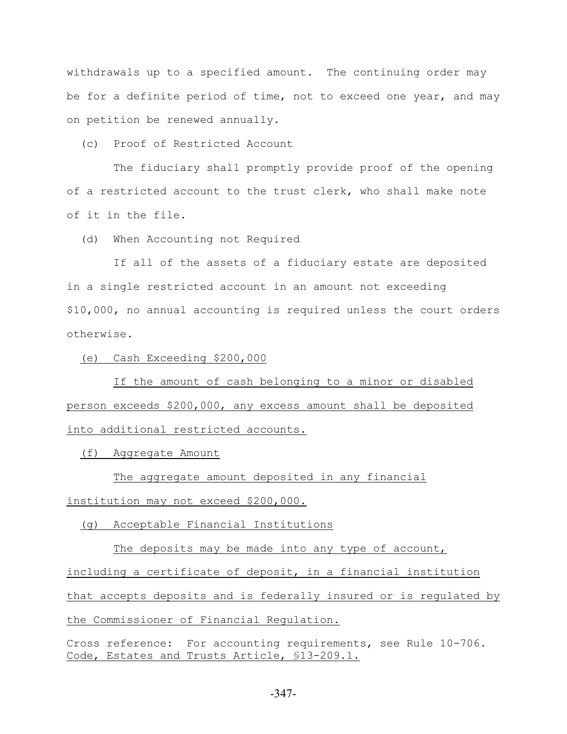withdrawals up to a specified amount. The continuing order may be for a definite period of time, not to exceed one year, and may on petition be renewed annually.

(c) Proof of Restricted Account

The fiduciary shall promptly provide proof of the opening of a restricted account to the trust clerk, who shall make note of it in the file.

(d) When Accounting not Required

If all of the assets of a fiduciary estate are deposited in a single restricted account in an amount not exceeding $10,000, no annual accounting is required unless the court orders otherwise.

(e) Cash Exceeding $200,000

If the amount of cash belonging to a minor or disabled person exceeds $200,000, any excess amount shall be deposited into additional restricted accounts.

(f) Aggregate Amount

The aggregate amount deposited in any financial institution may not exceed $200,000.

(g) Acceptable Financial Institutions

The deposits may be made into any type of account, including a certificate of deposit, in a financial institution that accepts deposits and is federally insured or is regulated by the Commissioner of Financial Regulation.

Cross reference: For accounting requirements, see Rule 10-706. Code, Estates and Trusts Article, §13-209.1.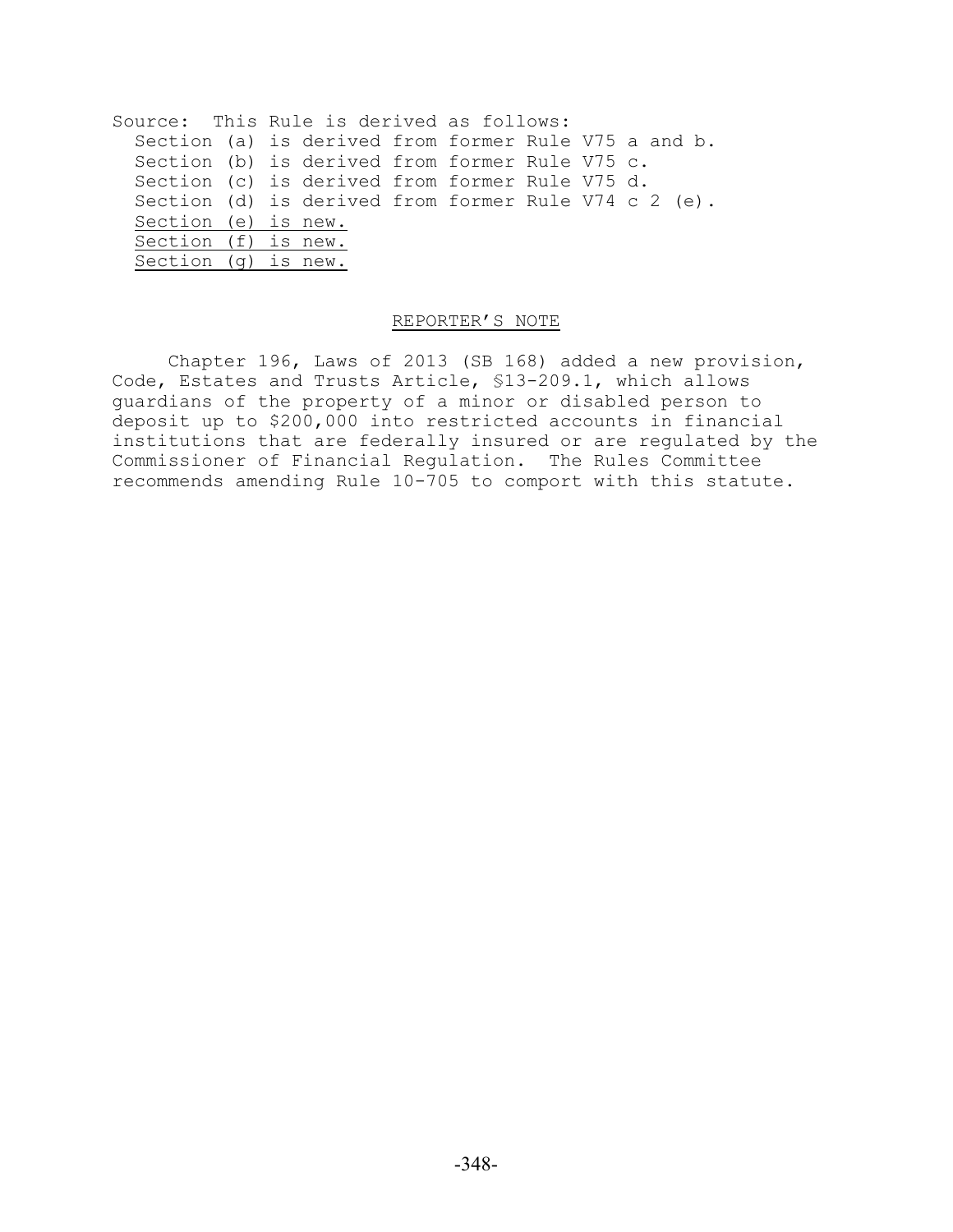Source: This Rule is derived as follows:
  Section (a) is derived from former Rule V75 a and b.
  Section (b) is derived from former Rule V75 c.
  Section (c) is derived from former Rule V75 d.
  Section (d) is derived from former Rule V74 c 2 (e).
  Section (e) is new.
  Section (f) is new.
  Section (g) is new.

## REPORTER'S NOTE

Chapter 196, Laws of 2013 (SB 168) added a new provision, Code, Estates and Trusts Article, §13-209.1, which allows guardians of the property of a minor or disabled person to deposit up to $200,000 into restricted accounts in financial institutions that are federally insured or are regulated by the Commissioner of Financial Regulation. The Rules Committee recommends amending Rule 10-705 to comport with this statute.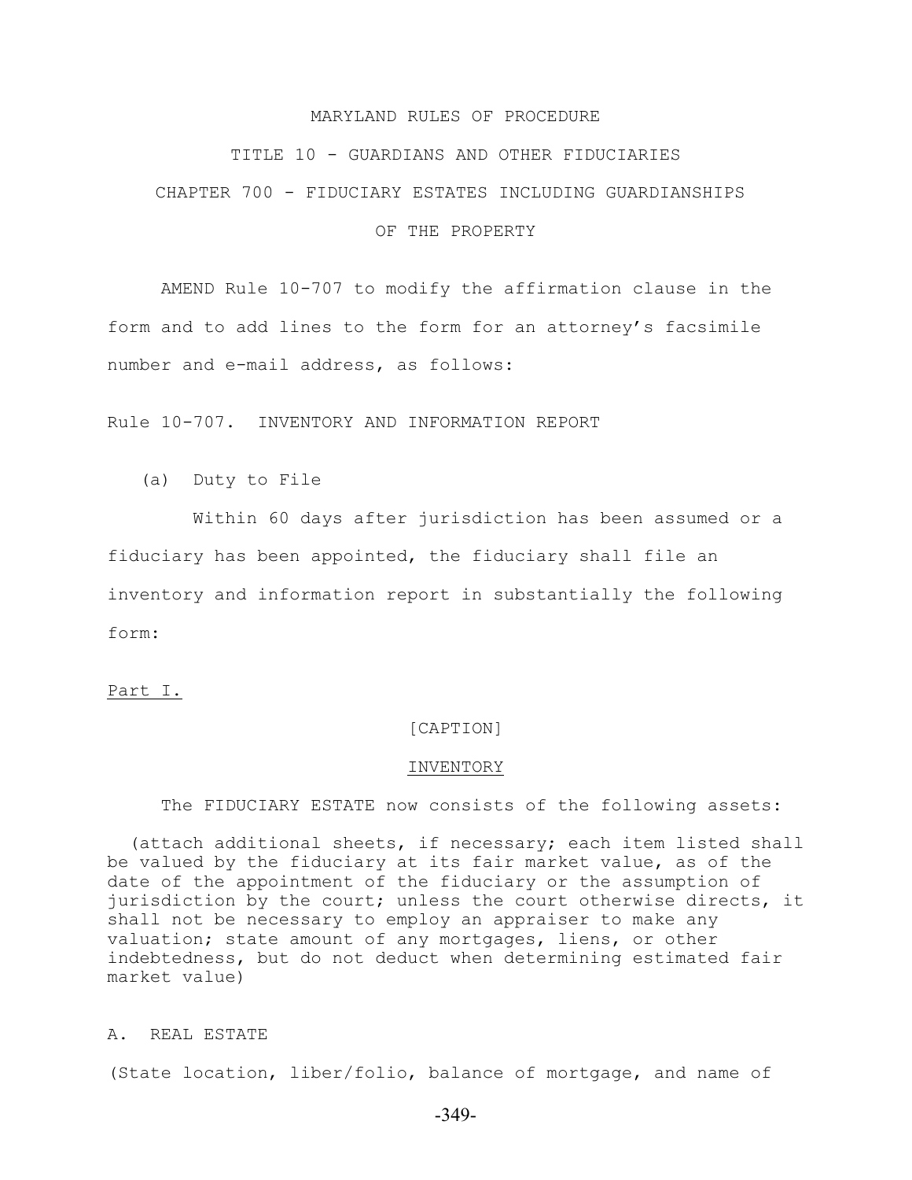MARYLAND RULES OF PROCEDURE

TITLE 10 - GUARDIANS AND OTHER FIDUCIARIES

CHAPTER 700 - FIDUCIARY ESTATES INCLUDING GUARDIANSHIPS

OF THE PROPERTY

AMEND Rule 10-707 to modify the affirmation clause in the form and to add lines to the form for an attorney's facsimile number and e-mail address, as follows:

Rule 10-707. INVENTORY AND INFORMATION REPORT

(a) Duty to File

Within 60 days after jurisdiction has been assumed or a fiduciary has been appointed, the fiduciary shall file an inventory and information report in substantially the following form:

Part I.

[CAPTION]

INVENTORY

The FIDUCIARY ESTATE now consists of the following assets:

(attach additional sheets, if necessary; each item listed shall be valued by the fiduciary at its fair market value, as of the date of the appointment of the fiduciary or the assumption of jurisdiction by the court; unless the court otherwise directs, it shall not be necessary to employ an appraiser to make any valuation; state amount of any mortgages, liens, or other indebtedness, but do not deduct when determining estimated fair market value)

A. REAL ESTATE

(State location, liber/folio, balance of mortgage, and name of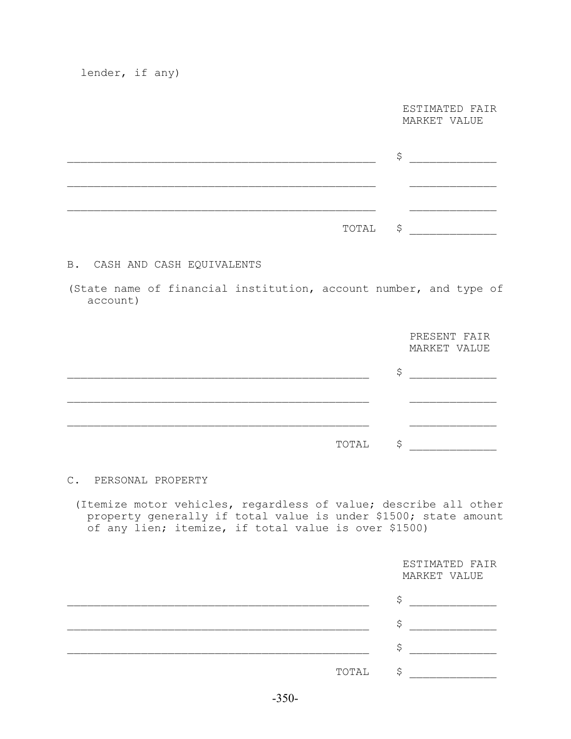lender, if any)

| | ESTIMATED FAIR MARKET VALUE |
|---|---|
| ______________________________________________ | $ _____________ |
| ______________________________________________ | _____________ |
| ______________________________________________ | _____________ |
| TOTAL | $ _____________ |

B. CASH AND CASH EQUIVALENTS

(State name of financial institution, account number, and type of account)

| | PRESENT FAIR MARKET VALUE |
|---|---|
| ______________________________________________ | $ _____________ |
| ______________________________________________ | _____________ |
| ______________________________________________ | _____________ |
| TOTAL | $ _____________ |

C. PERSONAL PROPERTY

(Itemize motor vehicles, regardless of value; describe all other property generally if total value is under $1500; state amount of any lien; itemize, if total value is over $1500)

| | ESTIMATED FAIR MARKET VALUE |
|---|---|
| ______________________________________________ | $ _____________ |
| ______________________________________________ | $ _____________ |
| ______________________________________________ | $ _____________ |
| TOTAL | $ _____________ |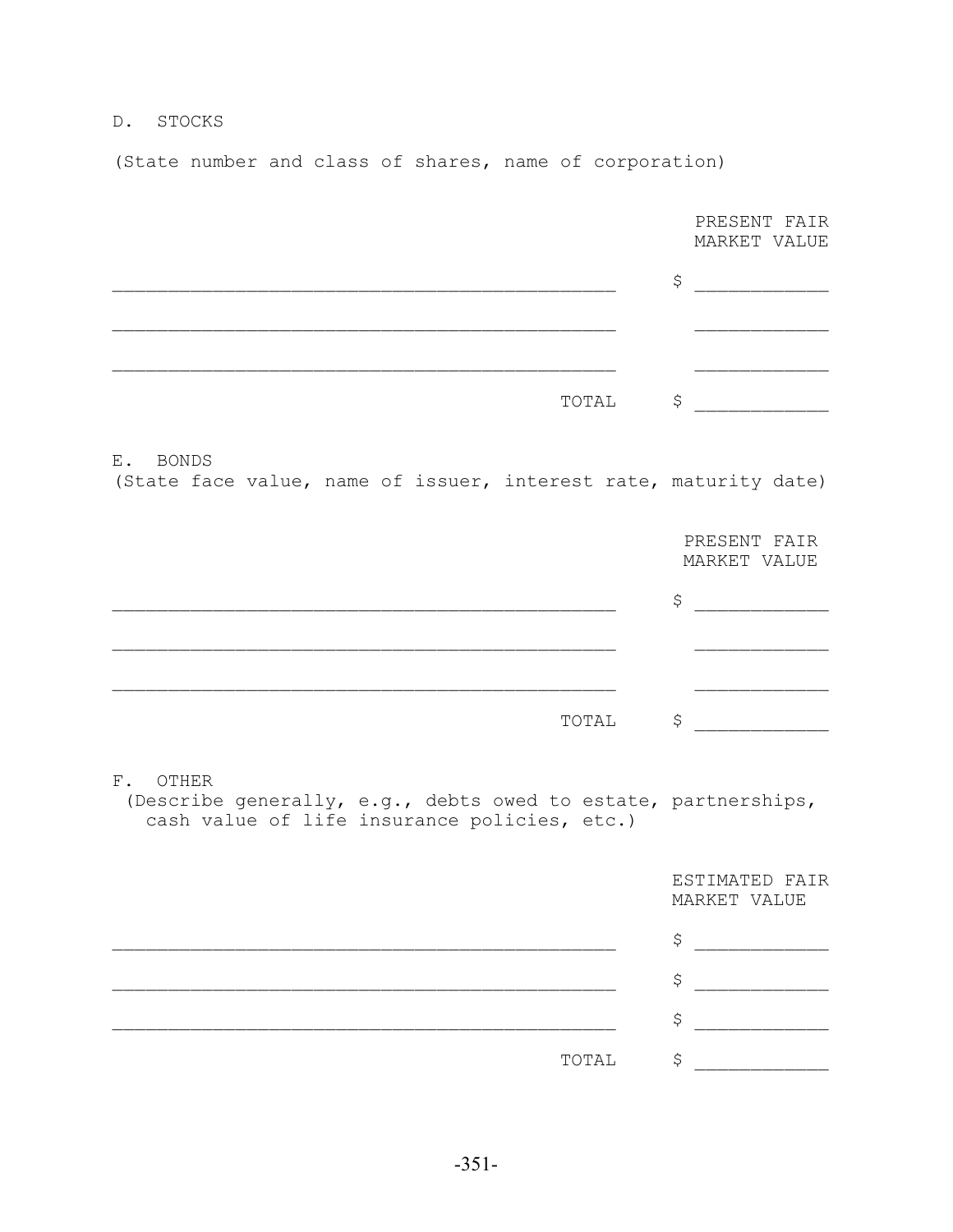D. STOCKS

(State number and class of shares, name of corporation)

| | PRESENT FAIR MARKET VALUE |
|---|---|
| ______________________________________________ | $ ____________ |
| ______________________________________________ | ____________ |
| ______________________________________________ | ____________ |
| TOTAL | $ ____________ |

E. BONDS
(State face value, name of issuer, interest rate, maturity date)

| | PRESENT FAIR MARKET VALUE |
|---|---|
| ______________________________________________ | $ ____________ |
| ______________________________________________ | ____________ |
| ______________________________________________ | ____________ |
| TOTAL | $ ____________ |

F. OTHER
(Describe generally, e.g., debts owed to estate, partnerships, cash value of life insurance policies, etc.)

| | ESTIMATED FAIR MARKET VALUE |
|---|---|
| ______________________________________________ | $ ____________ |
| ______________________________________________ | $ ____________ |
| ______________________________________________ | $ ____________ |
| TOTAL | $ ____________ |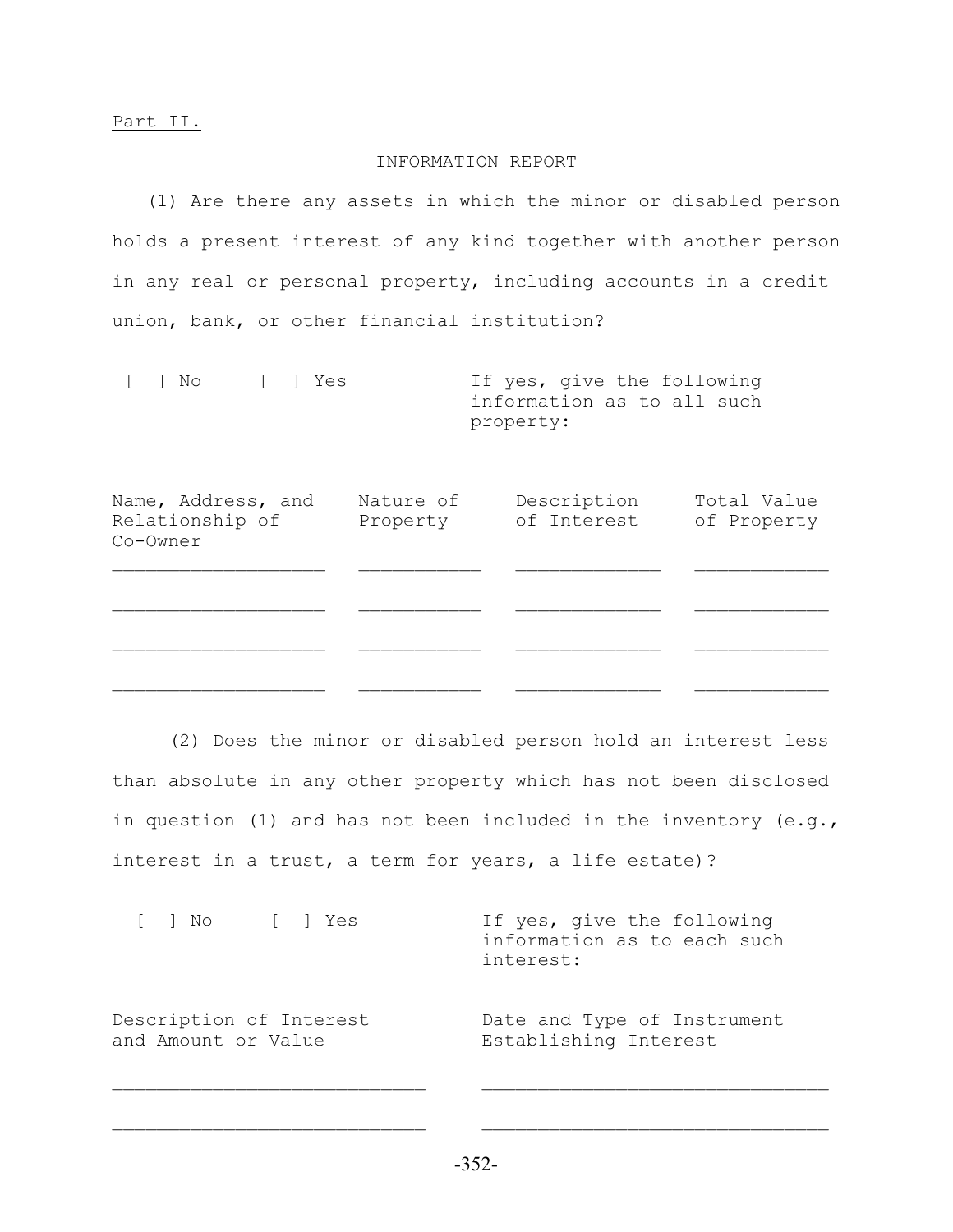Part II.

INFORMATION REPORT

(1) Are there any assets in which the minor or disabled person holds a present interest of any kind together with another person in any real or personal property, including accounts in a credit union, bank, or other financial institution?

[ ] No     [ ] Yes     If yes, give the following information as to all such property:

| Name, Address, and Relationship of Co-Owner | Nature of Property | Description of Interest | Total Value of Property |
|---|---|---|---|
| ___________________ | ___________ | _____________ | ____________ |
| ___________________ | ___________ | _____________ | ____________ |
| ___________________ | ___________ | _____________ | ____________ |
| ___________________ | ___________ | _____________ | ____________ |

(2) Does the minor or disabled person hold an interest less than absolute in any other property which has not been disclosed in question (1) and has not been included in the inventory (e.g., interest in a trust, a term for years, a life estate)?

[ ] No     [ ] Yes     If yes, give the following information as to each such interest:

| Description of Interest and Amount or Value | Date and Type of Instrument Establishing Interest |
|---|---|
| ____________________________ | ______________________________ |
| ____________________________ | ______________________________ |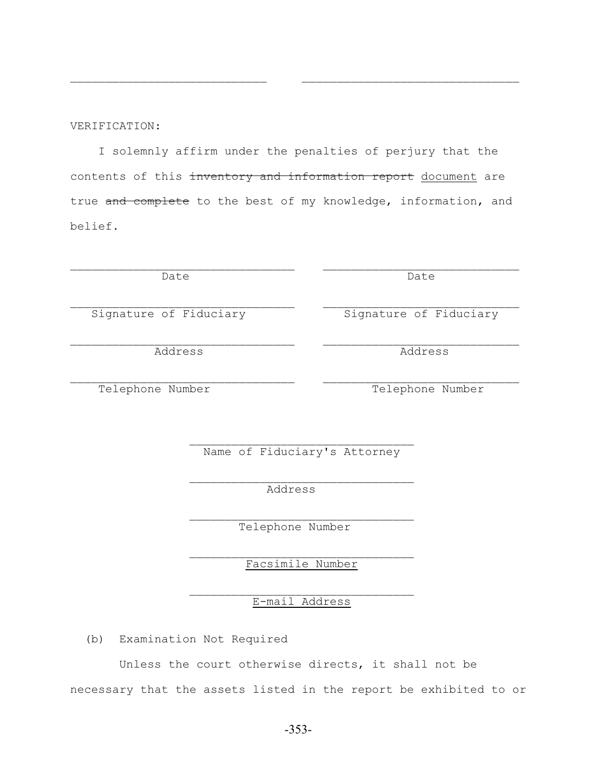\_\_\_\_\_\_\_\_\_\_\_\_\_\_\_\_\_\_\_\_\_\_\_\_\_\_\_\_ \_\_\_\_\_\_\_\_\_\_\_\_\_\_\_\_\_\_\_\_\_\_\_\_\_\_\_\_\_\_\_\_\_

VERIFICATION:

I solemnly affirm under the penalties of perjury that the contents of this ~~inventory and information report~~ <u>document</u> are true ~~and complete~~ to the best of my knowledge, information, and belief.

| | |
|---|---|
| \_\_\_\_\_\_\_\_\_\_\_\_\_\_\_\_\_\_\_\_\_\_\_\_\_\_\_\_<br>Date | \_\_\_\_\_\_\_\_\_\_\_\_\_\_\_\_\_\_\_\_\_\_\_\_\_\_\_\_<br>Date |
| \_\_\_\_\_\_\_\_\_\_\_\_\_\_\_\_\_\_\_\_\_\_\_\_\_\_\_\_<br>Signature of Fiduciary | \_\_\_\_\_\_\_\_\_\_\_\_\_\_\_\_\_\_\_\_\_\_\_\_\_\_\_\_<br>Signature of Fiduciary |
| \_\_\_\_\_\_\_\_\_\_\_\_\_\_\_\_\_\_\_\_\_\_\_\_\_\_\_\_<br>Address | \_\_\_\_\_\_\_\_\_\_\_\_\_\_\_\_\_\_\_\_\_\_\_\_\_\_\_\_<br>Address |
| \_\_\_\_\_\_\_\_\_\_\_\_\_\_\_\_\_\_\_\_\_\_\_\_\_\_\_\_<br>Telephone Number | \_\_\_\_\_\_\_\_\_\_\_\_\_\_\_\_\_\_\_\_\_\_\_\_\_\_\_\_<br>Telephone Number |

\_\_\_\_\_\_\_\_\_\_\_\_\_\_\_\_\_\_\_\_\_\_\_\_\_\_\_\_
Name of Fiduciary's Attorney

\_\_\_\_\_\_\_\_\_\_\_\_\_\_\_\_\_\_\_\_\_\_\_\_\_\_\_\_
Address

\_\_\_\_\_\_\_\_\_\_\_\_\_\_\_\_\_\_\_\_\_\_\_\_\_\_\_\_
Telephone Number

\_\_\_\_\_\_\_\_\_\_\_\_\_\_\_\_\_\_\_\_\_\_\_\_\_\_\_\_
<u>Facsimile Number</u>

\_\_\_\_\_\_\_\_\_\_\_\_\_\_\_\_\_\_\_\_\_\_\_\_\_\_\_\_
<u>E-mail Address</u>

(b) Examination Not Required

Unless the court otherwise directs, it shall not be necessary that the assets listed in the report be exhibited to or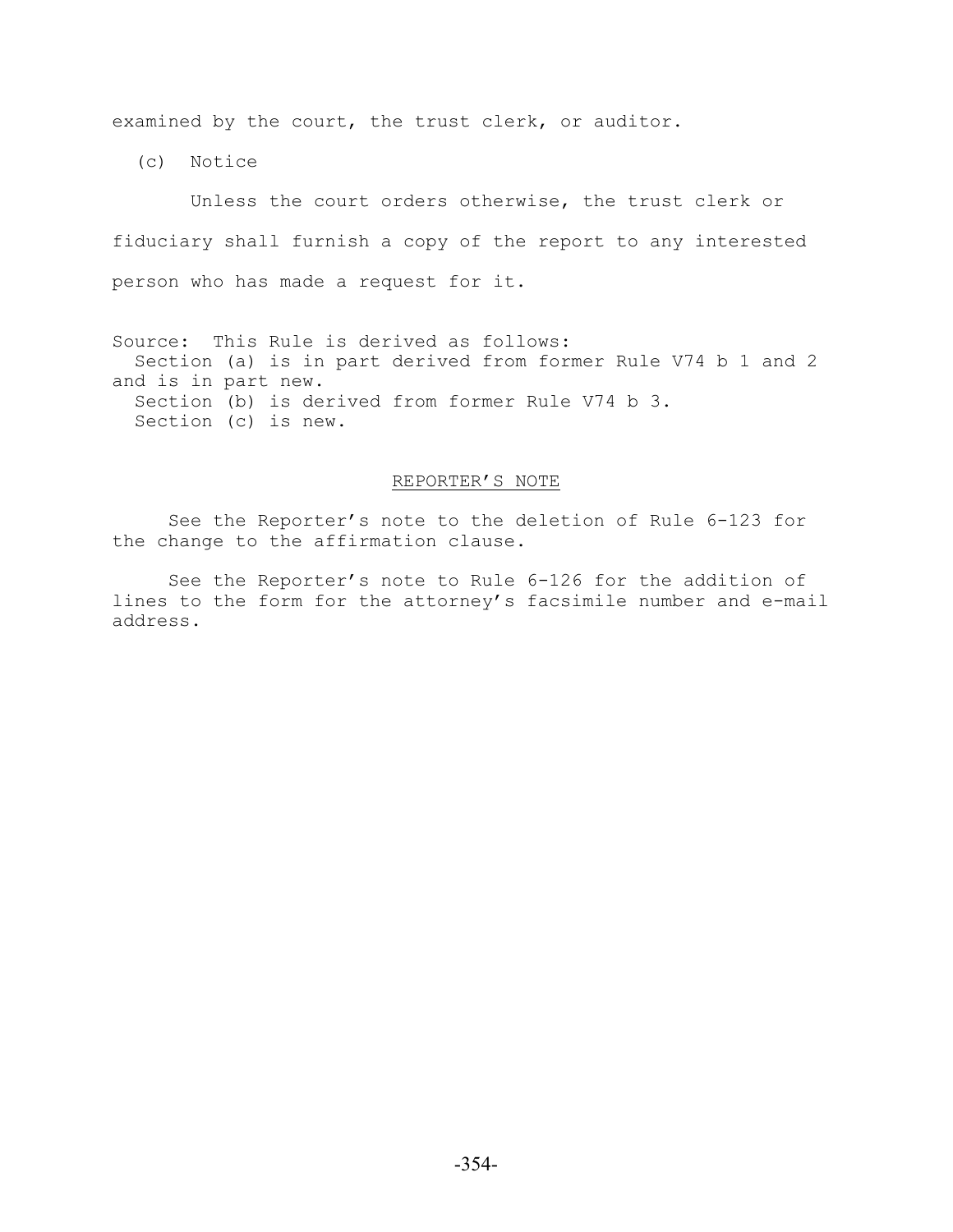examined by the court, the trust clerk, or auditor.

(c) Notice

Unless the court orders otherwise, the trust clerk or fiduciary shall furnish a copy of the report to any interested person who has made a request for it.

Source: This Rule is derived as follows:
Section (a) is in part derived from former Rule V74 b 1 and 2 and is in part new.
Section (b) is derived from former Rule V74 b 3.
Section (c) is new.

## REPORTER'S NOTE

See the Reporter's note to the deletion of Rule 6-123 for the change to the affirmation clause.

See the Reporter's note to Rule 6-126 for the addition of lines to the form for the attorney's facsimile number and e-mail address.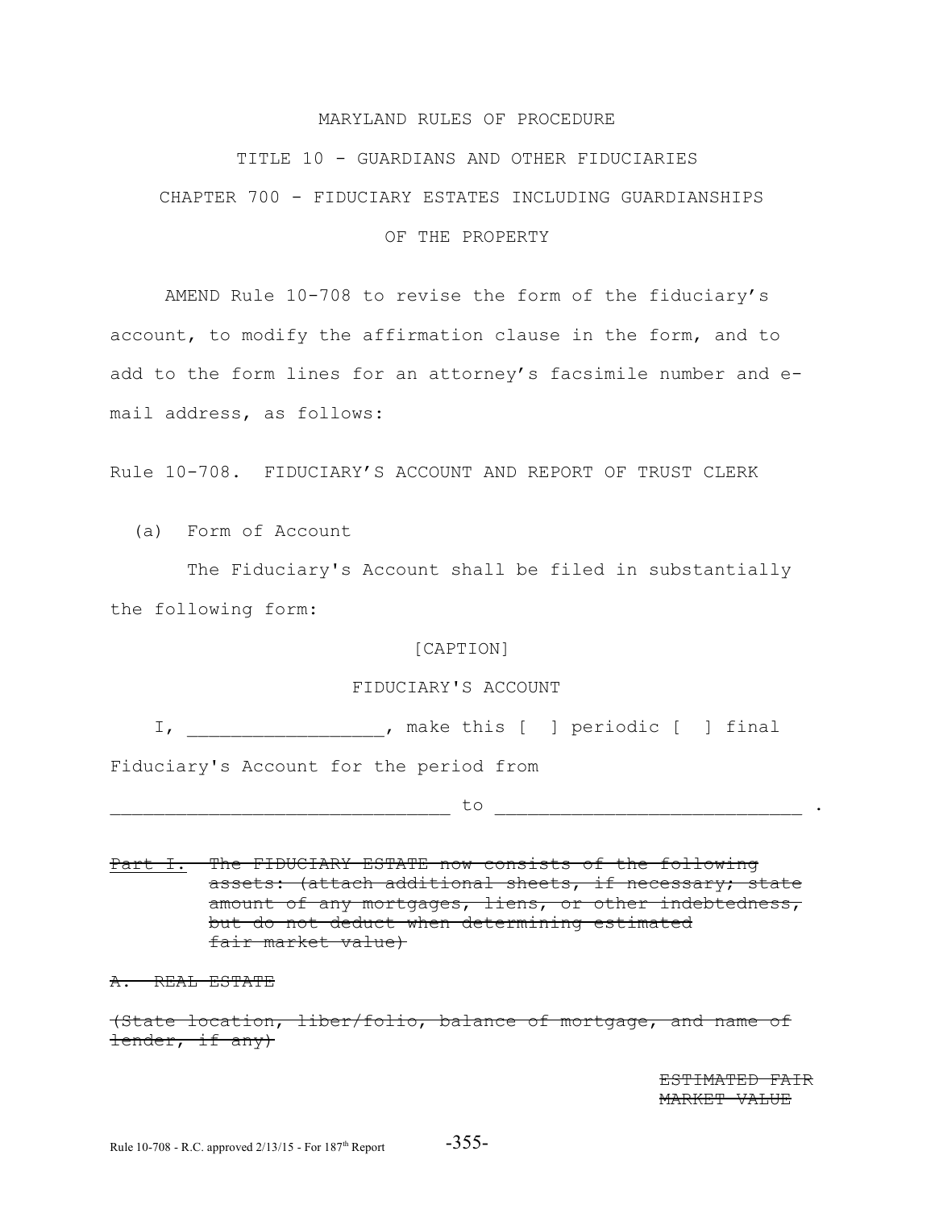MARYLAND RULES OF PROCEDURE

TITLE 10 - GUARDIANS AND OTHER FIDUCIARIES

CHAPTER 700 - FIDUCIARY ESTATES INCLUDING GUARDIANSHIPS OF THE PROPERTY

AMEND Rule 10-708 to revise the form of the fiduciary's account, to modify the affirmation clause in the form, and to add to the form lines for an attorney's facsimile number and e-mail address, as follows:

Rule 10-708. FIDUCIARY'S ACCOUNT AND REPORT OF TRUST CLERK

(a) Form of Account

The Fiduciary's Account shall be filed in substantially the following form:

[CAPTION]

FIDUCIARY'S ACCOUNT

I, __________________, make this [ ] periodic [ ] final Fiduciary's Account for the period from

_______________________________ to ____________________________ .

~~Part I. The FIDUCIARY ESTATE now consists of the following assets: (attach additional sheets, if necessary; state amount of any mortgages, liens, or other indebtedness, but do not deduct when determining estimated fair market value)~~

~~A. REAL ESTATE~~

~~(State location, liber/folio, balance of mortgage, and name of lender, if any)~~

~~ESTIMATED FAIR MARKET VALUE~~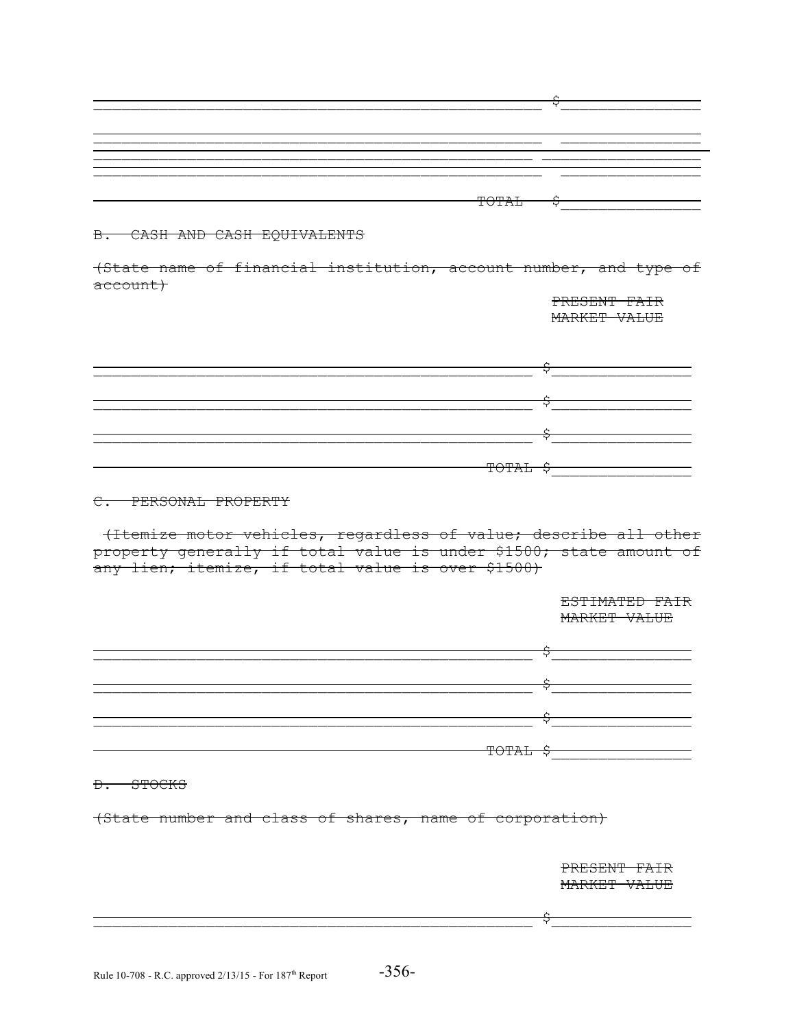~~______________________________________________ $______________~~

~~______________________________________________ ______________~~

~~______________________________________________ ______________~~

~~______________________________________________ ______________~~

~~TOTAL $______________~~

~~B. CASH AND CASH EQUIVALENTS~~

~~(State name of financial institution, account number, and type of account)~~

~~PRESENT FAIR MARKET VALUE~~

~~______________________________________________ $______________~~

~~______________________________________________ $______________~~

~~______________________________________________ $______________~~

~~TOTAL $______________~~

~~C. PERSONAL PROPERTY~~

~~(Itemize motor vehicles, regardless of value; describe all other property generally if total value is under $1500; state amount of any lien; itemize, if total value is over $1500)~~

~~ESTIMATED FAIR MARKET VALUE~~

~~______________________________________________ $______________~~

~~______________________________________________ $______________~~

~~______________________________________________ $______________~~

~~TOTAL $______________~~

~~D. STOCKS~~

~~(State number and class of shares, name of corporation)~~

~~PRESENT FAIR MARKET VALUE~~

~~______________________________________________ $______________~~

Rule 10-708 - R.C. approved 2/13/15 - For 187th Report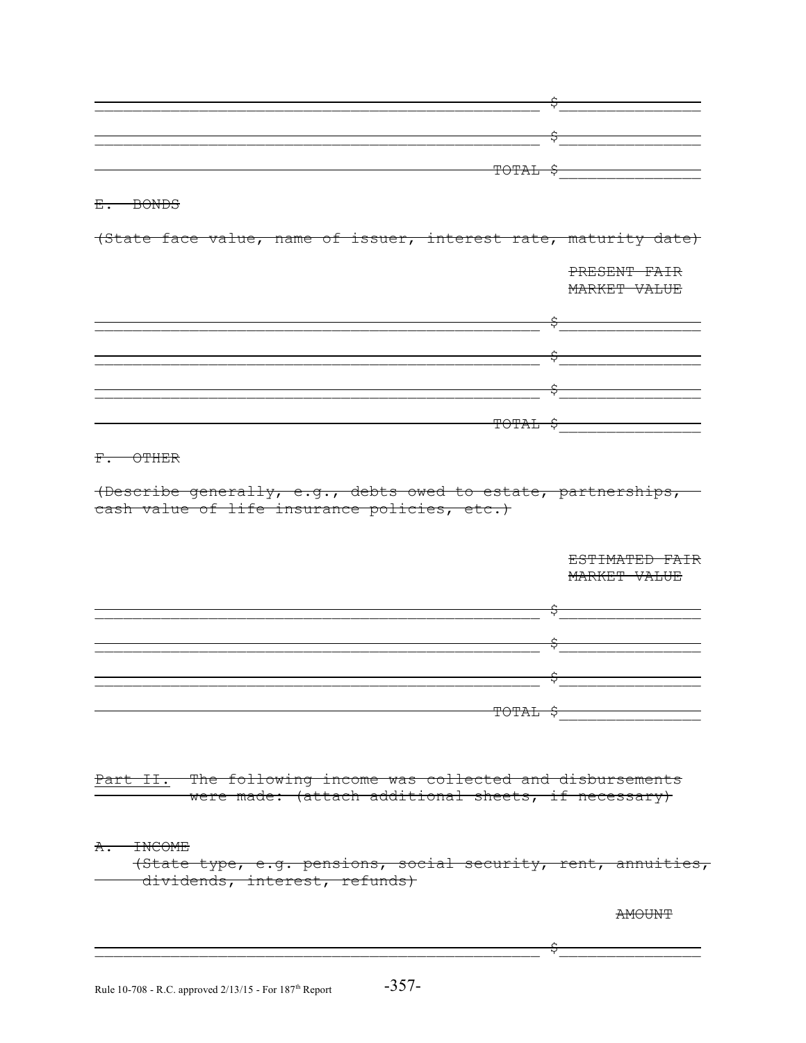~~\_\_\_\_\_\_\_\_\_\_\_\_\_\_\_\_\_\_\_\_\_\_\_\_\_\_\_\_\_\_\_\_\_\_\_\_\_\_\_\_\_\_\_\_\_\_\_\_ $\_\_\_\_\_\_\_\_\_\_\_\_\_\_\_~~

~~\_\_\_\_\_\_\_\_\_\_\_\_\_\_\_\_\_\_\_\_\_\_\_\_\_\_\_\_\_\_\_\_\_\_\_\_\_\_\_\_\_\_\_\_\_\_\_\_ $\_\_\_\_\_\_\_\_\_\_\_\_\_\_\_~~

~~TOTAL $\_\_\_\_\_\_\_\_\_\_\_\_\_\_\_~~

~~E. BONDS~~

~~(State face value, name of issuer, interest rate, maturity date)~~

~~PRESENT FAIR MARKET VALUE~~

~~\_\_\_\_\_\_\_\_\_\_\_\_\_\_\_\_\_\_\_\_\_\_\_\_\_\_\_\_\_\_\_\_\_\_\_\_\_\_\_\_\_\_\_\_\_\_\_\_ $\_\_\_\_\_\_\_\_\_\_\_\_\_\_\_~~

~~\_\_\_\_\_\_\_\_\_\_\_\_\_\_\_\_\_\_\_\_\_\_\_\_\_\_\_\_\_\_\_\_\_\_\_\_\_\_\_\_\_\_\_\_\_\_\_\_ $\_\_\_\_\_\_\_\_\_\_\_\_\_\_\_~~

~~\_\_\_\_\_\_\_\_\_\_\_\_\_\_\_\_\_\_\_\_\_\_\_\_\_\_\_\_\_\_\_\_\_\_\_\_\_\_\_\_\_\_\_\_\_\_\_\_ $\_\_\_\_\_\_\_\_\_\_\_\_\_\_\_~~

~~TOTAL $\_\_\_\_\_\_\_\_\_\_\_\_\_\_\_~~

~~F. OTHER~~

~~(Describe generally, e.g., debts owed to estate, partnerships, cash value of life insurance policies, etc.)~~

~~ESTIMATED FAIR MARKET VALUE~~

~~\_\_\_\_\_\_\_\_\_\_\_\_\_\_\_\_\_\_\_\_\_\_\_\_\_\_\_\_\_\_\_\_\_\_\_\_\_\_\_\_\_\_\_\_\_\_\_\_ $\_\_\_\_\_\_\_\_\_\_\_\_\_\_\_~~

~~\_\_\_\_\_\_\_\_\_\_\_\_\_\_\_\_\_\_\_\_\_\_\_\_\_\_\_\_\_\_\_\_\_\_\_\_\_\_\_\_\_\_\_\_\_\_\_\_ $\_\_\_\_\_\_\_\_\_\_\_\_\_\_\_~~

~~\_\_\_\_\_\_\_\_\_\_\_\_\_\_\_\_\_\_\_\_\_\_\_\_\_\_\_\_\_\_\_\_\_\_\_\_\_\_\_\_\_\_\_\_\_\_\_\_ $\_\_\_\_\_\_\_\_\_\_\_\_\_\_\_~~

~~TOTAL $\_\_\_\_\_\_\_\_\_\_\_\_\_\_\_~~

~~Part II. The following income was collected and disbursements were made: (attach additional sheets, if necessary)~~

~~A. INCOME~~

~~(State type, e.g. pensions, social security, rent, annuities, dividends, interest, refunds)~~

~~AMOUNT~~

~~\_\_\_\_\_\_\_\_\_\_\_\_\_\_\_\_\_\_\_\_\_\_\_\_\_\_\_\_\_\_\_\_\_\_\_\_\_\_\_\_\_\_\_\_\_\_\_\_ $\_\_\_\_\_\_\_\_\_\_\_\_\_\_\_~~

Rule 10-708 - R.C. approved 2/13/15 - For 187th Report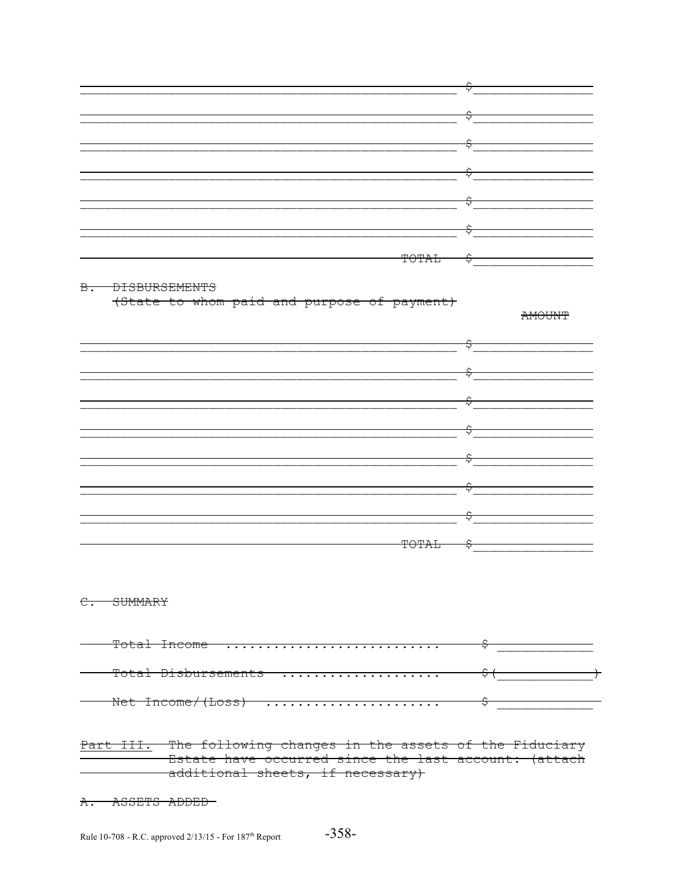| | |
|---|---|
| ________________________________________________ | $________________ |
| ________________________________________________ | $________________ |
| ________________________________________________ | $________________ |
| ________________________________________________ | $________________ |
| ________________________________________________ | $________________ |
| ________________________________________________ | $________________ |
| ~~TOTAL~~ | $________________ |

~~B. DISBURSEMENTS~~
~~(State to whom paid and purpose of payment)~~

| | ~~AMOUNT~~ |
|---|---|
| ________________________________________________ | $________________ |
| ________________________________________________ | $________________ |
| ________________________________________________ | $________________ |
| ________________________________________________ | $________________ |
| ________________________________________________ | $________________ |
| ________________________________________________ | $________________ |
| ________________________________________________ | $________________ |
| ~~TOTAL~~ | $________________ |

~~C. SUMMARY~~

| | |
|---|---|
| ~~Total Income ..........................~~ | $ _____________ |
| ~~Total Disbursements ...................~~ | ~~$(_____________)~~ |
| ~~Net Income/(Loss) .....................~~ | $ _____________ |

~~Part III. The following changes in the assets of the Fiduciary Estate have occurred since the last account: (attach additional sheets, if necessary)~~

~~A. ASSETS ADDED~~

Rule 10-708 - R.C. approved 2/13/15 - For 187th Report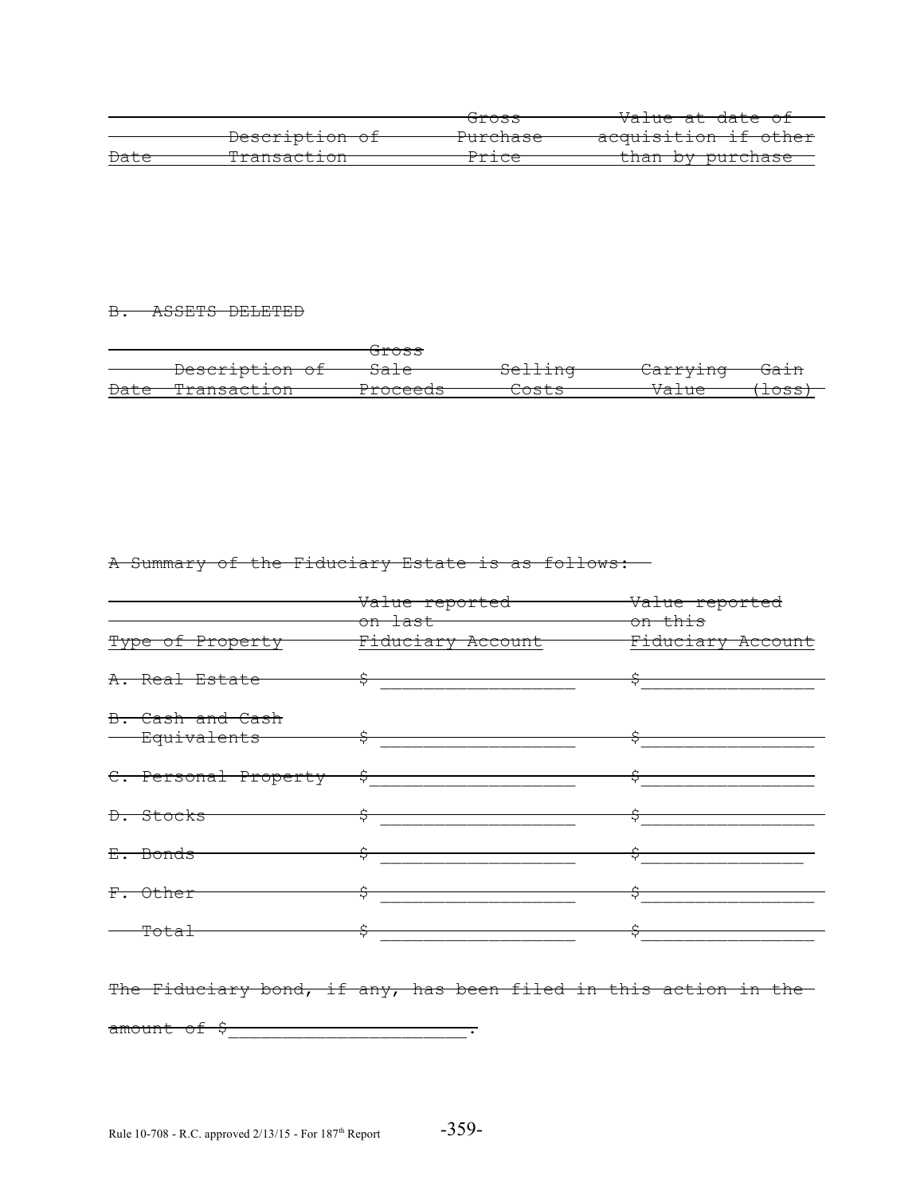~~| Date | Description of Transaction | Gross Purchase Price | Value at date of acquisition if other than by purchase |~~
~~|---|---|---|---|~~

~~B. ASSETS DELETED~~

~~| Date | Description of Transaction | Gross Sale Proceeds | Selling Costs | Carrying Value | Gain (loss) |~~
~~|---|---|---|---|---|---|~~

~~A Summary of the Fiduciary Estate is as follows:~~

| ~~Type of Property~~ | ~~Value reported on last Fiduciary Account~~ | ~~Value reported on this Fiduciary Account~~ |
|---|---|---|
| ~~A. Real Estate~~ | ~~$ __________________~~ | ~~$ ________________~~ |
| ~~B. Cash and Cash Equivalents~~ | ~~$ __________________~~ | ~~$ ________________~~ |
| ~~C. Personal Property~~ | ~~$ __________________~~ | ~~$ ________________~~ |
| ~~D. Stocks~~ | ~~$ __________________~~ | ~~$ ________________~~ |
| ~~E. Bonds~~ | ~~$ __________________~~ | ~~$ ________________~~ |
| ~~F. Other~~ | ~~$ __________________~~ | ~~$ ________________~~ |
| ~~Total~~ | ~~$ __________________~~ | ~~$ ________________~~ |

~~The Fiduciary bond, if any, has been filed in this action in the amount of $______________________.~~

Rule 10-708 - R.C. approved 2/13/15 - For 187th Report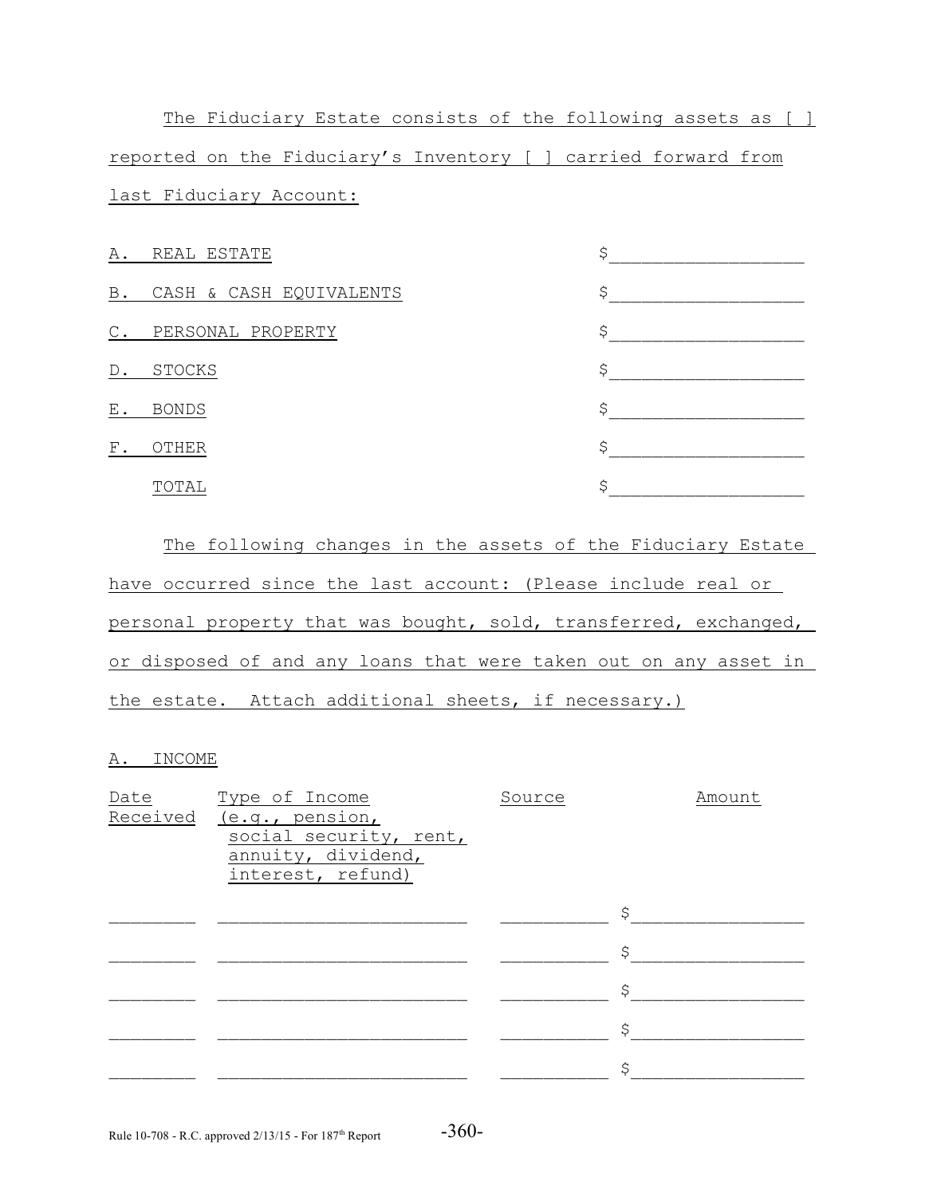The Fiduciary Estate consists of the following assets as [ ] reported on the Fiduciary's Inventory [ ] carried forward from last Fiduciary Account:

| | |
|---|---|
| A. REAL ESTATE | $__________________ |
| B. CASH & CASH EQUIVALENTS | $__________________ |
| C. PERSONAL PROPERTY | $__________________ |
| D. STOCKS | $__________________ |
| E. BONDS | $__________________ |
| F. OTHER | $__________________ |
| TOTAL | $__________________ |

The following changes in the assets of the Fiduciary Estate have occurred since the last account: (Please include real or personal property that was bought, sold, transferred, exchanged, or disposed of and any loans that were taken out on any asset in the estate. Attach additional sheets, if necessary.)

A. INCOME

| Date Received | Type of Income (e.g., pension, social security, rent, annuity, dividend, interest, refund) | Source | Amount |
|---|---|---|---|
| ________ | _______________________ | __________ | $________________ |
| ________ | _______________________ | __________ | $________________ |
| ________ | _______________________ | __________ | $________________ |
| ________ | _______________________ | __________ | $________________ |
| ________ | _______________________ | __________ | $________________ |

Rule 10-708 - R.C. approved 2/13/15 - For 187th Report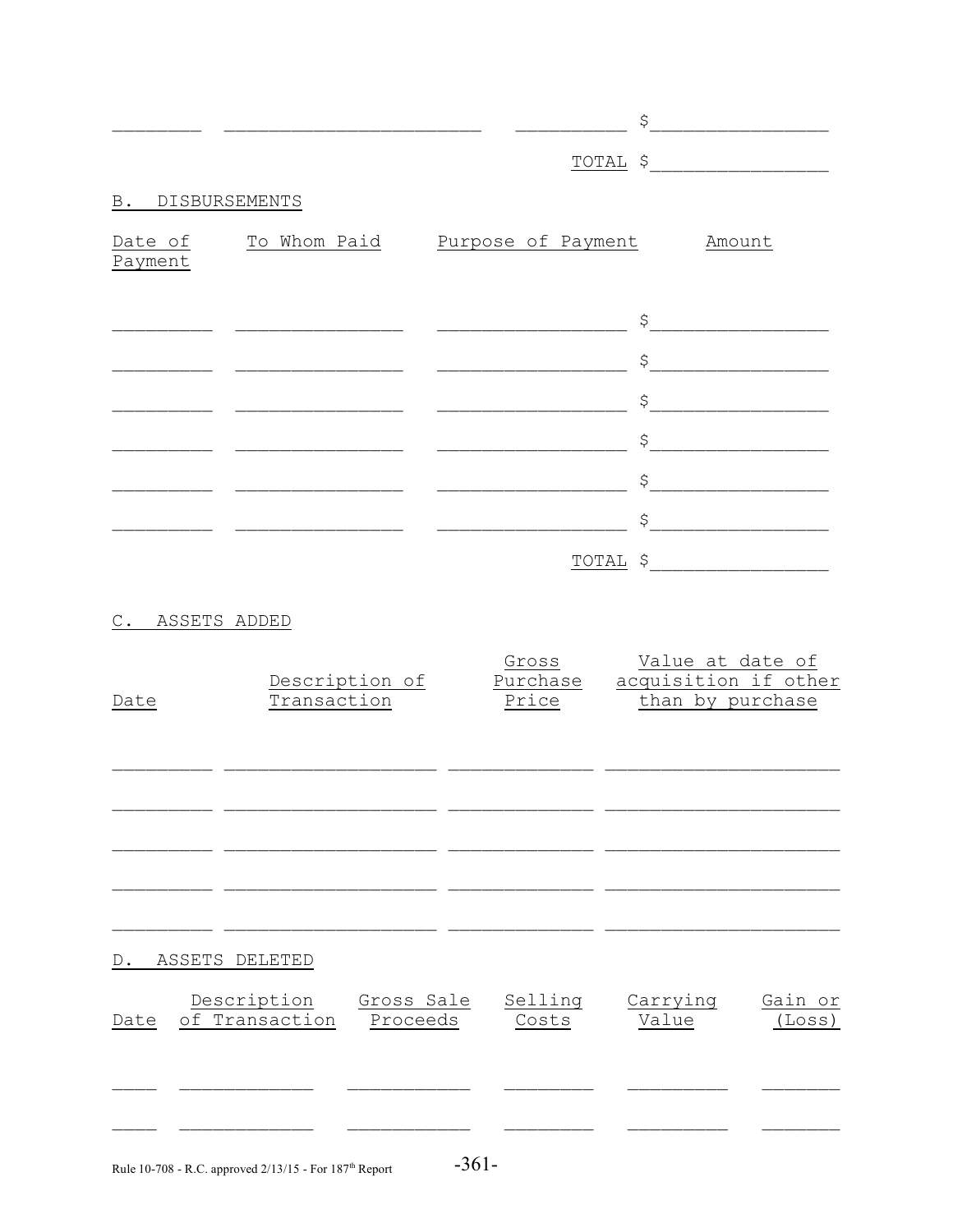| | | | $ |
|---|---|---|---|
| | | TOTAL | $ |

B. DISBURSEMENTS

| Date of Payment | To Whom Paid | Purpose of Payment | Amount |
|---|---|---|---|
| | | | $ |
| | | | $ |
| | | | $ |
| | | | $ |
| | | | $ |
| | | | $ |
| | | TOTAL | $ |

C. ASSETS ADDED

| Date | Description of Transaction | Gross Purchase Price | Value at date of acquisition if other than by purchase |
|---|---|---|---|
| | | | |
| | | | |
| | | | |
| | | | |
| | | | |

D. ASSETS DELETED

| Date | Description of Transaction | Gross Sale Proceeds | Selling Costs | Carrying Value | Gain or (Loss) |
|---|---|---|---|---|---|
| | | | | | |
| | | | | | |

Rule 10-708 - R.C. approved 2/13/15 - For 187th Report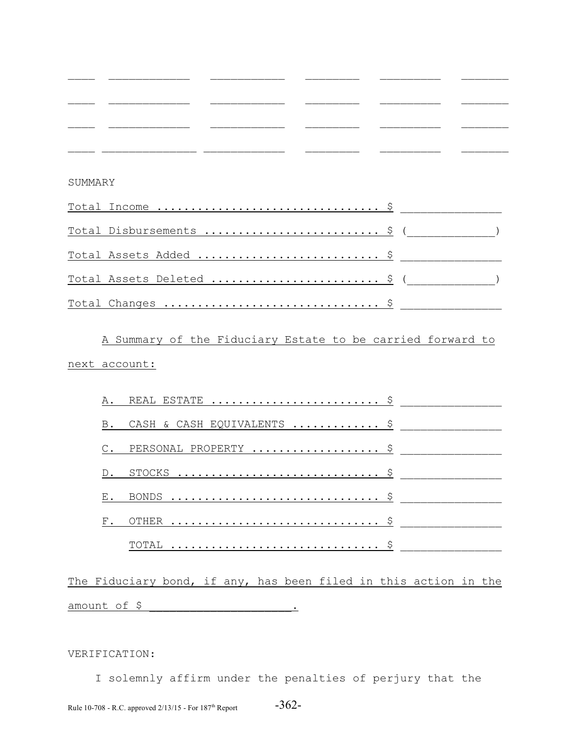| | | | | | |
|---|---|---|---|---|---|
| ____ | ____________ | ___________ | ________ | _________ | _______ |
| ____ | ____________ | ___________ | ________ | _________ | _______ |
| ____ | ____________ | ___________ | ________ | _________ | _______ |
| ____ | ______________ | ____________ | ________ | _________ | _______ |

SUMMARY

Total Income ................................ $ _______________

Total Disbursements ......................... $ (_____________)

Total Assets Added .......................... $ _______________

Total Assets Deleted ........................ $ (_____________)

Total Changes ............................... $ _______________

A Summary of the Fiduciary Estate to be carried forward to next account:

A. REAL ESTATE ........................ $ _______________

B. CASH & CASH EQUIVALENTS ............ $ _______________

C. PERSONAL PROPERTY .................. $ _______________

D. STOCKS ............................. $ _______________

E. BONDS .............................. $ _______________

F. OTHER .............................. $ _______________

TOTAL .............................. $ _______________

The Fiduciary bond, if any, has been filed in this action in the amount of $ ____________________.

VERIFICATION:

I solemnly affirm under the penalties of perjury that the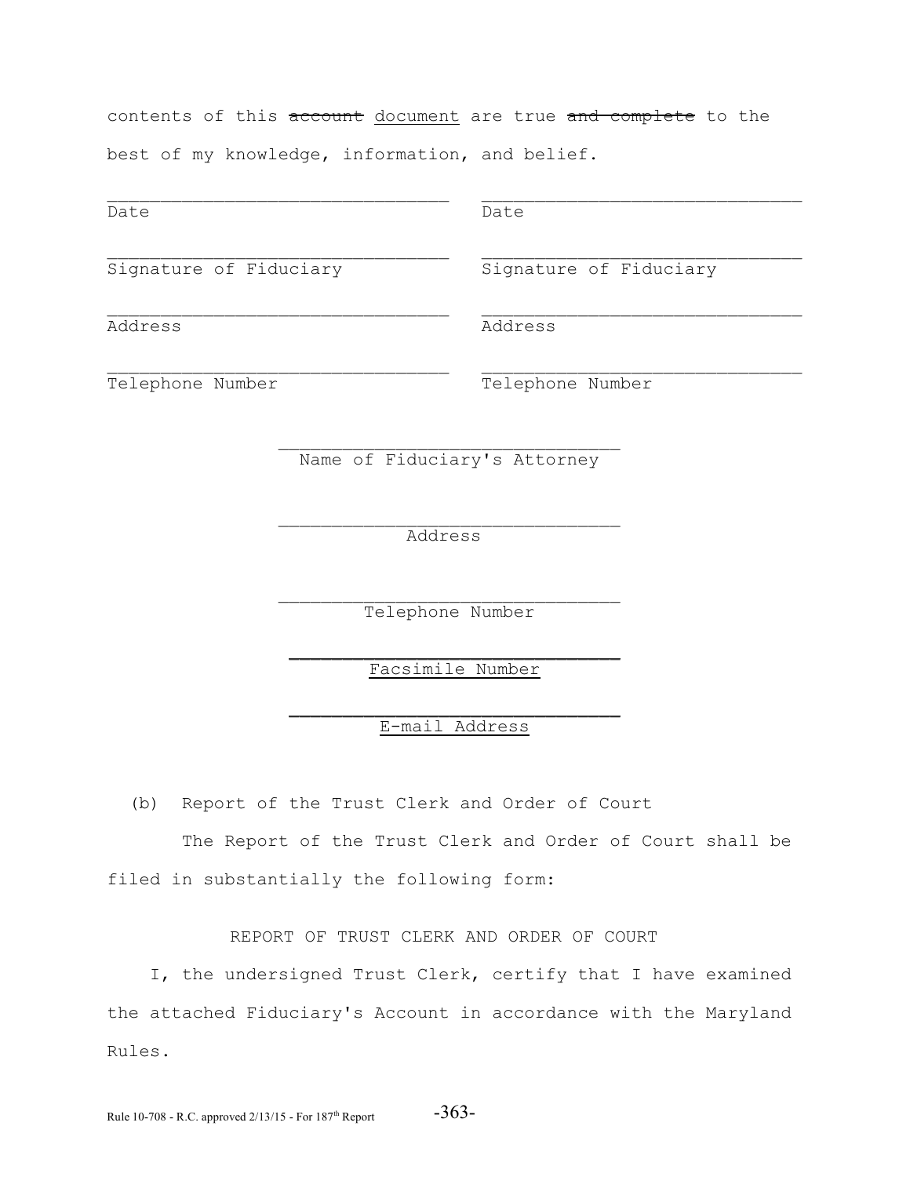contents of this ~~account~~ <u>document</u> are true ~~and complete~~ to the best of my knowledge, information, and belief.

| | |
|---|---|
| ______________________________ | ______________________________ |
| Date | Date |
| ______________________________ | ______________________________ |
| Signature of Fiduciary | Signature of Fiduciary |
| ______________________________ | ______________________________ |
| Address | Address |
| ______________________________ | ______________________________ |
| Telephone Number | Telephone Number |

______________________________
Name of Fiduciary's Attorney

______________________________
Address

______________________________
Telephone Number

<u>______________________________</u>
<u>Facsimile Number</u>

<u>______________________________</u>
<u>E-mail Address</u>

(b) Report of the Trust Clerk and Order of Court

The Report of the Trust Clerk and Order of Court shall be filed in substantially the following form:

REPORT OF TRUST CLERK AND ORDER OF COURT

I, the undersigned Trust Clerk, certify that I have examined the attached Fiduciary's Account in accordance with the Maryland Rules.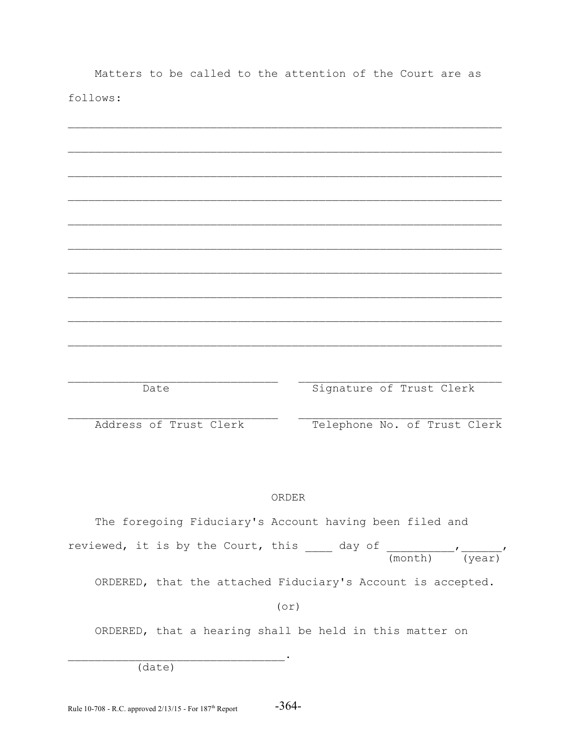Matters to be called to the attention of the Court are as follows:

________________________________________________________________

________________________________________________________________

________________________________________________________________

________________________________________________________________

________________________________________________________________

________________________________________________________________

________________________________________________________________

________________________________________________________________

________________________________________________________________

________________________________________________________________

| | |
|---|---|
| ______________________________ | ______________________________ |
| Date | Signature of Trust Clerk |
| ______________________________ | ______________________________ |
| Address of Trust Clerk | Telephone No. of Trust Clerk |

ORDER

The foregoing Fiduciary's Account having been filed and reviewed, it is by the Court, this ____ day of __________ (month), ______ (year),

ORDERED, that the attached Fiduciary's Account is accepted.

(or)

ORDERED, that a hearing shall be held in this matter on ______________________________ (date).

Rule 10-708 - R.C. approved 2/13/15 - For 187th Report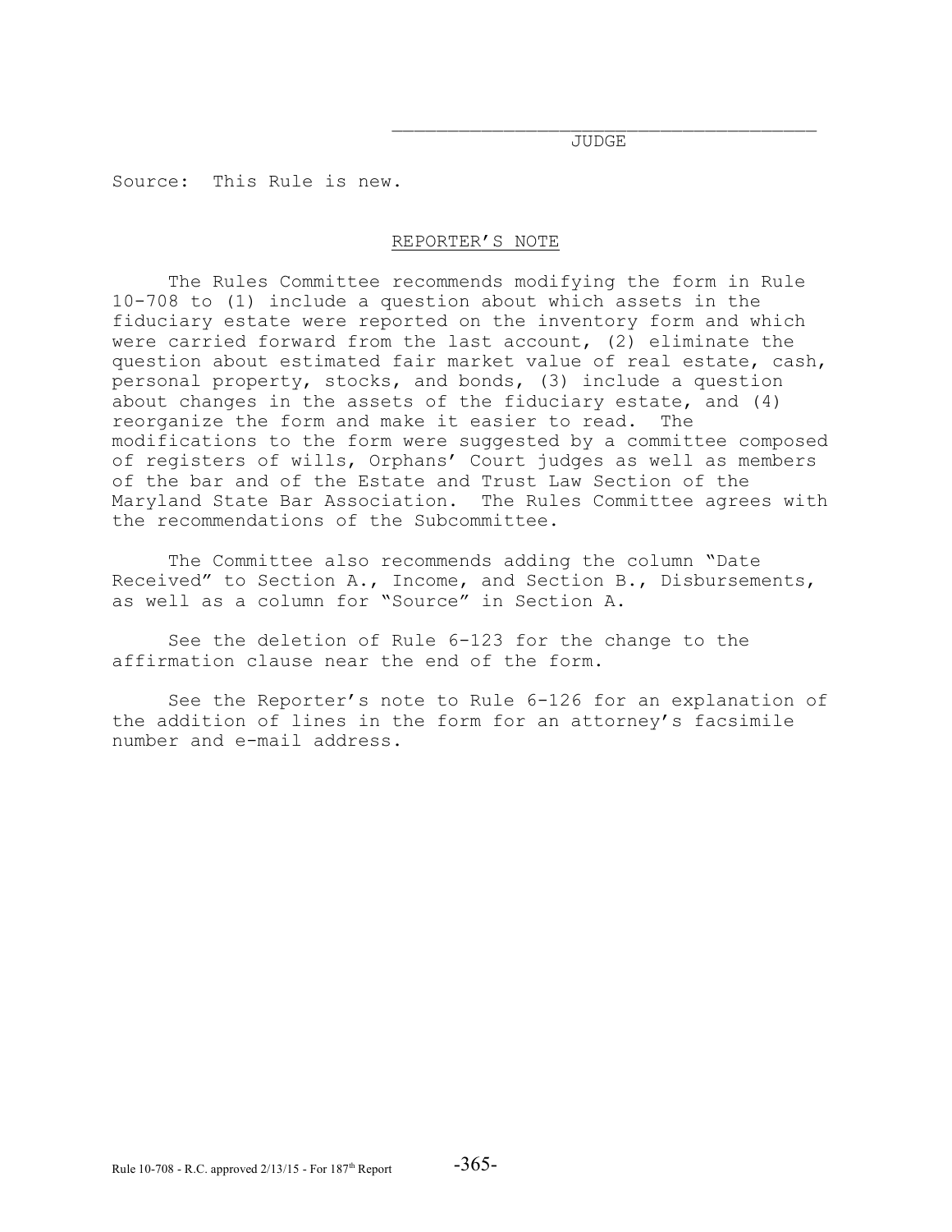\_\_\_\_\_\_\_\_\_\_\_\_\_\_\_\_\_\_\_\_\_\_\_\_\_\_\_\_\_\_\_\_\_\_\_\_\_\_\_\_
JUDGE

Source: This Rule is new.

REPORTER'S NOTE

The Rules Committee recommends modifying the form in Rule 10-708 to (1) include a question about which assets in the fiduciary estate were reported on the inventory form and which were carried forward from the last account, (2) eliminate the question about estimated fair market value of real estate, cash, personal property, stocks, and bonds, (3) include a question about changes in the assets of the fiduciary estate, and (4) reorganize the form and make it easier to read. The modifications to the form were suggested by a committee composed of registers of wills, Orphans' Court judges as well as members of the bar and of the Estate and Trust Law Section of the Maryland State Bar Association. The Rules Committee agrees with the recommendations of the Subcommittee.

The Committee also recommends adding the column "Date Received" to Section A., Income, and Section B., Disbursements, as well as a column for "Source" in Section A.

See the deletion of Rule 6-123 for the change to the affirmation clause near the end of the form.

See the Reporter's note to Rule 6-126 for an explanation of the addition of lines in the form for an attorney's facsimile number and e-mail address.

Rule 10-708 - R.C. approved 2/13/15 - For 187th Report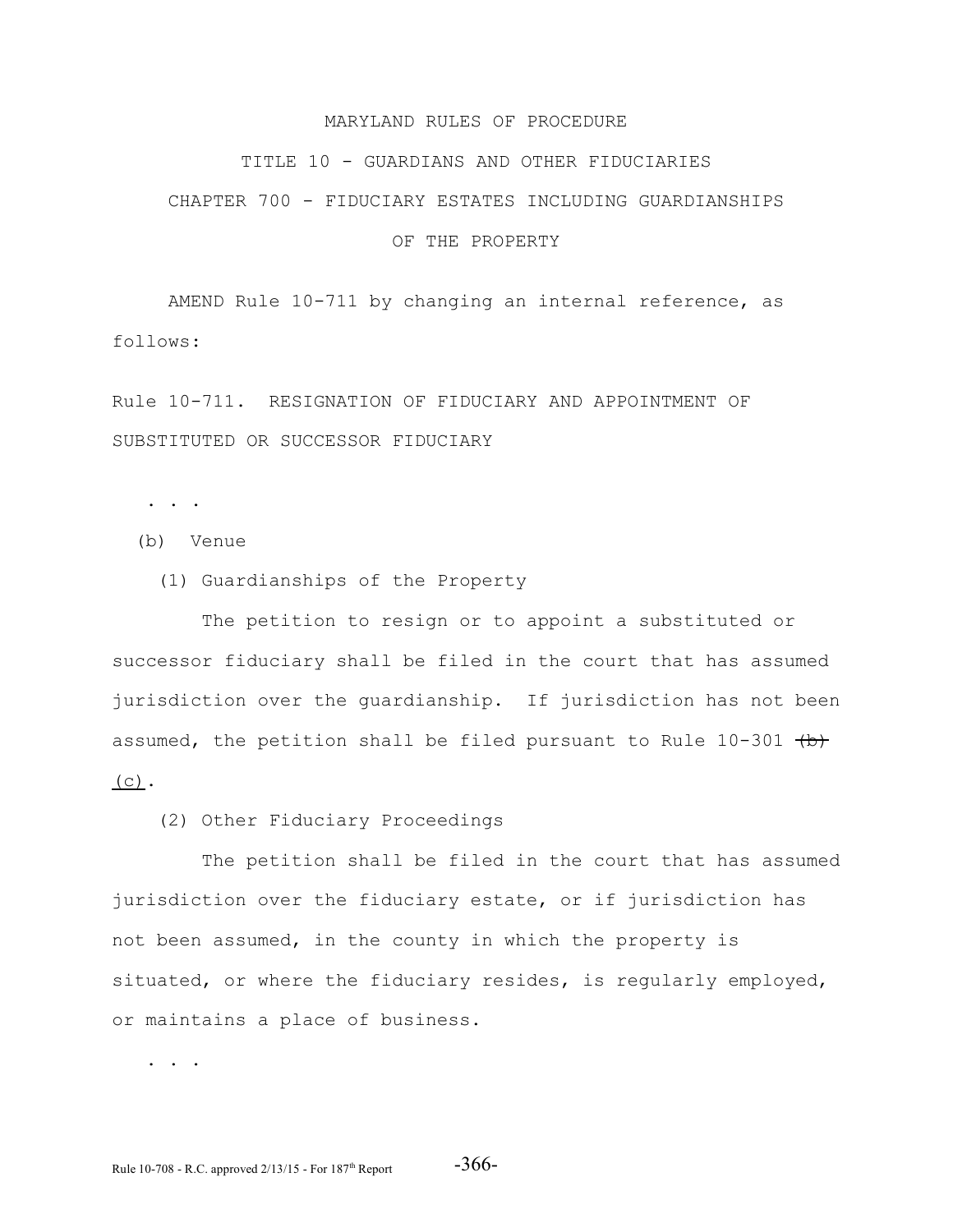MARYLAND RULES OF PROCEDURE

TITLE 10 - GUARDIANS AND OTHER FIDUCIARIES

CHAPTER 700 - FIDUCIARY ESTATES INCLUDING GUARDIANSHIPS OF THE PROPERTY

AMEND Rule 10-711 by changing an internal reference, as follows:

Rule 10-711. RESIGNATION OF FIDUCIARY AND APPOINTMENT OF SUBSTITUTED OR SUCCESSOR FIDUCIARY

. . .

(b) Venue

(1) Guardianships of the Property

The petition to resign or to appoint a substituted or successor fiduciary shall be filed in the court that has assumed jurisdiction over the guardianship. If jurisdiction has not been assumed, the petition shall be filed pursuant to Rule 10-301 ~~(b)~~ (c).

(2) Other Fiduciary Proceedings

The petition shall be filed in the court that has assumed jurisdiction over the fiduciary estate, or if jurisdiction has not been assumed, in the county in which the property is situated, or where the fiduciary resides, is regularly employed, or maintains a place of business.

. . .

Rule 10-708 - R.C. approved 2/13/15 - For 187th Report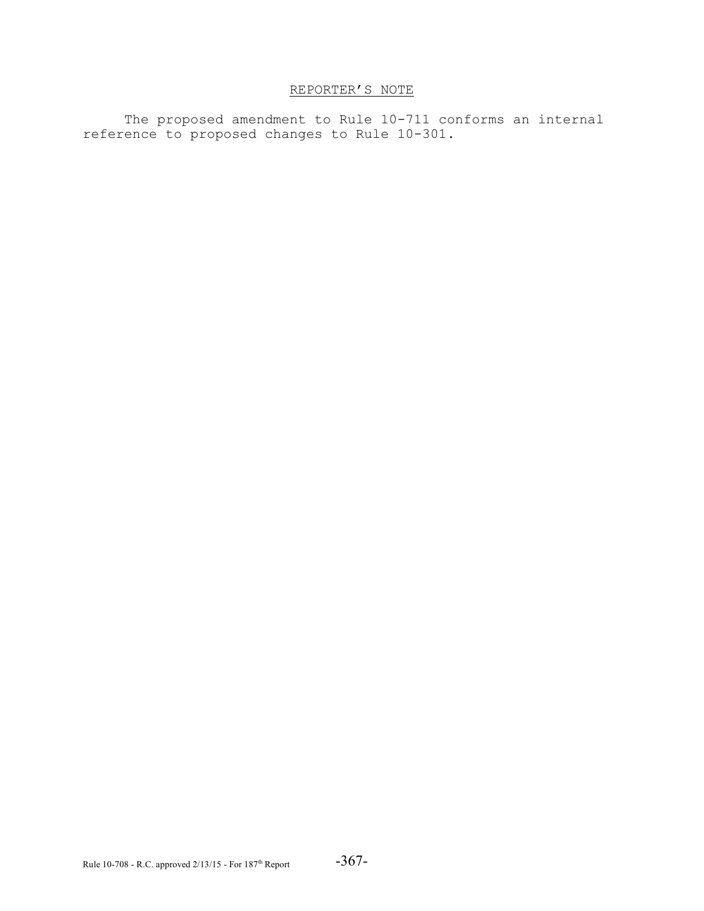## REPORTER'S NOTE

The proposed amendment to Rule 10-711 conforms an internal reference to proposed changes to Rule 10-301.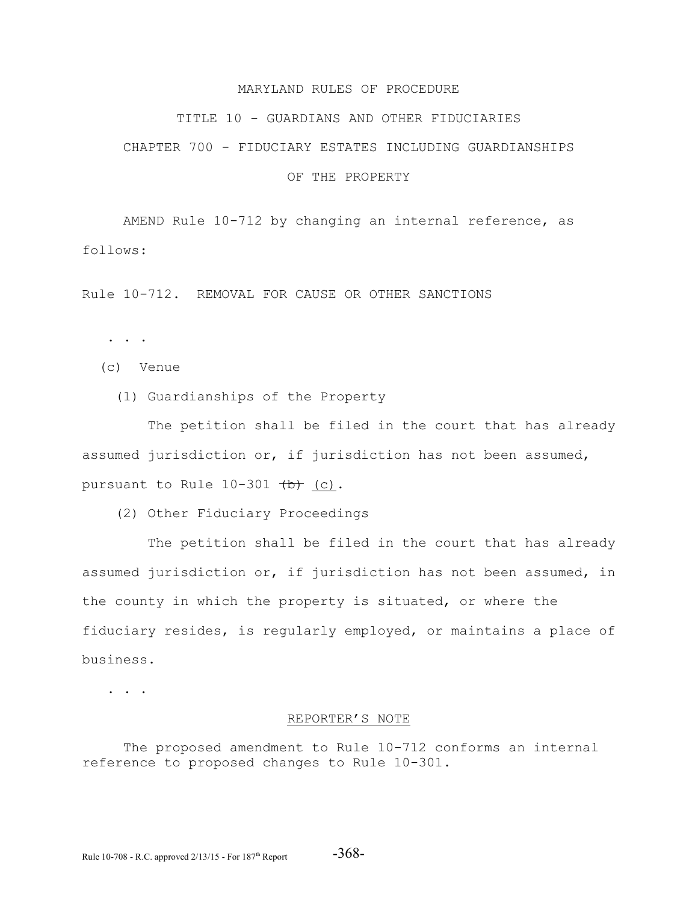MARYLAND RULES OF PROCEDURE

TITLE 10 - GUARDIANS AND OTHER FIDUCIARIES

CHAPTER 700 - FIDUCIARY ESTATES INCLUDING GUARDIANSHIPS OF THE PROPERTY

AMEND Rule 10-712 by changing an internal reference, as follows:

Rule 10-712. REMOVAL FOR CAUSE OR OTHER SANCTIONS

. . .

(c) Venue

(1) Guardianships of the Property

The petition shall be filed in the court that has already assumed jurisdiction or, if jurisdiction has not been assumed, pursuant to Rule 10-301 ~~(b)~~ <u>(c)</u>.

(2) Other Fiduciary Proceedings

The petition shall be filed in the court that has already assumed jurisdiction or, if jurisdiction has not been assumed, in the county in which the property is situated, or where the fiduciary resides, is regularly employed, or maintains a place of business.

. . .

REPORTER'S NOTE

The proposed amendment to Rule 10-712 conforms an internal reference to proposed changes to Rule 10-301.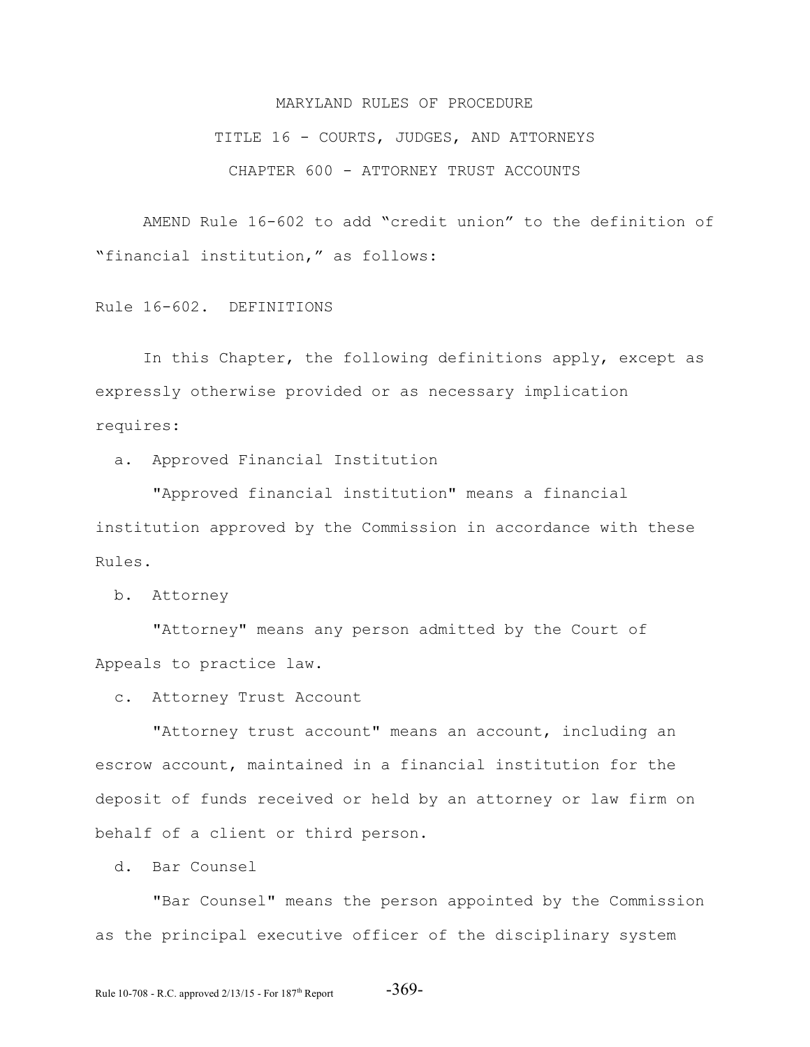MARYLAND RULES OF PROCEDURE

TITLE 16 - COURTS, JUDGES, AND ATTORNEYS

CHAPTER 600 - ATTORNEY TRUST ACCOUNTS

AMEND Rule 16-602 to add "credit union" to the definition of "financial institution," as follows:

Rule 16-602. DEFINITIONS

In this Chapter, the following definitions apply, except as expressly otherwise provided or as necessary implication requires:

a. Approved Financial Institution

"Approved financial institution" means a financial institution approved by the Commission in accordance with these Rules.

b. Attorney

"Attorney" means any person admitted by the Court of Appeals to practice law.

c. Attorney Trust Account

"Attorney trust account" means an account, including an escrow account, maintained in a financial institution for the deposit of funds received or held by an attorney or law firm on behalf of a client or third person.

d. Bar Counsel

"Bar Counsel" means the person appointed by the Commission as the principal executive officer of the disciplinary system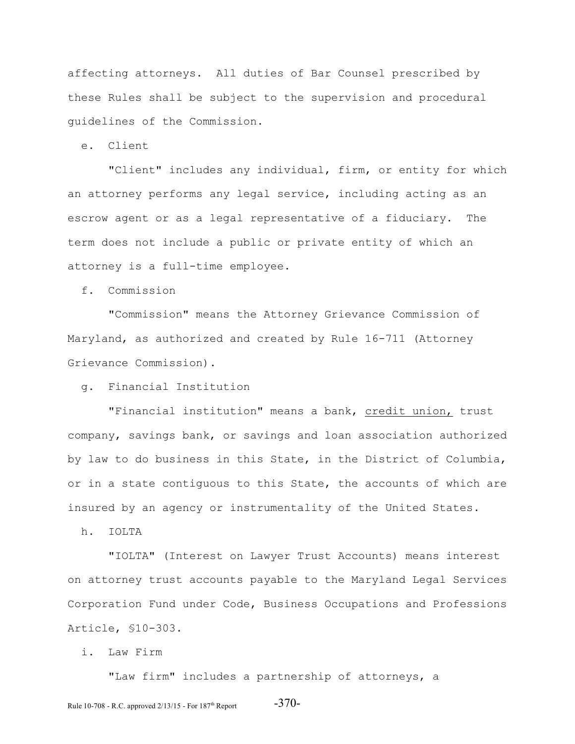affecting attorneys. All duties of Bar Counsel prescribed by these Rules shall be subject to the supervision and procedural guidelines of the Commission.

e. Client

"Client" includes any individual, firm, or entity for which an attorney performs any legal service, including acting as an escrow agent or as a legal representative of a fiduciary. The term does not include a public or private entity of which an attorney is a full-time employee.

f. Commission

"Commission" means the Attorney Grievance Commission of Maryland, as authorized and created by Rule 16-711 (Attorney Grievance Commission).

g. Financial Institution

"Financial institution" means a bank, <u>credit union,</u> trust company, savings bank, or savings and loan association authorized by law to do business in this State, in the District of Columbia, or in a state contiguous to this State, the accounts of which are insured by an agency or instrumentality of the United States.

h. IOLTA

"IOLTA" (Interest on Lawyer Trust Accounts) means interest on attorney trust accounts payable to the Maryland Legal Services Corporation Fund under Code, Business Occupations and Professions Article, §10-303.

i. Law Firm

"Law firm" includes a partnership of attorneys, a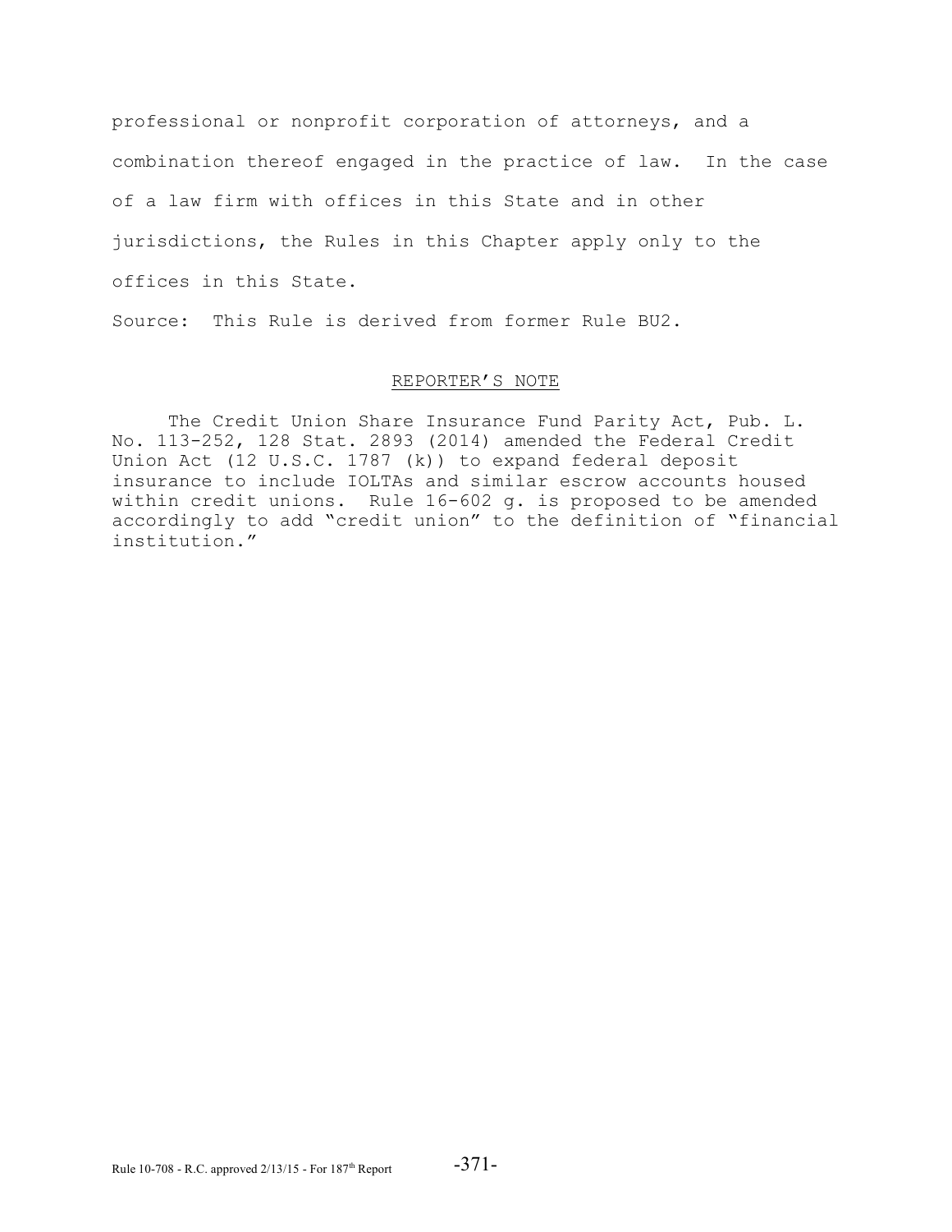professional or nonprofit corporation of attorneys, and a combination thereof engaged in the practice of law. In the case of a law firm with offices in this State and in other jurisdictions, the Rules in this Chapter apply only to the offices in this State.

Source: This Rule is derived from former Rule BU2.

## REPORTER'S NOTE

The Credit Union Share Insurance Fund Parity Act, Pub. L. No. 113-252, 128 Stat. 2893 (2014) amended the Federal Credit Union Act (12 U.S.C. 1787 (k)) to expand federal deposit insurance to include IOLTAs and similar escrow accounts housed within credit unions. Rule 16-602 g. is proposed to be amended accordingly to add "credit union" to the definition of "financial institution."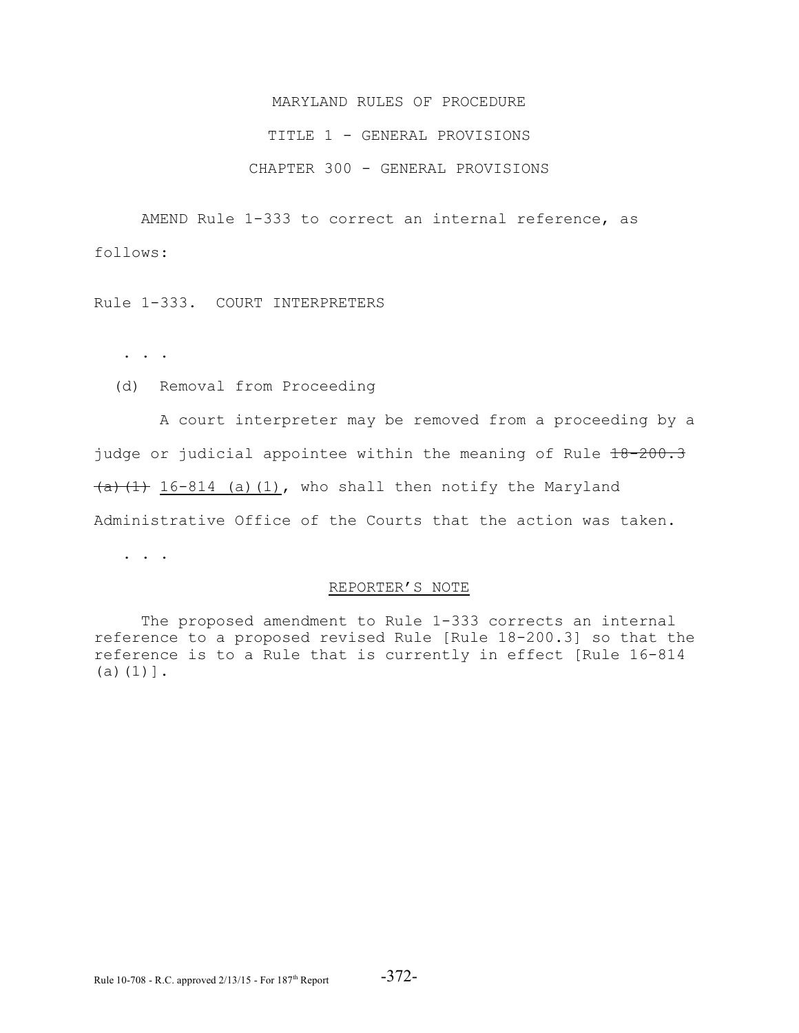MARYLAND RULES OF PROCEDURE

TITLE 1 - GENERAL PROVISIONS

CHAPTER 300 - GENERAL PROVISIONS

AMEND Rule 1-333 to correct an internal reference, as follows:

Rule 1-333. COURT INTERPRETERS

. . .

(d) Removal from Proceeding

A court interpreter may be removed from a proceeding by a judge or judicial appointee within the meaning of Rule ~~18-200.3 (a)(1)~~ <u>16-814 (a)(1)</u>, who shall then notify the Maryland Administrative Office of the Courts that the action was taken.

. . .

<u>REPORTER'S NOTE</u>

The proposed amendment to Rule 1-333 corrects an internal reference to a proposed revised Rule [Rule 18-200.3] so that the reference is to a Rule that is currently in effect [Rule 16-814 (a)(1)].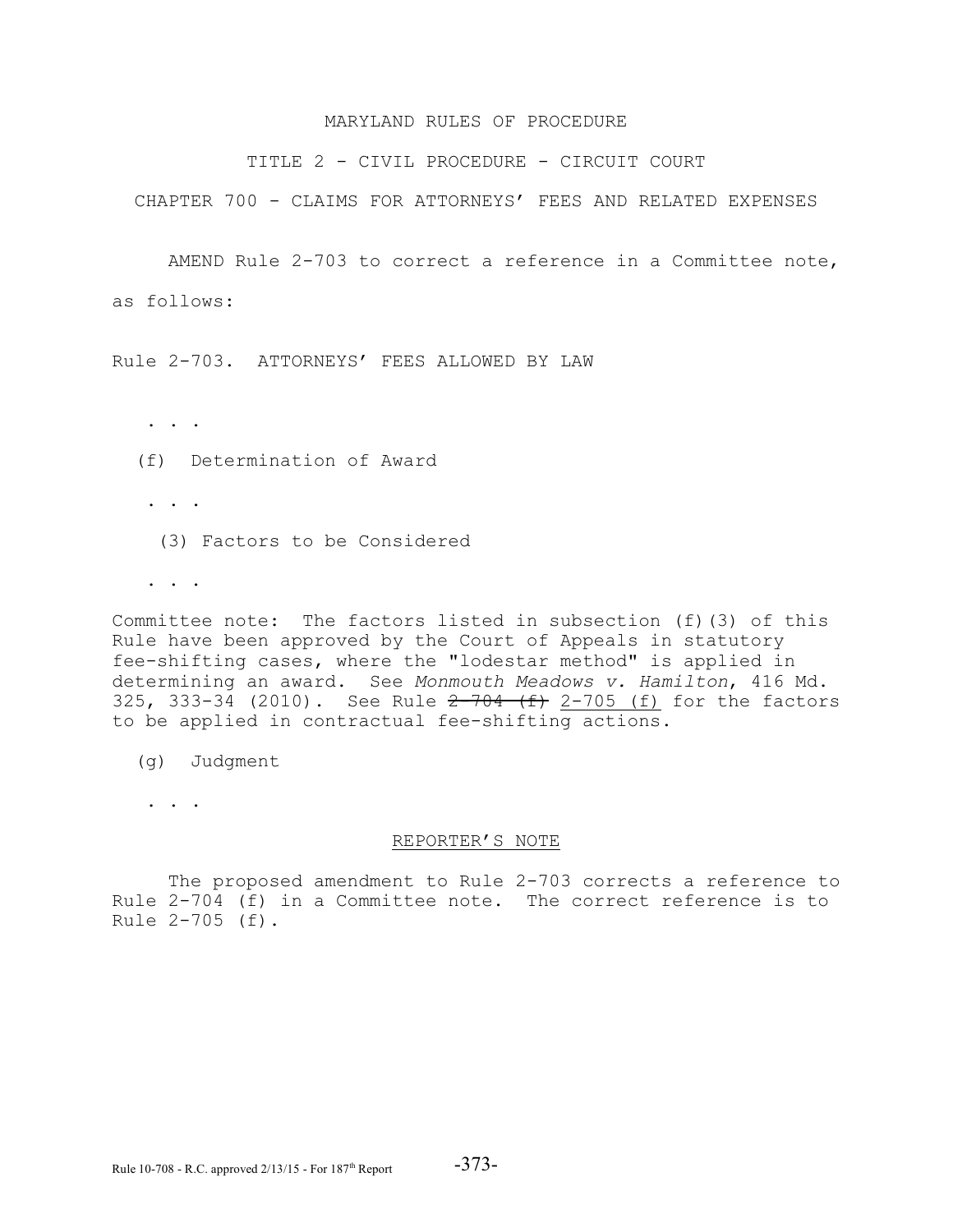MARYLAND RULES OF PROCEDURE

TITLE 2 - CIVIL PROCEDURE - CIRCUIT COURT

CHAPTER 700 - CLAIMS FOR ATTORNEYS' FEES AND RELATED EXPENSES

AMEND Rule 2-703 to correct a reference in a Committee note, as follows:

Rule 2-703. ATTORNEYS' FEES ALLOWED BY LAW

. . .

(f) Determination of Award

. . .

(3) Factors to be Considered

. . .

Committee note: The factors listed in subsection (f)(3) of this Rule have been approved by the Court of Appeals in statutory fee-shifting cases, where the "lodestar method" is applied in determining an award. See *Monmouth Meadows v. Hamilton*, 416 Md. 325, 333-34 (2010). See Rule ~~2-704 (f)~~ <u>2-705 (f)</u> for the factors to be applied in contractual fee-shifting actions.

(g) Judgment

. . .

<u>REPORTER'S NOTE</u>

The proposed amendment to Rule 2-703 corrects a reference to Rule 2-704 (f) in a Committee note. The correct reference is to Rule 2-705 (f).

Rule 10-708 - R.C. approved 2/13/15 - For 187th Report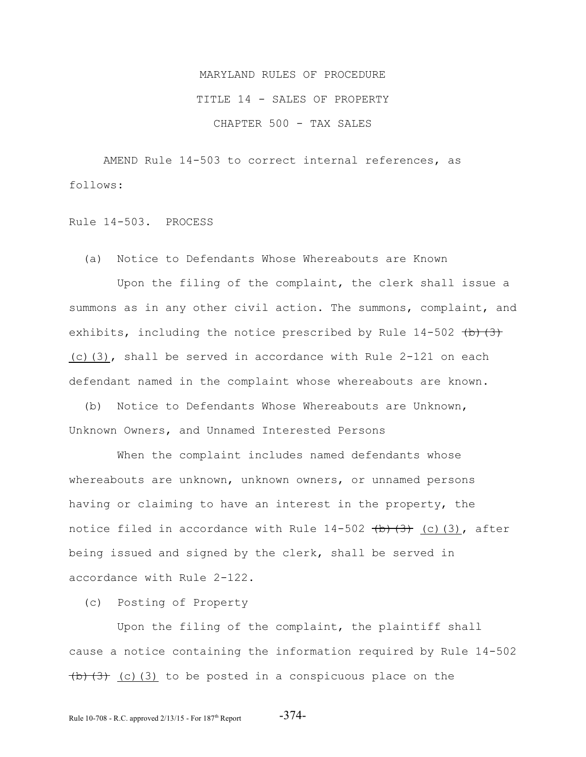MARYLAND RULES OF PROCEDURE

TITLE 14 - SALES OF PROPERTY

CHAPTER 500 - TAX SALES

AMEND Rule 14-503 to correct internal references, as follows:

Rule 14-503. PROCESS

(a) Notice to Defendants Whose Whereabouts are Known

Upon the filing of the complaint, the clerk shall issue a summons as in any other civil action. The summons, complaint, and exhibits, including the notice prescribed by Rule 14-502 ~~(b)(3)~~ <u>(c)(3)</u>, shall be served in accordance with Rule 2-121 on each defendant named in the complaint whose whereabouts are known.

(b) Notice to Defendants Whose Whereabouts are Unknown, Unknown Owners, and Unnamed Interested Persons

When the complaint includes named defendants whose whereabouts are unknown, unknown owners, or unnamed persons having or claiming to have an interest in the property, the notice filed in accordance with Rule 14-502 ~~(b)(3)~~ <u>(c)(3)</u>, after being issued and signed by the clerk, shall be served in accordance with Rule 2-122.

(c) Posting of Property

Upon the filing of the complaint, the plaintiff shall cause a notice containing the information required by Rule 14-502 ~~(b)(3)~~ <u>(c)(3)</u> to be posted in a conspicuous place on the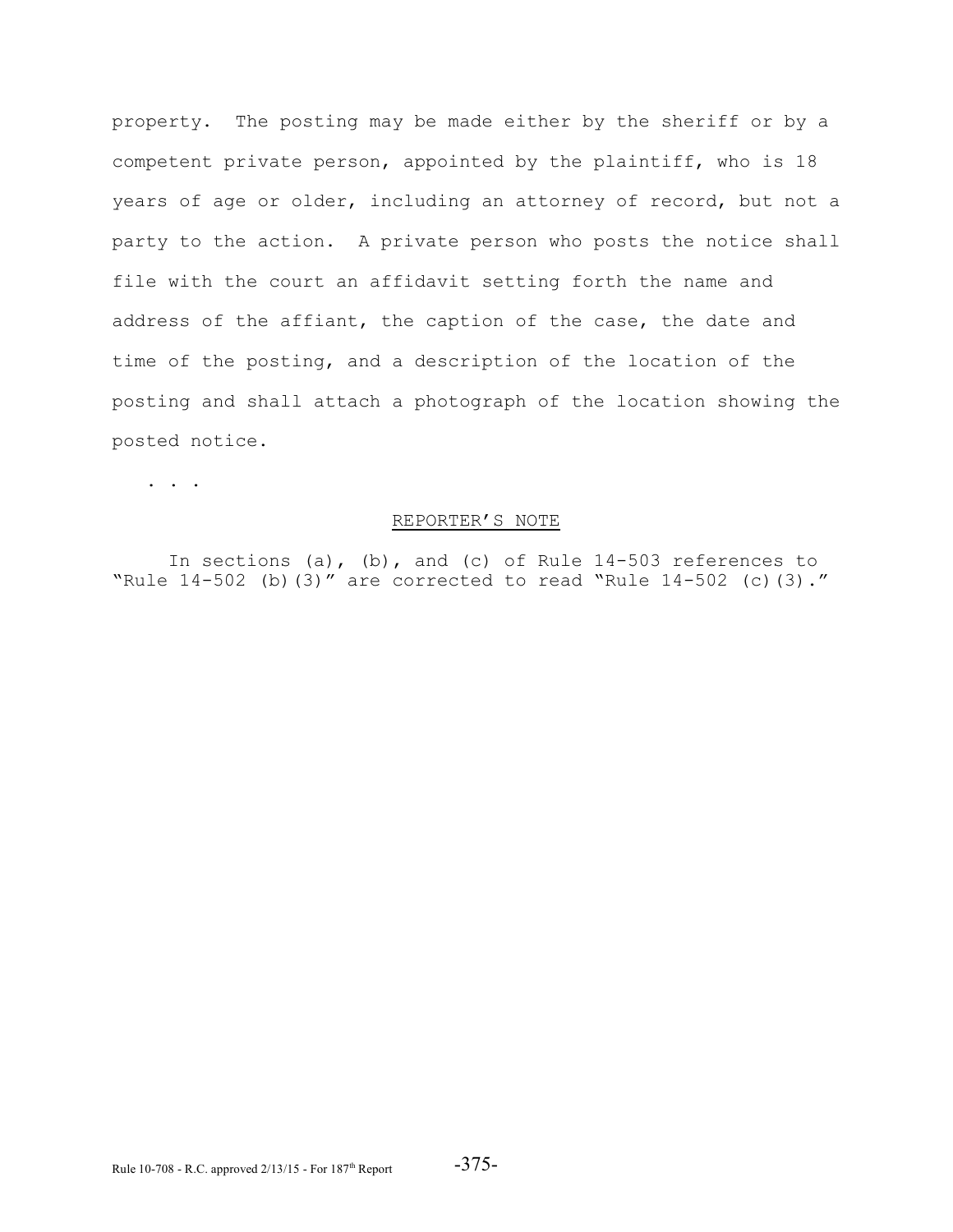property. The posting may be made either by the sheriff or by a competent private person, appointed by the plaintiff, who is 18 years of age or older, including an attorney of record, but not a party to the action. A private person who posts the notice shall file with the court an affidavit setting forth the name and address of the affiant, the caption of the case, the date and time of the posting, and a description of the location of the posting and shall attach a photograph of the location showing the posted notice.

. . .

REPORTER'S NOTE

In sections (a), (b), and (c) of Rule 14-503 references to "Rule 14-502 (b)(3)" are corrected to read "Rule 14-502 (c)(3)."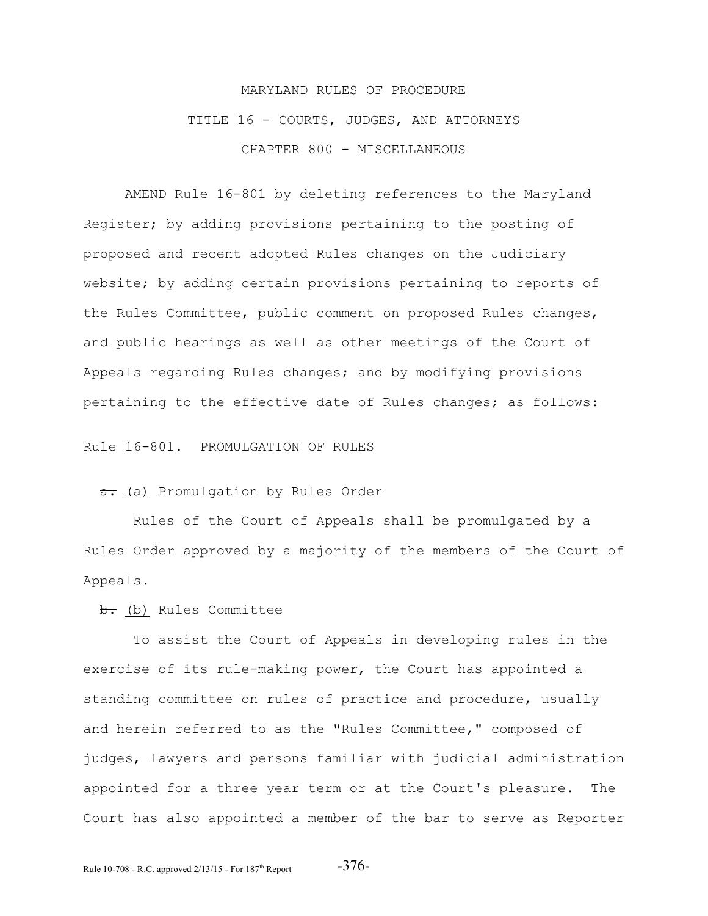MARYLAND RULES OF PROCEDURE

TITLE 16 - COURTS, JUDGES, AND ATTORNEYS

CHAPTER 800 - MISCELLANEOUS

AMEND Rule 16-801 by deleting references to the Maryland Register; by adding provisions pertaining to the posting of proposed and recent adopted Rules changes on the Judiciary website; by adding certain provisions pertaining to reports of the Rules Committee, public comment on proposed Rules changes, and public hearings as well as other meetings of the Court of Appeals regarding Rules changes; and by modifying provisions pertaining to the effective date of Rules changes; as follows:

Rule 16-801. PROMULGATION OF RULES

~~a.~~ (a) Promulgation by Rules Order

Rules of the Court of Appeals shall be promulgated by a Rules Order approved by a majority of the members of the Court of Appeals.

~~b.~~ (b) Rules Committee

To assist the Court of Appeals in developing rules in the exercise of its rule-making power, the Court has appointed a standing committee on rules of practice and procedure, usually and herein referred to as the "Rules Committee," composed of judges, lawyers and persons familiar with judicial administration appointed for a three year term or at the Court's pleasure. The Court has also appointed a member of the bar to serve as Reporter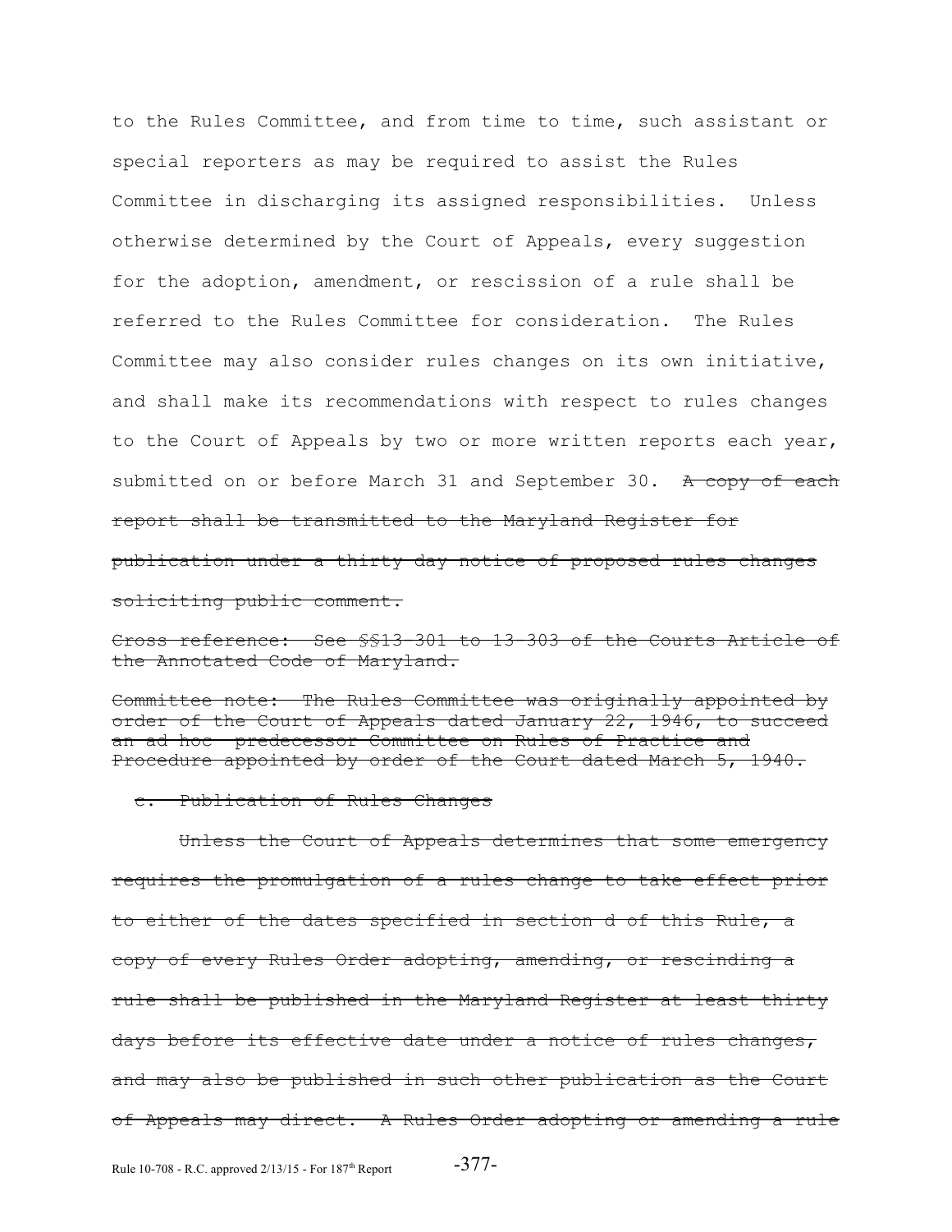to the Rules Committee, and from time to time, such assistant or special reporters as may be required to assist the Rules Committee in discharging its assigned responsibilities. Unless otherwise determined by the Court of Appeals, every suggestion for the adoption, amendment, or rescission of a rule shall be referred to the Rules Committee for consideration. The Rules Committee may also consider rules changes on its own initiative, and shall make its recommendations with respect to rules changes to the Court of Appeals by two or more written reports each year, submitted on or before March 31 and September 30. ~~A copy of each report shall be transmitted to the Maryland Register for publication under a thirty day notice of proposed rules changes soliciting public comment.~~

~~Cross reference: See §§13-301 to 13-303 of the Courts Article of the Annotated Code of Maryland.~~

~~Committee note: The Rules Committee was originally appointed by order of the Court of Appeals dated January 22, 1946, to succeed an ad hoc predecessor Committee on Rules of Practice and Procedure appointed by order of the Court dated March 5, 1940.~~

~~c. Publication of Rules Changes~~

~~Unless the Court of Appeals determines that some emergency requires the promulgation of a rules change to take effect prior to either of the dates specified in section d of this Rule, a copy of every Rules Order adopting, amending, or rescinding a rule shall be published in the Maryland Register at least thirty days before its effective date under a notice of rules changes, and may also be published in such other publication as the Court of Appeals may direct. A Rules Order adopting or amending a rule~~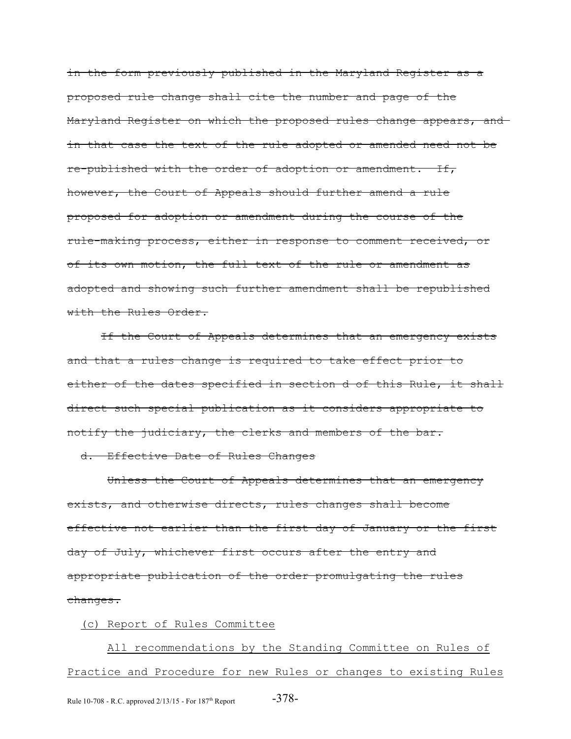~~in the form previously published in the Maryland Register as a proposed rule change shall cite the number and page of the Maryland Register on which the proposed rules change appears, and in that case the text of the rule adopted or amended need not be re-published with the order of adoption or amendment. If, however, the Court of Appeals should further amend a rule proposed for adoption or amendment during the course of the rule-making process, either in response to comment received, or of its own motion, the full text of the rule or amendment as adopted and showing such further amendment shall be republished with the Rules Order.~~

~~If the Court of Appeals determines that an emergency exists and that a rules change is required to take effect prior to either of the dates specified in section d of this Rule, it shall direct such special publication as it considers appropriate to notify the judiciary, the clerks and members of the bar.~~

~~d. Effective Date of Rules Changes~~

~~Unless the Court of Appeals determines that an emergency exists, and otherwise directs, rules changes shall become effective not earlier than the first day of January or the first day of July, whichever first occurs after the entry and appropriate publication of the order promulgating the rules changes.~~

<u>(c) Report of Rules Committee</u>

<u>All recommendations by the Standing Committee on Rules of Practice and Procedure for new Rules or changes to existing Rules</u>

Rule 10-708 - R.C. approved 2/13/15 - For 187th Report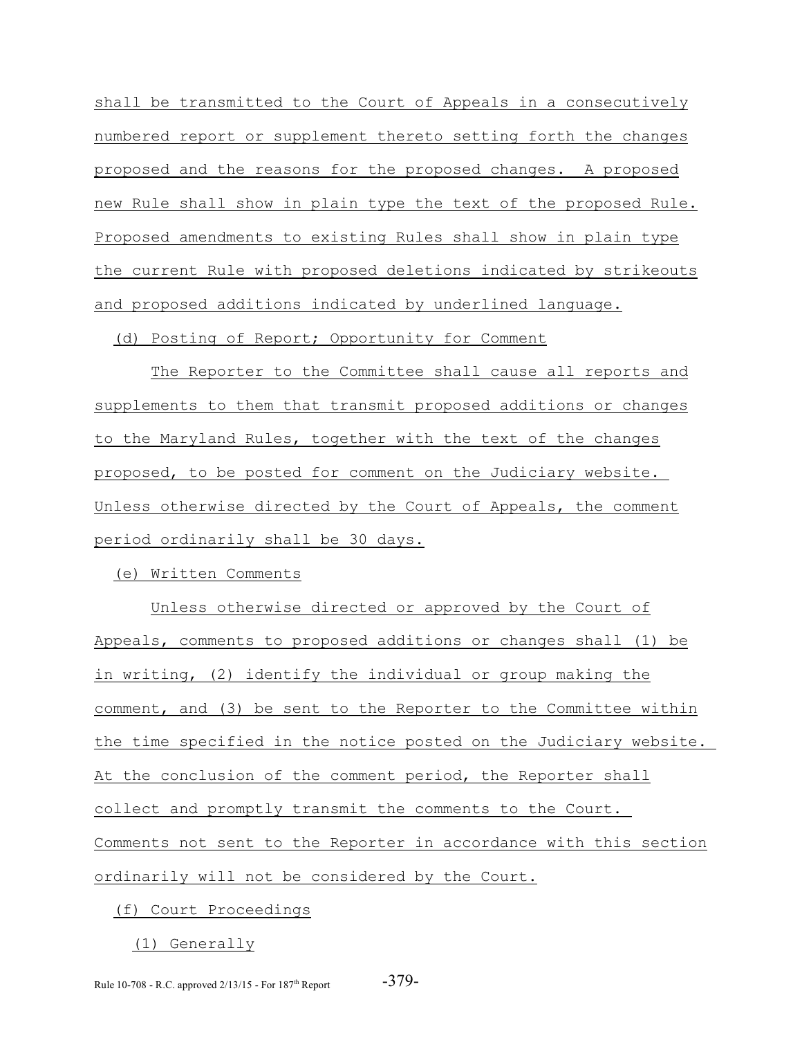shall be transmitted to the Court of Appeals in a consecutively numbered report or supplement thereto setting forth the changes proposed and the reasons for the proposed changes. A proposed new Rule shall show in plain type the text of the proposed Rule. Proposed amendments to existing Rules shall show in plain type the current Rule with proposed deletions indicated by strikeouts and proposed additions indicated by underlined language.

(d) Posting of Report; Opportunity for Comment

The Reporter to the Committee shall cause all reports and supplements to them that transmit proposed additions or changes to the Maryland Rules, together with the text of the changes proposed, to be posted for comment on the Judiciary website. Unless otherwise directed by the Court of Appeals, the comment period ordinarily shall be 30 days.

(e) Written Comments

Unless otherwise directed or approved by the Court of Appeals, comments to proposed additions or changes shall (1) be in writing, (2) identify the individual or group making the comment, and (3) be sent to the Reporter to the Committee within the time specified in the notice posted on the Judiciary website. At the conclusion of the comment period, the Reporter shall collect and promptly transmit the comments to the Court. Comments not sent to the Reporter in accordance with this section ordinarily will not be considered by the Court.

(f) Court Proceedings

(1) Generally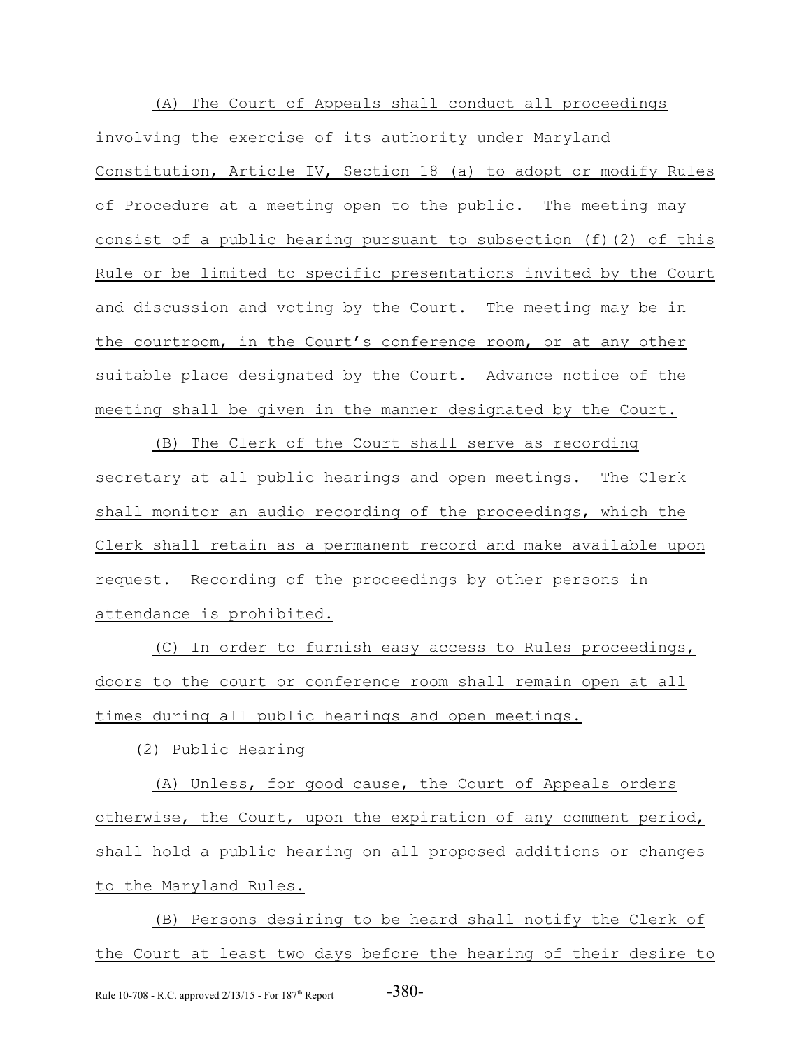(A) The Court of Appeals shall conduct all proceedings involving the exercise of its authority under Maryland Constitution, Article IV, Section 18 (a) to adopt or modify Rules of Procedure at a meeting open to the public. The meeting may consist of a public hearing pursuant to subsection (f)(2) of this Rule or be limited to specific presentations invited by the Court and discussion and voting by the Court. The meeting may be in the courtroom, in the Court's conference room, or at any other suitable place designated by the Court. Advance notice of the meeting shall be given in the manner designated by the Court.

(B) The Clerk of the Court shall serve as recording secretary at all public hearings and open meetings. The Clerk shall monitor an audio recording of the proceedings, which the Clerk shall retain as a permanent record and make available upon request. Recording of the proceedings by other persons in attendance is prohibited.

(C) In order to furnish easy access to Rules proceedings, doors to the court or conference room shall remain open at all times during all public hearings and open meetings.

(2) Public Hearing

(A) Unless, for good cause, the Court of Appeals orders otherwise, the Court, upon the expiration of any comment period, shall hold a public hearing on all proposed additions or changes to the Maryland Rules.

(B) Persons desiring to be heard shall notify the Clerk of the Court at least two days before the hearing of their desire to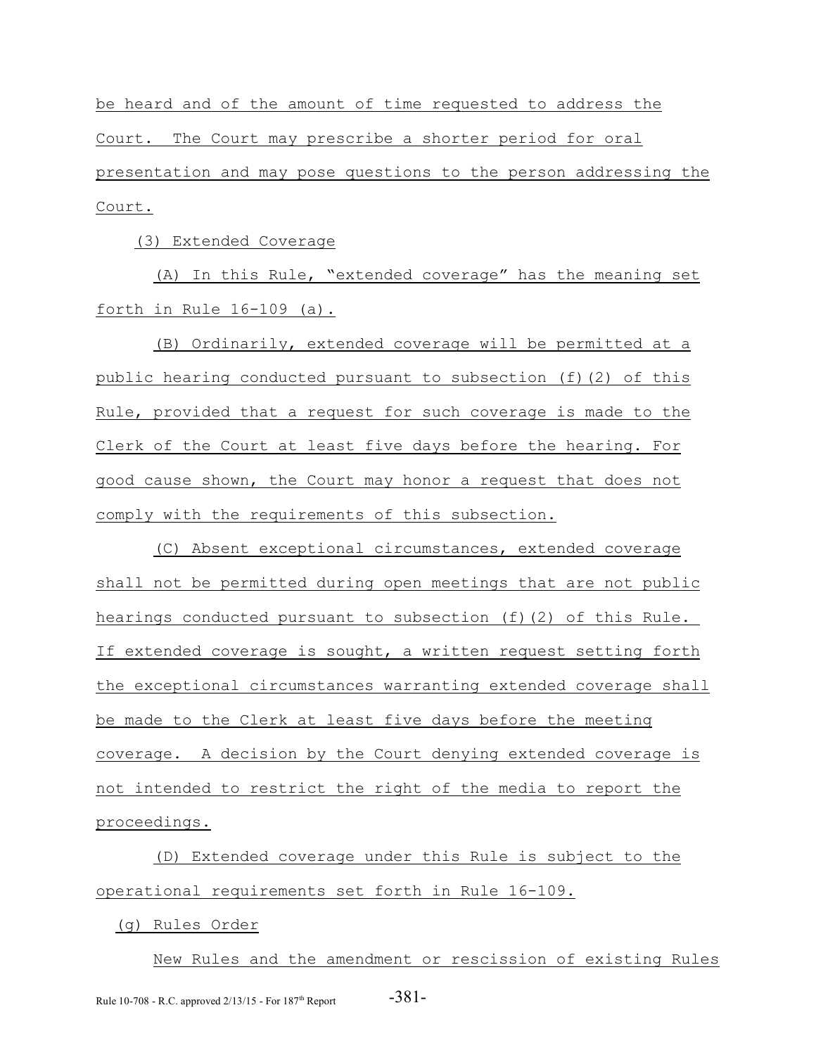be heard and of the amount of time requested to address the Court. The Court may prescribe a shorter period for oral presentation and may pose questions to the person addressing the Court.

(3) Extended Coverage

(A) In this Rule, "extended coverage" has the meaning set forth in Rule 16-109 (a).

(B) Ordinarily, extended coverage will be permitted at a public hearing conducted pursuant to subsection (f)(2) of this Rule, provided that a request for such coverage is made to the Clerk of the Court at least five days before the hearing. For good cause shown, the Court may honor a request that does not comply with the requirements of this subsection.

(C) Absent exceptional circumstances, extended coverage shall not be permitted during open meetings that are not public hearings conducted pursuant to subsection (f)(2) of this Rule. If extended coverage is sought, a written request setting forth the exceptional circumstances warranting extended coverage shall be made to the Clerk at least five days before the meeting coverage. A decision by the Court denying extended coverage is not intended to restrict the right of the media to report the proceedings.

(D) Extended coverage under this Rule is subject to the operational requirements set forth in Rule 16-109.

(g) Rules Order

New Rules and the amendment or rescission of existing Rules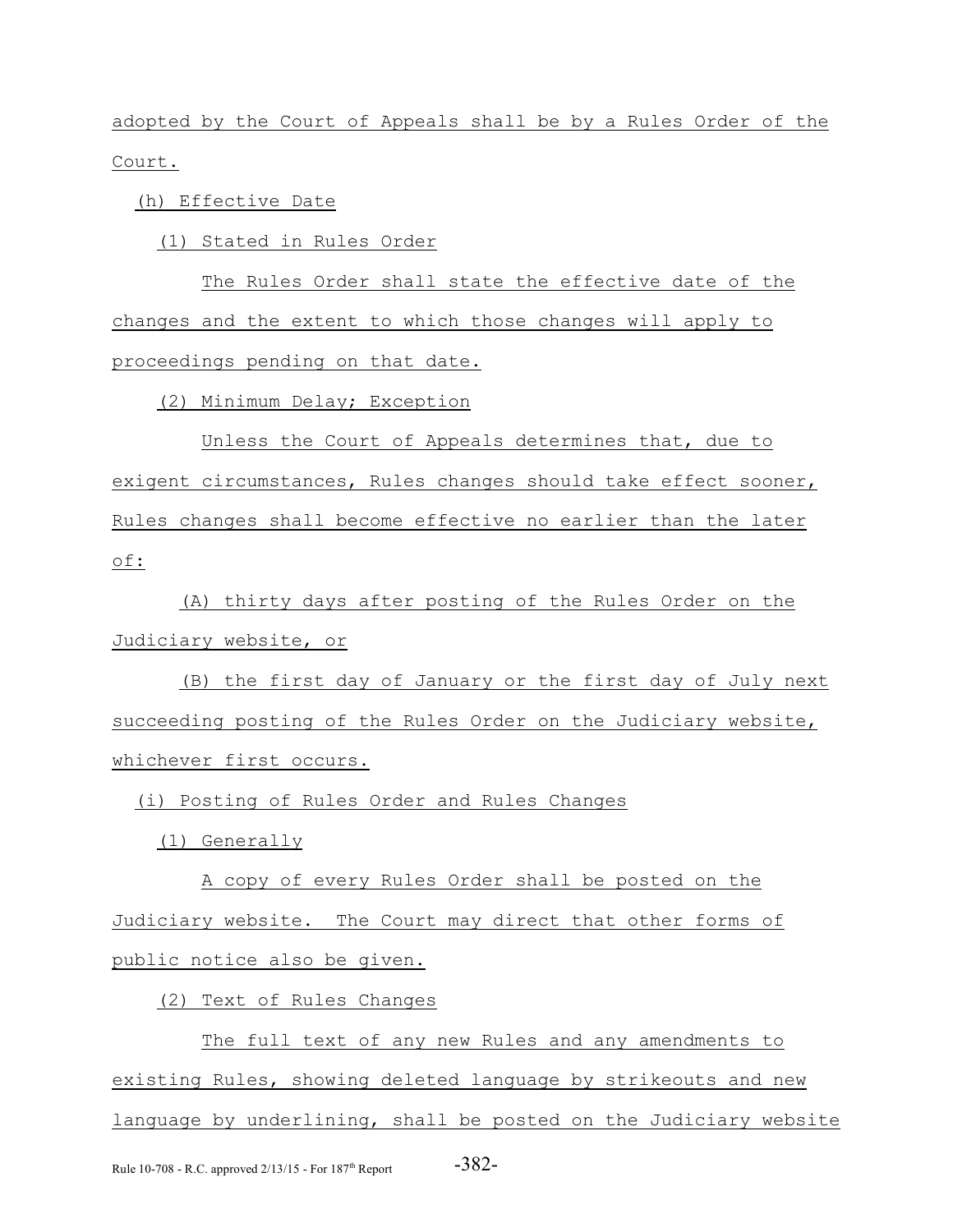adopted by the Court of Appeals shall be by a Rules Order of the Court.

(h) Effective Date

(1) Stated in Rules Order

The Rules Order shall state the effective date of the changes and the extent to which those changes will apply to proceedings pending on that date.

(2) Minimum Delay; Exception

Unless the Court of Appeals determines that, due to exigent circumstances, Rules changes should take effect sooner, Rules changes shall become effective no earlier than the later of:

(A) thirty days after posting of the Rules Order on the Judiciary website, or

(B) the first day of January or the first day of July next succeeding posting of the Rules Order on the Judiciary website, whichever first occurs.

(i) Posting of Rules Order and Rules Changes

(1) Generally

A copy of every Rules Order shall be posted on the Judiciary website. The Court may direct that other forms of public notice also be given.

(2) Text of Rules Changes

The full text of any new Rules and any amendments to existing Rules, showing deleted language by strikeouts and new language by underlining, shall be posted on the Judiciary website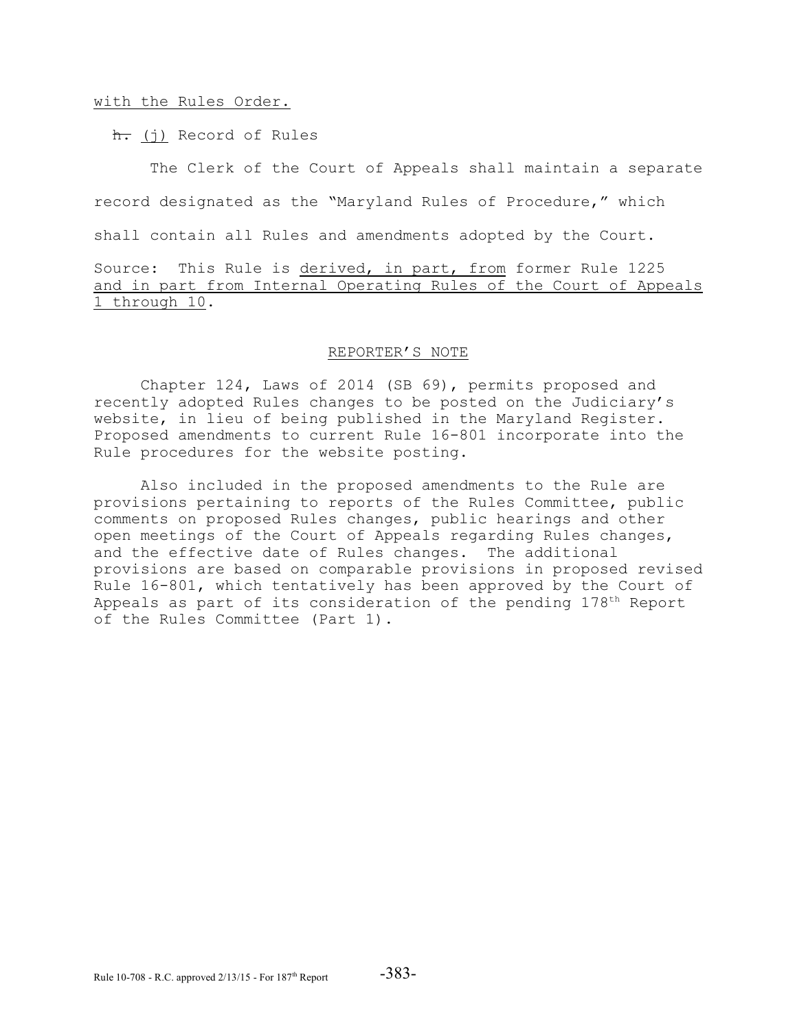with the Rules Order.

~~h.~~ (j) Record of Rules

The Clerk of the Court of Appeals shall maintain a separate record designated as the "Maryland Rules of Procedure," which shall contain all Rules and amendments adopted by the Court.

Source: This Rule is derived, in part, from former Rule 1225 and in part from Internal Operating Rules of the Court of Appeals 1 through 10.

REPORTER'S NOTE

Chapter 124, Laws of 2014 (SB 69), permits proposed and recently adopted Rules changes to be posted on the Judiciary's website, in lieu of being published in the Maryland Register. Proposed amendments to current Rule 16-801 incorporate into the Rule procedures for the website posting.

Also included in the proposed amendments to the Rule are provisions pertaining to reports of the Rules Committee, public comments on proposed Rules changes, public hearings and other open meetings of the Court of Appeals regarding Rules changes, and the effective date of Rules changes. The additional provisions are based on comparable provisions in proposed revised Rule 16-801, which tentatively has been approved by the Court of Appeals as part of its consideration of the pending 178th Report of the Rules Committee (Part 1).